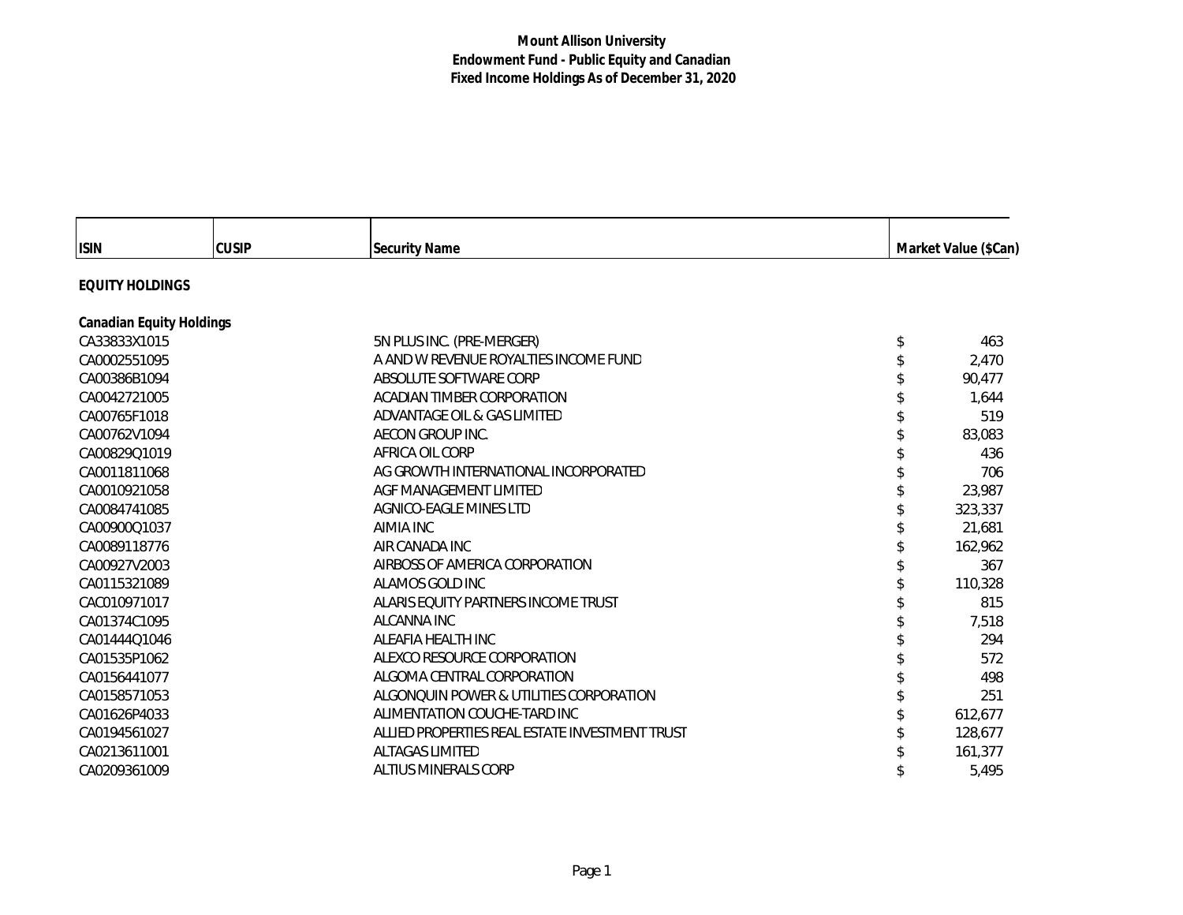**Mount Allison University**
**Endowment Fund - Public Equity and Canadian**
**Fixed Income Holdings As of December 31, 2020**

| ISIN | CUSIP | Security Name | Market Value ($Can) |
|---|---|---|---|
| **EQUITY HOLDINGS** | | | |
| **Canadian Equity Holdings** | | | |
| CA33833X1015 | | 5N PLUS INC. (PRE-MERGER) | $ 463 |
| CA0002551095 | | A AND W REVENUE ROYALTIES INCOME FUND | $ 2,470 |
| CA00386B1094 | | ABSOLUTE SOFTWARE CORP | $ 90,477 |
| CA0042721005 | | ACADIAN TIMBER CORPORATION | $ 1,644 |
| CA00765F1018 | | ADVANTAGE OIL & GAS LIMITED | $ 519 |
| CA00762V1094 | | AECON GROUP INC. | $ 83,083 |
| CA00829Q1019 | | AFRICA OIL CORP | $ 436 |
| CA0011811068 | | AG GROWTH INTERNATIONAL INCORPORATED | $ 706 |
| CA0010921058 | | AGF MANAGEMENT LIMITED | $ 23,987 |
| CA0084741085 | | AGNICO-EAGLE MINES LTD | $ 323,337 |
| CA00900Q1037 | | AIMIA INC | $ 21,681 |
| CA0089118776 | | AIR CANADA INC | $ 162,962 |
| CA00927V2003 | | AIRBOSS OF AMERICA CORPORATION | $ 367 |
| CA0115321089 | | ALAMOS GOLD INC | $ 110,328 |
| CAC010971017 | | ALARIS EQUITY PARTNERS INCOME TRUST | $ 815 |
| CA01374C1095 | | ALCANNA INC | $ 7,518 |
| CA01444Q1046 | | ALEAFIA HEALTH INC | $ 294 |
| CA01535P1062 | | ALEXCO RESOURCE CORPORATION | $ 572 |
| CA0156441077 | | ALGOMA CENTRAL CORPORATION | $ 498 |
| CA0158571053 | | ALGONQUIN POWER & UTILITIES CORPORATION | $ 251 |
| CA01626P4033 | | ALIMENTATION COUCHE-TARD INC | $ 612,677 |
| CA0194561027 | | ALLIED PROPERTIES REAL ESTATE INVESTMENT TRUST | $ 128,677 |
| CA0213611001 | | ALTAGAS LIMITED | $ 161,377 |
| CA0209361009 | | ALTIUS MINERALS CORP | $ 5,495 |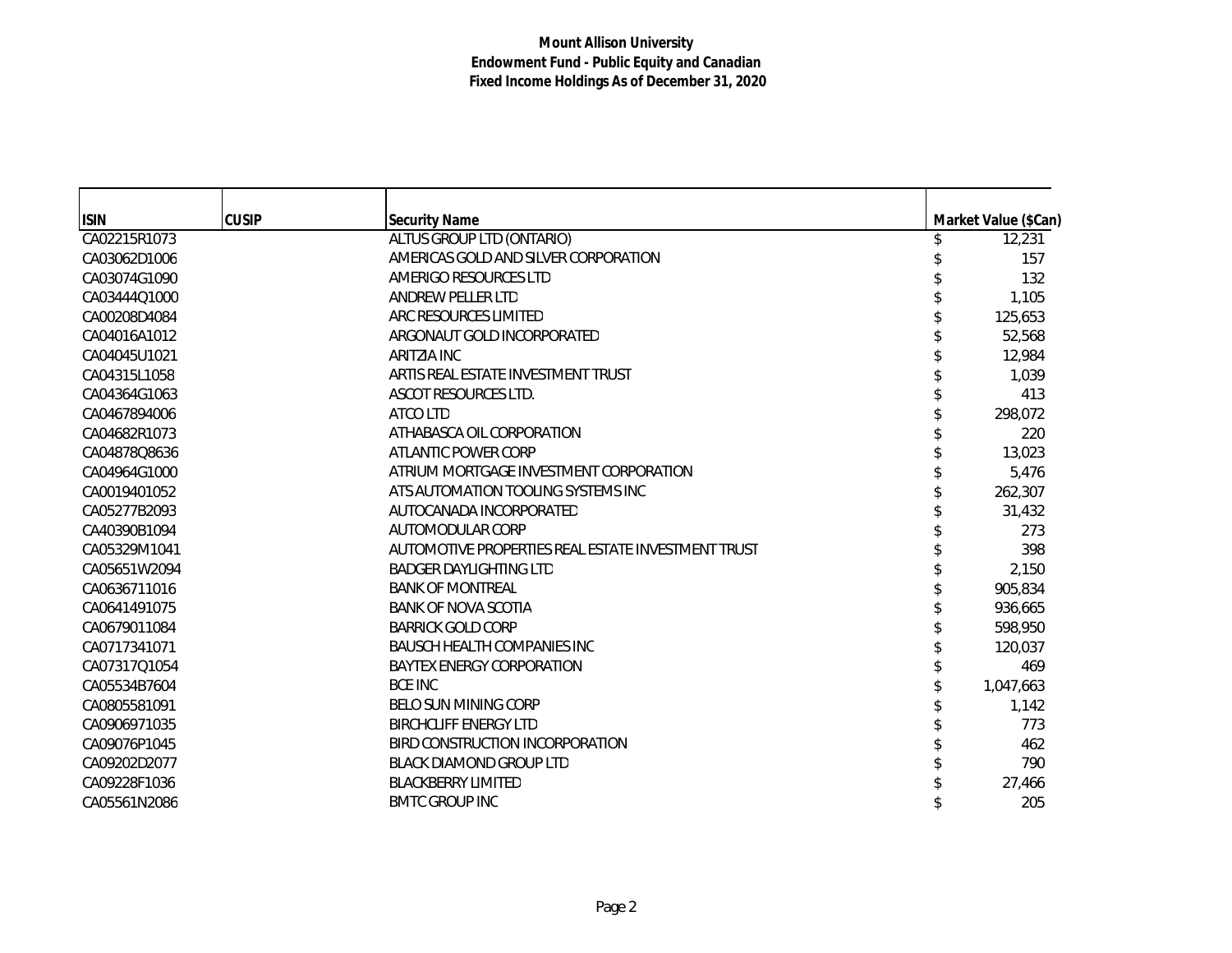**Mount Allison University**
**Endowment Fund - Public Equity and Canadian**
**Fixed Income Holdings As of December 31, 2020**

| ISIN | CUSIP | Security Name | Market Value ($Can) |
|---|---|---|---|
| CA02215R1073 | | ALTUS GROUP LTD (ONTARIO) | $ 12,231 |
| CA03062D1006 | | AMERICAS GOLD AND SILVER CORPORATION | $ 157 |
| CA03074G1090 | | AMERIGO RESOURCES LTD | $ 132 |
| CA03444Q1000 | | ANDREW PELLER LTD | $ 1,105 |
| CA00208D4084 | | ARC RESOURCES LIMITED | $ 125,653 |
| CA04016A1012 | | ARGONAUT GOLD INCORPORATED | $ 52,568 |
| CA04045U1021 | | ARITZIA INC | $ 12,984 |
| CA04315L1058 | | ARTIS REAL ESTATE INVESTMENT TRUST | $ 1,039 |
| CA04364G1063 | | ASCOT RESOURCES LTD. | $ 413 |
| CA0467894006 | | ATCO LTD | $ 298,072 |
| CA04682R1073 | | ATHABASCA OIL CORPORATION | $ 220 |
| CA04878Q8636 | | ATLANTIC POWER CORP | $ 13,023 |
| CA04964G1000 | | ATRIUM MORTGAGE INVESTMENT CORPORATION | $ 5,476 |
| CA0019401052 | | ATS AUTOMATION TOOLING SYSTEMS INC | $ 262,307 |
| CA05277B2093 | | AUTOCANADA INCORPORATED | $ 31,432 |
| CA40390B1094 | | AUTOMODULAR CORP | $ 273 |
| CA05329M1041 | | AUTOMOTIVE PROPERTIES REAL ESTATE INVESTMENT TRUST | $ 398 |
| CA05651W2094 | | BADGER DAYLIGHTING LTD | $ 2,150 |
| CA0636711016 | | BANK OF MONTREAL | $ 905,834 |
| CA0641491075 | | BANK OF NOVA SCOTIA | $ 936,665 |
| CA0679011084 | | BARRICK GOLD CORP | $ 598,950 |
| CA0717341071 | | BAUSCH HEALTH COMPANIES INC | $ 120,037 |
| CA07317Q1054 | | BAYTEX ENERGY CORPORATION | $ 469 |
| CA05534B7604 | | BCE INC | $ 1,047,663 |
| CA0805581091 | | BELO SUN MINING CORP | $ 1,142 |
| CA0906971035 | | BIRCHCLIFF ENERGY LTD | $ 773 |
| CA09076P1045 | | BIRD CONSTRUCTION INCORPORATION | $ 462 |
| CA09202D2077 | | BLACK DIAMOND GROUP LTD | $ 790 |
| CA09228F1036 | | BLACKBERRY LIMITED | $ 27,466 |
| CA05561N2086 | | BMTC GROUP INC | $ 205 |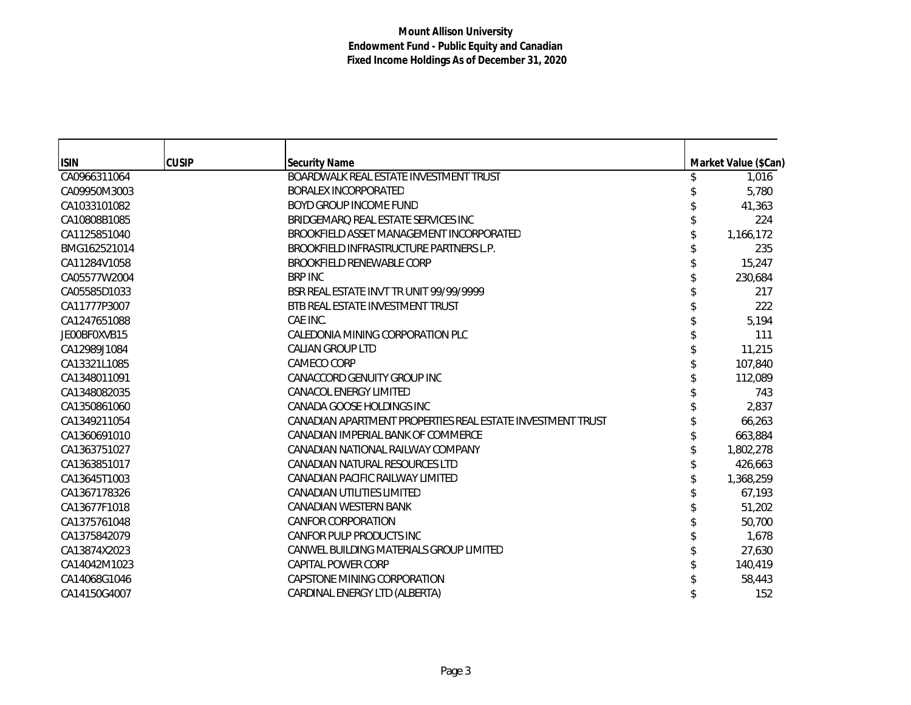**Mount Allison University**
**Endowment Fund - Public Equity and Canadian**
**Fixed Income Holdings As of December 31, 2020**

| ISIN | CUSIP | Security Name | Market Value ($Can) |
|---|---|---|---|
| CA0966311064 | | BOARDWALK REAL ESTATE INVESTMENT TRUST | $ 1,016 |
| CA09950M3003 | | BORALEX INCORPORATED | $ 5,780 |
| CA1033101082 | | BOYD GROUP INCOME FUND | $ 41,363 |
| CA10808B1085 | | BRIDGEMARQ REAL ESTATE SERVICES INC | $ 224 |
| CA1125851040 | | BROOKFIELD ASSET MANAGEMENT INCORPORATED | $ 1,166,172 |
| BMG162521014 | | BROOKFIELD INFRASTRUCTURE PARTNERS L.P. | $ 235 |
| CA11284V1058 | | BROOKFIELD RENEWABLE CORP | $ 15,247 |
| CA05577W2004 | | BRP INC | $ 230,684 |
| CA05585D1033 | | BSR REAL ESTATE INVT TR UNIT 99/99/9999 | $ 217 |
| CA11777P3007 | | BTB REAL ESTATE INVESTMENT TRUST | $ 222 |
| CA1247651088 | | CAE INC. | $ 5,194 |
| JE00BF0XVB15 | | CALEDONIA MINING CORPORATION PLC | $ 111 |
| CA12989J1084 | | CALIAN GROUP LTD | $ 11,215 |
| CA13321L1085 | | CAMECO CORP | $ 107,840 |
| CA1348011091 | | CANACCORD GENUITY GROUP INC | $ 112,089 |
| CA1348082035 | | CANACOL ENERGY LIMITED | $ 743 |
| CA1350861060 | | CANADA GOOSE HOLDINGS INC | $ 2,837 |
| CA1349211054 | | CANADIAN APARTMENT PROPERTIES REAL ESTATE INVESTMENT TRUST | $ 66,263 |
| CA1360691010 | | CANADIAN IMPERIAL BANK OF COMMERCE | $ 663,884 |
| CA1363751027 | | CANADIAN NATIONAL RAILWAY COMPANY | $ 1,802,278 |
| CA1363851017 | | CANADIAN NATURAL RESOURCES LTD | $ 426,663 |
| CA13645T1003 | | CANADIAN PACIFIC RAILWAY LIMITED | $ 1,368,259 |
| CA1367178326 | | CANADIAN UTILITIES LIMITED | $ 67,193 |
| CA13677F1018 | | CANADIAN WESTERN BANK | $ 51,202 |
| CA1375761048 | | CANFOR CORPORATION | $ 50,700 |
| CA1375842079 | | CANFOR PULP PRODUCTS INC | $ 1,678 |
| CA13874X2023 | | CANWEL BUILDING MATERIALS GROUP LIMITED | $ 27,630 |
| CA14042M1023 | | CAPITAL POWER CORP | $ 140,419 |
| CA14068G1046 | | CAPSTONE MINING CORPORATION | $ 58,443 |
| CA14150G4007 | | CARDINAL ENERGY LTD (ALBERTA) | $ 152 |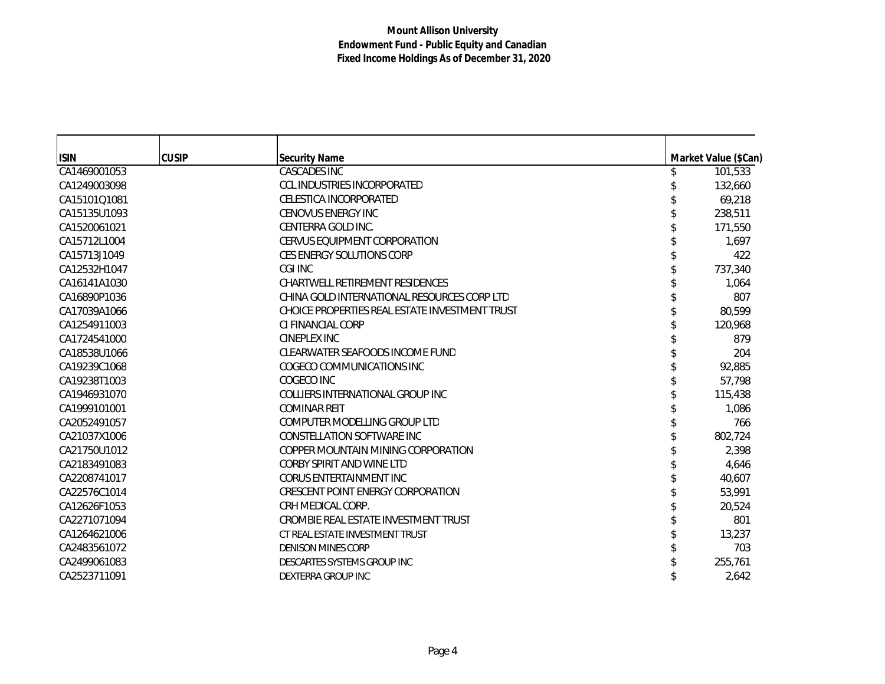**Mount Allison University**
**Endowment Fund - Public Equity and Canadian**
**Fixed Income Holdings As of December 31, 2020**

| ISIN | CUSIP | Security Name | Market Value ($Can) |
|---|---|---|---|
| CA1469001053 | | CASCADES INC | $ 101,533 |
| CA1249003098 | | CCL INDUSTRIES INCORPORATED | $ 132,660 |
| CA15101Q1081 | | CELESTICA INCORPORATED | $ 69,218 |
| CA15135U1093 | | CENOVUS ENERGY INC | $ 238,511 |
| CA1520061021 | | CENTERRA GOLD INC. | $ 171,550 |
| CA15712L1004 | | CERVUS EQUIPMENT CORPORATION | $ 1,697 |
| CA15713J1049 | | CES ENERGY SOLUTIONS CORP | $ 422 |
| CA12532H1047 | | CGI INC | $ 737,340 |
| CA16141A1030 | | CHARTWELL RETIREMENT RESIDENCES | $ 1,064 |
| CA16890P1036 | | CHINA GOLD INTERNATIONAL RESOURCES CORP LTD | $ 807 |
| CA17039A1066 | | CHOICE PROPERTIES REAL ESTATE INVESTMENT TRUST | $ 80,599 |
| CA1254911003 | | CI FINANCIAL CORP | $ 120,968 |
| CA1724541000 | | CINEPLEX INC | $ 879 |
| CA18538U1066 | | CLEARWATER SEAFOODS INCOME FUND | $ 204 |
| CA19239C1068 | | COGECO COMMUNICATIONS INC | $ 92,885 |
| CA19238T1003 | | COGECO INC | $ 57,798 |
| CA1946931070 | | COLLIERS INTERNATIONAL GROUP INC | $ 115,438 |
| CA1999101001 | | COMINAR REIT | $ 1,086 |
| CA2052491057 | | COMPUTER MODELLING GROUP LTD | $ 766 |
| CA21037X1006 | | CONSTELLATION SOFTWARE INC | $ 802,724 |
| CA21750U1012 | | COPPER MOUNTAIN MINING CORPORATION | $ 2,398 |
| CA2183491083 | | CORBY SPIRIT AND WINE LTD | $ 4,646 |
| CA2208741017 | | CORUS ENTERTAINMENT INC | $ 40,607 |
| CA22576C1014 | | CRESCENT POINT ENERGY CORPORATION | $ 53,991 |
| CA12626F1053 | | CRH MEDICAL CORP. | $ 20,524 |
| CA2271071094 | | CROMBIE REAL ESTATE INVESTMENT TRUST | $ 801 |
| CA1264621006 | | CT REAL ESTATE INVESTMENT TRUST | $ 13,237 |
| CA2483561072 | | DENISON MINES CORP | $ 703 |
| CA2499061083 | | DESCARTES SYSTEMS GROUP INC | $ 255,761 |
| CA2523711091 | | DEXTERRA GROUP INC | $ 2,642 |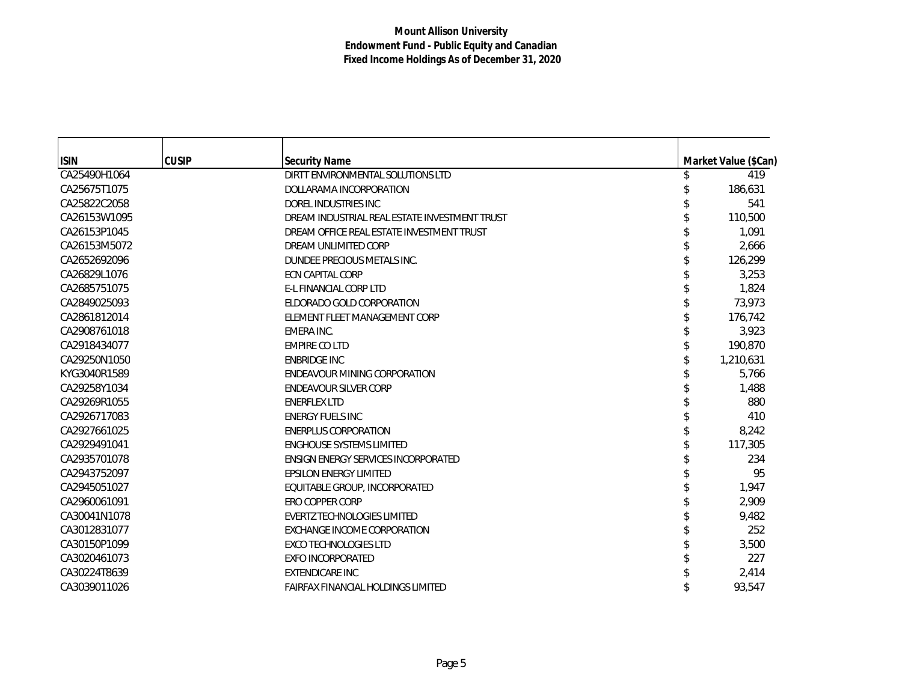**Mount Allison University**
**Endowment Fund - Public Equity and Canadian**
**Fixed Income Holdings As of December 31, 2020**

| ISIN | CUSIP | Security Name | Market Value ($Can) |
|---|---|---|---|
| CA25490H1064 | | DIRTT ENVIRONMENTAL SOLUTIONS LTD | $ 419 |
| CA25675T1075 | | DOLLARAMA INCORPORATION | $ 186,631 |
| CA25822C2058 | | DOREL INDUSTRIES INC | $ 541 |
| CA26153W1095 | | DREAM INDUSTRIAL REAL ESTATE INVESTMENT TRUST | $ 110,500 |
| CA26153P1045 | | DREAM OFFICE REAL ESTATE INVESTMENT TRUST | $ 1,091 |
| CA26153M5072 | | DREAM UNLIMITED CORP | $ 2,666 |
| CA2652692096 | | DUNDEE PRECIOUS METALS INC. | $ 126,299 |
| CA26829L1076 | | ECN CAPITAL CORP | $ 3,253 |
| CA2685751075 | | E-L FINANCIAL CORP LTD | $ 1,824 |
| CA2849025093 | | ELDORADO GOLD CORPORATION | $ 73,973 |
| CA2861812014 | | ELEMENT FLEET MANAGEMENT CORP | $ 176,742 |
| CA2908761018 | | EMERA INC. | $ 3,923 |
| CA2918434077 | | EMPIRE CO LTD | $ 190,870 |
| CA29250N1050 | | ENBRIDGE INC | $ 1,210,631 |
| KYG3040R1589 | | ENDEAVOUR MINING CORPORATION | $ 5,766 |
| CA29258Y1034 | | ENDEAVOUR SILVER CORP | $ 1,488 |
| CA29269R1055 | | ENERFLEX LTD | $ 880 |
| CA2926717083 | | ENERGY FUELS INC | $ 410 |
| CA2927661025 | | ENERPLUS CORPORATION | $ 8,242 |
| CA2929491041 | | ENGHOUSE SYSTEMS LIMITED | $ 117,305 |
| CA2935701078 | | ENSIGN ENERGY SERVICES INCORPORATED | $ 234 |
| CA2943752097 | | EPSILON ENERGY LIMITED | $ 95 |
| CA2945051027 | | EQUITABLE GROUP, INCORPORATED | $ 1,947 |
| CA2960061091 | | ERO COPPER CORP | $ 2,909 |
| CA30041N1078 | | EVERTZ TECHNOLOGIES LIMITED | $ 9,482 |
| CA3012831077 | | EXCHANGE INCOME CORPORATION | $ 252 |
| CA30150P1099 | | EXCO TECHNOLOGIES LTD | $ 3,500 |
| CA3020461073 | | EXFO INCORPORATED | $ 227 |
| CA30224T8639 | | EXTENDICARE INC | $ 2,414 |
| CA3039011026 | | FAIRFAX FINANCIAL HOLDINGS LIMITED | $ 93,547 |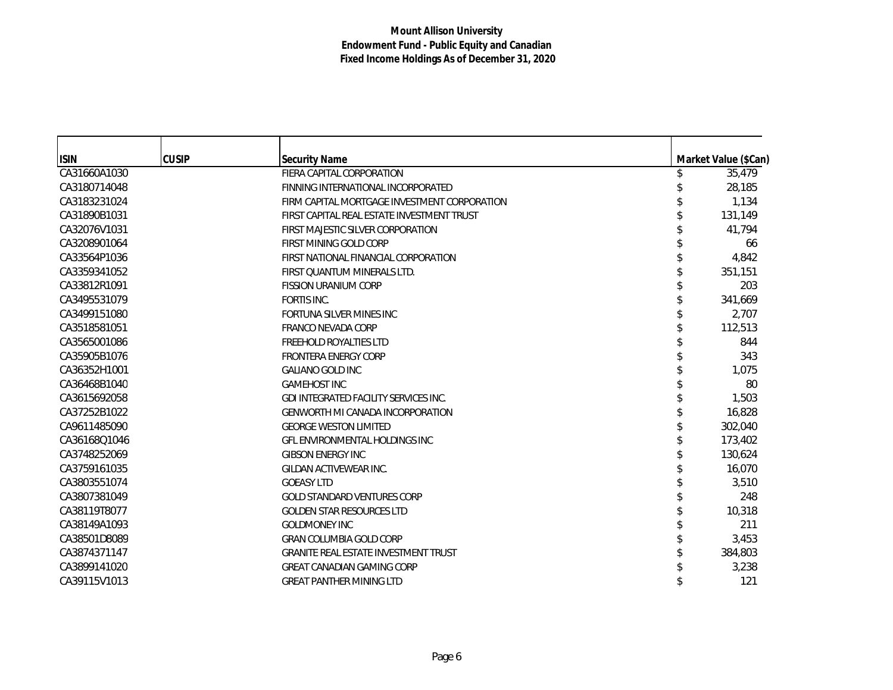**Mount Allison University**
**Endowment Fund - Public Equity and Canadian**
**Fixed Income Holdings As of December 31, 2020**

| ISIN | CUSIP | Security Name | Market Value ($Can) |
|---|---|---|---|
| CA31660A1030 | | FIERA CAPITAL CORPORATION | $ 35,479 |
| CA3180714048 | | FINNING INTERNATIONAL INCORPORATED | $ 28,185 |
| CA3183231024 | | FIRM CAPITAL MORTGAGE INVESTMENT CORPORATION | $ 1,134 |
| CA31890B1031 | | FIRST CAPITAL REAL ESTATE INVESTMENT TRUST | $ 131,149 |
| CA32076V1031 | | FIRST MAJESTIC SILVER CORPORATION | $ 41,794 |
| CA3208901064 | | FIRST MINING GOLD CORP | $ 66 |
| CA33564P1036 | | FIRST NATIONAL FINANCIAL CORPORATION | $ 4,842 |
| CA3359341052 | | FIRST QUANTUM MINERALS LTD. | $ 351,151 |
| CA33812R1091 | | FISSION URANIUM CORP | $ 203 |
| CA3495531079 | | FORTIS INC. | $ 341,669 |
| CA3499151080 | | FORTUNA SILVER MINES INC | $ 2,707 |
| CA3518581051 | | FRANCO NEVADA CORP | $ 112,513 |
| CA3565001086 | | FREEHOLD ROYALTIES LTD | $ 844 |
| CA35905B1076 | | FRONTERA ENERGY CORP | $ 343 |
| CA36352H1001 | | GALIANO GOLD INC | $ 1,075 |
| CA36468B1040 | | GAMEHOST INC | $ 80 |
| CA3615692058 | | GDI INTEGRATED FACILITY SERVICES INC. | $ 1,503 |
| CA37252B1022 | | GENWORTH MI CANADA INCORPORATION | $ 16,828 |
| CA9611485090 | | GEORGE WESTON LIMITED | $ 302,040 |
| CA36168Q1046 | | GFL ENVIRONMENTAL HOLDINGS INC | $ 173,402 |
| CA3748252069 | | GIBSON ENERGY INC | $ 130,624 |
| CA3759161035 | | GILDAN ACTIVEWEAR INC. | $ 16,070 |
| CA3803551074 | | GOEASY LTD | $ 3,510 |
| CA3807381049 | | GOLD STANDARD VENTURES CORP | $ 248 |
| CA38119T8077 | | GOLDEN STAR RESOURCES LTD | $ 10,318 |
| CA38149A1093 | | GOLDMONEY INC | $ 211 |
| CA38501D8089 | | GRAN COLUMBIA GOLD CORP | $ 3,453 |
| CA3874371147 | | GRANITE REAL ESTATE INVESTMENT TRUST | $ 384,803 |
| CA3899141020 | | GREAT CANADIAN GAMING CORP | $ 3,238 |
| CA39115V1013 | | GREAT PANTHER MINING LTD | $ 121 |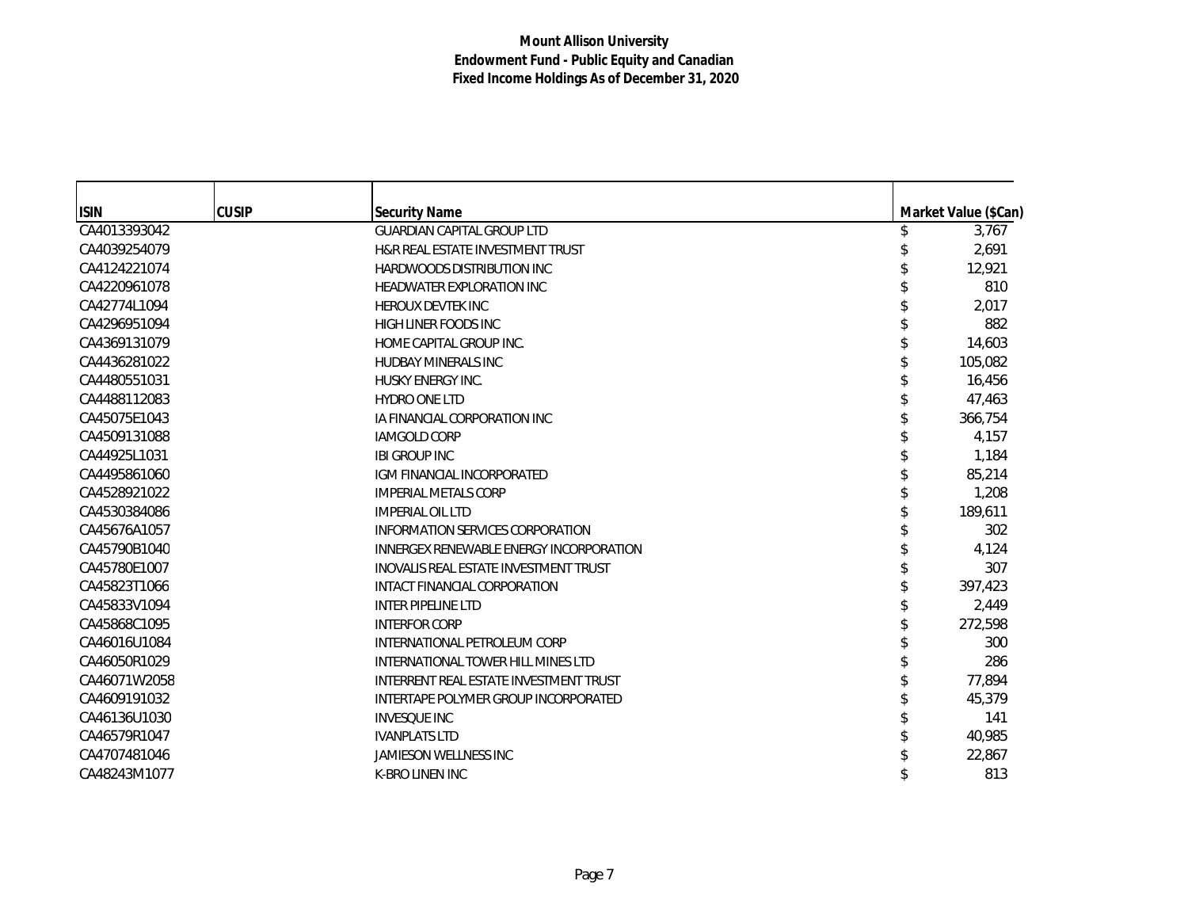**Mount Allison University**
**Endowment Fund - Public Equity and Canadian**
**Fixed Income Holdings As of December 31, 2020**

| ISIN | CUSIP | Security Name | Market Value ($Can) |
|---|---|---|---|
| CA4013393042 | | GUARDIAN CAPITAL GROUP LTD | $ 3,767 |
| CA4039254079 | | H&R REAL ESTATE INVESTMENT TRUST | $ 2,691 |
| CA4124221074 | | HARDWOODS DISTRIBUTION INC | $ 12,921 |
| CA4220961078 | | HEADWATER EXPLORATION INC | $ 810 |
| CA42774L1094 | | HEROUX DEVTEK INC | $ 2,017 |
| CA4296951094 | | HIGH LINER FOODS INC | $ 882 |
| CA4369131079 | | HOME CAPITAL GROUP INC. | $ 14,603 |
| CA4436281022 | | HUDBAY MINERALS INC | $ 105,082 |
| CA4480551031 | | HUSKY ENERGY INC. | $ 16,456 |
| CA4488112083 | | HYDRO ONE LTD | $ 47,463 |
| CA45075E1043 | | IA FINANCIAL CORPORATION INC | $ 366,754 |
| CA4509131088 | | IAMGOLD CORP | $ 4,157 |
| CA44925L1031 | | IBI GROUP INC | $ 1,184 |
| CA4495861060 | | IGM FINANCIAL INCORPORATED | $ 85,214 |
| CA4528921022 | | IMPERIAL METALS CORP | $ 1,208 |
| CA4530384086 | | IMPERIAL OIL LTD | $ 189,611 |
| CA45676A1057 | | INFORMATION SERVICES CORPORATION | $ 302 |
| CA45790B1040 | | INNERGEX RENEWABLE ENERGY INCORPORATION | $ 4,124 |
| CA45780E1007 | | INOVALIS REAL ESTATE INVESTMENT TRUST | $ 307 |
| CA45823T1066 | | INTACT FINANCIAL CORPORATION | $ 397,423 |
| CA45833V1094 | | INTER PIPELINE LTD | $ 2,449 |
| CA45868C1095 | | INTERFOR CORP | $ 272,598 |
| CA46016U1084 | | INTERNATIONAL PETROLEUM CORP | $ 300 |
| CA46050R1029 | | INTERNATIONAL TOWER HILL MINES LTD | $ 286 |
| CA46071W2058 | | INTERRENT REAL ESTATE INVESTMENT TRUST | $ 77,894 |
| CA4609191032 | | INTERTAPE POLYMER GROUP INCORPORATED | $ 45,379 |
| CA46136U1030 | | INVESQUE INC | $ 141 |
| CA46579R1047 | | IVANPLATS LTD | $ 40,985 |
| CA4707481046 | | JAMIESON WELLNESS INC | $ 22,867 |
| CA48243M1077 | | K-BRO LINEN INC | $ 813 |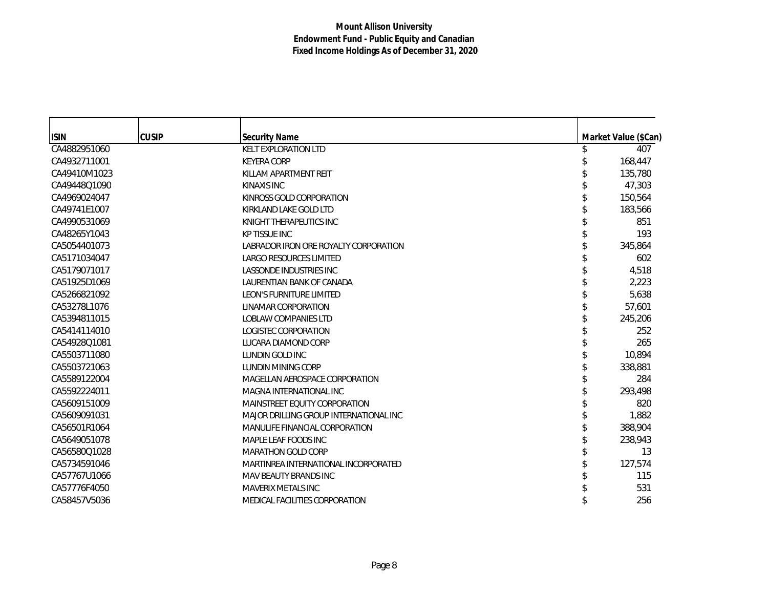**Mount Allison University**
**Endowment Fund - Public Equity and Canadian**
**Fixed Income Holdings As of December 31, 2020**

| ISIN | CUSIP | Security Name | Market Value ($Can) |
|---|---|---|---|
| CA4882951060 | | KELT EXPLORATION LTD | $ 407 |
| CA4932711001 | | KEYERA CORP | $ 168,447 |
| CA49410M1023 | | KILLAM APARTMENT REIT | $ 135,780 |
| CA49448Q1090 | | KINAXIS INC | $ 47,303 |
| CA4969024047 | | KINROSS GOLD CORPORATION | $ 150,564 |
| CA49741E1007 | | KIRKLAND LAKE GOLD LTD | $ 183,566 |
| CA4990531069 | | KNIGHT THERAPEUTICS INC | $ 851 |
| CA48265Y1043 | | KP TISSUE INC | $ 193 |
| CA5054401073 | | LABRADOR IRON ORE ROYALTY CORPORATION | $ 345,864 |
| CA5171034047 | | LARGO RESOURCES LIMITED | $ 602 |
| CA5179071017 | | LASSONDE INDUSTRIES INC | $ 4,518 |
| CA51925D1069 | | LAURENTIAN BANK OF CANADA | $ 2,223 |
| CA5266821092 | | LEON'S FURNITURE LIMITED | $ 5,638 |
| CA53278L1076 | | LINAMAR CORPORATION | $ 57,601 |
| CA5394811015 | | LOBLAW COMPANIES LTD | $ 245,206 |
| CA5414114010 | | LOGISTEC CORPORATION | $ 252 |
| CA54928Q1081 | | LUCARA DIAMOND CORP | $ 265 |
| CA5503711080 | | LUNDIN GOLD INC | $ 10,894 |
| CA5503721063 | | LUNDIN MINING CORP | $ 338,881 |
| CA5589122004 | | MAGELLAN AEROSPACE CORPORATION | $ 284 |
| CA5592224011 | | MAGNA INTERNATIONAL INC | $ 293,498 |
| CA5609151009 | | MAINSTREET EQUITY CORPORATION | $ 820 |
| CA5609091031 | | MAJOR DRILLING GROUP INTERNATIONAL INC | $ 1,882 |
| CA56501R1064 | | MANULIFE FINANCIAL CORPORATION | $ 388,904 |
| CA5649051078 | | MAPLE LEAF FOODS INC | $ 238,943 |
| CA56580Q1028 | | MARATHON GOLD CORP | $ 13 |
| CA5734591046 | | MARTINREA INTERNATIONAL INCORPORATED | $ 127,574 |
| CA57767U1066 | | MAV BEAUTY BRANDS INC | $ 115 |
| CA57776F4050 | | MAVERIX METALS INC | $ 531 |
| CA58457V5036 | | MEDICAL FACILITIES CORPORATION | $ 256 |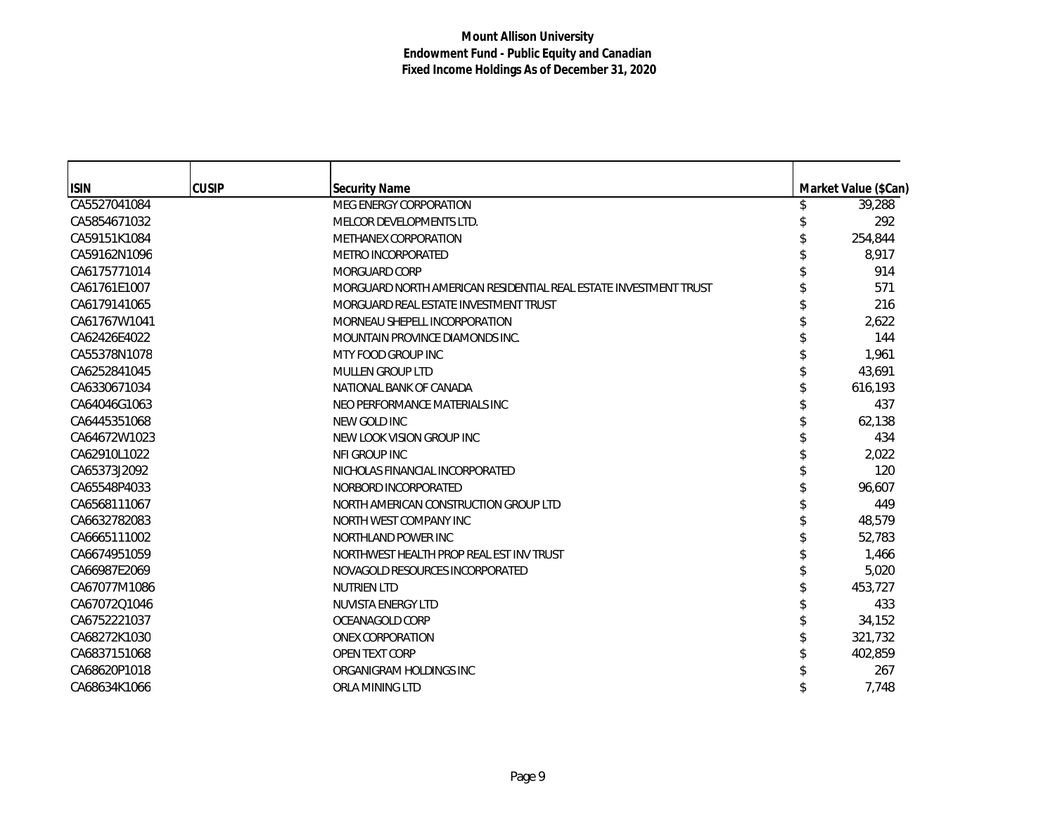**Mount Allison University**
**Endowment Fund - Public Equity and Canadian**
**Fixed Income Holdings As of December 31, 2020**

| ISIN | CUSIP | Security Name | Market Value ($Can) |
|---|---|---|---|
| CA5527041084 | | MEG ENERGY CORPORATION | $ 39,288 |
| CA5854671032 | | MELCOR DEVELOPMENTS LTD. | $ 292 |
| CA59151K1084 | | METHANEX CORPORATION | $ 254,844 |
| CA59162N1096 | | METRO INCORPORATED | $ 8,917 |
| CA6175771014 | | MORGUARD CORP | $ 914 |
| CA61761E1007 | | MORGUARD NORTH AMERICAN RESIDENTIAL REAL ESTATE INVESTMENT TRUST | $ 571 |
| CA6179141065 | | MORGUARD REAL ESTATE INVESTMENT TRUST | $ 216 |
| CA61767W1041 | | MORNEAU SHEPELL INCORPORATION | $ 2,622 |
| CA62426E4022 | | MOUNTAIN PROVINCE DIAMONDS INC. | $ 144 |
| CA55378N1078 | | MTY FOOD GROUP INC | $ 1,961 |
| CA6252841045 | | MULLEN GROUP LTD | $ 43,691 |
| CA6330671034 | | NATIONAL BANK OF CANADA | $ 616,193 |
| CA64046G1063 | | NEO PERFORMANCE MATERIALS INC | $ 437 |
| CA6445351068 | | NEW GOLD INC | $ 62,138 |
| CA64672W1023 | | NEW LOOK VISION GROUP INC | $ 434 |
| CA62910L1022 | | NFI GROUP INC | $ 2,022 |
| CA65373J2092 | | NICHOLAS FINANCIAL INCORPORATED | $ 120 |
| CA65548P4033 | | NORBORD INCORPORATED | $ 96,607 |
| CA6568111067 | | NORTH AMERICAN CONSTRUCTION GROUP LTD | $ 449 |
| CA6632782083 | | NORTH WEST COMPANY INC | $ 48,579 |
| CA6665111002 | | NORTHLAND POWER INC | $ 52,783 |
| CA6674951059 | | NORTHWEST HEALTH PROP REAL EST INV TRUST | $ 1,466 |
| CA66987E2069 | | NOVAGOLD RESOURCES INCORPORATED | $ 5,020 |
| CA67077M1086 | | NUTRIEN LTD | $ 453,727 |
| CA67072Q1046 | | NUVISTA ENERGY LTD | $ 433 |
| CA6752221037 | | OCEANAGOLD CORP | $ 34,152 |
| CA68272K1030 | | ONEX CORPORATION | $ 321,732 |
| CA6837151068 | | OPEN TEXT CORP | $ 402,859 |
| CA68620P1018 | | ORGANIGRAM HOLDINGS INC | $ 267 |
| CA68634K1066 | | ORLA MINING LTD | $ 7,748 |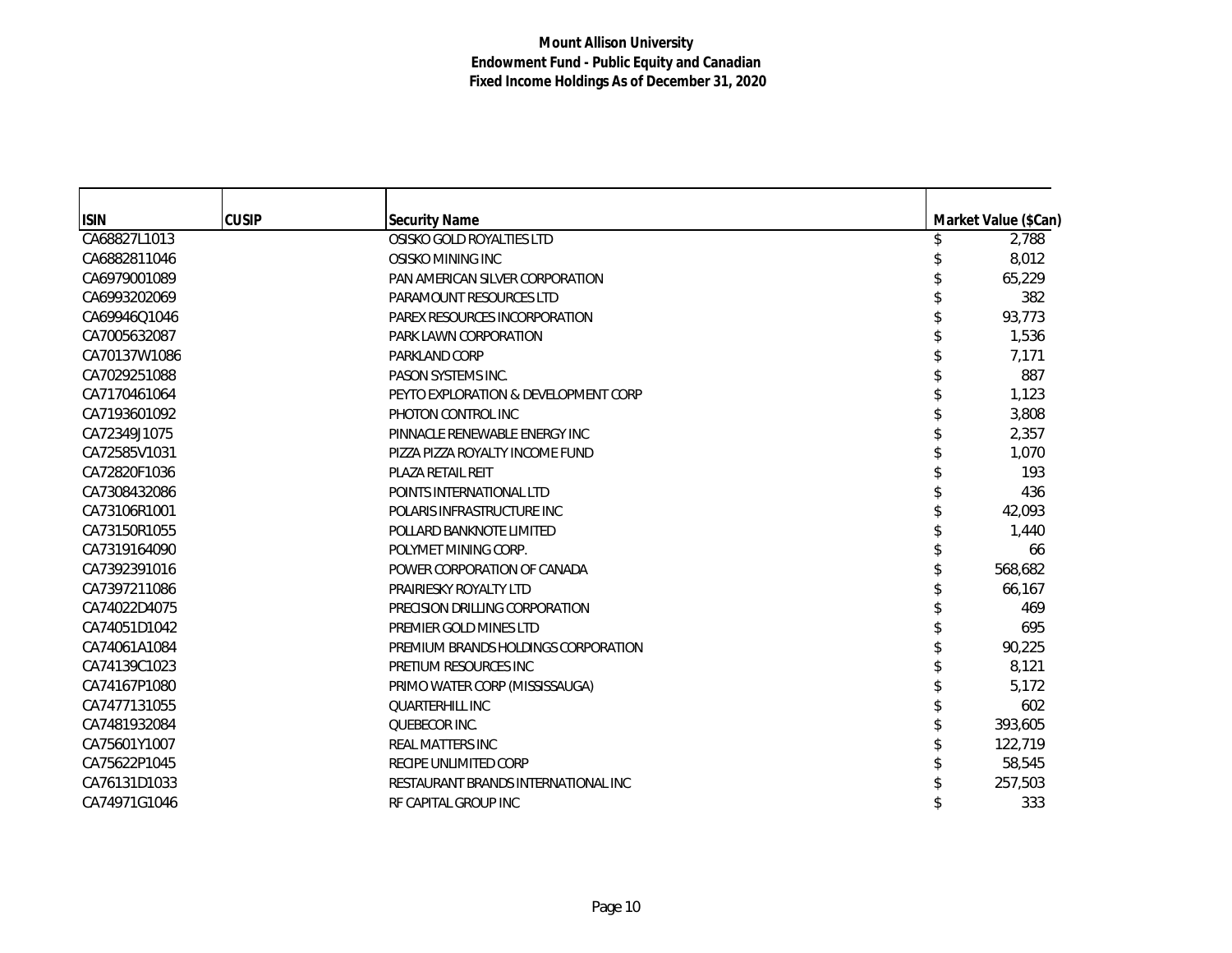**Mount Allison University**
**Endowment Fund - Public Equity and Canadian**
**Fixed Income Holdings As of December 31, 2020**

| ISIN | CUSIP | Security Name | Market Value ($Can) |
|---|---|---|---|
| CA68827L1013 | | OSISKO GOLD ROYALTIES LTD | $ 2,788 |
| CA6882811046 | | OSISKO MINING INC | $ 8,012 |
| CA6979001089 | | PAN AMERICAN SILVER CORPORATION | $ 65,229 |
| CA6993202069 | | PARAMOUNT RESOURCES LTD | $ 382 |
| CA69946Q1046 | | PAREX RESOURCES INCORPORATION | $ 93,773 |
| CA7005632087 | | PARK LAWN CORPORATION | $ 1,536 |
| CA70137W1086 | | PARKLAND CORP | $ 7,171 |
| CA7029251088 | | PASON SYSTEMS INC. | $ 887 |
| CA7170461064 | | PEYTO EXPLORATION & DEVELOPMENT CORP | $ 1,123 |
| CA7193601092 | | PHOTON CONTROL INC | $ 3,808 |
| CA72349J1075 | | PINNACLE RENEWABLE ENERGY INC | $ 2,357 |
| CA72585V1031 | | PIZZA PIZZA ROYALTY INCOME FUND | $ 1,070 |
| CA72820F1036 | | PLAZA RETAIL REIT | $ 193 |
| CA7308432086 | | POINTS INTERNATIONAL LTD | $ 436 |
| CA73106R1001 | | POLARIS INFRASTRUCTURE INC | $ 42,093 |
| CA73150R1055 | | POLLARD BANKNOTE LIMITED | $ 1,440 |
| CA7319164090 | | POLYMET MINING CORP. | $ 66 |
| CA7392391016 | | POWER CORPORATION OF CANADA | $ 568,682 |
| CA7397211086 | | PRAIRIESKY ROYALTY LTD | $ 66,167 |
| CA74022D4075 | | PRECISION DRILLING CORPORATION | $ 469 |
| CA74051D1042 | | PREMIER GOLD MINES LTD | $ 695 |
| CA74061A1084 | | PREMIUM BRANDS HOLDINGS CORPORATION | $ 90,225 |
| CA74139C1023 | | PRETIUM RESOURCES INC | $ 8,121 |
| CA74167P1080 | | PRIMO WATER CORP (MISSISSAUGA) | $ 5,172 |
| CA7477131055 | | QUARTERHILL INC | $ 602 |
| CA7481932084 | | QUEBECOR INC. | $ 393,605 |
| CA75601Y1007 | | REAL MATTERS INC | $ 122,719 |
| CA75622P1045 | | RECIPE UNLIMITED CORP | $ 58,545 |
| CA76131D1033 | | RESTAURANT BRANDS INTERNATIONAL INC | $ 257,503 |
| CA74971G1046 | | RF CAPITAL GROUP INC | $ 333 |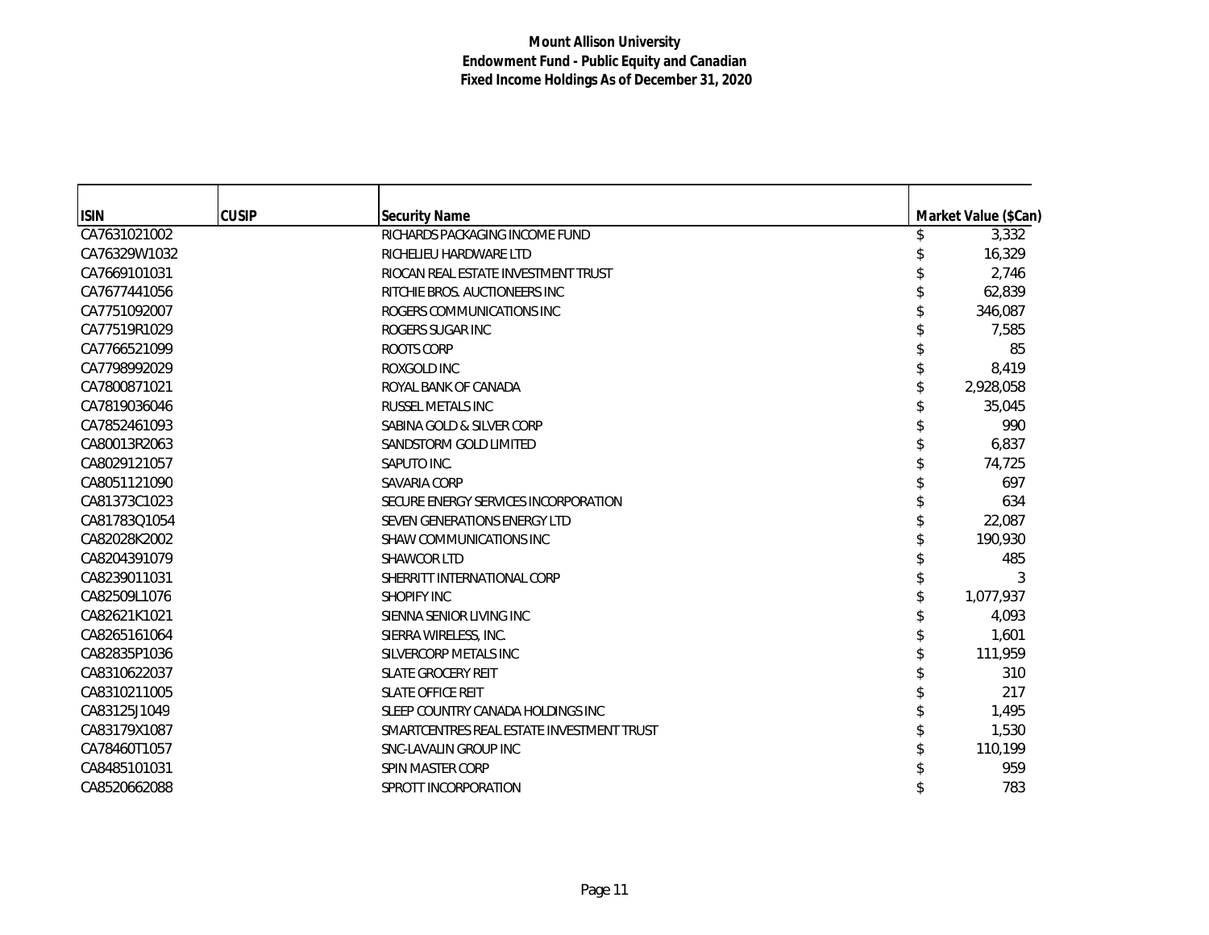**Mount Allison University**
**Endowment Fund - Public Equity and Canadian**
**Fixed Income Holdings As of December 31, 2020**

| ISIN | CUSIP | Security Name | Market Value ($Can) |
|---|---|---|---|
| CA7631021002 | | RICHARDS PACKAGING INCOME FUND | $ 3,332 |
| CA76329W1032 | | RICHELIEU HARDWARE LTD | $ 16,329 |
| CA7669101031 | | RIOCAN REAL ESTATE INVESTMENT TRUST | $ 2,746 |
| CA7677441056 | | RITCHIE BROS. AUCTIONEERS INC | $ 62,839 |
| CA7751092007 | | ROGERS COMMUNICATIONS INC | $ 346,087 |
| CA77519R1029 | | ROGERS SUGAR INC | $ 7,585 |
| CA7766521099 | | ROOTS CORP | $ 85 |
| CA7798992029 | | ROXGOLD INC | $ 8,419 |
| CA7800871021 | | ROYAL BANK OF CANADA | $ 2,928,058 |
| CA7819036046 | | RUSSEL METALS INC | $ 35,045 |
| CA7852461093 | | SABINA GOLD & SILVER CORP | $ 990 |
| CA80013R2063 | | SANDSTORM GOLD LIMITED | $ 6,837 |
| CA8029121057 | | SAPUTO INC. | $ 74,725 |
| CA8051121090 | | SAVARIA CORP | $ 697 |
| CA81373C1023 | | SECURE ENERGY SERVICES INCORPORATION | $ 634 |
| CA81783Q1054 | | SEVEN GENERATIONS ENERGY LTD | $ 22,087 |
| CA82028K2002 | | SHAW COMMUNICATIONS INC | $ 190,930 |
| CA8204391079 | | SHAWCOR LTD | $ 485 |
| CA8239011031 | | SHERRITT INTERNATIONAL CORP | $ 3 |
| CA82509L1076 | | SHOPIFY INC | $ 1,077,937 |
| CA82621K1021 | | SIENNA SENIOR LIVING INC | $ 4,093 |
| CA8265161064 | | SIERRA WIRELESS, INC. | $ 1,601 |
| CA82835P1036 | | SILVERCORP METALS INC | $ 111,959 |
| CA8310622037 | | SLATE GROCERY REIT | $ 310 |
| CA8310211005 | | SLATE OFFICE REIT | $ 217 |
| CA83125J1049 | | SLEEP COUNTRY CANADA HOLDINGS INC | $ 1,495 |
| CA83179X1087 | | SMARTCENTRES REAL ESTATE INVESTMENT TRUST | $ 1,530 |
| CA78460T1057 | | SNC-LAVALIN GROUP INC | $ 110,199 |
| CA8485101031 | | SPIN MASTER CORP | $ 959 |
| CA8520662088 | | SPROTT INCORPORATION | $ 783 |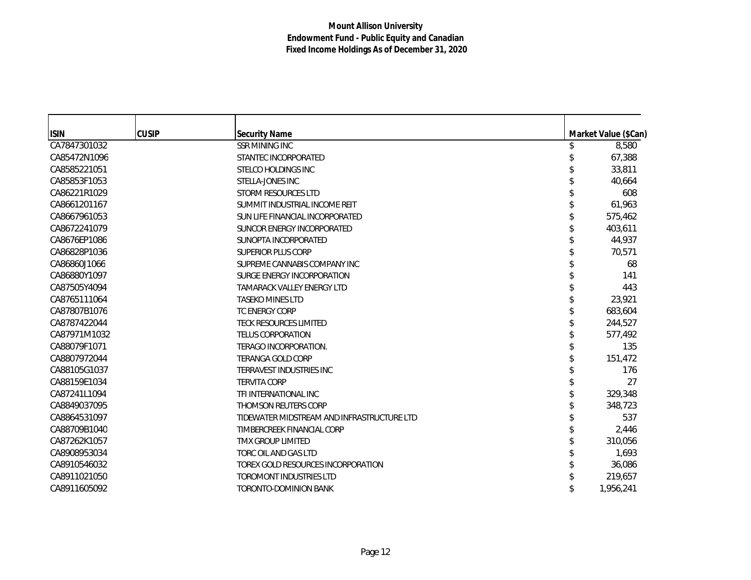**Mount Allison University**
**Endowment Fund - Public Equity and Canadian**
**Fixed Income Holdings As of December 31, 2020**

| ISIN | CUSIP | Security Name | Market Value ($Can) |
|---|---|---|---|
| CA7847301032 | | SSR MINING INC | $ 8,580 |
| CA85472N1096 | | STANTEC INCORPORATED | $ 67,388 |
| CA8585221051 | | STELCO HOLDINGS INC | $ 33,811 |
| CA85853F1053 | | STELLA-JONES INC | $ 40,664 |
| CA86221R1029 | | STORM RESOURCES LTD | $ 608 |
| CA8661201167 | | SUMMIT INDUSTRIAL INCOME REIT | $ 61,963 |
| CA8667961053 | | SUN LIFE FINANCIAL INCORPORATED | $ 575,462 |
| CA8672241079 | | SUNCOR ENERGY INCORPORATED | $ 403,611 |
| CA8676EP1086 | | SUNOPTA INCORPORATED | $ 44,937 |
| CA86828P1036 | | SUPERIOR PLUS CORP | $ 70,571 |
| CA86860J1066 | | SUPREME CANNABIS COMPANY INC | $ 68 |
| CA86880Y1097 | | SURGE ENERGY INCORPORATION | $ 141 |
| CA87505Y4094 | | TAMARACK VALLEY ENERGY LTD | $ 443 |
| CA8765111064 | | TASEKO MINES LTD | $ 23,921 |
| CA87807B1076 | | TC ENERGY CORP | $ 683,604 |
| CA8787422044 | | TECK RESOURCES LIMITED | $ 244,527 |
| CA87971M1032 | | TELUS CORPORATION | $ 577,492 |
| CA88079F1071 | | TERAGO INCORPORATION. | $ 135 |
| CA8807972044 | | TERANGA GOLD CORP | $ 151,472 |
| CA88105G1037 | | TERRAVEST INDUSTRIES INC | $ 176 |
| CA88159E1034 | | TERVITA CORP | $ 27 |
| CA87241L1094 | | TFI INTERNATIONAL INC | $ 329,348 |
| CA8849037095 | | THOMSON REUTERS CORP | $ 348,723 |
| CA8864531097 | | TIDEWATER MIDSTREAM AND INFRASTRUCTURE LTD | $ 537 |
| CA88709B1040 | | TIMBERCREEK FINANCIAL CORP | $ 2,446 |
| CA87262K1057 | | TMX GROUP LIMITED | $ 310,056 |
| CA8908953034 | | TORC OIL AND GAS LTD | $ 1,693 |
| CA8910546032 | | TOREX GOLD RESOURCES INCORPORATION | $ 36,086 |
| CA8911021050 | | TOROMONT INDUSTRIES LTD | $ 219,657 |
| CA8911605092 | | TORONTO-DOMINION BANK | $ 1,956,241 |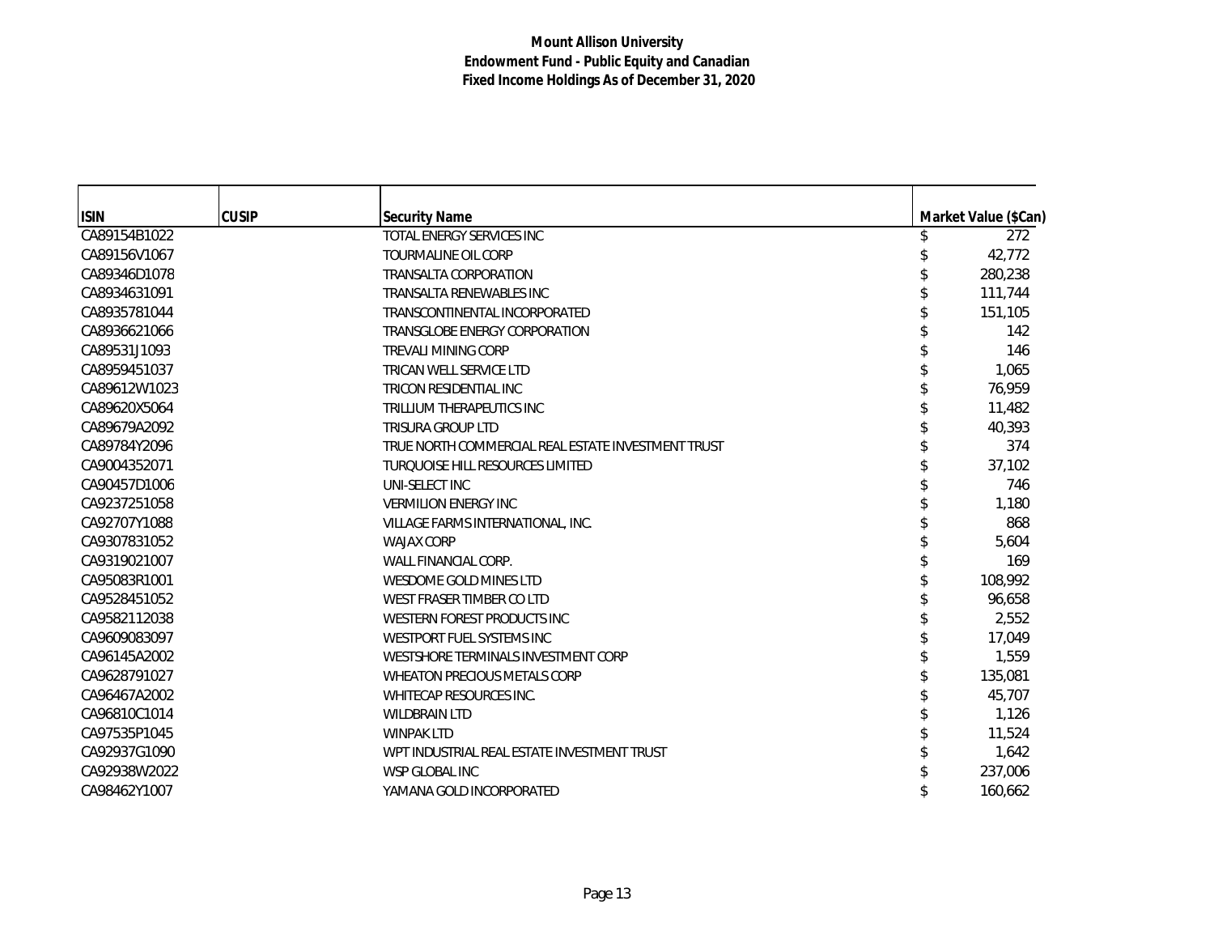**Mount Allison University**
**Endowment Fund - Public Equity and Canadian**
**Fixed Income Holdings As of December 31, 2020**

| ISIN | CUSIP | Security Name | Market Value ($Can) |
|---|---|---|---|
| CA89154B1022 | | TOTAL ENERGY SERVICES INC | $ 272 |
| CA89156V1067 | | TOURMALINE OIL CORP | $ 42,772 |
| CA89346D1078 | | TRANSALTA CORPORATION | $ 280,238 |
| CA8934631091 | | TRANSALTA RENEWABLES INC | $ 111,744 |
| CA8935781044 | | TRANSCONTINENTAL INCORPORATED | $ 151,105 |
| CA8936621066 | | TRANSGLOBE ENERGY CORPORATION | $ 142 |
| CA89531J1093 | | TREVALI MINING CORP | $ 146 |
| CA8959451037 | | TRICAN WELL SERVICE LTD | $ 1,065 |
| CA89612W1023 | | TRICON RESIDENTIAL INC | $ 76,959 |
| CA89620X5064 | | TRILLIUM THERAPEUTICS INC | $ 11,482 |
| CA89679A2092 | | TRISURA GROUP LTD | $ 40,393 |
| CA89784Y2096 | | TRUE NORTH COMMERCIAL REAL ESTATE INVESTMENT TRUST | $ 374 |
| CA9004352071 | | TURQUOISE HILL RESOURCES LIMITED | $ 37,102 |
| CA90457D1006 | | UNI-SELECT INC | $ 746 |
| CA9237251058 | | VERMILION ENERGY INC | $ 1,180 |
| CA92707Y1088 | | VILLAGE FARMS INTERNATIONAL, INC. | $ 868 |
| CA9307831052 | | WAJAX CORP | $ 5,604 |
| CA9319021007 | | WALL FINANCIAL CORP. | $ 169 |
| CA95083R1001 | | WESDOME GOLD MINES LTD | $ 108,992 |
| CA9528451052 | | WEST FRASER TIMBER CO LTD | $ 96,658 |
| CA9582112038 | | WESTERN FOREST PRODUCTS INC | $ 2,552 |
| CA9609083097 | | WESTPORT FUEL SYSTEMS INC | $ 17,049 |
| CA96145A2002 | | WESTSHORE TERMINALS INVESTMENT CORP | $ 1,559 |
| CA9628791027 | | WHEATON PRECIOUS METALS CORP | $ 135,081 |
| CA96467A2002 | | WHITECAP RESOURCES INC. | $ 45,707 |
| CA96810C1014 | | WILDBRAIN LTD | $ 1,126 |
| CA97535P1045 | | WINPAK LTD | $ 11,524 |
| CA92937G1090 | | WPT INDUSTRIAL REAL ESTATE INVESTMENT TRUST | $ 1,642 |
| CA92938W2022 | | WSP GLOBAL INC | $ 237,006 |
| CA98462Y1007 | | YAMANA GOLD INCORPORATED | $ 160,662 |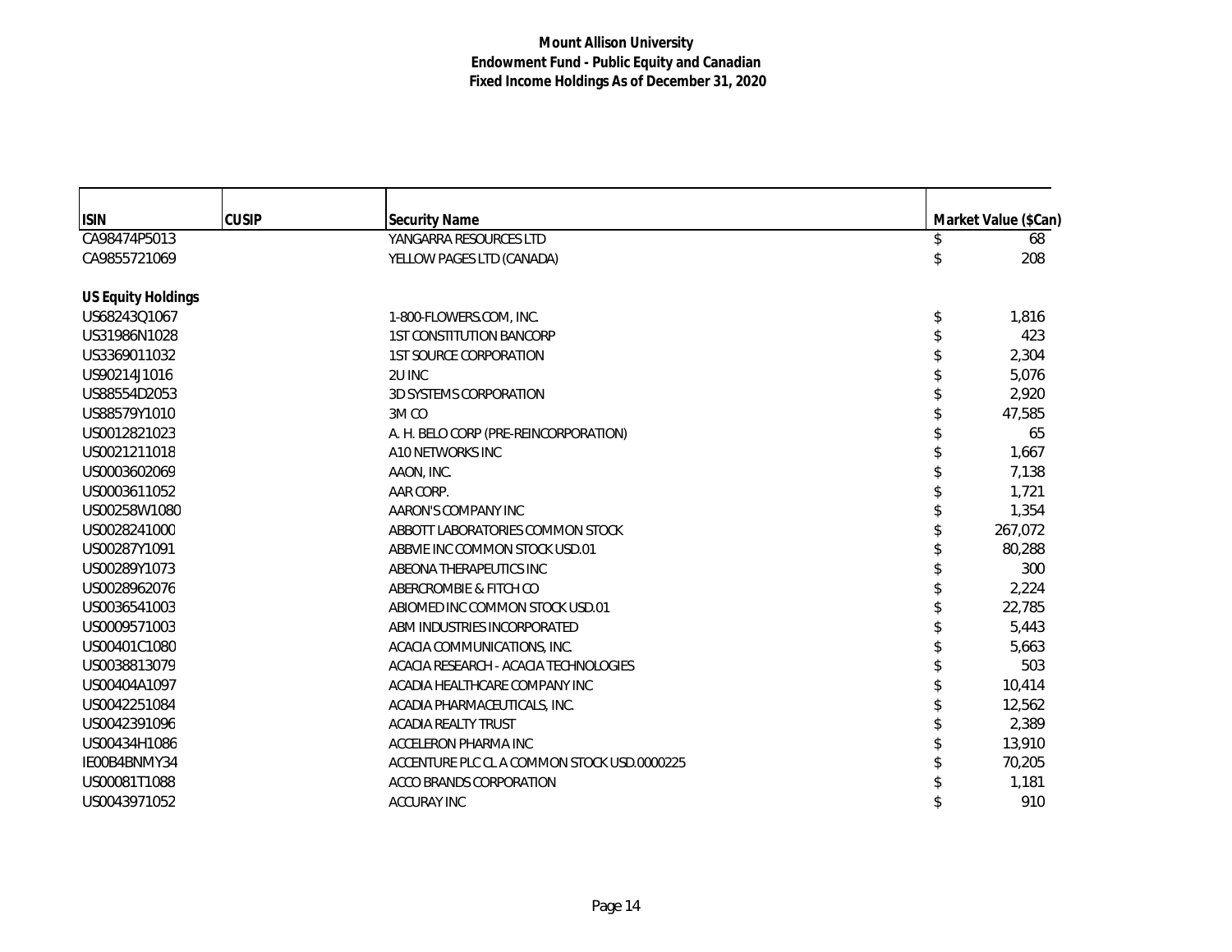**Mount Allison University**
**Endowment Fund - Public Equity and Canadian**
**Fixed Income Holdings As of December 31, 2020**

| ISIN | CUSIP | Security Name | Market Value ($Can) |
|---|---|---|---|
| CA98474P5013 | | YANGARRA RESOURCES LTD | $ 68 |
| CA9855721069 | | YELLOW PAGES LTD (CANADA) | $ 208 |
| **US Equity Holdings** | | | |
| US68243Q1067 | | 1-800-FLOWERS.COM, INC. | $ 1,816 |
| US31986N1028 | | 1ST CONSTITUTION BANCORP | $ 423 |
| US3369011032 | | 1ST SOURCE CORPORATION | $ 2,304 |
| US90214J1016 | | 2U INC | $ 5,076 |
| US88554D2053 | | 3D SYSTEMS CORPORATION | $ 2,920 |
| US88579Y1010 | | 3M CO | $ 47,585 |
| US0012821023 | | A. H. BELO CORP (PRE-REINCORPORATION) | $ 65 |
| US0021211018 | | A10 NETWORKS INC | $ 1,667 |
| US0003602069 | | AAON, INC. | $ 7,138 |
| US0003611052 | | AAR CORP. | $ 1,721 |
| US00258W1080 | | AARON'S COMPANY INC | $ 1,354 |
| US0028241000 | | ABBOTT LABORATORIES COMMON STOCK | $ 267,072 |
| US00287Y1091 | | ABBVIE INC COMMON STOCK USD.01 | $ 80,288 |
| US00289Y1073 | | ABEONA THERAPEUTICS INC | $ 300 |
| US0028962076 | | ABERCROMBIE & FITCH CO | $ 2,224 |
| US0036541003 | | ABIOMED INC COMMON STOCK USD.01 | $ 22,785 |
| US0009571003 | | ABM INDUSTRIES INCORPORATED | $ 5,443 |
| US00401C1080 | | ACACIA COMMUNICATIONS, INC. | $ 5,663 |
| US0038813079 | | ACACIA RESEARCH - ACACIA TECHNOLOGIES | $ 503 |
| US00404A1097 | | ACADIA HEALTHCARE COMPANY INC | $ 10,414 |
| US0042251084 | | ACADIA PHARMACEUTICALS, INC. | $ 12,562 |
| US0042391096 | | ACADIA REALTY TRUST | $ 2,389 |
| US00434H1086 | | ACCELERON PHARMA INC | $ 13,910 |
| IE00B4BNMY34 | | ACCENTURE PLC CL A COMMON STOCK USD.0000225 | $ 70,205 |
| US00081T1088 | | ACCO BRANDS CORPORATION | $ 1,181 |
| US0043971052 | | ACCURAY INC | $ 910 |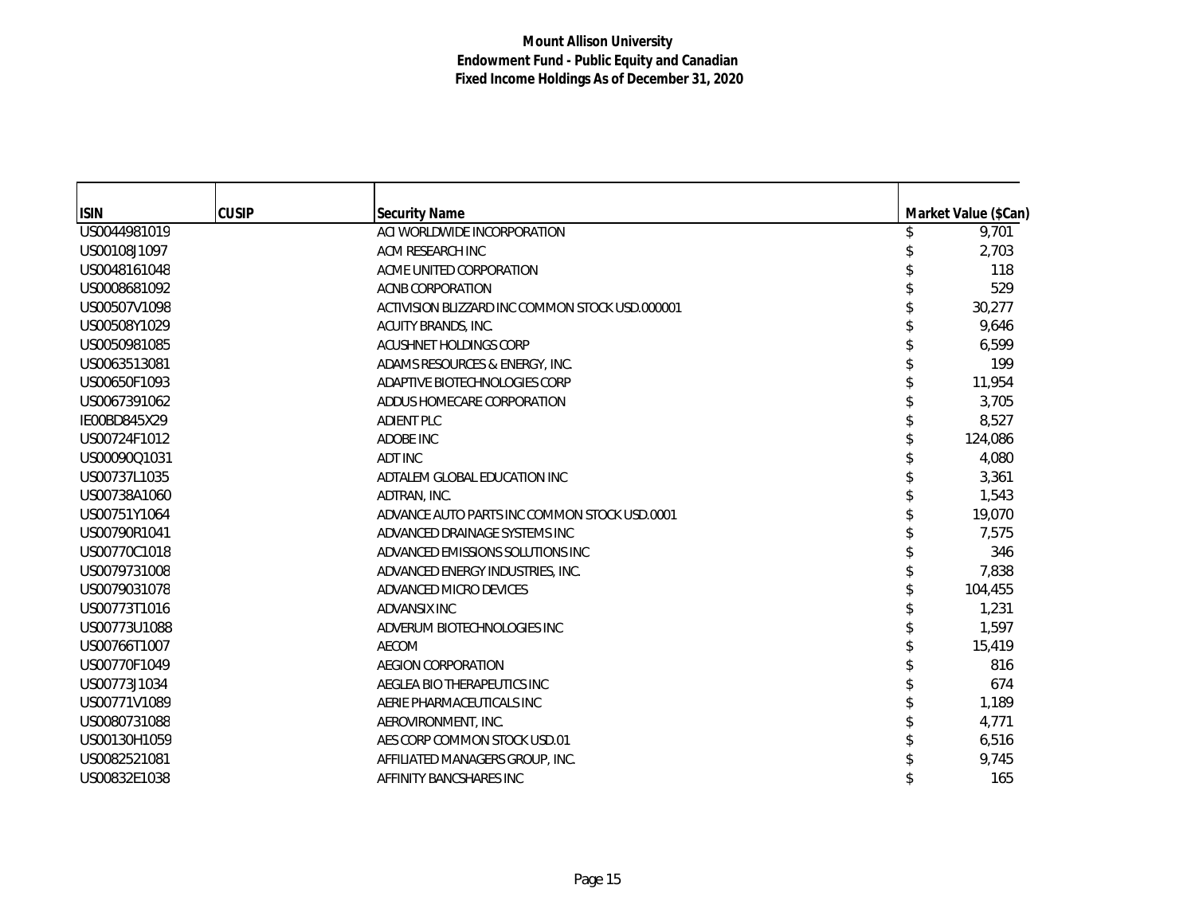**Mount Allison University**
**Endowment Fund - Public Equity and Canadian**
**Fixed Income Holdings As of December 31, 2020**

| ISIN | CUSIP | Security Name | Market Value ($Can) |
|---|---|---|---|
| US0044981019 | | ACI WORLDWIDE INCORPORATION | $ 9,701 |
| US00108J1097 | | ACM RESEARCH INC | $ 2,703 |
| US0048161048 | | ACME UNITED CORPORATION | $ 118 |
| US0008681092 | | ACNB CORPORATION | $ 529 |
| US00507V1098 | | ACTIVISION BLIZZARD INC COMMON STOCK USD.000001 | $ 30,277 |
| US00508Y1029 | | ACUITY BRANDS, INC. | $ 9,646 |
| US0050981085 | | ACUSHNET HOLDINGS CORP | $ 6,599 |
| US0063513081 | | ADAMS RESOURCES & ENERGY, INC. | $ 199 |
| US00650F1093 | | ADAPTIVE BIOTECHNOLOGIES CORP | $ 11,954 |
| US0067391062 | | ADDUS HOMECARE CORPORATION | $ 3,705 |
| IE00BD845X29 | | ADIENT PLC | $ 8,527 |
| US00724F1012 | | ADOBE INC | $ 124,086 |
| US00090Q1031 | | ADT INC | $ 4,080 |
| US00737L1035 | | ADTALEM GLOBAL EDUCATION INC | $ 3,361 |
| US00738A1060 | | ADTRAN, INC. | $ 1,543 |
| US00751Y1064 | | ADVANCE AUTO PARTS INC COMMON STOCK USD.0001 | $ 19,070 |
| US00790R1041 | | ADVANCED DRAINAGE SYSTEMS INC | $ 7,575 |
| US00770C1018 | | ADVANCED EMISSIONS SOLUTIONS INC | $ 346 |
| US0079731008 | | ADVANCED ENERGY INDUSTRIES, INC. | $ 7,838 |
| US0079031078 | | ADVANCED MICRO DEVICES | $ 104,455 |
| US00773T1016 | | ADVANSIX INC | $ 1,231 |
| US00773U1088 | | ADVERUM BIOTECHNOLOGIES INC | $ 1,597 |
| US00766T1007 | | AECOM | $ 15,419 |
| US00770F1049 | | AEGION CORPORATION | $ 816 |
| US00773J1034 | | AEGLEA BIO THERAPEUTICS INC | $ 674 |
| US00771V1089 | | AERIE PHARMACEUTICALS INC | $ 1,189 |
| US0080731088 | | AEROVIRONMENT, INC. | $ 4,771 |
| US00130H1059 | | AES CORP COMMON STOCK USD.01 | $ 6,516 |
| US0082521081 | | AFFILIATED MANAGERS GROUP, INC. | $ 9,745 |
| US00832E1038 | | AFFINITY BANCSHARES INC | $ 165 |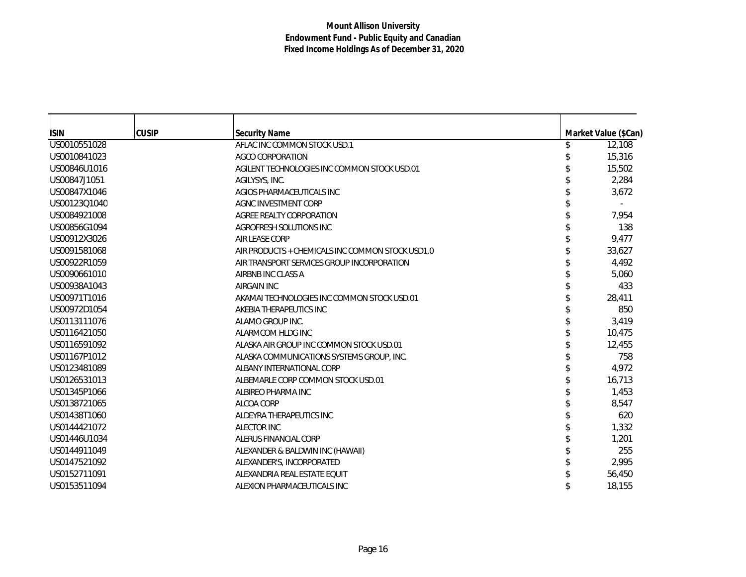**Mount Allison University**
**Endowment Fund - Public Equity and Canadian**
**Fixed Income Holdings As of December 31, 2020**

| ISIN | CUSIP | Security Name | Market Value ($Can) |
|---|---|---|---|
| US0010551028 | | AFLAC INC COMMON STOCK USD.1 | $ 12,108 |
| US0010841023 | | AGCO CORPORATION | $ 15,316 |
| US00846U1016 | | AGILENT TECHNOLOGIES INC COMMON STOCK USD.01 | $ 15,502 |
| US00847J1051 | | AGILYSYS, INC. | $ 2,284 |
| US00847X1046 | | AGIOS PHARMACEUTICALS INC | $ 3,672 |
| US00123Q1040 | | AGNC INVESTMENT CORP | $ - |
| US0084921008 | | AGREE REALTY CORPORATION | $ 7,954 |
| US00856G1094 | | AGROFRESH SOLUTIONS INC | $ 138 |
| US00912X3026 | | AIR LEASE CORP | $ 9,477 |
| US0091581068 | | AIR PRODUCTS + CHEMICALS INC COMMON STOCK USD1.0 | $ 33,627 |
| US00922R1059 | | AIR TRANSPORT SERVICES GROUP INCORPORATION | $ 4,492 |
| US0090661010 | | AIRBNB INC CLASS A | $ 5,060 |
| US00938A1043 | | AIRGAIN INC | $ 433 |
| US00971T1016 | | AKAMAI TECHNOLOGIES INC COMMON STOCK USD.01 | $ 28,411 |
| US00972D1054 | | AKEBIA THERAPEUTICS INC | $ 850 |
| US0113111076 | | ALAMO GROUP INC. | $ 3,419 |
| US0116421050 | | ALARMCOM HLDG INC | $ 10,475 |
| US0116591092 | | ALASKA AIR GROUP INC COMMON STOCK USD.01 | $ 12,455 |
| US01167P1012 | | ALASKA COMMUNICATIONS SYSTEMS GROUP, INC. | $ 758 |
| US0123481089 | | ALBANY INTERNATIONAL CORP | $ 4,972 |
| US0126531013 | | ALBEMARLE CORP COMMON STOCK USD.01 | $ 16,713 |
| US01345P1066 | | ALBIREO PHARMA INC | $ 1,453 |
| US0138721065 | | ALCOA CORP | $ 8,547 |
| US01438T1060 | | ALDEYRA THERAPEUTICS INC | $ 620 |
| US0144421072 | | ALECTOR INC | $ 1,332 |
| US01446U1034 | | ALERUS FINANCIAL CORP | $ 1,201 |
| US0144911049 | | ALEXANDER & BALDWIN INC (HAWAII) | $ 255 |
| US0147521092 | | ALEXANDER'S, INCORPORATED | $ 2,995 |
| US0152711091 | | ALEXANDRIA REAL ESTATE EQUIT | $ 56,450 |
| US0153511094 | | ALEXION PHARMACEUTICALS INC | $ 18,155 |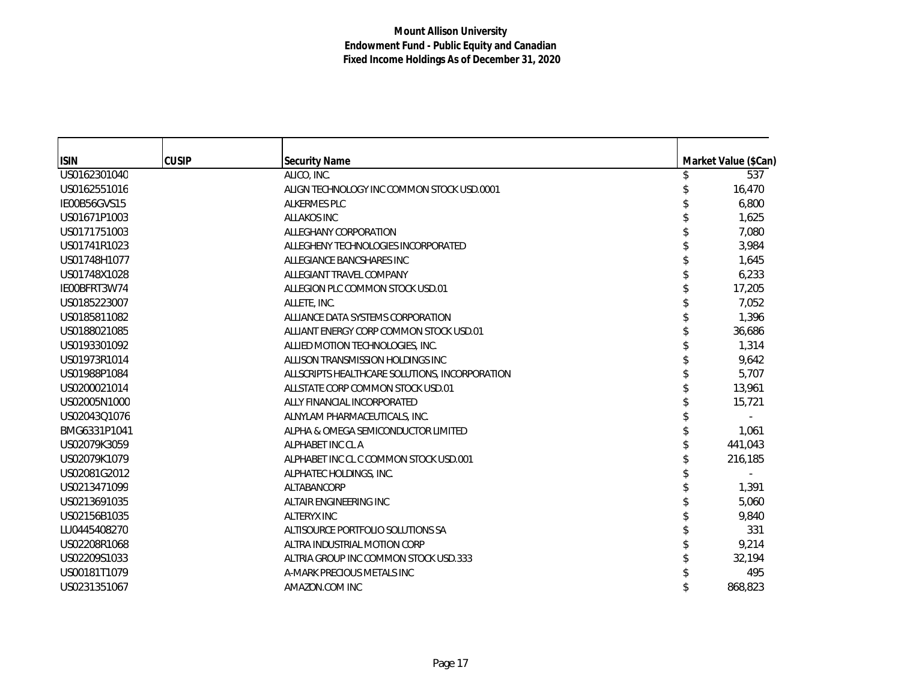**Mount Allison University**
**Endowment Fund - Public Equity and Canadian**
**Fixed Income Holdings As of December 31, 2020**

| ISIN | CUSIP | Security Name | Market Value ($Can) |
|---|---|---|---|
| US0162301040 | | ALICO, INC. | $ 537 |
| US0162551016 | | ALIGN TECHNOLOGY INC COMMON STOCK USD.0001 | $ 16,470 |
| IE00B56GVS15 | | ALKERMES PLC | $ 6,800 |
| US01671P1003 | | ALLAKOS INC | $ 1,625 |
| US0171751003 | | ALLEGHANY CORPORATION | $ 7,080 |
| US01741R1023 | | ALLEGHENY TECHNOLOGIES INCORPORATED | $ 3,984 |
| US01748H1077 | | ALLEGIANCE BANCSHARES INC | $ 1,645 |
| US01748X1028 | | ALLEGIANT TRAVEL COMPANY | $ 6,233 |
| IE00BFRT3W74 | | ALLEGION PLC COMMON STOCK USD.01 | $ 17,205 |
| US0185223007 | | ALLETE, INC. | $ 7,052 |
| US0185811082 | | ALLIANCE DATA SYSTEMS CORPORATION | $ 1,396 |
| US0188021085 | | ALLIANT ENERGY CORP COMMON STOCK USD.01 | $ 36,686 |
| US0193301092 | | ALLIED MOTION TECHNOLOGIES, INC. | $ 1,314 |
| US01973R1014 | | ALLISON TRANSMISSION HOLDINGS INC | $ 9,642 |
| US01988P1084 | | ALLSCRIPTS HEALTHCARE SOLUTIONS, INCORPORATION | $ 5,707 |
| US0200021014 | | ALLSTATE CORP COMMON STOCK USD.01 | $ 13,961 |
| US02005N1000 | | ALLY FINANCIAL INCORPORATED | $ 15,721 |
| US02043Q1076 | | ALNYLAM PHARMACEUTICALS, INC. | $ - |
| BMG6331P1041 | | ALPHA & OMEGA SEMICONDUCTOR LIMITED | $ 1,061 |
| US02079K3059 | | ALPHABET INC CL A | $ 441,043 |
| US02079K1079 | | ALPHABET INC CL C COMMON STOCK USD.001 | $ 216,185 |
| US02081G2012 | | ALPHATEC HOLDINGS, INC. | $ - |
| US0213471099 | | ALTABANCORP | $ 1,391 |
| US0213691035 | | ALTAIR ENGINEERING INC | $ 5,060 |
| US02156B1035 | | ALTERYX INC | $ 9,840 |
| LU0445408270 | | ALTISOURCE PORTFOLIO SOLUTIONS SA | $ 331 |
| US02208R1068 | | ALTRA INDUSTRIAL MOTION CORP | $ 9,214 |
| US02209S1033 | | ALTRIA GROUP INC COMMON STOCK USD.333 | $ 32,194 |
| US00181T1079 | | A-MARK PRECIOUS METALS INC | $ 495 |
| US0231351067 | | AMAZON.COM INC | $ 868,823 |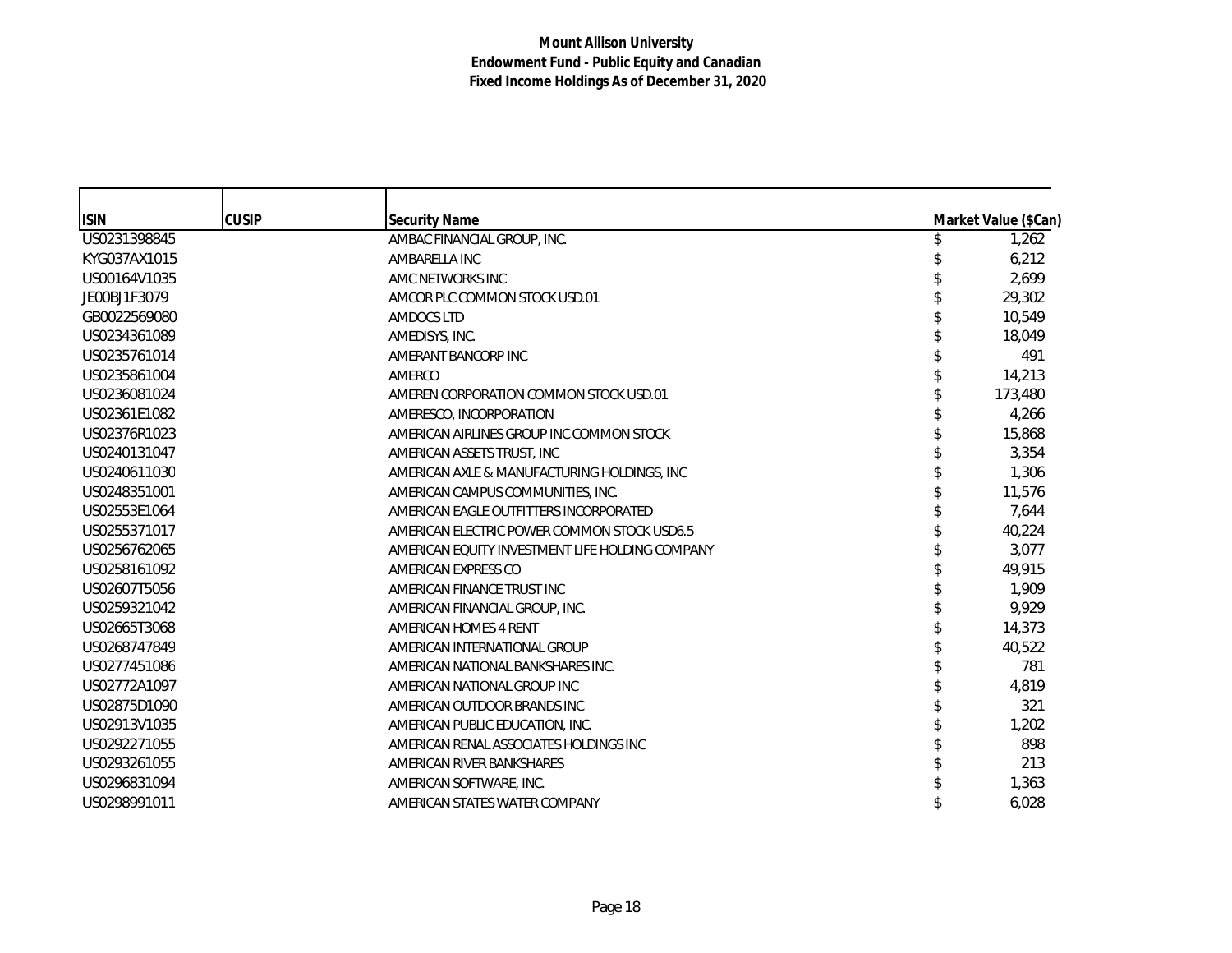**Mount Allison University**
**Endowment Fund - Public Equity and Canadian**
**Fixed Income Holdings As of December 31, 2020**

| ISIN | CUSIP | Security Name | Market Value ($Can) |
|---|---|---|---|
| US0231398845 | | AMBAC FINANCIAL GROUP, INC. | $ 1,262 |
| KYG037AX1015 | | AMBARELLA INC | $ 6,212 |
| US00164V1035 | | AMC NETWORKS INC | $ 2,699 |
| JE00BJ1F3079 | | AMCOR PLC COMMON STOCK USD.01 | $ 29,302 |
| GB0022569080 | | AMDOCS LTD | $ 10,549 |
| US0234361089 | | AMEDISYS, INC. | $ 18,049 |
| US0235761014 | | AMERANT BANCORP INC | $ 491 |
| US0235861004 | | AMERCO | $ 14,213 |
| US0236081024 | | AMEREN CORPORATION COMMON STOCK USD.01 | $ 173,480 |
| US02361E1082 | | AMERESCO, INCORPORATION | $ 4,266 |
| US02376R1023 | | AMERICAN AIRLINES GROUP INC COMMON STOCK | $ 15,868 |
| US0240131047 | | AMERICAN ASSETS TRUST, INC | $ 3,354 |
| US0240611030 | | AMERICAN AXLE & MANUFACTURING HOLDINGS, INC | $ 1,306 |
| US0248351001 | | AMERICAN CAMPUS COMMUNITIES, INC. | $ 11,576 |
| US02553E1064 | | AMERICAN EAGLE OUTFITTERS INCORPORATED | $ 7,644 |
| US0255371017 | | AMERICAN ELECTRIC POWER COMMON STOCK USD6.5 | $ 40,224 |
| US0256762065 | | AMERICAN EQUITY INVESTMENT LIFE HOLDING COMPANY | $ 3,077 |
| US0258161092 | | AMERICAN EXPRESS CO | $ 49,915 |
| US02607T5056 | | AMERICAN FINANCE TRUST INC | $ 1,909 |
| US0259321042 | | AMERICAN FINANCIAL GROUP, INC. | $ 9,929 |
| US02665T3068 | | AMERICAN HOMES 4 RENT | $ 14,373 |
| US0268747849 | | AMERICAN INTERNATIONAL GROUP | $ 40,522 |
| US0277451086 | | AMERICAN NATIONAL BANKSHARES INC. | $ 781 |
| US02772A1097 | | AMERICAN NATIONAL GROUP INC | $ 4,819 |
| US02875D1090 | | AMERICAN OUTDOOR BRANDS INC | $ 321 |
| US02913V1035 | | AMERICAN PUBLIC EDUCATION, INC. | $ 1,202 |
| US0292271055 | | AMERICAN RENAL ASSOCIATES HOLDINGS INC | $ 898 |
| US0293261055 | | AMERICAN RIVER BANKSHARES | $ 213 |
| US0296831094 | | AMERICAN SOFTWARE, INC. | $ 1,363 |
| US0298991011 | | AMERICAN STATES WATER COMPANY | $ 6,028 |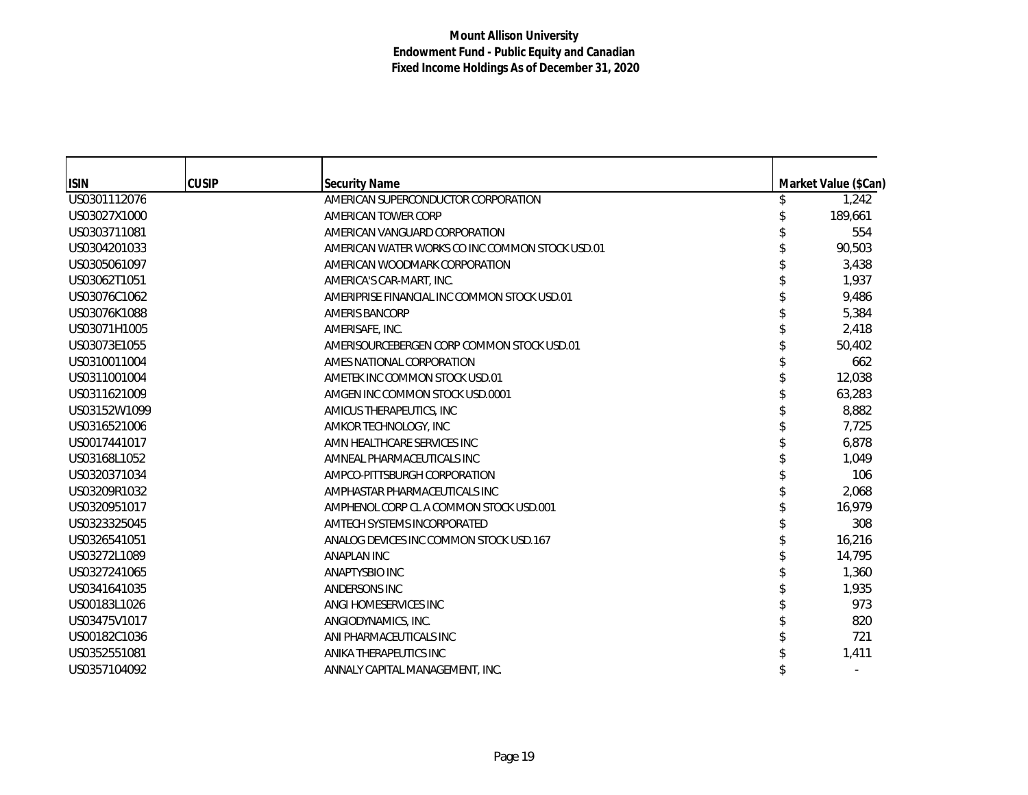**Mount Allison University**
**Endowment Fund - Public Equity and Canadian**
**Fixed Income Holdings As of December 31, 2020**

| ISIN | CUSIP | Security Name | Market Value ($Can) |
|---|---|---|---|
| US0301112076 | | AMERICAN SUPERCONDUCTOR CORPORATION | $ 1,242 |
| US03027X1000 | | AMERICAN TOWER CORP | $ 189,661 |
| US0303711081 | | AMERICAN VANGUARD CORPORATION | $ 554 |
| US0304201033 | | AMERICAN WATER WORKS CO INC COMMON STOCK USD.01 | $ 90,503 |
| US0305061097 | | AMERICAN WOODMARK CORPORATION | $ 3,438 |
| US03062T1051 | | AMERICA'S CAR-MART, INC. | $ 1,937 |
| US03076C1062 | | AMERIPRISE FINANCIAL INC COMMON STOCK USD.01 | $ 9,486 |
| US03076K1088 | | AMERIS BANCORP | $ 5,384 |
| US03071H1005 | | AMERISAFE, INC. | $ 2,418 |
| US03073E1055 | | AMERISOURCEBERGEN CORP COMMON STOCK USD.01 | $ 50,402 |
| US0310011004 | | AMES NATIONAL CORPORATION | $ 662 |
| US0311001004 | | AMETEK INC COMMON STOCK USD.01 | $ 12,038 |
| US0311621009 | | AMGEN INC COMMON STOCK USD.0001 | $ 63,283 |
| US03152W1099 | | AMICUS THERAPEUTICS, INC | $ 8,882 |
| US0316521006 | | AMKOR TECHNOLOGY, INC | $ 7,725 |
| US0017441017 | | AMN HEALTHCARE SERVICES INC | $ 6,878 |
| US03168L1052 | | AMNEAL PHARMACEUTICALS INC | $ 1,049 |
| US0320371034 | | AMPCO-PITTSBURGH CORPORATION | $ 106 |
| US03209R1032 | | AMPHASTAR PHARMACEUTICALS INC | $ 2,068 |
| US0320951017 | | AMPHENOL CORP CL A COMMON STOCK USD.001 | $ 16,979 |
| US0323325045 | | AMTECH SYSTEMS INCORPORATED | $ 308 |
| US0326541051 | | ANALOG DEVICES INC COMMON STOCK USD.167 | $ 16,216 |
| US03272L1089 | | ANAPLAN INC | $ 14,795 |
| US0327241065 | | ANAPTYSBIO INC | $ 1,360 |
| US0341641035 | | ANDERSONS INC | $ 1,935 |
| US00183L1026 | | ANGI HOMESERVICES INC | $ 973 |
| US03475V1017 | | ANGIODYNAMICS, INC. | $ 820 |
| US00182C1036 | | ANI PHARMACEUTICALS INC | $ 721 |
| US0352551081 | | ANIKA THERAPEUTICS INC | $ 1,411 |
| US0357104092 | | ANNALY CAPITAL MANAGEMENT, INC. | $ - |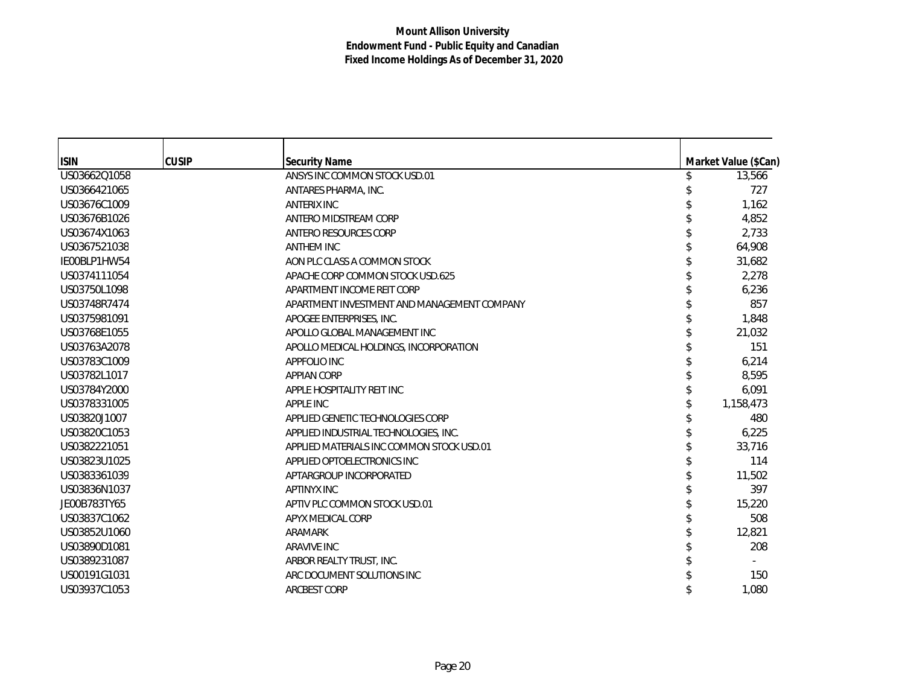**Mount Allison University**
**Endowment Fund - Public Equity and Canadian**
**Fixed Income Holdings As of December 31, 2020**

| ISIN | CUSIP | Security Name | Market Value ($Can) |
|---|---|---|---|
| US03662Q1058 | | ANSYS INC COMMON STOCK USD.01 | $ 13,566 |
| US0366421065 | | ANTARES PHARMA, INC. | $ 727 |
| US03676C1009 | | ANTERIX INC | $ 1,162 |
| US03676B1026 | | ANTERO MIDSTREAM CORP | $ 4,852 |
| US03674X1063 | | ANTERO RESOURCES CORP | $ 2,733 |
| US0367521038 | | ANTHEM INC | $ 64,908 |
| IE00BLP1HW54 | | AON PLC CLASS A COMMON STOCK | $ 31,682 |
| US0374111054 | | APACHE CORP COMMON STOCK USD.625 | $ 2,278 |
| US03750L1098 | | APARTMENT INCOME REIT CORP | $ 6,236 |
| US03748R7474 | | APARTMENT INVESTMENT AND MANAGEMENT COMPANY | $ 857 |
| US0375981091 | | APOGEE ENTERPRISES, INC. | $ 1,848 |
| US03768E1055 | | APOLLO GLOBAL MANAGEMENT INC | $ 21,032 |
| US03763A2078 | | APOLLO MEDICAL HOLDINGS, INCORPORATION | $ 151 |
| US03783C1009 | | APPFOLIO INC | $ 6,214 |
| US03782L1017 | | APPIAN CORP | $ 8,595 |
| US03784Y2000 | | APPLE HOSPITALITY REIT INC | $ 6,091 |
| US0378331005 | | APPLE INC | $ 1,158,473 |
| US03820J1007 | | APPLIED GENETIC TECHNOLOGIES CORP | $ 480 |
| US03820C1053 | | APPLIED INDUSTRIAL TECHNOLOGIES, INC. | $ 6,225 |
| US0382221051 | | APPLIED MATERIALS INC COMMON STOCK USD.01 | $ 33,716 |
| US03823U1025 | | APPLIED OPTOELECTRONICS INC | $ 114 |
| US0383361039 | | APTARGROUP INCORPORATED | $ 11,502 |
| US03836N1037 | | APTINYX INC | $ 397 |
| JE00B783TY65 | | APTIV PLC COMMON STOCK USD.01 | $ 15,220 |
| US03837C1062 | | APYX MEDICAL CORP | $ 508 |
| US03852U1060 | | ARAMARK | $ 12,821 |
| US03890D1081 | | ARAVIVE INC | $ 208 |
| US0389231087 | | ARBOR REALTY TRUST, INC. | $ - |
| US00191G1031 | | ARC DOCUMENT SOLUTIONS INC | $ 150 |
| US03937C1053 | | ARCBEST CORP | $ 1,080 |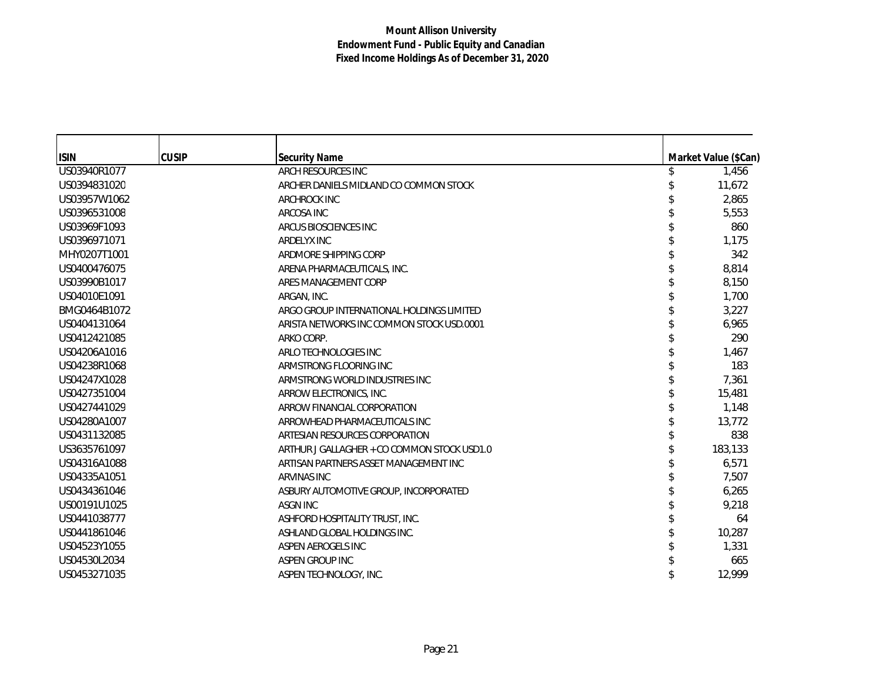**Mount Allison University**
**Endowment Fund - Public Equity and Canadian**
**Fixed Income Holdings As of December 31, 2020**

| ISIN | CUSIP | Security Name | Market Value ($Can) |
|---|---|---|---|
| US03940R1077 | | ARCH RESOURCES INC | $ 1,456 |
| US0394831020 | | ARCHER DANIELS MIDLAND CO COMMON STOCK | $ 11,672 |
| US03957W1062 | | ARCHROCK INC | $ 2,865 |
| US0396531008 | | ARCOSA INC | $ 5,553 |
| US03969F1093 | | ARCUS BIOSCIENCES INC | $ 860 |
| US0396971071 | | ARDELYX INC | $ 1,175 |
| MHY0207T1001 | | ARDMORE SHIPPING CORP | $ 342 |
| US0400476075 | | ARENA PHARMACEUTICALS, INC. | $ 8,814 |
| US03990B1017 | | ARES MANAGEMENT CORP | $ 8,150 |
| US04010E1091 | | ARGAN, INC. | $ 1,700 |
| BMG0464B1072 | | ARGO GROUP INTERNATIONAL HOLDINGS LIMITED | $ 3,227 |
| US0404131064 | | ARISTA NETWORKS INC COMMON STOCK USD.0001 | $ 6,965 |
| US0412421085 | | ARKO CORP. | $ 290 |
| US04206A1016 | | ARLO TECHNOLOGIES INC | $ 1,467 |
| US04238R1068 | | ARMSTRONG FLOORING INC | $ 183 |
| US04247X1028 | | ARMSTRONG WORLD INDUSTRIES INC | $ 7,361 |
| US0427351004 | | ARROW ELECTRONICS, INC. | $ 15,481 |
| US0427441029 | | ARROW FINANCIAL CORPORATION | $ 1,148 |
| US04280A1007 | | ARROWHEAD PHARMACEUTICALS INC | $ 13,772 |
| US0431132085 | | ARTESIAN RESOURCES CORPORATION | $ 838 |
| US3635761097 | | ARTHUR J GALLAGHER + CO COMMON STOCK USD1.0 | $ 183,133 |
| US04316A1088 | | ARTISAN PARTNERS ASSET MANAGEMENT INC | $ 6,571 |
| US04335A1051 | | ARVINAS INC | $ 7,507 |
| US0434361046 | | ASBURY AUTOMOTIVE GROUP, INCORPORATED | $ 6,265 |
| US00191U1025 | | ASGN INC | $ 9,218 |
| US0441038777 | | ASHFORD HOSPITALITY TRUST, INC. | $ 64 |
| US0441861046 | | ASHLAND GLOBAL HOLDINGS INC. | $ 10,287 |
| US04523Y1055 | | ASPEN AEROGELS INC | $ 1,331 |
| US04530L2034 | | ASPEN GROUP INC | $ 665 |
| US0453271035 | | ASPEN TECHNOLOGY, INC. | $ 12,999 |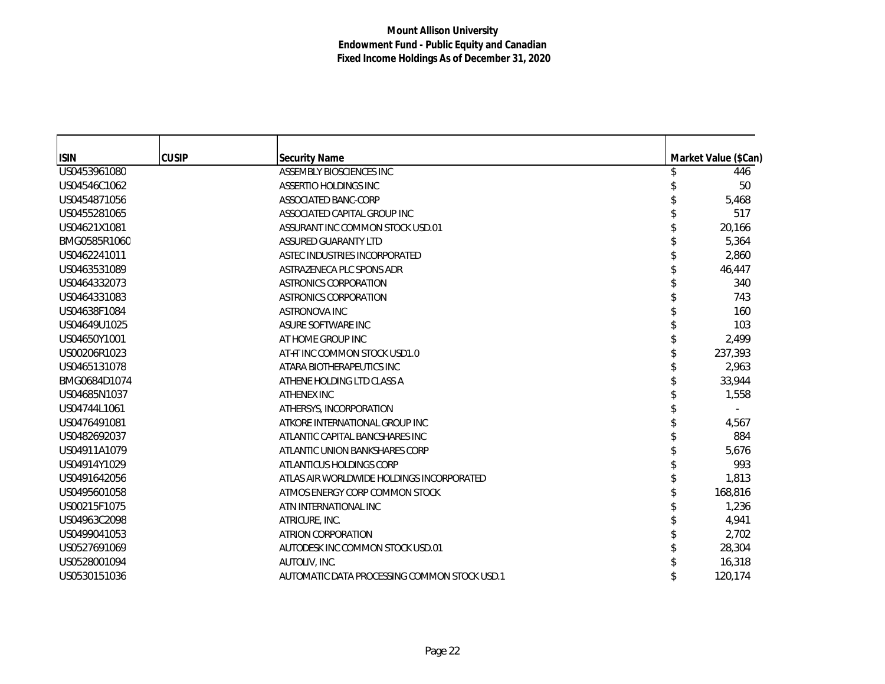**Mount Allison University**
**Endowment Fund - Public Equity and Canadian**
**Fixed Income Holdings As of December 31, 2020**

| ISIN | CUSIP | Security Name | Market Value ($Can) |
|---|---|---|---|
| US0453961080 | | ASSEMBLY BIOSCIENCES INC | $ 446 |
| US04546C1062 | | ASSERTIO HOLDINGS INC | $ 50 |
| US0454871056 | | ASSOCIATED BANC-CORP | $ 5,468 |
| US0455281065 | | ASSOCIATED CAPITAL GROUP INC | $ 517 |
| US04621X1081 | | ASSURANT INC COMMON STOCK USD.01 | $ 20,166 |
| BMG0585R1060 | | ASSURED GUARANTY LTD | $ 5,364 |
| US0462241011 | | ASTEC INDUSTRIES INCORPORATED | $ 2,860 |
| US0463531089 | | ASTRAZENECA PLC SPONS ADR | $ 46,447 |
| US0464332073 | | ASTRONICS CORPORATION | $ 340 |
| US0464331083 | | ASTRONICS CORPORATION | $ 743 |
| US04638F1084 | | ASTRONOVA INC | $ 160 |
| US04649U1025 | | ASURE SOFTWARE INC | $ 103 |
| US04650Y1001 | | AT HOME GROUP INC | $ 2,499 |
| US00206R1023 | | AT+T INC COMMON STOCK USD1.0 | $ 237,393 |
| US0465131078 | | ATARA BIOTHERAPEUTICS INC | $ 2,963 |
| BMG0684D1074 | | ATHENE HOLDING LTD CLASS A | $ 33,944 |
| US04685N1037 | | ATHENEX INC | $ 1,558 |
| US04744L1061 | | ATHERSYS, INCORPORATION | $ - |
| US0476491081 | | ATKORE INTERNATIONAL GROUP INC | $ 4,567 |
| US0482692037 | | ATLANTIC CAPITAL BANCSHARES INC | $ 884 |
| US04911A1079 | | ATLANTIC UNION BANKSHARES CORP | $ 5,676 |
| US04914Y1029 | | ATLANTICUS HOLDINGS CORP | $ 993 |
| US0491642056 | | ATLAS AIR WORLDWIDE HOLDINGS INCORPORATED | $ 1,813 |
| US0495601058 | | ATMOS ENERGY CORP COMMON STOCK | $ 168,816 |
| US00215F1075 | | ATN INTERNATIONAL INC | $ 1,236 |
| US04963C2098 | | ATRICURE, INC. | $ 4,941 |
| US0499041053 | | ATRION CORPORATION | $ 2,702 |
| US0527691069 | | AUTODESK INC COMMON STOCK USD.01 | $ 28,304 |
| US0528001094 | | AUTOLIV, INC. | $ 16,318 |
| US0530151036 | | AUTOMATIC DATA PROCESSING COMMON STOCK USD.1 | $ 120,174 |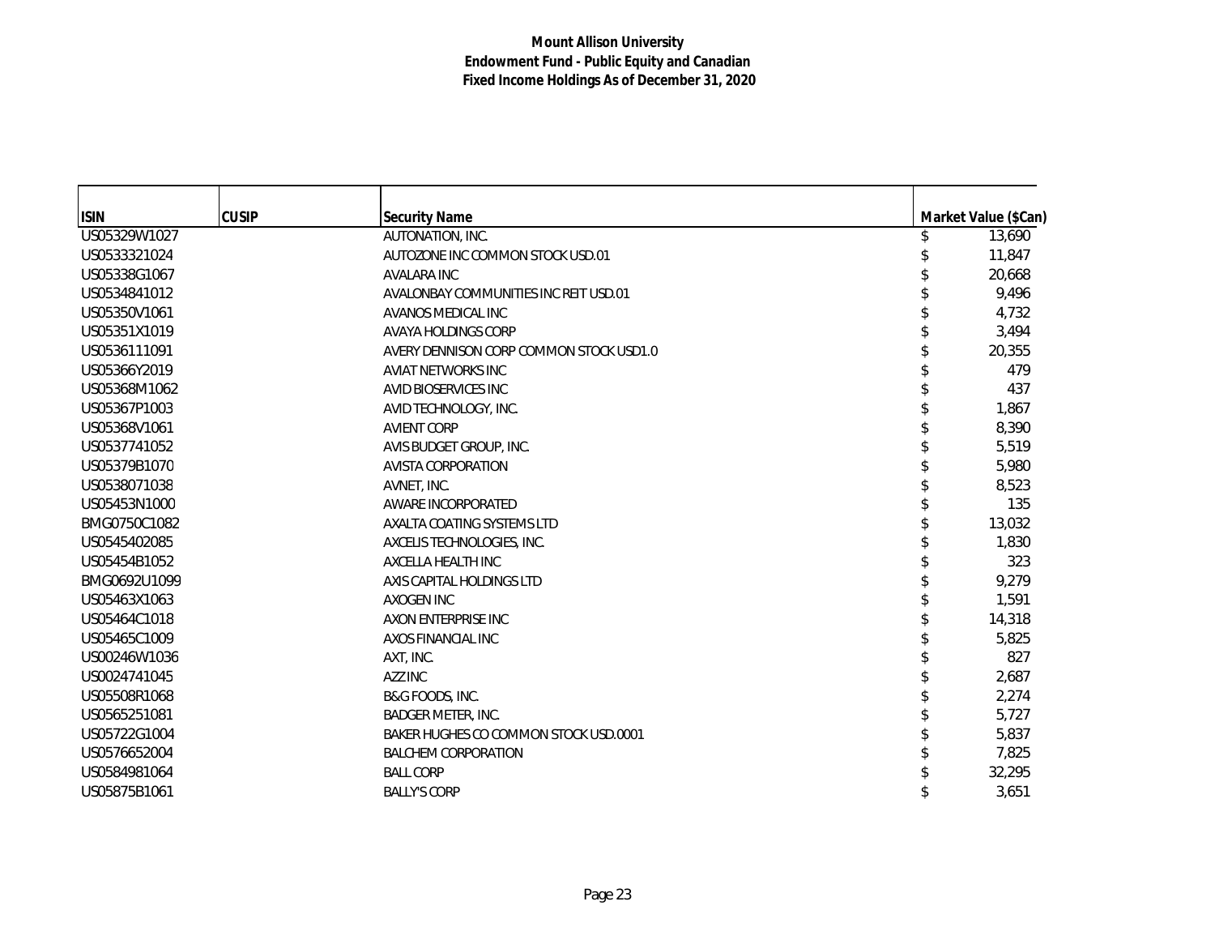**Mount Allison University**
**Endowment Fund - Public Equity and Canadian**
**Fixed Income Holdings As of December 31, 2020**

| ISIN | CUSIP | Security Name | Market Value ($Can) |
|---|---|---|---|
| US05329W1027 | | AUTONATION, INC. | $ 13,690 |
| US0533321024 | | AUTOZONE INC COMMON STOCK USD.01 | $ 11,847 |
| US05338G1067 | | AVALARA INC | $ 20,668 |
| US0534841012 | | AVALONBAY COMMUNITIES INC REIT USD.01 | $ 9,496 |
| US05350V1061 | | AVANOS MEDICAL INC | $ 4,732 |
| US05351X1019 | | AVAYA HOLDINGS CORP | $ 3,494 |
| US0536111091 | | AVERY DENNISON CORP COMMON STOCK USD1.0 | $ 20,355 |
| US05366Y2019 | | AVIAT NETWORKS INC | $ 479 |
| US05368M1062 | | AVID BIOSERVICES INC | $ 437 |
| US05367P1003 | | AVID TECHNOLOGY, INC. | $ 1,867 |
| US05368V1061 | | AVIENT CORP | $ 8,390 |
| US0537741052 | | AVIS BUDGET GROUP, INC. | $ 5,519 |
| US05379B1070 | | AVISTA CORPORATION | $ 5,980 |
| US0538071038 | | AVNET, INC. | $ 8,523 |
| US05453N1000 | | AWARE INCORPORATED | $ 135 |
| BMG0750C1082 | | AXALTA COATING SYSTEMS LTD | $ 13,032 |
| US0545402085 | | AXCELIS TECHNOLOGIES, INC. | $ 1,830 |
| US05454B1052 | | AXCELLA HEALTH INC | $ 323 |
| BMG0692U1099 | | AXIS CAPITAL HOLDINGS LTD | $ 9,279 |
| US05463X1063 | | AXOGEN INC | $ 1,591 |
| US05464C1018 | | AXON ENTERPRISE INC | $ 14,318 |
| US05465C1009 | | AXOS FINANCIAL INC | $ 5,825 |
| US00246W1036 | | AXT, INC. | $ 827 |
| US0024741045 | | AZZ INC | $ 2,687 |
| US05508R1068 | | B&G FOODS, INC. | $ 2,274 |
| US0565251081 | | BADGER METER, INC. | $ 5,727 |
| US05722G1004 | | BAKER HUGHES CO COMMON STOCK USD.0001 | $ 5,837 |
| US0576652004 | | BALCHEM CORPORATION | $ 7,825 |
| US0584981064 | | BALL CORP | $ 32,295 |
| US05875B1061 | | BALLY'S CORP | $ 3,651 |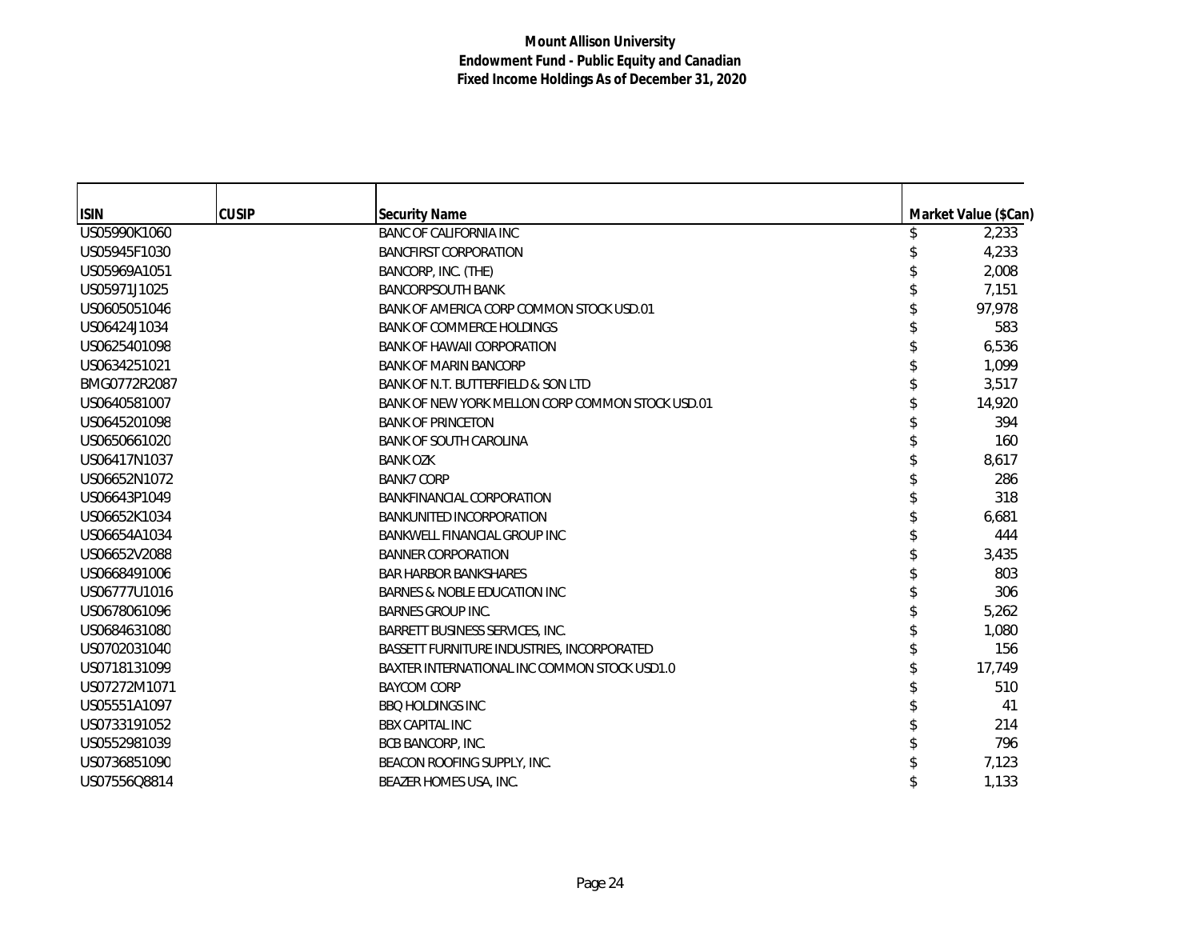**Mount Allison University**
**Endowment Fund - Public Equity and Canadian**
**Fixed Income Holdings As of December 31, 2020**

| ISIN | CUSIP | Security Name | Market Value ($Can) |
|---|---|---|---|
| US05990K1060 | | BANC OF CALIFORNIA INC | $ 2,233 |
| US05945F1030 | | BANCFIRST CORPORATION | $ 4,233 |
| US05969A1051 | | BANCORP, INC. (THE) | $ 2,008 |
| US05971J1025 | | BANCORPSOUTH BANK | $ 7,151 |
| US0605051046 | | BANK OF AMERICA CORP COMMON STOCK USD.01 | $ 97,978 |
| US06424J1034 | | BANK OF COMMERCE HOLDINGS | $ 583 |
| US0625401098 | | BANK OF HAWAII CORPORATION | $ 6,536 |
| US0634251021 | | BANK OF MARIN BANCORP | $ 1,099 |
| BMG0772R2087 | | BANK OF N.T. BUTTERFIELD & SON LTD | $ 3,517 |
| US0640581007 | | BANK OF NEW YORK MELLON CORP COMMON STOCK USD.01 | $ 14,920 |
| US0645201098 | | BANK OF PRINCETON | $ 394 |
| US0650661020 | | BANK OF SOUTH CAROLINA | $ 160 |
| US06417N1037 | | BANK OZK | $ 8,617 |
| US06652N1072 | | BANK7 CORP | $ 286 |
| US06643P1049 | | BANKFINANCIAL CORPORATION | $ 318 |
| US06652K1034 | | BANKUNITED INCORPORATION | $ 6,681 |
| US06654A1034 | | BANKWELL FINANCIAL GROUP INC | $ 444 |
| US06652V2088 | | BANNER CORPORATION | $ 3,435 |
| US0668491006 | | BAR HARBOR BANKSHARES | $ 803 |
| US06777U1016 | | BARNES & NOBLE EDUCATION INC | $ 306 |
| US0678061096 | | BARNES GROUP INC. | $ 5,262 |
| US0684631080 | | BARRETT BUSINESS SERVICES, INC. | $ 1,080 |
| US0702031040 | | BASSETT FURNITURE INDUSTRIES, INCORPORATED | $ 156 |
| US0718131099 | | BAXTER INTERNATIONAL INC COMMON STOCK USD1.0 | $ 17,749 |
| US07272M1071 | | BAYCOM CORP | $ 510 |
| US05551A1097 | | BBQ HOLDINGS INC | $ 41 |
| US0733191052 | | BBX CAPITAL INC | $ 214 |
| US0552981039 | | BCB BANCORP, INC. | $ 796 |
| US0736851090 | | BEACON ROOFING SUPPLY, INC. | $ 7,123 |
| US07556Q8814 | | BEAZER HOMES USA, INC. | $ 1,133 |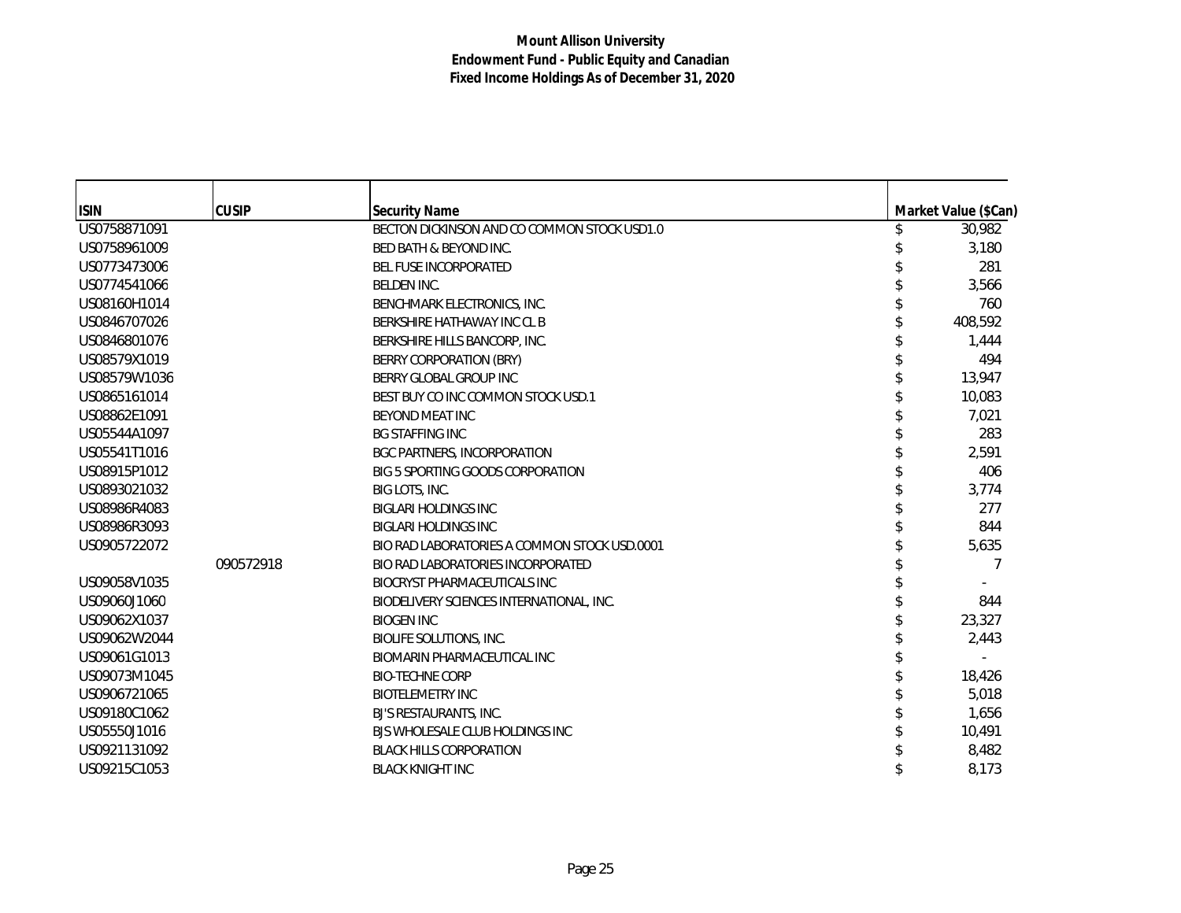**Mount Allison University**
**Endowment Fund - Public Equity and Canadian**
**Fixed Income Holdings As of December 31, 2020**

| ISIN | CUSIP | Security Name | Market Value ($Can) |
|---|---|---|---|
| US0758871091 | | BECTON DICKINSON AND CO COMMON STOCK USD1.0 | $ 30,982 |
| US0758961009 | | BED BATH & BEYOND INC. | $ 3,180 |
| US0773473006 | | BEL FUSE INCORPORATED | $ 281 |
| US0774541066 | | BELDEN INC. | $ 3,566 |
| US08160H1014 | | BENCHMARK ELECTRONICS, INC. | $ 760 |
| US0846707026 | | BERKSHIRE HATHAWAY INC CL B | $ 408,592 |
| US0846801076 | | BERKSHIRE HILLS BANCORP, INC. | $ 1,444 |
| US08579X1019 | | BERRY CORPORATION (BRY) | $ 494 |
| US08579W1036 | | BERRY GLOBAL GROUP INC | $ 13,947 |
| US0865161014 | | BEST BUY CO INC COMMON STOCK USD.1 | $ 10,083 |
| US08862E1091 | | BEYOND MEAT INC | $ 7,021 |
| US05544A1097 | | BG STAFFING INC | $ 283 |
| US05541T1016 | | BGC PARTNERS, INCORPORATION | $ 2,591 |
| US08915P1012 | | BIG 5 SPORTING GOODS CORPORATION | $ 406 |
| US0893021032 | | BIG LOTS, INC. | $ 3,774 |
| US08986R4083 | | BIGLARI HOLDINGS INC | $ 277 |
| US08986R3093 | | BIGLARI HOLDINGS INC | $ 844 |
| US0905722072 | | BIO RAD LABORATORIES A COMMON STOCK USD.0001 | $ 5,635 |
| | 090572918 | BIO RAD LABORATORIES INCORPORATED | $ 7 |
| US09058V1035 | | BIOCRYST PHARMACEUTICALS INC | $ - |
| US09060J1060 | | BIODELIVERY SCIENCES INTERNATIONAL, INC. | $ 844 |
| US09062X1037 | | BIOGEN INC | $ 23,327 |
| US09062W2044 | | BIOLIFE SOLUTIONS, INC. | $ 2,443 |
| US09061G1013 | | BIOMARIN PHARMACEUTICAL INC | $ - |
| US09073M1045 | | BIO-TECHNE CORP | $ 18,426 |
| US0906721065 | | BIOTELEMETRY INC | $ 5,018 |
| US09180C1062 | | BJ'S RESTAURANTS, INC. | $ 1,656 |
| US05550J1016 | | BJS WHOLESALE CLUB HOLDINGS INC | $ 10,491 |
| US0921131092 | | BLACK HILLS CORPORATION | $ 8,482 |
| US09215C1053 | | BLACK KNIGHT INC | $ 8,173 |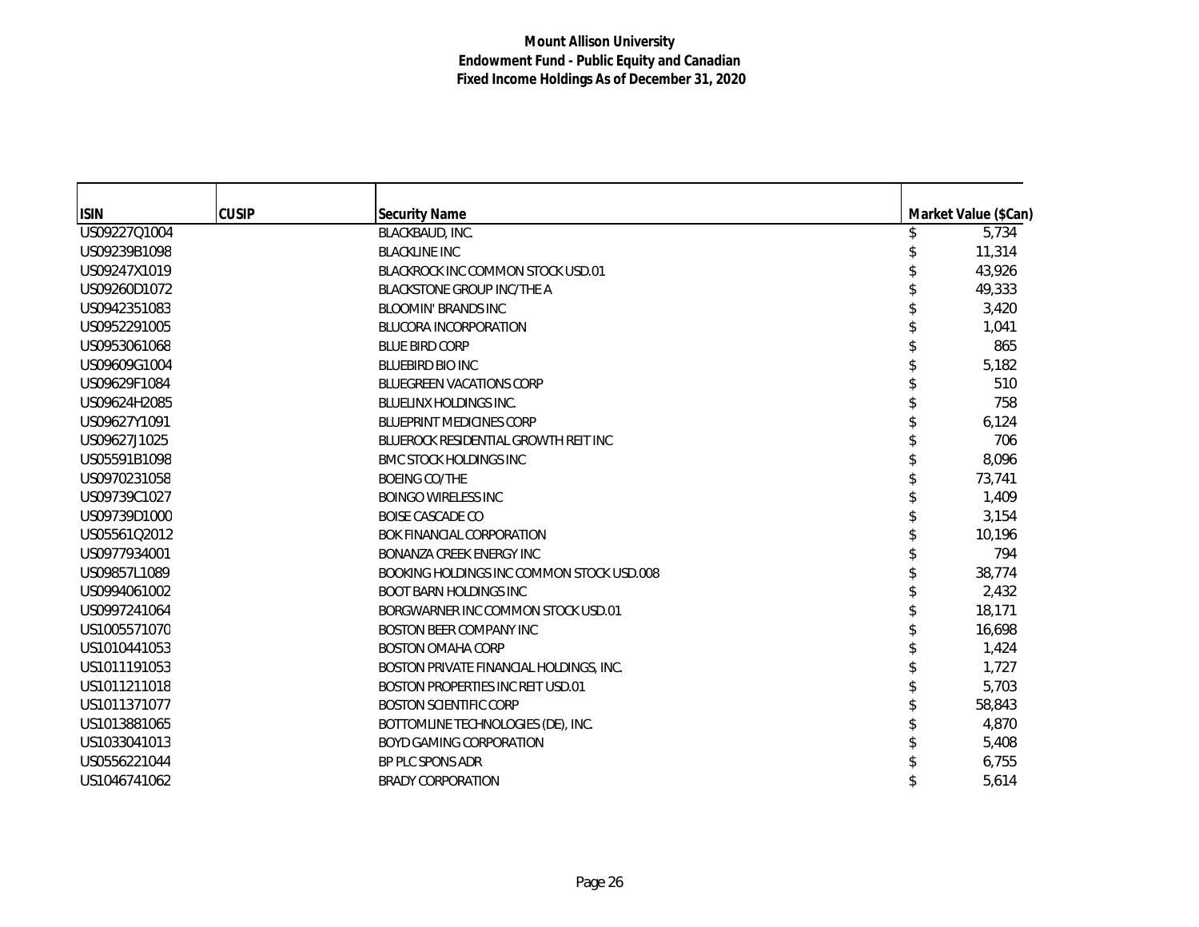**Mount Allison University**
**Endowment Fund - Public Equity and Canadian**
**Fixed Income Holdings As of December 31, 2020**

| ISIN | CUSIP | Security Name | Market Value ($Can) |
|---|---|---|---|
| US09227Q1004 | | BLACKBAUD, INC. | $ 5,734 |
| US09239B1098 | | BLACKLINE INC | $ 11,314 |
| US09247X1019 | | BLACKROCK INC COMMON STOCK USD.01 | $ 43,926 |
| US09260D1072 | | BLACKSTONE GROUP INC/THE A | $ 49,333 |
| US0942351083 | | BLOOMIN' BRANDS INC | $ 3,420 |
| US0952291005 | | BLUCORA INCORPORATION | $ 1,041 |
| US0953061068 | | BLUE BIRD CORP | $ 865 |
| US09609G1004 | | BLUEBIRD BIO INC | $ 5,182 |
| US09629F1084 | | BLUEGREEN VACATIONS CORP | $ 510 |
| US09624H2085 | | BLUELINX HOLDINGS INC. | $ 758 |
| US09627Y1091 | | BLUEPRINT MEDICINES CORP | $ 6,124 |
| US09627J1025 | | BLUEROCK RESIDENTIAL GROWTH REIT INC | $ 706 |
| US05591B1098 | | BMC STOCK HOLDINGS INC | $ 8,096 |
| US0970231058 | | BOEING CO/THE | $ 73,741 |
| US09739C1027 | | BOINGO WIRELESS INC | $ 1,409 |
| US09739D1000 | | BOISE CASCADE CO | $ 3,154 |
| US05561Q2012 | | BOK FINANCIAL CORPORATION | $ 10,196 |
| US0977934001 | | BONANZA CREEK ENERGY INC | $ 794 |
| US09857L1089 | | BOOKING HOLDINGS INC COMMON STOCK USD.008 | $ 38,774 |
| US0994061002 | | BOOT BARN HOLDINGS INC | $ 2,432 |
| US0997241064 | | BORGWARNER INC COMMON STOCK USD.01 | $ 18,171 |
| US1005571070 | | BOSTON BEER COMPANY INC | $ 16,698 |
| US1010441053 | | BOSTON OMAHA CORP | $ 1,424 |
| US1011191053 | | BOSTON PRIVATE FINANCIAL HOLDINGS, INC. | $ 1,727 |
| US1011211018 | | BOSTON PROPERTIES INC REIT USD.01 | $ 5,703 |
| US1011371077 | | BOSTON SCIENTIFIC CORP | $ 58,843 |
| US1013881065 | | BOTTOMLINE TECHNOLOGIES (DE), INC. | $ 4,870 |
| US1033041013 | | BOYD GAMING CORPORATION | $ 5,408 |
| US0556221044 | | BP PLC SPONS ADR | $ 6,755 |
| US1046741062 | | BRADY CORPORATION | $ 5,614 |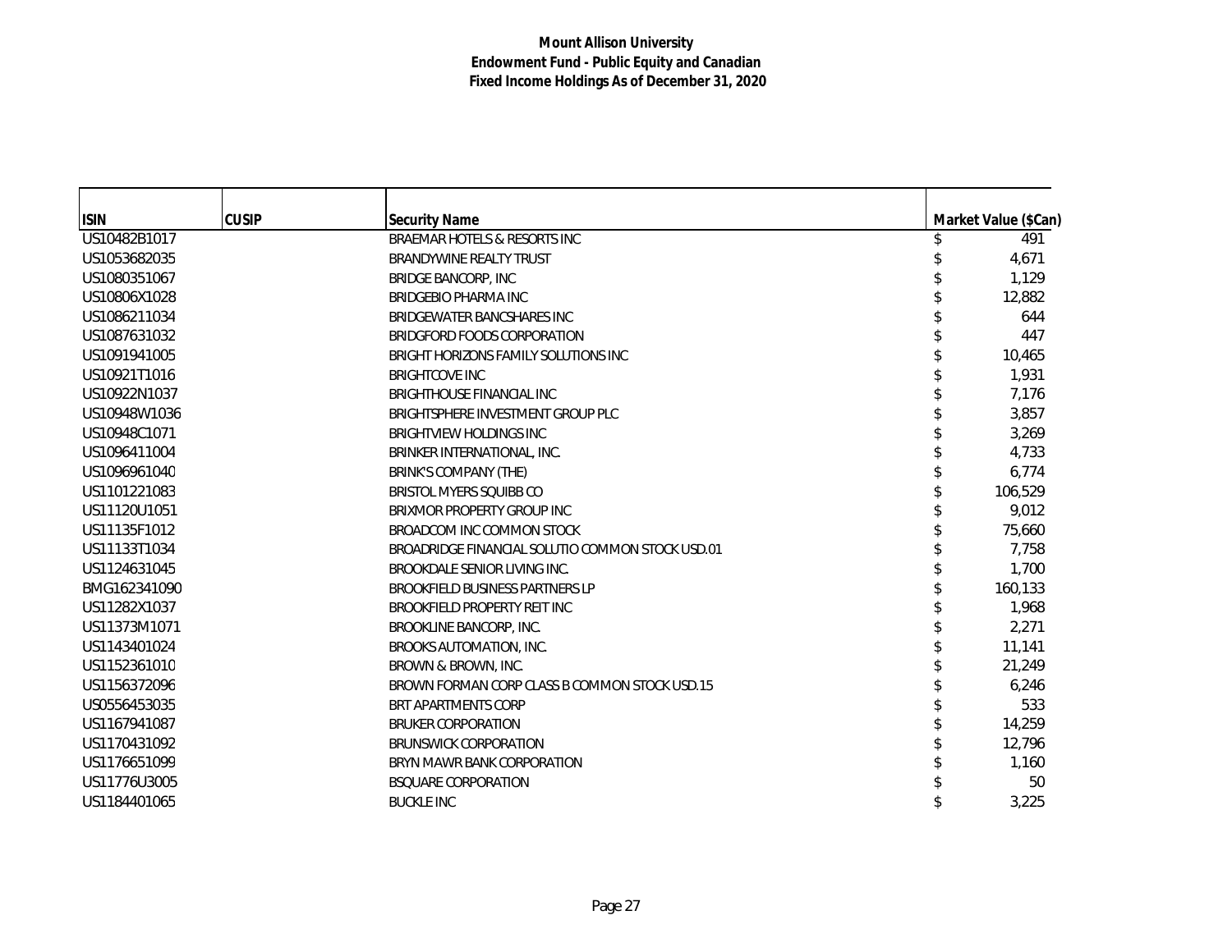**Mount Allison University**
**Endowment Fund - Public Equity and Canadian**
**Fixed Income Holdings As of December 31, 2020**

| ISIN | CUSIP | Security Name | Market Value ($Can) |
|---|---|---|---|
| US10482B1017 | | BRAEMAR HOTELS & RESORTS INC | $ 491 |
| US1053682035 | | BRANDYWINE REALTY TRUST | $ 4,671 |
| US1080351067 | | BRIDGE BANCORP, INC | $ 1,129 |
| US10806X1028 | | BRIDGEBIO PHARMA INC | $ 12,882 |
| US1086211034 | | BRIDGEWATER BANCSHARES INC | $ 644 |
| US1087631032 | | BRIDGFORD FOODS CORPORATION | $ 447 |
| US1091941005 | | BRIGHT HORIZONS FAMILY SOLUTIONS INC | $ 10,465 |
| US10921T1016 | | BRIGHTCOVE INC | $ 1,931 |
| US10922N1037 | | BRIGHTHOUSE FINANCIAL INC | $ 7,176 |
| US10948W1036 | | BRIGHTSPHERE INVESTMENT GROUP PLC | $ 3,857 |
| US10948C1071 | | BRIGHTVIEW HOLDINGS INC | $ 3,269 |
| US1096411004 | | BRINKER INTERNATIONAL, INC. | $ 4,733 |
| US1096961040 | | BRINK'S COMPANY (THE) | $ 6,774 |
| US1101221083 | | BRISTOL MYERS SQUIBB CO | $ 106,529 |
| US11120U1051 | | BRIXMOR PROPERTY GROUP INC | $ 9,012 |
| US11135F1012 | | BROADCOM INC COMMON STOCK | $ 75,660 |
| US11133T1034 | | BROADRIDGE FINANCIAL SOLUTIO COMMON STOCK USD.01 | $ 7,758 |
| US1124631045 | | BROOKDALE SENIOR LIVING INC. | $ 1,700 |
| BMG162341090 | | BROOKFIELD BUSINESS PARTNERS LP | $ 160,133 |
| US11282X1037 | | BROOKFIELD PROPERTY REIT INC | $ 1,968 |
| US11373M1071 | | BROOKLINE BANCORP, INC. | $ 2,271 |
| US1143401024 | | BROOKS AUTOMATION, INC. | $ 11,141 |
| US1152361010 | | BROWN & BROWN, INC. | $ 21,249 |
| US1156372096 | | BROWN FORMAN CORP CLASS B COMMON STOCK USD.15 | $ 6,246 |
| US0556453035 | | BRT APARTMENTS CORP | $ 533 |
| US1167941087 | | BRUKER CORPORATION | $ 14,259 |
| US1170431092 | | BRUNSWICK CORPORATION | $ 12,796 |
| US1176651099 | | BRYN MAWR BANK CORPORATION | $ 1,160 |
| US11776U3005 | | BSQUARE CORPORATION | $ 50 |
| US1184401065 | | BUCKLE INC | $ 3,225 |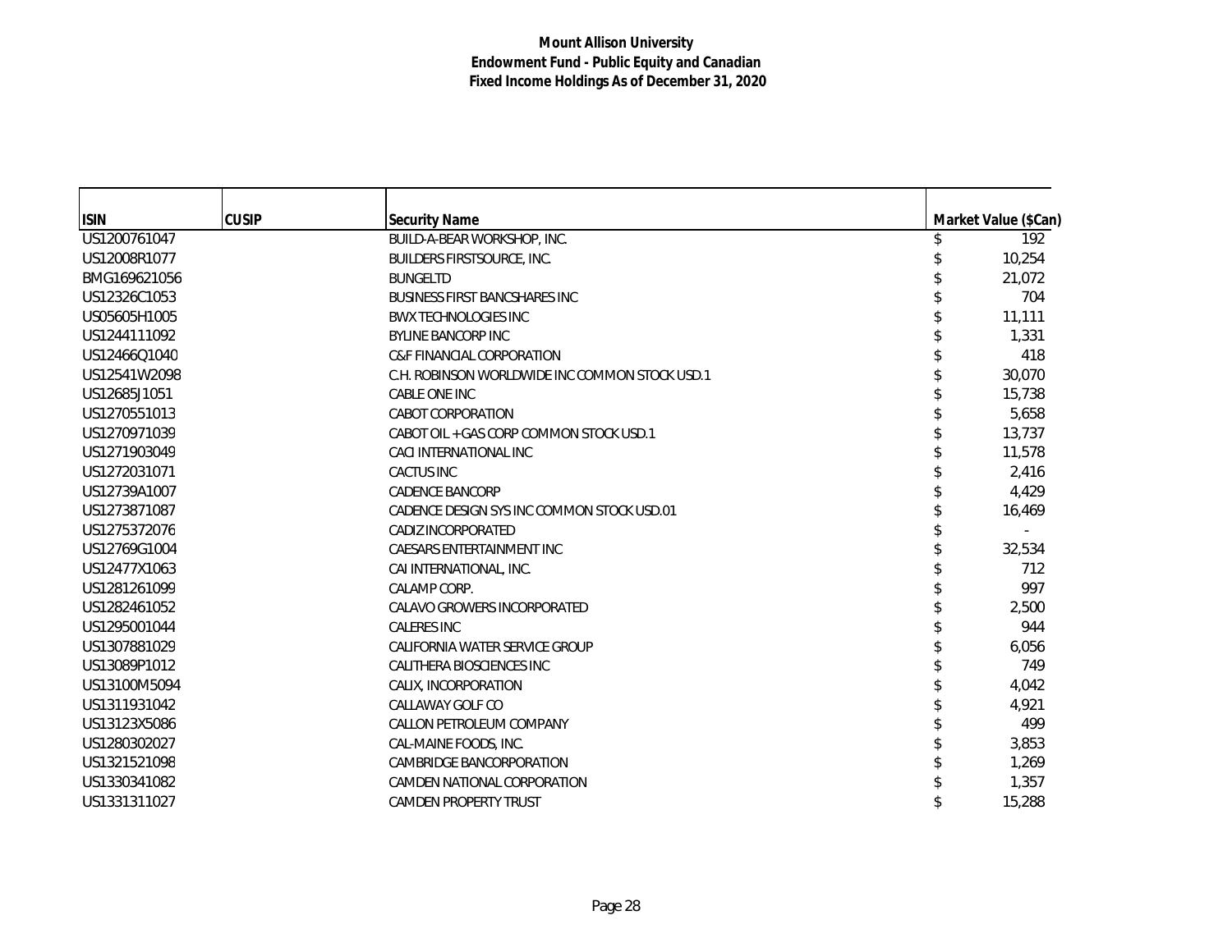**Mount Allison University**
**Endowment Fund - Public Equity and Canadian**
**Fixed Income Holdings As of December 31, 2020**

| ISIN | CUSIP | Security Name | Market Value ($Can) |
|---|---|---|---|
| US1200761047 | | BUILD-A-BEAR WORKSHOP, INC. | $ 192 |
| US12008R1077 | | BUILDERS FIRSTSOURCE, INC. | $ 10,254 |
| BMG169621056 | | BUNGELTD | $ 21,072 |
| US12326C1053 | | BUSINESS FIRST BANCSHARES INC | $ 704 |
| US05605H1005 | | BWX TECHNOLOGIES INC | $ 11,111 |
| US1244111092 | | BYLINE BANCORP INC | $ 1,331 |
| US12466Q1040 | | C&F FINANCIAL CORPORATION | $ 418 |
| US12541W2098 | | C.H. ROBINSON WORLDWIDE INC COMMON STOCK USD.1 | $ 30,070 |
| US12685J1051 | | CABLE ONE INC | $ 15,738 |
| US1270551013 | | CABOT CORPORATION | $ 5,658 |
| US1270971039 | | CABOT OIL + GAS CORP COMMON STOCK USD.1 | $ 13,737 |
| US1271903049 | | CACI INTERNATIONAL INC | $ 11,578 |
| US1272031071 | | CACTUS INC | $ 2,416 |
| US12739A1007 | | CADENCE BANCORP | $ 4,429 |
| US1273871087 | | CADENCE DESIGN SYS INC COMMON STOCK USD.01 | $ 16,469 |
| US1275372076 | | CADIZ INCORPORATED | $ - |
| US12769G1004 | | CAESARS ENTERTAINMENT INC | $ 32,534 |
| US12477X1063 | | CAI INTERNATIONAL, INC. | $ 712 |
| US1281261099 | | CALAMP CORP. | $ 997 |
| US1282461052 | | CALAVO GROWERS INCORPORATED | $ 2,500 |
| US1295001044 | | CALERES INC | $ 944 |
| US1307881029 | | CALIFORNIA WATER SERVICE GROUP | $ 6,056 |
| US13089P1012 | | CALITHERA BIOSCIENCES INC | $ 749 |
| US13100M5094 | | CALIX, INCORPORATION | $ 4,042 |
| US1311931042 | | CALLAWAY GOLF CO | $ 4,921 |
| US13123X5086 | | CALLON PETROLEUM COMPANY | $ 499 |
| US1280302027 | | CAL-MAINE FOODS, INC. | $ 3,853 |
| US1321521098 | | CAMBRIDGE BANCORPORATION | $ 1,269 |
| US1330341082 | | CAMDEN NATIONAL CORPORATION | $ 1,357 |
| US1331311027 | | CAMDEN PROPERTY TRUST | $ 15,288 |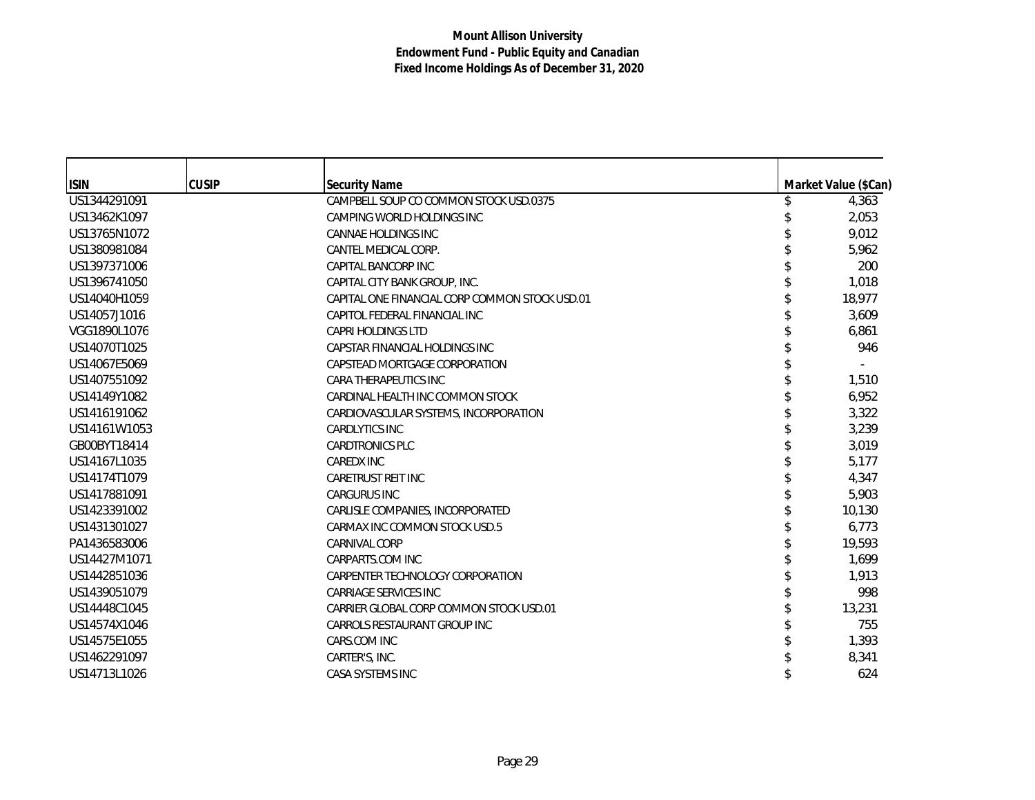**Mount Allison University**
**Endowment Fund - Public Equity and Canadian**
**Fixed Income Holdings As of December 31, 2020**

| ISIN | CUSIP | Security Name | Market Value ($Can) |
|---|---|---|---|
| US1344291091 | | CAMPBELL SOUP CO COMMON STOCK USD.0375 | $ 4,363 |
| US13462K1097 | | CAMPING WORLD HOLDINGS INC | $ 2,053 |
| US13765N1072 | | CANNAE HOLDINGS INC | $ 9,012 |
| US1380981084 | | CANTEL MEDICAL CORP. | $ 5,962 |
| US1397371006 | | CAPITAL BANCORP INC | $ 200 |
| US1396741050 | | CAPITAL CITY BANK GROUP, INC. | $ 1,018 |
| US14040H1059 | | CAPITAL ONE FINANCIAL CORP COMMON STOCK USD.01 | $ 18,977 |
| US14057J1016 | | CAPITOL FEDERAL FINANCIAL INC | $ 3,609 |
| VGG1890L1076 | | CAPRI HOLDINGS LTD | $ 6,861 |
| US14070T1025 | | CAPSTAR FINANCIAL HOLDINGS INC | $ 946 |
| US14067E5069 | | CAPSTEAD MORTGAGE CORPORATION | $ - |
| US1407551092 | | CARA THERAPEUTICS INC | $ 1,510 |
| US14149Y1082 | | CARDINAL HEALTH INC COMMON STOCK | $ 6,952 |
| US1416191062 | | CARDIOVASCULAR SYSTEMS, INCORPORATION | $ 3,322 |
| US14161W1053 | | CARDLYTICS INC | $ 3,239 |
| GB00BYT18414 | | CARDTRONICS PLC | $ 3,019 |
| US14167L1035 | | CAREDX INC | $ 5,177 |
| US14174T1079 | | CARETRUST REIT INC | $ 4,347 |
| US1417881091 | | CARGURUS INC | $ 5,903 |
| US1423391002 | | CARLISLE COMPANIES, INCORPORATED | $ 10,130 |
| US1431301027 | | CARMAX INC COMMON STOCK USD.5 | $ 6,773 |
| PA1436583006 | | CARNIVAL CORP | $ 19,593 |
| US14427M1071 | | CARPARTS.COM INC | $ 1,699 |
| US1442851036 | | CARPENTER TECHNOLOGY CORPORATION | $ 1,913 |
| US1439051079 | | CARRIAGE SERVICES INC | $ 998 |
| US14448C1045 | | CARRIER GLOBAL CORP COMMON STOCK USD.01 | $ 13,231 |
| US14574X1046 | | CARROLS RESTAURANT GROUP INC | $ 755 |
| US14575E1055 | | CARS.COM INC | $ 1,393 |
| US1462291097 | | CARTER'S, INC. | $ 8,341 |
| US14713L1026 | | CASA SYSTEMS INC | $ 624 |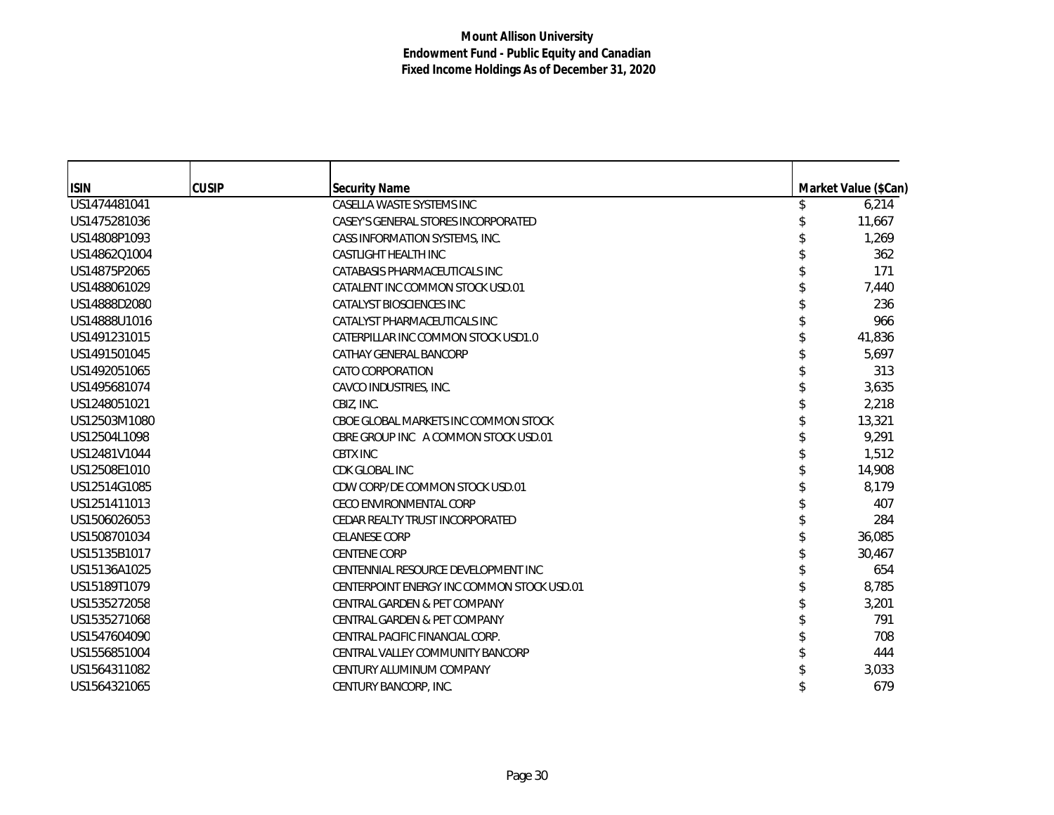**Mount Allison University**
**Endowment Fund - Public Equity and Canadian**
**Fixed Income Holdings As of December 31, 2020**

| ISIN | CUSIP | Security Name | Market Value ($Can) |
|---|---|---|---|
| US1474481041 | | CASELLA WASTE SYSTEMS INC | $ 6,214 |
| US1475281036 | | CASEY'S GENERAL STORES INCORPORATED | $ 11,667 |
| US14808P1093 | | CASS INFORMATION SYSTEMS, INC. | $ 1,269 |
| US14862Q1004 | | CASTLIGHT HEALTH INC | $ 362 |
| US14875P2065 | | CATABASIS PHARMACEUTICALS INC | $ 171 |
| US1488061029 | | CATALENT INC COMMON STOCK USD.01 | $ 7,440 |
| US14888D2080 | | CATALYST BIOSCIENCES INC | $ 236 |
| US14888U1016 | | CATALYST PHARMACEUTICALS INC | $ 966 |
| US1491231015 | | CATERPILLAR INC COMMON STOCK USD1.0 | $ 41,836 |
| US1491501045 | | CATHAY GENERAL BANCORP | $ 5,697 |
| US1492051065 | | CATO CORPORATION | $ 313 |
| US1495681074 | | CAVCO INDUSTRIES, INC. | $ 3,635 |
| US1248051021 | | CBIZ, INC. | $ 2,218 |
| US12503M1080 | | CBOE GLOBAL MARKETS INC COMMON STOCK | $ 13,321 |
| US12504L1098 | | CBRE GROUP INC A COMMON STOCK USD.01 | $ 9,291 |
| US12481V1044 | | CBTX INC | $ 1,512 |
| US12508E1010 | | CDK GLOBAL INC | $ 14,908 |
| US12514G1085 | | CDW CORP/DE COMMON STOCK USD.01 | $ 8,179 |
| US1251411013 | | CECO ENVIRONMENTAL CORP | $ 407 |
| US1506026053 | | CEDAR REALTY TRUST INCORPORATED | $ 284 |
| US1508701034 | | CELANESE CORP | $ 36,085 |
| US15135B1017 | | CENTENE CORP | $ 30,467 |
| US15136A1025 | | CENTENNIAL RESOURCE DEVELOPMENT INC | $ 654 |
| US15189T1079 | | CENTERPOINT ENERGY INC COMMON STOCK USD.01 | $ 8,785 |
| US1535272058 | | CENTRAL GARDEN & PET COMPANY | $ 3,201 |
| US1535271068 | | CENTRAL GARDEN & PET COMPANY | $ 791 |
| US1547604090 | | CENTRAL PACIFIC FINANCIAL CORP. | $ 708 |
| US1556851004 | | CENTRAL VALLEY COMMUNITY BANCORP | $ 444 |
| US1564311082 | | CENTURY ALUMINUM COMPANY | $ 3,033 |
| US1564321065 | | CENTURY BANCORP, INC. | $ 679 |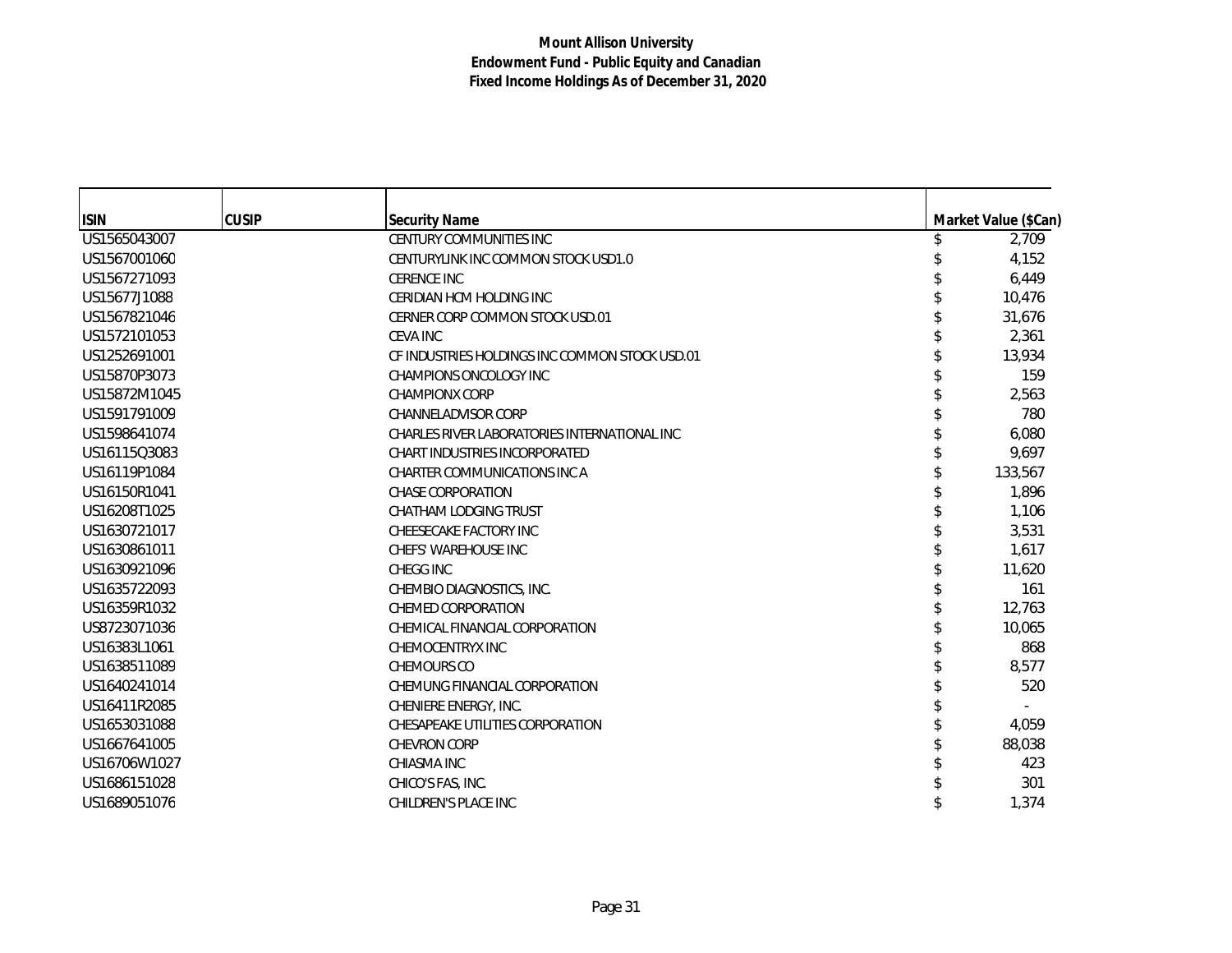**Mount Allison University**
**Endowment Fund - Public Equity and Canadian**
**Fixed Income Holdings As of December 31, 2020**

| ISIN | CUSIP | Security Name | Market Value ($Can) |
|---|---|---|---|
| US1565043007 | | CENTURY COMMUNITIES INC | $ 2,709 |
| US1567001060 | | CENTURYLINK INC COMMON STOCK USD1.0 | $ 4,152 |
| US1567271093 | | CERENCE INC | $ 6,449 |
| US15677J1088 | | CERIDIAN HCM HOLDING INC | $ 10,476 |
| US1567821046 | | CERNER CORP COMMON STOCK USD.01 | $ 31,676 |
| US1572101053 | | CEVA INC | $ 2,361 |
| US1252691001 | | CF INDUSTRIES HOLDINGS INC COMMON STOCK USD.01 | $ 13,934 |
| US15870P3073 | | CHAMPIONS ONCOLOGY INC | $ 159 |
| US15872M1045 | | CHAMPIONX CORP | $ 2,563 |
| US1591791009 | | CHANNELADVISOR CORP | $ 780 |
| US1598641074 | | CHARLES RIVER LABORATORIES INTERNATIONAL INC | $ 6,080 |
| US16115Q3083 | | CHART INDUSTRIES INCORPORATED | $ 9,697 |
| US16119P1084 | | CHARTER COMMUNICATIONS INC A | $ 133,567 |
| US16150R1041 | | CHASE CORPORATION | $ 1,896 |
| US16208T1025 | | CHATHAM LODGING TRUST | $ 1,106 |
| US1630721017 | | CHEESECAKE FACTORY INC | $ 3,531 |
| US1630861011 | | CHEFS' WAREHOUSE INC | $ 1,617 |
| US1630921096 | | CHEGG INC | $ 11,620 |
| US1635722093 | | CHEMBIO DIAGNOSTICS, INC. | $ 161 |
| US16359R1032 | | CHEMED CORPORATION | $ 12,763 |
| US8723071036 | | CHEMICAL FINANCIAL CORPORATION | $ 10,065 |
| US16383L1061 | | CHEMOCENTRYX INC | $ 868 |
| US1638511089 | | CHEMOURS CO | $ 8,577 |
| US1640241014 | | CHEMUNG FINANCIAL CORPORATION | $ 520 |
| US16411R2085 | | CHENIERE ENERGY, INC. | $ - |
| US1653031088 | | CHESAPEAKE UTILITIES CORPORATION | $ 4,059 |
| US1667641005 | | CHEVRON CORP | $ 88,038 |
| US16706W1027 | | CHIASMA INC | $ 423 |
| US1686151028 | | CHICO'S FAS, INC. | $ 301 |
| US1689051076 | | CHILDREN'S PLACE INC | $ 1,374 |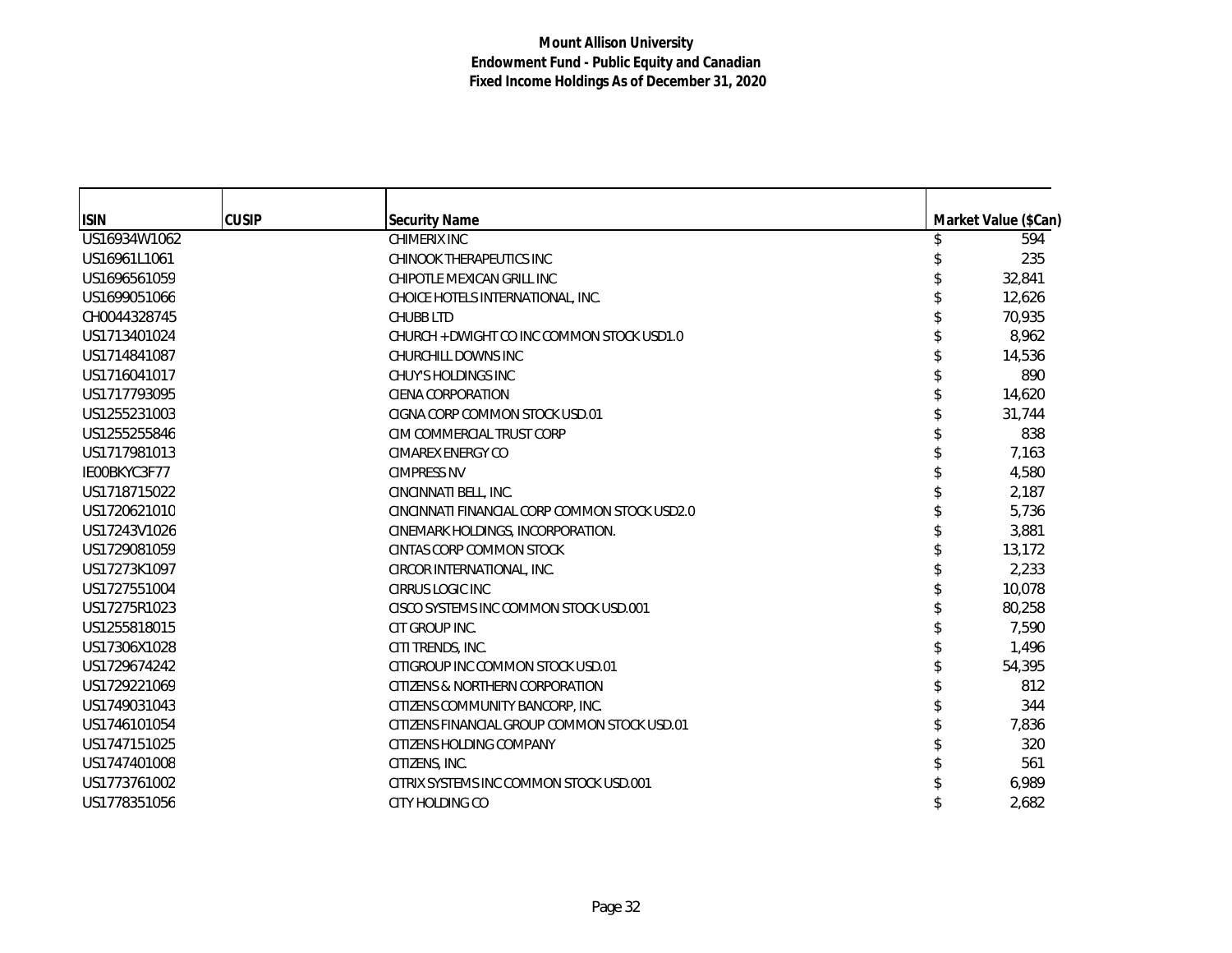**Mount Allison University**
**Endowment Fund - Public Equity and Canadian**
**Fixed Income Holdings As of December 31, 2020**

| ISIN | CUSIP | Security Name | Market Value ($Can) |
|---|---|---|---|
| US16934W1062 | | CHIMERIX INC | $ 594 |
| US16961L1061 | | CHINOOK THERAPEUTICS INC | $ 235 |
| US1696561059 | | CHIPOTLE MEXICAN GRILL INC | $ 32,841 |
| US1699051066 | | CHOICE HOTELS INTERNATIONAL, INC. | $ 12,626 |
| CH0044328745 | | CHUBB LTD | $ 70,935 |
| US1713401024 | | CHURCH + DWIGHT CO INC COMMON STOCK USD1.0 | $ 8,962 |
| US1714841087 | | CHURCHILL DOWNS INC | $ 14,536 |
| US1716041017 | | CHUY'S HOLDINGS INC | $ 890 |
| US1717793095 | | CIENA CORPORATION | $ 14,620 |
| US1255231003 | | CIGNA CORP COMMON STOCK USD.01 | $ 31,744 |
| US1255255846 | | CIM COMMERCIAL TRUST CORP | $ 838 |
| US1717981013 | | CIMAREX ENERGY CO | $ 7,163 |
| IE00BKYC3F77 | | CIMPRESS NV | $ 4,580 |
| US1718715022 | | CINCINNATI BELL, INC. | $ 2,187 |
| US1720621010 | | CINCINNATI FINANCIAL CORP COMMON STOCK USD2.0 | $ 5,736 |
| US17243V1026 | | CINEMARK HOLDINGS, INCORPORATION. | $ 3,881 |
| US1729081059 | | CINTAS CORP COMMON STOCK | $ 13,172 |
| US17273K1097 | | CIRCOR INTERNATIONAL, INC. | $ 2,233 |
| US1727551004 | | CIRRUS LOGIC INC | $ 10,078 |
| US17275R1023 | | CISCO SYSTEMS INC COMMON STOCK USD.001 | $ 80,258 |
| US1255818015 | | CIT GROUP INC. | $ 7,590 |
| US17306X1028 | | CITI TRENDS, INC. | $ 1,496 |
| US1729674242 | | CITIGROUP INC COMMON STOCK USD.01 | $ 54,395 |
| US1729221069 | | CITIZENS & NORTHERN CORPORATION | $ 812 |
| US1749031043 | | CITIZENS COMMUNITY BANCORP, INC. | $ 344 |
| US1746101054 | | CITIZENS FINANCIAL GROUP COMMON STOCK USD.01 | $ 7,836 |
| US1747151025 | | CITIZENS HOLDING COMPANY | $ 320 |
| US1747401008 | | CITIZENS, INC. | $ 561 |
| US1773761002 | | CITRIX SYSTEMS INC COMMON STOCK USD.001 | $ 6,989 |
| US1778351056 | | CITY HOLDING CO | $ 2,682 |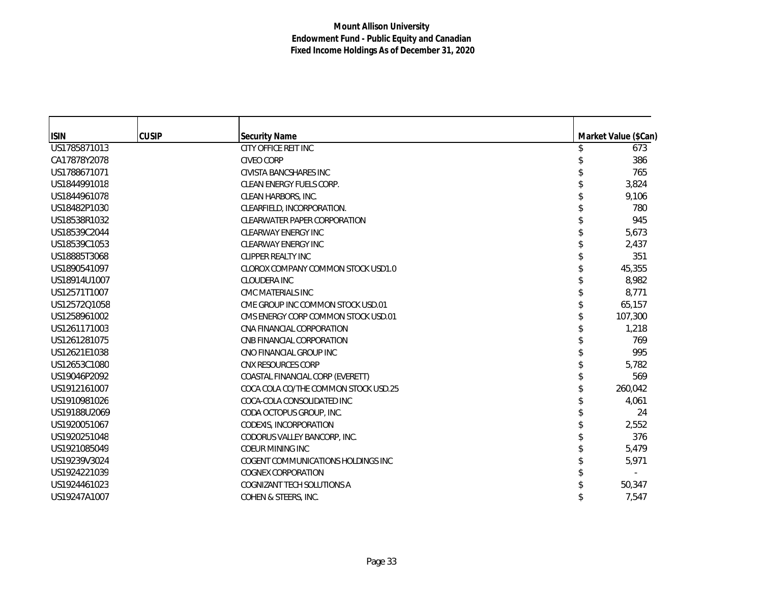**Mount Allison University**
**Endowment Fund - Public Equity and Canadian**
**Fixed Income Holdings As of December 31, 2020**

| ISIN | CUSIP | Security Name | Market Value ($Can) |
|---|---|---|---|
| US1785871013 | | CITY OFFICE REIT INC | $ 673 |
| CA17878Y2078 | | CIVEO CORP | $ 386 |
| US1788671071 | | CIVISTA BANCSHARES INC | $ 765 |
| US1844991018 | | CLEAN ENERGY FUELS CORP. | $ 3,824 |
| US1844961078 | | CLEAN HARBORS, INC. | $ 9,106 |
| US18482P1030 | | CLEARFIELD, INCORPORATION. | $ 780 |
| US18538R1032 | | CLEARWATER PAPER CORPORATION | $ 945 |
| US18539C2044 | | CLEARWAY ENERGY INC | $ 5,673 |
| US18539C1053 | | CLEARWAY ENERGY INC | $ 2,437 |
| US18885T3068 | | CLIPPER REALTY INC | $ 351 |
| US1890541097 | | CLOROX COMPANY COMMON STOCK USD1.0 | $ 45,355 |
| US18914U1007 | | CLOUDERA INC | $ 8,982 |
| US12571T1007 | | CMC MATERIALS INC | $ 8,771 |
| US12572Q1058 | | CME GROUP INC COMMON STOCK USD.01 | $ 65,157 |
| US1258961002 | | CMS ENERGY CORP COMMON STOCK USD.01 | $ 107,300 |
| US1261171003 | | CNA FINANCIAL CORPORATION | $ 1,218 |
| US1261281075 | | CNB FINANCIAL CORPORATION | $ 769 |
| US12621E1038 | | CNO FINANCIAL GROUP INC | $ 995 |
| US12653C1080 | | CNX RESOURCES CORP | $ 5,782 |
| US19046P2092 | | COASTAL FINANCIAL CORP (EVERETT) | $ 569 |
| US1912161007 | | COCA COLA CO/THE COMMON STOCK USD.25 | $ 260,042 |
| US1910981026 | | COCA-COLA CONSOLIDATED INC | $ 4,061 |
| US19188U2069 | | CODA OCTOPUS GROUP, INC. | $ 24 |
| US1920051067 | | CODEXIS, INCORPORATION | $ 2,552 |
| US1920251048 | | CODORUS VALLEY BANCORP, INC. | $ 376 |
| US1921085049 | | COEUR MINING INC | $ 5,479 |
| US19239V3024 | | COGENT COMMUNICATIONS HOLDINGS INC | $ 5,971 |
| US1924221039 | | COGNEX CORPORATION | $ - |
| US1924461023 | | COGNIZANT TECH SOLUTIONS A | $ 50,347 |
| US19247A1007 | | COHEN & STEERS, INC. | $ 7,547 |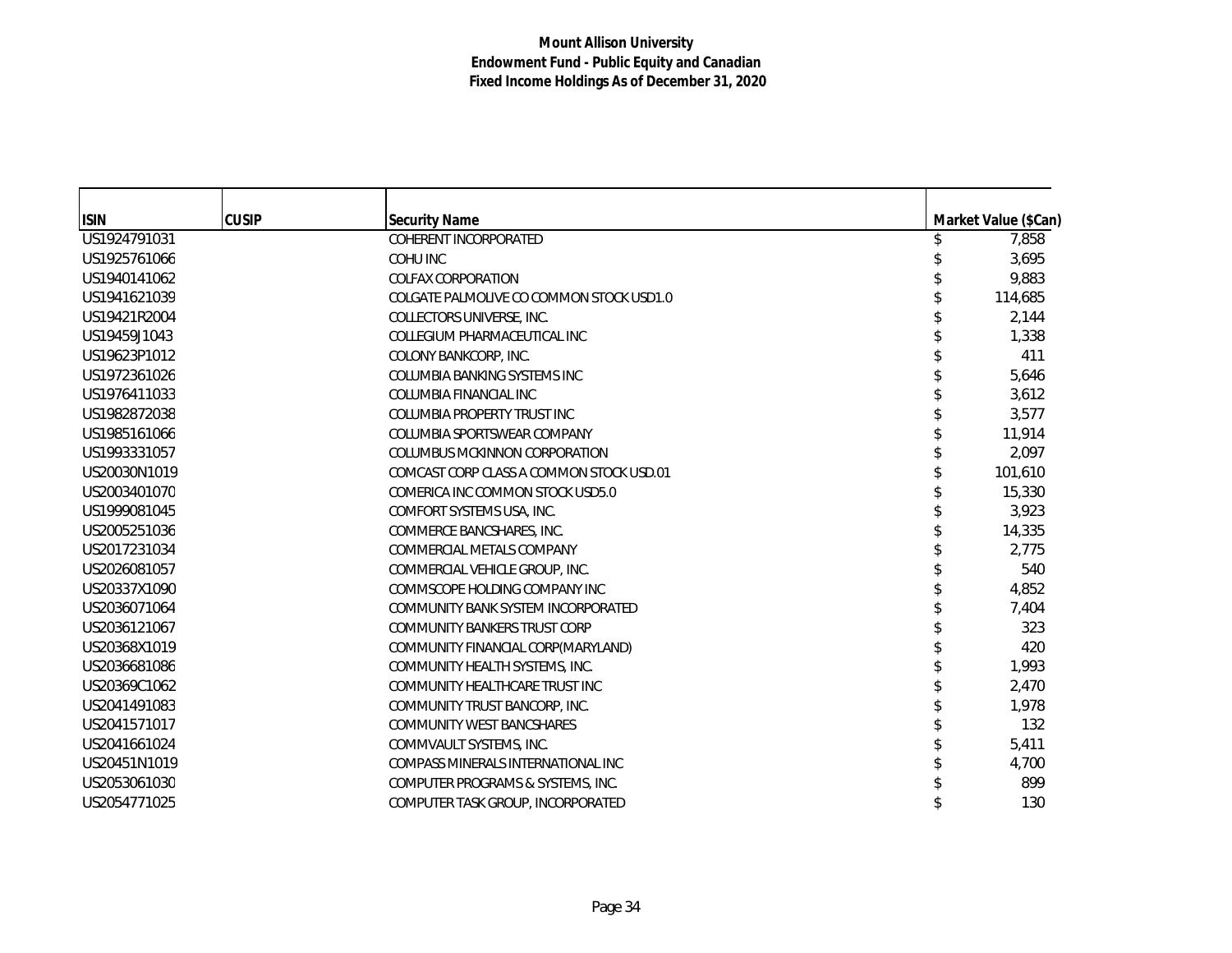**Mount Allison University**
**Endowment Fund - Public Equity and Canadian**
**Fixed Income Holdings As of December 31, 2020**

| ISIN | CUSIP | Security Name | Market Value ($Can) |
|---|---|---|---|
| US1924791031 | | COHERENT INCORPORATED | $ 7,858 |
| US1925761066 | | COHU INC | $ 3,695 |
| US1940141062 | | COLFAX CORPORATION | $ 9,883 |
| US1941621039 | | COLGATE PALMOLIVE CO COMMON STOCK USD1.0 | $ 114,685 |
| US19421R2004 | | COLLECTORS UNIVERSE, INC. | $ 2,144 |
| US19459J1043 | | COLLEGIUM PHARMACEUTICAL INC | $ 1,338 |
| US19623P1012 | | COLONY BANKCORP, INC. | $ 411 |
| US1972361026 | | COLUMBIA BANKING SYSTEMS INC | $ 5,646 |
| US1976411033 | | COLUMBIA FINANCIAL INC | $ 3,612 |
| US1982872038 | | COLUMBIA PROPERTY TRUST INC | $ 3,577 |
| US1985161066 | | COLUMBIA SPORTSWEAR COMPANY | $ 11,914 |
| US1993331057 | | COLUMBUS MCKINNON CORPORATION | $ 2,097 |
| US20030N1019 | | COMCAST CORP CLASS A COMMON STOCK USD.01 | $ 101,610 |
| US2003401070 | | COMERICA INC COMMON STOCK USD5.0 | $ 15,330 |
| US1999081045 | | COMFORT SYSTEMS USA, INC. | $ 3,923 |
| US2005251036 | | COMMERCE BANCSHARES, INC. | $ 14,335 |
| US2017231034 | | COMMERCIAL METALS COMPANY | $ 2,775 |
| US2026081057 | | COMMERCIAL VEHICLE GROUP, INC. | $ 540 |
| US20337X1090 | | COMMSCOPE HOLDING COMPANY INC | $ 4,852 |
| US2036071064 | | COMMUNITY BANK SYSTEM INCORPORATED | $ 7,404 |
| US2036121067 | | COMMUNITY BANKERS TRUST CORP | $ 323 |
| US20368X1019 | | COMMUNITY FINANCIAL CORP(MARYLAND) | $ 420 |
| US2036681086 | | COMMUNITY HEALTH SYSTEMS, INC. | $ 1,993 |
| US20369C1062 | | COMMUNITY HEALTHCARE TRUST INC | $ 2,470 |
| US2041491083 | | COMMUNITY TRUST BANCORP, INC. | $ 1,978 |
| US2041571017 | | COMMUNITY WEST BANCSHARES | $ 132 |
| US2041661024 | | COMMVAULT SYSTEMS, INC. | $ 5,411 |
| US20451N1019 | | COMPASS MINERALS INTERNATIONAL INC | $ 4,700 |
| US2053061030 | | COMPUTER PROGRAMS & SYSTEMS, INC. | $ 899 |
| US2054771025 | | COMPUTER TASK GROUP, INCORPORATED | $ 130 |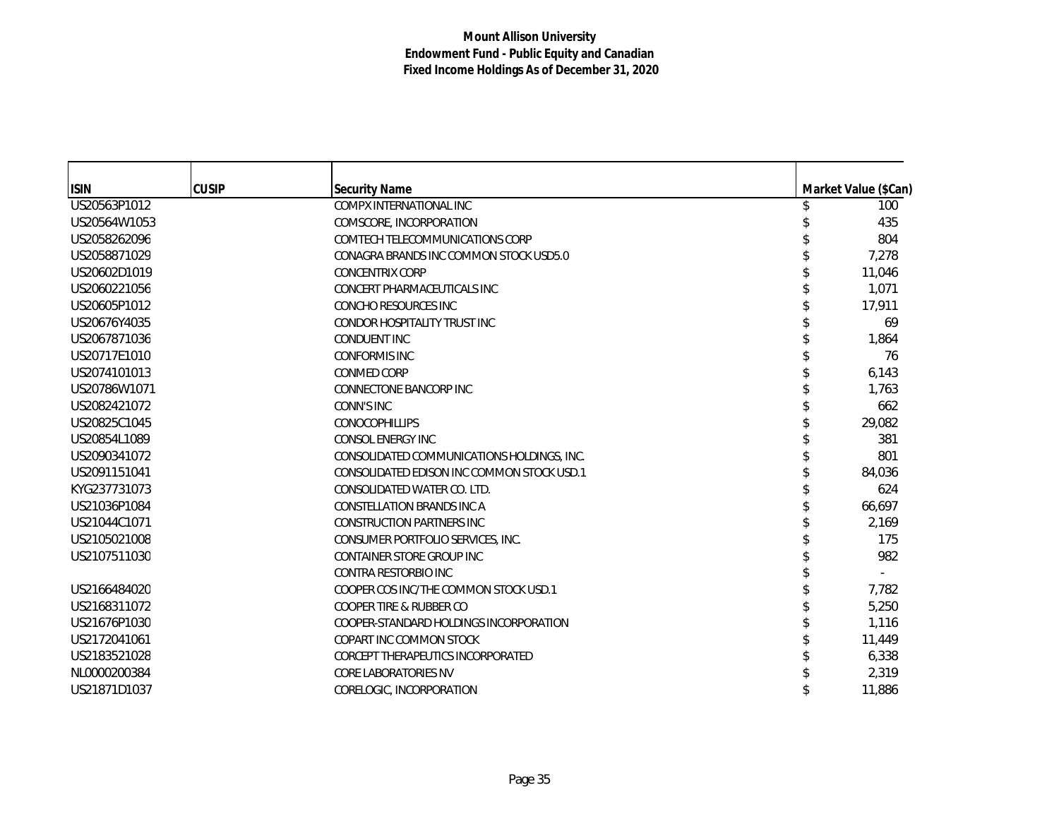**Mount Allison University**
**Endowment Fund - Public Equity and Canadian**
**Fixed Income Holdings As of December 31, 2020**

| ISIN | CUSIP | Security Name | Market Value ($Can) |
|---|---|---|---|
| US20563P1012 | | COMPX INTERNATIONAL INC | $ 100 |
| US20564W1053 | | COMSCORE, INCORPORATION | $ 435 |
| US2058262096 | | COMTECH TELECOMMUNICATIONS CORP | $ 804 |
| US2058871029 | | CONAGRA BRANDS INC COMMON STOCK USD5.0 | $ 7,278 |
| US20602D1019 | | CONCENTRIX CORP | $ 11,046 |
| US2060221056 | | CONCERT PHARMACEUTICALS INC | $ 1,071 |
| US20605P1012 | | CONCHO RESOURCES INC | $ 17,911 |
| US20676Y4035 | | CONDOR HOSPITALITY TRUST INC | $ 69 |
| US2067871036 | | CONDUENT INC | $ 1,864 |
| US20717E1010 | | CONFORMIS INC | $ 76 |
| US2074101013 | | CONMED CORP | $ 6,143 |
| US20786W1071 | | CONNECTONE BANCORP INC | $ 1,763 |
| US2082421072 | | CONN'S INC | $ 662 |
| US20825C1045 | | CONOCOPHILLIPS | $ 29,082 |
| US20854L1089 | | CONSOL ENERGY INC | $ 381 |
| US2090341072 | | CONSOLIDATED COMMUNICATIONS HOLDINGS, INC. | $ 801 |
| US2091151041 | | CONSOLIDATED EDISON INC COMMON STOCK USD.1 | $ 84,036 |
| KYG237731073 | | CONSOLIDATED WATER CO. LTD. | $ 624 |
| US21036P1084 | | CONSTELLATION BRANDS INC A | $ 66,697 |
| US21044C1071 | | CONSTRUCTION PARTNERS INC | $ 2,169 |
| US2105021008 | | CONSUMER PORTFOLIO SERVICES, INC. | $ 175 |
| US2107511030 | | CONTAINER STORE GROUP INC | $ 982 |
| | | CONTRA RESTORBIO INC | $ - |
| US2166484020 | | COOPER COS INC/THE COMMON STOCK USD.1 | $ 7,782 |
| US2168311072 | | COOPER TIRE & RUBBER CO | $ 5,250 |
| US21676P1030 | | COOPER-STANDARD HOLDINGS INCORPORATION | $ 1,116 |
| US2172041061 | | COPART INC COMMON STOCK | $ 11,449 |
| US2183521028 | | CORCEPT THERAPEUTICS INCORPORATED | $ 6,338 |
| NL0000200384 | | CORE LABORATORIES NV | $ 2,319 |
| US21871D1037 | | CORELOGIC, INCORPORATION | $ 11,886 |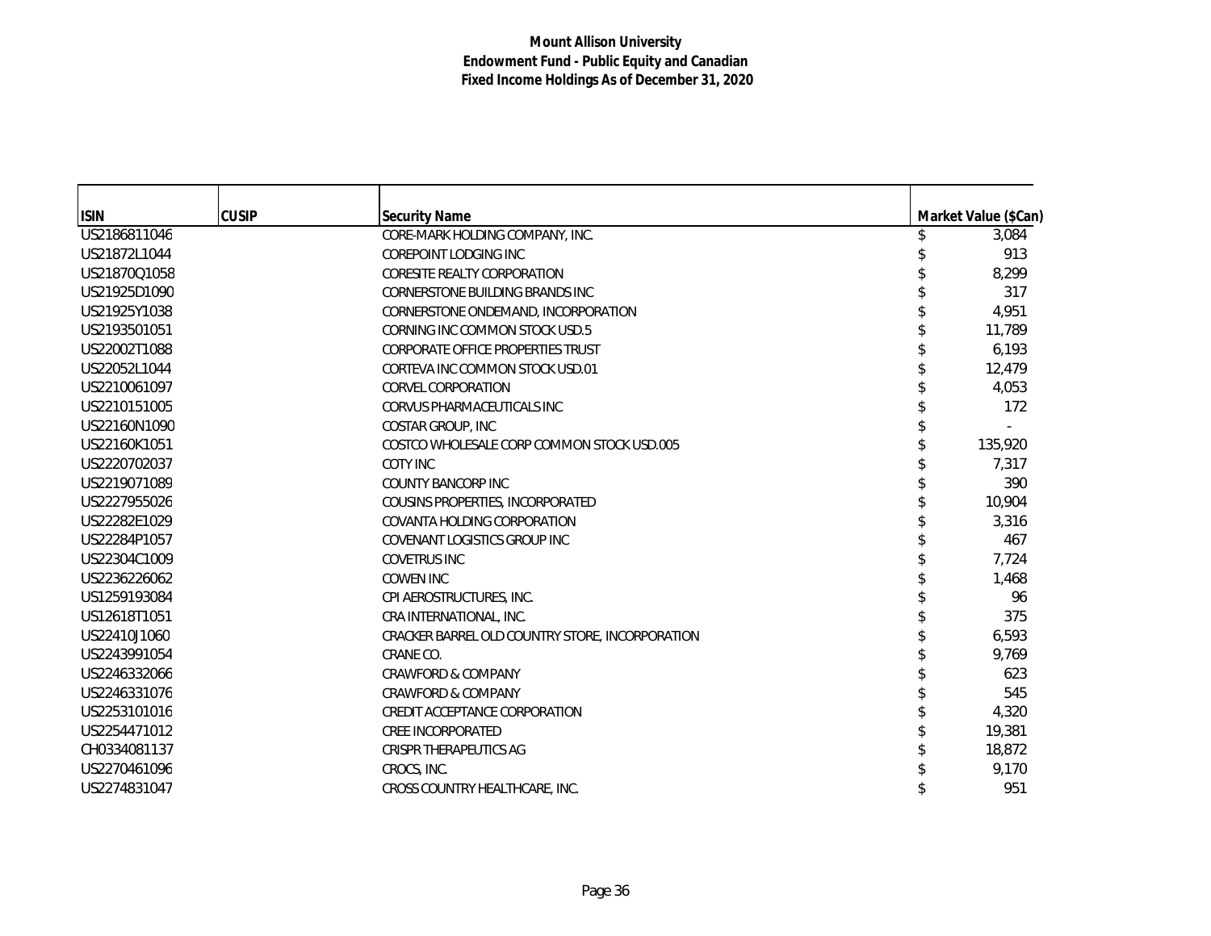**Mount Allison University**
**Endowment Fund - Public Equity and Canadian**
**Fixed Income Holdings As of December 31, 2020**

| ISIN | CUSIP | Security Name | Market Value ($Can) |
|---|---|---|---|
| US2186811046 | | CORE-MARK HOLDING COMPANY, INC. | $ 3,084 |
| US21872L1044 | | COREPOINT LODGING INC | $ 913 |
| US21870Q1058 | | CORESITE REALTY CORPORATION | $ 8,299 |
| US21925D1090 | | CORNERSTONE BUILDING BRANDS INC | $ 317 |
| US21925Y1038 | | CORNERSTONE ONDEMAND, INCORPORATION | $ 4,951 |
| US2193501051 | | CORNING INC COMMON STOCK USD.5 | $ 11,789 |
| US22002T1088 | | CORPORATE OFFICE PROPERTIES TRUST | $ 6,193 |
| US22052L1044 | | CORTEVA INC COMMON STOCK USD.01 | $ 12,479 |
| US2210061097 | | CORVEL CORPORATION | $ 4,053 |
| US2210151005 | | CORVUS PHARMACEUTICALS INC | $ 172 |
| US22160N1090 | | COSTAR GROUP, INC | $ - |
| US22160K1051 | | COSTCO WHOLESALE CORP COMMON STOCK USD.005 | $ 135,920 |
| US2220702037 | | COTY INC | $ 7,317 |
| US2219071089 | | COUNTY BANCORP INC | $ 390 |
| US2227955026 | | COUSINS PROPERTIES, INCORPORATED | $ 10,904 |
| US22282E1029 | | COVANTA HOLDING CORPORATION | $ 3,316 |
| US22284P1057 | | COVENANT LOGISTICS GROUP INC | $ 467 |
| US22304C1009 | | COVETRUS INC | $ 7,724 |
| US2236226062 | | COWEN INC | $ 1,468 |
| US1259193084 | | CPI AEROSTRUCTURES, INC. | $ 96 |
| US12618T1051 | | CRA INTERNATIONAL, INC. | $ 375 |
| US22410J1060 | | CRACKER BARREL OLD COUNTRY STORE, INCORPORATION | $ 6,593 |
| US2243991054 | | CRANE CO. | $ 9,769 |
| US2246332066 | | CRAWFORD & COMPANY | $ 623 |
| US2246331076 | | CRAWFORD & COMPANY | $ 545 |
| US2253101016 | | CREDIT ACCEPTANCE CORPORATION | $ 4,320 |
| US2254471012 | | CREE INCORPORATED | $ 19,381 |
| CH0334081137 | | CRISPR THERAPEUTICS AG | $ 18,872 |
| US2270461096 | | CROCS, INC. | $ 9,170 |
| US2274831047 | | CROSS COUNTRY HEALTHCARE, INC. | $ 951 |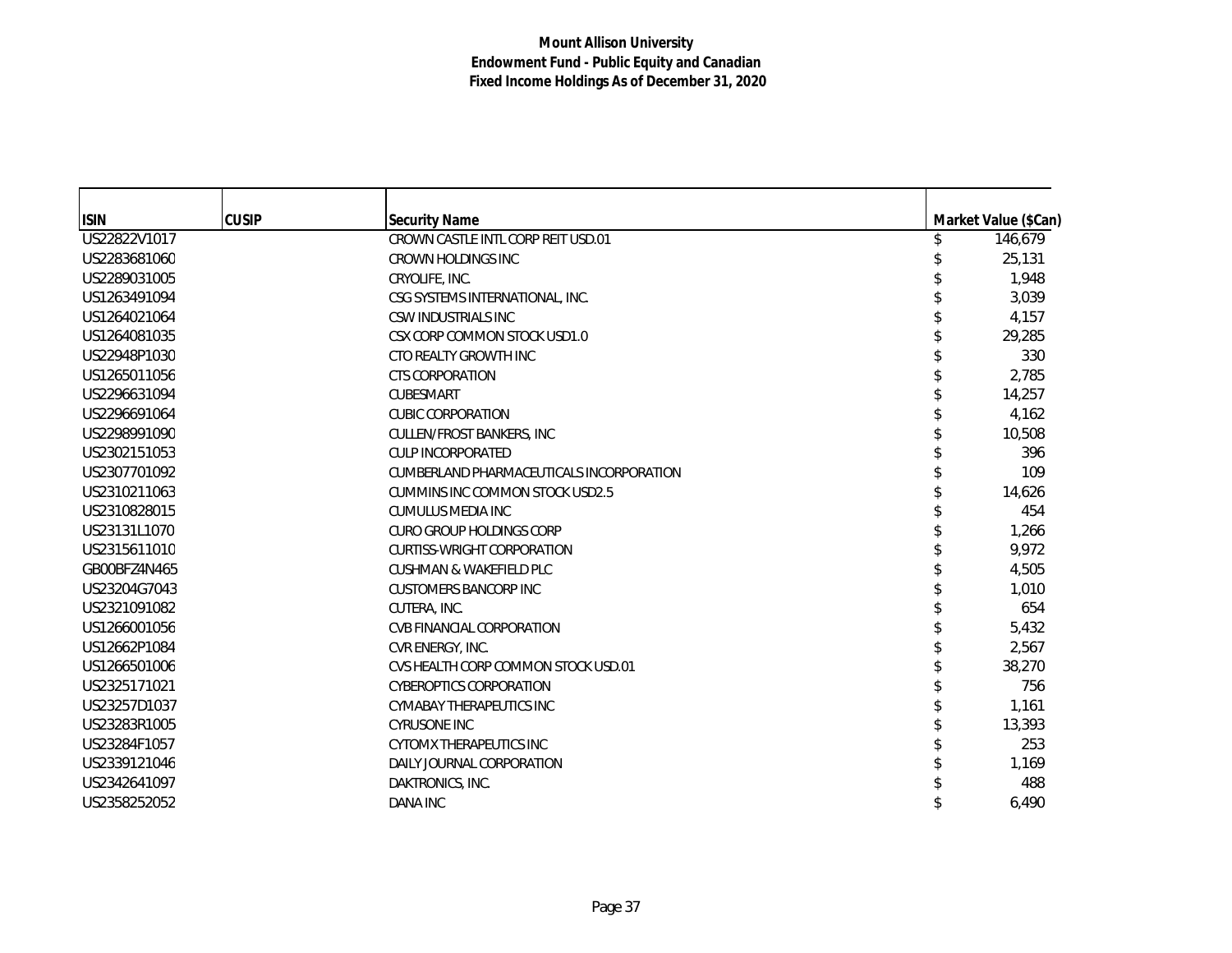**Mount Allison University**
**Endowment Fund - Public Equity and Canadian**
**Fixed Income Holdings As of December 31, 2020**

| ISIN | CUSIP | Security Name | Market Value ($Can) |
|---|---|---|---|
| US22822V1017 | | CROWN CASTLE INTL CORP REIT USD.01 | $ 146,679 |
| US2283681060 | | CROWN HOLDINGS INC | $ 25,131 |
| US2289031005 | | CRYOLIFE, INC. | $ 1,948 |
| US1263491094 | | CSG SYSTEMS INTERNATIONAL, INC. | $ 3,039 |
| US1264021064 | | CSW INDUSTRIALS INC | $ 4,157 |
| US1264081035 | | CSX CORP COMMON STOCK USD1.0 | $ 29,285 |
| US22948P1030 | | CTO REALTY GROWTH INC | $ 330 |
| US1265011056 | | CTS CORPORATION | $ 2,785 |
| US2296631094 | | CUBESMART | $ 14,257 |
| US2296691064 | | CUBIC CORPORATION | $ 4,162 |
| US2298991090 | | CULLEN/FROST BANKERS, INC | $ 10,508 |
| US2302151053 | | CULP INCORPORATED | $ 396 |
| US2307701092 | | CUMBERLAND PHARMACEUTICALS INCORPORATION | $ 109 |
| US2310211063 | | CUMMINS INC COMMON STOCK USD2.5 | $ 14,626 |
| US2310828015 | | CUMULUS MEDIA INC | $ 454 |
| US23131L1070 | | CURO GROUP HOLDINGS CORP | $ 1,266 |
| US2315611010 | | CURTISS-WRIGHT CORPORATION | $ 9,972 |
| GB00BFZ4N465 | | CUSHMAN & WAKEFIELD PLC | $ 4,505 |
| US23204G7043 | | CUSTOMERS BANCORP INC | $ 1,010 |
| US2321091082 | | CUTERA, INC. | $ 654 |
| US1266001056 | | CVB FINANCIAL CORPORATION | $ 5,432 |
| US12662P1084 | | CVR ENERGY, INC. | $ 2,567 |
| US1266501006 | | CVS HEALTH CORP COMMON STOCK USD.01 | $ 38,270 |
| US2325171021 | | CYBEROPTICS CORPORATION | $ 756 |
| US23257D1037 | | CYMABAY THERAPEUTICS INC | $ 1,161 |
| US23283R1005 | | CYRUSONE INC | $ 13,393 |
| US23284F1057 | | CYTOMX THERAPEUTICS INC | $ 253 |
| US2339121046 | | DAILY JOURNAL CORPORATION | $ 1,169 |
| US2342641097 | | DAKTRONICS, INC. | $ 488 |
| US2358252052 | | DANA INC | $ 6,490 |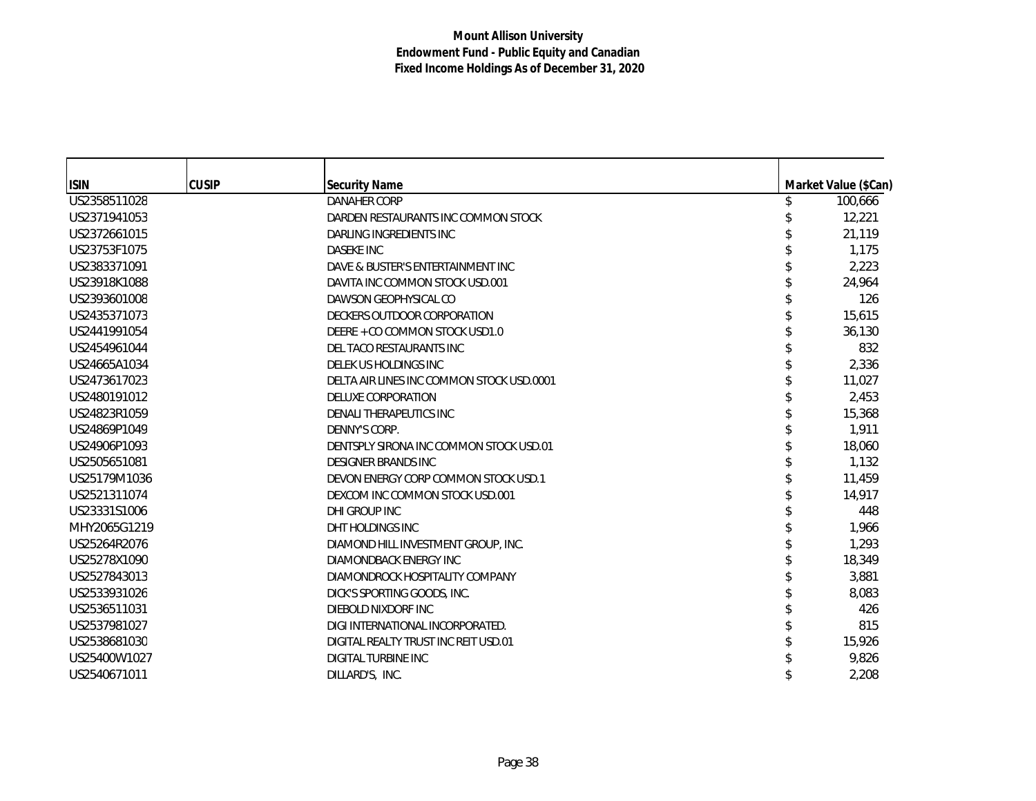**Mount Allison University**
**Endowment Fund - Public Equity and Canadian**
**Fixed Income Holdings As of December 31, 2020**

| ISIN | CUSIP | Security Name | Market Value ($Can) |
|---|---|---|---|
| US2358511028 | | DANAHER CORP | $ 100,666 |
| US2371941053 | | DARDEN RESTAURANTS INC COMMON STOCK | $ 12,221 |
| US2372661015 | | DARLING INGREDIENTS INC | $ 21,119 |
| US23753F1075 | | DASEKE INC | $ 1,175 |
| US2383371091 | | DAVE & BUSTER'S ENTERTAINMENT INC | $ 2,223 |
| US23918K1088 | | DAVITA INC COMMON STOCK USD.001 | $ 24,964 |
| US2393601008 | | DAWSON GEOPHYSICAL CO | $ 126 |
| US2435371073 | | DECKERS OUTDOOR CORPORATION | $ 15,615 |
| US2441991054 | | DEERE + CO COMMON STOCK USD1.0 | $ 36,130 |
| US2454961044 | | DEL TACO RESTAURANTS INC | $ 832 |
| US24665A1034 | | DELEK US HOLDINGS INC | $ 2,336 |
| US2473617023 | | DELTA AIR LINES INC COMMON STOCK USD.0001 | $ 11,027 |
| US2480191012 | | DELUXE CORPORATION | $ 2,453 |
| US24823R1059 | | DENALI THERAPEUTICS INC | $ 15,368 |
| US24869P1049 | | DENNY'S CORP. | $ 1,911 |
| US24906P1093 | | DENTSPLY SIRONA INC COMMON STOCK USD.01 | $ 18,060 |
| US2505651081 | | DESIGNER BRANDS INC | $ 1,132 |
| US25179M1036 | | DEVON ENERGY CORP COMMON STOCK USD.1 | $ 11,459 |
| US2521311074 | | DEXCOM INC COMMON STOCK USD.001 | $ 14,917 |
| US23331S1006 | | DHI GROUP INC | $ 448 |
| MHY2065G1219 | | DHT HOLDINGS INC | $ 1,966 |
| US25264R2076 | | DIAMOND HILL INVESTMENT GROUP, INC. | $ 1,293 |
| US25278X1090 | | DIAMONDBACK ENERGY INC | $ 18,349 |
| US2527843013 | | DIAMONDROCK HOSPITALITY COMPANY | $ 3,881 |
| US2533931026 | | DICK'S SPORTING GOODS, INC. | $ 8,083 |
| US2536511031 | | DIEBOLD NIXDORF INC | $ 426 |
| US2537981027 | | DIGI INTERNATIONAL INCORPORATED. | $ 815 |
| US2538681030 | | DIGITAL REALTY TRUST INC REIT USD.01 | $ 15,926 |
| US25400W1027 | | DIGITAL TURBINE INC | $ 9,826 |
| US2540671011 | | DILLARD'S, INC. | $ 2,208 |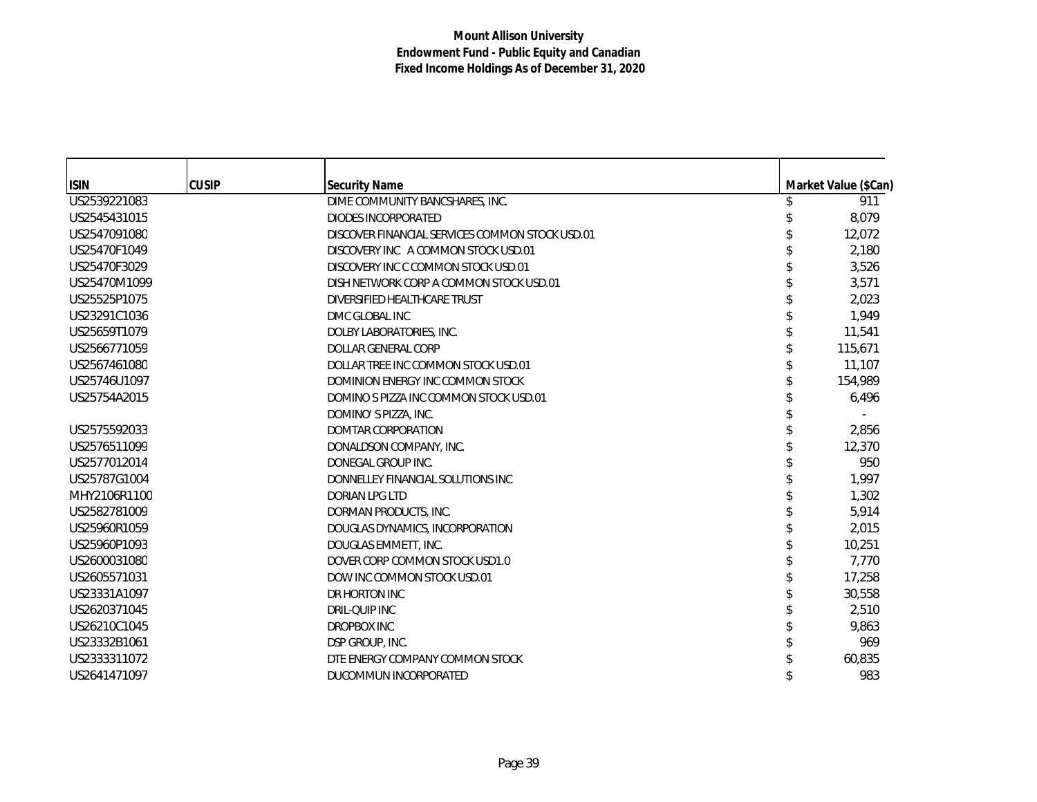**Mount Allison University**
**Endowment Fund - Public Equity and Canadian**
**Fixed Income Holdings As of December 31, 2020**

| ISIN | CUSIP | Security Name | Market Value ($Can) |
|---|---|---|---|
| US2539221083 | | DIME COMMUNITY BANCSHARES, INC. | $ 911 |
| US2545431015 | | DIODES INCORPORATED | $ 8,079 |
| US2547091080 | | DISCOVER FINANCIAL SERVICES COMMON STOCK USD.01 | $ 12,072 |
| US25470F1049 | | DISCOVERY INC A COMMON STOCK USD.01 | $ 2,180 |
| US25470F3029 | | DISCOVERY INC C COMMON STOCK USD.01 | $ 3,526 |
| US25470M1099 | | DISH NETWORK CORP A COMMON STOCK USD.01 | $ 3,571 |
| US25525P1075 | | DIVERSIFIED HEALTHCARE TRUST | $ 2,023 |
| US23291C1036 | | DMC GLOBAL INC | $ 1,949 |
| US25659T1079 | | DOLBY LABORATORIES, INC. | $ 11,541 |
| US2566771059 | | DOLLAR GENERAL CORP | $ 115,671 |
| US2567461080 | | DOLLAR TREE INC COMMON STOCK USD.01 | $ 11,107 |
| US25746U1097 | | DOMINION ENERGY INC COMMON STOCK | $ 154,989 |
| US25754A2015 | | DOMINO S PIZZA INC COMMON STOCK USD.01 | $ 6,496 |
| | | DOMINO' S PIZZA, INC. | $ - |
| US2575592033 | | DOMTAR CORPORATION | $ 2,856 |
| US2576511099 | | DONALDSON COMPANY, INC. | $ 12,370 |
| US2577012014 | | DONEGAL GROUP INC. | $ 950 |
| US25787G1004 | | DONNELLEY FINANCIAL SOLUTIONS INC | $ 1,997 |
| MHY2106R1100 | | DORIAN LPG LTD | $ 1,302 |
| US2582781009 | | DORMAN PRODUCTS, INC. | $ 5,914 |
| US25960R1059 | | DOUGLAS DYNAMICS, INCORPORATION | $ 2,015 |
| US25960P1093 | | DOUGLAS EMMETT, INC. | $ 10,251 |
| US2600031080 | | DOVER CORP COMMON STOCK USD1.0 | $ 7,770 |
| US2605571031 | | DOW INC COMMON STOCK USD.01 | $ 17,258 |
| US23331A1097 | | DR HORTON INC | $ 30,558 |
| US2620371045 | | DRIL-QUIP INC | $ 2,510 |
| US26210C1045 | | DROPBOX INC | $ 9,863 |
| US23332B1061 | | DSP GROUP, INC. | $ 969 |
| US2333311072 | | DTE ENERGY COMPANY COMMON STOCK | $ 60,835 |
| US2641471097 | | DUCOMMUN INCORPORATED | $ 983 |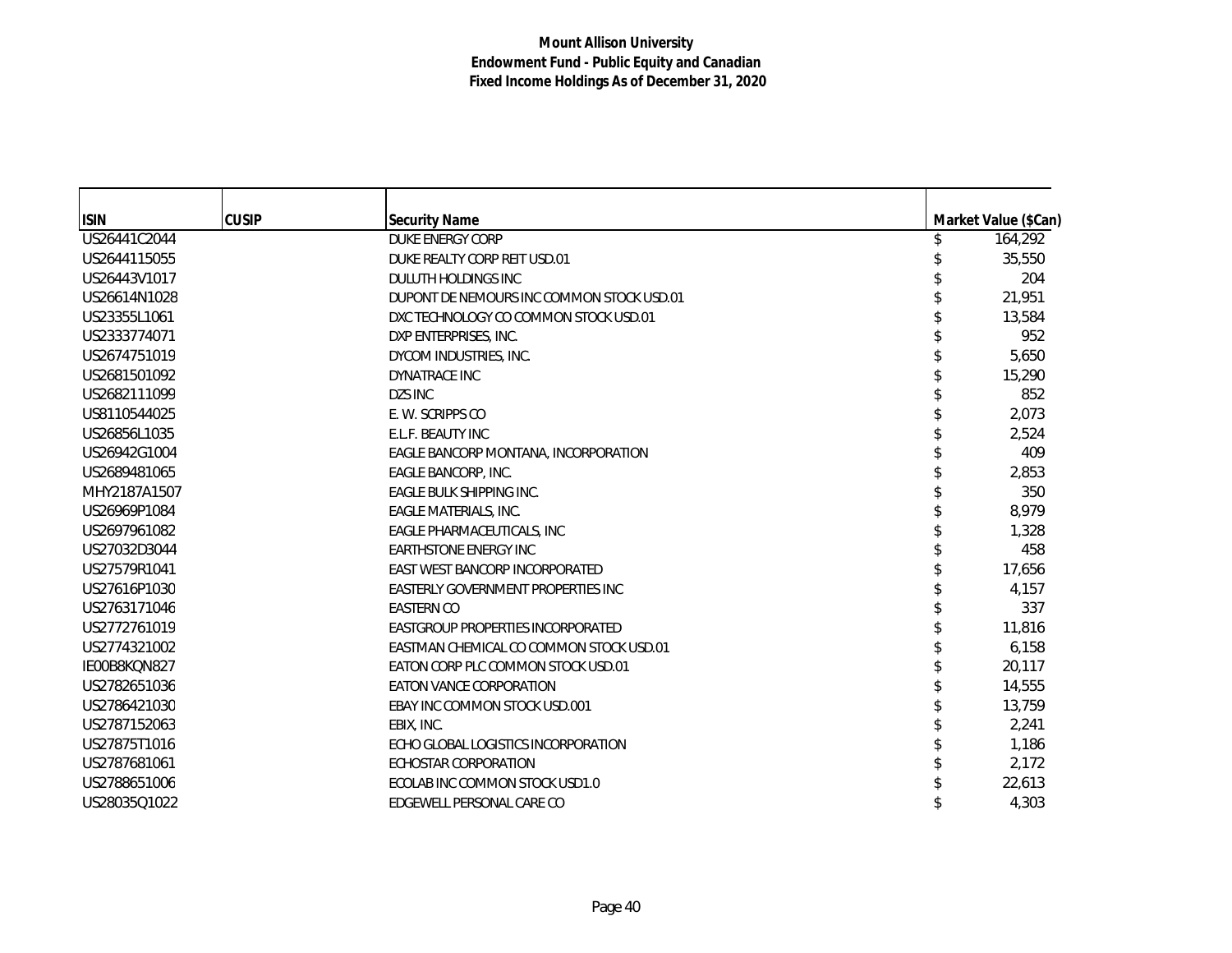**Mount Allison University**
**Endowment Fund - Public Equity and Canadian**
**Fixed Income Holdings As of December 31, 2020**

| ISIN | CUSIP | Security Name | Market Value ($Can) |
|---|---|---|---|
| US26441C2044 | | DUKE ENERGY CORP | $ 164,292 |
| US2644115055 | | DUKE REALTY CORP REIT USD.01 | $ 35,550 |
| US26443V1017 | | DULUTH HOLDINGS INC | $ 204 |
| US26614N1028 | | DUPONT DE NEMOURS INC COMMON STOCK USD.01 | $ 21,951 |
| US23355L1061 | | DXC TECHNOLOGY CO COMMON STOCK USD.01 | $ 13,584 |
| US2333774071 | | DXP ENTERPRISES, INC. | $ 952 |
| US2674751019 | | DYCOM INDUSTRIES, INC. | $ 5,650 |
| US2681501092 | | DYNATRACE INC | $ 15,290 |
| US2682111099 | | DZS INC | $ 852 |
| US8110544025 | | E. W. SCRIPPS CO | $ 2,073 |
| US26856L1035 | | E.L.F. BEAUTY INC | $ 2,524 |
| US26942G1004 | | EAGLE BANCORP MONTANA, INCORPORATION | $ 409 |
| US2689481065 | | EAGLE BANCORP, INC. | $ 2,853 |
| MHY2187A1507 | | EAGLE BULK SHIPPING INC. | $ 350 |
| US26969P1084 | | EAGLE MATERIALS, INC. | $ 8,979 |
| US2697961082 | | EAGLE PHARMACEUTICALS, INC | $ 1,328 |
| US27032D3044 | | EARTHSTONE ENERGY INC | $ 458 |
| US27579R1041 | | EAST WEST BANCORP INCORPORATED | $ 17,656 |
| US27616P1030 | | EASTERLY GOVERNMENT PROPERTIES INC | $ 4,157 |
| US2763171046 | | EASTERN CO | $ 337 |
| US2772761019 | | EASTGROUP PROPERTIES INCORPORATED | $ 11,816 |
| US2774321002 | | EASTMAN CHEMICAL CO COMMON STOCK USD.01 | $ 6,158 |
| IE00B8KQN827 | | EATON CORP PLC COMMON STOCK USD.01 | $ 20,117 |
| US2782651036 | | EATON VANCE CORPORATION | $ 14,555 |
| US2786421030 | | EBAY INC COMMON STOCK USD.001 | $ 13,759 |
| US2787152063 | | EBIX, INC. | $ 2,241 |
| US27875T1016 | | ECHO GLOBAL LOGISTICS INCORPORATION | $ 1,186 |
| US2787681061 | | ECHOSTAR CORPORATION | $ 2,172 |
| US2788651006 | | ECOLAB INC COMMON STOCK USD1.0 | $ 22,613 |
| US28035Q1022 | | EDGEWELL PERSONAL CARE CO | $ 4,303 |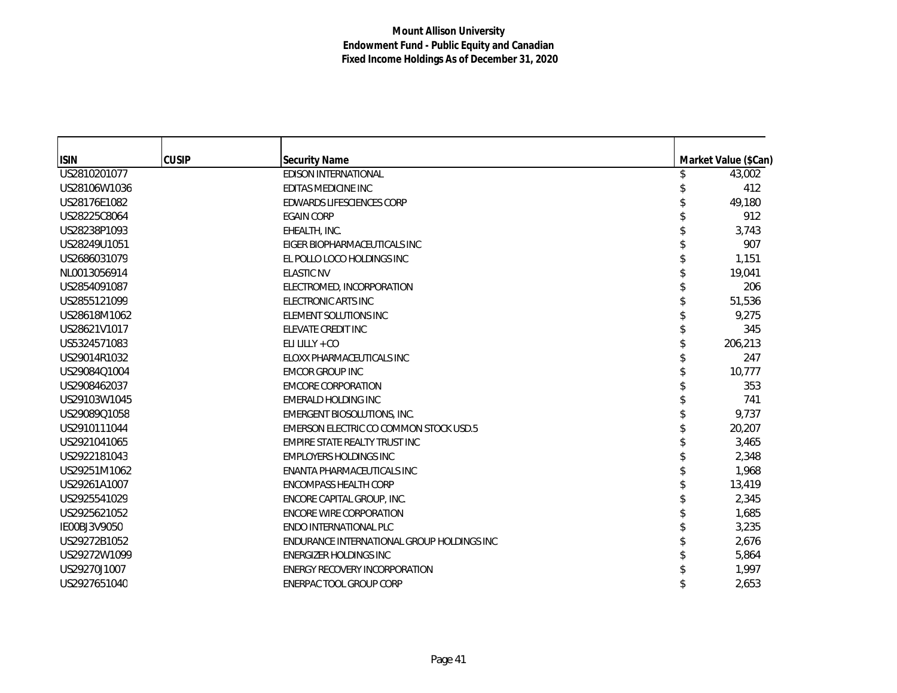**Mount Allison University**
**Endowment Fund - Public Equity and Canadian**
**Fixed Income Holdings As of December 31, 2020**

| ISIN | CUSIP | Security Name | Market Value ($Can) |
|---|---|---|---|
| US2810201077 | | EDISON INTERNATIONAL | $ 43,002 |
| US28106W1036 | | EDITAS MEDICINE INC | $ 412 |
| US28176E1082 | | EDWARDS LIFESCIENCES CORP | $ 49,180 |
| US28225C8064 | | EGAIN CORP | $ 912 |
| US28238P1093 | | EHEALTH, INC. | $ 3,743 |
| US28249U1051 | | EIGER BIOPHARMACEUTICALS INC | $ 907 |
| US2686031079 | | EL POLLO LOCO HOLDINGS INC | $ 1,151 |
| NL0013056914 | | ELASTIC NV | $ 19,041 |
| US2854091087 | | ELECTROMED, INCORPORATION | $ 206 |
| US2855121099 | | ELECTRONIC ARTS INC | $ 51,536 |
| US28618M1062 | | ELEMENT SOLUTIONS INC | $ 9,275 |
| US28621V1017 | | ELEVATE CREDIT INC | $ 345 |
| US5324571083 | | ELI LILLY + CO | $ 206,213 |
| US29014R1032 | | ELOXX PHARMACEUTICALS INC | $ 247 |
| US29084Q1004 | | EMCOR GROUP INC | $ 10,777 |
| US2908462037 | | EMCORE CORPORATION | $ 353 |
| US29103W1045 | | EMERALD HOLDING INC | $ 741 |
| US29089Q1058 | | EMERGENT BIOSOLUTIONS, INC. | $ 9,737 |
| US2910111044 | | EMERSON ELECTRIC CO COMMON STOCK USD.5 | $ 20,207 |
| US2921041065 | | EMPIRE STATE REALTY TRUST INC | $ 3,465 |
| US2922181043 | | EMPLOYERS HOLDINGS INC | $ 2,348 |
| US29251M1062 | | ENANTA PHARMACEUTICALS INC | $ 1,968 |
| US29261A1007 | | ENCOMPASS HEALTH CORP | $ 13,419 |
| US2925541029 | | ENCORE CAPITAL GROUP, INC. | $ 2,345 |
| US2925621052 | | ENCORE WIRE CORPORATION | $ 1,685 |
| IE00BJ3V9050 | | ENDO INTERNATIONAL PLC | $ 3,235 |
| US29272B1052 | | ENDURANCE INTERNATIONAL GROUP HOLDINGS INC | $ 2,676 |
| US29272W1099 | | ENERGIZER HOLDINGS INC | $ 5,864 |
| US29270J1007 | | ENERGY RECOVERY INCORPORATION | $ 1,997 |
| US2927651040 | | ENERPAC TOOL GROUP CORP | $ 2,653 |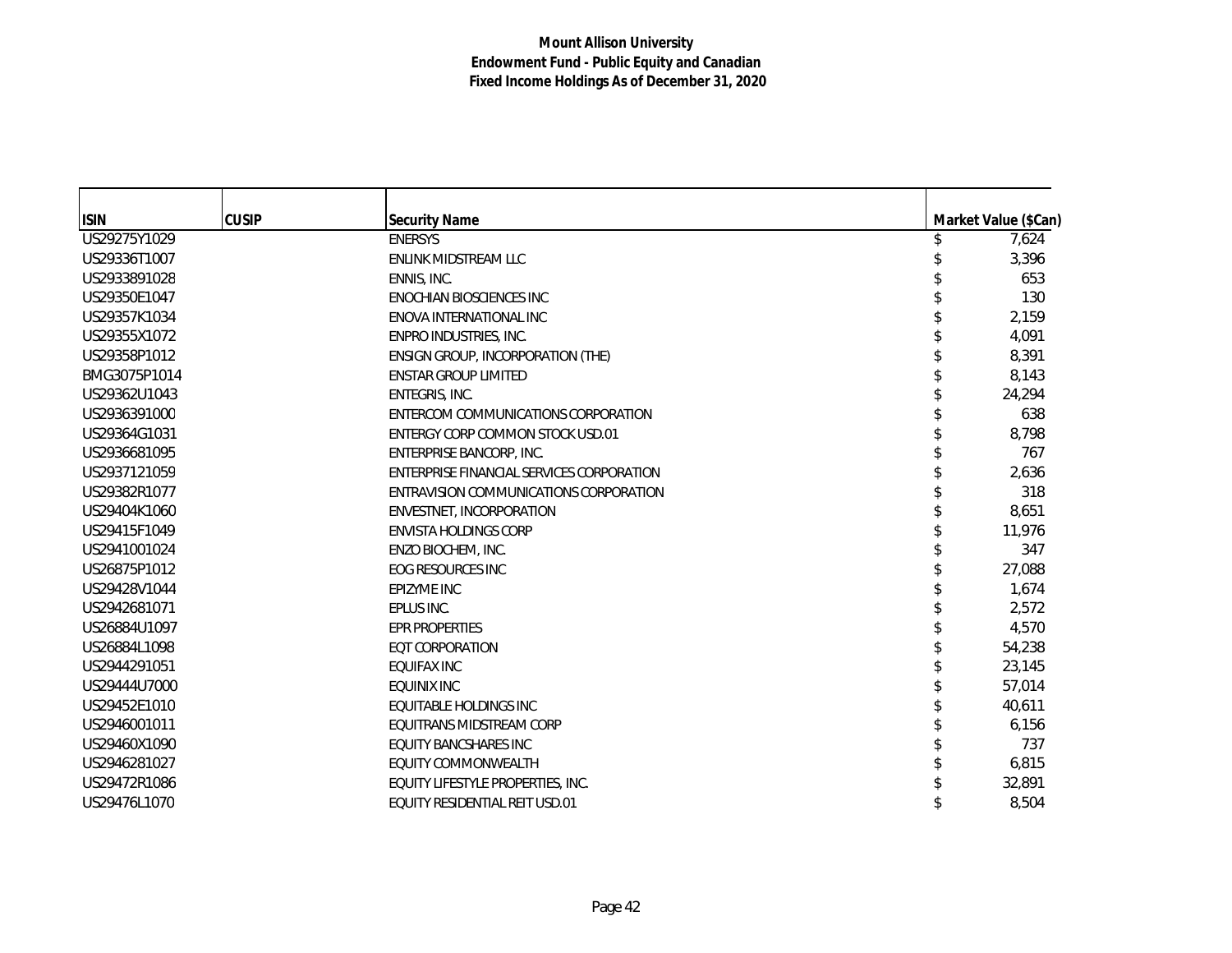**Mount Allison University**
**Endowment Fund - Public Equity and Canadian**
**Fixed Income Holdings As of December 31, 2020**

| ISIN | CUSIP | Security Name | Market Value ($Can) |
|---|---|---|---|
| US29275Y1029 | | ENERSYS | $ 7,624 |
| US29336T1007 | | ENLINK MIDSTREAM LLC | $ 3,396 |
| US2933891028 | | ENNIS, INC. | $ 653 |
| US29350E1047 | | ENOCHIAN BIOSCIENCES INC | $ 130 |
| US29357K1034 | | ENOVA INTERNATIONAL INC | $ 2,159 |
| US29355X1072 | | ENPRO INDUSTRIES, INC. | $ 4,091 |
| US29358P1012 | | ENSIGN GROUP, INCORPORATION (THE) | $ 8,391 |
| BMG3075P1014 | | ENSTAR GROUP LIMITED | $ 8,143 |
| US29362U1043 | | ENTEGRIS, INC. | $ 24,294 |
| US2936391000 | | ENTERCOM COMMUNICATIONS CORPORATION | $ 638 |
| US29364G1031 | | ENTERGY CORP COMMON STOCK USD.01 | $ 8,798 |
| US2936681095 | | ENTERPRISE BANCORP, INC. | $ 767 |
| US2937121059 | | ENTERPRISE FINANCIAL SERVICES CORPORATION | $ 2,636 |
| US29382R1077 | | ENTRAVISION COMMUNICATIONS CORPORATION | $ 318 |
| US29404K1060 | | ENVESTNET, INCORPORATION | $ 8,651 |
| US29415F1049 | | ENVISTA HOLDINGS CORP | $ 11,976 |
| US2941001024 | | ENZO BIOCHEM, INC. | $ 347 |
| US26875P1012 | | EOG RESOURCES INC | $ 27,088 |
| US29428V1044 | | EPIZYME INC | $ 1,674 |
| US2942681071 | | EPLUS INC. | $ 2,572 |
| US26884U1097 | | EPR PROPERTIES | $ 4,570 |
| US26884L1098 | | EQT CORPORATION | $ 54,238 |
| US2944291051 | | EQUIFAX INC | $ 23,145 |
| US29444U7000 | | EQUINIX INC | $ 57,014 |
| US29452E1010 | | EQUITABLE HOLDINGS INC | $ 40,611 |
| US2946001011 | | EQUITRANS MIDSTREAM CORP | $ 6,156 |
| US29460X1090 | | EQUITY BANCSHARES INC | $ 737 |
| US2946281027 | | EQUITY COMMONWEALTH | $ 6,815 |
| US29472R1086 | | EQUITY LIFESTYLE PROPERTIES, INC. | $ 32,891 |
| US29476L1070 | | EQUITY RESIDENTIAL REIT USD.01 | $ 8,504 |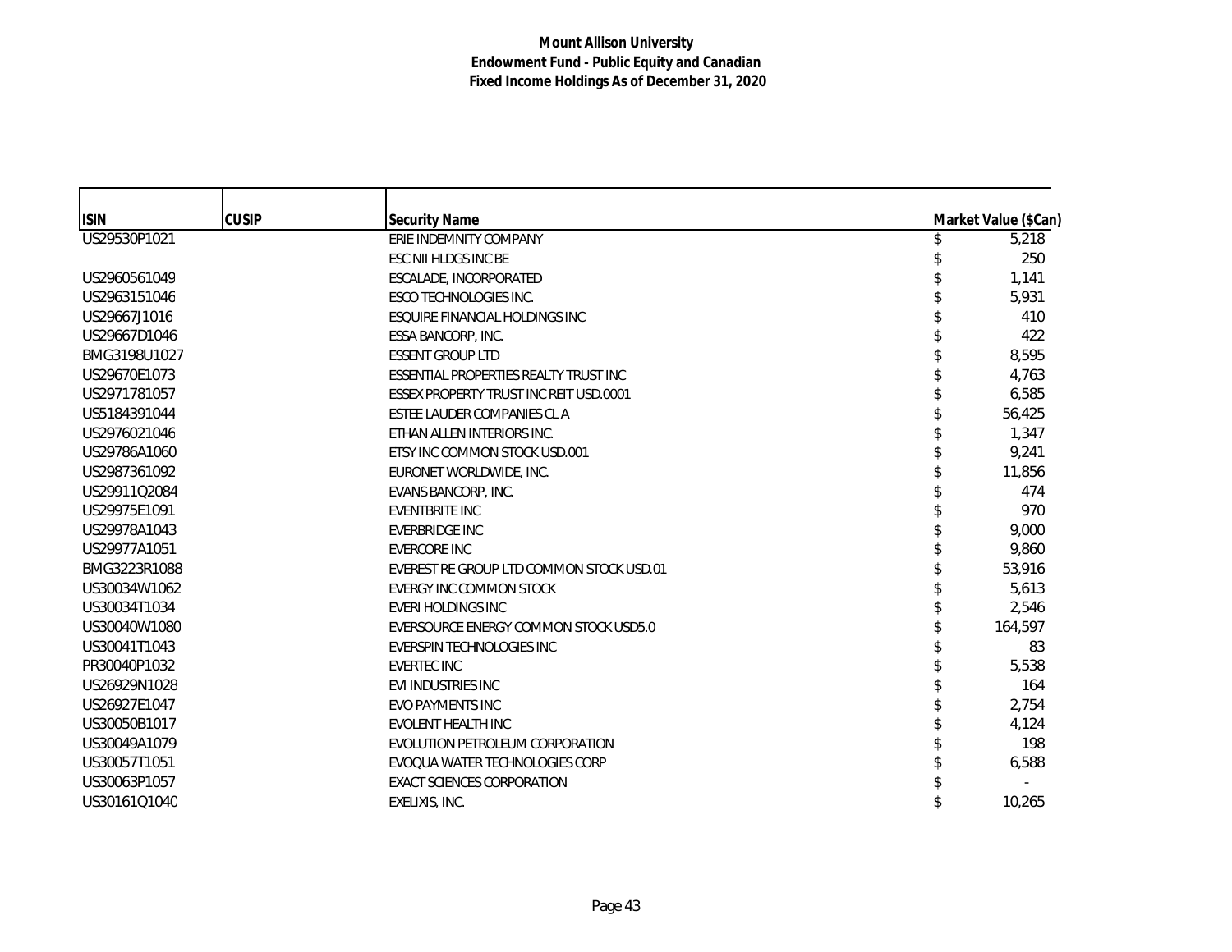**Mount Allison University**
**Endowment Fund - Public Equity and Canadian**
**Fixed Income Holdings As of December 31, 2020**

| ISIN | CUSIP | Security Name | Market Value ($Can) |
|---|---|---|---|
| US29530P1021 | | ERIE INDEMNITY COMPANY | $ 5,218 |
| | | ESC NII HLDGS INC BE | $ 250 |
| US2960561049 | | ESCALADE, INCORPORATED | $ 1,141 |
| US2963151046 | | ESCO TECHNOLOGIES INC. | $ 5,931 |
| US29667J1016 | | ESQUIRE FINANCIAL HOLDINGS INC | $ 410 |
| US29667D1046 | | ESSA BANCORP, INC. | $ 422 |
| BMG3198U1027 | | ESSENT GROUP LTD | $ 8,595 |
| US29670E1073 | | ESSENTIAL PROPERTIES REALTY TRUST INC | $ 4,763 |
| US2971781057 | | ESSEX PROPERTY TRUST INC REIT USD.0001 | $ 6,585 |
| US5184391044 | | ESTEE LAUDER COMPANIES CL A | $ 56,425 |
| US2976021046 | | ETHAN ALLEN INTERIORS INC. | $ 1,347 |
| US29786A1060 | | ETSY INC COMMON STOCK USD.001 | $ 9,241 |
| US2987361092 | | EURONET WORLDWIDE, INC. | $ 11,856 |
| US29911Q2084 | | EVANS BANCORP, INC. | $ 474 |
| US29975E1091 | | EVENTBRITE INC | $ 970 |
| US29978A1043 | | EVERBRIDGE INC | $ 9,000 |
| US29977A1051 | | EVERCORE INC | $ 9,860 |
| BMG3223R1088 | | EVEREST RE GROUP LTD COMMON STOCK USD.01 | $ 53,916 |
| US30034W1062 | | EVERGY INC COMMON STOCK | $ 5,613 |
| US30034T1034 | | EVERI HOLDINGS INC | $ 2,546 |
| US30040W1080 | | EVERSOURCE ENERGY COMMON STOCK USD5.0 | $ 164,597 |
| US30041T1043 | | EVERSPIN TECHNOLOGIES INC | $ 83 |
| PR30040P1032 | | EVERTEC INC | $ 5,538 |
| US26929N1028 | | EVI INDUSTRIES INC | $ 164 |
| US26927E1047 | | EVO PAYMENTS INC | $ 2,754 |
| US30050B1017 | | EVOLENT HEALTH INC | $ 4,124 |
| US30049A1079 | | EVOLUTION PETROLEUM CORPORATION | $ 198 |
| US30057T1051 | | EVOQUA WATER TECHNOLOGIES CORP | $ 6,588 |
| US30063P1057 | | EXACT SCIENCES CORPORATION | $ - |
| US30161Q1040 | | EXELIXIS, INC. | $ 10,265 |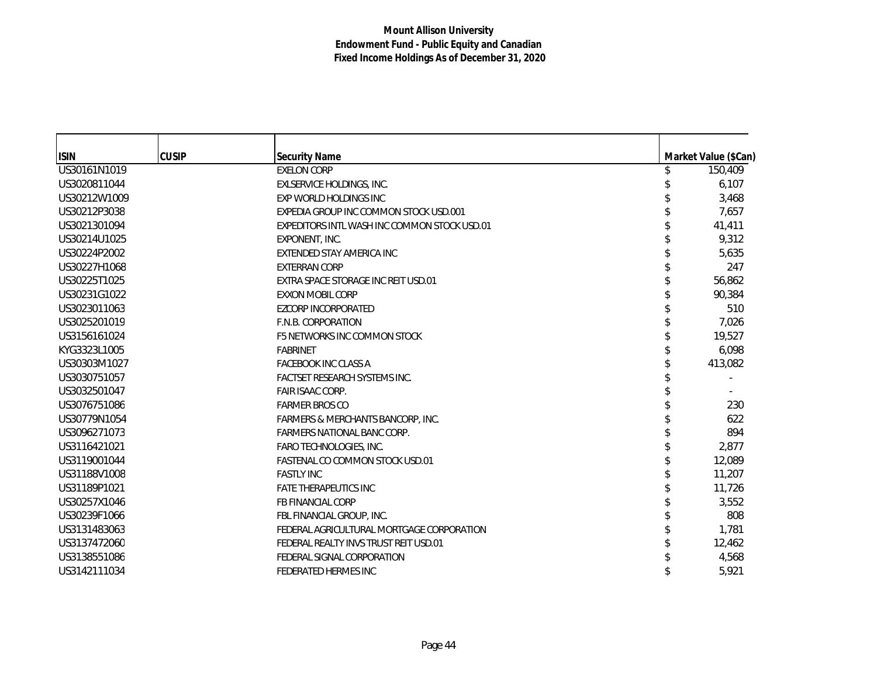**Mount Allison University**
**Endowment Fund - Public Equity and Canadian**
**Fixed Income Holdings As of December 31, 2020**

| ISIN | CUSIP | Security Name | Market Value ($Can) |
|---|---|---|---|
| US30161N1019 | | EXELON CORP | $ 150,409 |
| US3020811044 | | EXLSERVICE HOLDINGS, INC. | $ 6,107 |
| US30212W1009 | | EXP WORLD HOLDINGS INC | $ 3,468 |
| US30212P3038 | | EXPEDIA GROUP INC COMMON STOCK USD.001 | $ 7,657 |
| US3021301094 | | EXPEDITORS INTL WASH INC COMMON STOCK USD.01 | $ 41,411 |
| US30214U1025 | | EXPONENT, INC. | $ 9,312 |
| US30224P2002 | | EXTENDED STAY AMERICA INC | $ 5,635 |
| US30227H1068 | | EXTERRAN CORP | $ 247 |
| US30225T1025 | | EXTRA SPACE STORAGE INC REIT USD.01 | $ 56,862 |
| US30231G1022 | | EXXON MOBIL CORP | $ 90,384 |
| US3023011063 | | EZCORP INCORPORATED | $ 510 |
| US3025201019 | | F.N.B. CORPORATION | $ 7,026 |
| US3156161024 | | F5 NETWORKS INC COMMON STOCK | $ 19,527 |
| KYG3323L1005 | | FABRINET | $ 6,098 |
| US30303M1027 | | FACEBOOK INC CLASS A | $ 413,082 |
| US3030751057 | | FACTSET RESEARCH SYSTEMS INC. | $ - |
| US3032501047 | | FAIR ISAAC CORP. | $ - |
| US3076751086 | | FARMER BROS CO | $ 230 |
| US30779N1054 | | FARMERS & MERCHANTS BANCORP, INC. | $ 622 |
| US3096271073 | | FARMERS NATIONAL BANC CORP. | $ 894 |
| US3116421021 | | FARO TECHNOLOGIES, INC. | $ 2,877 |
| US3119001044 | | FASTENAL CO COMMON STOCK USD.01 | $ 12,089 |
| US31188V1008 | | FASTLY INC | $ 11,207 |
| US31189P1021 | | FATE THERAPEUTICS INC | $ 11,726 |
| US30257X1046 | | FB FINANCIAL CORP | $ 3,552 |
| US30239F1066 | | FBL FINANCIAL GROUP, INC. | $ 808 |
| US3131483063 | | FEDERAL AGRICULTURAL MORTGAGE CORPORATION | $ 1,781 |
| US3137472060 | | FEDERAL REALTY INVS TRUST REIT USD.01 | $ 12,462 |
| US3138551086 | | FEDERAL SIGNAL CORPORATION | $ 4,568 |
| US3142111034 | | FEDERATED HERMES INC | $ 5,921 |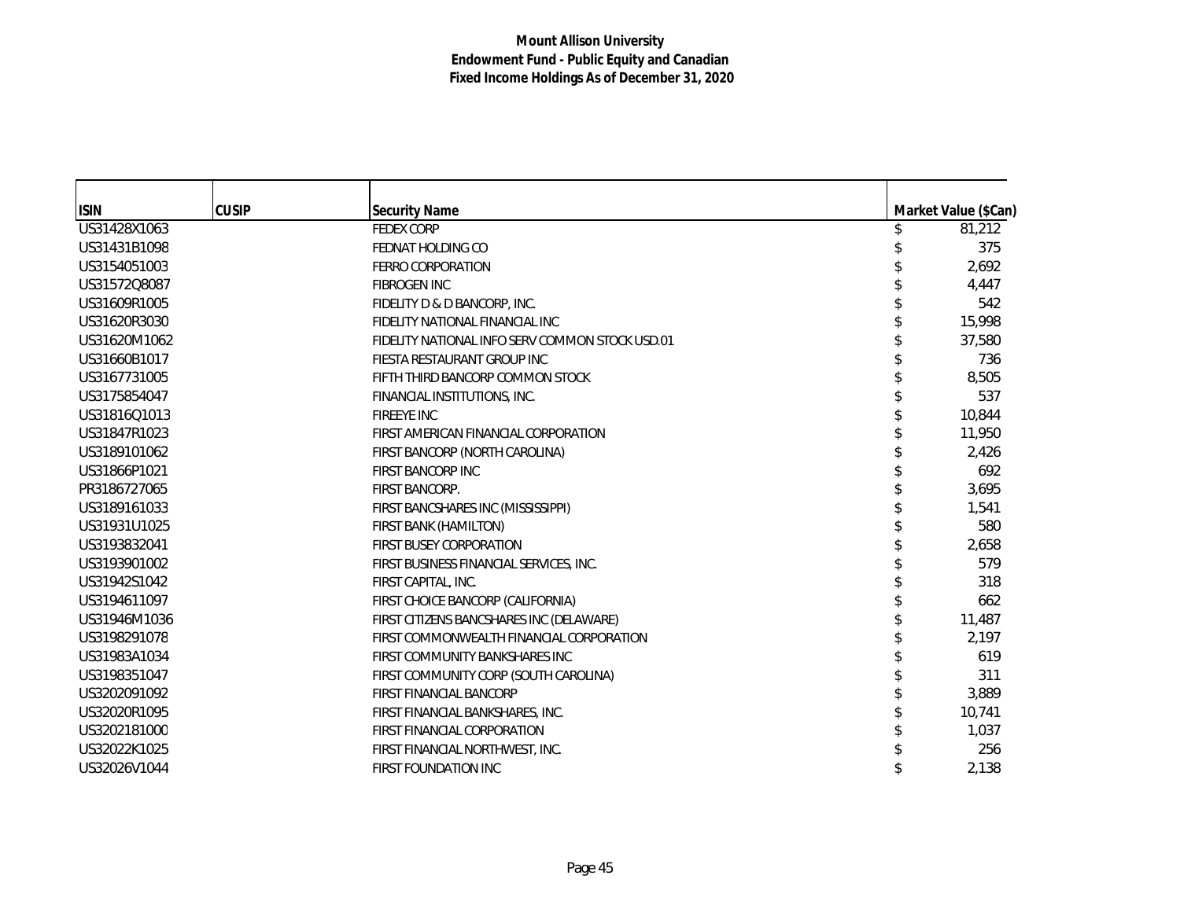**Mount Allison University**
**Endowment Fund - Public Equity and Canadian**
**Fixed Income Holdings As of December 31, 2020**

| ISIN | CUSIP | Security Name | Market Value ($Can) |
|---|---|---|---|
| US31428X1063 | | FEDEX CORP | $ 81,212 |
| US31431B1098 | | FEDNAT HOLDING CO | $ 375 |
| US3154051003 | | FERRO CORPORATION | $ 2,692 |
| US31572Q8087 | | FIBROGEN INC | $ 4,447 |
| US31609R1005 | | FIDELITY D & D BANCORP, INC. | $ 542 |
| US31620R3030 | | FIDELITY NATIONAL FINANCIAL INC | $ 15,998 |
| US31620M1062 | | FIDELITY NATIONAL INFO SERV COMMON STOCK USD.01 | $ 37,580 |
| US31660B1017 | | FIESTA RESTAURANT GROUP INC | $ 736 |
| US3167731005 | | FIFTH THIRD BANCORP COMMON STOCK | $ 8,505 |
| US3175854047 | | FINANCIAL INSTITUTIONS, INC. | $ 537 |
| US31816Q1013 | | FIREEYE INC | $ 10,844 |
| US31847R1023 | | FIRST AMERICAN FINANCIAL CORPORATION | $ 11,950 |
| US3189101062 | | FIRST BANCORP (NORTH CAROLINA) | $ 2,426 |
| US31866P1021 | | FIRST BANCORP INC | $ 692 |
| PR3186727065 | | FIRST BANCORP. | $ 3,695 |
| US3189161033 | | FIRST BANCSHARES INC (MISSISSIPPI) | $ 1,541 |
| US31931U1025 | | FIRST BANK (HAMILTON) | $ 580 |
| US3193832041 | | FIRST BUSEY CORPORATION | $ 2,658 |
| US3193901002 | | FIRST BUSINESS FINANCIAL SERVICES, INC. | $ 579 |
| US31942S1042 | | FIRST CAPITAL, INC. | $ 318 |
| US3194611097 | | FIRST CHOICE BANCORP (CALIFORNIA) | $ 662 |
| US31946M1036 | | FIRST CITIZENS BANCSHARES INC (DELAWARE) | $ 11,487 |
| US3198291078 | | FIRST COMMONWEALTH FINANCIAL CORPORATION | $ 2,197 |
| US31983A1034 | | FIRST COMMUNITY BANKSHARES INC | $ 619 |
| US3198351047 | | FIRST COMMUNITY CORP (SOUTH CAROLINA) | $ 311 |
| US3202091092 | | FIRST FINANCIAL BANCORP | $ 3,889 |
| US32020R1095 | | FIRST FINANCIAL BANKSHARES, INC. | $ 10,741 |
| US3202181000 | | FIRST FINANCIAL CORPORATION | $ 1,037 |
| US32022K1025 | | FIRST FINANCIAL NORTHWEST, INC. | $ 256 |
| US32026V1044 | | FIRST FOUNDATION INC | $ 2,138 |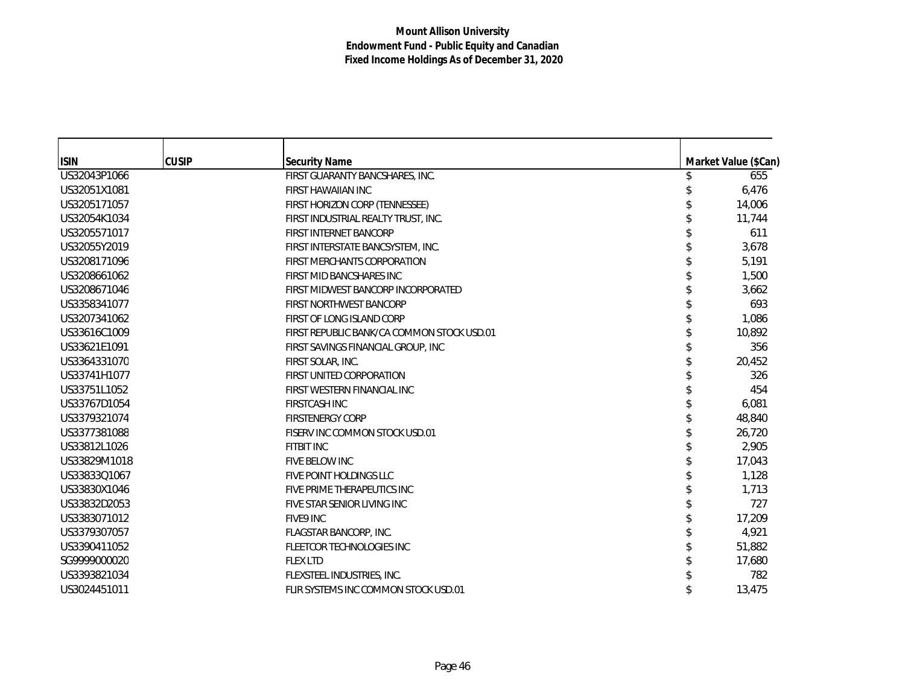**Mount Allison University**
**Endowment Fund - Public Equity and Canadian**
**Fixed Income Holdings As of December 31, 2020**

| ISIN | CUSIP | Security Name | Market Value ($Can) |
|---|---|---|---|
| US32043P1066 | | FIRST GUARANTY BANCSHARES, INC. | $ 655 |
| US32051X1081 | | FIRST HAWAIIAN INC | $ 6,476 |
| US3205171057 | | FIRST HORIZON CORP (TENNESSEE) | $ 14,006 |
| US32054K1034 | | FIRST INDUSTRIAL REALTY TRUST, INC. | $ 11,744 |
| US3205571017 | | FIRST INTERNET BANCORP | $ 611 |
| US32055Y2019 | | FIRST INTERSTATE BANCSYSTEM, INC. | $ 3,678 |
| US3208171096 | | FIRST MERCHANTS CORPORATION | $ 5,191 |
| US3208661062 | | FIRST MID BANCSHARES INC | $ 1,500 |
| US3208671046 | | FIRST MIDWEST BANCORP INCORPORATED | $ 3,662 |
| US3358341077 | | FIRST NORTHWEST BANCORP | $ 693 |
| US3207341062 | | FIRST OF LONG ISLAND CORP | $ 1,086 |
| US33616C1009 | | FIRST REPUBLIC BANK/CA COMMON STOCK USD.01 | $ 10,892 |
| US33621E1091 | | FIRST SAVINGS FINANCIAL GROUP, INC | $ 356 |
| US3364331070 | | FIRST SOLAR, INC. | $ 20,452 |
| US33741H1077 | | FIRST UNITED CORPORATION | $ 326 |
| US33751L1052 | | FIRST WESTERN FINANCIAL INC | $ 454 |
| US33767D1054 | | FIRSTCASH INC | $ 6,081 |
| US3379321074 | | FIRSTENERGY CORP | $ 48,840 |
| US3377381088 | | FISERV INC COMMON STOCK USD.01 | $ 26,720 |
| US33812L1026 | | FITBIT INC | $ 2,905 |
| US33829M1018 | | FIVE BELOW INC | $ 17,043 |
| US33833Q1067 | | FIVE POINT HOLDINGS LLC | $ 1,128 |
| US33830X1046 | | FIVE PRIME THERAPEUTICS INC | $ 1,713 |
| US33832D2053 | | FIVE STAR SENIOR LIVING INC | $ 727 |
| US3383071012 | | FIVE9 INC | $ 17,209 |
| US3379307057 | | FLAGSTAR BANCORP, INC. | $ 4,921 |
| US3390411052 | | FLEETCOR TECHNOLOGIES INC | $ 51,882 |
| SG9999000020 | | FLEX LTD | $ 17,680 |
| US3393821034 | | FLEXSTEEL INDUSTRIES, INC. | $ 782 |
| US3024451011 | | FLIR SYSTEMS INC COMMON STOCK USD.01 | $ 13,475 |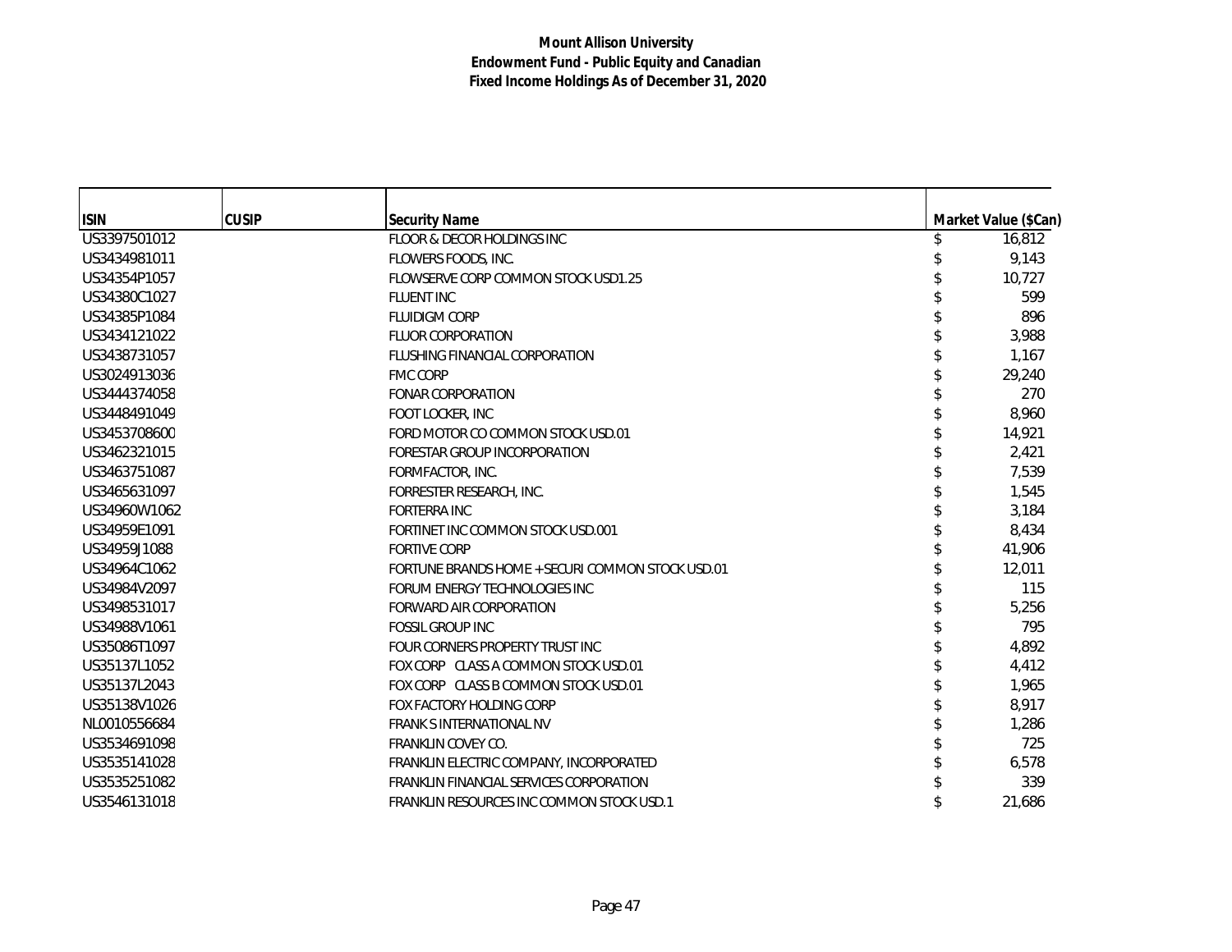**Mount Allison University**
**Endowment Fund - Public Equity and Canadian**
**Fixed Income Holdings As of December 31, 2020**

| ISIN | CUSIP | Security Name | Market Value ($Can) |
|---|---|---|---|
| US3397501012 | | FLOOR & DECOR HOLDINGS INC | $ 16,812 |
| US3434981011 | | FLOWERS FOODS, INC. | $ 9,143 |
| US34354P1057 | | FLOWSERVE CORP COMMON STOCK USD1.25 | $ 10,727 |
| US34380C1027 | | FLUENT INC | $ 599 |
| US34385P1084 | | FLUIDIGM CORP | $ 896 |
| US3434121022 | | FLUOR CORPORATION | $ 3,988 |
| US3438731057 | | FLUSHING FINANCIAL CORPORATION | $ 1,167 |
| US3024913036 | | FMC CORP | $ 29,240 |
| US3444374058 | | FONAR CORPORATION | $ 270 |
| US3448491049 | | FOOT LOCKER, INC | $ 8,960 |
| US3453708600 | | FORD MOTOR CO COMMON STOCK USD.01 | $ 14,921 |
| US3462321015 | | FORESTAR GROUP INCORPORATION | $ 2,421 |
| US3463751087 | | FORMFACTOR, INC. | $ 7,539 |
| US3465631097 | | FORRESTER RESEARCH, INC. | $ 1,545 |
| US34960W1062 | | FORTERRA INC | $ 3,184 |
| US34959E1091 | | FORTINET INC COMMON STOCK USD.001 | $ 8,434 |
| US34959J1088 | | FORTIVE CORP | $ 41,906 |
| US34964C1062 | | FORTUNE BRANDS HOME + SECURI COMMON STOCK USD.01 | $ 12,011 |
| US34984V2097 | | FORUM ENERGY TECHNOLOGIES INC | $ 115 |
| US3498531017 | | FORWARD AIR CORPORATION | $ 5,256 |
| US34988V1061 | | FOSSIL GROUP INC | $ 795 |
| US35086T1097 | | FOUR CORNERS PROPERTY TRUST INC | $ 4,892 |
| US35137L1052 | | FOX CORP CLASS A COMMON STOCK USD.01 | $ 4,412 |
| US35137L2043 | | FOX CORP CLASS B COMMON STOCK USD.01 | $ 1,965 |
| US35138V1026 | | FOX FACTORY HOLDING CORP | $ 8,917 |
| NL0010556684 | | FRANK S INTERNATIONAL NV | $ 1,286 |
| US3534691098 | | FRANKLIN COVEY CO. | $ 725 |
| US3535141028 | | FRANKLIN ELECTRIC COMPANY, INCORPORATED | $ 6,578 |
| US3535251082 | | FRANKLIN FINANCIAL SERVICES CORPORATION | $ 339 |
| US3546131018 | | FRANKLIN RESOURCES INC COMMON STOCK USD.1 | $ 21,686 |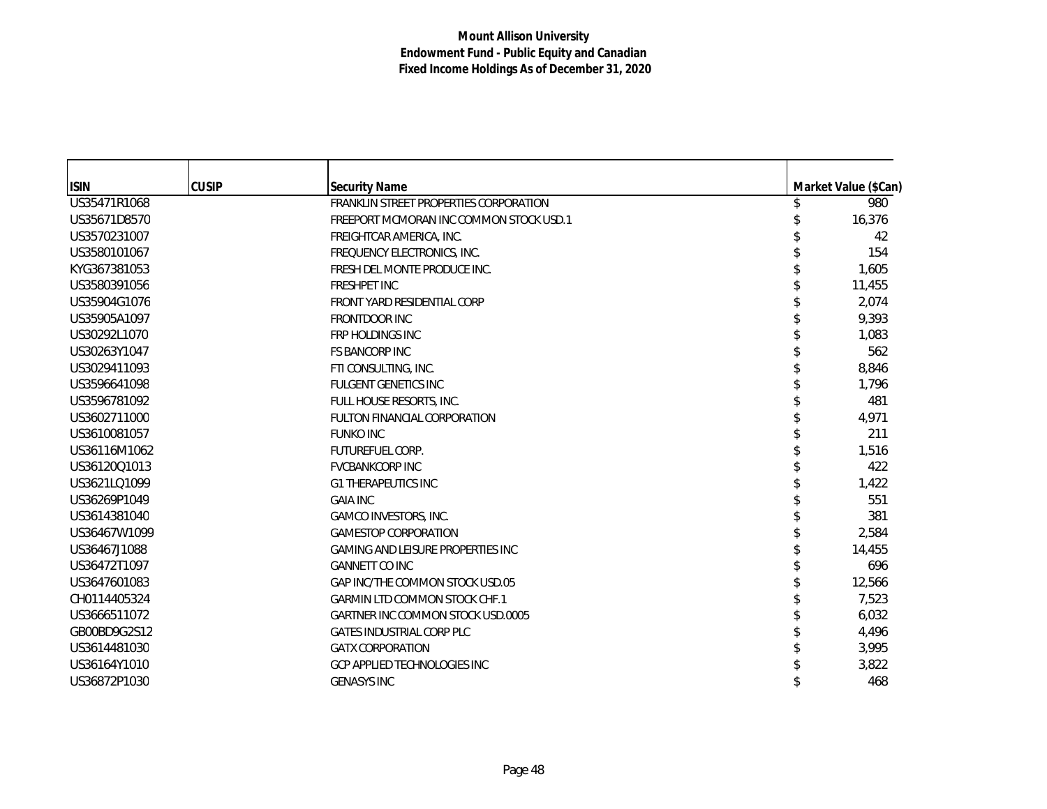**Mount Allison University**
**Endowment Fund - Public Equity and Canadian**
**Fixed Income Holdings As of December 31, 2020**

| ISIN | CUSIP | Security Name | Market Value ($Can) |
|---|---|---|---|
| US35471R1068 | | FRANKLIN STREET PROPERTIES CORPORATION | $ 980 |
| US35671D8570 | | FREEPORT MCMORAN INC COMMON STOCK USD.1 | $ 16,376 |
| US3570231007 | | FREIGHTCAR AMERICA, INC. | $ 42 |
| US3580101067 | | FREQUENCY ELECTRONICS, INC. | $ 154 |
| KYG367381053 | | FRESH DEL MONTE PRODUCE INC. | $ 1,605 |
| US3580391056 | | FRESHPET INC | $ 11,455 |
| US35904G1076 | | FRONT YARD RESIDENTIAL CORP | $ 2,074 |
| US35905A1097 | | FRONTDOOR INC | $ 9,393 |
| US30292L1070 | | FRP HOLDINGS INC | $ 1,083 |
| US30263Y1047 | | FS BANCORP INC | $ 562 |
| US3029411093 | | FTI CONSULTING, INC. | $ 8,846 |
| US3596641098 | | FULGENT GENETICS INC | $ 1,796 |
| US3596781092 | | FULL HOUSE RESORTS, INC. | $ 481 |
| US3602711000 | | FULTON FINANCIAL CORPORATION | $ 4,971 |
| US3610081057 | | FUNKO INC | $ 211 |
| US36116M1062 | | FUTUREFUEL CORP. | $ 1,516 |
| US36120Q1013 | | FVCBANKCORP INC | $ 422 |
| US3621LQ1099 | | G1 THERAPEUTICS INC | $ 1,422 |
| US36269P1049 | | GAIA INC | $ 551 |
| US3614381040 | | GAMCO INVESTORS, INC. | $ 381 |
| US36467W1099 | | GAMESTOP CORPORATION | $ 2,584 |
| US36467J1088 | | GAMING AND LEISURE PROPERTIES INC | $ 14,455 |
| US36472T1097 | | GANNETT CO INC | $ 696 |
| US3647601083 | | GAP INC/THE COMMON STOCK USD.05 | $ 12,566 |
| CH0114405324 | | GARMIN LTD COMMON STOCK CHF.1 | $ 7,523 |
| US3666511072 | | GARTNER INC COMMON STOCK USD.0005 | $ 6,032 |
| GB00BD9G2S12 | | GATES INDUSTRIAL CORP PLC | $ 4,496 |
| US3614481030 | | GATX CORPORATION | $ 3,995 |
| US36164Y1010 | | GCP APPLIED TECHNOLOGIES INC | $ 3,822 |
| US36872P1030 | | GENASYS INC | $ 468 |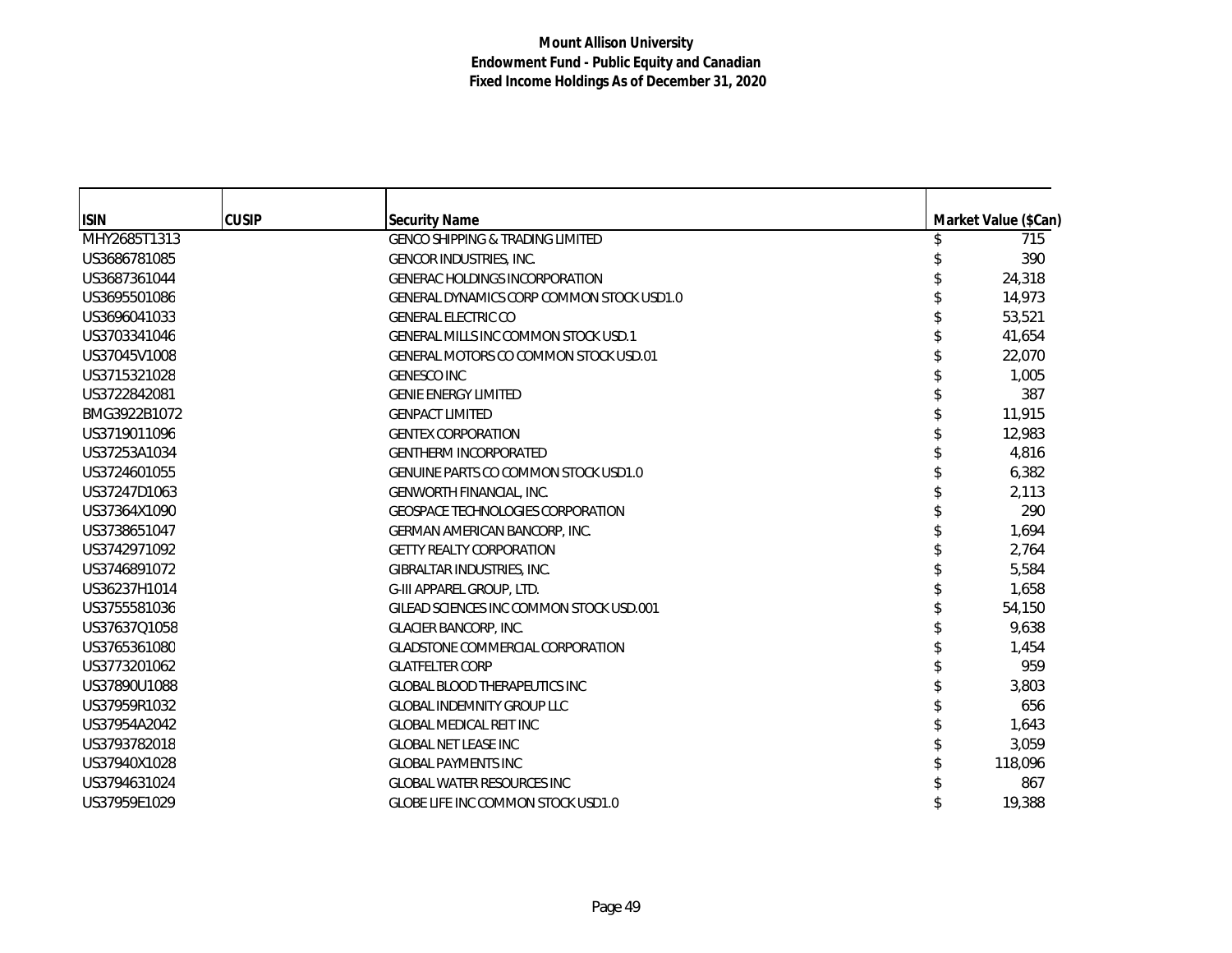**Mount Allison University**
**Endowment Fund - Public Equity and Canadian**
**Fixed Income Holdings As of December 31, 2020**

| ISIN | CUSIP | Security Name | Market Value ($Can) |
|---|---|---|---|
| MHY2685T1313 | | GENCO SHIPPING & TRADING LIMITED | $ 715 |
| US3686781085 | | GENCOR INDUSTRIES, INC. | $ 390 |
| US3687361044 | | GENERAC HOLDINGS INCORPORATION | $ 24,318 |
| US3695501086 | | GENERAL DYNAMICS CORP COMMON STOCK USD1.0 | $ 14,973 |
| US3696041033 | | GENERAL ELECTRIC CO | $ 53,521 |
| US3703341046 | | GENERAL MILLS INC COMMON STOCK USD.1 | $ 41,654 |
| US37045V1008 | | GENERAL MOTORS CO COMMON STOCK USD.01 | $ 22,070 |
| US3715321028 | | GENESCO INC | $ 1,005 |
| US3722842081 | | GENIE ENERGY LIMITED | $ 387 |
| BMG3922B1072 | | GENPACT LIMITED | $ 11,915 |
| US3719011096 | | GENTEX CORPORATION | $ 12,983 |
| US37253A1034 | | GENTHERM INCORPORATED | $ 4,816 |
| US3724601055 | | GENUINE PARTS CO COMMON STOCK USD1.0 | $ 6,382 |
| US37247D1063 | | GENWORTH FINANCIAL, INC. | $ 2,113 |
| US37364X1090 | | GEOSPACE TECHNOLOGIES CORPORATION | $ 290 |
| US3738651047 | | GERMAN AMERICAN BANCORP, INC. | $ 1,694 |
| US3742971092 | | GETTY REALTY CORPORATION | $ 2,764 |
| US3746891072 | | GIBRALTAR INDUSTRIES, INC. | $ 5,584 |
| US36237H1014 | | G-III APPAREL GROUP, LTD. | $ 1,658 |
| US3755581036 | | GILEAD SCIENCES INC COMMON STOCK USD.001 | $ 54,150 |
| US37637Q1058 | | GLACIER BANCORP, INC. | $ 9,638 |
| US3765361080 | | GLADSTONE COMMERCIAL CORPORATION | $ 1,454 |
| US3773201062 | | GLATFELTER CORP | $ 959 |
| US37890U1088 | | GLOBAL BLOOD THERAPEUTICS INC | $ 3,803 |
| US37959R1032 | | GLOBAL INDEMNITY GROUP LLC | $ 656 |
| US37954A2042 | | GLOBAL MEDICAL REIT INC | $ 1,643 |
| US3793782018 | | GLOBAL NET LEASE INC | $ 3,059 |
| US37940X1028 | | GLOBAL PAYMENTS INC | $ 118,096 |
| US3794631024 | | GLOBAL WATER RESOURCES INC | $ 867 |
| US37959E1029 | | GLOBE LIFE INC COMMON STOCK USD1.0 | $ 19,388 |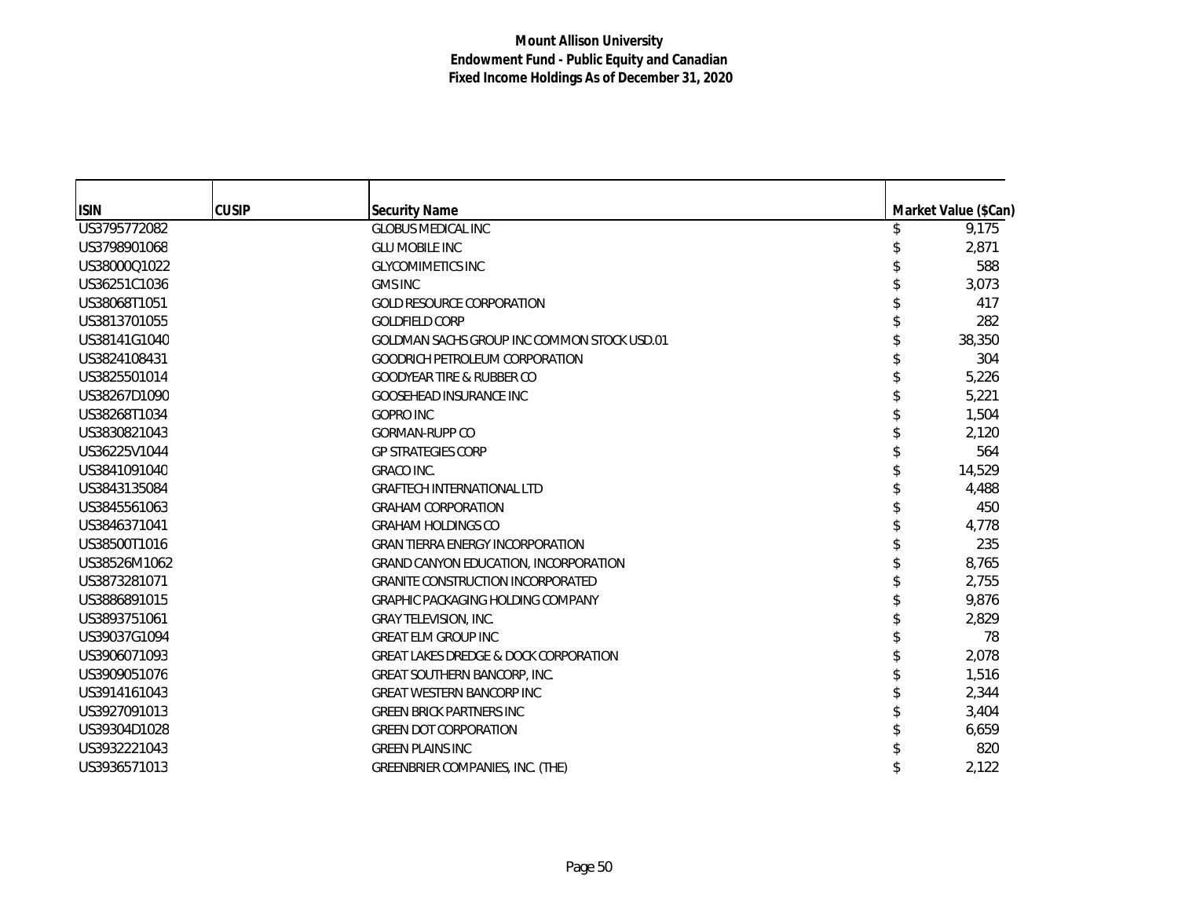**Mount Allison University**
**Endowment Fund - Public Equity and Canadian**
**Fixed Income Holdings As of December 31, 2020**

| ISIN | CUSIP | Security Name | Market Value ($Can) |
|---|---|---|---|
| US3795772082 | | GLOBUS MEDICAL INC | $ 9,175 |
| US3798901068 | | GLU MOBILE INC | $ 2,871 |
| US38000Q1022 | | GLYCOMIMETICS INC | $ 588 |
| US36251C1036 | | GMS INC | $ 3,073 |
| US38068T1051 | | GOLD RESOURCE CORPORATION | $ 417 |
| US3813701055 | | GOLDFIELD CORP | $ 282 |
| US38141G1040 | | GOLDMAN SACHS GROUP INC COMMON STOCK USD.01 | $ 38,350 |
| US3824108431 | | GOODRICH PETROLEUM CORPORATION | $ 304 |
| US3825501014 | | GOODYEAR TIRE & RUBBER CO | $ 5,226 |
| US38267D1090 | | GOOSEHEAD INSURANCE INC | $ 5,221 |
| US38268T1034 | | GOPRO INC | $ 1,504 |
| US3830821043 | | GORMAN-RUPP CO | $ 2,120 |
| US36225V1044 | | GP STRATEGIES CORP | $ 564 |
| US3841091040 | | GRACO INC. | $ 14,529 |
| US3843135084 | | GRAFTECH INTERNATIONAL LTD | $ 4,488 |
| US3845561063 | | GRAHAM CORPORATION | $ 450 |
| US3846371041 | | GRAHAM HOLDINGS CO | $ 4,778 |
| US38500T1016 | | GRAN TIERRA ENERGY INCORPORATION | $ 235 |
| US38526M1062 | | GRAND CANYON EDUCATION, INCORPORATION | $ 8,765 |
| US3873281071 | | GRANITE CONSTRUCTION INCORPORATED | $ 2,755 |
| US3886891015 | | GRAPHIC PACKAGING HOLDING COMPANY | $ 9,876 |
| US3893751061 | | GRAY TELEVISION, INC. | $ 2,829 |
| US39037G1094 | | GREAT ELM GROUP INC | $ 78 |
| US3906071093 | | GREAT LAKES DREDGE & DOCK CORPORATION | $ 2,078 |
| US3909051076 | | GREAT SOUTHERN BANCORP, INC. | $ 1,516 |
| US3914161043 | | GREAT WESTERN BANCORP INC | $ 2,344 |
| US3927091013 | | GREEN BRICK PARTNERS INC | $ 3,404 |
| US39304D1028 | | GREEN DOT CORPORATION | $ 6,659 |
| US3932221043 | | GREEN PLAINS INC | $ 820 |
| US3936571013 | | GREENBRIER COMPANIES, INC. (THE) | $ 2,122 |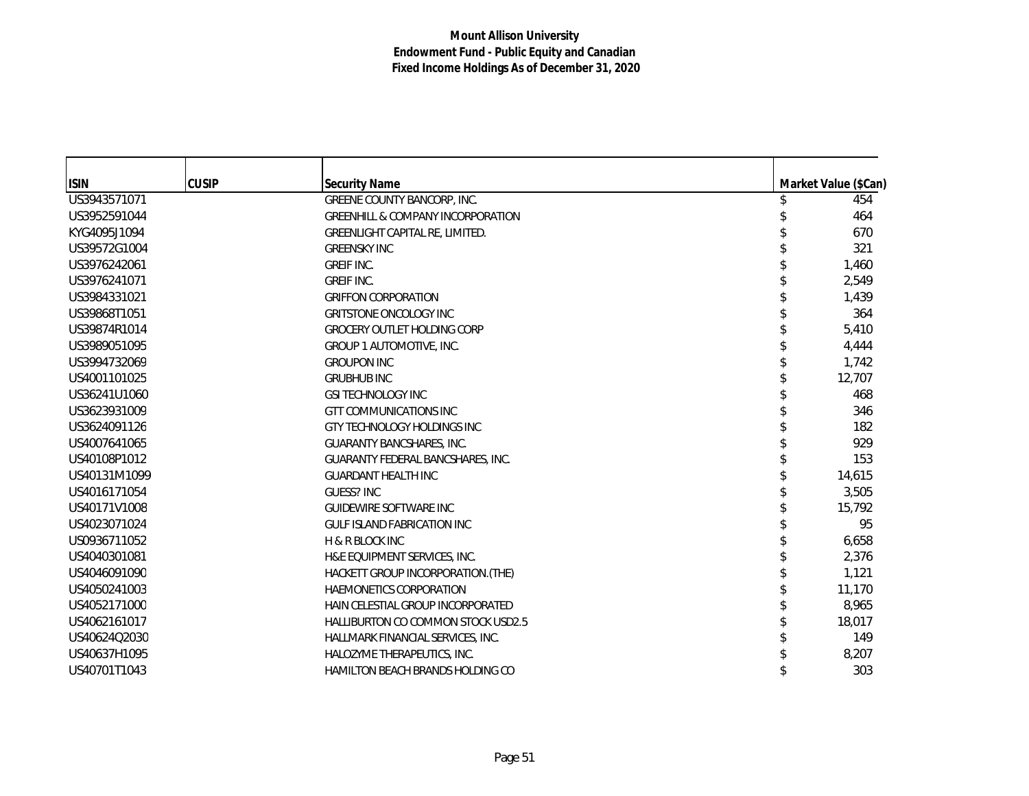**Mount Allison University**
**Endowment Fund - Public Equity and Canadian**
**Fixed Income Holdings As of December 31, 2020**

| ISIN | CUSIP | Security Name | Market Value ($Can) |
|---|---|---|---|
| US3943571071 | | GREENE COUNTY BANCORP, INC. | $ 454 |
| US3952591044 | | GREENHILL & COMPANY INCORPORATION | $ 464 |
| KYG4095J1094 | | GREENLIGHT CAPITAL RE, LIMITED. | $ 670 |
| US39572G1004 | | GREENSKY INC | $ 321 |
| US3976242061 | | GREIF INC. | $ 1,460 |
| US3976241071 | | GREIF INC. | $ 2,549 |
| US3984331021 | | GRIFFON CORPORATION | $ 1,439 |
| US39868T1051 | | GRITSTONE ONCOLOGY INC | $ 364 |
| US39874R1014 | | GROCERY OUTLET HOLDING CORP | $ 5,410 |
| US3989051095 | | GROUP 1 AUTOMOTIVE, INC. | $ 4,444 |
| US3994732069 | | GROUPON INC | $ 1,742 |
| US4001101025 | | GRUBHUB INC | $ 12,707 |
| US36241U1060 | | GSI TECHNOLOGY INC | $ 468 |
| US3623931009 | | GTT COMMUNICATIONS INC | $ 346 |
| US3624091126 | | GTY TECHNOLOGY HOLDINGS INC | $ 182 |
| US4007641065 | | GUARANTY BANCSHARES, INC. | $ 929 |
| US40108P1012 | | GUARANTY FEDERAL BANCSHARES, INC. | $ 153 |
| US40131M1099 | | GUARDANT HEALTH INC | $ 14,615 |
| US4016171054 | | GUESS? INC | $ 3,505 |
| US40171V1008 | | GUIDEWIRE SOFTWARE INC | $ 15,792 |
| US4023071024 | | GULF ISLAND FABRICATION INC | $ 95 |
| US0936711052 | | H & R BLOCK INC | $ 6,658 |
| US4040301081 | | H&E EQUIPMENT SERVICES, INC. | $ 2,376 |
| US4046091090 | | HACKETT GROUP INCORPORATION.(THE) | $ 1,121 |
| US4050241003 | | HAEMONETICS CORPORATION | $ 11,170 |
| US4052171000 | | HAIN CELESTIAL GROUP INCORPORATED | $ 8,965 |
| US4062161017 | | HALLIBURTON CO COMMON STOCK USD2.5 | $ 18,017 |
| US40624Q2030 | | HALLMARK FINANCIAL SERVICES, INC. | $ 149 |
| US40637H1095 | | HALOZYME THERAPEUTICS, INC. | $ 8,207 |
| US40701T1043 | | HAMILTON BEACH BRANDS HOLDING CO | $ 303 |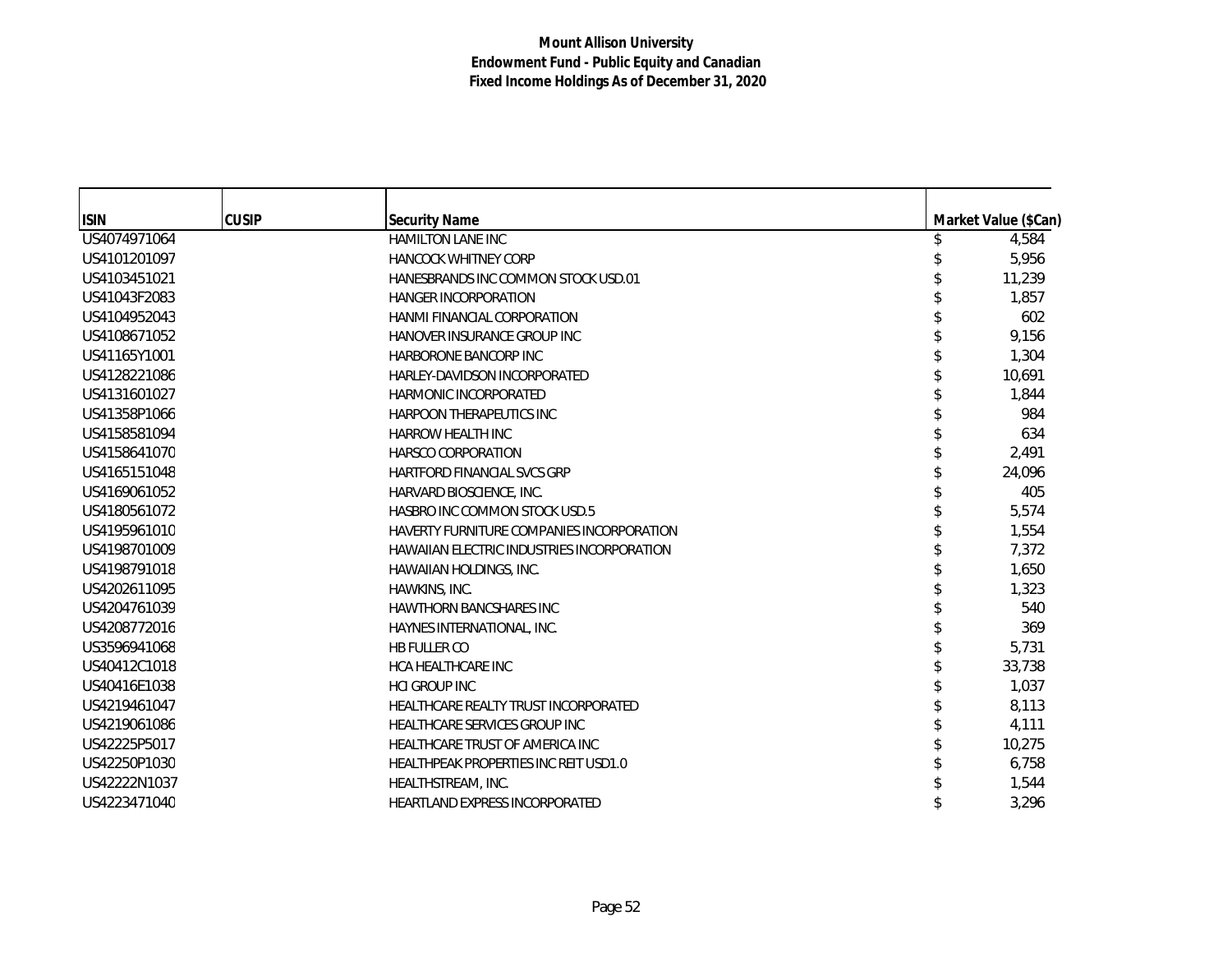**Mount Allison University**
**Endowment Fund - Public Equity and Canadian**
**Fixed Income Holdings As of December 31, 2020**

| ISIN | CUSIP | Security Name | Market Value ($Can) |
|---|---|---|---|
| US4074971064 | | HAMILTON LANE INC | $ 4,584 |
| US4101201097 | | HANCOCK WHITNEY CORP | $ 5,956 |
| US4103451021 | | HANESBRANDS INC COMMON STOCK USD.01 | $ 11,239 |
| US41043F2083 | | HANGER INCORPORATION | $ 1,857 |
| US4104952043 | | HANMI FINANCIAL CORPORATION | $ 602 |
| US4108671052 | | HANOVER INSURANCE GROUP INC | $ 9,156 |
| US41165Y1001 | | HARBORONE BANCORP INC | $ 1,304 |
| US4128221086 | | HARLEY-DAVIDSON INCORPORATED | $ 10,691 |
| US4131601027 | | HARMONIC INCORPORATED | $ 1,844 |
| US41358P1066 | | HARPOON THERAPEUTICS INC | $ 984 |
| US4158581094 | | HARROW HEALTH INC | $ 634 |
| US4158641070 | | HARSCO CORPORATION | $ 2,491 |
| US4165151048 | | HARTFORD FINANCIAL SVCS GRP | $ 24,096 |
| US4169061052 | | HARVARD BIOSCIENCE, INC. | $ 405 |
| US4180561072 | | HASBRO INC COMMON STOCK USD.5 | $ 5,574 |
| US4195961010 | | HAVERTY FURNITURE COMPANIES INCORPORATION | $ 1,554 |
| US4198701009 | | HAWAIIAN ELECTRIC INDUSTRIES INCORPORATION | $ 7,372 |
| US4198791018 | | HAWAIIAN HOLDINGS, INC. | $ 1,650 |
| US4202611095 | | HAWKINS, INC. | $ 1,323 |
| US4204761039 | | HAWTHORN BANCSHARES INC | $ 540 |
| US4208772016 | | HAYNES INTERNATIONAL, INC. | $ 369 |
| US3596941068 | | HB FULLER CO | $ 5,731 |
| US40412C1018 | | HCA HEALTHCARE INC | $ 33,738 |
| US40416E1038 | | HCI GROUP INC | $ 1,037 |
| US4219461047 | | HEALTHCARE REALTY TRUST INCORPORATED | $ 8,113 |
| US4219061086 | | HEALTHCARE SERVICES GROUP INC | $ 4,111 |
| US42225P5017 | | HEALTHCARE TRUST OF AMERICA INC | $ 10,275 |
| US42250P1030 | | HEALTHPEAK PROPERTIES INC REIT USD1.0 | $ 6,758 |
| US42222N1037 | | HEALTHSTREAM, INC. | $ 1,544 |
| US4223471040 | | HEARTLAND EXPRESS INCORPORATED | $ 3,296 |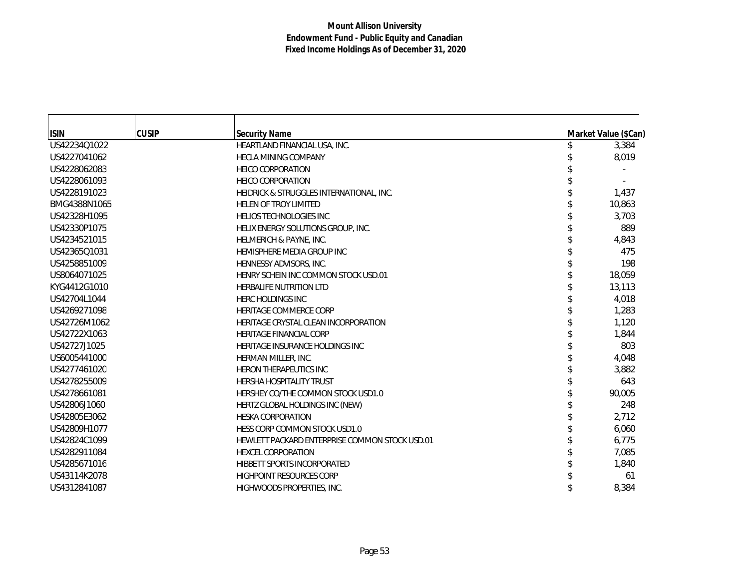**Mount Allison University**
**Endowment Fund - Public Equity and Canadian**
**Fixed Income Holdings As of December 31, 2020**

| ISIN | CUSIP | Security Name | Market Value ($Can) |
|---|---|---|---|
| US42234Q1022 | | HEARTLAND FINANCIAL USA, INC. | $ 3,384 |
| US4227041062 | | HECLA MINING COMPANY | $ 8,019 |
| US4228062083 | | HEICO CORPORATION | $ - |
| US4228061093 | | HEICO CORPORATION | $ - |
| US4228191023 | | HEIDRICK & STRUGGLES INTERNATIONAL, INC. | $ 1,437 |
| BMG4388N1065 | | HELEN OF TROY LIMITED | $ 10,863 |
| US42328H1095 | | HELIOS TECHNOLOGIES INC | $ 3,703 |
| US42330P1075 | | HELIX ENERGY SOLUTIONS GROUP, INC. | $ 889 |
| US4234521015 | | HELMERICH & PAYNE, INC. | $ 4,843 |
| US42365Q1031 | | HEMISPHERE MEDIA GROUP INC | $ 475 |
| US4258851009 | | HENNESSY ADVISORS, INC. | $ 198 |
| US8064071025 | | HENRY SCHEIN INC COMMON STOCK USD.01 | $ 18,059 |
| KYG4412G1010 | | HERBALIFE NUTRITION LTD | $ 13,113 |
| US42704L1044 | | HERC HOLDINGS INC | $ 4,018 |
| US4269271098 | | HERITAGE COMMERCE CORP | $ 1,283 |
| US42726M1062 | | HERITAGE CRYSTAL CLEAN INCORPORATION | $ 1,120 |
| US42722X1063 | | HERITAGE FINANCIAL CORP | $ 1,844 |
| US42727J1025 | | HERITAGE INSURANCE HOLDINGS INC | $ 803 |
| US6005441000 | | HERMAN MILLER, INC. | $ 4,048 |
| US4277461020 | | HERON THERAPEUTICS INC | $ 3,882 |
| US4278255009 | | HERSHA HOSPITALITY TRUST | $ 643 |
| US4278661081 | | HERSHEY CO/THE COMMON STOCK USD1.0 | $ 90,005 |
| US42806J1060 | | HERTZ GLOBAL HOLDINGS INC (NEW) | $ 248 |
| US42805E3062 | | HESKA CORPORATION | $ 2,712 |
| US42809H1077 | | HESS CORP COMMON STOCK USD1.0 | $ 6,060 |
| US42824C1099 | | HEWLETT PACKARD ENTERPRISE COMMON STOCK USD.01 | $ 6,775 |
| US4282911084 | | HEXCEL CORPORATION | $ 7,085 |
| US4285671016 | | HIBBETT SPORTS INCORPORATED | $ 1,840 |
| US43114K2078 | | HIGHPOINT RESOURCES CORP | $ 61 |
| US4312841087 | | HIGHWOODS PROPERTIES, INC. | $ 8,384 |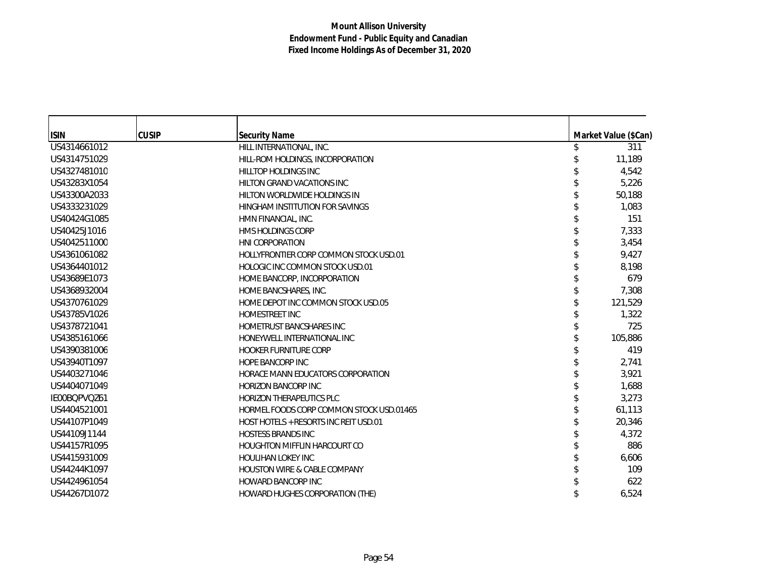**Mount Allison University**
**Endowment Fund - Public Equity and Canadian**
**Fixed Income Holdings As of December 31, 2020**

| ISIN | CUSIP | Security Name | Market Value ($Can) |
|---|---|---|---|
| US4314661012 | | HILL INTERNATIONAL, INC. | $ 311 |
| US4314751029 | | HILL-ROM HOLDINGS, INCORPORATION | $ 11,189 |
| US4327481010 | | HILLTOP HOLDINGS INC | $ 4,542 |
| US43283X1054 | | HILTON GRAND VACATIONS INC | $ 5,226 |
| US43300A2033 | | HILTON WORLDWIDE HOLDINGS IN | $ 50,188 |
| US4333231029 | | HINGHAM INSTITUTION FOR SAVINGS | $ 1,083 |
| US40424G1085 | | HMN FINANCIAL, INC. | $ 151 |
| US40425J1016 | | HMS HOLDINGS CORP | $ 7,333 |
| US4042511000 | | HNI CORPORATION | $ 3,454 |
| US4361061082 | | HOLLYFRONTIER CORP COMMON STOCK USD.01 | $ 9,427 |
| US4364401012 | | HOLOGIC INC COMMON STOCK USD.01 | $ 8,198 |
| US43689E1073 | | HOME BANCORP, INCORPORATION | $ 679 |
| US4368932004 | | HOME BANCSHARES, INC. | $ 7,308 |
| US4370761029 | | HOME DEPOT INC COMMON STOCK USD.05 | $ 121,529 |
| US43785V1026 | | HOMESTREET INC | $ 1,322 |
| US4378721041 | | HOMETRUST BANCSHARES INC | $ 725 |
| US4385161066 | | HONEYWELL INTERNATIONAL INC | $ 105,886 |
| US4390381006 | | HOOKER FURNITURE CORP | $ 419 |
| US43940T1097 | | HOPE BANCORP INC | $ 2,741 |
| US4403271046 | | HORACE MANN EDUCATORS CORPORATION | $ 3,921 |
| US4404071049 | | HORIZON BANCORP INC | $ 1,688 |
| IE00BQPVQZ61 | | HORIZON THERAPEUTICS PLC | $ 3,273 |
| US4404521001 | | HORMEL FOODS CORP COMMON STOCK USD.01465 | $ 61,113 |
| US44107P1049 | | HOST HOTELS + RESORTS INC REIT USD.01 | $ 20,346 |
| US44109J1144 | | HOSTESS BRANDS INC | $ 4,372 |
| US44157R1095 | | HOUGHTON MIFFLIN HARCOURT CO | $ 886 |
| US4415931009 | | HOULIHAN LOKEY INC | $ 6,606 |
| US44244K1097 | | HOUSTON WIRE & CABLE COMPANY | $ 109 |
| US4424961054 | | HOWARD BANCORP INC | $ 622 |
| US44267D1072 | | HOWARD HUGHES CORPORATION (THE) | $ 6,524 |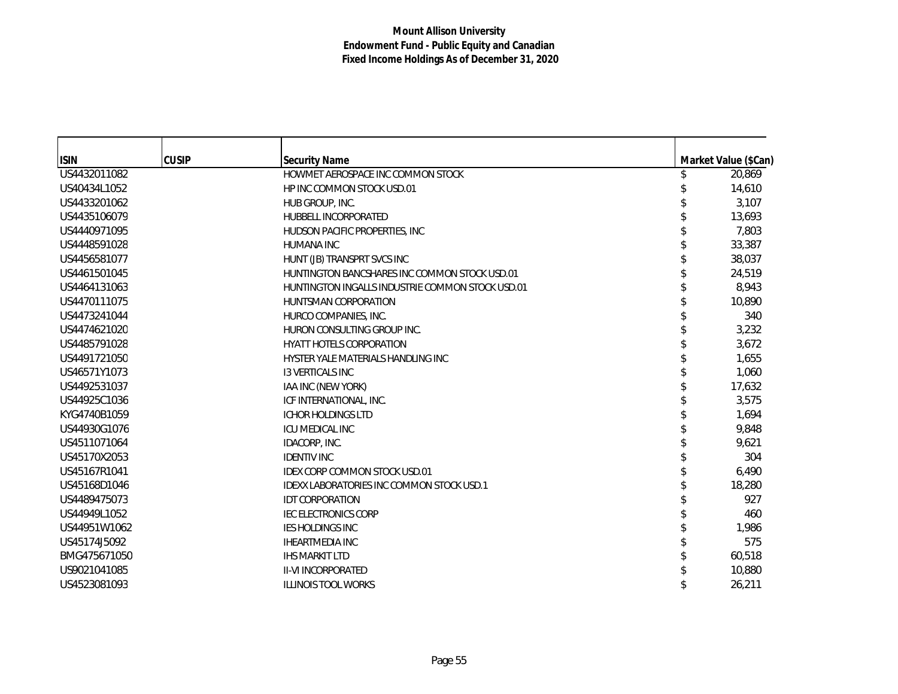**Mount Allison University**
**Endowment Fund - Public Equity and Canadian**
**Fixed Income Holdings As of December 31, 2020**

| ISIN | CUSIP | Security Name | Market Value ($Can) |
|---|---|---|---|
| US4432011082 | | HOWMET AEROSPACE INC COMMON STOCK | $ 20,869 |
| US40434L1052 | | HP INC COMMON STOCK USD.01 | $ 14,610 |
| US4433201062 | | HUB GROUP, INC. | $ 3,107 |
| US4435106079 | | HUBBELL INCORPORATED | $ 13,693 |
| US4440971095 | | HUDSON PACIFIC PROPERTIES, INC | $ 7,803 |
| US4448591028 | | HUMANA INC | $ 33,387 |
| US4456581077 | | HUNT (JB) TRANSPRT SVCS INC | $ 38,037 |
| US4461501045 | | HUNTINGTON BANCSHARES INC COMMON STOCK USD.01 | $ 24,519 |
| US4464131063 | | HUNTINGTON INGALLS INDUSTRIE COMMON STOCK USD.01 | $ 8,943 |
| US4470111075 | | HUNTSMAN CORPORATION | $ 10,890 |
| US4473241044 | | HURCO COMPANIES, INC. | $ 340 |
| US4474621020 | | HURON CONSULTING GROUP INC. | $ 3,232 |
| US4485791028 | | HYATT HOTELS CORPORATION | $ 3,672 |
| US4491721050 | | HYSTER YALE MATERIALS HANDLING INC | $ 1,655 |
| US46571Y1073 | | I3 VERTICALS INC | $ 1,060 |
| US4492531037 | | IAA INC (NEW YORK) | $ 17,632 |
| US44925C1036 | | ICF INTERNATIONAL, INC. | $ 3,575 |
| KYG4740B1059 | | ICHOR HOLDINGS LTD | $ 1,694 |
| US44930G1076 | | ICU MEDICAL INC | $ 9,848 |
| US4511071064 | | IDACORP, INC. | $ 9,621 |
| US45170X2053 | | IDENTIV INC | $ 304 |
| US45167R1041 | | IDEX CORP COMMON STOCK USD.01 | $ 6,490 |
| US45168D1046 | | IDEXX LABORATORIES INC COMMON STOCK USD.1 | $ 18,280 |
| US4489475073 | | IDT CORPORATION | $ 927 |
| US44949L1052 | | IEC ELECTRONICS CORP | $ 460 |
| US44951W1062 | | IES HOLDINGS INC | $ 1,986 |
| US45174J5092 | | IHEARTMEDIA INC | $ 575 |
| BMG475671050 | | IHS MARKIT LTD | $ 60,518 |
| US9021041085 | | II-VI INCORPORATED | $ 10,880 |
| US4523081093 | | ILLINOIS TOOL WORKS | $ 26,211 |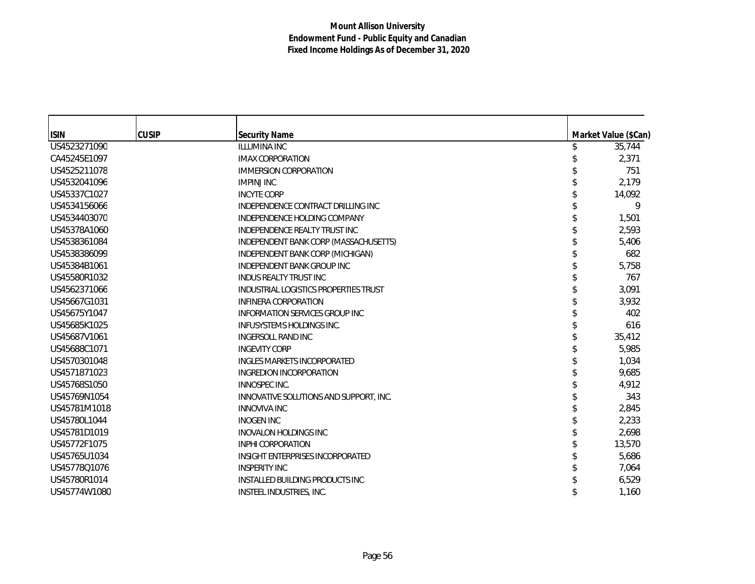**Mount Allison University**
**Endowment Fund - Public Equity and Canadian**
**Fixed Income Holdings As of December 31, 2020**

| ISIN | CUSIP | Security Name | Market Value ($Can) |
|---|---|---|---|
| US4523271090 | | ILLUMINA INC | $ 35,744 |
| CA45245E1097 | | IMAX CORPORATION | $ 2,371 |
| US4525211078 | | IMMERSION CORPORATION | $ 751 |
| US4532041096 | | IMPINJ INC | $ 2,179 |
| US45337C1027 | | INCYTE CORP | $ 14,092 |
| US4534156066 | | INDEPENDENCE CONTRACT DRILLING INC | $ 9 |
| US4534403070 | | INDEPENDENCE HOLDING COMPANY | $ 1,501 |
| US45378A1060 | | INDEPENDENCE REALTY TRUST INC | $ 2,593 |
| US4538361084 | | INDEPENDENT BANK CORP (MASSACHUSETTS) | $ 5,406 |
| US4538386099 | | INDEPENDENT BANK CORP (MICHIGAN) | $ 682 |
| US45384B1061 | | INDEPENDENT BANK GROUP INC | $ 5,758 |
| US45580R1032 | | INDUS REALTY TRUST INC | $ 767 |
| US4562371066 | | INDUSTRIAL LOGISTICS PROPERTIES TRUST | $ 3,091 |
| US45667G1031 | | INFINERA CORPORATION | $ 3,932 |
| US45675Y1047 | | INFORMATION SERVICES GROUP INC | $ 402 |
| US45685K1025 | | INFUSYSTEMS HOLDINGS INC. | $ 616 |
| US45687V1061 | | INGERSOLL RAND INC | $ 35,412 |
| US45688C1071 | | INGEVITY CORP | $ 5,985 |
| US4570301048 | | INGLES MARKETS INCORPORATED | $ 1,034 |
| US4571871023 | | INGREDION INCORPORATION | $ 9,685 |
| US45768S1050 | | INNOSPEC INC. | $ 4,912 |
| US45769N1054 | | INNOVATIVE SOLUTIONS AND SUPPORT, INC. | $ 343 |
| US45781M1018 | | INNOVIVA INC | $ 2,845 |
| US45780L1044 | | INOGEN INC | $ 2,233 |
| US45781D1019 | | INOVALON HOLDINGS INC | $ 2,698 |
| US45772F1075 | | INPHI CORPORATION | $ 13,570 |
| US45765U1034 | | INSIGHT ENTERPRISES INCORPORATED | $ 5,686 |
| US45778Q1076 | | INSPERITY INC | $ 7,064 |
| US45780R1014 | | INSTALLED BUILDING PRODUCTS INC | $ 6,529 |
| US45774W1080 | | INSTEEL INDUSTRIES, INC. | $ 1,160 |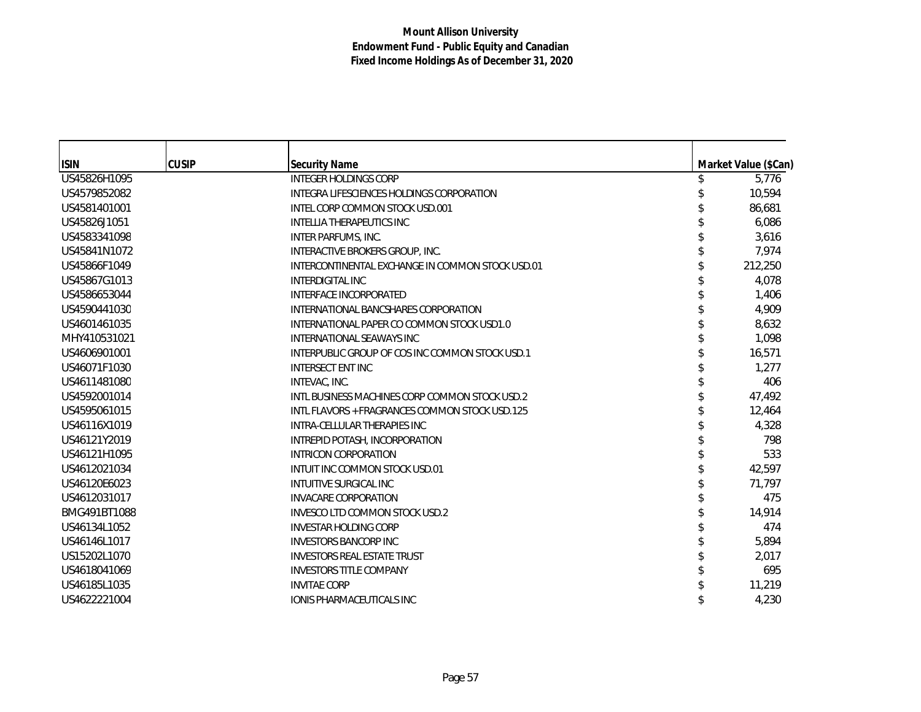**Mount Allison University**
**Endowment Fund - Public Equity and Canadian**
**Fixed Income Holdings As of December 31, 2020**

| ISIN | CUSIP | Security Name | Market Value ($Can) |
|---|---|---|---|
| US45826H1095 | | INTEGER HOLDINGS CORP | $ 5,776 |
| US4579852082 | | INTEGRA LIFESCIENCES HOLDINGS CORPORATION | $ 10,594 |
| US4581401001 | | INTEL CORP COMMON STOCK USD.001 | $ 86,681 |
| US45826J1051 | | INTELLIA THERAPEUTICS INC | $ 6,086 |
| US4583341098 | | INTER PARFUMS, INC. | $ 3,616 |
| US45841N1072 | | INTERACTIVE BROKERS GROUP, INC. | $ 7,974 |
| US45866F1049 | | INTERCONTINENTAL EXCHANGE IN COMMON STOCK USD.01 | $ 212,250 |
| US45867G1013 | | INTERDIGITAL INC | $ 4,078 |
| US4586653044 | | INTERFACE INCORPORATED | $ 1,406 |
| US4590441030 | | INTERNATIONAL BANCSHARES CORPORATION | $ 4,909 |
| US4601461035 | | INTERNATIONAL PAPER CO COMMON STOCK USD1.0 | $ 8,632 |
| MHY410531021 | | INTERNATIONAL SEAWAYS INC | $ 1,098 |
| US4606901001 | | INTERPUBLIC GROUP OF COS INC COMMON STOCK USD.1 | $ 16,571 |
| US46071F1030 | | INTERSECT ENT INC | $ 1,277 |
| US4611481080 | | INTEVAC, INC. | $ 406 |
| US4592001014 | | INTL BUSINESS MACHINES CORP COMMON STOCK USD.2 | $ 47,492 |
| US4595061015 | | INTL FLAVORS + FRAGRANCES COMMON STOCK USD.125 | $ 12,464 |
| US46116X1019 | | INTRA-CELLULAR THERAPIES INC | $ 4,328 |
| US46121Y2019 | | INTREPID POTASH, INCORPORATION | $ 798 |
| US46121H1095 | | INTRICON CORPORATION | $ 533 |
| US4612021034 | | INTUIT INC COMMON STOCK USD.01 | $ 42,597 |
| US46120E6023 | | INTUITIVE SURGICAL INC | $ 71,797 |
| US4612031017 | | INVACARE CORPORATION | $ 475 |
| BMG491BT1088 | | INVESCO LTD COMMON STOCK USD.2 | $ 14,914 |
| US46134L1052 | | INVESTAR HOLDING CORP | $ 474 |
| US46146L1017 | | INVESTORS BANCORP INC | $ 5,894 |
| US15202L1070 | | INVESTORS REAL ESTATE TRUST | $ 2,017 |
| US4618041069 | | INVESTORS TITLE COMPANY | $ 695 |
| US46185L1035 | | INVITAE CORP | $ 11,219 |
| US4622221004 | | IONIS PHARMACEUTICALS INC | $ 4,230 |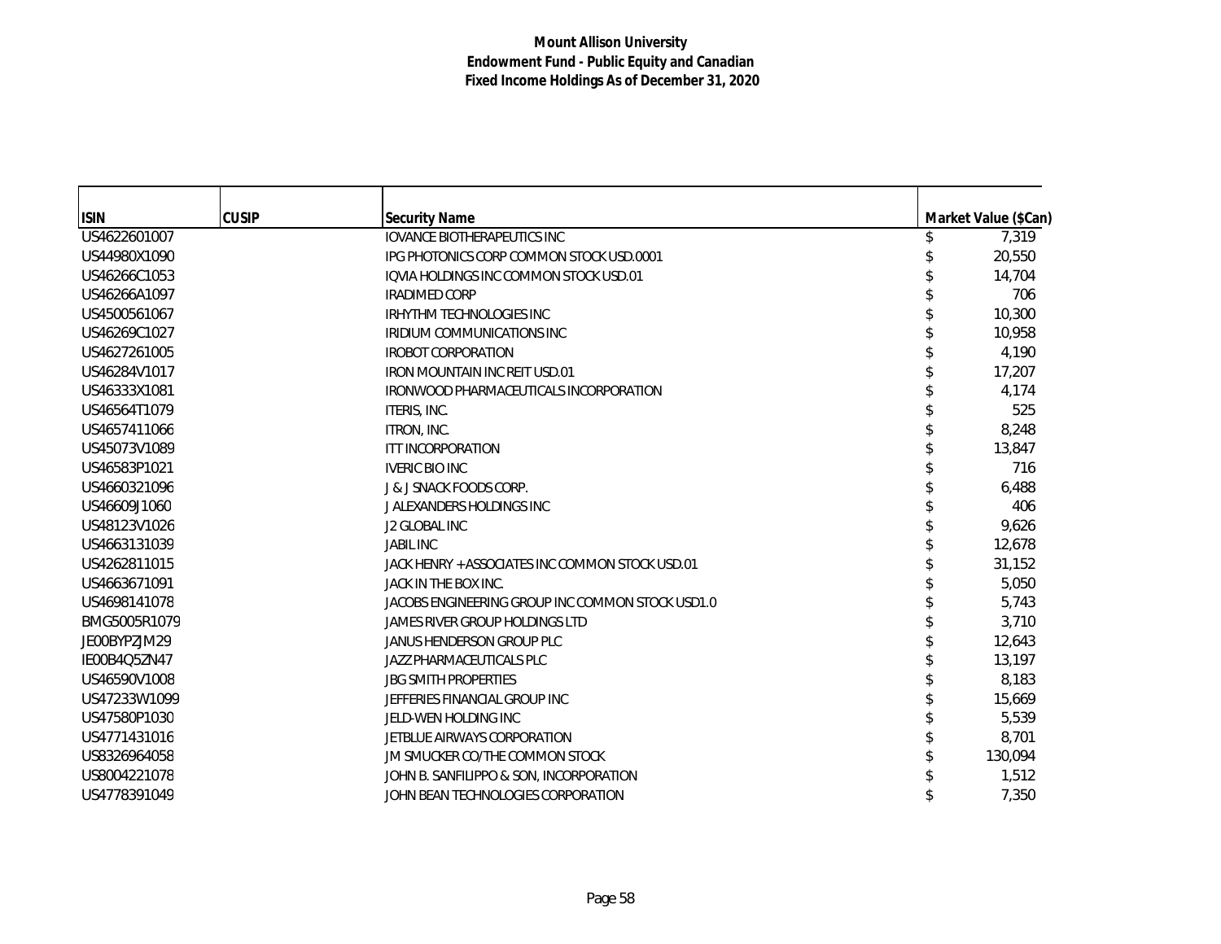**Mount Allison University**
**Endowment Fund - Public Equity and Canadian**
**Fixed Income Holdings As of December 31, 2020**

| ISIN | CUSIP | Security Name | Market Value ($Can) |
|---|---|---|---|
| US4622601007 | | IOVANCE BIOTHERAPEUTICS INC | $ 7,319 |
| US44980X1090 | | IPG PHOTONICS CORP COMMON STOCK USD.0001 | $ 20,550 |
| US46266C1053 | | IQVIA HOLDINGS INC COMMON STOCK USD.01 | $ 14,704 |
| US46266A1097 | | IRADIMED CORP | $ 706 |
| US4500561067 | | IRHYTHM TECHNOLOGIES INC | $ 10,300 |
| US46269C1027 | | IRIDIUM COMMUNICATIONS INC | $ 10,958 |
| US4627261005 | | IROBOT CORPORATION | $ 4,190 |
| US46284V1017 | | IRON MOUNTAIN INC REIT USD.01 | $ 17,207 |
| US46333X1081 | | IRONWOOD PHARMACEUTICALS INCORPORATION | $ 4,174 |
| US46564T1079 | | ITERIS, INC. | $ 525 |
| US4657411066 | | ITRON, INC. | $ 8,248 |
| US45073V1089 | | ITT INCORPORATION | $ 13,847 |
| US46583P1021 | | IVERIC BIO INC | $ 716 |
| US4660321096 | | J & J SNACK FOODS CORP. | $ 6,488 |
| US46609J1060 | | J ALEXANDERS HOLDINGS INC | $ 406 |
| US48123V1026 | | J2 GLOBAL INC | $ 9,626 |
| US4663131039 | | JABIL INC | $ 12,678 |
| US4262811015 | | JACK HENRY + ASSOCIATES INC COMMON STOCK USD.01 | $ 31,152 |
| US4663671091 | | JACK IN THE BOX INC. | $ 5,050 |
| US4698141078 | | JACOBS ENGINEERING GROUP INC COMMON STOCK USD1.0 | $ 5,743 |
| BMG5005R1079 | | JAMES RIVER GROUP HOLDINGS LTD | $ 3,710 |
| JE00BYPZJM29 | | JANUS HENDERSON GROUP PLC | $ 12,643 |
| IE00B4Q5ZN47 | | JAZZ PHARMACEUTICALS PLC | $ 13,197 |
| US46590V1008 | | JBG SMITH PROPERTIES | $ 8,183 |
| US47233W1099 | | JEFFERIES FINANCIAL GROUP INC | $ 15,669 |
| US47580P1030 | | JELD-WEN HOLDING INC | $ 5,539 |
| US4771431016 | | JETBLUE AIRWAYS CORPORATION | $ 8,701 |
| US8326964058 | | JM SMUCKER CO/THE COMMON STOCK | $ 130,094 |
| US8004221078 | | JOHN B. SANFILIPPO & SON, INCORPORATION | $ 1,512 |
| US4778391049 | | JOHN BEAN TECHNOLOGIES CORPORATION | $ 7,350 |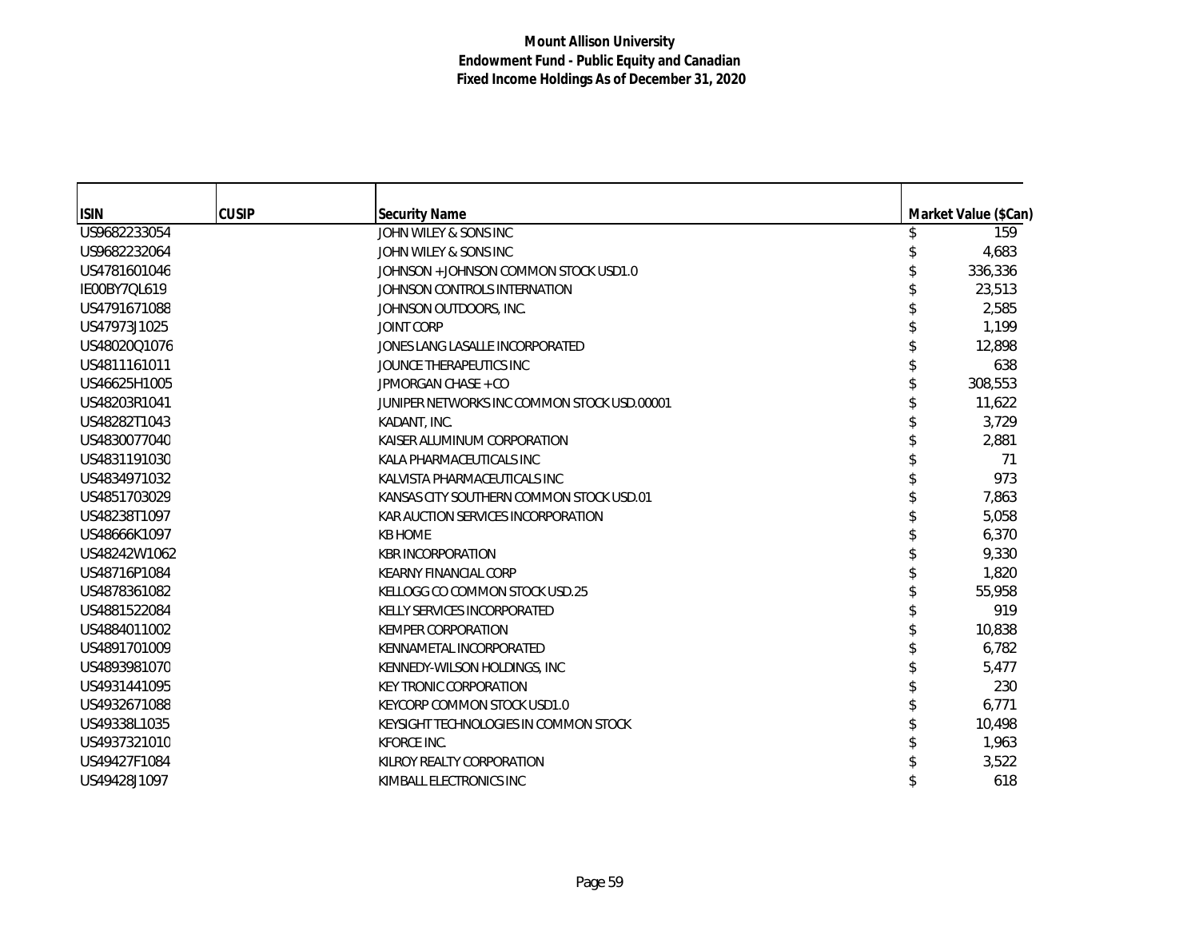**Mount Allison University**
**Endowment Fund - Public Equity and Canadian**
**Fixed Income Holdings As of December 31, 2020**

| ISIN | CUSIP | Security Name | Market Value ($Can) |
|---|---|---|---|
| US9682233054 | | JOHN WILEY & SONS INC | $ 159 |
| US9682232064 | | JOHN WILEY & SONS INC | $ 4,683 |
| US4781601046 | | JOHNSON + JOHNSON COMMON STOCK USD1.0 | $ 336,336 |
| IE00BY7QL619 | | JOHNSON CONTROLS INTERNATION | $ 23,513 |
| US4791671088 | | JOHNSON OUTDOORS, INC. | $ 2,585 |
| US47973J1025 | | JOINT CORP | $ 1,199 |
| US48020Q1076 | | JONES LANG LASALLE INCORPORATED | $ 12,898 |
| US4811161011 | | JOUNCE THERAPEUTICS INC | $ 638 |
| US46625H1005 | | JPMORGAN CHASE + CO | $ 308,553 |
| US48203R1041 | | JUNIPER NETWORKS INC COMMON STOCK USD.00001 | $ 11,622 |
| US48282T1043 | | KADANT, INC. | $ 3,729 |
| US4830077040 | | KAISER ALUMINUM CORPORATION | $ 2,881 |
| US4831191030 | | KALA PHARMACEUTICALS INC | $ 71 |
| US4834971032 | | KALVISTA PHARMACEUTICALS INC | $ 973 |
| US4851703029 | | KANSAS CITY SOUTHERN COMMON STOCK USD.01 | $ 7,863 |
| US48238T1097 | | KAR AUCTION SERVICES INCORPORATION | $ 5,058 |
| US48666K1097 | | KB HOME | $ 6,370 |
| US48242W1062 | | KBR INCORPORATION | $ 9,330 |
| US48716P1084 | | KEARNY FINANCIAL CORP | $ 1,820 |
| US4878361082 | | KELLOGG CO COMMON STOCK USD.25 | $ 55,958 |
| US4881522084 | | KELLY SERVICES INCORPORATED | $ 919 |
| US4884011002 | | KEMPER CORPORATION | $ 10,838 |
| US4891701009 | | KENNAMETAL INCORPORATED | $ 6,782 |
| US4893981070 | | KENNEDY-WILSON HOLDINGS, INC | $ 5,477 |
| US4931441095 | | KEY TRONIC CORPORATION | $ 230 |
| US4932671088 | | KEYCORP COMMON STOCK USD1.0 | $ 6,771 |
| US49338L1035 | | KEYSIGHT TECHNOLOGIES IN COMMON STOCK | $ 10,498 |
| US4937321010 | | KFORCE INC. | $ 1,963 |
| US49427F1084 | | KILROY REALTY CORPORATION | $ 3,522 |
| US49428J1097 | | KIMBALL ELECTRONICS INC | $ 618 |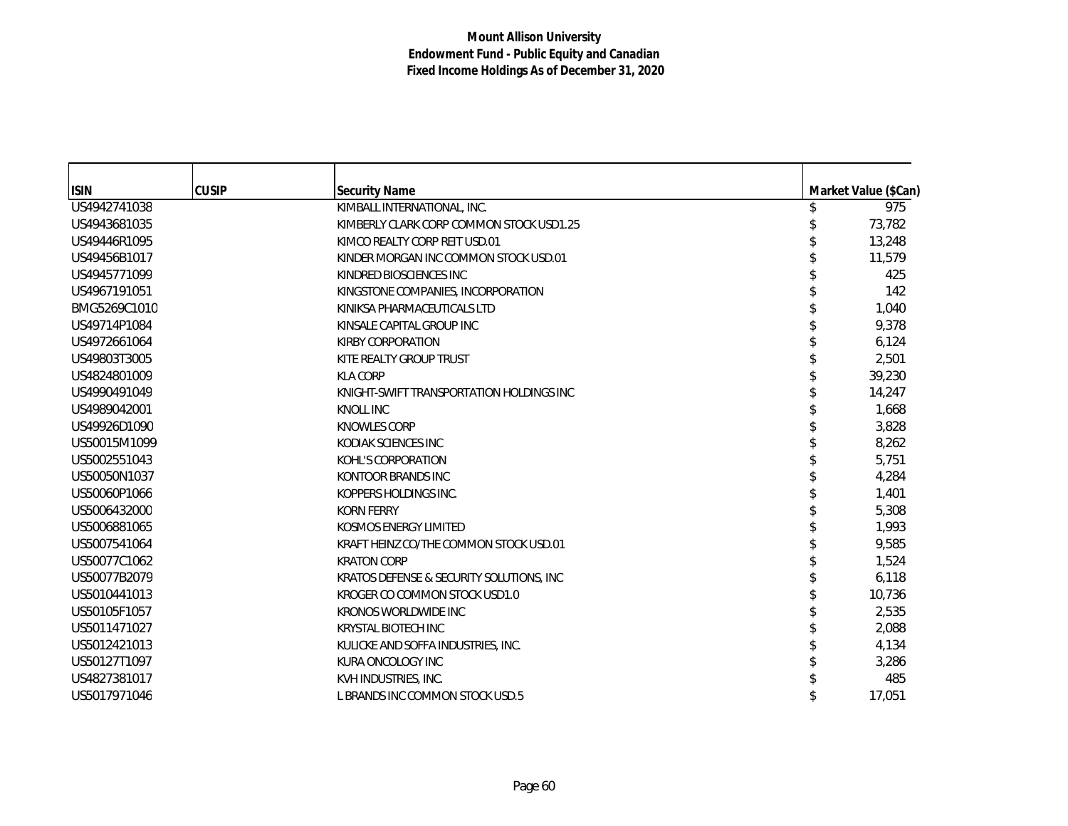**Mount Allison University**
**Endowment Fund - Public Equity and Canadian**
**Fixed Income Holdings As of December 31, 2020**

| ISIN | CUSIP | Security Name | Market Value ($Can) |
|---|---|---|---|
| US4942741038 | | KIMBALL INTERNATIONAL, INC. | $ 975 |
| US4943681035 | | KIMBERLY CLARK CORP COMMON STOCK USD1.25 | $ 73,782 |
| US49446R1095 | | KIMCO REALTY CORP REIT USD.01 | $ 13,248 |
| US49456B1017 | | KINDER MORGAN INC COMMON STOCK USD.01 | $ 11,579 |
| US4945771099 | | KINDRED BIOSCIENCES INC | $ 425 |
| US4967191051 | | KINGSTONE COMPANIES, INCORPORATION | $ 142 |
| BMG5269C1010 | | KINIKSA PHARMACEUTICALS LTD | $ 1,040 |
| US49714P1084 | | KINSALE CAPITAL GROUP INC | $ 9,378 |
| US4972661064 | | KIRBY CORPORATION | $ 6,124 |
| US49803T3005 | | KITE REALTY GROUP TRUST | $ 2,501 |
| US4824801009 | | KLA CORP | $ 39,230 |
| US4990491049 | | KNIGHT-SWIFT TRANSPORTATION HOLDINGS INC | $ 14,247 |
| US4989042001 | | KNOLL INC | $ 1,668 |
| US49926D1090 | | KNOWLES CORP | $ 3,828 |
| US50015M1099 | | KODIAK SCIENCES INC | $ 8,262 |
| US5002551043 | | KOHL'S CORPORATION | $ 5,751 |
| US50050N1037 | | KONTOOR BRANDS INC | $ 4,284 |
| US50060P1066 | | KOPPERS HOLDINGS INC. | $ 1,401 |
| US5006432000 | | KORN FERRY | $ 5,308 |
| US5006881065 | | KOSMOS ENERGY LIMITED | $ 1,993 |
| US5007541064 | | KRAFT HEINZ CO/THE COMMON STOCK USD.01 | $ 9,585 |
| US50077C1062 | | KRATON CORP | $ 1,524 |
| US50077B2079 | | KRATOS DEFENSE & SECURITY SOLUTIONS, INC | $ 6,118 |
| US5010441013 | | KROGER CO COMMON STOCK USD1.0 | $ 10,736 |
| US50105F1057 | | KRONOS WORLDWIDE INC | $ 2,535 |
| US5011471027 | | KRYSTAL BIOTECH INC | $ 2,088 |
| US5012421013 | | KULICKE AND SOFFA INDUSTRIES, INC. | $ 4,134 |
| US50127T1097 | | KURA ONCOLOGY INC | $ 3,286 |
| US4827381017 | | KVH INDUSTRIES, INC. | $ 485 |
| US5017971046 | | L BRANDS INC COMMON STOCK USD.5 | $ 17,051 |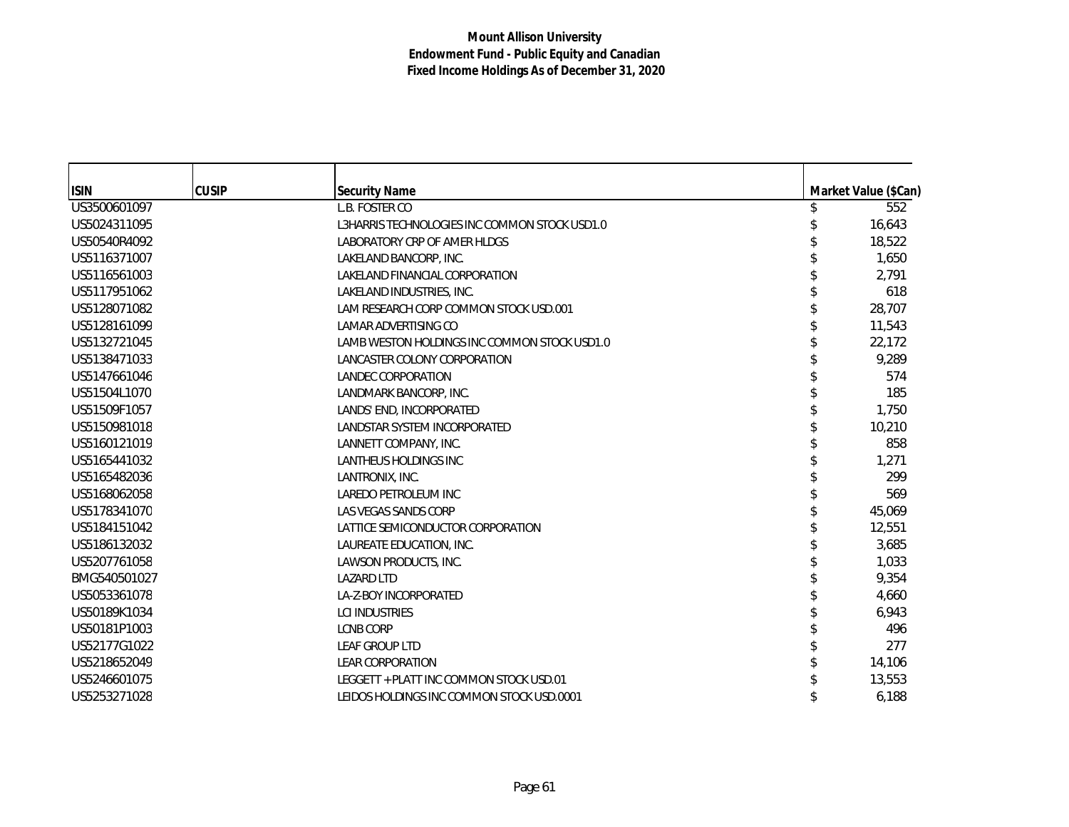**Mount Allison University**
**Endowment Fund - Public Equity and Canadian**
**Fixed Income Holdings As of December 31, 2020**

| ISIN | CUSIP | Security Name | Market Value ($Can) |
|---|---|---|---|
| US3500601097 | | L.B. FOSTER CO | $ 552 |
| US5024311095 | | L3HARRIS TECHNOLOGIES INC COMMON STOCK USD1.0 | $ 16,643 |
| US50540R4092 | | LABORATORY CRP OF AMER HLDGS | $ 18,522 |
| US5116371007 | | LAKELAND BANCORP, INC. | $ 1,650 |
| US5116561003 | | LAKELAND FINANCIAL CORPORATION | $ 2,791 |
| US5117951062 | | LAKELAND INDUSTRIES, INC. | $ 618 |
| US5128071082 | | LAM RESEARCH CORP COMMON STOCK USD.001 | $ 28,707 |
| US5128161099 | | LAMAR ADVERTISING CO | $ 11,543 |
| US5132721045 | | LAMB WESTON HOLDINGS INC COMMON STOCK USD1.0 | $ 22,172 |
| US5138471033 | | LANCASTER COLONY CORPORATION | $ 9,289 |
| US5147661046 | | LANDEC CORPORATION | $ 574 |
| US51504L1070 | | LANDMARK BANCORP, INC. | $ 185 |
| US51509F1057 | | LANDS' END, INCORPORATED | $ 1,750 |
| US5150981018 | | LANDSTAR SYSTEM INCORPORATED | $ 10,210 |
| US5160121019 | | LANNETT COMPANY, INC. | $ 858 |
| US5165441032 | | LANTHEUS HOLDINGS INC | $ 1,271 |
| US5165482036 | | LANTRONIX, INC. | $ 299 |
| US5168062058 | | LAREDO PETROLEUM INC | $ 569 |
| US5178341070 | | LAS VEGAS SANDS CORP | $ 45,069 |
| US5184151042 | | LATTICE SEMICONDUCTOR CORPORATION | $ 12,551 |
| US5186132032 | | LAUREATE EDUCATION, INC. | $ 3,685 |
| US5207761058 | | LAWSON PRODUCTS, INC. | $ 1,033 |
| BMG540501027 | | LAZARD LTD | $ 9,354 |
| US5053361078 | | LA-Z-BOY INCORPORATED | $ 4,660 |
| US50189K1034 | | LCI INDUSTRIES | $ 6,943 |
| US50181P1003 | | LCNB CORP | $ 496 |
| US52177G1022 | | LEAF GROUP LTD | $ 277 |
| US5218652049 | | LEAR CORPORATION | $ 14,106 |
| US5246601075 | | LEGGETT + PLATT INC COMMON STOCK USD.01 | $ 13,553 |
| US5253271028 | | LEIDOS HOLDINGS INC COMMON STOCK USD.0001 | $ 6,188 |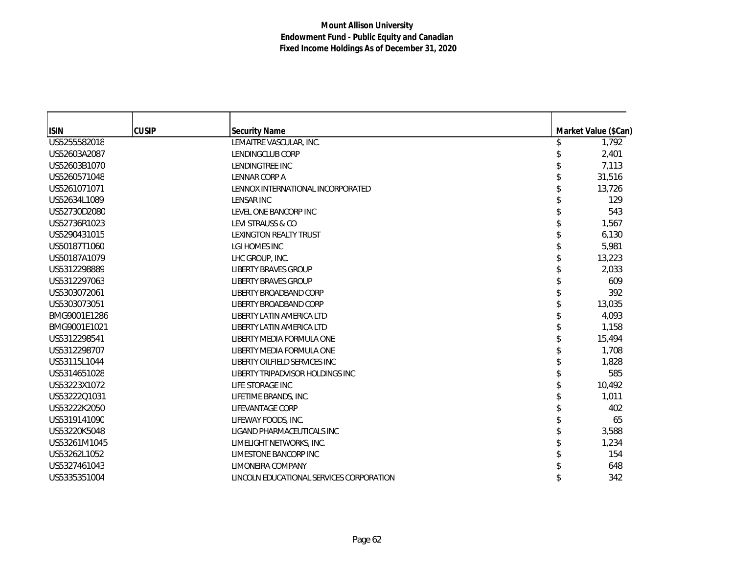**Mount Allison University**
**Endowment Fund - Public Equity and Canadian**
**Fixed Income Holdings As of December 31, 2020**

| ISIN | CUSIP | Security Name | Market Value ($Can) |
|---|---|---|---|
| US5255582018 | | LEMAITRE VASCULAR, INC. | $ 1,792 |
| US52603A2087 | | LENDINGCLUB CORP | $ 2,401 |
| US52603B1070 | | LENDINGTREE INC | $ 7,113 |
| US5260571048 | | LENNAR CORP A | $ 31,516 |
| US5261071071 | | LENNOX INTERNATIONAL INCORPORATED | $ 13,726 |
| US52634L1089 | | LENSAR INC | $ 129 |
| US52730D2080 | | LEVEL ONE BANCORP INC | $ 543 |
| US52736R1023 | | LEVI STRAUSS & CO | $ 1,567 |
| US5290431015 | | LEXINGTON REALTY TRUST | $ 6,130 |
| US50187T1060 | | LGI HOMES INC | $ 5,981 |
| US50187A1079 | | LHC GROUP, INC. | $ 13,223 |
| US5312298889 | | LIBERTY BRAVES GROUP | $ 2,033 |
| US5312297063 | | LIBERTY BRAVES GROUP | $ 609 |
| US5303072061 | | LIBERTY BROADBAND CORP | $ 392 |
| US5303073051 | | LIBERTY BROADBAND CORP | $ 13,035 |
| BMG9001E1286 | | LIBERTY LATIN AMERICA LTD | $ 4,093 |
| BMG9001E1021 | | LIBERTY LATIN AMERICA LTD | $ 1,158 |
| US5312298541 | | LIBERTY MEDIA FORMULA ONE | $ 15,494 |
| US5312298707 | | LIBERTY MEDIA FORMULA ONE | $ 1,708 |
| US53115L1044 | | LIBERTY OILFIELD SERVICES INC | $ 1,828 |
| US5314651028 | | LIBERTY TRIPADVISOR HOLDINGS INC | $ 585 |
| US53223X1072 | | LIFE STORAGE INC | $ 10,492 |
| US53222Q1031 | | LIFETIME BRANDS, INC. | $ 1,011 |
| US53222K2050 | | LIFEVANTAGE CORP | $ 402 |
| US5319141090 | | LIFEWAY FOODS, INC. | $ 65 |
| US53220K5048 | | LIGAND PHARMACEUTICALS INC | $ 3,588 |
| US53261M1045 | | LIMELIGHT NETWORKS, INC. | $ 1,234 |
| US53262L1052 | | LIMESTONE BANCORP INC | $ 154 |
| US5327461043 | | LIMONEIRA COMPANY | $ 648 |
| US5335351004 | | LINCOLN EDUCATIONAL SERVICES CORPORATION | $ 342 |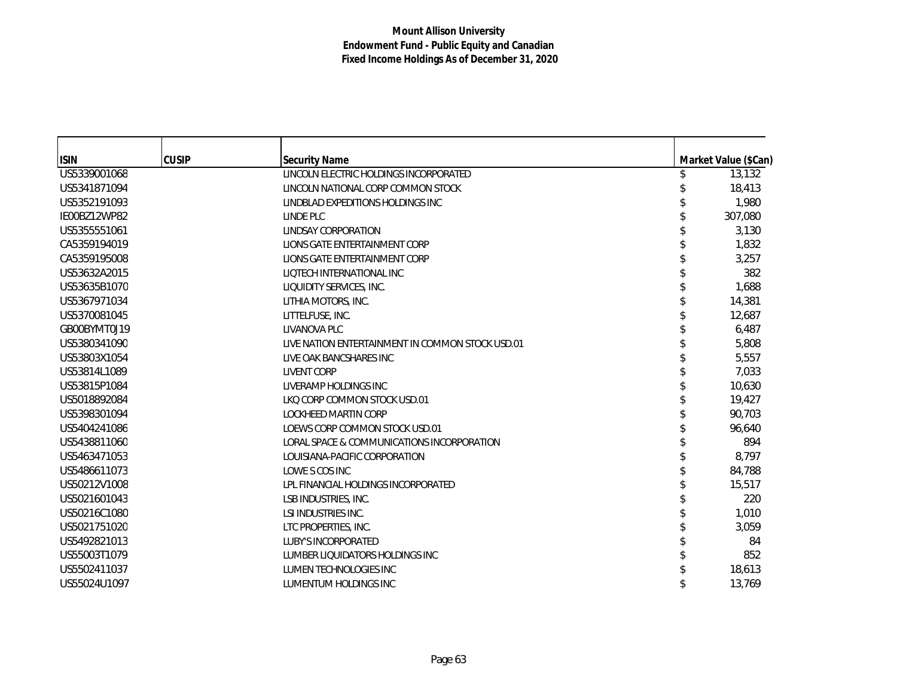**Mount Allison University**
**Endowment Fund - Public Equity and Canadian**
**Fixed Income Holdings As of December 31, 2020**

| ISIN | CUSIP | Security Name | Market Value ($Can) |
|---|---|---|---|
| US5339001068 | | LINCOLN ELECTRIC HOLDINGS INCORPORATED | $ 13,132 |
| US5341871094 | | LINCOLN NATIONAL CORP COMMON STOCK | $ 18,413 |
| US5352191093 | | LINDBLAD EXPEDITIONS HOLDINGS INC | $ 1,980 |
| IE00BZ12WP82 | | LINDE PLC | $ 307,080 |
| US5355551061 | | LINDSAY CORPORATION | $ 3,130 |
| CA5359194019 | | LIONS GATE ENTERTAINMENT CORP | $ 1,832 |
| CA5359195008 | | LIONS GATE ENTERTAINMENT CORP | $ 3,257 |
| US53632A2015 | | LIQTECH INTERNATIONAL INC | $ 382 |
| US53635B1070 | | LIQUIDITY SERVICES, INC. | $ 1,688 |
| US5367971034 | | LITHIA MOTORS, INC. | $ 14,381 |
| US5370081045 | | LITTELFUSE, INC. | $ 12,687 |
| GB00BYMT0J19 | | LIVANOVA PLC | $ 6,487 |
| US5380341090 | | LIVE NATION ENTERTAINMENT IN COMMON STOCK USD.01 | $ 5,808 |
| US53803X1054 | | LIVE OAK BANCSHARES INC | $ 5,557 |
| US53814L1089 | | LIVENT CORP | $ 7,033 |
| US53815P1084 | | LIVERAMP HOLDINGS INC | $ 10,630 |
| US5018892084 | | LKQ CORP COMMON STOCK USD.01 | $ 19,427 |
| US5398301094 | | LOCKHEED MARTIN CORP | $ 90,703 |
| US5404241086 | | LOEWS CORP COMMON STOCK USD.01 | $ 96,640 |
| US5438811060 | | LORAL SPACE & COMMUNICATIONS INCORPORATION | $ 894 |
| US5463471053 | | LOUISIANA-PACIFIC CORPORATION | $ 8,797 |
| US5486611073 | | LOWE S COS INC | $ 84,788 |
| US50212V1008 | | LPL FINANCIAL HOLDINGS INCORPORATED | $ 15,517 |
| US5021601043 | | LSB INDUSTRIES, INC. | $ 220 |
| US50216C1080 | | LSI INDUSTRIES INC. | $ 1,010 |
| US5021751020 | | LTC PROPERTIES, INC. | $ 3,059 |
| US5492821013 | | LUBY'S INCORPORATED | $ 84 |
| US55003T1079 | | LUMBER LIQUIDATORS HOLDINGS INC | $ 852 |
| US5502411037 | | LUMEN TECHNOLOGIES INC | $ 18,613 |
| US55024U1097 | | LUMENTUM HOLDINGS INC | $ 13,769 |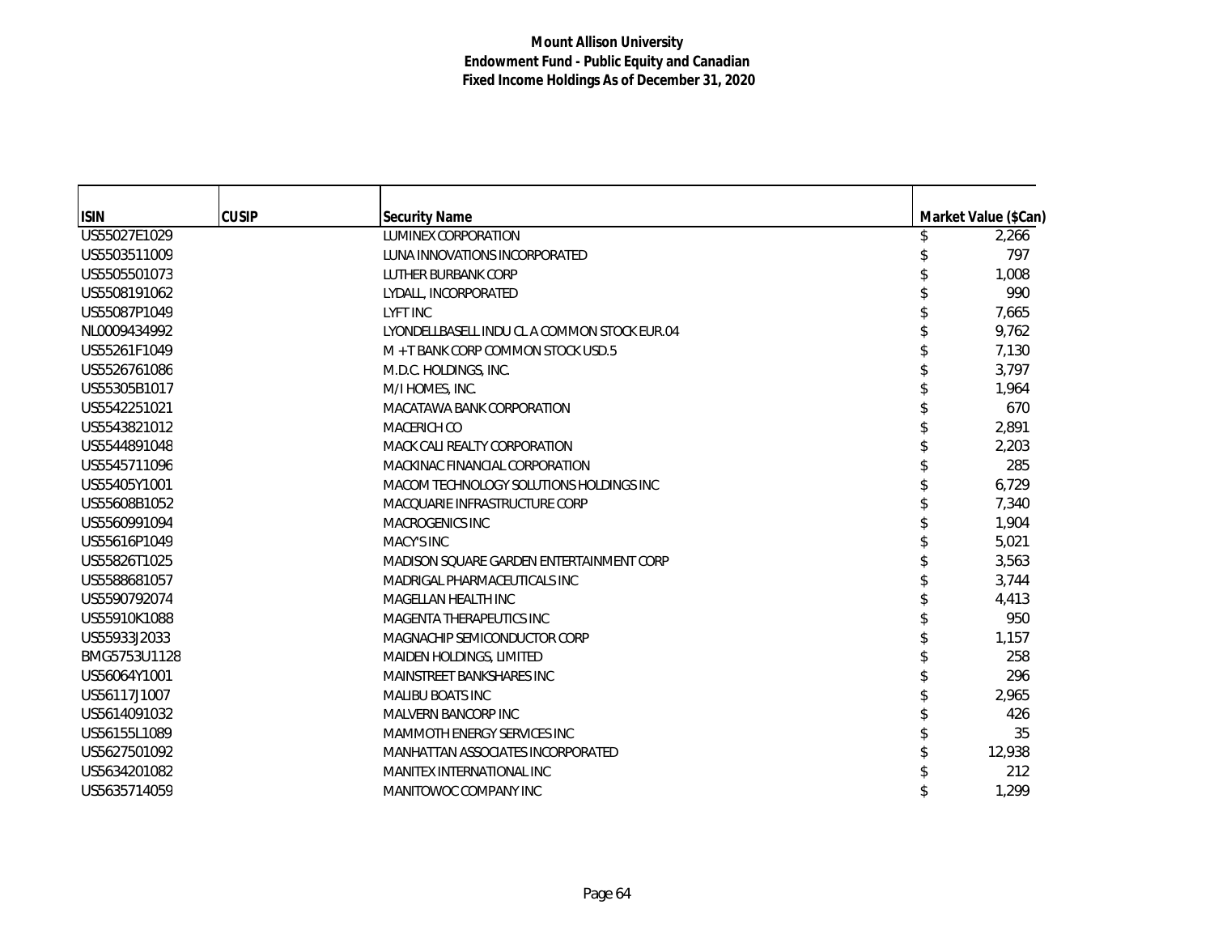**Mount Allison University**
**Endowment Fund - Public Equity and Canadian**
**Fixed Income Holdings As of December 31, 2020**

| ISIN | CUSIP | Security Name | Market Value ($Can) |
|---|---|---|---|
| US55027E1029 | | LUMINEX CORPORATION | $ 2,266 |
| US5503511009 | | LUNA INNOVATIONS INCORPORATED | $ 797 |
| US5505501073 | | LUTHER BURBANK CORP | $ 1,008 |
| US5508191062 | | LYDALL, INCORPORATED | $ 990 |
| US55087P1049 | | LYFT INC | $ 7,665 |
| NL0009434992 | | LYONDELLBASELL INDU CL A COMMON STOCK EUR.04 | $ 9,762 |
| US55261F1049 | | M + T BANK CORP COMMON STOCK USD.5 | $ 7,130 |
| US5526761086 | | M.D.C. HOLDINGS, INC. | $ 3,797 |
| US55305B1017 | | M/I HOMES, INC. | $ 1,964 |
| US5542251021 | | MACATAWA BANK CORPORATION | $ 670 |
| US5543821012 | | MACERICH CO | $ 2,891 |
| US5544891048 | | MACK CALI REALTY CORPORATION | $ 2,203 |
| US5545711096 | | MACKINAC FINANCIAL CORPORATION | $ 285 |
| US55405Y1001 | | MACOM TECHNOLOGY SOLUTIONS HOLDINGS INC | $ 6,729 |
| US55608B1052 | | MACQUARIE INFRASTRUCTURE CORP | $ 7,340 |
| US5560991094 | | MACROGENICS INC | $ 1,904 |
| US55616P1049 | | MACY'S INC | $ 5,021 |
| US55826T1025 | | MADISON SQUARE GARDEN ENTERTAINMENT CORP | $ 3,563 |
| US5588681057 | | MADRIGAL PHARMACEUTICALS INC | $ 3,744 |
| US5590792074 | | MAGELLAN HEALTH INC | $ 4,413 |
| US55910K1088 | | MAGENTA THERAPEUTICS INC | $ 950 |
| US55933J2033 | | MAGNACHIP SEMICONDUCTOR CORP | $ 1,157 |
| BMG5753U1128 | | MAIDEN HOLDINGS, LIMITED | $ 258 |
| US56064Y1001 | | MAINSTREET BANKSHARES INC | $ 296 |
| US56117J1007 | | MALIBU BOATS INC | $ 2,965 |
| US5614091032 | | MALVERN BANCORP INC | $ 426 |
| US56155L1089 | | MAMMOTH ENERGY SERVICES INC | $ 35 |
| US5627501092 | | MANHATTAN ASSOCIATES INCORPORATED | $ 12,938 |
| US5634201082 | | MANITEX INTERNATIONAL INC | $ 212 |
| US5635714059 | | MANITOWOC COMPANY INC | $ 1,299 |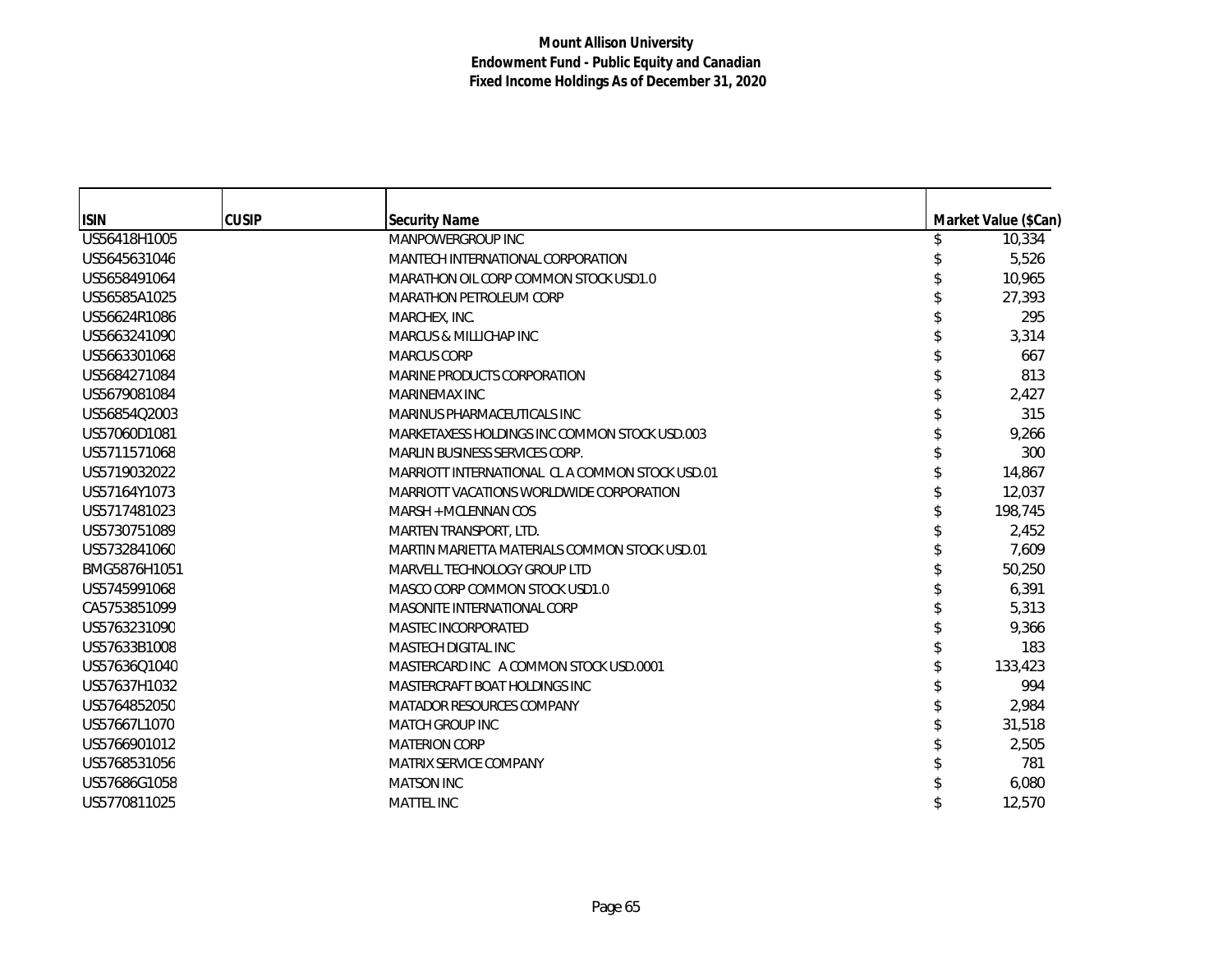**Mount Allison University**
**Endowment Fund - Public Equity and Canadian**
**Fixed Income Holdings As of December 31, 2020**

| ISIN | CUSIP | Security Name | Market Value ($Can) |
|---|---|---|---|
| US56418H1005 | | MANPOWERGROUP INC | $ 10,334 |
| US5645631046 | | MANTECH INTERNATIONAL CORPORATION | $ 5,526 |
| US5658491064 | | MARATHON OIL CORP COMMON STOCK USD1.0 | $ 10,965 |
| US56585A1025 | | MARATHON PETROLEUM CORP | $ 27,393 |
| US56624R1086 | | MARCHEX, INC. | $ 295 |
| US5663241090 | | MARCUS & MILLICHAP INC | $ 3,314 |
| US5663301068 | | MARCUS CORP | $ 667 |
| US5684271084 | | MARINE PRODUCTS CORPORATION | $ 813 |
| US5679081084 | | MARINEMAX INC | $ 2,427 |
| US56854Q2003 | | MARINUS PHARMACEUTICALS INC | $ 315 |
| US57060D1081 | | MARKETAXESS HOLDINGS INC COMMON STOCK USD.003 | $ 9,266 |
| US5711571068 | | MARLIN BUSINESS SERVICES CORP. | $ 300 |
| US5719032022 | | MARRIOTT INTERNATIONAL CL A COMMON STOCK USD.01 | $ 14,867 |
| US57164Y1073 | | MARRIOTT VACATIONS WORLDWIDE CORPORATION | $ 12,037 |
| US5717481023 | | MARSH + MCLENNAN COS | $ 198,745 |
| US5730751089 | | MARTEN TRANSPORT, LTD. | $ 2,452 |
| US5732841060 | | MARTIN MARIETTA MATERIALS COMMON STOCK USD.01 | $ 7,609 |
| BMG5876H1051 | | MARVELL TECHNOLOGY GROUP LTD | $ 50,250 |
| US5745991068 | | MASCO CORP COMMON STOCK USD1.0 | $ 6,391 |
| CA5753851099 | | MASONITE INTERNATIONAL CORP | $ 5,313 |
| US5763231090 | | MASTEC INCORPORATED | $ 9,366 |
| US57633B1008 | | MASTECH DIGITAL INC | $ 183 |
| US57636Q1040 | | MASTERCARD INC A COMMON STOCK USD.0001 | $ 133,423 |
| US57637H1032 | | MASTERCRAFT BOAT HOLDINGS INC | $ 994 |
| US5764852050 | | MATADOR RESOURCES COMPANY | $ 2,984 |
| US57667L1070 | | MATCH GROUP INC | $ 31,518 |
| US5766901012 | | MATERION CORP | $ 2,505 |
| US5768531056 | | MATRIX SERVICE COMPANY | $ 781 |
| US57686G1058 | | MATSON INC | $ 6,080 |
| US5770811025 | | MATTEL INC | $ 12,570 |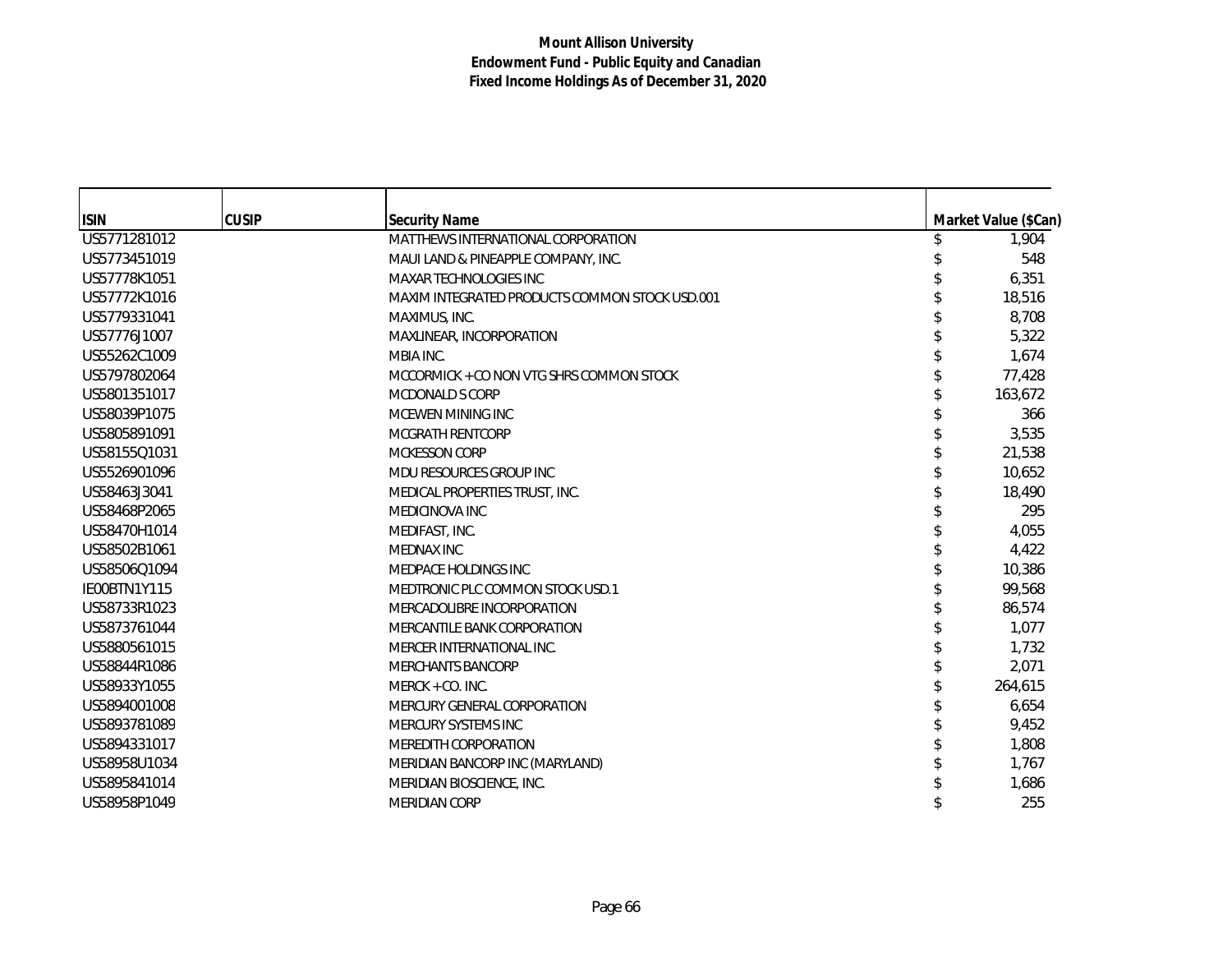**Mount Allison University**
**Endowment Fund - Public Equity and Canadian**
**Fixed Income Holdings As of December 31, 2020**

| ISIN | CUSIP | Security Name | Market Value ($Can) |
|---|---|---|---|
| US5771281012 | | MATTHEWS INTERNATIONAL CORPORATION | $ 1,904 |
| US5773451019 | | MAUI LAND & PINEAPPLE COMPANY, INC. | $ 548 |
| US57778K1051 | | MAXAR TECHNOLOGIES INC | $ 6,351 |
| US57772K1016 | | MAXIM INTEGRATED PRODUCTS COMMON STOCK USD.001 | $ 18,516 |
| US5779331041 | | MAXIMUS, INC. | $ 8,708 |
| US57776J1007 | | MAXLINEAR, INCORPORATION | $ 5,322 |
| US55262C1009 | | MBIA INC. | $ 1,674 |
| US5797802064 | | MCCORMICK + CO NON VTG SHRS COMMON STOCK | $ 77,428 |
| US5801351017 | | MCDONALD S CORP | $ 163,672 |
| US58039P1075 | | MCEWEN MINING INC | $ 366 |
| US5805891091 | | MCGRATH RENTCORP | $ 3,535 |
| US58155Q1031 | | MCKESSON CORP | $ 21,538 |
| US5526901096 | | MDU RESOURCES GROUP INC | $ 10,652 |
| US58463J3041 | | MEDICAL PROPERTIES TRUST, INC. | $ 18,490 |
| US58468P2065 | | MEDICINOVA INC | $ 295 |
| US58470H1014 | | MEDIFAST, INC. | $ 4,055 |
| US58502B1061 | | MEDNAX INC | $ 4,422 |
| US58506Q1094 | | MEDPACE HOLDINGS INC | $ 10,386 |
| IE00BTN1Y115 | | MEDTRONIC PLC COMMON STOCK USD.1 | $ 99,568 |
| US58733R1023 | | MERCADOLIBRE INCORPORATION | $ 86,574 |
| US5873761044 | | MERCANTILE BANK CORPORATION | $ 1,077 |
| US5880561015 | | MERCER INTERNATIONAL INC. | $ 1,732 |
| US58844R1086 | | MERCHANTS BANCORP | $ 2,071 |
| US58933Y1055 | | MERCK + CO. INC. | $ 264,615 |
| US5894001008 | | MERCURY GENERAL CORPORATION | $ 6,654 |
| US5893781089 | | MERCURY SYSTEMS INC | $ 9,452 |
| US5894331017 | | MEREDITH CORPORATION | $ 1,808 |
| US58958U1034 | | MERIDIAN BANCORP INC (MARYLAND) | $ 1,767 |
| US5895841014 | | MERIDIAN BIOSCIENCE, INC. | $ 1,686 |
| US58958P1049 | | MERIDIAN CORP | $ 255 |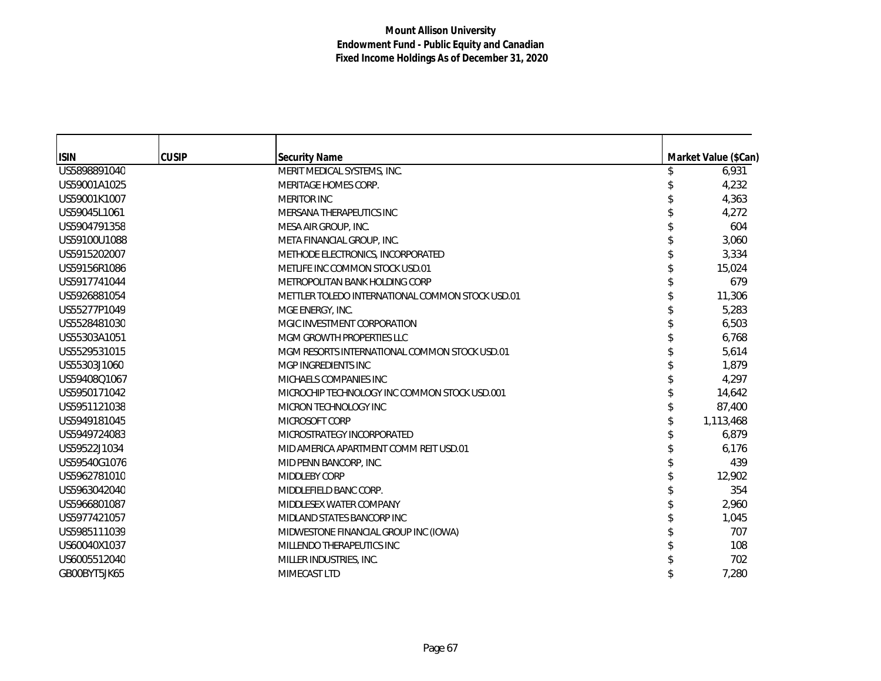**Mount Allison University**
**Endowment Fund - Public Equity and Canadian**
**Fixed Income Holdings As of December 31, 2020**

| ISIN | CUSIP | Security Name | Market Value ($Can) |
|---|---|---|---|
| US5898891040 | | MERIT MEDICAL SYSTEMS, INC. | $ 6,931 |
| US59001A1025 | | MERITAGE HOMES CORP. | $ 4,232 |
| US59001K1007 | | MERITOR INC | $ 4,363 |
| US59045L1061 | | MERSANA THERAPEUTICS INC | $ 4,272 |
| US5904791358 | | MESA AIR GROUP, INC. | $ 604 |
| US59100U1088 | | META FINANCIAL GROUP, INC. | $ 3,060 |
| US5915202007 | | METHODE ELECTRONICS, INCORPORATED | $ 3,334 |
| US59156R1086 | | METLIFE INC COMMON STOCK USD.01 | $ 15,024 |
| US5917741044 | | METROPOLITAN BANK HOLDING CORP | $ 679 |
| US5926881054 | | METTLER TOLEDO INTERNATIONAL COMMON STOCK USD.01 | $ 11,306 |
| US55277P1049 | | MGE ENERGY, INC. | $ 5,283 |
| US5528481030 | | MGIC INVESTMENT CORPORATION | $ 6,503 |
| US55303A1051 | | MGM GROWTH PROPERTIES LLC | $ 6,768 |
| US5529531015 | | MGM RESORTS INTERNATIONAL COMMON STOCK USD.01 | $ 5,614 |
| US55303J1060 | | MGP INGREDIENTS INC | $ 1,879 |
| US59408Q1067 | | MICHAELS COMPANIES INC | $ 4,297 |
| US5950171042 | | MICROCHIP TECHNOLOGY INC COMMON STOCK USD.001 | $ 14,642 |
| US5951121038 | | MICRON TECHNOLOGY INC | $ 87,400 |
| US5949181045 | | MICROSOFT CORP | $ 1,113,468 |
| US5949724083 | | MICROSTRATEGY INCORPORATED | $ 6,879 |
| US59522J1034 | | MID AMERICA APARTMENT COMM REIT USD.01 | $ 6,176 |
| US59540G1076 | | MID PENN BANCORP, INC. | $ 439 |
| US5962781010 | | MIDDLEBY CORP | $ 12,902 |
| US5963042040 | | MIDDLEFIELD BANC CORP. | $ 354 |
| US5966801087 | | MIDDLESEX WATER COMPANY | $ 2,960 |
| US5977421057 | | MIDLAND STATES BANCORP INC | $ 1,045 |
| US5985111039 | | MIDWESTONE FINANCIAL GROUP INC (IOWA) | $ 707 |
| US60040X1037 | | MILLENDO THERAPEUTICS INC | $ 108 |
| US6005512040 | | MILLER INDUSTRIES, INC. | $ 702 |
| GB00BYT5JK65 | | MIMECAST LTD | $ 7,280 |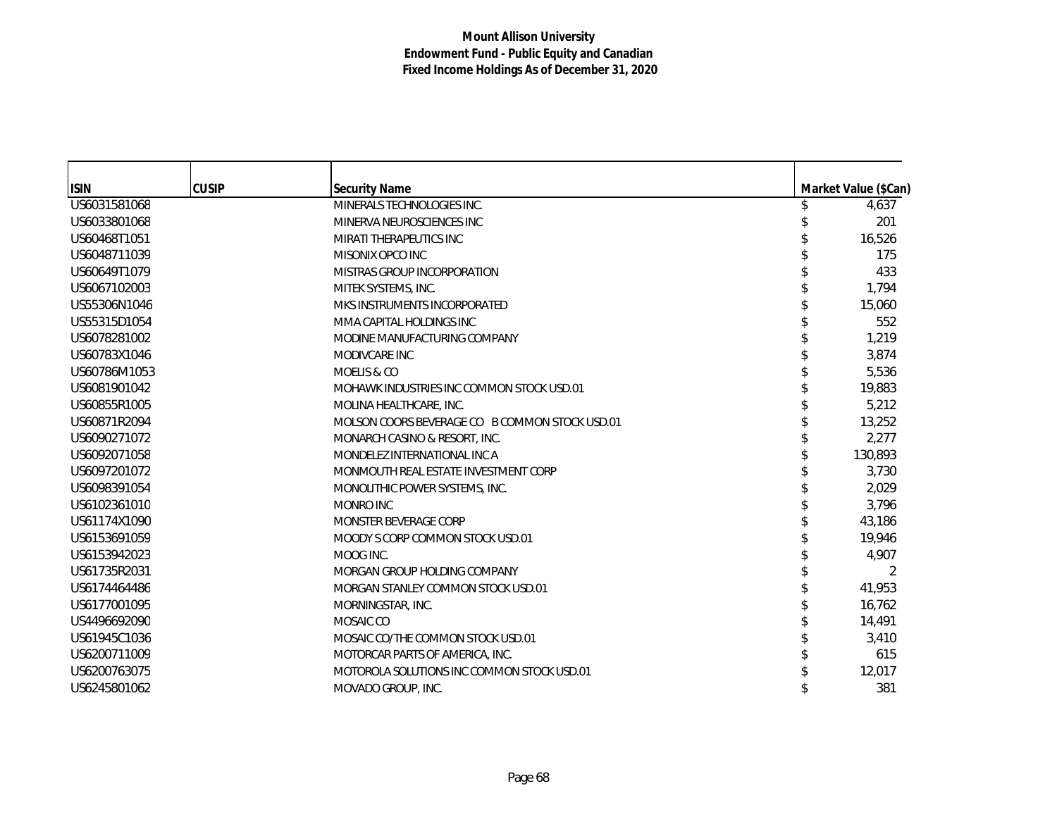**Mount Allison University**
**Endowment Fund - Public Equity and Canadian**
**Fixed Income Holdings As of December 31, 2020**

| ISIN | CUSIP | Security Name | Market Value ($Can) |
|---|---|---|---|
| US6031581068 | | MINERALS TECHNOLOGIES INC. | $ 4,637 |
| US6033801068 | | MINERVA NEUROSCIENCES INC | $ 201 |
| US60468T1051 | | MIRATI THERAPEUTICS INC | $ 16,526 |
| US6048711039 | | MISONIX OPCO INC | $ 175 |
| US60649T1079 | | MISTRAS GROUP INCORPORATION | $ 433 |
| US6067102003 | | MITEK SYSTEMS, INC. | $ 1,794 |
| US55306N1046 | | MKS INSTRUMENTS INCORPORATED | $ 15,060 |
| US55315D1054 | | MMA CAPITAL HOLDINGS INC | $ 552 |
| US6078281002 | | MODINE MANUFACTURING COMPANY | $ 1,219 |
| US60783X1046 | | MODIVCARE INC | $ 3,874 |
| US60786M1053 | | MOELIS & CO | $ 5,536 |
| US6081901042 | | MOHAWK INDUSTRIES INC COMMON STOCK USD.01 | $ 19,883 |
| US60855R1005 | | MOLINA HEALTHCARE, INC. | $ 5,212 |
| US60871R2094 | | MOLSON COORS BEVERAGE CO B COMMON STOCK USD.01 | $ 13,252 |
| US6090271072 | | MONARCH CASINO & RESORT, INC. | $ 2,277 |
| US6092071058 | | MONDELEZ INTERNATIONAL INC A | $ 130,893 |
| US6097201072 | | MONMOUTH REAL ESTATE INVESTMENT CORP | $ 3,730 |
| US6098391054 | | MONOLITHIC POWER SYSTEMS, INC. | $ 2,029 |
| US6102361010 | | MONRO INC | $ 3,796 |
| US61174X1090 | | MONSTER BEVERAGE CORP | $ 43,186 |
| US6153691059 | | MOODY S CORP COMMON STOCK USD.01 | $ 19,946 |
| US6153942023 | | MOOG INC. | $ 4,907 |
| US61735R2031 | | MORGAN GROUP HOLDING COMPANY | $ 2 |
| US6174464486 | | MORGAN STANLEY COMMON STOCK USD.01 | $ 41,953 |
| US6177001095 | | MORNINGSTAR, INC. | $ 16,762 |
| US4496692090 | | MOSAIC CO | $ 14,491 |
| US61945C1036 | | MOSAIC CO/THE COMMON STOCK USD.01 | $ 3,410 |
| US6200711009 | | MOTORCAR PARTS OF AMERICA, INC. | $ 615 |
| US6200763075 | | MOTOROLA SOLUTIONS INC COMMON STOCK USD.01 | $ 12,017 |
| US6245801062 | | MOVADO GROUP, INC. | $ 381 |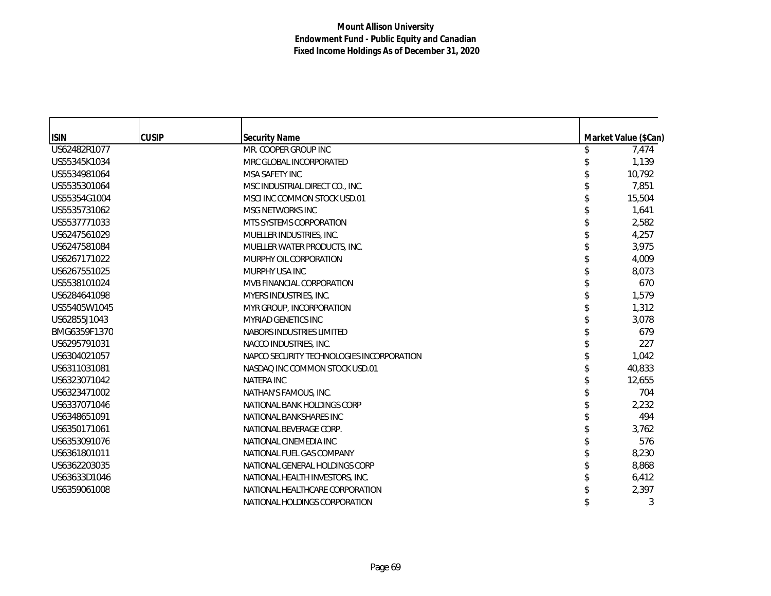**Mount Allison University**
**Endowment Fund - Public Equity and Canadian**
**Fixed Income Holdings As of December 31, 2020**

| ISIN | CUSIP | Security Name | Market Value ($Can) |
|---|---|---|---|
| US62482R1077 | | MR. COOPER GROUP INC | $ 7,474 |
| US55345K1034 | | MRC GLOBAL INCORPORATED | $ 1,139 |
| US5534981064 | | MSA SAFETY INC | $ 10,792 |
| US5535301064 | | MSC INDUSTRIAL DIRECT CO., INC. | $ 7,851 |
| US55354G1004 | | MSCI INC COMMON STOCK USD.01 | $ 15,504 |
| US5535731062 | | MSG NETWORKS INC | $ 1,641 |
| US5537771033 | | MTS SYSTEMS CORPORATION | $ 2,582 |
| US6247561029 | | MUELLER INDUSTRIES, INC. | $ 4,257 |
| US6247581084 | | MUELLER WATER PRODUCTS, INC. | $ 3,975 |
| US6267171022 | | MURPHY OIL CORPORATION | $ 4,009 |
| US6267551025 | | MURPHY USA INC | $ 8,073 |
| US5538101024 | | MVB FINANCIAL CORPORATION | $ 670 |
| US6284641098 | | MYERS INDUSTRIES, INC. | $ 1,579 |
| US55405W1045 | | MYR GROUP, INCORPORATION | $ 1,312 |
| US62855J1043 | | MYRIAD GENETICS INC | $ 3,078 |
| BMG6359F1370 | | NABORS INDUSTRIES LIMITED | $ 679 |
| US6295791031 | | NACCO INDUSTRIES, INC. | $ 227 |
| US6304021057 | | NAPCO SECURITY TECHNOLOGIES INCORPORATION | $ 1,042 |
| US6311031081 | | NASDAQ INC COMMON STOCK USD.01 | $ 40,833 |
| US6323071042 | | NATERA INC | $ 12,655 |
| US6323471002 | | NATHAN'S FAMOUS, INC. | $ 704 |
| US6337071046 | | NATIONAL BANK HOLDINGS CORP | $ 2,232 |
| US6348651091 | | NATIONAL BANKSHARES INC | $ 494 |
| US6350171061 | | NATIONAL BEVERAGE CORP. | $ 3,762 |
| US6353091076 | | NATIONAL CINEMEDIA INC | $ 576 |
| US6361801011 | | NATIONAL FUEL GAS COMPANY | $ 8,230 |
| US6362203035 | | NATIONAL GENERAL HOLDINGS CORP | $ 8,868 |
| US63633D1046 | | NATIONAL HEALTH INVESTORS, INC. | $ 6,412 |
| US6359061008 | | NATIONAL HEALTHCARE CORPORATION | $ 2,397 |
| | | NATIONAL HOLDINGS CORPORATION | $ 3 |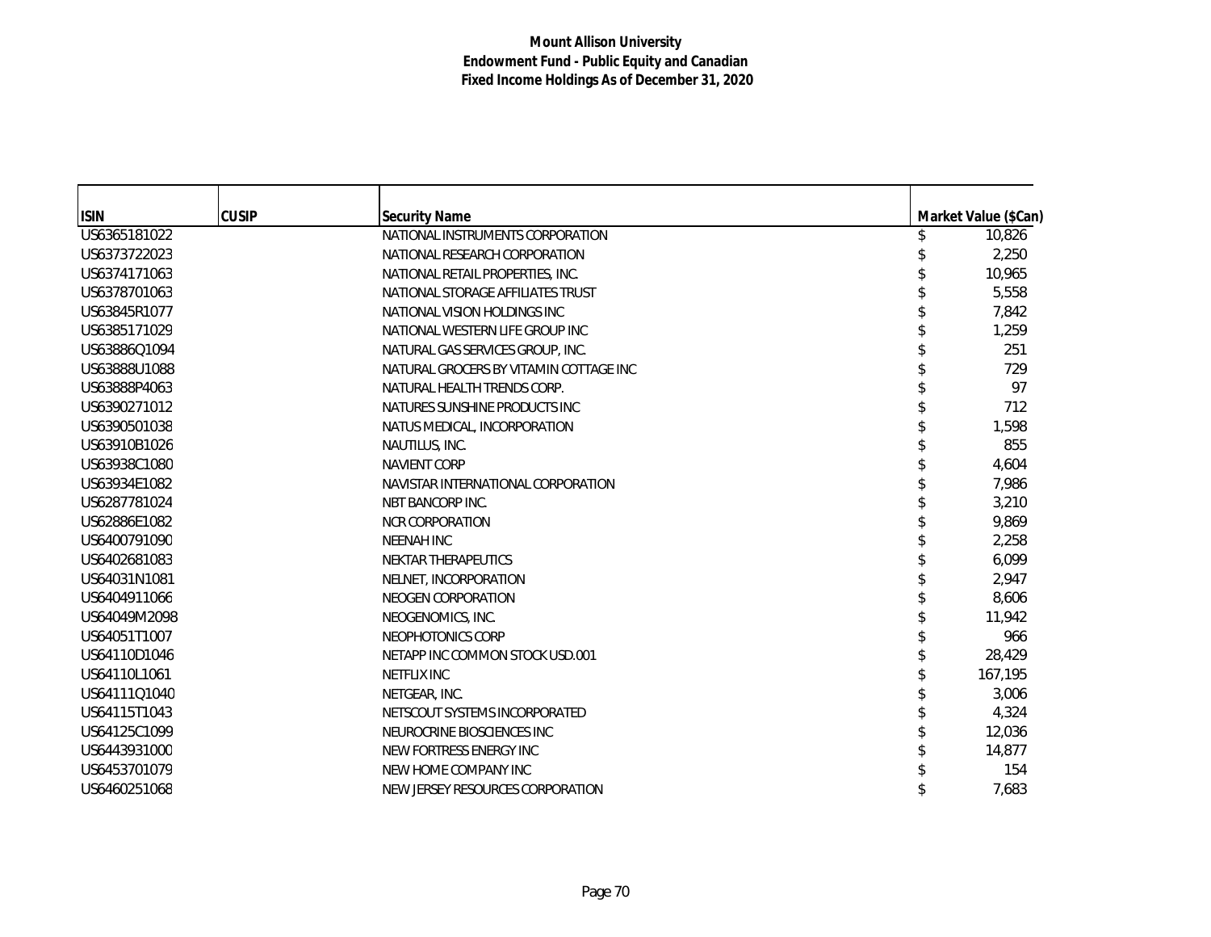**Mount Allison University**
**Endowment Fund - Public Equity and Canadian**
**Fixed Income Holdings As of December 31, 2020**

| ISIN | CUSIP | Security Name | Market Value ($Can) |
|---|---|---|---|
| US6365181022 | | NATIONAL INSTRUMENTS CORPORATION | $ 10,826 |
| US6373722023 | | NATIONAL RESEARCH CORPORATION | $ 2,250 |
| US6374171063 | | NATIONAL RETAIL PROPERTIES, INC. | $ 10,965 |
| US6378701063 | | NATIONAL STORAGE AFFILIATES TRUST | $ 5,558 |
| US63845R1077 | | NATIONAL VISION HOLDINGS INC | $ 7,842 |
| US6385171029 | | NATIONAL WESTERN LIFE GROUP INC | $ 1,259 |
| US63886Q1094 | | NATURAL GAS SERVICES GROUP, INC. | $ 251 |
| US63888U1088 | | NATURAL GROCERS BY VITAMIN COTTAGE INC | $ 729 |
| US63888P4063 | | NATURAL HEALTH TRENDS CORP. | $ 97 |
| US6390271012 | | NATURES SUNSHINE PRODUCTS INC | $ 712 |
| US6390501038 | | NATUS MEDICAL, INCORPORATION | $ 1,598 |
| US63910B1026 | | NAUTILUS, INC. | $ 855 |
| US63938C1080 | | NAVIENT CORP | $ 4,604 |
| US63934E1082 | | NAVISTAR INTERNATIONAL CORPORATION | $ 7,986 |
| US6287781024 | | NBT BANCORP INC. | $ 3,210 |
| US62886E1082 | | NCR CORPORATION | $ 9,869 |
| US6400791090 | | NEENAH INC | $ 2,258 |
| US6402681083 | | NEKTAR THERAPEUTICS | $ 6,099 |
| US64031N1081 | | NELNET, INCORPORATION | $ 2,947 |
| US6404911066 | | NEOGEN CORPORATION | $ 8,606 |
| US64049M2098 | | NEOGENOMICS, INC. | $ 11,942 |
| US64051T1007 | | NEOPHOTONICS CORP | $ 966 |
| US64110D1046 | | NETAPP INC COMMON STOCK USD.001 | $ 28,429 |
| US64110L1061 | | NETFLIX INC | $ 167,195 |
| US64111Q1040 | | NETGEAR, INC. | $ 3,006 |
| US64115T1043 | | NETSCOUT SYSTEMS INCORPORATED | $ 4,324 |
| US64125C1099 | | NEUROCRINE BIOSCIENCES INC | $ 12,036 |
| US6443931000 | | NEW FORTRESS ENERGY INC | $ 14,877 |
| US6453701079 | | NEW HOME COMPANY INC | $ 154 |
| US6460251068 | | NEW JERSEY RESOURCES CORPORATION | $ 7,683 |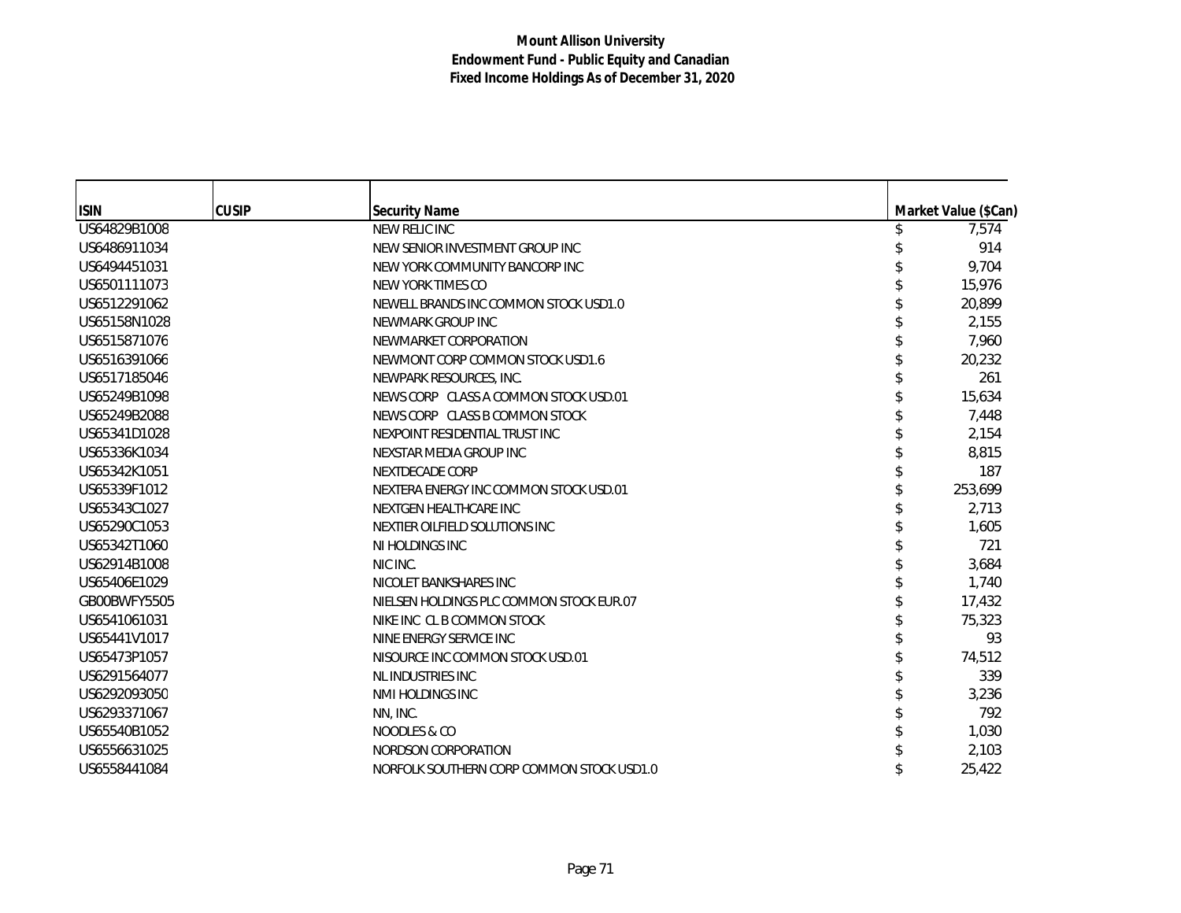**Mount Allison University**
**Endowment Fund - Public Equity and Canadian**
**Fixed Income Holdings As of December 31, 2020**

| ISIN | CUSIP | Security Name | Market Value ($Can) |
|---|---|---|---|
| US64829B1008 | | NEW RELIC INC | $ 7,574 |
| US6486911034 | | NEW SENIOR INVESTMENT GROUP INC | $ 914 |
| US6494451031 | | NEW YORK COMMUNITY BANCORP INC | $ 9,704 |
| US6501111073 | | NEW YORK TIMES CO | $ 15,976 |
| US6512291062 | | NEWELL BRANDS INC COMMON STOCK USD1.0 | $ 20,899 |
| US65158N1028 | | NEWMARK GROUP INC | $ 2,155 |
| US6515871076 | | NEWMARKET CORPORATION | $ 7,960 |
| US6516391066 | | NEWMONT CORP COMMON STOCK USD1.6 | $ 20,232 |
| US6517185046 | | NEWPARK RESOURCES, INC. | $ 261 |
| US65249B1098 | | NEWS CORP CLASS A COMMON STOCK USD.01 | $ 15,634 |
| US65249B2088 | | NEWS CORP CLASS B COMMON STOCK | $ 7,448 |
| US65341D1028 | | NEXPOINT RESIDENTIAL TRUST INC | $ 2,154 |
| US65336K1034 | | NEXSTAR MEDIA GROUP INC | $ 8,815 |
| US65342K1051 | | NEXTDECADE CORP | $ 187 |
| US65339F1012 | | NEXTERA ENERGY INC COMMON STOCK USD.01 | $ 253,699 |
| US65343C1027 | | NEXTGEN HEALTHCARE INC | $ 2,713 |
| US65290C1053 | | NEXTIER OILFIELD SOLUTIONS INC | $ 1,605 |
| US65342T1060 | | NI HOLDINGS INC | $ 721 |
| US62914B1008 | | NIC INC. | $ 3,684 |
| US65406E1029 | | NICOLET BANKSHARES INC | $ 1,740 |
| GB00BWFY5505 | | NIELSEN HOLDINGS PLC COMMON STOCK EUR.07 | $ 17,432 |
| US6541061031 | | NIKE INC CL B COMMON STOCK | $ 75,323 |
| US65441V1017 | | NINE ENERGY SERVICE INC | $ 93 |
| US65473P1057 | | NISOURCE INC COMMON STOCK USD.01 | $ 74,512 |
| US6291564077 | | NL INDUSTRIES INC | $ 339 |
| US6292093050 | | NMI HOLDINGS INC | $ 3,236 |
| US6293371067 | | NN, INC. | $ 792 |
| US65540B1052 | | NOODLES & CO | $ 1,030 |
| US6556631025 | | NORDSON CORPORATION | $ 2,103 |
| US6558441084 | | NORFOLK SOUTHERN CORP COMMON STOCK USD1.0 | $ 25,422 |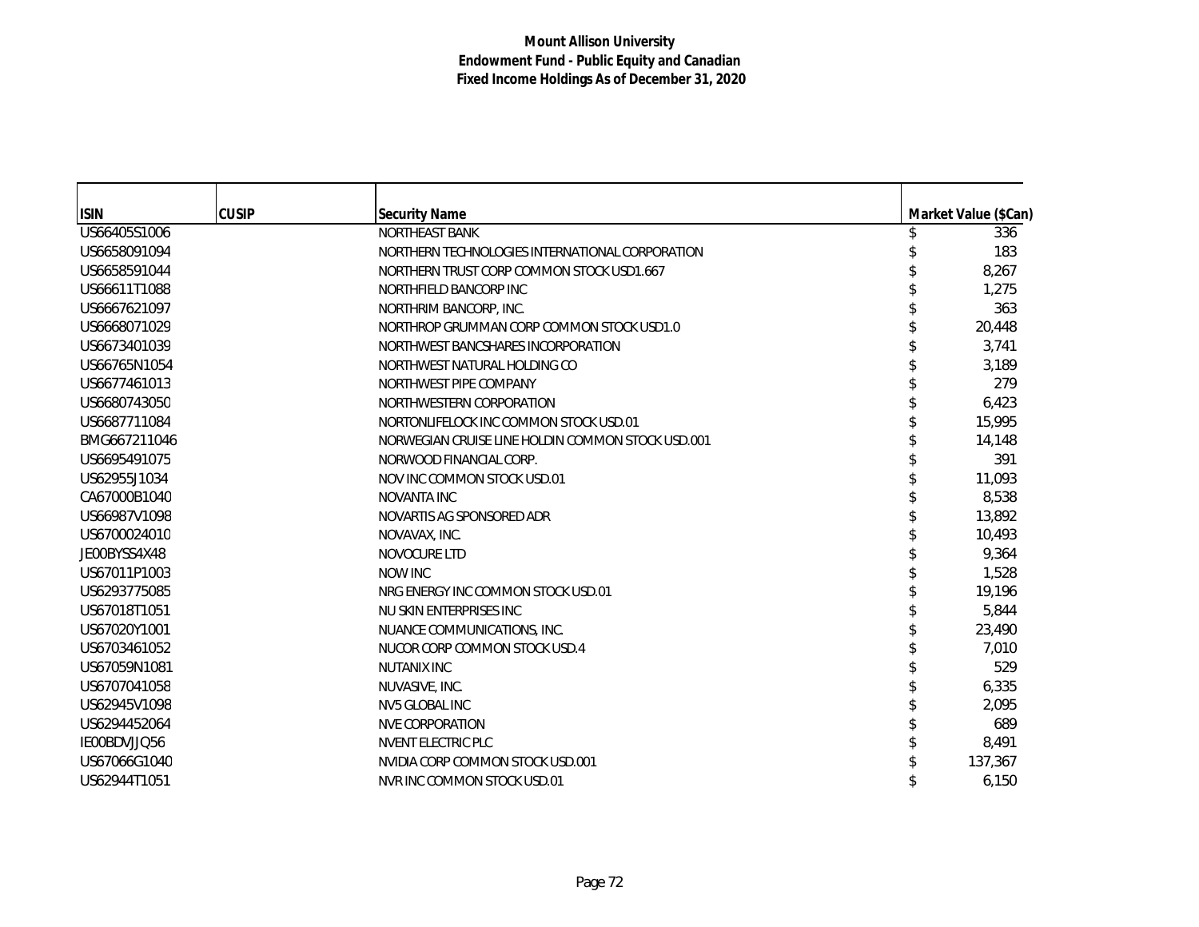**Mount Allison University**
**Endowment Fund - Public Equity and Canadian**
**Fixed Income Holdings As of December 31, 2020**

| ISIN | CUSIP | Security Name | Market Value ($Can) |
|---|---|---|---|
| US66405S1006 | | NORTHEAST BANK | $ 336 |
| US6658091094 | | NORTHERN TECHNOLOGIES INTERNATIONAL CORPORATION | $ 183 |
| US6658591044 | | NORTHERN TRUST CORP COMMON STOCK USD1.667 | $ 8,267 |
| US66611T1088 | | NORTHFIELD BANCORP INC | $ 1,275 |
| US6667621097 | | NORTHRIM BANCORP, INC. | $ 363 |
| US6668071029 | | NORTHROP GRUMMAN CORP COMMON STOCK USD1.0 | $ 20,448 |
| US6673401039 | | NORTHWEST BANCSHARES INCORPORATION | $ 3,741 |
| US66765N1054 | | NORTHWEST NATURAL HOLDING CO | $ 3,189 |
| US6677461013 | | NORTHWEST PIPE COMPANY | $ 279 |
| US6680743050 | | NORTHWESTERN CORPORATION | $ 6,423 |
| US6687711084 | | NORTONLIFELOCK INC COMMON STOCK USD.01 | $ 15,995 |
| BMG667211046 | | NORWEGIAN CRUISE LINE HOLDIN COMMON STOCK USD.001 | $ 14,148 |
| US6695491075 | | NORWOOD FINANCIAL CORP. | $ 391 |
| US62955J1034 | | NOV INC COMMON STOCK USD.01 | $ 11,093 |
| CA67000B1040 | | NOVANTA INC | $ 8,538 |
| US66987V1098 | | NOVARTIS AG SPONSORED ADR | $ 13,892 |
| US6700024010 | | NOVAVAX, INC. | $ 10,493 |
| JE00BYSS4X48 | | NOVOCURE LTD | $ 9,364 |
| US67011P1003 | | NOW INC | $ 1,528 |
| US6293775085 | | NRG ENERGY INC COMMON STOCK USD.01 | $ 19,196 |
| US67018T1051 | | NU SKIN ENTERPRISES INC | $ 5,844 |
| US67020Y1001 | | NUANCE COMMUNICATIONS, INC. | $ 23,490 |
| US6703461052 | | NUCOR CORP COMMON STOCK USD.4 | $ 7,010 |
| US67059N1081 | | NUTANIX INC | $ 529 |
| US6707041058 | | NUVASIVE, INC. | $ 6,335 |
| US62945V1098 | | NV5 GLOBAL INC | $ 2,095 |
| US6294452064 | | NVE CORPORATION | $ 689 |
| IE00BDVJJQ56 | | NVENT ELECTRIC PLC | $ 8,491 |
| US67066G1040 | | NVIDIA CORP COMMON STOCK USD.001 | $ 137,367 |
| US62944T1051 | | NVR INC COMMON STOCK USD.01 | $ 6,150 |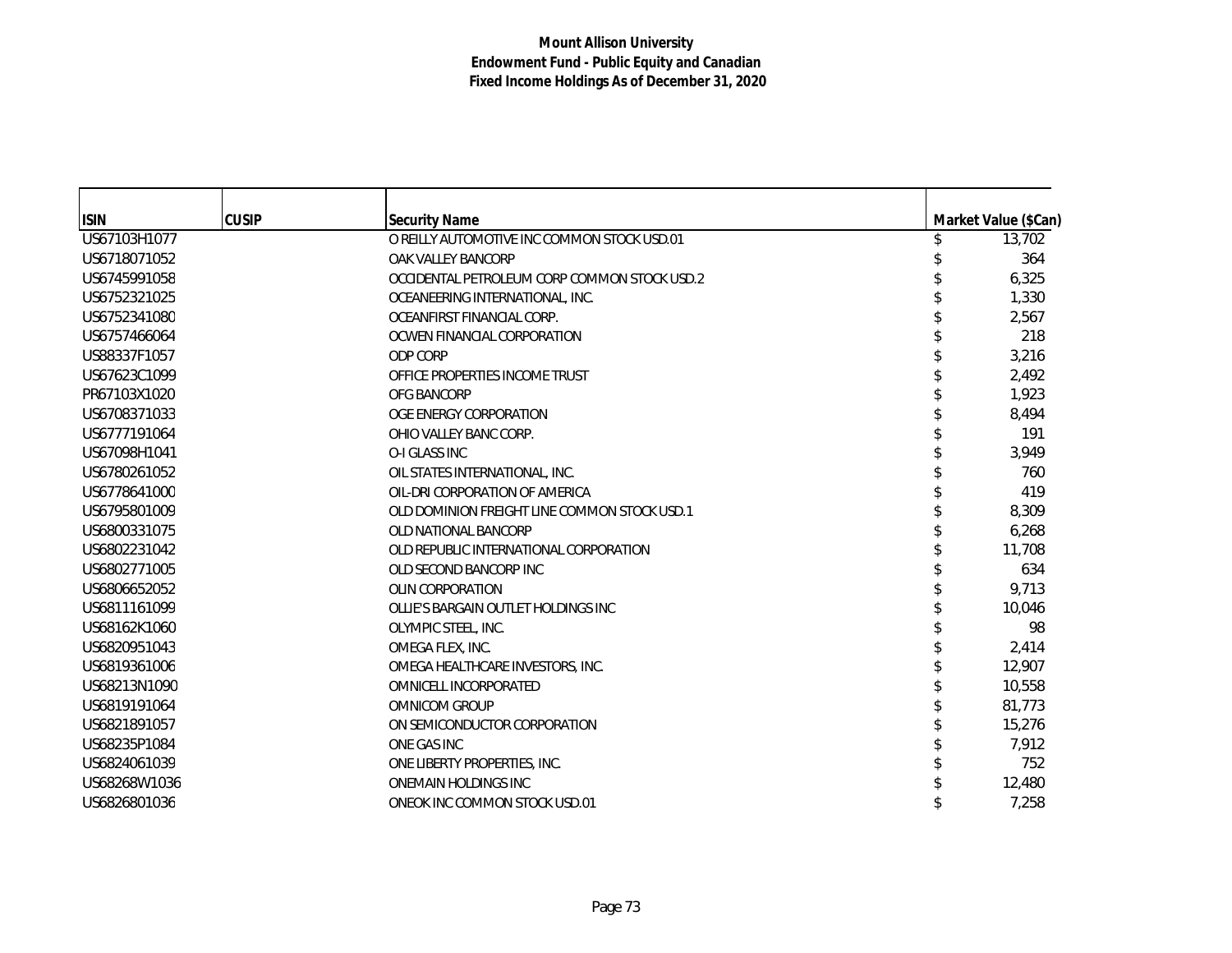**Mount Allison University**
**Endowment Fund - Public Equity and Canadian**
**Fixed Income Holdings As of December 31, 2020**

| ISIN | CUSIP | Security Name | Market Value ($Can) |
|---|---|---|---|
| US67103H1077 | | O REILLY AUTOMOTIVE INC COMMON STOCK USD.01 | $ 13,702 |
| US6718071052 | | OAK VALLEY BANCORP | $ 364 |
| US6745991058 | | OCCIDENTAL PETROLEUM CORP COMMON STOCK USD.2 | $ 6,325 |
| US6752321025 | | OCEANEERING INTERNATIONAL, INC. | $ 1,330 |
| US6752341080 | | OCEANFIRST FINANCIAL CORP. | $ 2,567 |
| US6757466064 | | OCWEN FINANCIAL CORPORATION | $ 218 |
| US88337F1057 | | ODP CORP | $ 3,216 |
| US67623C1099 | | OFFICE PROPERTIES INCOME TRUST | $ 2,492 |
| PR67103X1020 | | OFG BANCORP | $ 1,923 |
| US6708371033 | | OGE ENERGY CORPORATION | $ 8,494 |
| US6777191064 | | OHIO VALLEY BANC CORP. | $ 191 |
| US67098H1041 | | O-I GLASS INC | $ 3,949 |
| US6780261052 | | OIL STATES INTERNATIONAL, INC. | $ 760 |
| US6778641000 | | OIL-DRI CORPORATION OF AMERICA | $ 419 |
| US6795801009 | | OLD DOMINION FREIGHT LINE COMMON STOCK USD.1 | $ 8,309 |
| US6800331075 | | OLD NATIONAL BANCORP | $ 6,268 |
| US6802231042 | | OLD REPUBLIC INTERNATIONAL CORPORATION | $ 11,708 |
| US6802771005 | | OLD SECOND BANCORP INC | $ 634 |
| US6806652052 | | OLIN CORPORATION | $ 9,713 |
| US6811161099 | | OLLIE'S BARGAIN OUTLET HOLDINGS INC | $ 10,046 |
| US68162K1060 | | OLYMPIC STEEL, INC. | $ 98 |
| US6820951043 | | OMEGA FLEX, INC. | $ 2,414 |
| US6819361006 | | OMEGA HEALTHCARE INVESTORS, INC. | $ 12,907 |
| US68213N1090 | | OMNICELL INCORPORATED | $ 10,558 |
| US6819191064 | | OMNICOM GROUP | $ 81,773 |
| US6821891057 | | ON SEMICONDUCTOR CORPORATION | $ 15,276 |
| US68235P1084 | | ONE GAS INC | $ 7,912 |
| US6824061039 | | ONE LIBERTY PROPERTIES, INC. | $ 752 |
| US68268W1036 | | ONEMAIN HOLDINGS INC | $ 12,480 |
| US6826801036 | | ONEOK INC COMMON STOCK USD.01 | $ 7,258 |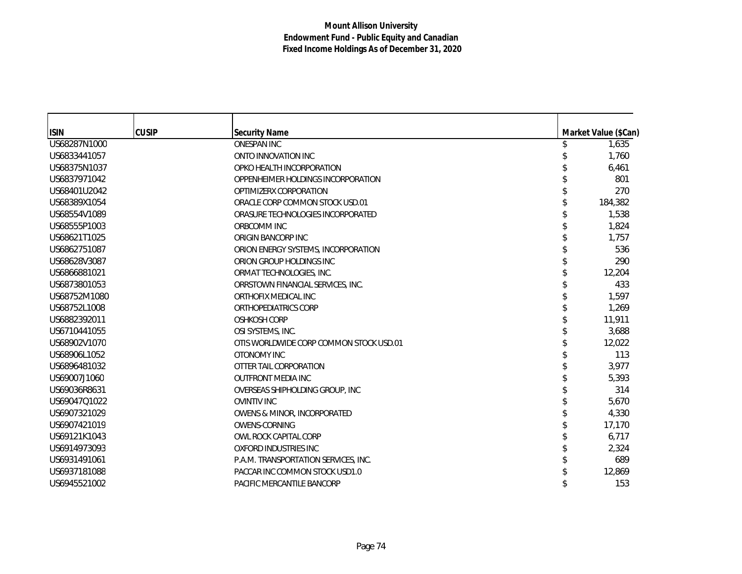**Mount Allison University**
**Endowment Fund - Public Equity and Canadian Fixed Income Holdings As of December 31, 2020**

| ISIN | CUSIP | Security Name | Market Value ($Can) |
|---|---|---|---|
| US68287N1000 | | ONESPAN INC | $ 1,635 |
| US6833441057 | | ONTO INNOVATION INC | $ 1,760 |
| US68375N1037 | | OPKO HEALTH INCORPORATION | $ 6,461 |
| US6837971042 | | OPPENHEIMER HOLDINGS INCORPORATION | $ 801 |
| US68401U2042 | | OPTIMIZERX CORPORATION | $ 270 |
| US68389X1054 | | ORACLE CORP COMMON STOCK USD.01 | $ 184,382 |
| US68554V1089 | | ORASURE TECHNOLOGIES INCORPORATED | $ 1,538 |
| US68555P1003 | | ORBCOMM INC | $ 1,824 |
| US68621T1025 | | ORIGIN BANCORP INC | $ 1,757 |
| US6862751087 | | ORION ENERGY SYSTEMS, INCORPORATION | $ 536 |
| US68628V3087 | | ORION GROUP HOLDINGS INC | $ 290 |
| US6866881021 | | ORMAT TECHNOLOGIES, INC. | $ 12,204 |
| US6873801053 | | ORRSTOWN FINANCIAL SERVICES, INC. | $ 433 |
| US68752M1080 | | ORTHOFIX MEDICAL INC | $ 1,597 |
| US68752L1008 | | ORTHOPEDIATRICS CORP | $ 1,269 |
| US6882392011 | | OSHKOSH CORP | $ 11,911 |
| US6710441055 | | OSI SYSTEMS, INC. | $ 3,688 |
| US68902V1070 | | OTIS WORLDWIDE CORP COMMON STOCK USD.01 | $ 12,022 |
| US68906L1052 | | OTONOMY INC | $ 113 |
| US6896481032 | | OTTER TAIL CORPORATION | $ 3,977 |
| US69007J1060 | | OUTFRONT MEDIA INC | $ 5,393 |
| US69036R8631 | | OVERSEAS SHIPHOLDING GROUP, INC | $ 314 |
| US69047Q1022 | | OVINTIV INC | $ 5,670 |
| US6907321029 | | OWENS & MINOR, INCORPORATED | $ 4,330 |
| US6907421019 | | OWENS-CORNING | $ 17,170 |
| US69121K1043 | | OWL ROCK CAPITAL CORP | $ 6,717 |
| US6914973093 | | OXFORD INDUSTRIES INC | $ 2,324 |
| US6931491061 | | P.A.M. TRANSPORTATION SERVICES, INC. | $ 689 |
| US6937181088 | | PACCAR INC COMMON STOCK USD1.0 | $ 12,869 |
| US6945521002 | | PACIFIC MERCANTILE BANCORP | $ 153 |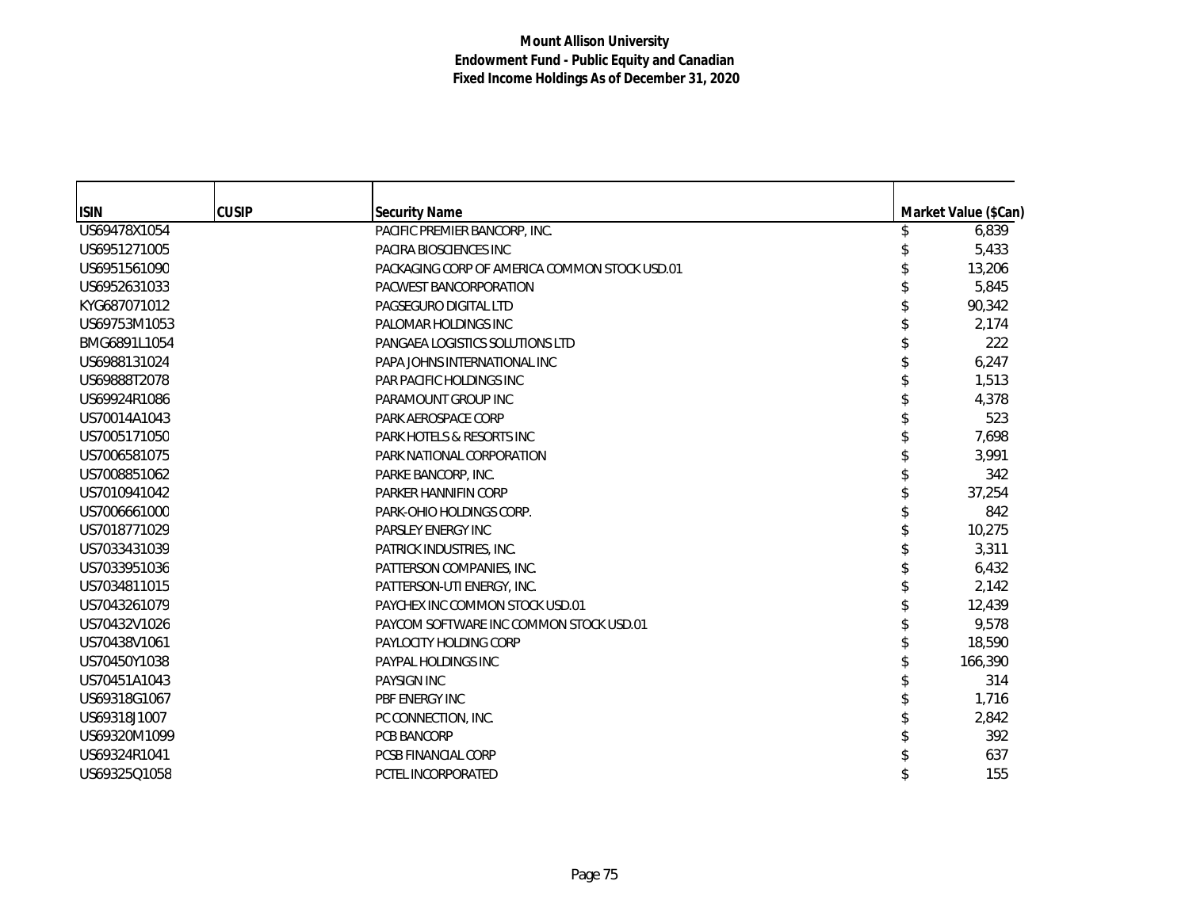**Mount Allison University**
**Endowment Fund - Public Equity and Canadian**
**Fixed Income Holdings As of December 31, 2020**

| ISIN | CUSIP | Security Name | Market Value ($Can) |
|---|---|---|---|
| US69478X1054 | | PACIFIC PREMIER BANCORP, INC. | $ 6,839 |
| US6951271005 | | PACIRA BIOSCIENCES INC | $ 5,433 |
| US6951561090 | | PACKAGING CORP OF AMERICA COMMON STOCK USD.01 | $ 13,206 |
| US6952631033 | | PACWEST BANCORPORATION | $ 5,845 |
| KYG687071012 | | PAGSEGURO DIGITAL LTD | $ 90,342 |
| US69753M1053 | | PALOMAR HOLDINGS INC | $ 2,174 |
| BMG6891L1054 | | PANGAEA LOGISTICS SOLUTIONS LTD | $ 222 |
| US6988131024 | | PAPA JOHNS INTERNATIONAL INC | $ 6,247 |
| US69888T2078 | | PAR PACIFIC HOLDINGS INC | $ 1,513 |
| US69924R1086 | | PARAMOUNT GROUP INC | $ 4,378 |
| US70014A1043 | | PARK AEROSPACE CORP | $ 523 |
| US7005171050 | | PARK HOTELS & RESORTS INC | $ 7,698 |
| US7006581075 | | PARK NATIONAL CORPORATION | $ 3,991 |
| US7008851062 | | PARKE BANCORP, INC. | $ 342 |
| US7010941042 | | PARKER HANNIFIN CORP | $ 37,254 |
| US7006661000 | | PARK-OHIO HOLDINGS CORP. | $ 842 |
| US7018771029 | | PARSLEY ENERGY INC | $ 10,275 |
| US7033431039 | | PATRICK INDUSTRIES, INC. | $ 3,311 |
| US7033951036 | | PATTERSON COMPANIES, INC. | $ 6,432 |
| US7034811015 | | PATTERSON-UTI ENERGY, INC. | $ 2,142 |
| US7043261079 | | PAYCHEX INC COMMON STOCK USD.01 | $ 12,439 |
| US70432V1026 | | PAYCOM SOFTWARE INC COMMON STOCK USD.01 | $ 9,578 |
| US70438V1061 | | PAYLOCITY HOLDING CORP | $ 18,590 |
| US70450Y1038 | | PAYPAL HOLDINGS INC | $ 166,390 |
| US70451A1043 | | PAYSIGN INC | $ 314 |
| US69318G1067 | | PBF ENERGY INC | $ 1,716 |
| US69318J1007 | | PC CONNECTION, INC. | $ 2,842 |
| US69320M1099 | | PCB BANCORP | $ 392 |
| US69324R1041 | | PCSB FINANCIAL CORP | $ 637 |
| US69325Q1058 | | PCTEL INCORPORATED | $ 155 |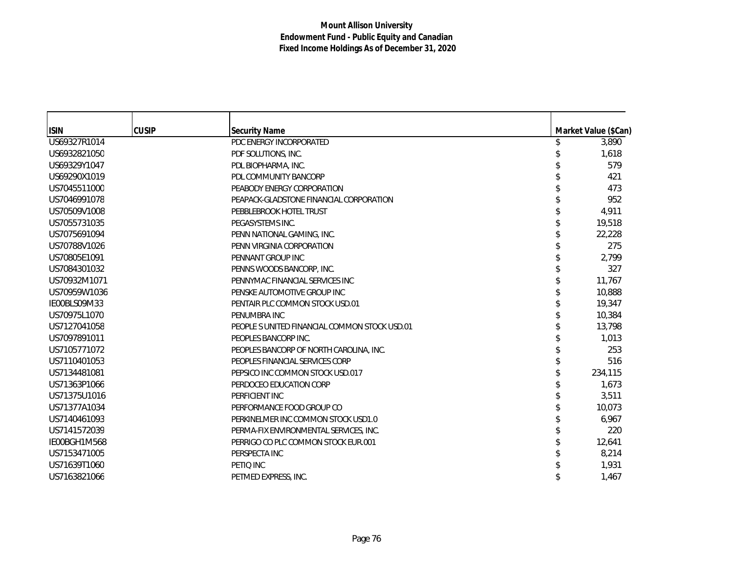**Mount Allison University**
**Endowment Fund - Public Equity and Canadian**
**Fixed Income Holdings As of December 31, 2020**

| ISIN | CUSIP | Security Name | Market Value ($Can) |
|---|---|---|---|
| US69327R1014 | | PDC ENERGY INCORPORATED | $ 3,890 |
| US6932821050 | | PDF SOLUTIONS, INC. | $ 1,618 |
| US69329Y1047 | | PDL BIOPHARMA, INC. | $ 579 |
| US69290X1019 | | PDL COMMUNITY BANCORP | $ 421 |
| US7045511000 | | PEABODY ENERGY CORPORATION | $ 473 |
| US7046991078 | | PEAPACK-GLADSTONE FINANCIAL CORPORATION | $ 952 |
| US70509V1008 | | PEBBLEBROOK HOTEL TRUST | $ 4,911 |
| US7055731035 | | PEGASYSTEMS INC. | $ 19,518 |
| US7075691094 | | PENN NATIONAL GAMING, INC. | $ 22,228 |
| US70788V1026 | | PENN VIRGINIA CORPORATION | $ 275 |
| US70805E1091 | | PENNANT GROUP INC | $ 2,799 |
| US7084301032 | | PENNS WOODS BANCORP, INC. | $ 327 |
| US70932M1071 | | PENNYMAC FINANCIAL SERVICES INC | $ 11,767 |
| US70959W1036 | | PENSKE AUTOMOTIVE GROUP INC | $ 10,888 |
| IE00BLS09M33 | | PENTAIR PLC COMMON STOCK USD.01 | $ 19,347 |
| US70975L1070 | | PENUMBRA INC | $ 10,384 |
| US7127041058 | | PEOPLE S UNITED FINANCIAL COMMON STOCK USD.01 | $ 13,798 |
| US7097891011 | | PEOPLES BANCORP INC. | $ 1,013 |
| US7105771072 | | PEOPLES BANCORP OF NORTH CAROLINA, INC. | $ 253 |
| US7110401053 | | PEOPLES FINANCIAL SERVICES CORP | $ 516 |
| US7134481081 | | PEPSICO INC COMMON STOCK USD.017 | $ 234,115 |
| US71363P1066 | | PERDOCEO EDUCATION CORP | $ 1,673 |
| US71375U1016 | | PERFICIENT INC | $ 3,511 |
| US71377A1034 | | PERFORMANCE FOOD GROUP CO | $ 10,073 |
| US7140461093 | | PERKINELMER INC COMMON STOCK USD1.0 | $ 6,967 |
| US7141572039 | | PERMA-FIX ENVIRONMENTAL SERVICES, INC. | $ 220 |
| IE00BGH1M568 | | PERRIGO CO PLC COMMON STOCK EUR.001 | $ 12,641 |
| US7153471005 | | PERSPECTA INC | $ 8,214 |
| US71639T1060 | | PETIQ INC | $ 1,931 |
| US7163821066 | | PETMED EXPRESS, INC. | $ 1,467 |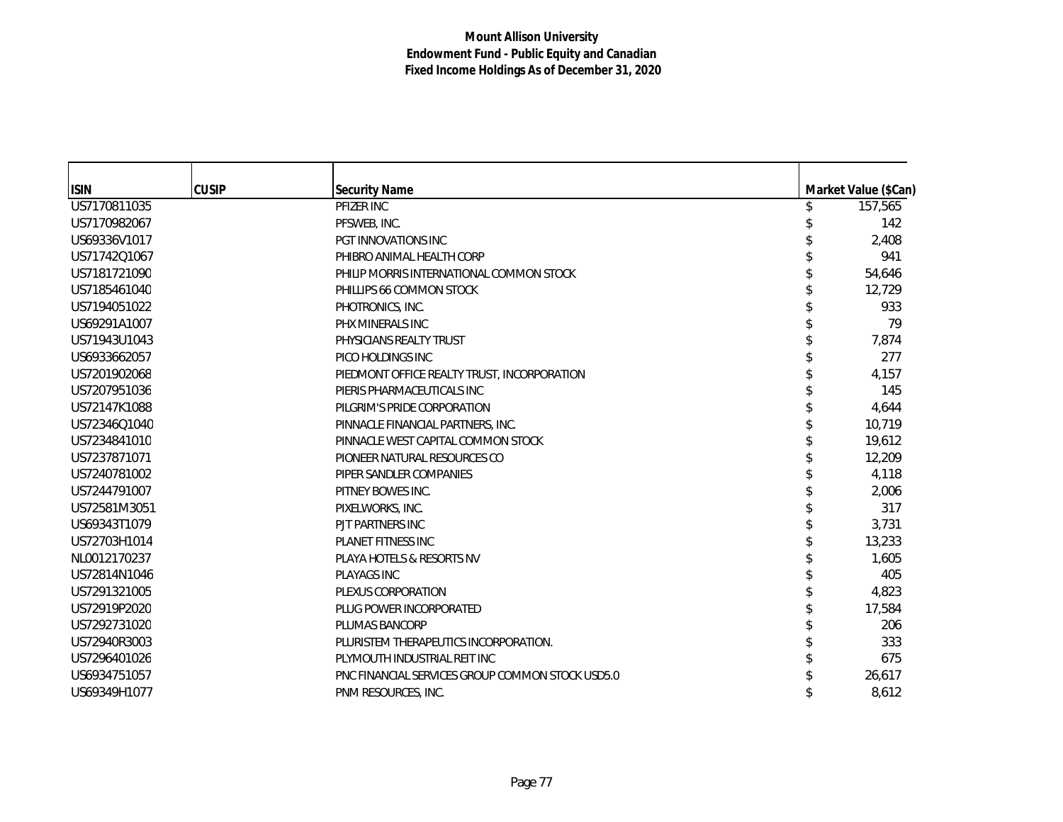**Mount Allison University**
**Endowment Fund - Public Equity and Canadian**
**Fixed Income Holdings As of December 31, 2020**

| ISIN | CUSIP | Security Name | Market Value ($Can) |
|---|---|---|---|
| US7170811035 | | PFIZER INC | $ 157,565 |
| US7170982067 | | PFSWEB, INC. | $ 142 |
| US69336V1017 | | PGT INNOVATIONS INC | $ 2,408 |
| US71742Q1067 | | PHIBRO ANIMAL HEALTH CORP | $ 941 |
| US7181721090 | | PHILIP MORRIS INTERNATIONAL COMMON STOCK | $ 54,646 |
| US7185461040 | | PHILLIPS 66 COMMON STOCK | $ 12,729 |
| US7194051022 | | PHOTRONICS, INC. | $ 933 |
| US69291A1007 | | PHX MINERALS INC | $ 79 |
| US71943U1043 | | PHYSICIANS REALTY TRUST | $ 7,874 |
| US6933662057 | | PICO HOLDINGS INC | $ 277 |
| US7201902068 | | PIEDMONT OFFICE REALTY TRUST, INCORPORATION | $ 4,157 |
| US7207951036 | | PIERIS PHARMACEUTICALS INC | $ 145 |
| US72147K1088 | | PILGRIM'S PRIDE CORPORATION | $ 4,644 |
| US72346Q1040 | | PINNACLE FINANCIAL PARTNERS, INC. | $ 10,719 |
| US7234841010 | | PINNACLE WEST CAPITAL COMMON STOCK | $ 19,612 |
| US7237871071 | | PIONEER NATURAL RESOURCES CO | $ 12,209 |
| US7240781002 | | PIPER SANDLER COMPANIES | $ 4,118 |
| US7244791007 | | PITNEY BOWES INC. | $ 2,006 |
| US72581M3051 | | PIXELWORKS, INC. | $ 317 |
| US69343T1079 | | PJT PARTNERS INC | $ 3,731 |
| US72703H1014 | | PLANET FITNESS INC | $ 13,233 |
| NL0012170237 | | PLAYA HOTELS & RESORTS NV | $ 1,605 |
| US72814N1046 | | PLAYAGS INC | $ 405 |
| US7291321005 | | PLEXUS CORPORATION | $ 4,823 |
| US72919P2020 | | PLUG POWER INCORPORATED | $ 17,584 |
| US7292731020 | | PLUMAS BANCORP | $ 206 |
| US72940R3003 | | PLURISTEM THERAPEUTICS INCORPORATION. | $ 333 |
| US7296401026 | | PLYMOUTH INDUSTRIAL REIT INC | $ 675 |
| US6934751057 | | PNC FINANCIAL SERVICES GROUP COMMON STOCK USD5.0 | $ 26,617 |
| US69349H1077 | | PNM RESOURCES, INC. | $ 8,612 |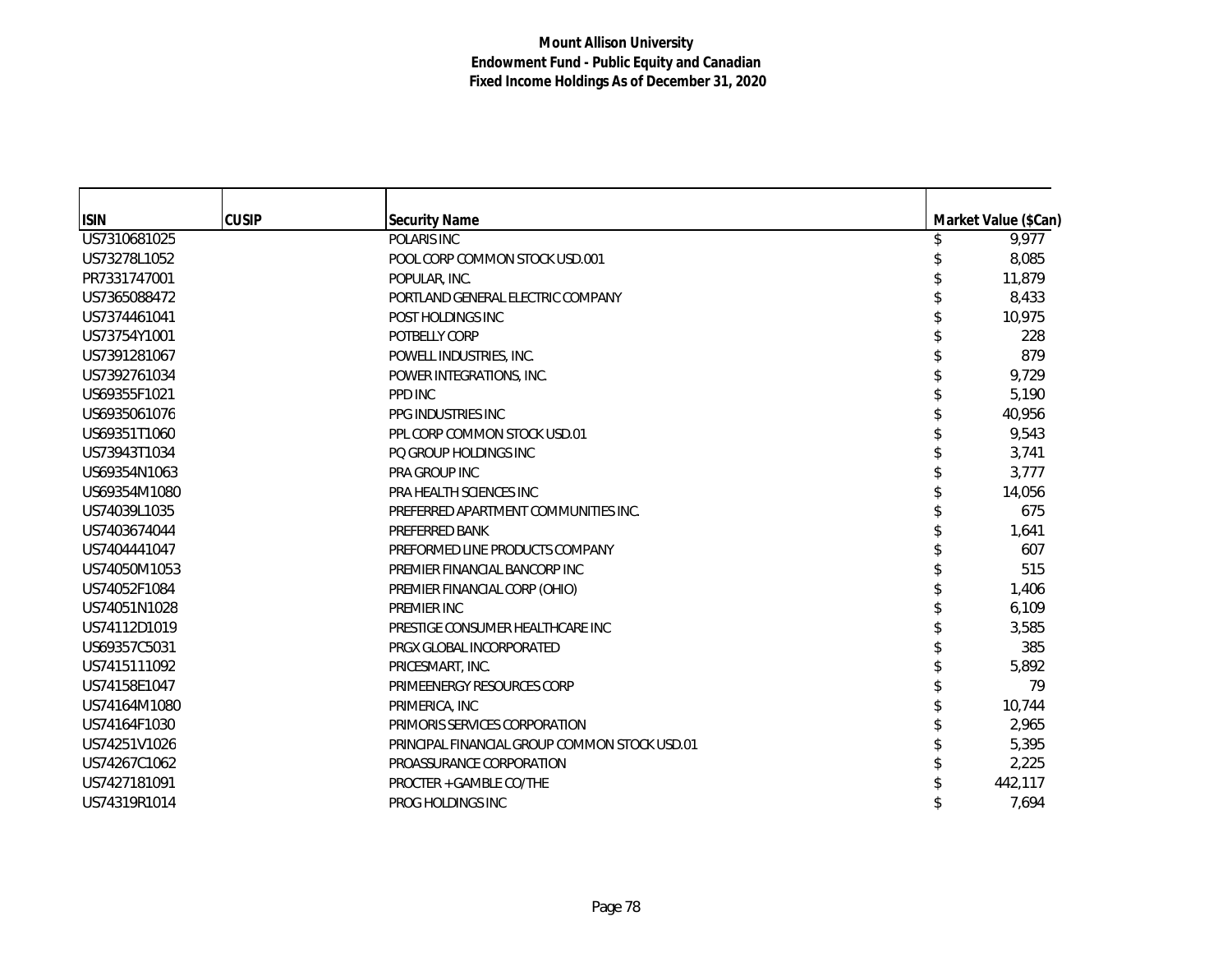**Mount Allison University**
**Endowment Fund - Public Equity and Canadian**
**Fixed Income Holdings As of December 31, 2020**

| ISIN | CUSIP | Security Name | Market Value ($Can) |
|---|---|---|---|
| US7310681025 | | POLARIS INC | $ 9,977 |
| US73278L1052 | | POOL CORP COMMON STOCK USD.001 | $ 8,085 |
| PR7331747001 | | POPULAR, INC. | $ 11,879 |
| US7365088472 | | PORTLAND GENERAL ELECTRIC COMPANY | $ 8,433 |
| US7374461041 | | POST HOLDINGS INC | $ 10,975 |
| US73754Y1001 | | POTBELLY CORP | $ 228 |
| US7391281067 | | POWELL INDUSTRIES, INC. | $ 879 |
| US7392761034 | | POWER INTEGRATIONS, INC. | $ 9,729 |
| US69355F1021 | | PPD INC | $ 5,190 |
| US6935061076 | | PPG INDUSTRIES INC | $ 40,956 |
| US69351T1060 | | PPL CORP COMMON STOCK USD.01 | $ 9,543 |
| US73943T1034 | | PQ GROUP HOLDINGS INC | $ 3,741 |
| US69354N1063 | | PRA GROUP INC | $ 3,777 |
| US69354M1080 | | PRA HEALTH SCIENCES INC | $ 14,056 |
| US74039L1035 | | PREFERRED APARTMENT COMMUNITIES INC. | $ 675 |
| US7403674044 | | PREFERRED BANK | $ 1,641 |
| US7404441047 | | PREFORMED LINE PRODUCTS COMPANY | $ 607 |
| US74050M1053 | | PREMIER FINANCIAL BANCORP INC | $ 515 |
| US74052F1084 | | PREMIER FINANCIAL CORP (OHIO) | $ 1,406 |
| US74051N1028 | | PREMIER INC | $ 6,109 |
| US74112D1019 | | PRESTIGE CONSUMER HEALTHCARE INC | $ 3,585 |
| US69357C5031 | | PRGX GLOBAL INCORPORATED | $ 385 |
| US7415111092 | | PRICESMART, INC. | $ 5,892 |
| US74158E1047 | | PRIMEENERGY RESOURCES CORP | $ 79 |
| US74164M1080 | | PRIMERICA, INC | $ 10,744 |
| US74164F1030 | | PRIMORIS SERVICES CORPORATION | $ 2,965 |
| US74251V1026 | | PRINCIPAL FINANCIAL GROUP COMMON STOCK USD.01 | $ 5,395 |
| US74267C1062 | | PROASSURANCE CORPORATION | $ 2,225 |
| US7427181091 | | PROCTER + GAMBLE CO/THE | $ 442,117 |
| US74319R1014 | | PROG HOLDINGS INC | $ 7,694 |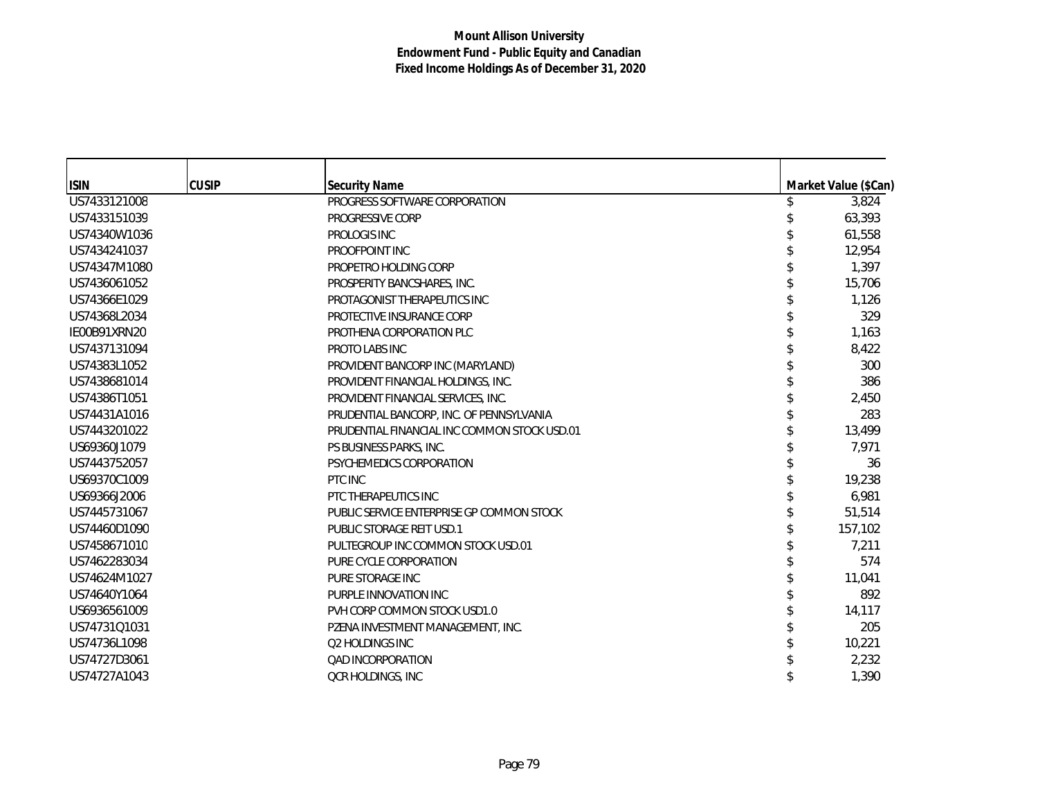**Mount Allison University**
**Endowment Fund - Public Equity and Canadian**
**Fixed Income Holdings As of December 31, 2020**

| ISIN | CUSIP | Security Name | Market Value ($Can) |
|---|---|---|---|
| US7433121008 | | PROGRESS SOFTWARE CORPORATION | $ 3,824 |
| US7433151039 | | PROGRESSIVE CORP | $ 63,393 |
| US74340W1036 | | PROLOGIS INC | $ 61,558 |
| US7434241037 | | PROOFPOINT INC | $ 12,954 |
| US74347M1080 | | PROPETRO HOLDING CORP | $ 1,397 |
| US7436061052 | | PROSPERITY BANCSHARES, INC. | $ 15,706 |
| US74366E1029 | | PROTAGONIST THERAPEUTICS INC | $ 1,126 |
| US74368L2034 | | PROTECTIVE INSURANCE CORP | $ 329 |
| IE00B91XRN20 | | PROTHENA CORPORATION PLC | $ 1,163 |
| US7437131094 | | PROTO LABS INC | $ 8,422 |
| US74383L1052 | | PROVIDENT BANCORP INC (MARYLAND) | $ 300 |
| US7438681014 | | PROVIDENT FINANCIAL HOLDINGS, INC. | $ 386 |
| US74386T1051 | | PROVIDENT FINANCIAL SERVICES, INC. | $ 2,450 |
| US74431A1016 | | PRUDENTIAL BANCORP, INC. OF PENNSYLVANIA | $ 283 |
| US7443201022 | | PRUDENTIAL FINANCIAL INC COMMON STOCK USD.01 | $ 13,499 |
| US69360J1079 | | PS BUSINESS PARKS, INC. | $ 7,971 |
| US7443752057 | | PSYCHEMEDICS CORPORATION | $ 36 |
| US69370C1009 | | PTC INC | $ 19,238 |
| US69366J2006 | | PTC THERAPEUTICS INC | $ 6,981 |
| US7445731067 | | PUBLIC SERVICE ENTERPRISE GP COMMON STOCK | $ 51,514 |
| US74460D1090 | | PUBLIC STORAGE REIT USD.1 | $ 157,102 |
| US7458671010 | | PULTEGROUP INC COMMON STOCK USD.01 | $ 7,211 |
| US7462283034 | | PURE CYCLE CORPORATION | $ 574 |
| US74624M1027 | | PURE STORAGE INC | $ 11,041 |
| US74640Y1064 | | PURPLE INNOVATION INC | $ 892 |
| US6936561009 | | PVH CORP COMMON STOCK USD1.0 | $ 14,117 |
| US74731Q1031 | | PZENA INVESTMENT MANAGEMENT, INC. | $ 205 |
| US74736L1098 | | Q2 HOLDINGS INC | $ 10,221 |
| US74727D3061 | | QAD INCORPORATION | $ 2,232 |
| US74727A1043 | | QCR HOLDINGS, INC | $ 1,390 |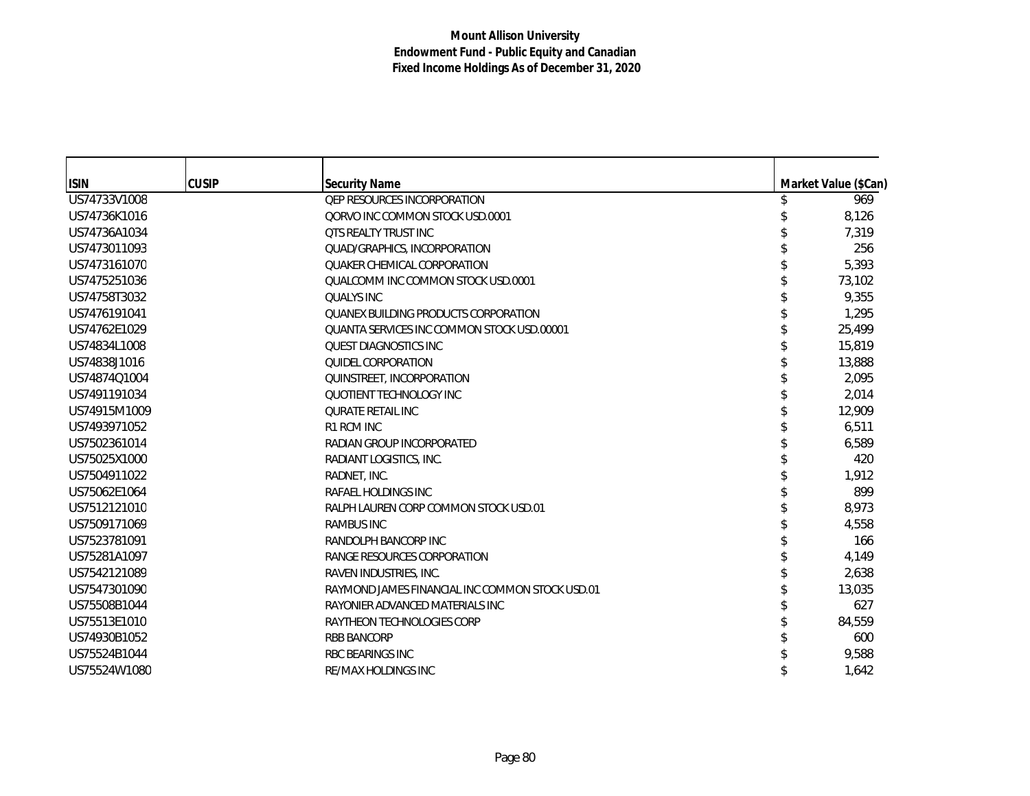**Mount Allison University**
**Endowment Fund - Public Equity and Canadian**
**Fixed Income Holdings As of December 31, 2020**

| ISIN | CUSIP | Security Name | Market Value ($Can) |
|---|---|---|---|
| US74733V1008 | | QEP RESOURCES INCORPORATION | $ 969 |
| US74736K1016 | | QORVO INC COMMON STOCK USD.0001 | $ 8,126 |
| US74736A1034 | | QTS REALTY TRUST INC | $ 7,319 |
| US7473011093 | | QUAD/GRAPHICS, INCORPORATION | $ 256 |
| US7473161070 | | QUAKER CHEMICAL CORPORATION | $ 5,393 |
| US7475251036 | | QUALCOMM INC COMMON STOCK USD.0001 | $ 73,102 |
| US74758T3032 | | QUALYS INC | $ 9,355 |
| US7476191041 | | QUANEX BUILDING PRODUCTS CORPORATION | $ 1,295 |
| US74762E1029 | | QUANTA SERVICES INC COMMON STOCK USD.00001 | $ 25,499 |
| US74834L1008 | | QUEST DIAGNOSTICS INC | $ 15,819 |
| US74838J1016 | | QUIDEL CORPORATION | $ 13,888 |
| US74874Q1004 | | QUINSTREET, INCORPORATION | $ 2,095 |
| US7491191034 | | QUOTIENT TECHNOLOGY INC | $ 2,014 |
| US74915M1009 | | QURATE RETAIL INC | $ 12,909 |
| US7493971052 | | R1 RCM INC | $ 6,511 |
| US7502361014 | | RADIAN GROUP INCORPORATED | $ 6,589 |
| US75025X1000 | | RADIANT LOGISTICS, INC. | $ 420 |
| US7504911022 | | RADNET, INC. | $ 1,912 |
| US75062E1064 | | RAFAEL HOLDINGS INC | $ 899 |
| US7512121010 | | RALPH LAUREN CORP COMMON STOCK USD.01 | $ 8,973 |
| US7509171069 | | RAMBUS INC | $ 4,558 |
| US7523781091 | | RANDOLPH BANCORP INC | $ 166 |
| US75281A1097 | | RANGE RESOURCES CORPORATION | $ 4,149 |
| US7542121089 | | RAVEN INDUSTRIES, INC. | $ 2,638 |
| US7547301090 | | RAYMOND JAMES FINANCIAL INC COMMON STOCK USD.01 | $ 13,035 |
| US75508B1044 | | RAYONIER ADVANCED MATERIALS INC | $ 627 |
| US75513E1010 | | RAYTHEON TECHNOLOGIES CORP | $ 84,559 |
| US74930B1052 | | RBB BANCORP | $ 600 |
| US75524B1044 | | RBC BEARINGS INC | $ 9,588 |
| US75524W1080 | | RE/MAX HOLDINGS INC | $ 1,642 |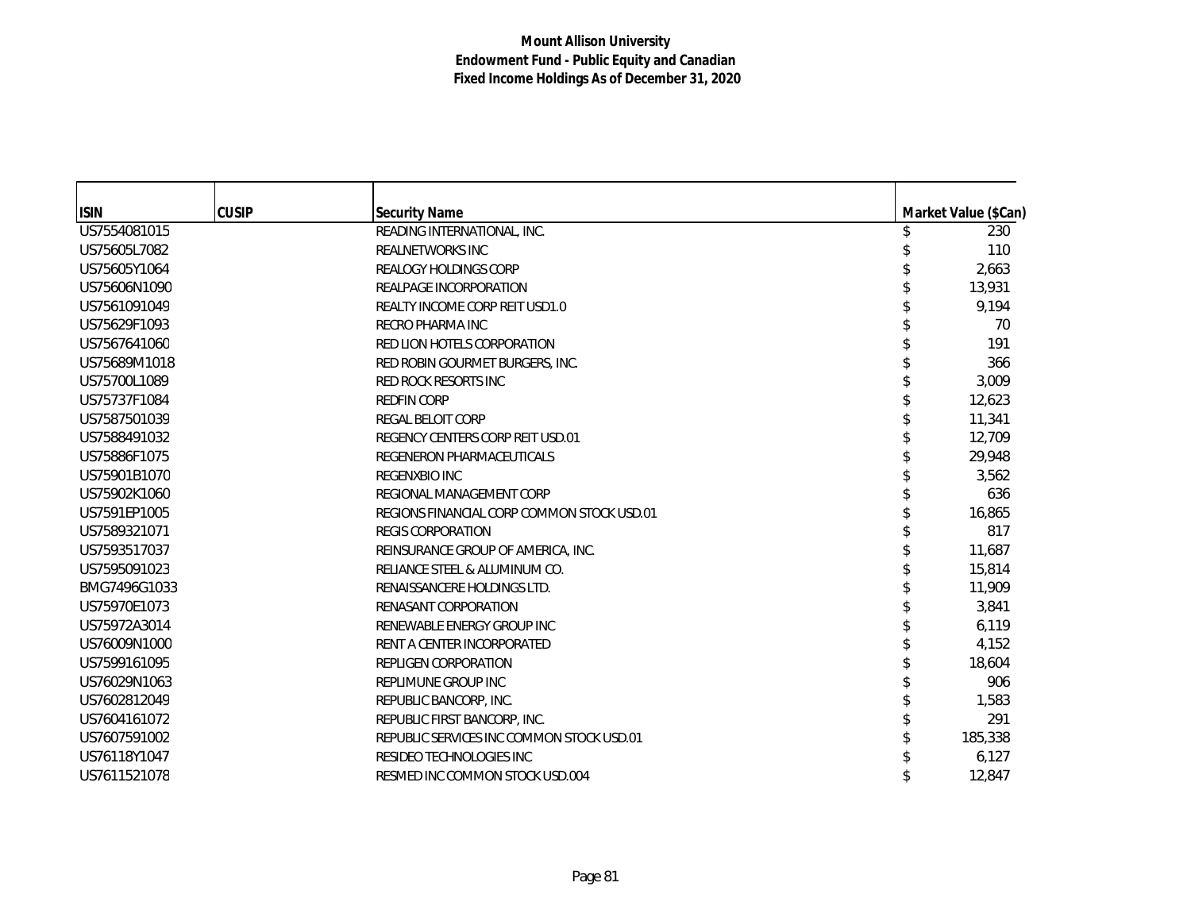**Mount Allison University**
**Endowment Fund - Public Equity and Canadian**
**Fixed Income Holdings As of December 31, 2020**

| ISIN | CUSIP | Security Name | Market Value ($Can) |
|---|---|---|---|
| US7554081015 | | READING INTERNATIONAL, INC. | $ 230 |
| US75605L7082 | | REALNETWORKS INC | $ 110 |
| US75605Y1064 | | REALOGY HOLDINGS CORP | $ 2,663 |
| US75606N1090 | | REALPAGE INCORPORATION | $ 13,931 |
| US7561091049 | | REALTY INCOME CORP REIT USD1.0 | $ 9,194 |
| US75629F1093 | | RECRO PHARMA INC | $ 70 |
| US7567641060 | | RED LION HOTELS CORPORATION | $ 191 |
| US75689M1018 | | RED ROBIN GOURMET BURGERS, INC. | $ 366 |
| US75700L1089 | | RED ROCK RESORTS INC | $ 3,009 |
| US75737F1084 | | REDFIN CORP | $ 12,623 |
| US7587501039 | | REGAL BELOIT CORP | $ 11,341 |
| US7588491032 | | REGENCY CENTERS CORP REIT USD.01 | $ 12,709 |
| US75886F1075 | | REGENERON PHARMACEUTICALS | $ 29,948 |
| US75901B1070 | | REGENXBIO INC | $ 3,562 |
| US75902K1060 | | REGIONAL MANAGEMENT CORP | $ 636 |
| US7591EP1005 | | REGIONS FINANCIAL CORP COMMON STOCK USD.01 | $ 16,865 |
| US7589321071 | | REGIS CORPORATION | $ 817 |
| US7593517037 | | REINSURANCE GROUP OF AMERICA, INC. | $ 11,687 |
| US7595091023 | | RELIANCE STEEL & ALUMINUM CO. | $ 15,814 |
| BMG7496G1033 | | RENAISSANCERE HOLDINGS LTD. | $ 11,909 |
| US75970E1073 | | RENASANT CORPORATION | $ 3,841 |
| US75972A3014 | | RENEWABLE ENERGY GROUP INC | $ 6,119 |
| US76009N1000 | | RENT A CENTER INCORPORATED | $ 4,152 |
| US7599161095 | | REPLIGEN CORPORATION | $ 18,604 |
| US76029N1063 | | REPLIMUNE GROUP INC | $ 906 |
| US7602812049 | | REPUBLIC BANCORP, INC. | $ 1,583 |
| US7604161072 | | REPUBLIC FIRST BANCORP, INC. | $ 291 |
| US7607591002 | | REPUBLIC SERVICES INC COMMON STOCK USD.01 | $ 185,338 |
| US76118Y1047 | | RESIDEO TECHNOLOGIES INC | $ 6,127 |
| US7611521078 | | RESMED INC COMMON STOCK USD.004 | $ 12,847 |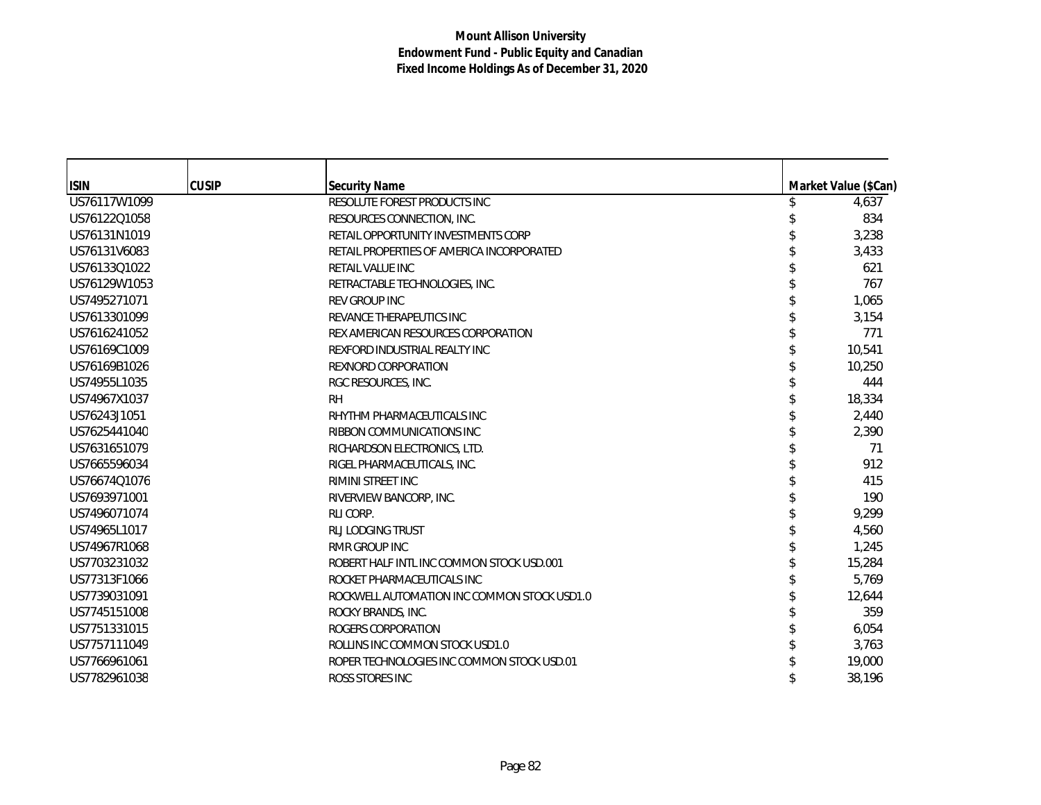**Mount Allison University**
**Endowment Fund - Public Equity and Canadian**
**Fixed Income Holdings As of December 31, 2020**

| ISIN | CUSIP | Security Name | Market Value ($Can) |
|---|---|---|---|
| US76117W1099 | | RESOLUTE FOREST PRODUCTS INC | $ 4,637 |
| US76122Q1058 | | RESOURCES CONNECTION, INC. | $ 834 |
| US76131N1019 | | RETAIL OPPORTUNITY INVESTMENTS CORP | $ 3,238 |
| US76131V6083 | | RETAIL PROPERTIES OF AMERICA INCORPORATED | $ 3,433 |
| US76133Q1022 | | RETAIL VALUE INC | $ 621 |
| US76129W1053 | | RETRACTABLE TECHNOLOGIES, INC. | $ 767 |
| US7495271071 | | REV GROUP INC | $ 1,065 |
| US7613301099 | | REVANCE THERAPEUTICS INC | $ 3,154 |
| US7616241052 | | REX AMERICAN RESOURCES CORPORATION | $ 771 |
| US76169C1009 | | REXFORD INDUSTRIAL REALTY INC | $ 10,541 |
| US76169B1026 | | REXNORD CORPORATION | $ 10,250 |
| US74955L1035 | | RGC RESOURCES, INC. | $ 444 |
| US74967X1037 | | RH | $ 18,334 |
| US76243J1051 | | RHYTHM PHARMACEUTICALS INC | $ 2,440 |
| US7625441040 | | RIBBON COMMUNICATIONS INC | $ 2,390 |
| US7631651079 | | RICHARDSON ELECTRONICS, LTD. | $ 71 |
| US7665596034 | | RIGEL PHARMACEUTICALS, INC. | $ 912 |
| US76674Q1076 | | RIMINI STREET INC | $ 415 |
| US7693971001 | | RIVERVIEW BANCORP, INC. | $ 190 |
| US7496071074 | | RLI CORP. | $ 9,299 |
| US74965L1017 | | RLJ LODGING TRUST | $ 4,560 |
| US74967R1068 | | RMR GROUP INC | $ 1,245 |
| US7703231032 | | ROBERT HALF INTL INC COMMON STOCK USD.001 | $ 15,284 |
| US77313F1066 | | ROCKET PHARMACEUTICALS INC | $ 5,769 |
| US7739031091 | | ROCKWELL AUTOMATION INC COMMON STOCK USD1.0 | $ 12,644 |
| US7745151008 | | ROCKY BRANDS, INC. | $ 359 |
| US7751331015 | | ROGERS CORPORATION | $ 6,054 |
| US7757111049 | | ROLLINS INC COMMON STOCK USD1.0 | $ 3,763 |
| US7766961061 | | ROPER TECHNOLOGIES INC COMMON STOCK USD.01 | $ 19,000 |
| US7782961038 | | ROSS STORES INC | $ 38,196 |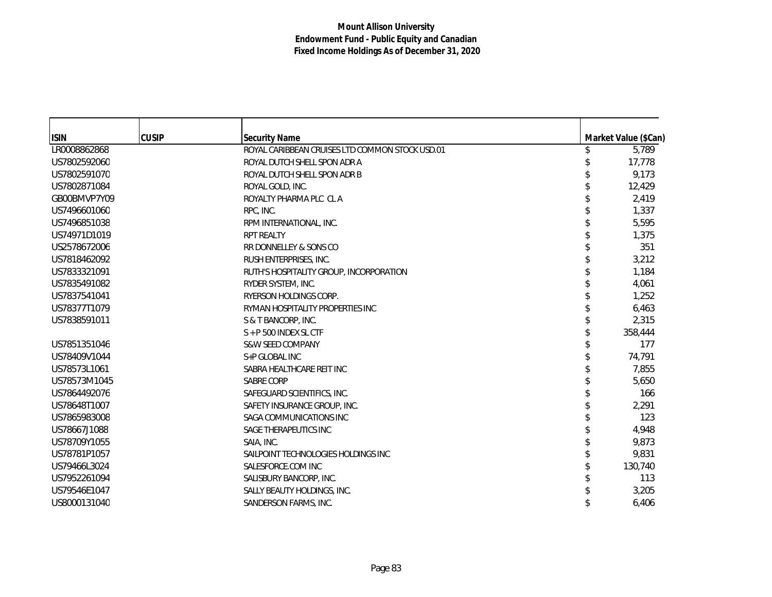**Mount Allison University**
**Endowment Fund - Public Equity and Canadian**
**Fixed Income Holdings As of December 31, 2020**

| ISIN | CUSIP | Security Name | Market Value ($Can) |
|---|---|---|---|
| LR0008862868 | | ROYAL CARIBBEAN CRUISES LTD COMMON STOCK USD.01 | $ 5,789 |
| US7802592060 | | ROYAL DUTCH SHELL SPON ADR A | $ 17,778 |
| US7802591070 | | ROYAL DUTCH SHELL SPON ADR B | $ 9,173 |
| US7802871084 | | ROYAL GOLD, INC. | $ 12,429 |
| GB00BMVP7Y09 | | ROYALTY PHARMA PLC CL A | $ 2,419 |
| US7496601060 | | RPC, INC. | $ 1,337 |
| US7496851038 | | RPM INTERNATIONAL, INC. | $ 5,595 |
| US74971D1019 | | RPT REALTY | $ 1,375 |
| US2578672006 | | RR DONNELLEY & SONS CO | $ 351 |
| US7818462092 | | RUSH ENTERPRISES, INC. | $ 3,212 |
| US7833321091 | | RUTH'S HOSPITALITY GROUP, INCORPORATION | $ 1,184 |
| US7835491082 | | RYDER SYSTEM, INC. | $ 4,061 |
| US7837541041 | | RYERSON HOLDINGS CORP. | $ 1,252 |
| US78377T1079 | | RYMAN HOSPITALITY PROPERTIES INC | $ 6,463 |
| US7838591011 | | S & T BANCORP, INC. | $ 2,315 |
| | | S + P 500 INDEX SL CTF | $ 358,444 |
| US7851351046 | | S&W SEED COMPANY | $ 177 |
| US78409V1044 | | S+P GLOBAL INC | $ 74,791 |
| US78573L1061 | | SABRA HEALTHCARE REIT INC | $ 7,855 |
| US78573M1045 | | SABRE CORP | $ 5,650 |
| US7864492076 | | SAFEGUARD SCIENTIFICS, INC. | $ 166 |
| US78648T1007 | | SAFETY INSURANCE GROUP, INC. | $ 2,291 |
| US7865983008 | | SAGA COMMUNICATIONS INC | $ 123 |
| US78667J1088 | | SAGE THERAPEUTICS INC | $ 4,948 |
| US78709Y1055 | | SAIA, INC. | $ 9,873 |
| US78781P1057 | | SAILPOINT TECHNOLOGIES HOLDINGS INC | $ 9,831 |
| US79466L3024 | | SALESFORCE.COM INC | $ 130,740 |
| US7952261094 | | SALISBURY BANCORP, INC. | $ 113 |
| US79546E1047 | | SALLY BEAUTY HOLDINGS, INC. | $ 3,205 |
| US8000131040 | | SANDERSON FARMS, INC. | $ 6,406 |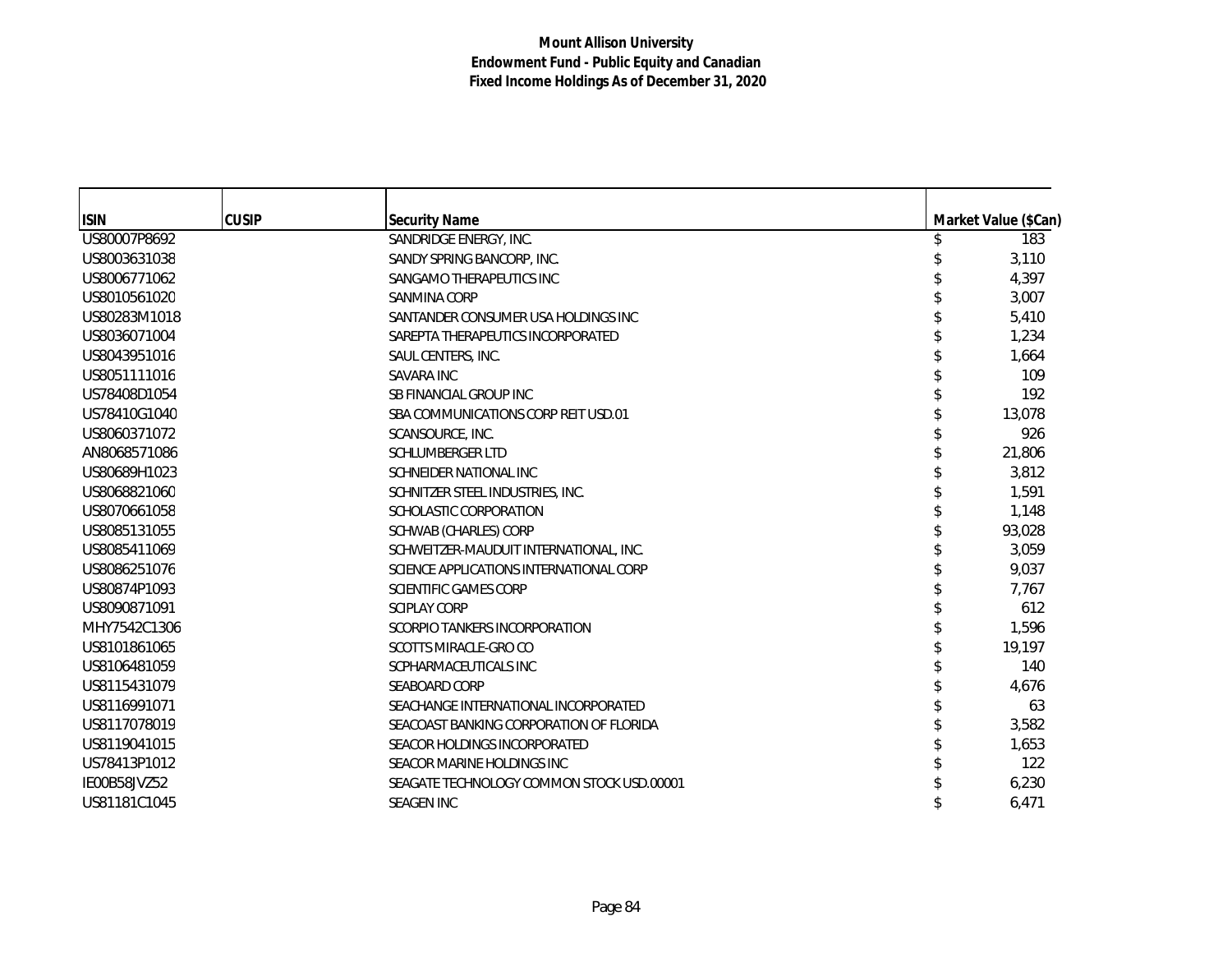**Mount Allison University**
**Endowment Fund - Public Equity and Canadian**
**Fixed Income Holdings As of December 31, 2020**

| ISIN | CUSIP | Security Name | Market Value ($Can) |
|---|---|---|---|
| US80007P8692 | | SANDRIDGE ENERGY, INC. | $ 183 |
| US8003631038 | | SANDY SPRING BANCORP, INC. | $ 3,110 |
| US8006771062 | | SANGAMO THERAPEUTICS INC | $ 4,397 |
| US8010561020 | | SANMINA CORP | $ 3,007 |
| US80283M1018 | | SANTANDER CONSUMER USA HOLDINGS INC | $ 5,410 |
| US8036071004 | | SAREPTA THERAPEUTICS INCORPORATED | $ 1,234 |
| US8043951016 | | SAUL CENTERS, INC. | $ 1,664 |
| US8051111016 | | SAVARA INC | $ 109 |
| US78408D1054 | | SB FINANCIAL GROUP INC | $ 192 |
| US78410G1040 | | SBA COMMUNICATIONS CORP REIT USD.01 | $ 13,078 |
| US8060371072 | | SCANSOURCE, INC. | $ 926 |
| AN8068571086 | | SCHLUMBERGER LTD | $ 21,806 |
| US80689H1023 | | SCHNEIDER NATIONAL INC | $ 3,812 |
| US8068821060 | | SCHNITZER STEEL INDUSTRIES, INC. | $ 1,591 |
| US8070661058 | | SCHOLASTIC CORPORATION | $ 1,148 |
| US8085131055 | | SCHWAB (CHARLES) CORP | $ 93,028 |
| US8085411069 | | SCHWEITZER-MAUDUIT INTERNATIONAL, INC. | $ 3,059 |
| US8086251076 | | SCIENCE APPLICATIONS INTERNATIONAL CORP | $ 9,037 |
| US80874P1093 | | SCIENTIFIC GAMES CORP | $ 7,767 |
| US8090871091 | | SCIPLAY CORP | $ 612 |
| MHY7542C1306 | | SCORPIO TANKERS INCORPORATION | $ 1,596 |
| US8101861065 | | SCOTTS MIRACLE-GRO CO | $ 19,197 |
| US8106481059 | | SCPHARMACEUTICALS INC | $ 140 |
| US8115431079 | | SEABOARD CORP | $ 4,676 |
| US8116991071 | | SEACHANGE INTERNATIONAL INCORPORATED | $ 63 |
| US8117078019 | | SEACOAST BANKING CORPORATION OF FLORIDA | $ 3,582 |
| US8119041015 | | SEACOR HOLDINGS INCORPORATED | $ 1,653 |
| US78413P1012 | | SEACOR MARINE HOLDINGS INC | $ 122 |
| IE00B58JVZ52 | | SEAGATE TECHNOLOGY COMMON STOCK USD.00001 | $ 6,230 |
| US81181C1045 | | SEAGEN INC | $ 6,471 |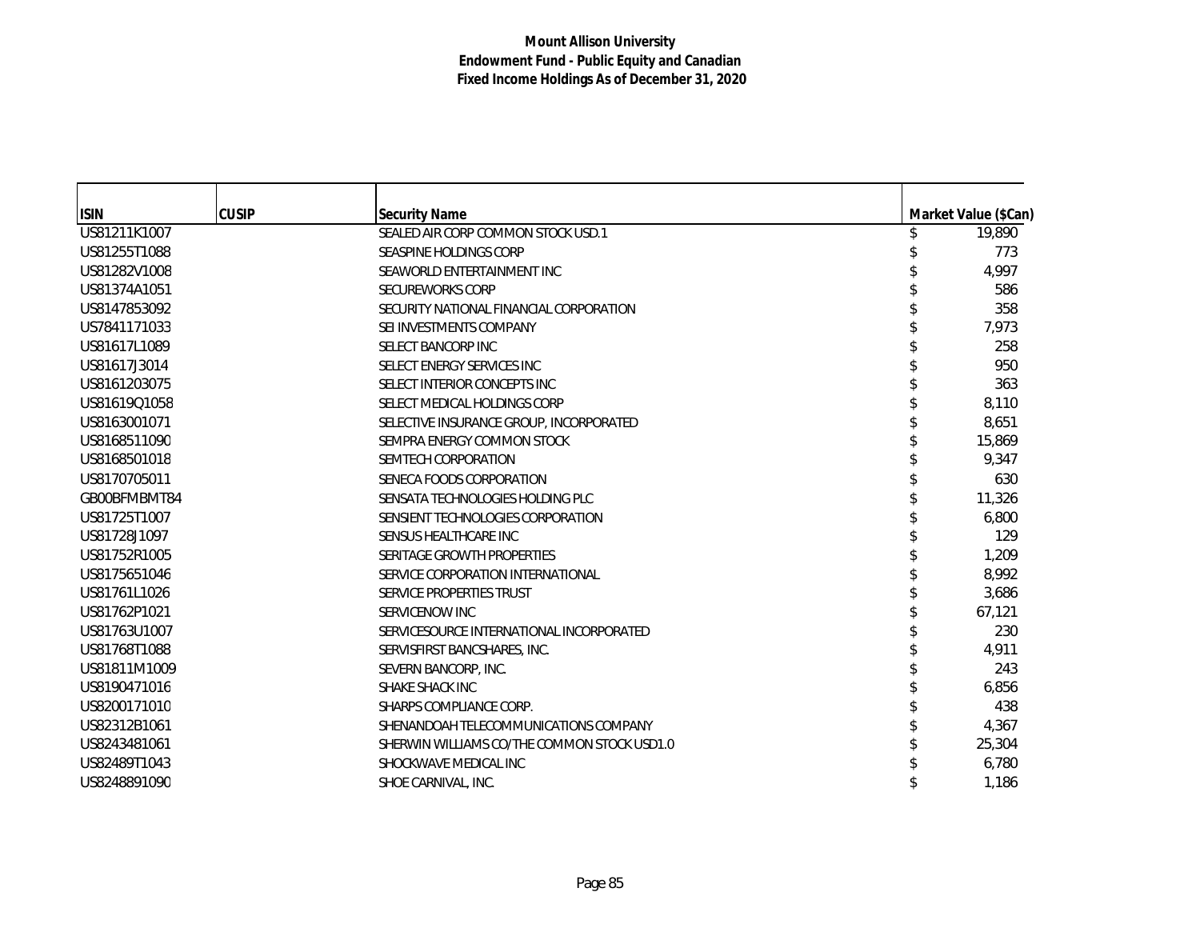# Mount Allison University
## Endowment Fund - Public Equity and Canadian Fixed Income Holdings As of December 31, 2020

| ISIN | CUSIP | Security Name | Market Value ($Can) |
|---|---|---|---|
| US81211K1007 | | SEALED AIR CORP COMMON STOCK USD.1 | $ 19,890 |
| US81255T1088 | | SEASPINE HOLDINGS CORP | $ 773 |
| US81282V1008 | | SEAWORLD ENTERTAINMENT INC | $ 4,997 |
| US81374A1051 | | SECUREWORKS CORP | $ 586 |
| US8147853092 | | SECURITY NATIONAL FINANCIAL CORPORATION | $ 358 |
| US7841171033 | | SEI INVESTMENTS COMPANY | $ 7,973 |
| US81617L1089 | | SELECT BANCORP INC | $ 258 |
| US81617J3014 | | SELECT ENERGY SERVICES INC | $ 950 |
| US8161203075 | | SELECT INTERIOR CONCEPTS INC | $ 363 |
| US81619Q1058 | | SELECT MEDICAL HOLDINGS CORP | $ 8,110 |
| US8163001071 | | SELECTIVE INSURANCE GROUP, INCORPORATED | $ 8,651 |
| US8168511090 | | SEMPRA ENERGY COMMON STOCK | $ 15,869 |
| US8168501018 | | SEMTECH CORPORATION | $ 9,347 |
| US8170705011 | | SENECA FOODS CORPORATION | $ 630 |
| GB00BFMBMT84 | | SENSATA TECHNOLOGIES HOLDING PLC | $ 11,326 |
| US81725T1007 | | SENSIENT TECHNOLOGIES CORPORATION | $ 6,800 |
| US81728J1097 | | SENSUS HEALTHCARE INC | $ 129 |
| US81752R1005 | | SERITAGE GROWTH PROPERTIES | $ 1,209 |
| US8175651046 | | SERVICE CORPORATION INTERNATIONAL | $ 8,992 |
| US81761L1026 | | SERVICE PROPERTIES TRUST | $ 3,686 |
| US81762P1021 | | SERVICENOW INC | $ 67,121 |
| US81763U1007 | | SERVICESOURCE INTERNATIONAL INCORPORATED | $ 230 |
| US81768T1088 | | SERVISFIRST BANCSHARES, INC. | $ 4,911 |
| US81811M1009 | | SEVERN BANCORP, INC. | $ 243 |
| US8190471016 | | SHAKE SHACK INC | $ 6,856 |
| US8200171010 | | SHARPS COMPLIANCE CORP. | $ 438 |
| US82312B1061 | | SHENANDOAH TELECOMMUNICATIONS COMPANY | $ 4,367 |
| US8243481061 | | SHERWIN WILLIAMS CO/THE COMMON STOCK USD1.0 | $ 25,304 |
| US82489T1043 | | SHOCKWAVE MEDICAL INC | $ 6,780 |
| US8248891090 | | SHOE CARNIVAL, INC. | $ 1,186 |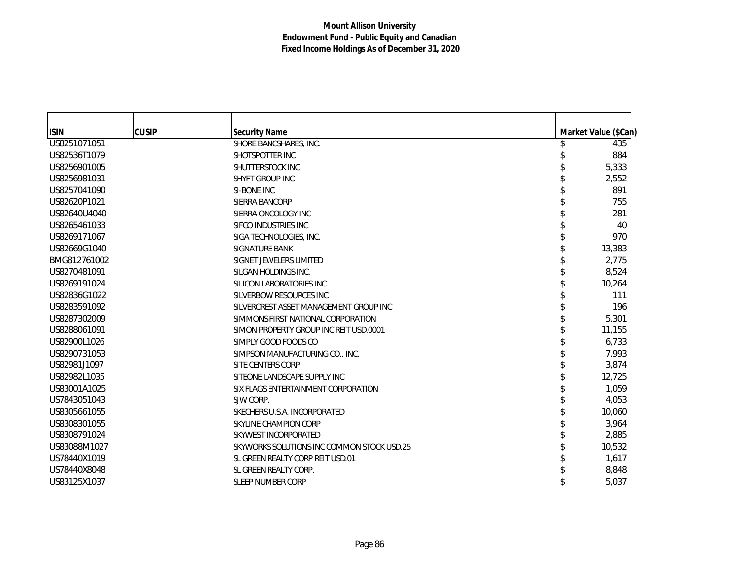**Mount Allison University**
**Endowment Fund - Public Equity and Canadian**
**Fixed Income Holdings As of December 31, 2020**

| ISIN | CUSIP | Security Name | Market Value ($Can) |
|---|---|---|---|
| US8251071051 | | SHORE BANCSHARES, INC. | $ 435 |
| US82536T1079 | | SHOTSPOTTER INC | $ 884 |
| US8256901005 | | SHUTTERSTOCK INC | $ 5,333 |
| US8256981031 | | SHYFT GROUP INC | $ 2,552 |
| US8257041090 | | SI-BONE INC | $ 891 |
| US82620P1021 | | SIERRA BANCORP | $ 755 |
| US82640U4040 | | SIERRA ONCOLOGY INC | $ 281 |
| US8265461033 | | SIFCO INDUSTRIES INC | $ 40 |
| US8269171067 | | SIGA TECHNOLOGIES, INC. | $ 970 |
| US82669G1040 | | SIGNATURE BANK | $ 13,383 |
| BMG812761002 | | SIGNET JEWELERS LIMITED | $ 2,775 |
| US8270481091 | | SILGAN HOLDINGS INC. | $ 8,524 |
| US8269191024 | | SILICON LABORATORIES INC. | $ 10,264 |
| US82836G1022 | | SILVERBOW RESOURCES INC | $ 111 |
| US8283591092 | | SILVERCREST ASSET MANAGEMENT GROUP INC | $ 196 |
| US8287302009 | | SIMMONS FIRST NATIONAL CORPORATION | $ 5,301 |
| US8288061091 | | SIMON PROPERTY GROUP INC REIT USD.0001 | $ 11,155 |
| US82900L1026 | | SIMPLY GOOD FOODS CO | $ 6,733 |
| US8290731053 | | SIMPSON MANUFACTURING CO., INC. | $ 7,993 |
| US82981J1097 | | SITE CENTERS CORP | $ 3,874 |
| US82982L1035 | | SITEONE LANDSCAPE SUPPLY INC | $ 12,725 |
| US83001A1025 | | SIX FLAGS ENTERTAINMENT CORPORATION | $ 1,059 |
| US7843051043 | | SJW CORP. | $ 4,053 |
| US8305661055 | | SKECHERS U.S.A. INCORPORATED | $ 10,060 |
| US8308301055 | | SKYLINE CHAMPION CORP | $ 3,964 |
| US8308791024 | | SKYWEST INCORPORATED | $ 2,885 |
| US83088M1027 | | SKYWORKS SOLUTIONS INC COMMON STOCK USD.25 | $ 10,532 |
| US78440X1019 | | SL GREEN REALTY CORP REIT USD.01 | $ 1,617 |
| US78440X8048 | | SL GREEN REALTY CORP. | $ 8,848 |
| US83125X1037 | | SLEEP NUMBER CORP | $ 5,037 |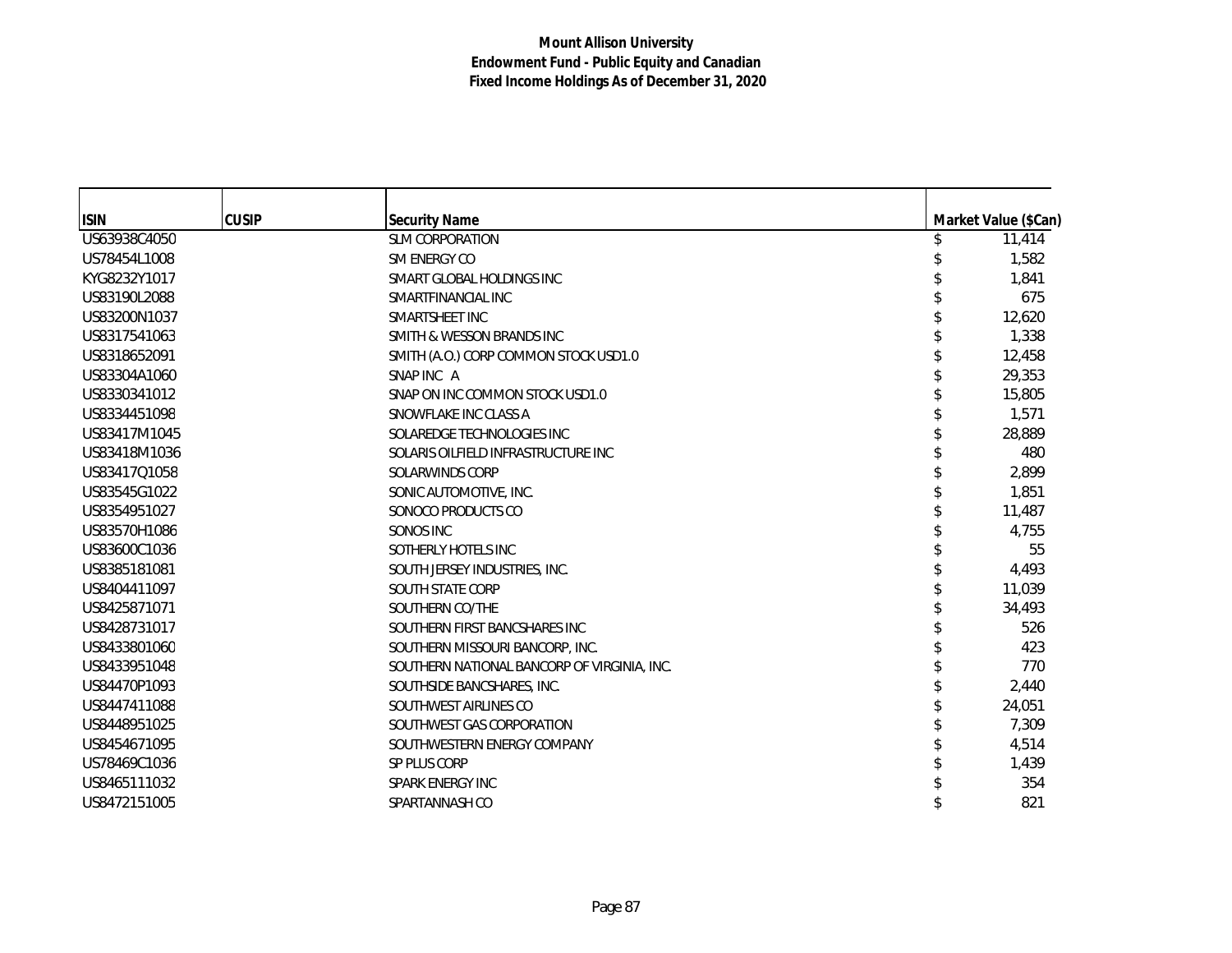**Mount Allison University**
**Endowment Fund - Public Equity and Canadian**
**Fixed Income Holdings As of December 31, 2020**

| ISIN | CUSIP | Security Name | Market Value ($Can) |
|---|---|---|---|
| US63938C4050 | | SLM CORPORATION | $ 11,414 |
| US78454L1008 | | SM ENERGY CO | $ 1,582 |
| KYG8232Y1017 | | SMART GLOBAL HOLDINGS INC | $ 1,841 |
| US83190L2088 | | SMARTFINANCIAL INC | $ 675 |
| US83200N1037 | | SMARTSHEET INC | $ 12,620 |
| US8317541063 | | SMITH & WESSON BRANDS INC | $ 1,338 |
| US8318652091 | | SMITH (A.O.) CORP COMMON STOCK USD1.0 | $ 12,458 |
| US83304A1060 | | SNAP INC A | $ 29,353 |
| US8330341012 | | SNAP ON INC COMMON STOCK USD1.0 | $ 15,805 |
| US8334451098 | | SNOWFLAKE INC CLASS A | $ 1,571 |
| US83417M1045 | | SOLAREDGE TECHNOLOGIES INC | $ 28,889 |
| US83418M1036 | | SOLARIS OILFIELD INFRASTRUCTURE INC | $ 480 |
| US83417Q1058 | | SOLARWINDS CORP | $ 2,899 |
| US83545G1022 | | SONIC AUTOMOTIVE, INC. | $ 1,851 |
| US8354951027 | | SONOCO PRODUCTS CO | $ 11,487 |
| US83570H1086 | | SONOS INC | $ 4,755 |
| US83600C1036 | | SOTHERLY HOTELS INC | $ 55 |
| US8385181081 | | SOUTH JERSEY INDUSTRIES, INC. | $ 4,493 |
| US8404411097 | | SOUTH STATE CORP | $ 11,039 |
| US8425871071 | | SOUTHERN CO/THE | $ 34,493 |
| US8428731017 | | SOUTHERN FIRST BANCSHARES INC | $ 526 |
| US8433801060 | | SOUTHERN MISSOURI BANCORP, INC. | $ 423 |
| US8433951048 | | SOUTHERN NATIONAL BANCORP OF VIRGINIA, INC. | $ 770 |
| US84470P1093 | | SOUTHSIDE BANCSHARES, INC. | $ 2,440 |
| US8447411088 | | SOUTHWEST AIRLINES CO | $ 24,051 |
| US8448951025 | | SOUTHWEST GAS CORPORATION | $ 7,309 |
| US8454671095 | | SOUTHWESTERN ENERGY COMPANY | $ 4,514 |
| US78469C1036 | | SP PLUS CORP | $ 1,439 |
| US8465111032 | | SPARK ENERGY INC | $ 354 |
| US8472151005 | | SPARTANNASH CO | $ 821 |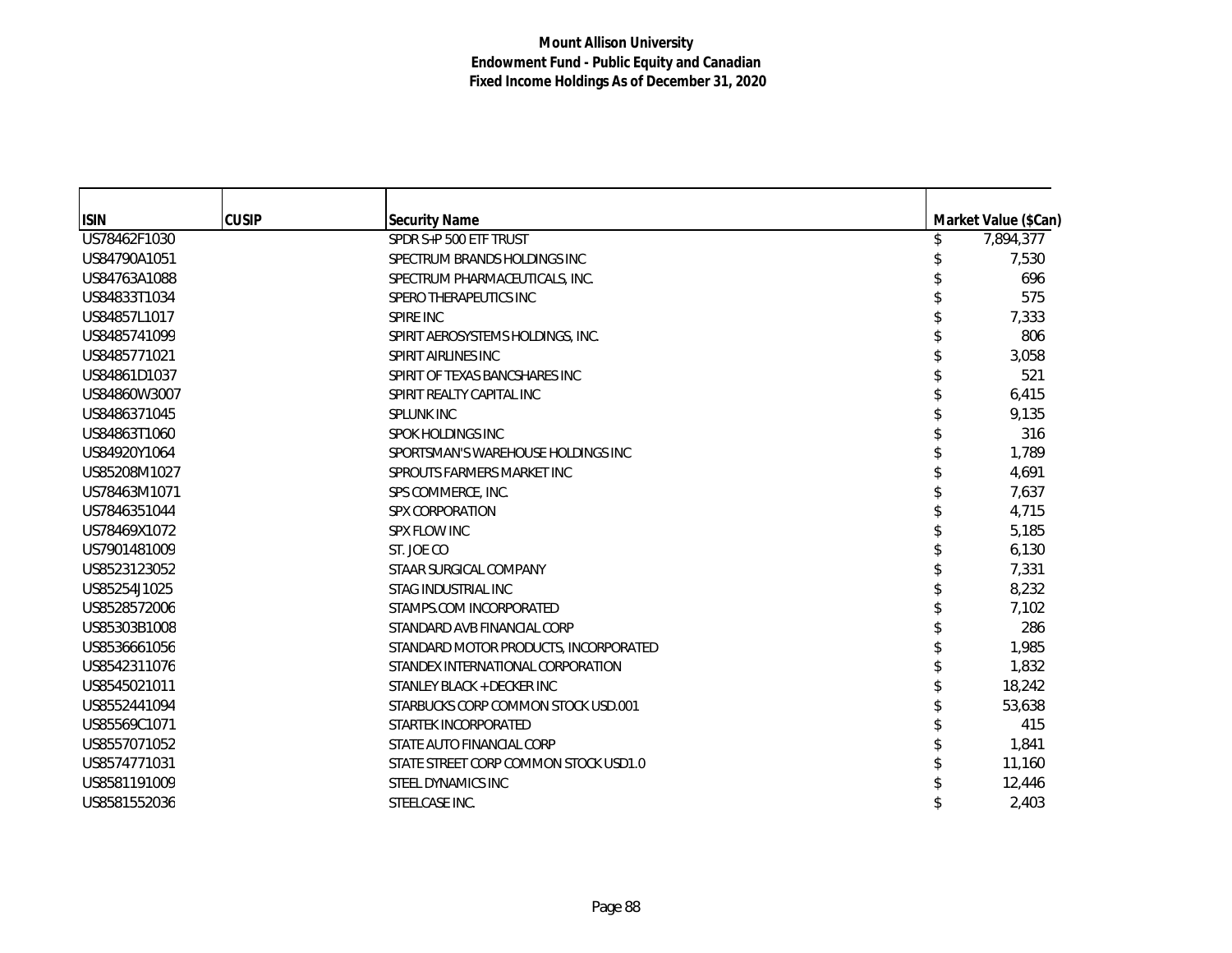**Mount Allison University**
**Endowment Fund - Public Equity and Canadian**
**Fixed Income Holdings As of December 31, 2020**

| ISIN | CUSIP | Security Name | Market Value ($Can) |
|---|---|---|---|
| US78462F1030 | | SPDR S+P 500 ETF TRUST | $ 7,894,377 |
| US84790A1051 | | SPECTRUM BRANDS HOLDINGS INC | $ 7,530 |
| US84763A1088 | | SPECTRUM PHARMACEUTICALS, INC. | $ 696 |
| US84833T1034 | | SPERO THERAPEUTICS INC | $ 575 |
| US84857L1017 | | SPIRE INC | $ 7,333 |
| US8485741099 | | SPIRIT AEROSYSTEMS HOLDINGS, INC. | $ 806 |
| US8485771021 | | SPIRIT AIRLINES INC | $ 3,058 |
| US84861D1037 | | SPIRIT OF TEXAS BANCSHARES INC | $ 521 |
| US84860W3007 | | SPIRIT REALTY CAPITAL INC | $ 6,415 |
| US8486371045 | | SPLUNK INC | $ 9,135 |
| US84863T1060 | | SPOK HOLDINGS INC | $ 316 |
| US84920Y1064 | | SPORTSMAN'S WAREHOUSE HOLDINGS INC | $ 1,789 |
| US85208M1027 | | SPROUTS FARMERS MARKET INC | $ 4,691 |
| US78463M1071 | | SPS COMMERCE, INC. | $ 7,637 |
| US7846351044 | | SPX CORPORATION | $ 4,715 |
| US78469X1072 | | SPX FLOW INC | $ 5,185 |
| US7901481009 | | ST. JOE CO | $ 6,130 |
| US8523123052 | | STAAR SURGICAL COMPANY | $ 7,331 |
| US85254J1025 | | STAG INDUSTRIAL INC | $ 8,232 |
| US8528572006 | | STAMPS.COM INCORPORATED | $ 7,102 |
| US85303B1008 | | STANDARD AVB FINANCIAL CORP | $ 286 |
| US8536661056 | | STANDARD MOTOR PRODUCTS, INCORPORATED | $ 1,985 |
| US8542311076 | | STANDEX INTERNATIONAL CORPORATION | $ 1,832 |
| US8545021011 | | STANLEY BLACK + DECKER INC | $ 18,242 |
| US8552441094 | | STARBUCKS CORP COMMON STOCK USD.001 | $ 53,638 |
| US85569C1071 | | STARTEK INCORPORATED | $ 415 |
| US8557071052 | | STATE AUTO FINANCIAL CORP | $ 1,841 |
| US8574771031 | | STATE STREET CORP COMMON STOCK USD1.0 | $ 11,160 |
| US8581191009 | | STEEL DYNAMICS INC | $ 12,446 |
| US8581552036 | | STEELCASE INC. | $ 2,403 |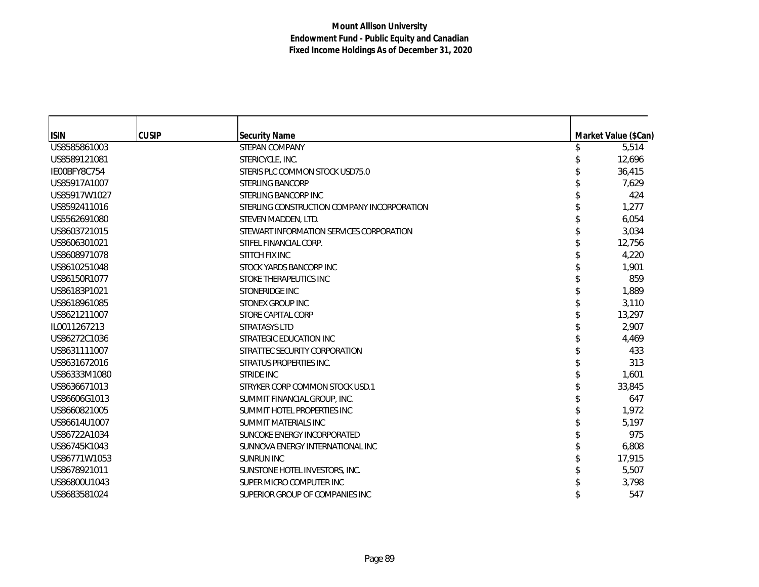**Mount Allison University**
**Endowment Fund - Public Equity and Canadian**
**Fixed Income Holdings As of December 31, 2020**

| ISIN | CUSIP | Security Name | Market Value ($Can) |
|---|---|---|---|
| US8585861003 | | STEPAN COMPANY | $ 5,514 |
| US8589121081 | | STERICYCLE, INC. | $ 12,696 |
| IE00BFY8C754 | | STERIS PLC COMMON STOCK USD75.0 | $ 36,415 |
| US85917A1007 | | STERLING BANCORP | $ 7,629 |
| US85917W1027 | | STERLING BANCORP INC | $ 424 |
| US8592411016 | | STERLING CONSTRUCTION COMPANY INCORPORATION | $ 1,277 |
| US5562691080 | | STEVEN MADDEN, LTD. | $ 6,054 |
| US8603721015 | | STEWART INFORMATION SERVICES CORPORATION | $ 3,034 |
| US8606301021 | | STIFEL FINANCIAL CORP. | $ 12,756 |
| US8608971078 | | STITCH FIX INC | $ 4,220 |
| US8610251048 | | STOCK YARDS BANCORP INC | $ 1,901 |
| US86150R1077 | | STOKE THERAPEUTICS INC | $ 859 |
| US86183P1021 | | STONERIDGE INC | $ 1,889 |
| US8618961085 | | STONEX GROUP INC | $ 3,110 |
| US8621211007 | | STORE CAPITAL CORP | $ 13,297 |
| IL0011267213 | | STRATASYS LTD | $ 2,907 |
| US86272C1036 | | STRATEGIC EDUCATION INC | $ 4,469 |
| US8631111007 | | STRATTEC SECURITY CORPORATION | $ 433 |
| US8631672016 | | STRATUS PROPERTIES INC. | $ 313 |
| US86333M1080 | | STRIDE INC | $ 1,601 |
| US8636671013 | | STRYKER CORP COMMON STOCK USD.1 | $ 33,845 |
| US86606G1013 | | SUMMIT FINANCIAL GROUP, INC. | $ 647 |
| US8660821005 | | SUMMIT HOTEL PROPERTIES INC | $ 1,972 |
| US86614U1007 | | SUMMIT MATERIALS INC | $ 5,197 |
| US86722A1034 | | SUNCOKE ENERGY INCORPORATED | $ 975 |
| US86745K1043 | | SUNNOVA ENERGY INTERNATIONAL INC | $ 6,808 |
| US86771W1053 | | SUNRUN INC | $ 17,915 |
| US8678921011 | | SUNSTONE HOTEL INVESTORS, INC. | $ 5,507 |
| US86800U1043 | | SUPER MICRO COMPUTER INC | $ 3,798 |
| US8683581024 | | SUPERIOR GROUP OF COMPANIES INC | $ 547 |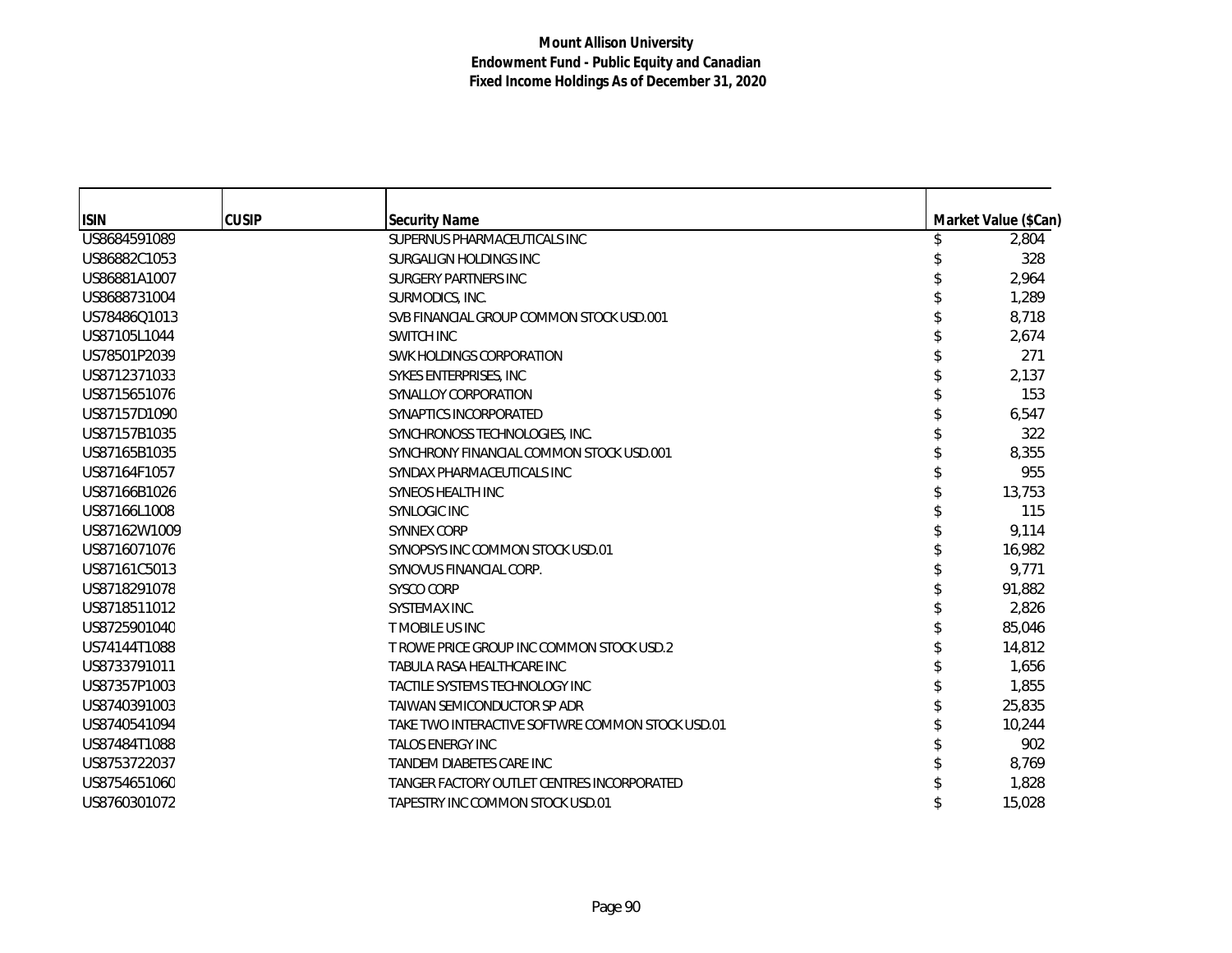**Mount Allison University**
**Endowment Fund - Public Equity and Canadian**
**Fixed Income Holdings As of December 31, 2020**

| ISIN | CUSIP | Security Name | Market Value ($Can) |
|---|---|---|---|
| US8684591089 | | SUPERNUS PHARMACEUTICALS INC | $ 2,804 |
| US86882C1053 | | SURGALIGN HOLDINGS INC | $ 328 |
| US86881A1007 | | SURGERY PARTNERS INC | $ 2,964 |
| US8688731004 | | SURMODICS, INC. | $ 1,289 |
| US78486Q1013 | | SVB FINANCIAL GROUP COMMON STOCK USD.001 | $ 8,718 |
| US87105L1044 | | SWITCH INC | $ 2,674 |
| US78501P2039 | | SWK HOLDINGS CORPORATION | $ 271 |
| US8712371033 | | SYKES ENTERPRISES, INC | $ 2,137 |
| US8715651076 | | SYNALLOY CORPORATION | $ 153 |
| US87157D1090 | | SYNAPTICS INCORPORATED | $ 6,547 |
| US87157B1035 | | SYNCHRONOSS TECHNOLOGIES, INC. | $ 322 |
| US87165B1035 | | SYNCHRONY FINANCIAL COMMON STOCK USD.001 | $ 8,355 |
| US87164F1057 | | SYNDAX PHARMACEUTICALS INC | $ 955 |
| US87166B1026 | | SYNEOS HEALTH INC | $ 13,753 |
| US87166L1008 | | SYNLOGIC INC | $ 115 |
| US87162W1009 | | SYNNEX CORP | $ 9,114 |
| US8716071076 | | SYNOPSYS INC COMMON STOCK USD.01 | $ 16,982 |
| US87161C5013 | | SYNOVUS FINANCIAL CORP. | $ 9,771 |
| US8718291078 | | SYSCO CORP | $ 91,882 |
| US8718511012 | | SYSTEMAX INC. | $ 2,826 |
| US8725901040 | | T MOBILE US INC | $ 85,046 |
| US74144T1088 | | T ROWE PRICE GROUP INC COMMON STOCK USD.2 | $ 14,812 |
| US8733791011 | | TABULA RASA HEALTHCARE INC | $ 1,656 |
| US87357P1003 | | TACTILE SYSTEMS TECHNOLOGY INC | $ 1,855 |
| US8740391003 | | TAIWAN SEMICONDUCTOR SP ADR | $ 25,835 |
| US8740541094 | | TAKE TWO INTERACTIVE SOFTWRE COMMON STOCK USD.01 | $ 10,244 |
| US87484T1088 | | TALOS ENERGY INC | $ 902 |
| US8753722037 | | TANDEM DIABETES CARE INC | $ 8,769 |
| US8754651060 | | TANGER FACTORY OUTLET CENTRES INCORPORATED | $ 1,828 |
| US8760301072 | | TAPESTRY INC COMMON STOCK USD.01 | $ 15,028 |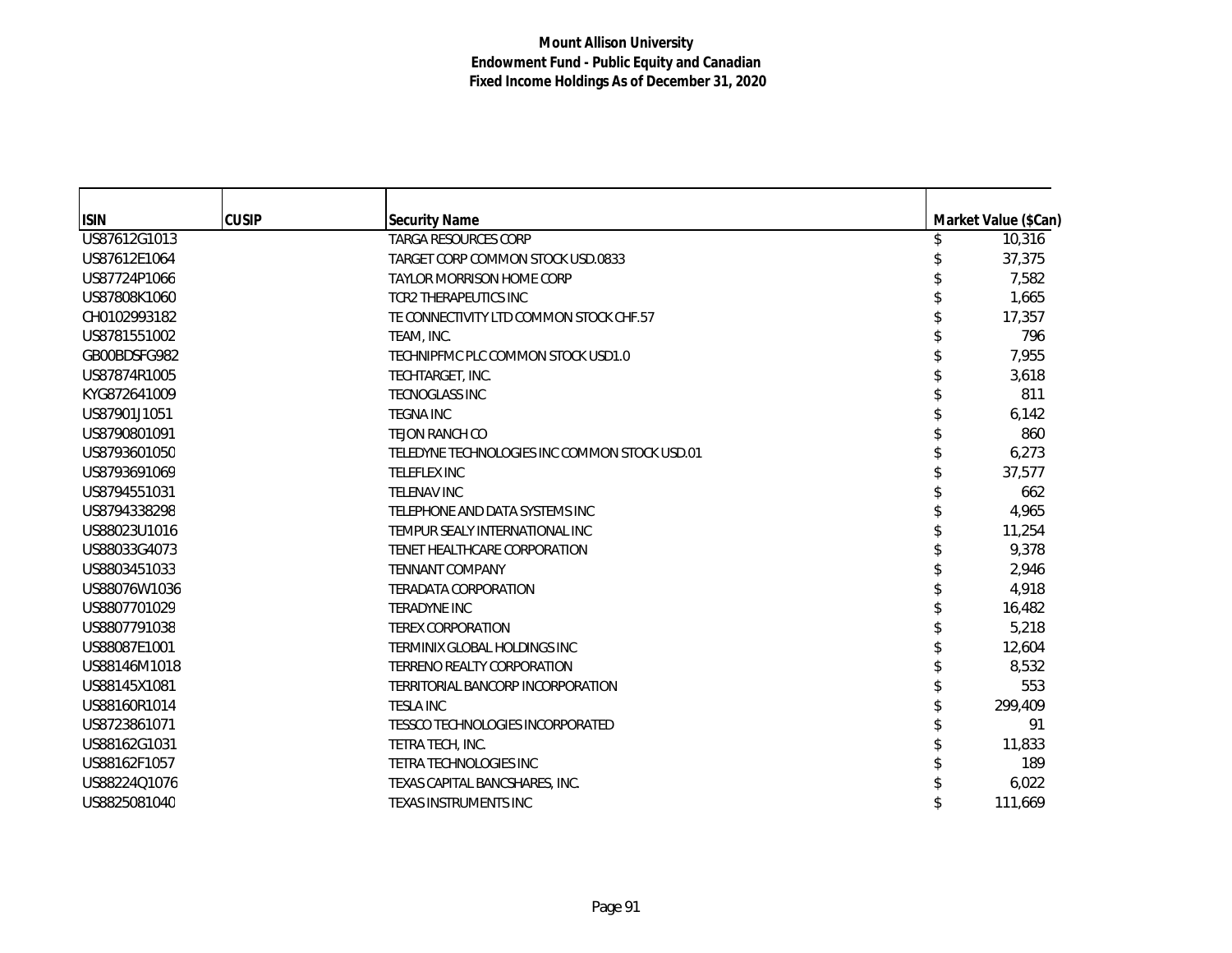**Mount Allison University**
**Endowment Fund - Public Equity and Canadian**
**Fixed Income Holdings As of December 31, 2020**

| ISIN | CUSIP | Security Name | Market Value ($Can) |
|---|---|---|---|
| US87612G1013 | | TARGA RESOURCES CORP | $ 10,316 |
| US87612E1064 | | TARGET CORP COMMON STOCK USD.0833 | $ 37,375 |
| US87724P1066 | | TAYLOR MORRISON HOME CORP | $ 7,582 |
| US87808K1060 | | TCR2 THERAPEUTICS INC | $ 1,665 |
| CH0102993182 | | TE CONNECTIVITY LTD COMMON STOCK CHF.57 | $ 17,357 |
| US8781551002 | | TEAM, INC. | $ 796 |
| GB00BDSFG982 | | TECHNIPFMC PLC COMMON STOCK USD1.0 | $ 7,955 |
| US87874R1005 | | TECHTARGET, INC. | $ 3,618 |
| KYG872641009 | | TECNOGLASS INC | $ 811 |
| US87901J1051 | | TEGNA INC | $ 6,142 |
| US8790801091 | | TEJON RANCH CO | $ 860 |
| US8793601050 | | TELEDYNE TECHNOLOGIES INC COMMON STOCK USD.01 | $ 6,273 |
| US8793691069 | | TELEFLEX INC | $ 37,577 |
| US8794551031 | | TELENAV INC | $ 662 |
| US8794338298 | | TELEPHONE AND DATA SYSTEMS INC | $ 4,965 |
| US88023U1016 | | TEMPUR SEALY INTERNATIONAL INC | $ 11,254 |
| US88033G4073 | | TENET HEALTHCARE CORPORATION | $ 9,378 |
| US8803451033 | | TENNANT COMPANY | $ 2,946 |
| US88076W1036 | | TERADATA CORPORATION | $ 4,918 |
| US8807701029 | | TERADYNE INC | $ 16,482 |
| US8807791038 | | TEREX CORPORATION | $ 5,218 |
| US88087E1001 | | TERMINIX GLOBAL HOLDINGS INC | $ 12,604 |
| US88146M1018 | | TERRENO REALTY CORPORATION | $ 8,532 |
| US88145X1081 | | TERRITORIAL BANCORP INCORPORATION | $ 553 |
| US88160R1014 | | TESLA INC | $ 299,409 |
| US8723861071 | | TESSCO TECHNOLOGIES INCORPORATED | $ 91 |
| US88162G1031 | | TETRA TECH, INC. | $ 11,833 |
| US88162F1057 | | TETRA TECHNOLOGIES INC | $ 189 |
| US88224Q1076 | | TEXAS CAPITAL BANCSHARES, INC. | $ 6,022 |
| US8825081040 | | TEXAS INSTRUMENTS INC | $ 111,669 |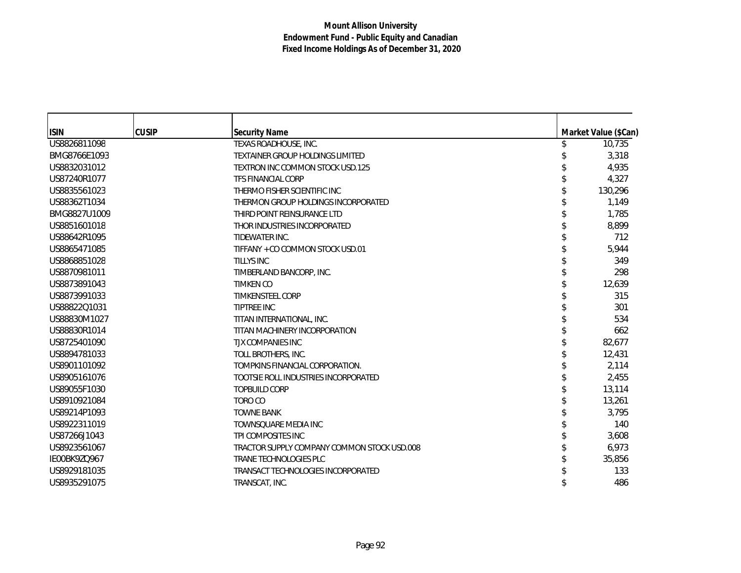# Mount Allison University
## Endowment Fund - Public Equity and Canadian Fixed Income Holdings As of December 31, 2020

| ISIN | CUSIP | Security Name | Market Value ($Can) |
|---|---|---|---|
| US8826811098 | | TEXAS ROADHOUSE, INC. | $ 10,735 |
| BMG8766E1093 | | TEXTAINER GROUP HOLDINGS LIMITED | $ 3,318 |
| US8832031012 | | TEXTRON INC COMMON STOCK USD.125 | $ 4,935 |
| US87240R1077 | | TFS FINANCIAL CORP | $ 4,327 |
| US8835561023 | | THERMO FISHER SCIENTIFIC INC | $ 130,296 |
| US88362T1034 | | THERMON GROUP HOLDINGS INCORPORATED | $ 1,149 |
| BMG8827U1009 | | THIRD POINT REINSURANCE LTD | $ 1,785 |
| US8851601018 | | THOR INDUSTRIES INCORPORATED | $ 8,899 |
| US88642R1095 | | TIDEWATER INC. | $ 712 |
| US8865471085 | | TIFFANY + CO COMMON STOCK USD.01 | $ 5,944 |
| US8868851028 | | TILLYS INC | $ 349 |
| US8870981011 | | TIMBERLAND BANCORP, INC. | $ 298 |
| US8873891043 | | TIMKEN CO | $ 12,639 |
| US8873991033 | | TIMKENSTEEL CORP | $ 315 |
| US88822Q1031 | | TIPTREE INC | $ 301 |
| US88830M1027 | | TITAN INTERNATIONAL, INC. | $ 534 |
| US88830R1014 | | TITAN MACHINERY INCORPORATION | $ 662 |
| US8725401090 | | TJX COMPANIES INC | $ 82,677 |
| US8894781033 | | TOLL BROTHERS, INC. | $ 12,431 |
| US8901101092 | | TOMPKINS FINANCIAL CORPORATION. | $ 2,114 |
| US8905161076 | | TOOTSIE ROLL INDUSTRIES INCORPORATED | $ 2,455 |
| US89055F1030 | | TOPBUILD CORP | $ 13,114 |
| US8910921084 | | TORO CO | $ 13,261 |
| US89214P1093 | | TOWNE BANK | $ 3,795 |
| US8922311019 | | TOWNSQUARE MEDIA INC | $ 140 |
| US87266J1043 | | TPI COMPOSITES INC | $ 3,608 |
| US8923561067 | | TRACTOR SUPPLY COMPANY COMMON STOCK USD.008 | $ 6,973 |
| IE00BK9ZQ967 | | TRANE TECHNOLOGIES PLC | $ 35,856 |
| US8929181035 | | TRANSACT TECHNOLOGIES INCORPORATED | $ 133 |
| US8935291075 | | TRANSCAT, INC. | $ 486 |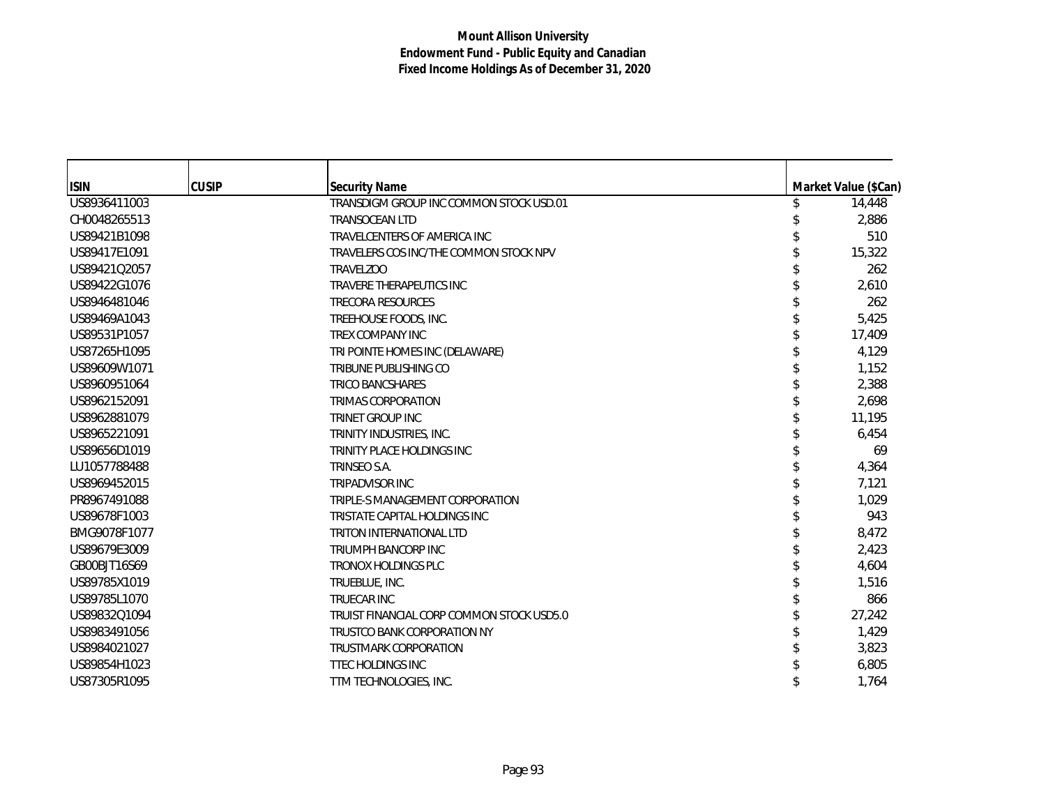**Mount Allison University**
**Endowment Fund - Public Equity and Canadian**
**Fixed Income Holdings As of December 31, 2020**

| ISIN | CUSIP | Security Name | Market Value ($Can) |
|---|---|---|---|
| US8936411003 | | TRANSDIGM GROUP INC COMMON STOCK USD.01 | $ 14,448 |
| CH0048265513 | | TRANSOCEAN LTD | $ 2,886 |
| US89421B1098 | | TRAVELCENTERS OF AMERICA INC | $ 510 |
| US89417E1091 | | TRAVELERS COS INC/THE COMMON STOCK NPV | $ 15,322 |
| US89421Q2057 | | TRAVELZOO | $ 262 |
| US89422G1076 | | TRAVERE THERAPEUTICS INC | $ 2,610 |
| US8946481046 | | TRECORA RESOURCES | $ 262 |
| US89469A1043 | | TREEHOUSE FOODS, INC. | $ 5,425 |
| US89531P1057 | | TREX COMPANY INC | $ 17,409 |
| US87265H1095 | | TRI POINTE HOMES INC (DELAWARE) | $ 4,129 |
| US89609W1071 | | TRIBUNE PUBLISHING CO | $ 1,152 |
| US8960951064 | | TRICO BANCSHARES | $ 2,388 |
| US8962152091 | | TRIMAS CORPORATION | $ 2,698 |
| US8962881079 | | TRINET GROUP INC | $ 11,195 |
| US8965221091 | | TRINITY INDUSTRIES, INC. | $ 6,454 |
| US89656D1019 | | TRINITY PLACE HOLDINGS INC | $ 69 |
| LU1057788488 | | TRINSEO S.A. | $ 4,364 |
| US8969452015 | | TRIPADVISOR INC | $ 7,121 |
| PR8967491088 | | TRIPLE-S MANAGEMENT CORPORATION | $ 1,029 |
| US89678F1003 | | TRISTATE CAPITAL HOLDINGS INC | $ 943 |
| BMG9078F1077 | | TRITON INTERNATIONAL LTD | $ 8,472 |
| US89679E3009 | | TRIUMPH BANCORP INC | $ 2,423 |
| GB00BJT16S69 | | TRONOX HOLDINGS PLC | $ 4,604 |
| US89785X1019 | | TRUEBLUE, INC. | $ 1,516 |
| US89785L1070 | | TRUECAR INC | $ 866 |
| US89832Q1094 | | TRUIST FINANCIAL CORP COMMON STOCK USD5.0 | $ 27,242 |
| US8983491056 | | TRUSTCO BANK CORPORATION NY | $ 1,429 |
| US8984021027 | | TRUSTMARK CORPORATION | $ 3,823 |
| US89854H1023 | | TTEC HOLDINGS INC | $ 6,805 |
| US87305R1095 | | TTM TECHNOLOGIES, INC. | $ 1,764 |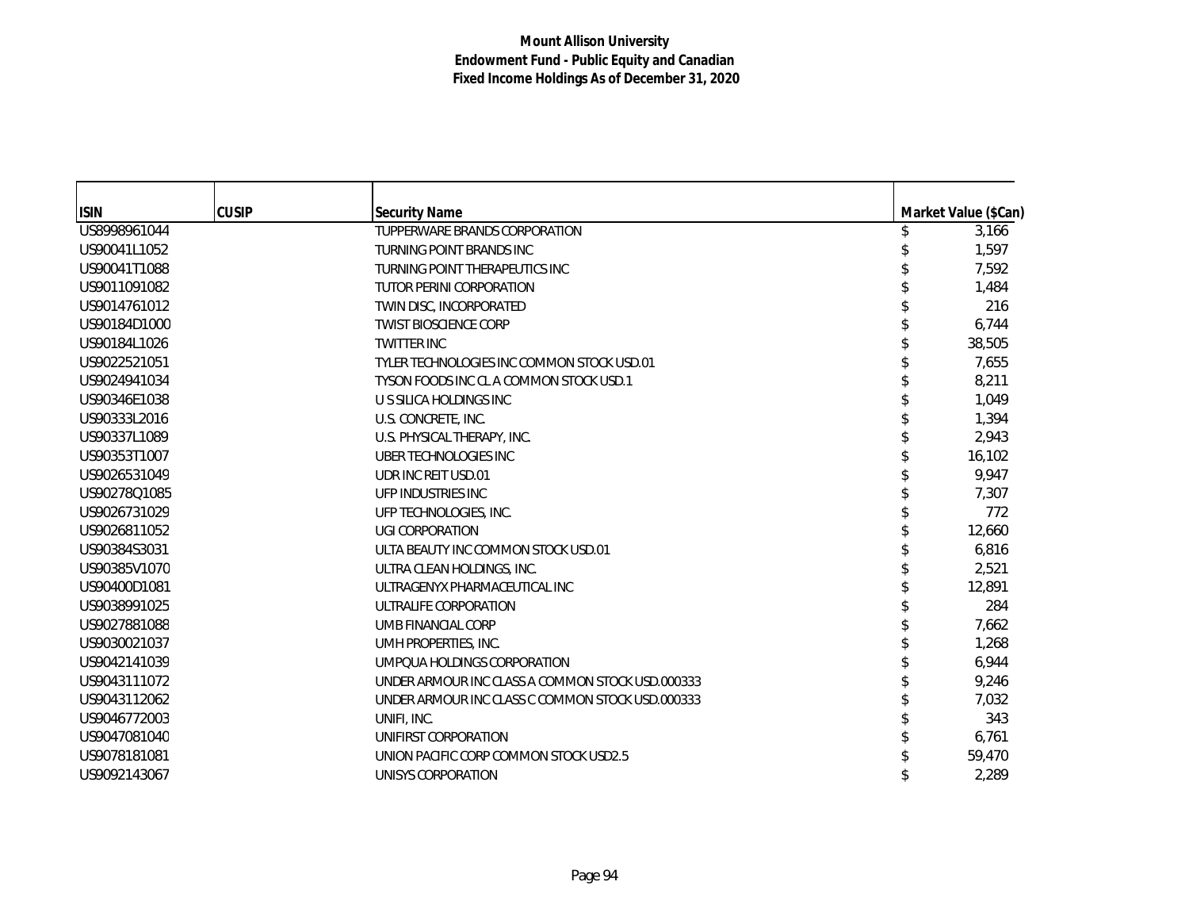**Mount Allison University**
**Endowment Fund - Public Equity and Canadian**
**Fixed Income Holdings As of December 31, 2020**

| ISIN | CUSIP | Security Name | Market Value ($Can) |
|---|---|---|---|
| US8998961044 | | TUPPERWARE BRANDS CORPORATION | $ 3,166 |
| US90041L1052 | | TURNING POINT BRANDS INC | $ 1,597 |
| US90041T1088 | | TURNING POINT THERAPEUTICS INC | $ 7,592 |
| US9011091082 | | TUTOR PERINI CORPORATION | $ 1,484 |
| US9014761012 | | TWIN DISC, INCORPORATED | $ 216 |
| US90184D1000 | | TWIST BIOSCIENCE CORP | $ 6,744 |
| US90184L1026 | | TWITTER INC | $ 38,505 |
| US9022521051 | | TYLER TECHNOLOGIES INC COMMON STOCK USD.01 | $ 7,655 |
| US9024941034 | | TYSON FOODS INC CL A COMMON STOCK USD.1 | $ 8,211 |
| US90346E1038 | | U S SILICA HOLDINGS INC | $ 1,049 |
| US90333L2016 | | U.S. CONCRETE, INC. | $ 1,394 |
| US90337L1089 | | U.S. PHYSICAL THERAPY, INC. | $ 2,943 |
| US90353T1007 | | UBER TECHNOLOGIES INC | $ 16,102 |
| US9026531049 | | UDR INC REIT USD.01 | $ 9,947 |
| US90278Q1085 | | UFP INDUSTRIES INC | $ 7,307 |
| US9026731029 | | UFP TECHNOLOGIES, INC. | $ 772 |
| US9026811052 | | UGI CORPORATION | $ 12,660 |
| US90384S3031 | | ULTA BEAUTY INC COMMON STOCK USD.01 | $ 6,816 |
| US90385V1070 | | ULTRA CLEAN HOLDINGS, INC. | $ 2,521 |
| US90400D1081 | | ULTRAGENYX PHARMACEUTICAL INC | $ 12,891 |
| US9038991025 | | ULTRALIFE CORPORATION | $ 284 |
| US9027881088 | | UMB FINANCIAL CORP | $ 7,662 |
| US9030021037 | | UMH PROPERTIES, INC. | $ 1,268 |
| US9042141039 | | UMPQUA HOLDINGS CORPORATION | $ 6,944 |
| US9043111072 | | UNDER ARMOUR INC CLASS A COMMON STOCK USD.000333 | $ 9,246 |
| US9043112062 | | UNDER ARMOUR INC CLASS C COMMON STOCK USD.000333 | $ 7,032 |
| US9046772003 | | UNIFI, INC. | $ 343 |
| US9047081040 | | UNIFIRST CORPORATION | $ 6,761 |
| US9078181081 | | UNION PACIFIC CORP COMMON STOCK USD2.5 | $ 59,470 |
| US9092143067 | | UNISYS CORPORATION | $ 2,289 |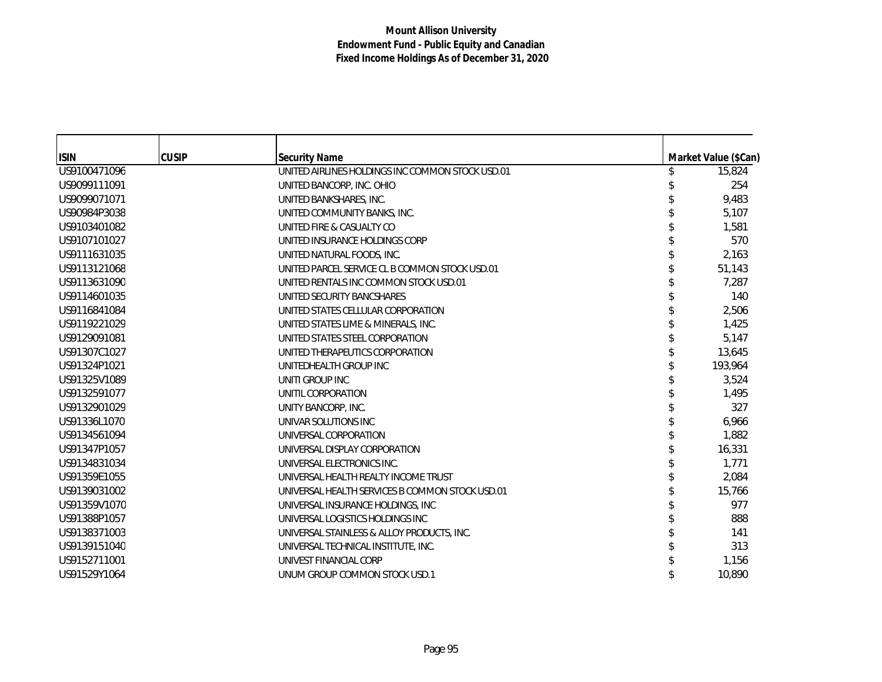**Mount Allison University**
**Endowment Fund - Public Equity and Canadian**
**Fixed Income Holdings As of December 31, 2020**

| ISIN | CUSIP | Security Name | Market Value ($Can) |
|---|---|---|---|
| US9100471096 | | UNITED AIRLINES HOLDINGS INC COMMON STOCK USD.01 | $ 15,824 |
| US9099111091 | | UNITED BANCORP, INC. OHIO | $ 254 |
| US9099071071 | | UNITED BANKSHARES, INC. | $ 9,483 |
| US90984P3038 | | UNITED COMMUNITY BANKS, INC. | $ 5,107 |
| US9103401082 | | UNITED FIRE & CASUALTY CO | $ 1,581 |
| US9107101027 | | UNITED INSURANCE HOLDINGS CORP | $ 570 |
| US9111631035 | | UNITED NATURAL FOODS, INC. | $ 2,163 |
| US9113121068 | | UNITED PARCEL SERVICE CL B COMMON STOCK USD.01 | $ 51,143 |
| US9113631090 | | UNITED RENTALS INC COMMON STOCK USD.01 | $ 7,287 |
| US9114601035 | | UNITED SECURITY BANCSHARES | $ 140 |
| US9116841084 | | UNITED STATES CELLULAR CORPORATION | $ 2,506 |
| US9119221029 | | UNITED STATES LIME & MINERALS, INC. | $ 1,425 |
| US9129091081 | | UNITED STATES STEEL CORPORATION | $ 5,147 |
| US91307C1027 | | UNITED THERAPEUTICS CORPORATION | $ 13,645 |
| US91324P1021 | | UNITEDHEALTH GROUP INC | $ 193,964 |
| US91325V1089 | | UNITI GROUP INC | $ 3,524 |
| US9132591077 | | UNITIL CORPORATION | $ 1,495 |
| US9132901029 | | UNITY BANCORP, INC. | $ 327 |
| US91336L1070 | | UNIVAR SOLUTIONS INC | $ 6,966 |
| US9134561094 | | UNIVERSAL CORPORATION | $ 1,882 |
| US91347P1057 | | UNIVERSAL DISPLAY CORPORATION | $ 16,331 |
| US9134831034 | | UNIVERSAL ELECTRONICS INC. | $ 1,771 |
| US91359E1055 | | UNIVERSAL HEALTH REALTY INCOME TRUST | $ 2,084 |
| US9139031002 | | UNIVERSAL HEALTH SERVICES B COMMON STOCK USD.01 | $ 15,766 |
| US91359V1070 | | UNIVERSAL INSURANCE HOLDINGS, INC | $ 977 |
| US91388P1057 | | UNIVERSAL LOGISTICS HOLDINGS INC | $ 888 |
| US9138371003 | | UNIVERSAL STAINLESS & ALLOY PRODUCTS, INC. | $ 141 |
| US9139151040 | | UNIVERSAL TECHNICAL INSTITUTE, INC. | $ 313 |
| US9152711001 | | UNIVEST FINANCIAL CORP | $ 1,156 |
| US91529Y1064 | | UNUM GROUP COMMON STOCK USD.1 | $ 10,890 |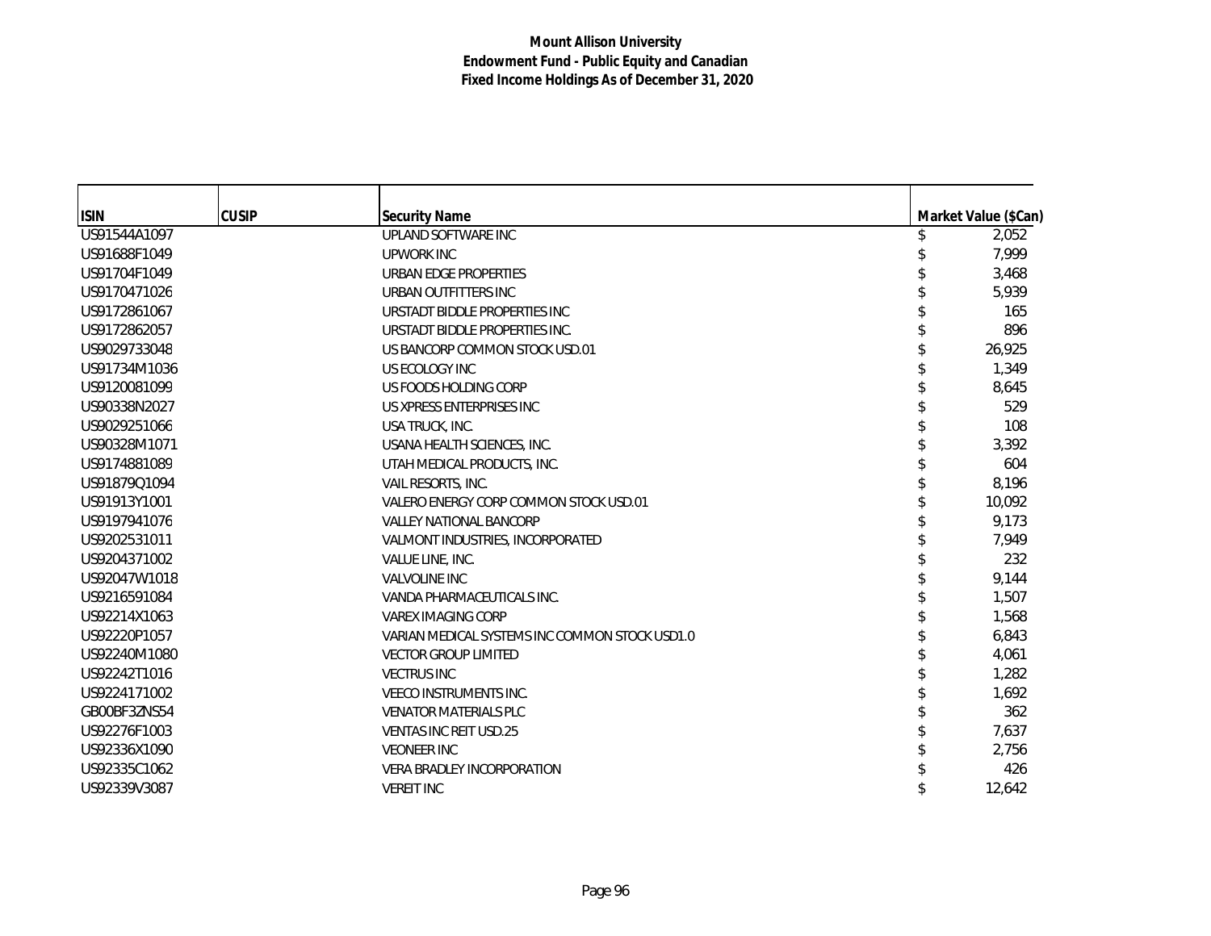**Mount Allison University**
**Endowment Fund - Public Equity and Canadian**
**Fixed Income Holdings As of December 31, 2020**

| ISIN | CUSIP | Security Name | Market Value ($Can) |
|---|---|---|---|
| US91544A1097 | | UPLAND SOFTWARE INC | $ 2,052 |
| US91688F1049 | | UPWORK INC | $ 7,999 |
| US91704F1049 | | URBAN EDGE PROPERTIES | $ 3,468 |
| US9170471026 | | URBAN OUTFITTERS INC | $ 5,939 |
| US9172861067 | | URSTADT BIDDLE PROPERTIES INC | $ 165 |
| US9172862057 | | URSTADT BIDDLE PROPERTIES INC. | $ 896 |
| US9029733048 | | US BANCORP COMMON STOCK USD.01 | $ 26,925 |
| US91734M1036 | | US ECOLOGY INC | $ 1,349 |
| US9120081099 | | US FOODS HOLDING CORP | $ 8,645 |
| US90338N2027 | | US XPRESS ENTERPRISES INC | $ 529 |
| US9029251066 | | USA TRUCK, INC. | $ 108 |
| US90328M1071 | | USANA HEALTH SCIENCES, INC. | $ 3,392 |
| US9174881089 | | UTAH MEDICAL PRODUCTS, INC. | $ 604 |
| US91879Q1094 | | VAIL RESORTS, INC. | $ 8,196 |
| US91913Y1001 | | VALERO ENERGY CORP COMMON STOCK USD.01 | $ 10,092 |
| US9197941076 | | VALLEY NATIONAL BANCORP | $ 9,173 |
| US9202531011 | | VALMONT INDUSTRIES, INCORPORATED | $ 7,949 |
| US9204371002 | | VALUE LINE, INC. | $ 232 |
| US92047W1018 | | VALVOLINE INC | $ 9,144 |
| US9216591084 | | VANDA PHARMACEUTICALS INC. | $ 1,507 |
| US92214X1063 | | VAREX IMAGING CORP | $ 1,568 |
| US92220P1057 | | VARIAN MEDICAL SYSTEMS INC COMMON STOCK USD1.0 | $ 6,843 |
| US92240M1080 | | VECTOR GROUP LIMITED | $ 4,061 |
| US92242T1016 | | VECTRUS INC | $ 1,282 |
| US9224171002 | | VEECO INSTRUMENTS INC. | $ 1,692 |
| GB00BF3ZNS54 | | VENATOR MATERIALS PLC | $ 362 |
| US92276F1003 | | VENTAS INC REIT USD.25 | $ 7,637 |
| US92336X1090 | | VEONEER INC | $ 2,756 |
| US92335C1062 | | VERA BRADLEY INCORPORATION | $ 426 |
| US92339V3087 | | VEREIT INC | $ 12,642 |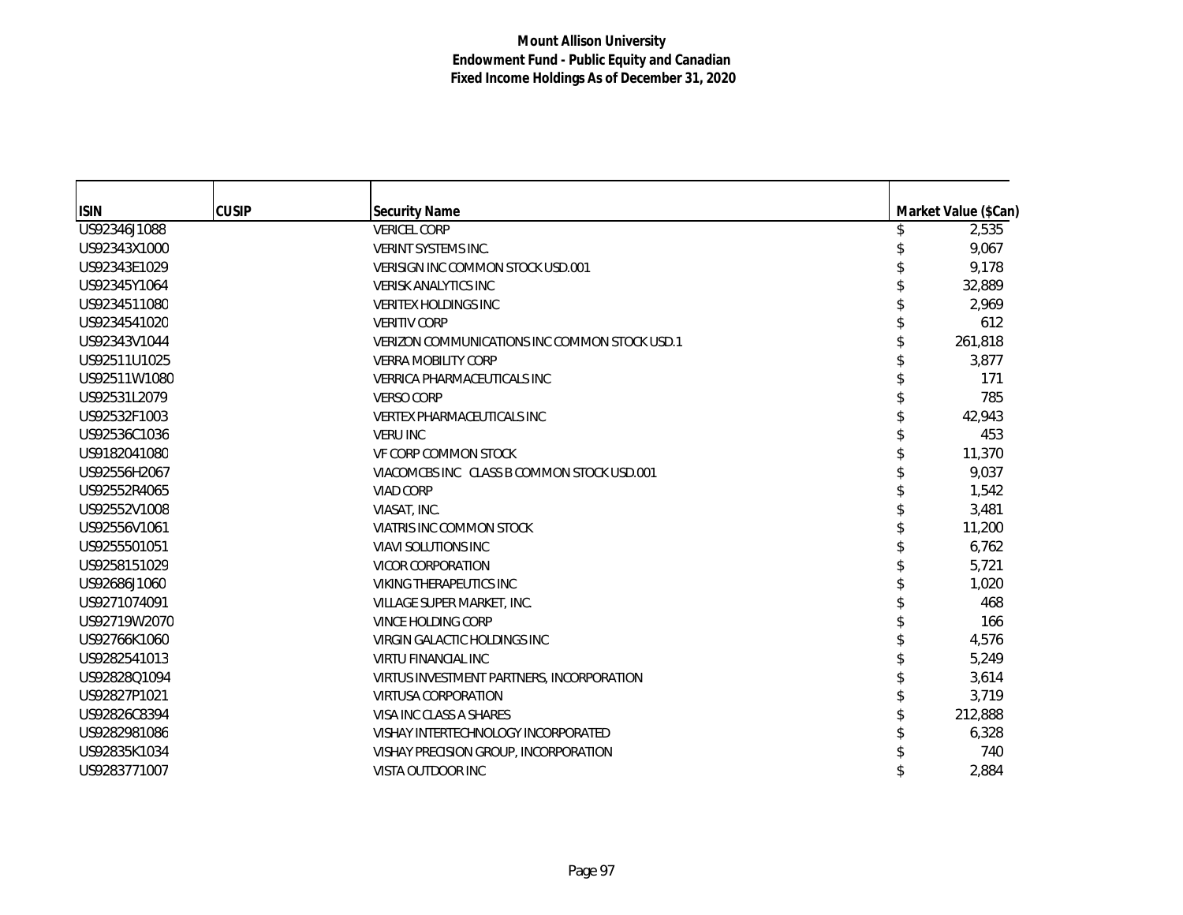**Mount Allison University**
**Endowment Fund - Public Equity and Canadian**
**Fixed Income Holdings As of December 31, 2020**

| ISIN | CUSIP | Security Name | Market Value ($Can) |
|---|---|---|---|
| US92346J1088 | | VERICEL CORP | $ 2,535 |
| US92343X1000 | | VERINT SYSTEMS INC. | $ 9,067 |
| US92343E1029 | | VERISIGN INC COMMON STOCK USD.001 | $ 9,178 |
| US92345Y1064 | | VERISK ANALYTICS INC | $ 32,889 |
| US9234511080 | | VERITEX HOLDINGS INC | $ 2,969 |
| US9234541020 | | VERITIV CORP | $ 612 |
| US92343V1044 | | VERIZON COMMUNICATIONS INC COMMON STOCK USD.1 | $ 261,818 |
| US92511U1025 | | VERRA MOBILITY CORP | $ 3,877 |
| US92511W1080 | | VERRICA PHARMACEUTICALS INC | $ 171 |
| US92531L2079 | | VERSO CORP | $ 785 |
| US92532F1003 | | VERTEX PHARMACEUTICALS INC | $ 42,943 |
| US92536C1036 | | VERU INC | $ 453 |
| US9182041080 | | VF CORP COMMON STOCK | $ 11,370 |
| US92556H2067 | | VIACOMCBS INC CLASS B COMMON STOCK USD.001 | $ 9,037 |
| US92552R4065 | | VIAD CORP | $ 1,542 |
| US92552V1008 | | VIASAT, INC. | $ 3,481 |
| US92556V1061 | | VIATRIS INC COMMON STOCK | $ 11,200 |
| US9255501051 | | VIAVI SOLUTIONS INC | $ 6,762 |
| US9258151029 | | VICOR CORPORATION | $ 5,721 |
| US92686J1060 | | VIKING THERAPEUTICS INC | $ 1,020 |
| US9271074091 | | VILLAGE SUPER MARKET, INC. | $ 468 |
| US92719W2070 | | VINCE HOLDING CORP | $ 166 |
| US92766K1060 | | VIRGIN GALACTIC HOLDINGS INC | $ 4,576 |
| US9282541013 | | VIRTU FINANCIAL INC | $ 5,249 |
| US92828Q1094 | | VIRTUS INVESTMENT PARTNERS, INCORPORATION | $ 3,614 |
| US92827P1021 | | VIRTUSA CORPORATION | $ 3,719 |
| US92826C8394 | | VISA INC CLASS A SHARES | $ 212,888 |
| US9282981086 | | VISHAY INTERTECHNOLOGY INCORPORATED | $ 6,328 |
| US92835K1034 | | VISHAY PRECISION GROUP, INCORPORATION | $ 740 |
| US9283771007 | | VISTA OUTDOOR INC | $ 2,884 |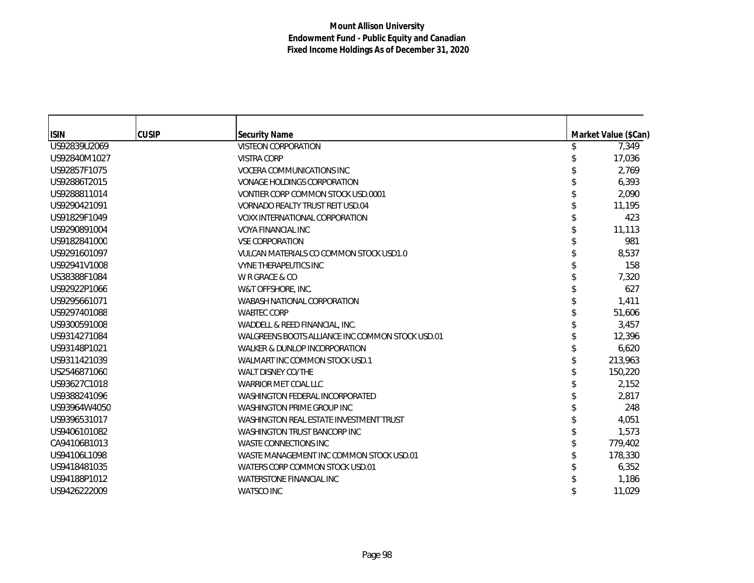**Mount Allison University**
**Endowment Fund - Public Equity and Canadian**
**Fixed Income Holdings As of December 31, 2020**

| ISIN | CUSIP | Security Name | Market Value ($Can) |
|---|---|---|---|
| US92839U2069 | | VISTEON CORPORATION | $ 7,349 |
| US92840M1027 | | VISTRA CORP | $ 17,036 |
| US92857F1075 | | VOCERA COMMUNICATIONS INC | $ 2,769 |
| US92886T2015 | | VONAGE HOLDINGS CORPORATION | $ 6,393 |
| US9288811014 | | VONTIER CORP COMMON STOCK USD.0001 | $ 2,090 |
| US9290421091 | | VORNADO REALTY TRUST REIT USD.04 | $ 11,195 |
| US91829F1049 | | VOXX INTERNATIONAL CORPORATION | $ 423 |
| US9290891004 | | VOYA FINANCIAL INC | $ 11,113 |
| US9182841000 | | VSE CORPORATION | $ 981 |
| US9291601097 | | VULCAN MATERIALS CO COMMON STOCK USD1.0 | $ 8,537 |
| US92941V1008 | | VYNE THERAPEUTICS INC | $ 158 |
| US38388F1084 | | W R GRACE & CO | $ 7,320 |
| US92922P1066 | | W&T OFFSHORE, INC. | $ 627 |
| US9295661071 | | WABASH NATIONAL CORPORATION | $ 1,411 |
| US9297401088 | | WABTEC CORP | $ 51,606 |
| US9300591008 | | WADDELL & REED FINANCIAL, INC. | $ 3,457 |
| US9314271084 | | WALGREENS BOOTS ALLIANCE INC COMMON STOCK USD.01 | $ 12,396 |
| US93148P1021 | | WALKER & DUNLOP INCORPORATION | $ 6,620 |
| US9311421039 | | WALMART INC COMMON STOCK USD.1 | $ 213,963 |
| US2546871060 | | WALT DISNEY CO/THE | $ 150,220 |
| US93627C1018 | | WARRIOR MET COAL LLC | $ 2,152 |
| US9388241096 | | WASHINGTON FEDERAL INCORPORATED | $ 2,817 |
| US93964W4050 | | WASHINGTON PRIME GROUP INC | $ 248 |
| US9396531017 | | WASHINGTON REAL ESTATE INVESTMENT TRUST | $ 4,051 |
| US9406101082 | | WASHINGTON TRUST BANCORP INC | $ 1,573 |
| CA94106B1013 | | WASTE CONNECTIONS INC | $ 779,402 |
| US94106L1098 | | WASTE MANAGEMENT INC COMMON STOCK USD.01 | $ 178,330 |
| US9418481035 | | WATERS CORP COMMON STOCK USD.01 | $ 6,352 |
| US94188P1012 | | WATERSTONE FINANCIAL INC | $ 1,186 |
| US9426222009 | | WATSCO INC | $ 11,029 |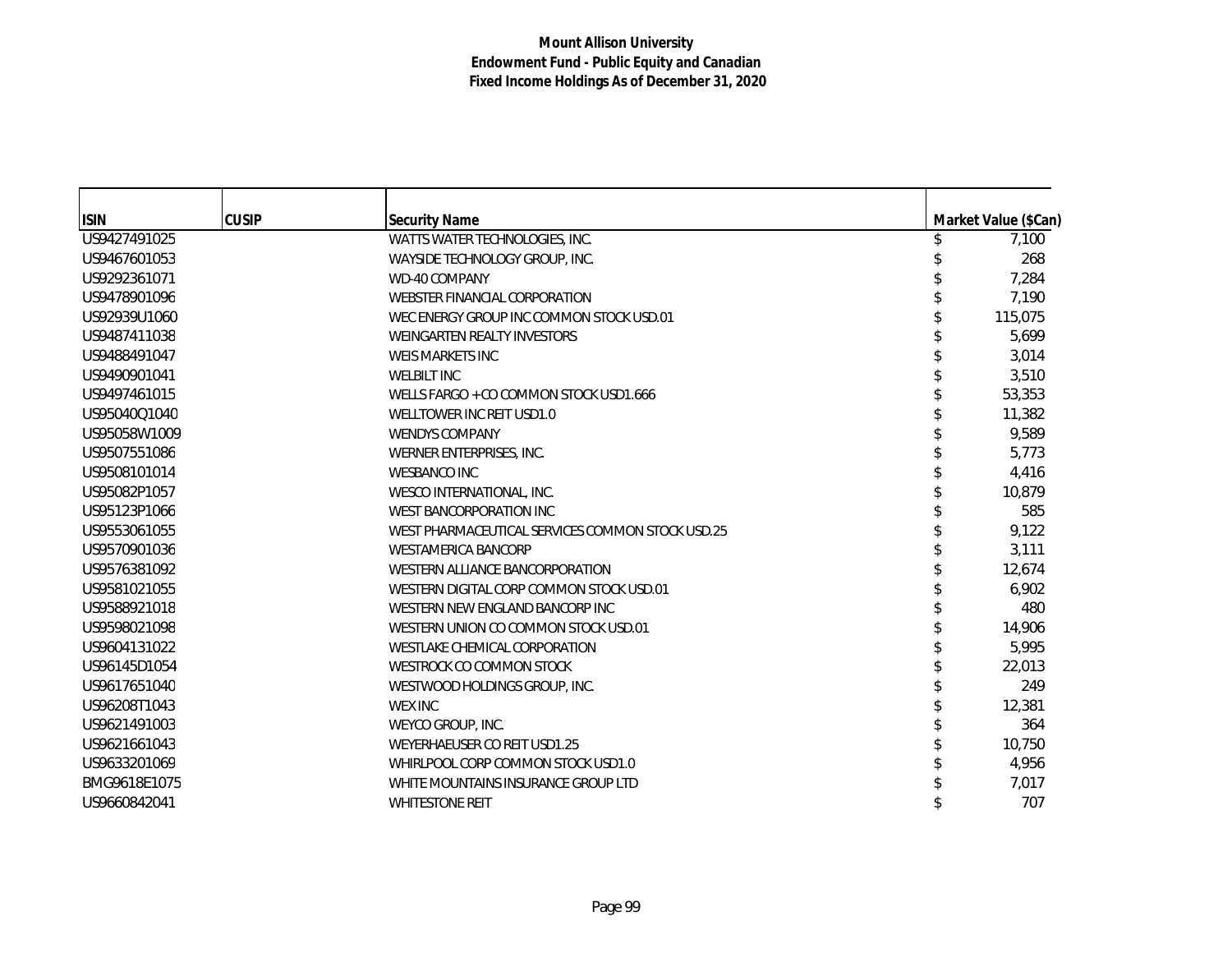**Mount Allison University**
**Endowment Fund - Public Equity and Canadian**
**Fixed Income Holdings As of December 31, 2020**

| ISIN | CUSIP | Security Name | Market Value ($Can) |
|---|---|---|---|
| US9427491025 | | WATTS WATER TECHNOLOGIES, INC. | $ 7,100 |
| US9467601053 | | WAYSIDE TECHNOLOGY GROUP, INC. | $ 268 |
| US9292361071 | | WD-40 COMPANY | $ 7,284 |
| US9478901096 | | WEBSTER FINANCIAL CORPORATION | $ 7,190 |
| US92939U1060 | | WEC ENERGY GROUP INC COMMON STOCK USD.01 | $ 115,075 |
| US9487411038 | | WEINGARTEN REALTY INVESTORS | $ 5,699 |
| US9488491047 | | WEIS MARKETS INC | $ 3,014 |
| US9490901041 | | WELBILT INC | $ 3,510 |
| US9497461015 | | WELLS FARGO + CO COMMON STOCK USD1.666 | $ 53,353 |
| US95040Q1040 | | WELLTOWER INC REIT USD1.0 | $ 11,382 |
| US95058W1009 | | WENDYS COMPANY | $ 9,589 |
| US9507551086 | | WERNER ENTERPRISES, INC. | $ 5,773 |
| US9508101014 | | WESBANCO INC | $ 4,416 |
| US95082P1057 | | WESCO INTERNATIONAL, INC. | $ 10,879 |
| US95123P1066 | | WEST BANCORPORATION INC | $ 585 |
| US9553061055 | | WEST PHARMACEUTICAL SERVICES COMMON STOCK USD.25 | $ 9,122 |
| US9570901036 | | WESTAMERICA BANCORP | $ 3,111 |
| US9576381092 | | WESTERN ALLIANCE BANCORPORATION | $ 12,674 |
| US9581021055 | | WESTERN DIGITAL CORP COMMON STOCK USD.01 | $ 6,902 |
| US9588921018 | | WESTERN NEW ENGLAND BANCORP INC | $ 480 |
| US9598021098 | | WESTERN UNION CO COMMON STOCK USD.01 | $ 14,906 |
| US9604131022 | | WESTLAKE CHEMICAL CORPORATION | $ 5,995 |
| US96145D1054 | | WESTROCK CO COMMON STOCK | $ 22,013 |
| US9617651040 | | WESTWOOD HOLDINGS GROUP, INC. | $ 249 |
| US96208T1043 | | WEX INC | $ 12,381 |
| US9621491003 | | WEYCO GROUP, INC. | $ 364 |
| US9621661043 | | WEYERHAEUSER CO REIT USD1.25 | $ 10,750 |
| US9633201069 | | WHIRLPOOL CORP COMMON STOCK USD1.0 | $ 4,956 |
| BMG9618E1075 | | WHITE MOUNTAINS INSURANCE GROUP LTD | $ 7,017 |
| US9660842041 | | WHITESTONE REIT | $ 707 |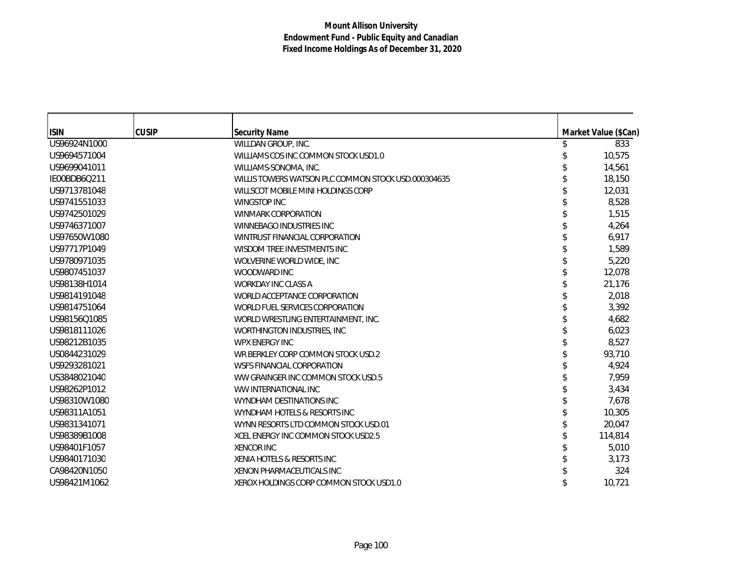**Mount Allison University**
**Endowment Fund - Public Equity and Canadian**
**Fixed Income Holdings As of December 31, 2020**

| ISIN | CUSIP | Security Name | Market Value ($Can) |
|---|---|---|---|
| US96924N1000 | | WILLDAN GROUP, INC. | $ 833 |
| US9694571004 | | WILLIAMS COS INC COMMON STOCK USD1.0 | $ 10,575 |
| US9699041011 | | WILLIAMS-SONOMA, INC. | $ 14,561 |
| IE00BDB6Q211 | | WILLIS TOWERS WATSON PLC COMMON STOCK USD.000304635 | $ 18,150 |
| US9713781048 | | WILLSCOT MOBILE MINI HOLDINGS CORP | $ 12,031 |
| US9741551033 | | WINGSTOP INC | $ 8,528 |
| US9742501029 | | WINMARK CORPORATION | $ 1,515 |
| US9746371007 | | WINNEBAGO INDUSTRIES INC | $ 4,264 |
| US97650W1080 | | WINTRUST FINANCIAL CORPORATION | $ 6,917 |
| US97717P1049 | | WISDOM TREE INVESTMENTS INC | $ 1,589 |
| US9780971035 | | WOLVERINE WORLD WIDE, INC | $ 5,220 |
| US9807451037 | | WOODWARD INC | $ 12,078 |
| US98138H1014 | | WORKDAY INC CLASS A | $ 21,176 |
| US9814191048 | | WORLD ACCEPTANCE CORPORATION | $ 2,018 |
| US9814751064 | | WORLD FUEL SERVICES CORPORATION | $ 3,392 |
| US98156Q1085 | | WORLD WRESTLING ENTERTAINMENT, INC. | $ 4,682 |
| US9818111026 | | WORTHINGTON INDUSTRIES, INC | $ 6,023 |
| US98212B1035 | | WPX ENERGY INC | $ 8,527 |
| US0844231029 | | WR BERKLEY CORP COMMON STOCK USD.2 | $ 93,710 |
| US9293281021 | | WSFS FINANCIAL CORPORATION | $ 4,924 |
| US3848021040 | | WW GRAINGER INC COMMON STOCK USD.5 | $ 7,959 |
| US98262P1012 | | WW INTERNATIONAL INC | $ 3,434 |
| US98310W1080 | | WYNDHAM DESTINATIONS INC | $ 7,678 |
| US98311A1051 | | WYNDHAM HOTELS & RESORTS INC | $ 10,305 |
| US9831341071 | | WYNN RESORTS LTD COMMON STOCK USD.01 | $ 20,047 |
| US98389B1008 | | XCEL ENERGY INC COMMON STOCK USD2.5 | $ 114,814 |
| US98401F1057 | | XENCOR INC | $ 5,010 |
| US9840171030 | | XENIA HOTELS & RESORTS INC | $ 3,173 |
| CA98420N1050 | | XENON PHARMACEUTICALS INC | $ 324 |
| US98421M1062 | | XEROX HOLDINGS CORP COMMON STOCK USD1.0 | $ 10,721 |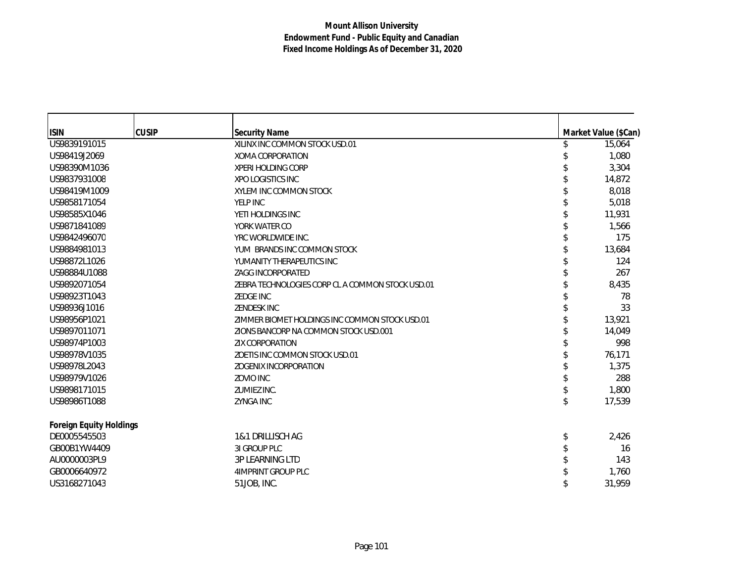**Mount Allison University**
**Endowment Fund - Public Equity and Canadian**
**Fixed Income Holdings As of December 31, 2020**

| ISIN | CUSIP | Security Name | Market Value ($Can) |
|---|---|---|---|
| US9839191015 | | XILINX INC COMMON STOCK USD.01 | $ 15,064 |
| US98419J2069 | | XOMA CORPORATION | $ 1,080 |
| US98390M1036 | | XPERI HOLDING CORP | $ 3,304 |
| US9837931008 | | XPO LOGISTICS INC | $ 14,872 |
| US98419M1009 | | XYLEM INC COMMON STOCK | $ 8,018 |
| US9858171054 | | YELP INC | $ 5,018 |
| US98585X1046 | | YETI HOLDINGS INC | $ 11,931 |
| US9871841089 | | YORK WATER CO | $ 1,566 |
| US9842496070 | | YRC WORLDWIDE INC. | $ 175 |
| US9884981013 | | YUM BRANDS INC COMMON STOCK | $ 13,684 |
| US98872L1026 | | YUMANITY THERAPEUTICS INC | $ 124 |
| US98884U1088 | | ZAGG INCORPORATED | $ 267 |
| US9892071054 | | ZEBRA TECHNOLOGIES CORP CL A COMMON STOCK USD.01 | $ 8,435 |
| US98923T1043 | | ZEDGE INC | $ 78 |
| US98936J1016 | | ZENDESK INC | $ 33 |
| US98956P1021 | | ZIMMER BIOMET HOLDINGS INC COMMON STOCK USD.01 | $ 13,921 |
| US9897011071 | | ZIONS BANCORP NA COMMON STOCK USD.001 | $ 14,049 |
| US98974P1003 | | ZIX CORPORATION | $ 998 |
| US98978V1035 | | ZOETIS INC COMMON STOCK USD.01 | $ 76,171 |
| US98978L2043 | | ZOGENIX INCORPORATION | $ 1,375 |
| US98979V1026 | | ZOVIO INC | $ 288 |
| US9898171015 | | ZUMIEZ INC. | $ 1,800 |
| US98986T1088 | | ZYNGA INC | $ 17,539 |
| **Foreign Equity Holdings** | | | |
| DE0005545503 | | 1&1 DRILLISCH AG | $ 2,426 |
| GB00B1YW4409 | | 3I GROUP PLC | $ 16 |
| AU0000003PL9 | | 3P LEARNING LTD | $ 143 |
| GB0006640972 | | 4IMPRINT GROUP PLC | $ 1,760 |
| US3168271043 | | 51JOB, INC. | $ 31,959 |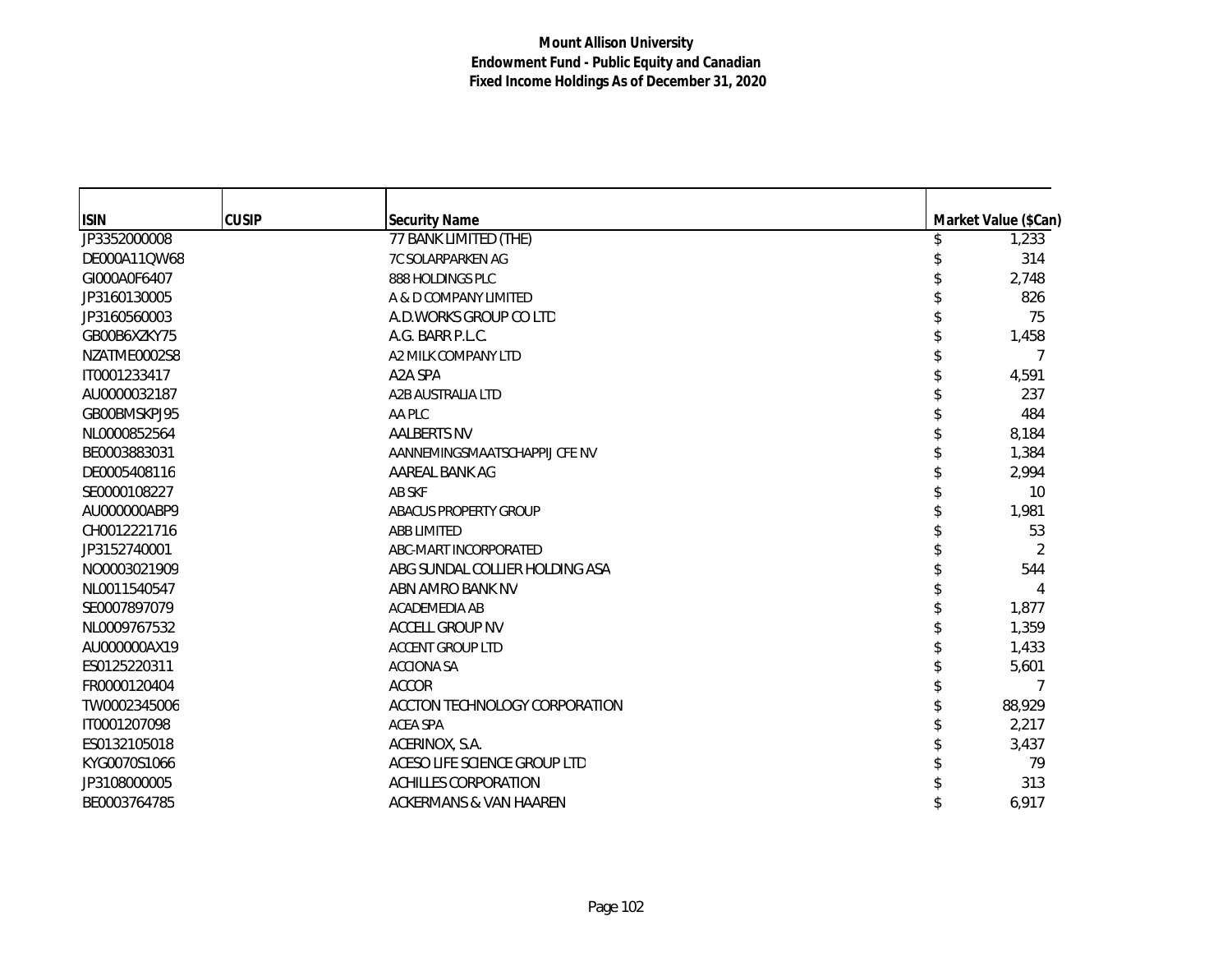**Mount Allison University**
**Endowment Fund - Public Equity and Canadian**
**Fixed Income Holdings As of December 31, 2020**

| ISIN | CUSIP | Security Name | Market Value ($Can) |
|---|---|---|---|
| JP3352000008 | | 77 BANK LIMITED (THE) | $ 1,233 |
| DE000A11QW68 | | 7C SOLARPARKEN AG | $ 314 |
| GI000A0F6407 | | 888 HOLDINGS PLC | $ 2,748 |
| JP3160130005 | | A & D COMPANY LIMITED | $ 826 |
| JP3160560003 | | A.D.WORKS GROUP CO LTD | $ 75 |
| GB00B6XZKY75 | | A.G. BARR P.L.C. | $ 1,458 |
| NZATME0002S8 | | A2 MILK COMPANY LTD | $ 7 |
| IT0001233417 | | A2A SPA | $ 4,591 |
| AU0000032187 | | A2B AUSTRALIA LTD | $ 237 |
| GB00BMSKPJ95 | | AA PLC | $ 484 |
| NL0000852564 | | AALBERTS NV | $ 8,184 |
| BE0003883031 | | AANNEMINGSMAATSCHAPPIJ CFE NV | $ 1,384 |
| DE0005408116 | | AAREAL BANK AG | $ 2,994 |
| SE0000108227 | | AB SKF | $ 10 |
| AU000000ABP9 | | ABACUS PROPERTY GROUP | $ 1,981 |
| CH0012221716 | | ABB LIMITED | $ 53 |
| JP3152740001 | | ABC-MART INCORPORATED | $ 2 |
| NO0003021909 | | ABG SUNDAL COLLIER HOLDING ASA | $ 544 |
| NL0011540547 | | ABN AMRO BANK NV | $ 4 |
| SE0007897079 | | ACADEMEDIA AB | $ 1,877 |
| NL0009767532 | | ACCELL GROUP NV | $ 1,359 |
| AU000000AX19 | | ACCENT GROUP LTD | $ 1,433 |
| ES0125220311 | | ACCIONA SA | $ 5,601 |
| FR0000120404 | | ACCOR | $ 7 |
| TW0002345006 | | ACCTON TECHNOLOGY CORPORATION | $ 88,929 |
| IT0001207098 | | ACEA SPA | $ 2,217 |
| ES0132105018 | | ACERINOX, S.A. | $ 3,437 |
| KYG0070S1066 | | ACESO LIFE SCIENCE GROUP LTD | $ 79 |
| JP3108000005 | | ACHILLES CORPORATION | $ 313 |
| BE0003764785 | | ACKERMANS & VAN HAAREN | $ 6,917 |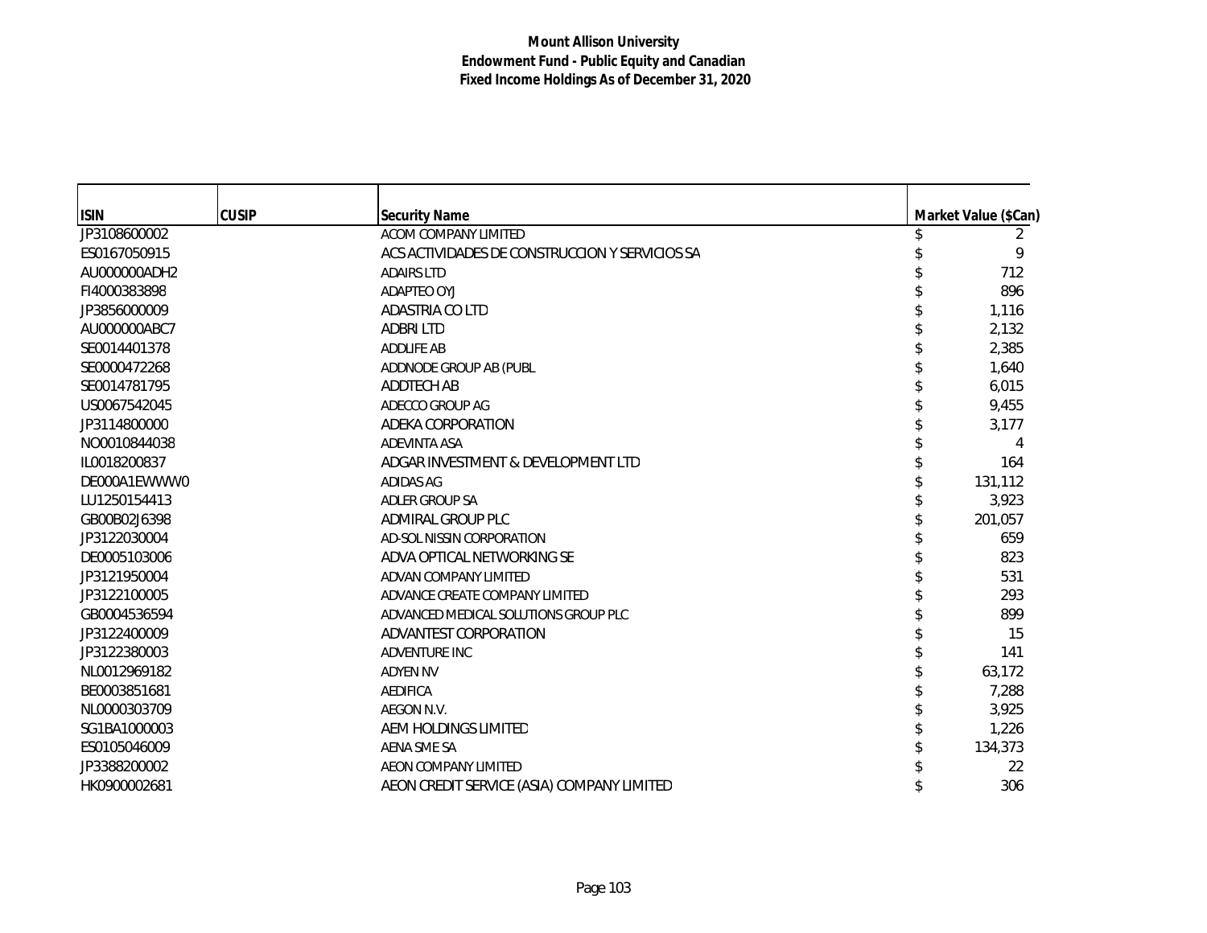**Mount Allison University**
**Endowment Fund - Public Equity and Canadian**
**Fixed Income Holdings As of December 31, 2020**

| ISIN | CUSIP | Security Name | Market Value ($Can) |
|---|---|---|---|
| JP3108600002 | | ACOM COMPANY LIMITED | $ 2 |
| ES0167050915 | | ACS ACTIVIDADES DE CONSTRUCCION Y SERVICIOS SA | $ 9 |
| AU000000ADH2 | | ADAIRS LTD | $ 712 |
| FI4000383898 | | ADAPTEO OYJ | $ 896 |
| JP3856000009 | | ADASTRIA CO LTD | $ 1,116 |
| AU000000ABC7 | | ADBRI LTD | $ 2,132 |
| SE0014401378 | | ADDLIFE AB | $ 2,385 |
| SE0000472268 | | ADDNODE GROUP AB (PUBL | $ 1,640 |
| SE0014781795 | | ADDTECH AB | $ 6,015 |
| US0067542045 | | ADECCO GROUP AG | $ 9,455 |
| JP3114800000 | | ADEKA CORPORATION | $ 3,177 |
| NO0010844038 | | ADEVINTA ASA | $ 4 |
| IL0018200837 | | ADGAR INVESTMENT & DEVELOPMENT LTD | $ 164 |
| DE000A1EWWW0 | | ADIDAS AG | $ 131,112 |
| LU1250154413 | | ADLER GROUP SA | $ 3,923 |
| GB00B02J6398 | | ADMIRAL GROUP PLC | $ 201,057 |
| JP3122030004 | | AD-SOL NISSIN CORPORATION | $ 659 |
| DE0005103006 | | ADVA OPTICAL NETWORKING SE | $ 823 |
| JP3121950004 | | ADVAN COMPANY LIMITED | $ 531 |
| JP3122100005 | | ADVANCE CREATE COMPANY LIMITED | $ 293 |
| GB0004536594 | | ADVANCED MEDICAL SOLUTIONS GROUP PLC | $ 899 |
| JP3122400009 | | ADVANTEST CORPORATION | $ 15 |
| JP3122380003 | | ADVENTURE INC | $ 141 |
| NL0012969182 | | ADYEN NV | $ 63,172 |
| BE0003851681 | | AEDIFICA | $ 7,288 |
| NL0000303709 | | AEGON N.V. | $ 3,925 |
| SG1BA1000003 | | AEM HOLDINGS LIMITED | $ 1,226 |
| ES0105046009 | | AENA SME SA | $ 134,373 |
| JP3388200002 | | AEON COMPANY LIMITED | $ 22 |
| HK0900002681 | | AEON CREDIT SERVICE (ASIA) COMPANY LIMITED | $ 306 |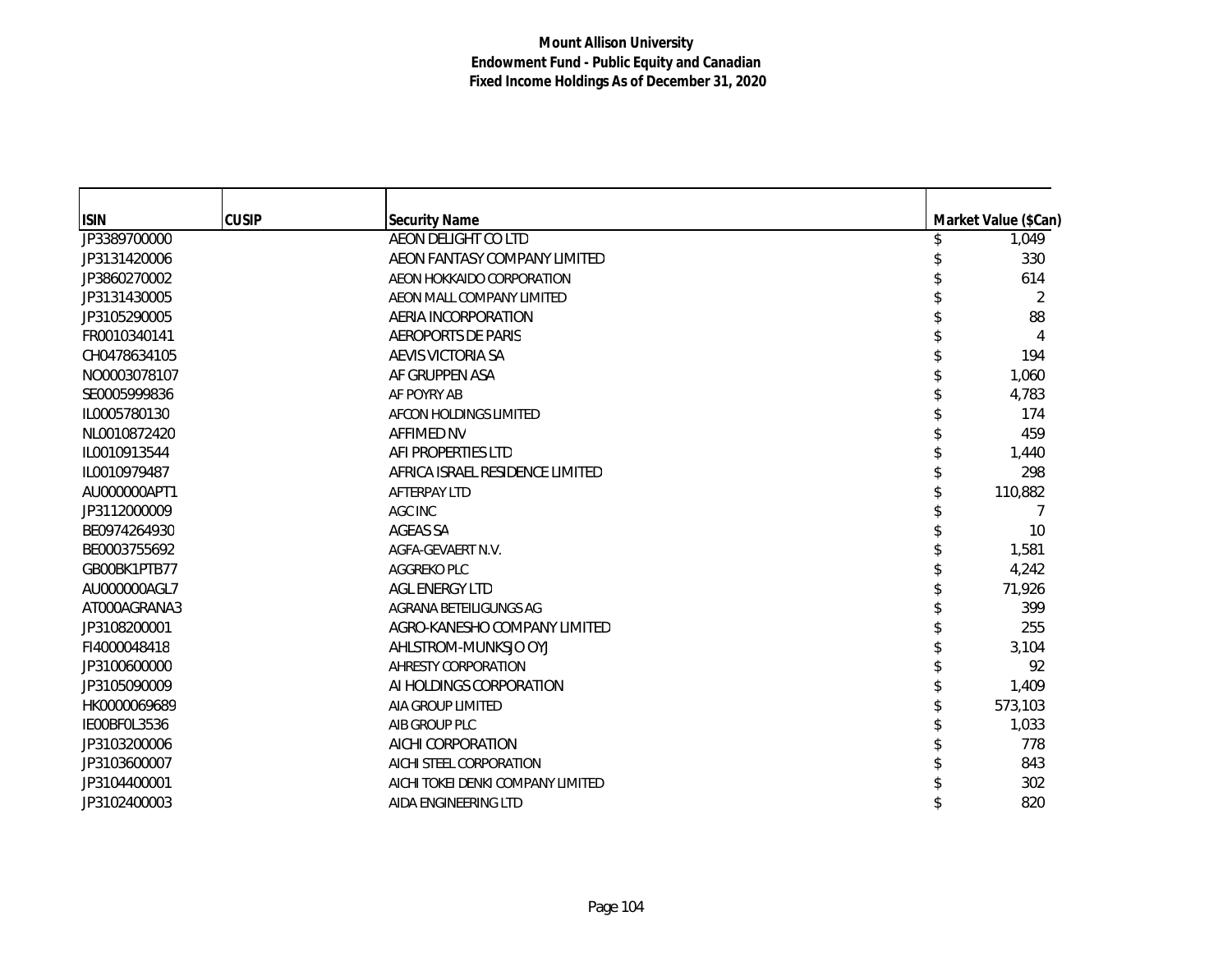**Mount Allison University**
**Endowment Fund - Public Equity and Canadian**
**Fixed Income Holdings As of December 31, 2020**

| ISIN | CUSIP | Security Name | Market Value ($Can) |
|---|---|---|---|
| JP3389700000 | | AEON DELIGHT CO LTD | $ 1,049 |
| JP3131420006 | | AEON FANTASY COMPANY LIMITED | $ 330 |
| JP3860270002 | | AEON HOKKAIDO CORPORATION | $ 614 |
| JP3131430005 | | AEON MALL COMPANY LIMITED | $ 2 |
| JP3105290005 | | AERIA INCORPORATION | $ 88 |
| FR0010340141 | | AEROPORTS DE PARIS | $ 4 |
| CH0478634105 | | AEVIS VICTORIA SA | $ 194 |
| NO0003078107 | | AF GRUPPEN ASA | $ 1,060 |
| SE0005999836 | | AF POYRY AB | $ 4,783 |
| IL0005780130 | | AFCON HOLDINGS LIMITED | $ 174 |
| NL0010872420 | | AFFIMED NV | $ 459 |
| IL0010913544 | | AFI PROPERTIES LTD | $ 1,440 |
| IL0010979487 | | AFRICA ISRAEL RESIDENCE LIMITED | $ 298 |
| AU000000APT1 | | AFTERPAY LTD | $ 110,882 |
| JP3112000009 | | AGC INC | $ 7 |
| BE0974264930 | | AGEAS SA | $ 10 |
| BE0003755692 | | AGFA-GEVAERT N.V. | $ 1,581 |
| GB00BK1PTB77 | | AGGREKO PLC | $ 4,242 |
| AU000000AGL7 | | AGL ENERGY LTD | $ 71,926 |
| AT000AGRANA3 | | AGRANA BETEILIGUNGS AG | $ 399 |
| JP3108200001 | | AGRO-KANESHO COMPANY LIMITED | $ 255 |
| FI4000048418 | | AHLSTROM-MUNKSJO OYJ | $ 3,104 |
| JP3100600000 | | AHRESTY CORPORATION | $ 92 |
| JP3105090009 | | AI HOLDINGS CORPORATION | $ 1,409 |
| HK0000069689 | | AIA GROUP LIMITED | $ 573,103 |
| IE00BF0L3536 | | AIB GROUP PLC | $ 1,033 |
| JP3103200006 | | AICHI CORPORATION | $ 778 |
| JP3103600007 | | AICHI STEEL CORPORATION | $ 843 |
| JP3104400001 | | AICHI TOKEI DENKI COMPANY LIMITED | $ 302 |
| JP3102400003 | | AIDA ENGINEERING LTD | $ 820 |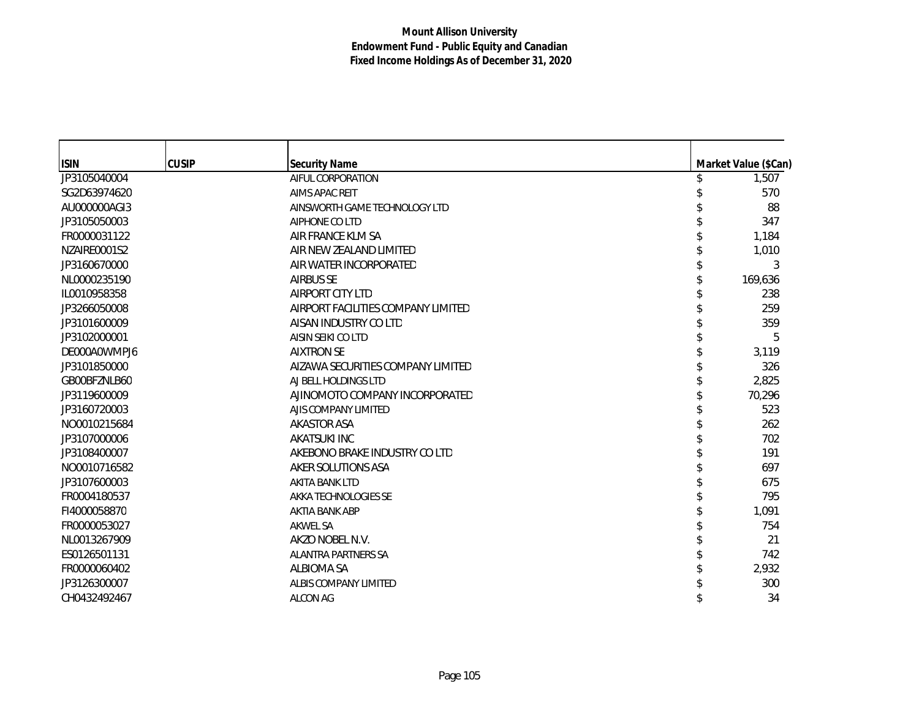**Mount Allison University**
**Endowment Fund - Public Equity and Canadian**
**Fixed Income Holdings As of December 31, 2020**

| ISIN | CUSIP | Security Name | Market Value ($Can) |
|---|---|---|---|
| JP3105040004 | | AIFUL CORPORATION | $ 1,507 |
| SG2D63974620 | | AIMS APAC REIT | $ 570 |
| AU000000AGI3 | | AINSWORTH GAME TECHNOLOGY LTD | $ 88 |
| JP3105050003 | | AIPHONE CO LTD | $ 347 |
| FR0000031122 | | AIR FRANCE KLM SA | $ 1,184 |
| NZAIRE0001S2 | | AIR NEW ZEALAND LIMITED | $ 1,010 |
| JP3160670000 | | AIR WATER INCORPORATED | $ 3 |
| NL0000235190 | | AIRBUS SE | $ 169,636 |
| IL0010958358 | | AIRPORT CITY LTD | $ 238 |
| JP3266050008 | | AIRPORT FACILITIES COMPANY LIMITED | $ 259 |
| JP3101600009 | | AISAN INDUSTRY CO LTD | $ 359 |
| JP3102000001 | | AISIN SEIKI CO LTD | $ 5 |
| DE000A0WMPJ6 | | AIXTRON SE | $ 3,119 |
| JP3101850000 | | AIZAWA SECURITIES COMPANY LIMITED | $ 326 |
| GB00BFZNLB60 | | AJ BELL HOLDINGS LTD | $ 2,825 |
| JP3119600009 | | AJINOMOTO COMPANY INCORPORATED | $ 70,296 |
| JP3160720003 | | AJIS COMPANY LIMITED | $ 523 |
| NO0010215684 | | AKASTOR ASA | $ 262 |
| JP3107000006 | | AKATSUKI INC | $ 702 |
| JP3108400007 | | AKEBONO BRAKE INDUSTRY CO LTD | $ 191 |
| NO0010716582 | | AKER SOLUTIONS ASA | $ 697 |
| JP3107600003 | | AKITA BANK LTD | $ 675 |
| FR0004180537 | | AKKA TECHNOLOGIES SE | $ 795 |
| FI4000058870 | | AKTIA BANK ABP | $ 1,091 |
| FR0000053027 | | AKWEL SA | $ 754 |
| NL0013267909 | | AKZO NOBEL N.V. | $ 21 |
| ES0126501131 | | ALANTRA PARTNERS SA | $ 742 |
| FR0000060402 | | ALBIOMA SA | $ 2,932 |
| JP3126300007 | | ALBIS COMPANY LIMITED | $ 300 |
| CH0432492467 | | ALCON AG | $ 34 |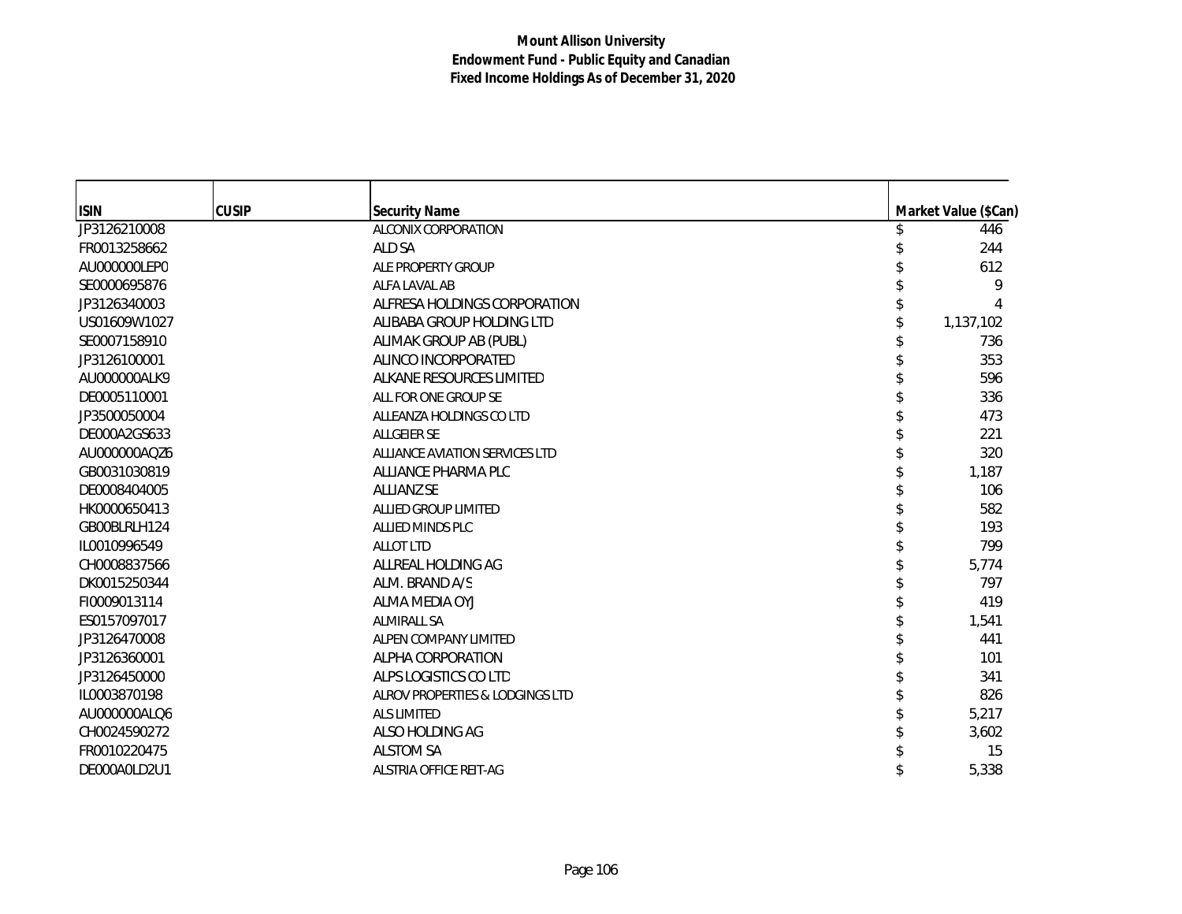**Mount Allison University**
**Endowment Fund - Public Equity and Canadian**
**Fixed Income Holdings As of December 31, 2020**

| ISIN | CUSIP | Security Name | Market Value ($Can) |
|---|---|---|---|
| JP3126210008 | | ALCONIX CORPORATION | $ 446 |
| FR0013258662 | | ALD SA | $ 244 |
| AU000000LEP0 | | ALE PROPERTY GROUP | $ 612 |
| SE0000695876 | | ALFA LAVAL AB | $ 9 |
| JP3126340003 | | ALFRESA HOLDINGS CORPORATION | $ 4 |
| US01609W1027 | | ALIBABA GROUP HOLDING LTD | $ 1,137,102 |
| SE0007158910 | | ALIMAK GROUP AB (PUBL) | $ 736 |
| JP3126100001 | | ALINCO INCORPORATED | $ 353 |
| AU000000ALK9 | | ALKANE RESOURCES LIMITED | $ 596 |
| DE0005110001 | | ALL FOR ONE GROUP SE | $ 336 |
| JP3500050004 | | ALLEANZA HOLDINGS CO LTD | $ 473 |
| DE000A2GS633 | | ALLGEIER SE | $ 221 |
| AU000000AQZ6 | | ALLIANCE AVIATION SERVICES LTD | $ 320 |
| GB0031030819 | | ALLIANCE PHARMA PLC | $ 1,187 |
| DE0008404005 | | ALLIANZ SE | $ 106 |
| HK0000650413 | | ALLIED GROUP LIMITED | $ 582 |
| GB00BLRLH124 | | ALLIED MINDS PLC | $ 193 |
| IL0010996549 | | ALLOT LTD | $ 799 |
| CH0008837566 | | ALLREAL HOLDING AG | $ 5,774 |
| DK0015250344 | | ALM. BRAND A/S | $ 797 |
| FI0009013114 | | ALMA MEDIA OYJ | $ 419 |
| ES0157097017 | | ALMIRALL SA | $ 1,541 |
| JP3126470008 | | ALPEN COMPANY LIMITED | $ 441 |
| JP3126360001 | | ALPHA CORPORATION | $ 101 |
| JP3126450000 | | ALPS LOGISTICS CO LTD | $ 341 |
| IL0003870198 | | ALROV PROPERTIES & LODGINGS LTD | $ 826 |
| AU000000ALQ6 | | ALS LIMITED | $ 5,217 |
| CH0024590272 | | ALSO HOLDING AG | $ 3,602 |
| FR0010220475 | | ALSTOM SA | $ 15 |
| DE000A0LD2U1 | | ALSTRIA OFFICE REIT-AG | $ 5,338 |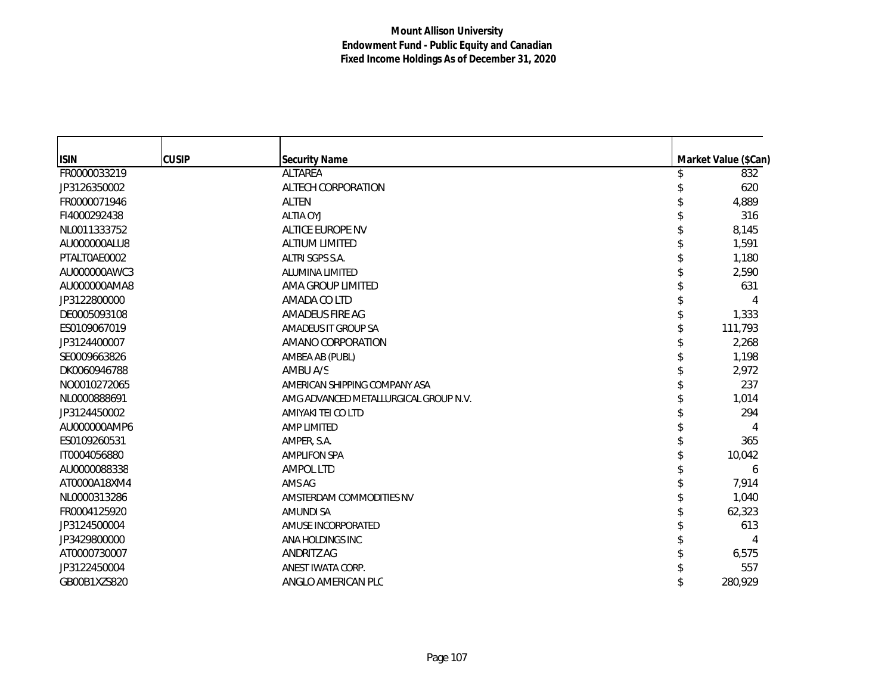**Mount Allison University**
**Endowment Fund - Public Equity and Canadian**
**Fixed Income Holdings As of December 31, 2020**

| ISIN | CUSIP | Security Name | Market Value ($Can) |
|---|---|---|---|
| FR0000033219 | | ALTAREA | $ 832 |
| JP3126350002 | | ALTECH CORPORATION | $ 620 |
| FR0000071946 | | ALTEN | $ 4,889 |
| FI4000292438 | | ALTIA OYJ | $ 316 |
| NL0011333752 | | ALTICE EUROPE NV | $ 8,145 |
| AU000000ALU8 | | ALTIUM LIMITED | $ 1,591 |
| PTALT0AE0002 | | ALTRI SGPS S.A. | $ 1,180 |
| AU000000AWC3 | | ALUMINA LIMITED | $ 2,590 |
| AU000000AMA8 | | AMA GROUP LIMITED | $ 631 |
| JP3122800000 | | AMADA CO LTD | $ 4 |
| DE0005093108 | | AMADEUS FIRE AG | $ 1,333 |
| ES0109067019 | | AMADEUS IT GROUP SA | $ 111,793 |
| JP3124400007 | | AMANO CORPORATION | $ 2,268 |
| SE0009663826 | | AMBEA AB (PUBL) | $ 1,198 |
| DK0060946788 | | AMBU A/S | $ 2,972 |
| NO0010272065 | | AMERICAN SHIPPING COMPANY ASA | $ 237 |
| NL0000888691 | | AMG ADVANCED METALLURGICAL GROUP N.V. | $ 1,014 |
| JP3124450002 | | AMIYAKI TEI CO LTD | $ 294 |
| AU000000AMP6 | | AMP LIMITED | $ 4 |
| ES0109260531 | | AMPER, S.A. | $ 365 |
| IT0004056880 | | AMPLIFON SPA | $ 10,042 |
| AU0000088338 | | AMPOL LTD | $ 6 |
| AT0000A18XM4 | | AMS AG | $ 7,914 |
| NL0000313286 | | AMSTERDAM COMMODITIES NV | $ 1,040 |
| FR0004125920 | | AMUNDI SA | $ 62,323 |
| JP3124500004 | | AMUSE INCORPORATED | $ 613 |
| JP3429800000 | | ANA HOLDINGS INC | $ 4 |
| AT0000730007 | | ANDRITZ AG | $ 6,575 |
| JP3122450004 | | ANEST IWATA CORP. | $ 557 |
| GB00B1XZS820 | | ANGLO AMERICAN PLC | $ 280,929 |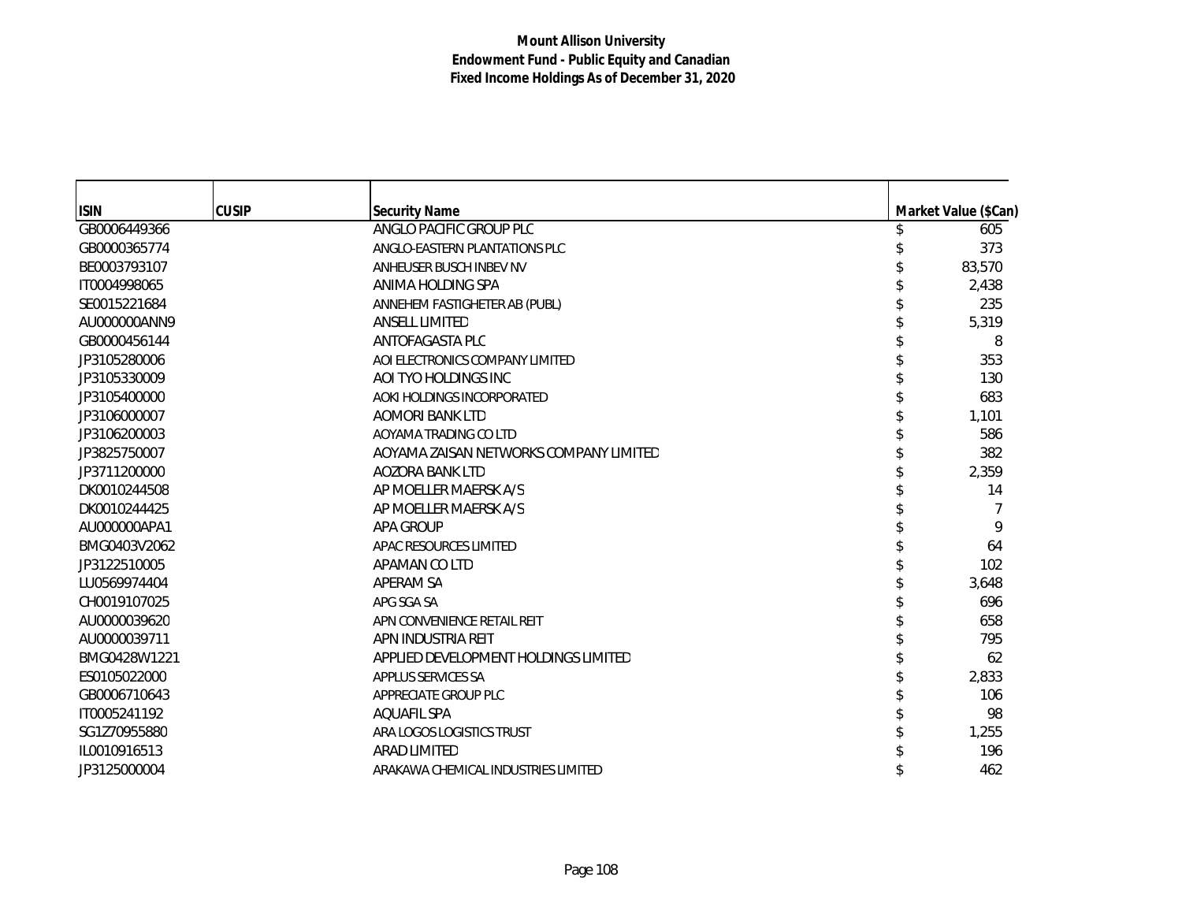**Mount Allison University**
**Endowment Fund - Public Equity and Canadian**
**Fixed Income Holdings As of December 31, 2020**

| ISIN | CUSIP | Security Name | Market Value ($Can) |
|---|---|---|---|
| GB0006449366 | | ANGLO PACIFIC GROUP PLC | $ 605 |
| GB0000365774 | | ANGLO-EASTERN PLANTATIONS PLC | $ 373 |
| BE0003793107 | | ANHEUSER BUSCH INBEV NV | $ 83,570 |
| IT0004998065 | | ANIMA HOLDING SPA | $ 2,438 |
| SE0015221684 | | ANNEHEM FASTIGHETER AB (PUBL) | $ 235 |
| AU000000ANN9 | | ANSELL LIMITED | $ 5,319 |
| GB0000456144 | | ANTOFAGASTA PLC | $ 8 |
| JP3105280006 | | AOI ELECTRONICS COMPANY LIMITED | $ 353 |
| JP3105330009 | | AOI TYO HOLDINGS INC | $ 130 |
| JP3105400000 | | AOKI HOLDINGS INCORPORATED | $ 683 |
| JP3106000007 | | AOMORI BANK LTD | $ 1,101 |
| JP3106200003 | | AOYAMA TRADING CO LTD | $ 586 |
| JP3825750007 | | AOYAMA ZAISAN NETWORKS COMPANY LIMITED | $ 382 |
| JP3711200000 | | AOZORA BANK LTD | $ 2,359 |
| DK0010244508 | | AP MOELLER MAERSK A/S | $ 14 |
| DK0010244425 | | AP MOELLER MAERSK A/S | $ 7 |
| AU000000APA1 | | APA GROUP | $ 9 |
| BMG0403V2062 | | APAC RESOURCES LIMITED | $ 64 |
| JP3122510005 | | APAMAN CO LTD | $ 102 |
| LU0569974404 | | APERAM SA | $ 3,648 |
| CH0019107025 | | APG SGA SA | $ 696 |
| AU0000039620 | | APN CONVENIENCE RETAIL REIT | $ 658 |
| AU0000039711 | | APN INDUSTRIA REIT | $ 795 |
| BMG0428W1221 | | APPLIED DEVELOPMENT HOLDINGS LIMITED | $ 62 |
| ES0105022000 | | APPLUS SERVICES SA | $ 2,833 |
| GB0006710643 | | APPRECIATE GROUP PLC | $ 106 |
| IT0005241192 | | AQUAFIL SPA | $ 98 |
| SG1Z70955880 | | ARA LOGOS LOGISTICS TRUST | $ 1,255 |
| IL0010916513 | | ARAD LIMITED | $ 196 |
| JP3125000004 | | ARAKAWA CHEMICAL INDUSTRIES LIMITED | $ 462 |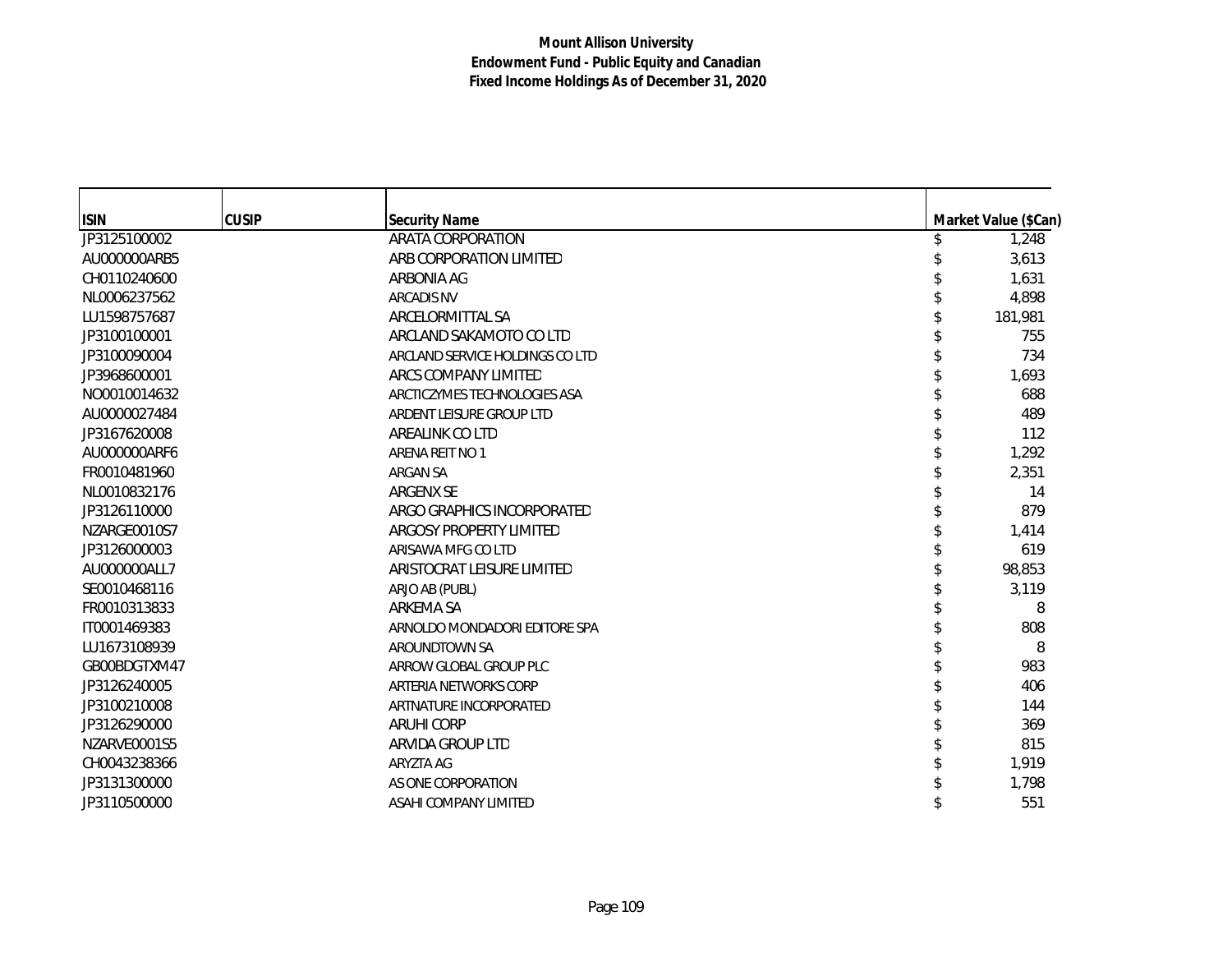**Mount Allison University**
**Endowment Fund - Public Equity and Canadian**
**Fixed Income Holdings As of December 31, 2020**

| ISIN | CUSIP | Security Name | Market Value ($Can) |
|---|---|---|---|
| JP3125100002 | | ARATA CORPORATION | $ 1,248 |
| AU000000ARB5 | | ARB CORPORATION LIMITED | $ 3,613 |
| CH0110240600 | | ARBONIA AG | $ 1,631 |
| NL0006237562 | | ARCADIS NV | $ 4,898 |
| LU1598757687 | | ARCELORMITTAL SA | $ 181,981 |
| JP3100100001 | | ARCLAND SAKAMOTO CO LTD | $ 755 |
| JP3100090004 | | ARCLAND SERVICE HOLDINGS CO LTD | $ 734 |
| JP3968600001 | | ARCS COMPANY LIMITED | $ 1,693 |
| NO0010014632 | | ARCTICZYMES TECHNOLOGIES ASA | $ 688 |
| AU0000027484 | | ARDENT LEISURE GROUP LTD | $ 489 |
| JP3167620008 | | AREALINK CO LTD | $ 112 |
| AU000000ARF6 | | ARENA REIT NO 1 | $ 1,292 |
| FR0010481960 | | ARGAN SA | $ 2,351 |
| NL0010832176 | | ARGENX SE | $ 14 |
| JP3126110000 | | ARGO GRAPHICS INCORPORATED | $ 879 |
| NZARGE0010S7 | | ARGOSY PROPERTY LIMITED | $ 1,414 |
| JP3126000003 | | ARISAWA MFG CO LTD | $ 619 |
| AU000000ALL7 | | ARISTOCRAT LEISURE LIMITED | $ 98,853 |
| SE0010468116 | | ARJO AB (PUBL) | $ 3,119 |
| FR0010313833 | | ARKEMA SA | $ 8 |
| IT0001469383 | | ARNOLDO MONDADORI EDITORE SPA | $ 808 |
| LU1673108939 | | AROUNDTOWN SA | $ 8 |
| GB00BDGTXM47 | | ARROW GLOBAL GROUP PLC | $ 983 |
| JP3126240005 | | ARTERIA NETWORKS CORP | $ 406 |
| JP3100210008 | | ARTNATURE INCORPORATED | $ 144 |
| JP3126290000 | | ARUHI CORP | $ 369 |
| NZARVE0001S5 | | ARVIDA GROUP LTD | $ 815 |
| CH0043238366 | | ARYZTA AG | $ 1,919 |
| JP3131300000 | | AS ONE CORPORATION | $ 1,798 |
| JP3110500000 | | ASAHI COMPANY LIMITED | $ 551 |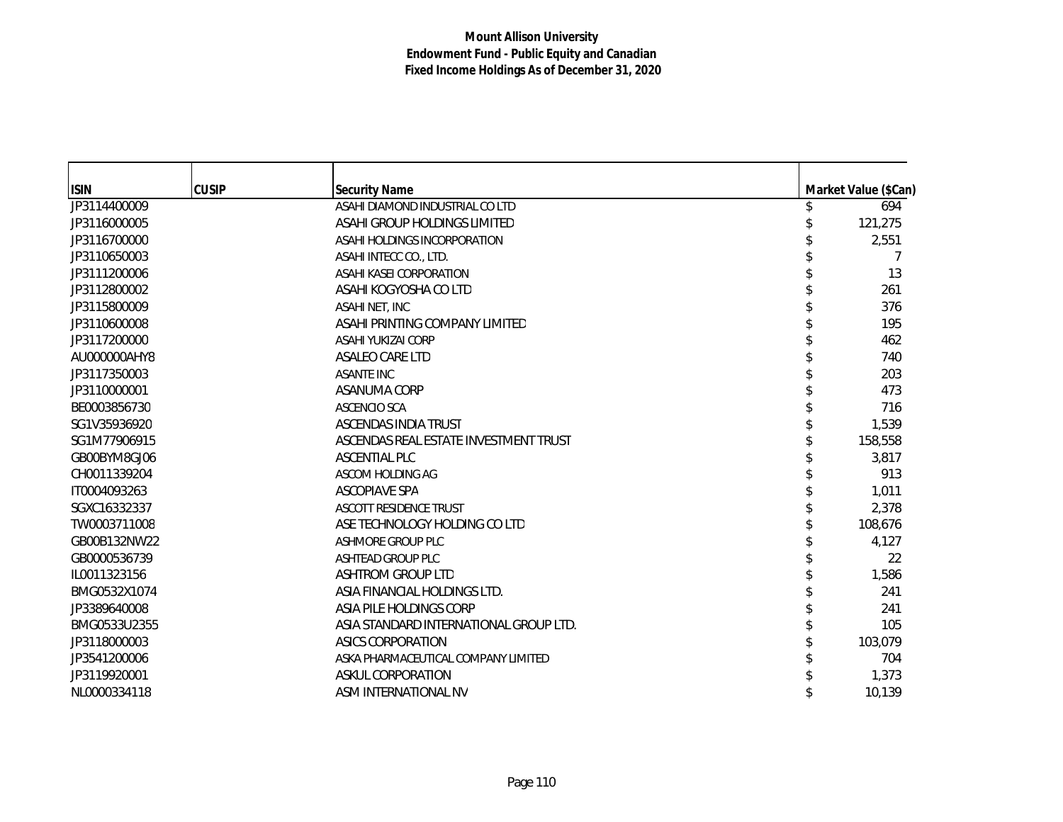**Mount Allison University**
**Endowment Fund - Public Equity and Canadian**
**Fixed Income Holdings As of December 31, 2020**

| ISIN | CUSIP | Security Name | Market Value ($Can) |
|---|---|---|---|
| JP3114400009 | | ASAHI DIAMOND INDUSTRIAL CO LTD | $ 694 |
| JP3116000005 | | ASAHI GROUP HOLDINGS LIMITED | $ 121,275 |
| JP3116700000 | | ASAHI HOLDINGS INCORPORATION | $ 2,551 |
| JP3110650003 | | ASAHI INTECC CO., LTD. | $ 7 |
| JP3111200006 | | ASAHI KASEI CORPORATION | $ 13 |
| JP3112800002 | | ASAHI KOGYOSHA CO LTD | $ 261 |
| JP3115800009 | | ASAHI NET, INC | $ 376 |
| JP3110600008 | | ASAHI PRINTING COMPANY LIMITED | $ 195 |
| JP3117200000 | | ASAHI YUKIZAI CORP | $ 462 |
| AU000000AHY8 | | ASALEO CARE LTD | $ 740 |
| JP3117350003 | | ASANTE INC | $ 203 |
| JP3110000001 | | ASANUMA CORP | $ 473 |
| BE0003856730 | | ASCENCIO SCA | $ 716 |
| SG1V35936920 | | ASCENDAS INDIA TRUST | $ 1,539 |
| SG1M77906915 | | ASCENDAS REAL ESTATE INVESTMENT TRUST | $ 158,558 |
| GB00BYM8GJ06 | | ASCENTIAL PLC | $ 3,817 |
| CH0011339204 | | ASCOM HOLDING AG | $ 913 |
| IT0004093263 | | ASCOPIAVE SPA | $ 1,011 |
| SGXC16332337 | | ASCOTT RESIDENCE TRUST | $ 2,378 |
| TW0003711008 | | ASE TECHNOLOGY HOLDING CO LTD | $ 108,676 |
| GB00B132NW22 | | ASHMORE GROUP PLC | $ 4,127 |
| GB0000536739 | | ASHTEAD GROUP PLC | $ 22 |
| IL0011323156 | | ASHTROM GROUP LTD | $ 1,586 |
| BMG0532X1074 | | ASIA FINANCIAL HOLDINGS LTD. | $ 241 |
| JP3389640008 | | ASIA PILE HOLDINGS CORP | $ 241 |
| BMG0533U2355 | | ASIA STANDARD INTERNATIONAL GROUP LTD. | $ 105 |
| JP3118000003 | | ASICS CORPORATION | $ 103,079 |
| JP3541200006 | | ASKA PHARMACEUTICAL COMPANY LIMITED | $ 704 |
| JP3119920001 | | ASKUL CORPORATION | $ 1,373 |
| NL0000334118 | | ASM INTERNATIONAL NV | $ 10,139 |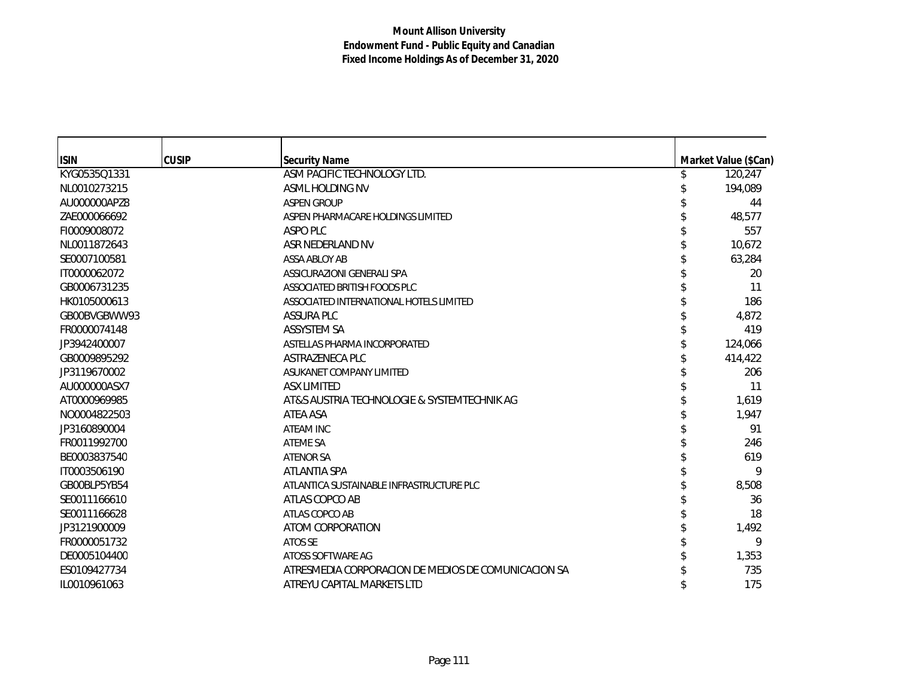**Mount Allison University**
**Endowment Fund - Public Equity and Canadian**
**Fixed Income Holdings As of December 31, 2020**

| ISIN | CUSIP | Security Name | Market Value ($Can) |
|---|---|---|---|
| KYG0535Q1331 | | ASM PACIFIC TECHNOLOGY LTD. | $ 120,247 |
| NL0010273215 | | ASML HOLDING NV | $ 194,089 |
| AU000000APZ8 | | ASPEN GROUP | $ 44 |
| ZAE000066692 | | ASPEN PHARMACARE HOLDINGS LIMITED | $ 48,577 |
| FI0009008072 | | ASPO PLC | $ 557 |
| NL0011872643 | | ASR NEDERLAND NV | $ 10,672 |
| SE0007100581 | | ASSA ABLOY AB | $ 63,284 |
| IT0000062072 | | ASSICURAZIONI GENERALI SPA | $ 20 |
| GB0006731235 | | ASSOCIATED BRITISH FOODS PLC | $ 11 |
| HK0105000613 | | ASSOCIATED INTERNATIONAL HOTELS LIMITED | $ 186 |
| GB00BVGBWW93 | | ASSURA PLC | $ 4,872 |
| FR0000074148 | | ASSYSTEM SA | $ 419 |
| JP3942400007 | | ASTELLAS PHARMA INCORPORATED | $ 124,066 |
| GB0009895292 | | ASTRAZENECA PLC | $ 414,422 |
| JP3119670002 | | ASUKANET COMPANY LIMITED | $ 206 |
| AU000000ASX7 | | ASX LIMITED | $ 11 |
| AT0000969985 | | AT&S AUSTRIA TECHNOLOGIE & SYSTEMTECHNIK AG | $ 1,619 |
| NO0004822503 | | ATEA ASA | $ 1,947 |
| JP3160890004 | | ATEAM INC | $ 91 |
| FR0011992700 | | ATEME SA | $ 246 |
| BE0003837540 | | ATENOR SA | $ 619 |
| IT0003506190 | | ATLANTIA SPA | $ 9 |
| GB00BLP5YB54 | | ATLANTICA SUSTAINABLE INFRASTRUCTURE PLC | $ 8,508 |
| SE0011166610 | | ATLAS COPCO AB | $ 36 |
| SE0011166628 | | ATLAS COPCO AB | $ 18 |
| JP3121900009 | | ATOM CORPORATION | $ 1,492 |
| FR0000051732 | | ATOS SE | $ 9 |
| DE0005104400 | | ATOSS SOFTWARE AG | $ 1,353 |
| ES0109427734 | | ATRESMEDIA CORPORACION DE MEDIOS DE COMUNICACION SA | $ 735 |
| IL0010961063 | | ATREYU CAPITAL MARKETS LTD | $ 175 |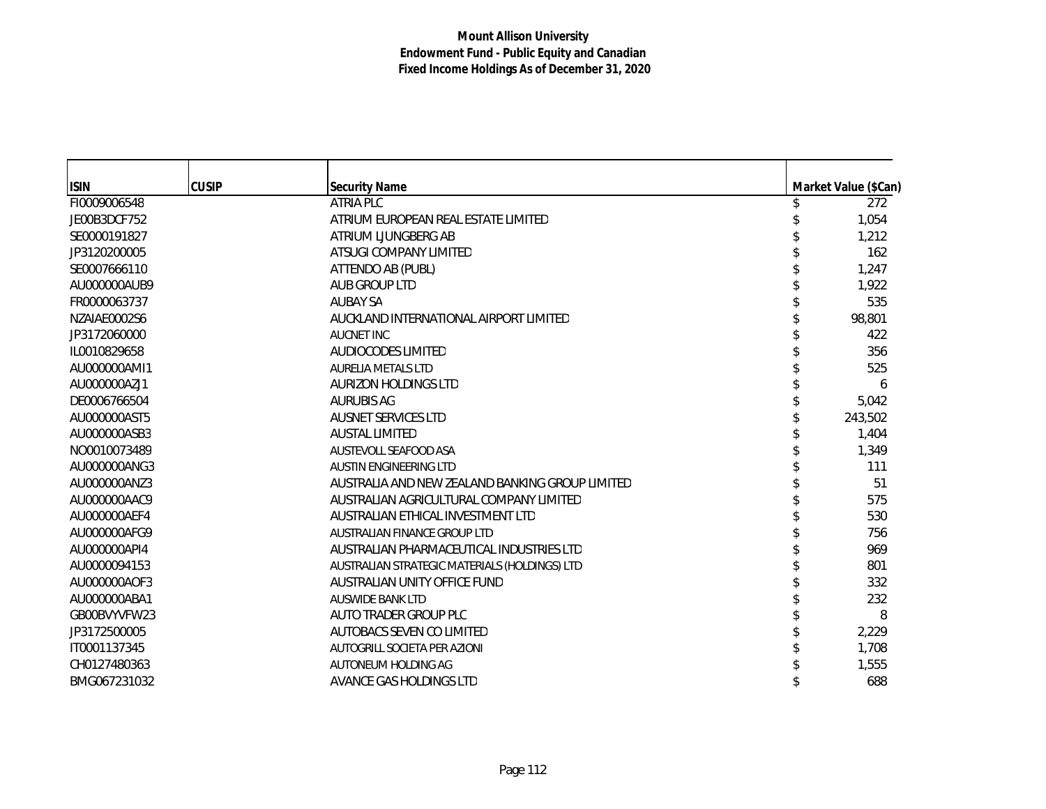**Mount Allison University**
**Endowment Fund - Public Equity and Canadian Fixed Income Holdings As of December 31, 2020**

| ISIN | CUSIP | Security Name | Market Value ($Can) |
|---|---|---|---|
| FI0009006548 | | ATRIA PLC | $ 272 |
| JE00B3DCF752 | | ATRIUM EUROPEAN REAL ESTATE LIMITED | $ 1,054 |
| SE0000191827 | | ATRIUM LJUNGBERG AB | $ 1,212 |
| JP3120200005 | | ATSUGI COMPANY LIMITED | $ 162 |
| SE0007666110 | | ATTENDO AB (PUBL) | $ 1,247 |
| AU000000AUB9 | | AUB GROUP LTD | $ 1,922 |
| FR0000063737 | | AUBAY SA | $ 535 |
| NZAIAE0002S6 | | AUCKLAND INTERNATIONAL AIRPORT LIMITED | $ 98,801 |
| JP3172060000 | | AUCNET INC | $ 422 |
| IL0010829658 | | AUDIOCODES LIMITED | $ 356 |
| AU000000AMI1 | | AURELIA METALS LTD | $ 525 |
| AU000000AZJ1 | | AURIZON HOLDINGS LTD | $ 6 |
| DE0006766504 | | AURUBIS AG | $ 5,042 |
| AU000000AST5 | | AUSNET SERVICES LTD | $ 243,502 |
| AU000000ASB3 | | AUSTAL LIMITED | $ 1,404 |
| NO0010073489 | | AUSTEVOLL SEAFOOD ASA | $ 1,349 |
| AU000000ANG3 | | AUSTIN ENGINEERING LTD | $ 111 |
| AU000000ANZ3 | | AUSTRALIA AND NEW ZEALAND BANKING GROUP LIMITED | $ 51 |
| AU000000AAC9 | | AUSTRALIAN AGRICULTURAL COMPANY LIMITED | $ 575 |
| AU000000AEF4 | | AUSTRALIAN ETHICAL INVESTMENT LTD | $ 530 |
| AU000000AFG9 | | AUSTRALIAN FINANCE GROUP LTD | $ 756 |
| AU000000API4 | | AUSTRALIAN PHARMACEUTICAL INDUSTRIES LTD | $ 969 |
| AU0000094153 | | AUSTRALIAN STRATEGIC MATERIALS (HOLDINGS) LTD | $ 801 |
| AU000000AOF3 | | AUSTRALIAN UNITY OFFICE FUND | $ 332 |
| AU000000ABA1 | | AUSWIDE BANK LTD | $ 232 |
| GB00BVYVFW23 | | AUTO TRADER GROUP PLC | $ 8 |
| JP3172500005 | | AUTOBACS SEVEN CO LIMITED | $ 2,229 |
| IT0001137345 | | AUTOGRILL SOCIETA PER AZIONI | $ 1,708 |
| CH0127480363 | | AUTONEUM HOLDING AG | $ 1,555 |
| BMG067231032 | | AVANCE GAS HOLDINGS LTD | $ 688 |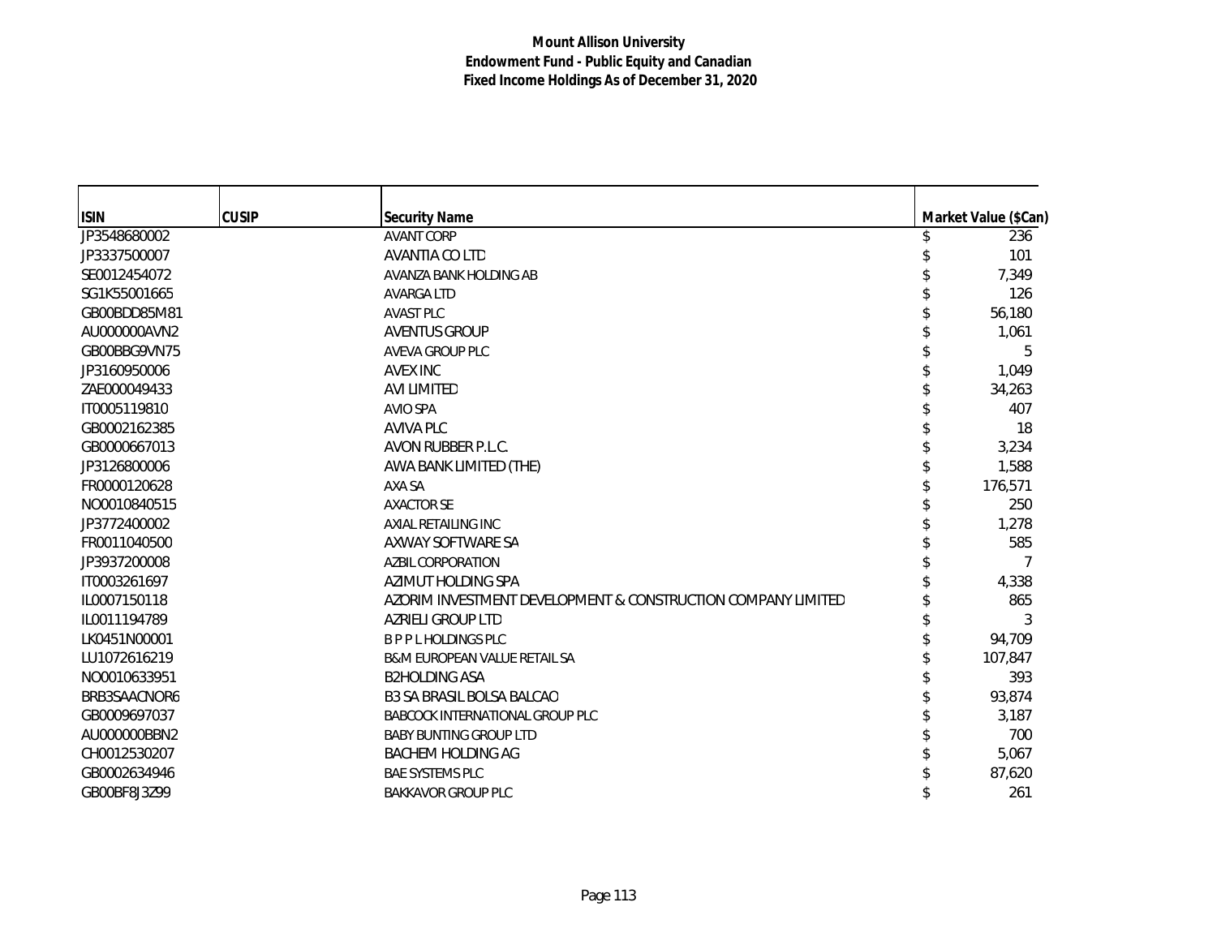**Mount Allison University**
**Endowment Fund - Public Equity and Canadian**
**Fixed Income Holdings As of December 31, 2020**

| ISIN | CUSIP | Security Name | Market Value ($Can) |
|---|---|---|---|
| JP3548680002 | | AVANT CORP | $ 236 |
| JP3337500007 | | AVANTIA CO LTD | $ 101 |
| SE0012454072 | | AVANZA BANK HOLDING AB | $ 7,349 |
| SG1K55001665 | | AVARGA LTD | $ 126 |
| GB00BDD85M81 | | AVAST PLC | $ 56,180 |
| AU000000AVN2 | | AVENTUS GROUP | $ 1,061 |
| GB00BBG9VN75 | | AVEVA GROUP PLC | $ 5 |
| JP3160950006 | | AVEX INC | $ 1,049 |
| ZAE000049433 | | AVI LIMITED | $ 34,263 |
| IT0005119810 | | AVIO SPA | $ 407 |
| GB0002162385 | | AVIVA PLC | $ 18 |
| GB0000667013 | | AVON RUBBER P.L.C. | $ 3,234 |
| JP3126800006 | | AWA BANK LIMITED (THE) | $ 1,588 |
| FR0000120628 | | AXA SA | $ 176,571 |
| NO0010840515 | | AXACTOR SE | $ 250 |
| JP3772400002 | | AXIAL RETAILING INC | $ 1,278 |
| FR0011040500 | | AXWAY SOFTWARE SA | $ 585 |
| JP3937200008 | | AZBIL CORPORATION | $ 7 |
| IT0003261697 | | AZIMUT HOLDING SPA | $ 4,338 |
| IL0007150118 | | AZORIM INVESTMENT DEVELOPMENT & CONSTRUCTION COMPANY LIMITED | $ 865 |
| IL0011194789 | | AZRIELI GROUP LTD | $ 3 |
| LK0451N00001 | | B P P L HOLDINGS PLC | $ 94,709 |
| LU1072616219 | | B&M EUROPEAN VALUE RETAIL SA | $ 107,847 |
| NO0010633951 | | B2HOLDING ASA | $ 393 |
| BRB3SAACNOR6 | | B3 SA BRASIL BOLSA BALCAO | $ 93,874 |
| GB0009697037 | | BABCOCK INTERNATIONAL GROUP PLC | $ 3,187 |
| AU000000BBN2 | | BABY BUNTING GROUP LTD | $ 700 |
| CH0012530207 | | BACHEM HOLDING AG | $ 5,067 |
| GB0002634946 | | BAE SYSTEMS PLC | $ 87,620 |
| GB00BF8J3Z99 | | BAKKAVOR GROUP PLC | $ 261 |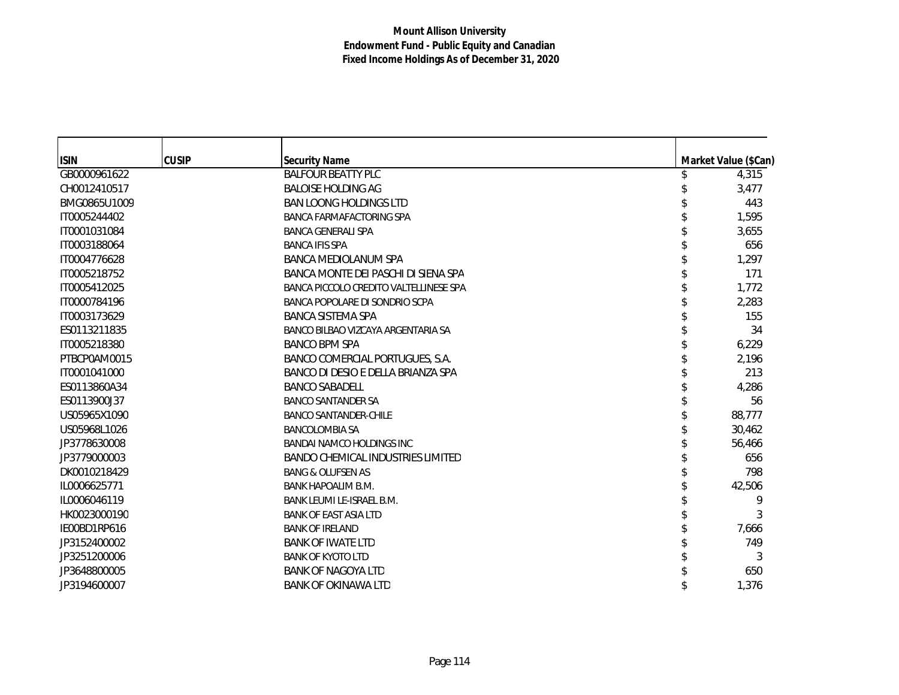**Mount Allison University**
**Endowment Fund - Public Equity and Canadian**
**Fixed Income Holdings As of December 31, 2020**

| ISIN | CUSIP | Security Name | Market Value ($Can) |
|---|---|---|---|
| GB0000961622 | | BALFOUR BEATTY PLC | $ 4,315 |
| CH0012410517 | | BALOISE HOLDING AG | $ 3,477 |
| BMG0865U1009 | | BAN LOONG HOLDINGS LTD | $ 443 |
| IT0005244402 | | BANCA FARMAFACTORING SPA | $ 1,595 |
| IT0001031084 | | BANCA GENERALI SPA | $ 3,655 |
| IT0003188064 | | BANCA IFIS SPA | $ 656 |
| IT0004776628 | | BANCA MEDIOLANUM SPA | $ 1,297 |
| IT0005218752 | | BANCA MONTE DEI PASCHI DI SIENA SPA | $ 171 |
| IT0005412025 | | BANCA PICCOLO CREDITO VALTELLINESE SPA | $ 1,772 |
| IT0000784196 | | BANCA POPOLARE DI SONDRIO SCPA | $ 2,283 |
| IT0003173629 | | BANCA SISTEMA SPA | $ 155 |
| ES0113211835 | | BANCO BILBAO VIZCAYA ARGENTARIA SA | $ 34 |
| IT0005218380 | | BANCO BPM SPA | $ 6,229 |
| PTBCP0AM0015 | | BANCO COMERCIAL PORTUGUES, S.A. | $ 2,196 |
| IT0001041000 | | BANCO DI DESIO E DELLA BRIANZA SPA | $ 213 |
| ES0113860A34 | | BANCO SABADELL | $ 4,286 |
| ES0113900J37 | | BANCO SANTANDER SA | $ 56 |
| US05965X1090 | | BANCO SANTANDER-CHILE | $ 88,777 |
| US05968L1026 | | BANCOLOMBIA SA | $ 30,462 |
| JP3778630008 | | BANDAI NAMCO HOLDINGS INC | $ 56,466 |
| JP3779000003 | | BANDO CHEMICAL INDUSTRIES LIMITED | $ 656 |
| DK0010218429 | | BANG & OLUFSEN AS | $ 798 |
| IL0006625771 | | BANK HAPOALIM B.M. | $ 42,506 |
| IL0006046119 | | BANK LEUMI LE-ISRAEL B.M. | $ 9 |
| HK0023000190 | | BANK OF EAST ASIA LTD | $ 3 |
| IE00BD1RP616 | | BANK OF IRELAND | $ 7,666 |
| JP3152400002 | | BANK OF IWATE LTD | $ 749 |
| JP3251200006 | | BANK OF KYOTO LTD | $ 3 |
| JP3648800005 | | BANK OF NAGOYA LTD | $ 650 |
| JP3194600007 | | BANK OF OKINAWA LTD | $ 1,376 |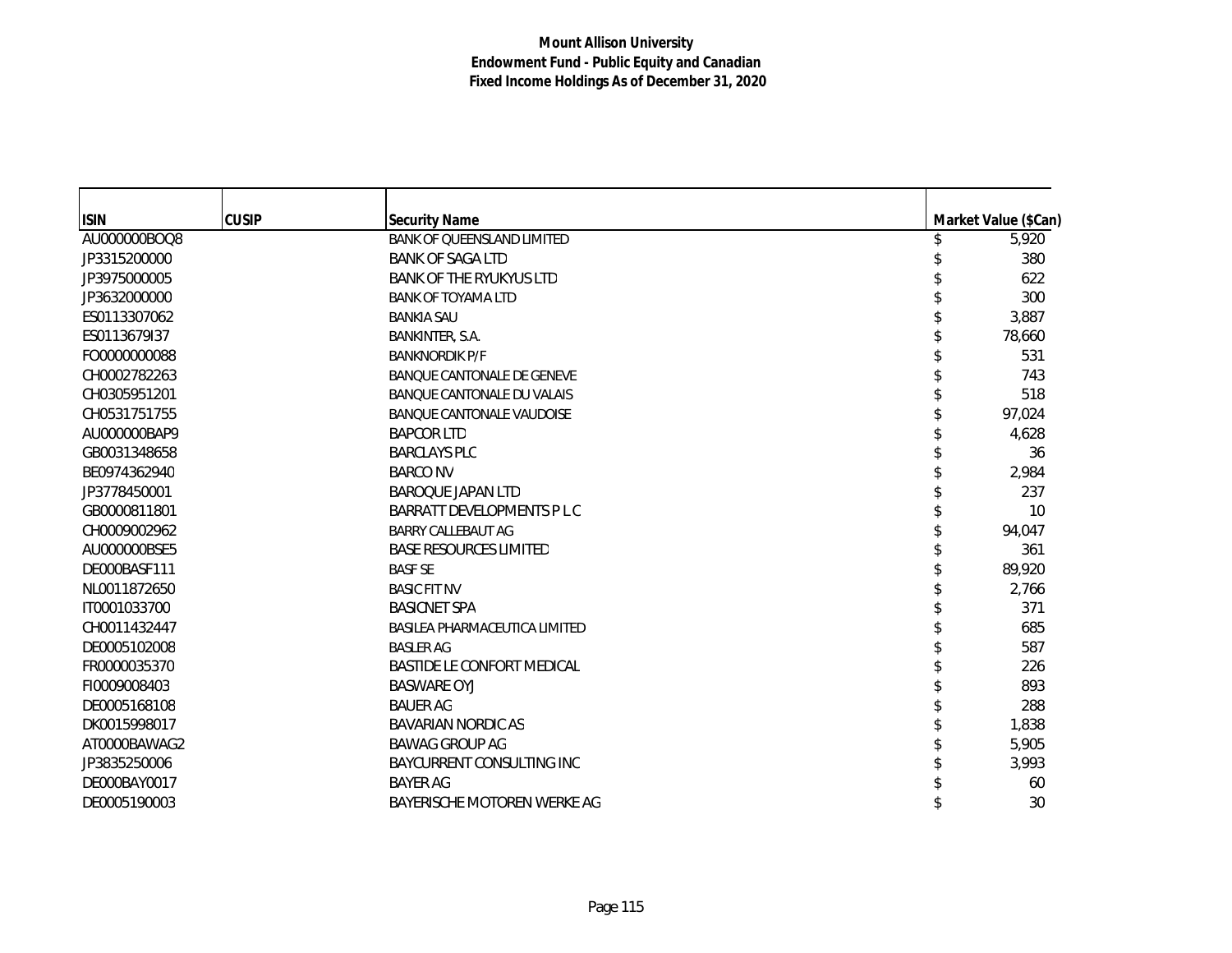**Mount Allison University**
**Endowment Fund - Public Equity and Canadian**
**Fixed Income Holdings As of December 31, 2020**

| ISIN | CUSIP | Security Name | Market Value ($Can) |
|---|---|---|---|
| AU000000BOQ8 | | BANK OF QUEENSLAND LIMITED | $ 5,920 |
| JP3315200000 | | BANK OF SAGA LTD | $ 380 |
| JP3975000005 | | BANK OF THE RYUKYUS LTD | $ 622 |
| JP3632000000 | | BANK OF TOYAMA LTD | $ 300 |
| ES0113307062 | | BANKIA SAU | $ 3,887 |
| ES0113679I37 | | BANKINTER, S.A. | $ 78,660 |
| FO0000000088 | | BANKNORDIK P/F | $ 531 |
| CH0002782263 | | BANQUE CANTONALE DE GENEVE | $ 743 |
| CH0305951201 | | BANQUE CANTONALE DU VALAIS | $ 518 |
| CH0531751755 | | BANQUE CANTONALE VAUDOISE | $ 97,024 |
| AU000000BAP9 | | BAPCOR LTD | $ 4,628 |
| GB0031348658 | | BARCLAYS PLC | $ 36 |
| BE0974362940 | | BARCO NV | $ 2,984 |
| JP3778450001 | | BAROQUE JAPAN LTD | $ 237 |
| GB0000811801 | | BARRATT DEVELOPMENTS P L C | $ 10 |
| CH0009002962 | | BARRY CALLEBAUT AG | $ 94,047 |
| AU000000BSE5 | | BASE RESOURCES LIMITED | $ 361 |
| DE000BASF111 | | BASF SE | $ 89,920 |
| NL0011872650 | | BASIC FIT NV | $ 2,766 |
| IT0001033700 | | BASICNET SPA | $ 371 |
| CH0011432447 | | BASILEA PHARMACEUTICA LIMITED | $ 685 |
| DE0005102008 | | BASLER AG | $ 587 |
| FR0000035370 | | BASTIDE LE CONFORT MEDICAL | $ 226 |
| FI0009008403 | | BASWARE OYJ | $ 893 |
| DE0005168108 | | BAUER AG | $ 288 |
| DK0015998017 | | BAVARIAN NORDIC AS | $ 1,838 |
| AT0000BAWAG2 | | BAWAG GROUP AG | $ 5,905 |
| JP3835250006 | | BAYCURRENT CONSULTING INC | $ 3,993 |
| DE000BAY0017 | | BAYER AG | $ 60 |
| DE0005190003 | | BAYERISCHE MOTOREN WERKE AG | $ 30 |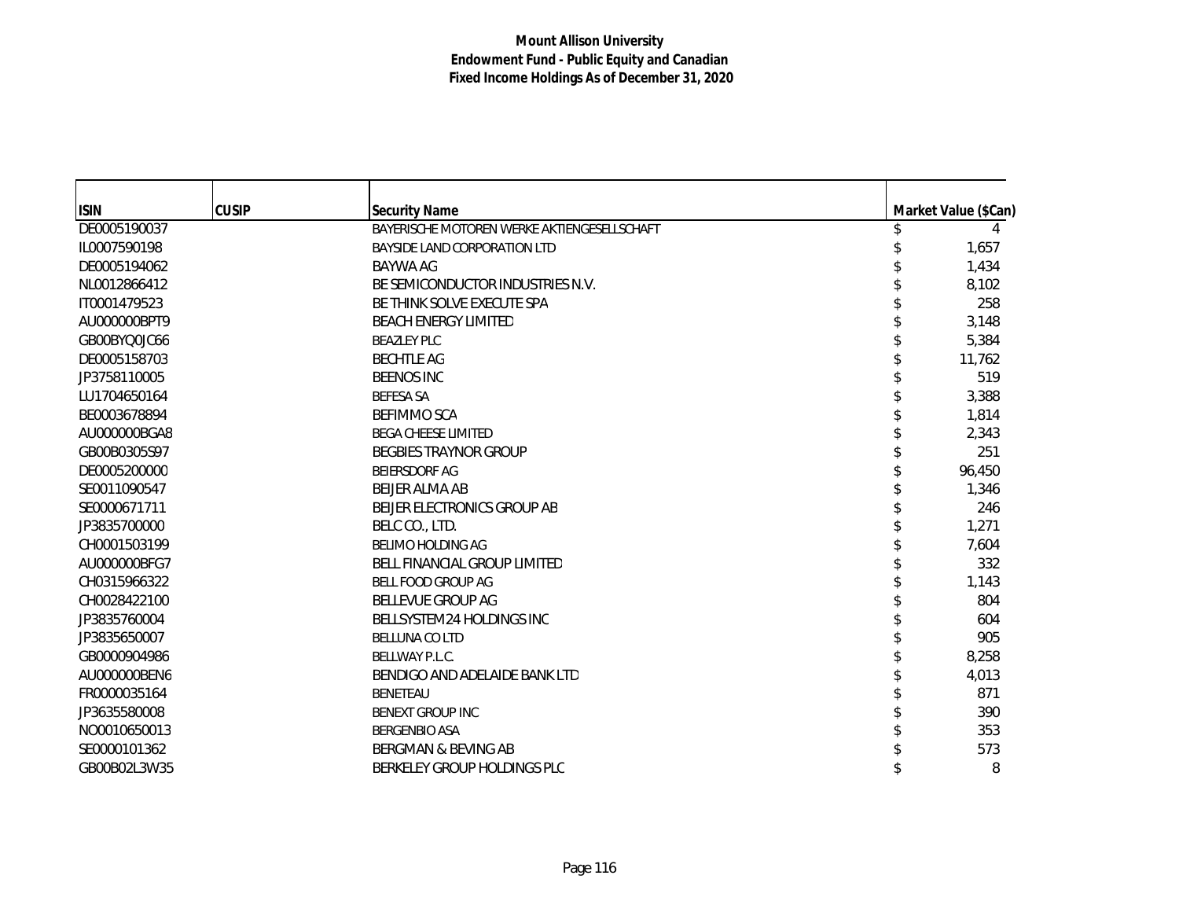**Mount Allison University**
**Endowment Fund - Public Equity and Canadian**
**Fixed Income Holdings As of December 31, 2020**

| ISIN | CUSIP | Security Name | Market Value ($Can) |
|---|---|---|---|
| DE0005190037 | | BAYERISCHE MOTOREN WERKE AKTIENGESELLSCHAFT | $ 4 |
| IL0007590198 | | BAYSIDE LAND CORPORATION LTD | $ 1,657 |
| DE0005194062 | | BAYWA AG | $ 1,434 |
| NL0012866412 | | BE SEMICONDUCTOR INDUSTRIES N.V. | $ 8,102 |
| IT0001479523 | | BE THINK SOLVE EXECUTE SPA | $ 258 |
| AU000000BPT9 | | BEACH ENERGY LIMITED | $ 3,148 |
| GB00BYQ0JC66 | | BEAZLEY PLC | $ 5,384 |
| DE0005158703 | | BECHTLE AG | $ 11,762 |
| JP3758110005 | | BEENOS INC | $ 519 |
| LU1704650164 | | BEFESA SA | $ 3,388 |
| BE0003678894 | | BEFIMMO SCA | $ 1,814 |
| AU000000BGA8 | | BEGA CHEESE LIMITED | $ 2,343 |
| GB00B0305S97 | | BEGBIES TRAYNOR GROUP | $ 251 |
| DE0005200000 | | BEIERSDORF AG | $ 96,450 |
| SE0011090547 | | BEIJER ALMA AB | $ 1,346 |
| SE0000671711 | | BEIJER ELECTRONICS GROUP AB | $ 246 |
| JP3835700000 | | BELC CO., LTD. | $ 1,271 |
| CH0001503199 | | BELIMO HOLDING AG | $ 7,604 |
| AU000000BFG7 | | BELL FINANCIAL GROUP LIMITED | $ 332 |
| CH0315966322 | | BELL FOOD GROUP AG | $ 1,143 |
| CH0028422100 | | BELLEVUE GROUP AG | $ 804 |
| JP3835760004 | | BELLSYSTEM24 HOLDINGS INC | $ 604 |
| JP3835650007 | | BELLUNA CO LTD | $ 905 |
| GB0000904986 | | BELLWAY P.L.C. | $ 8,258 |
| AU000000BEN6 | | BENDIGO AND ADELAIDE BANK LTD | $ 4,013 |
| FR0000035164 | | BENETEAU | $ 871 |
| JP3635580008 | | BENEXT GROUP INC | $ 390 |
| NO0010650013 | | BERGENBIO ASA | $ 353 |
| SE0000101362 | | BERGMAN & BEVING AB | $ 573 |
| GB00B02L3W35 | | BERKELEY GROUP HOLDINGS PLC | $ 8 |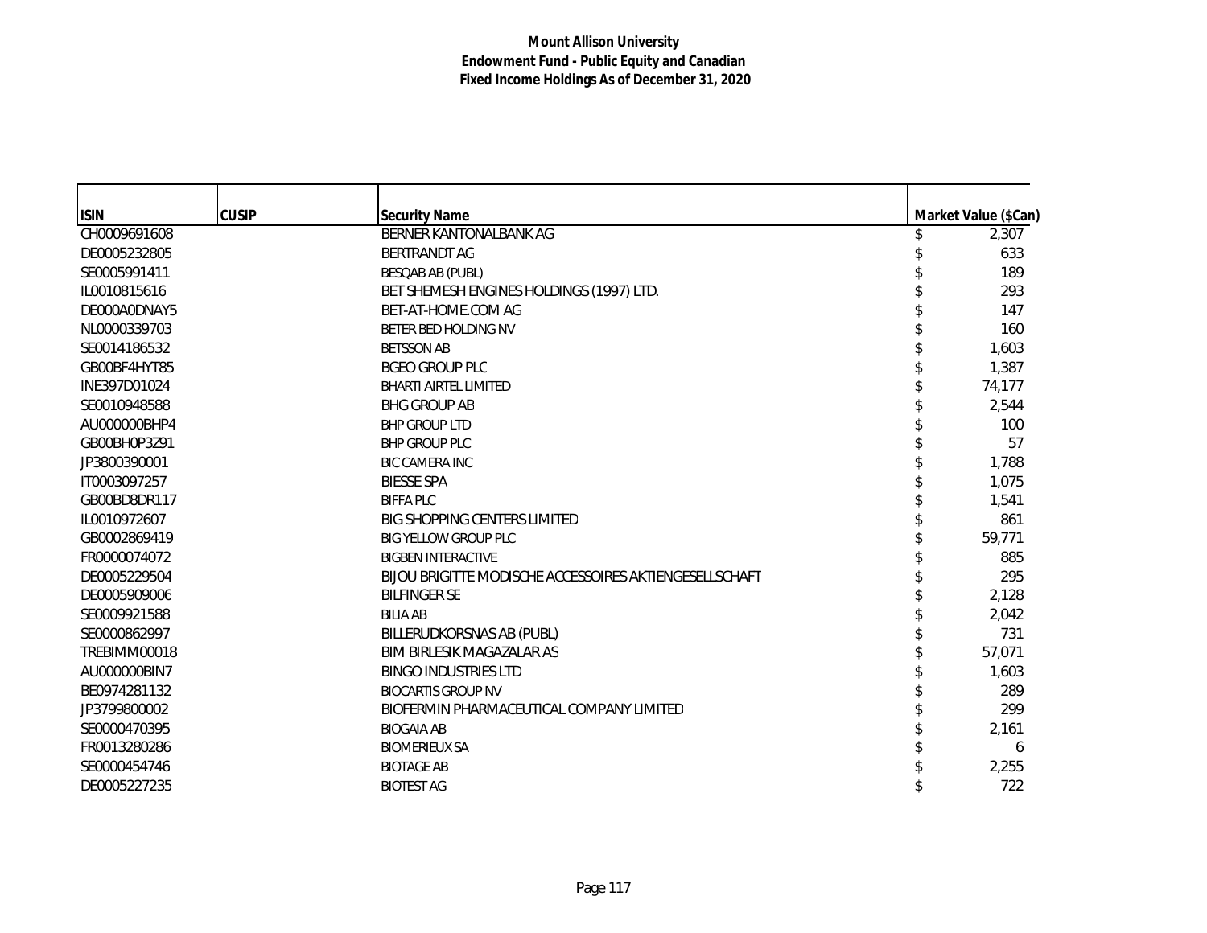**Mount Allison University**
**Endowment Fund - Public Equity and Canadian**
**Fixed Income Holdings As of December 31, 2020**

| ISIN | CUSIP | Security Name | Market Value ($Can) |
|---|---|---|---|
| CH0009691608 | | BERNER KANTONALBANK AG | $ 2,307 |
| DE0005232805 | | BERTRANDT AG | $ 633 |
| SE0005991411 | | BESQAB AB (PUBL) | $ 189 |
| IL0010815616 | | BET SHEMESH ENGINES HOLDINGS (1997) LTD. | $ 293 |
| DE000A0DNAY5 | | BET-AT-HOME.COM AG | $ 147 |
| NL0000339703 | | BETER BED HOLDING NV | $ 160 |
| SE0014186532 | | BETSSON AB | $ 1,603 |
| GB00BF4HYT85 | | BGEO GROUP PLC | $ 1,387 |
| INE397D01024 | | BHARTI AIRTEL LIMITED | $ 74,177 |
| SE0010948588 | | BHG GROUP AB | $ 2,544 |
| AU000000BHP4 | | BHP GROUP LTD | $ 100 |
| GB00BH0P3Z91 | | BHP GROUP PLC | $ 57 |
| JP3800390001 | | BIC CAMERA INC | $ 1,788 |
| IT0003097257 | | BIESSE SPA | $ 1,075 |
| GB00BD8DR117 | | BIFFA PLC | $ 1,541 |
| IL0010972607 | | BIG SHOPPING CENTERS LIMITED | $ 861 |
| GB0002869419 | | BIG YELLOW GROUP PLC | $ 59,771 |
| FR0000074072 | | BIGBEN INTERACTIVE | $ 885 |
| DE0005229504 | | BIJOU BRIGITTE MODISCHE ACCESSOIRES AKTIENGESELLSCHAFT | $ 295 |
| DE0005909006 | | BILFINGER SE | $ 2,128 |
| SE0009921588 | | BILIA AB | $ 2,042 |
| SE0000862997 | | BILLERUDKORSNAS AB (PUBL) | $ 731 |
| TREBIMM00018 | | BIM BIRLESIK MAGAZALAR AS | $ 57,071 |
| AU000000BIN7 | | BINGO INDUSTRIES LTD | $ 1,603 |
| BE0974281132 | | BIOCARTIS GROUP NV | $ 289 |
| JP3799800002 | | BIOFERMIN PHARMACEUTICAL COMPANY LIMITED | $ 299 |
| SE0000470395 | | BIOGAIA AB | $ 2,161 |
| FR0013280286 | | BIOMERIEUX SA | $ 6 |
| SE0000454746 | | BIOTAGE AB | $ 2,255 |
| DE0005227235 | | BIOTEST AG | $ 722 |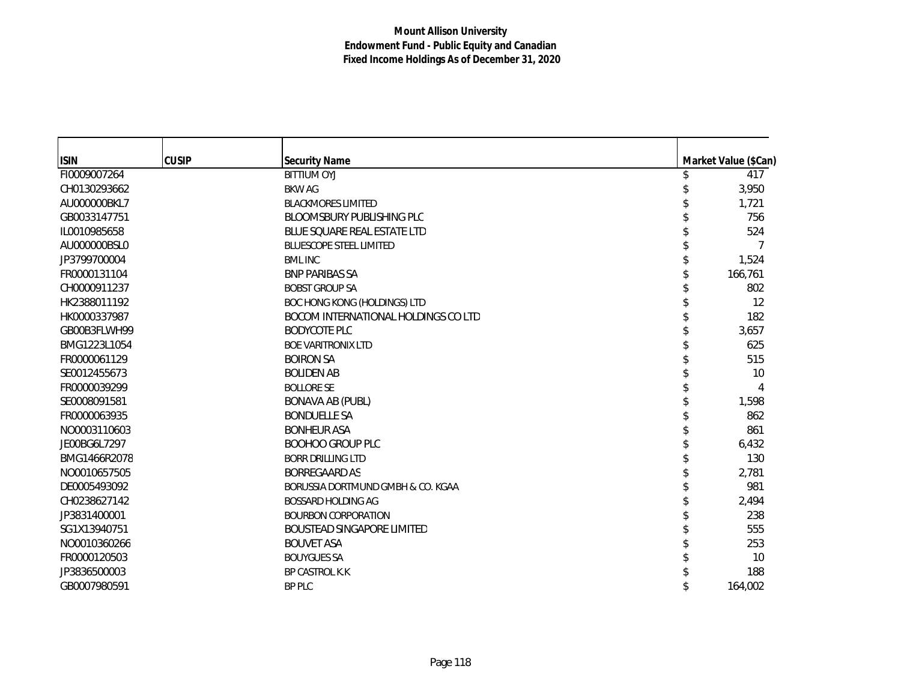**Mount Allison University**
**Endowment Fund - Public Equity and Canadian**
**Fixed Income Holdings As of December 31, 2020**

| ISIN | CUSIP | Security Name | Market Value ($Can) |
|---|---|---|---|
| FI0009007264 | | BITTIUM OYJ | $ 417 |
| CH0130293662 | | BKW AG | $ 3,950 |
| AU000000BKL7 | | BLACKMORES LIMITED | $ 1,721 |
| GB0033147751 | | BLOOMSBURY PUBLISHING PLC | $ 756 |
| IL0010985658 | | BLUE SQUARE REAL ESTATE LTD | $ 524 |
| AU000000BSL0 | | BLUESCOPE STEEL LIMITED | $ 7 |
| JP3799700004 | | BML INC | $ 1,524 |
| FR0000131104 | | BNP PARIBAS SA | $ 166,761 |
| CH0000911237 | | BOBST GROUP SA | $ 802 |
| HK2388011192 | | BOC HONG KONG (HOLDINGS) LTD | $ 12 |
| HK0000337987 | | BOCOM INTERNATIONAL HOLDINGS CO LTD | $ 182 |
| GB00B3FLWH99 | | BODYCOTE PLC | $ 3,657 |
| BMG1223L1054 | | BOE VARITRONIX LTD | $ 625 |
| FR0000061129 | | BOIRON SA | $ 515 |
| SE0012455673 | | BOLIDEN AB | $ 10 |
| FR0000039299 | | BOLLORE SE | $ 4 |
| SE0008091581 | | BONAVA AB (PUBL) | $ 1,598 |
| FR0000063935 | | BONDUELLE SA | $ 862 |
| NO0003110603 | | BONHEUR ASA | $ 861 |
| JE00BG6L7297 | | BOOHOO GROUP PLC | $ 6,432 |
| BMG1466R2078 | | BORR DRILLING LTD | $ 130 |
| NO0010657505 | | BORREGAARD AS | $ 2,781 |
| DE0005493092 | | BORUSSIA DORTMUND GMBH & CO. KGAA | $ 981 |
| CH0238627142 | | BOSSARD HOLDING AG | $ 2,494 |
| JP3831400001 | | BOURBON CORPORATION | $ 238 |
| SG1X13940751 | | BOUSTEAD SINGAPORE LIMITED | $ 555 |
| NO0010360266 | | BOUVET ASA | $ 253 |
| FR0000120503 | | BOUYGUES SA | $ 10 |
| JP3836500003 | | BP CASTROL K.K | $ 188 |
| GB0007980591 | | BP PLC | $ 164,002 |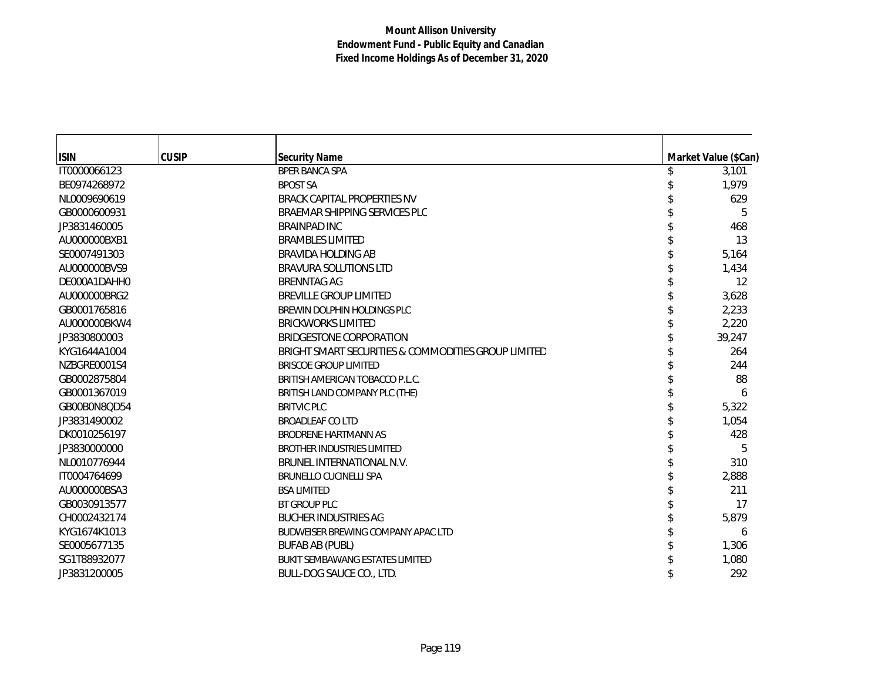**Mount Allison University**
**Endowment Fund - Public Equity and Canadian**
**Fixed Income Holdings As of December 31, 2020**

| ISIN | CUSIP | Security Name | Market Value ($Can) |
|---|---|---|---|
| IT0000066123 | | BPER BANCA SPA | $ 3,101 |
| BE0974268972 | | BPOST SA | $ 1,979 |
| NL0009690619 | | BRACK CAPITAL PROPERTIES NV | $ 629 |
| GB0000600931 | | BRAEMAR SHIPPING SERVICES PLC | $ 5 |
| JP3831460005 | | BRAINPAD INC | $ 468 |
| AU000000BXB1 | | BRAMBLES LIMITED | $ 13 |
| SE0007491303 | | BRAVIDA HOLDING AB | $ 5,164 |
| AU000000BVS9 | | BRAVURA SOLUTIONS LTD | $ 1,434 |
| DE000A1DAHH0 | | BRENNTAG AG | $ 12 |
| AU000000BRG2 | | BREVILLE GROUP LIMITED | $ 3,628 |
| GB0001765816 | | BREWIN DOLPHIN HOLDINGS PLC | $ 2,233 |
| AU000000BKW4 | | BRICKWORKS LIMITED | $ 2,220 |
| JP3830800003 | | BRIDGESTONE CORPORATION | $ 39,247 |
| KYG1644A1004 | | BRIGHT SMART SECURITIES & COMMODITIES GROUP LIMITED | $ 264 |
| NZBGRE0001S4 | | BRISCOE GROUP LIMITED | $ 244 |
| GB0002875804 | | BRITISH AMERICAN TOBACCO P.L.C. | $ 88 |
| GB0001367019 | | BRITISH LAND COMPANY PLC (THE) | $ 6 |
| GB00B0N8QD54 | | BRITVIC PLC | $ 5,322 |
| JP3831490002 | | BROADLEAF CO LTD | $ 1,054 |
| DK0010256197 | | BRODRENE HARTMANN AS | $ 428 |
| JP3830000000 | | BROTHER INDUSTRIES LIMITED | $ 5 |
| NL0010776944 | | BRUNEL INTERNATIONAL N.V. | $ 310 |
| IT0004764699 | | BRUNELLO CUCINELLI SPA | $ 2,888 |
| AU000000BSA3 | | BSA LIMITED | $ 211 |
| GB0030913577 | | BT GROUP PLC | $ 17 |
| CH0002432174 | | BUCHER INDUSTRIES AG | $ 5,879 |
| KYG1674K1013 | | BUDWEISER BREWING COMPANY APAC LTD | $ 6 |
| SE0005677135 | | BUFAB AB (PUBL) | $ 1,306 |
| SG1T88932077 | | BUKIT SEMBAWANG ESTATES LIMITED | $ 1,080 |
| JP3831200005 | | BULL-DOG SAUCE CO., LTD. | $ 292 |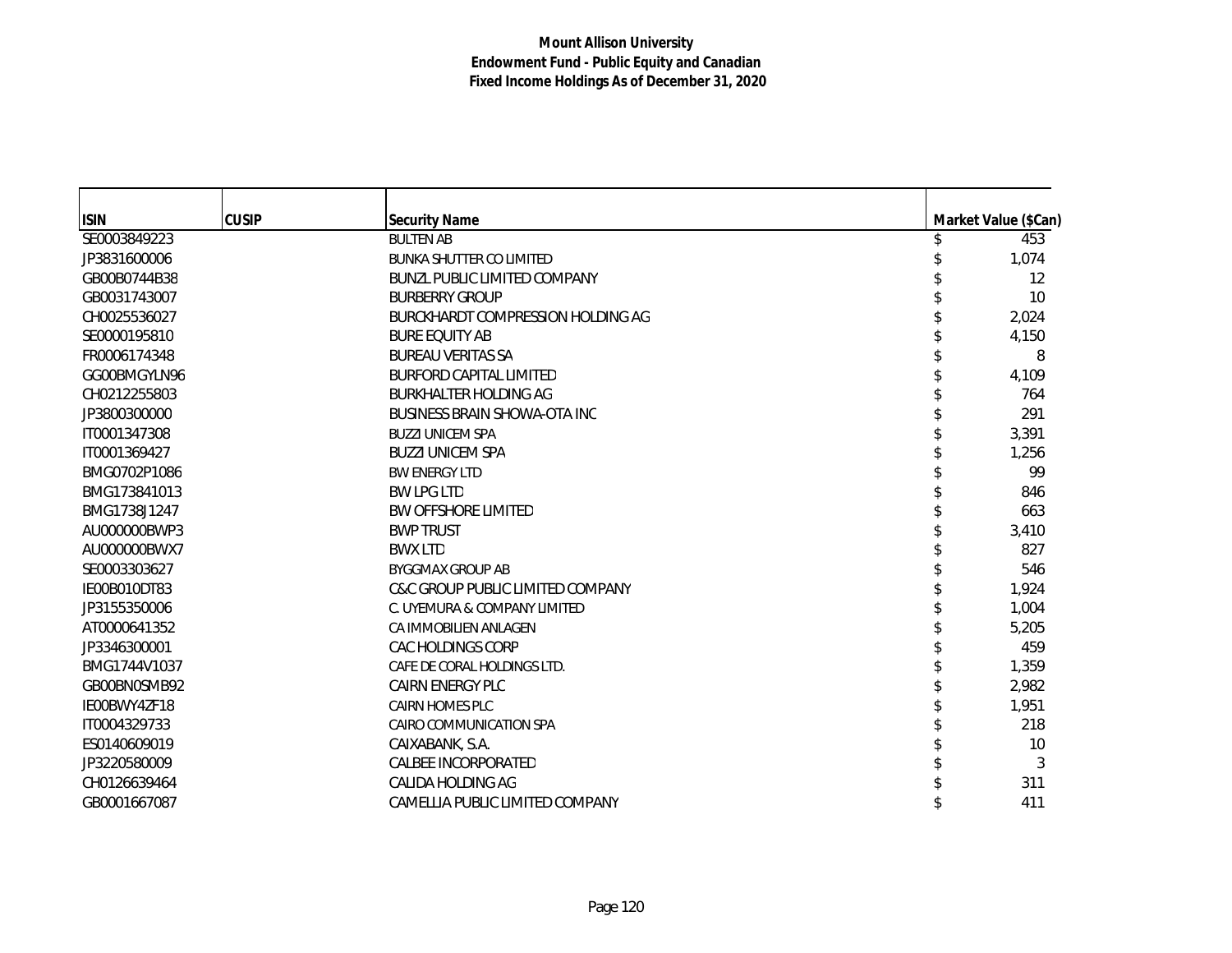**Mount Allison University**
**Endowment Fund - Public Equity and Canadian**
**Fixed Income Holdings As of December 31, 2020**

| ISIN | CUSIP | Security Name | Market Value ($Can) |
|---|---|---|---|
| SE0003849223 | | BULTEN AB | $ 453 |
| JP3831600006 | | BUNKA SHUTTER CO LIMITED | $ 1,074 |
| GB00B0744B38 | | BUNZL PUBLIC LIMITED COMPANY | $ 12 |
| GB0031743007 | | BURBERRY GROUP | $ 10 |
| CH0025536027 | | BURCKHARDT COMPRESSION HOLDING AG | $ 2,024 |
| SE0000195810 | | BURE EQUITY AB | $ 4,150 |
| FR0006174348 | | BUREAU VERITAS SA | $ 8 |
| GG00BMGYLN96 | | BURFORD CAPITAL LIMITED | $ 4,109 |
| CH0212255803 | | BURKHALTER HOLDING AG | $ 764 |
| JP3800300000 | | BUSINESS BRAIN SHOWA-OTA INC | $ 291 |
| IT0001347308 | | BUZZI UNICEM SPA | $ 3,391 |
| IT0001369427 | | BUZZI UNICEM SPA | $ 1,256 |
| BMG0702P1086 | | BW ENERGY LTD | $ 99 |
| BMG173841013 | | BW LPG LTD | $ 846 |
| BMG1738J1247 | | BW OFFSHORE LIMITED | $ 663 |
| AU000000BWP3 | | BWP TRUST | $ 3,410 |
| AU000000BWX7 | | BWX LTD | $ 827 |
| SE0003303627 | | BYGGMAX GROUP AB | $ 546 |
| IE00B010DT83 | | C&C GROUP PUBLIC LIMITED COMPANY | $ 1,924 |
| JP3155350006 | | C. UYEMURA & COMPANY LIMITED | $ 1,004 |
| AT0000641352 | | CA IMMOBILIEN ANLAGEN | $ 5,205 |
| JP3346300001 | | CAC HOLDINGS CORP | $ 459 |
| BMG1744V1037 | | CAFE DE CORAL HOLDINGS LTD. | $ 1,359 |
| GB00BN0SMB92 | | CAIRN ENERGY PLC | $ 2,982 |
| IE00BWY4ZF18 | | CAIRN HOMES PLC | $ 1,951 |
| IT0004329733 | | CAIRO COMMUNICATION SPA | $ 218 |
| ES0140609019 | | CAIXABANK, S.A. | $ 10 |
| JP3220580009 | | CALBEE INCORPORATED | $ 3 |
| CH0126639464 | | CALIDA HOLDING AG | $ 311 |
| GB0001667087 | | CAMELLIA PUBLIC LIMITED COMPANY | $ 411 |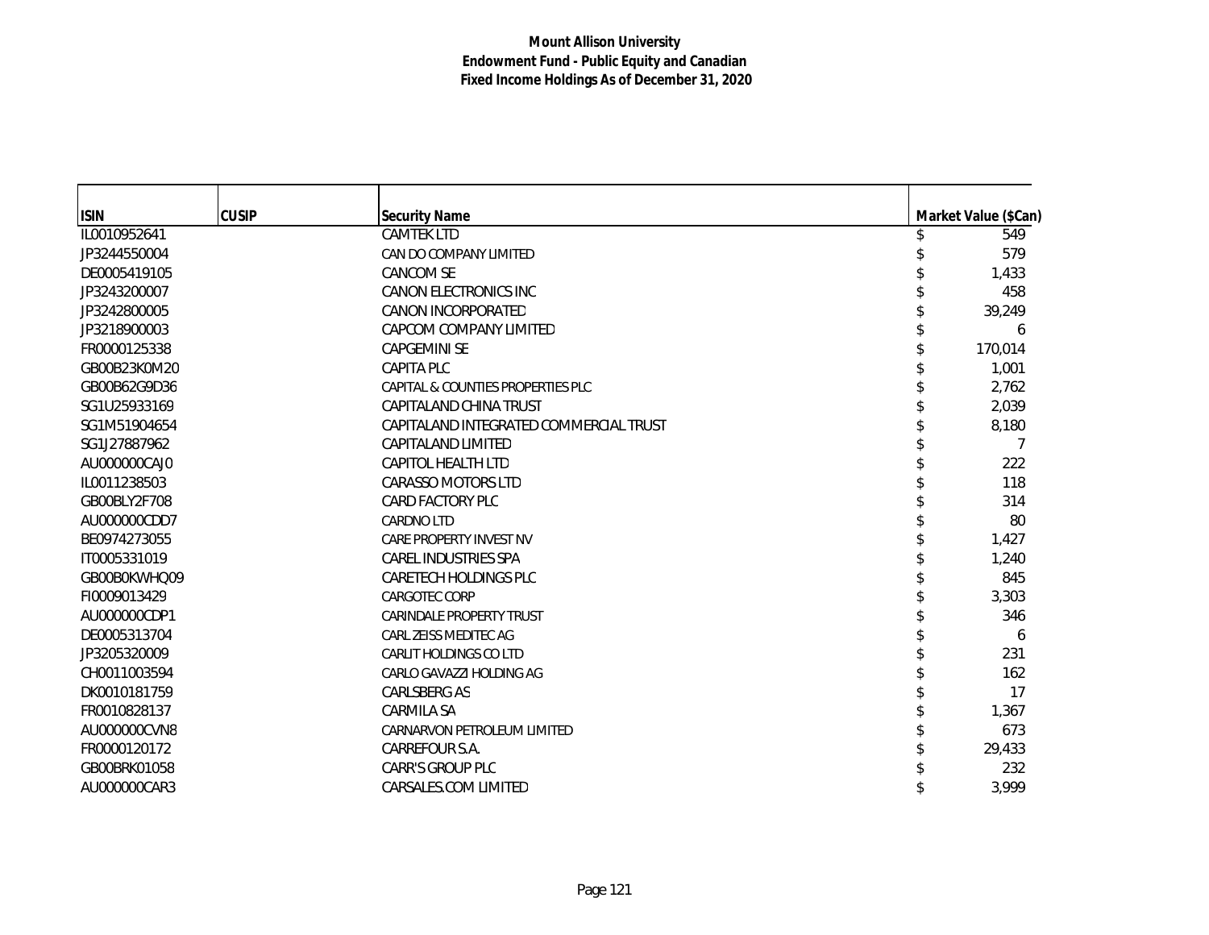**Mount Allison University**
**Endowment Fund - Public Equity and Canadian**
**Fixed Income Holdings As of December 31, 2020**

| ISIN | CUSIP | Security Name | Market Value ($Can) |
|---|---|---|---|
| IL0010952641 | | CAMTEK LTD | $ 549 |
| JP3244550004 | | CAN DO COMPANY LIMITED | $ 579 |
| DE0005419105 | | CANCOM SE | $ 1,433 |
| JP3243200007 | | CANON ELECTRONICS INC | $ 458 |
| JP3242800005 | | CANON INCORPORATED | $ 39,249 |
| JP3218900003 | | CAPCOM COMPANY LIMITED | $ 6 |
| FR0000125338 | | CAPGEMINI SE | $ 170,014 |
| GB00B23K0M20 | | CAPITA PLC | $ 1,001 |
| GB00B62G9D36 | | CAPITAL & COUNTIES PROPERTIES PLC | $ 2,762 |
| SG1U25933169 | | CAPITALAND CHINA TRUST | $ 2,039 |
| SG1M51904654 | | CAPITALAND INTEGRATED COMMERCIAL TRUST | $ 8,180 |
| SG1J27887962 | | CAPITALAND LIMITED | $ 7 |
| AU000000CAJ0 | | CAPITOL HEALTH LTD | $ 222 |
| IL0011238503 | | CARASSO MOTORS LTD | $ 118 |
| GB00BLY2F708 | | CARD FACTORY PLC | $ 314 |
| AU000000CDD7 | | CARDNO LTD | $ 80 |
| BE0974273055 | | CARE PROPERTY INVEST NV | $ 1,427 |
| IT0005331019 | | CAREL INDUSTRIES SPA | $ 1,240 |
| GB00B0KWHQ09 | | CARETECH HOLDINGS PLC | $ 845 |
| FI0009013429 | | CARGOTEC CORP | $ 3,303 |
| AU000000CDP1 | | CARINDALE PROPERTY TRUST | $ 346 |
| DE0005313704 | | CARL ZEISS MEDITEC AG | $ 6 |
| JP3205320009 | | CARLIT HOLDINGS CO LTD | $ 231 |
| CH0011003594 | | CARLO GAVAZZI HOLDING AG | $ 162 |
| DK0010181759 | | CARLSBERG AS | $ 17 |
| FR0010828137 | | CARMILA SA | $ 1,367 |
| AU000000CVN8 | | CARNARVON PETROLEUM LIMITED | $ 673 |
| FR0000120172 | | CARREFOUR S.A. | $ 29,433 |
| GB00BRK01058 | | CARR'S GROUP PLC | $ 232 |
| AU000000CAR3 | | CARSALES.COM LIMITED | $ 3,999 |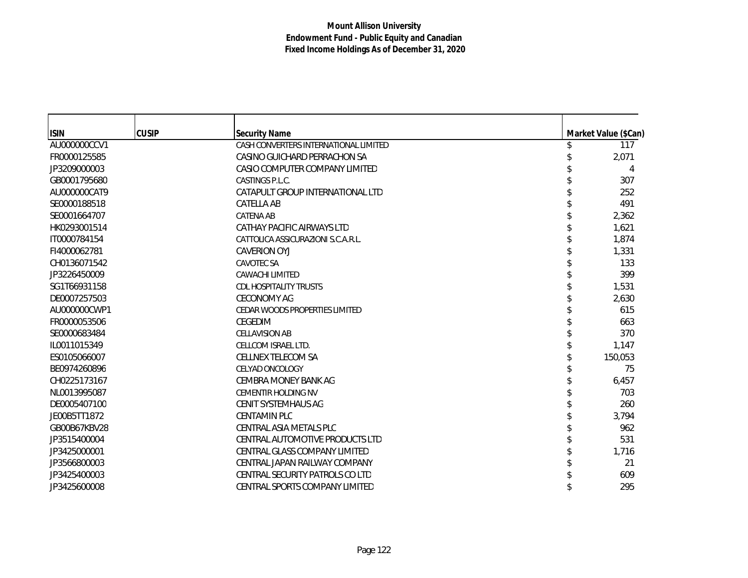**Mount Allison University**
**Endowment Fund - Public Equity and Canadian**
**Fixed Income Holdings As of December 31, 2020**

| ISIN | CUSIP | Security Name | Market Value ($Can) |
|---|---|---|---|
| AU000000CCV1 | | CASH CONVERTERS INTERNATIONAL LIMITED | $ 117 |
| FR0000125585 | | CASINO GUICHARD PERRACHON SA | $ 2,071 |
| JP3209000003 | | CASIO COMPUTER COMPANY LIMITED | $ 4 |
| GB0001795680 | | CASTINGS P.L.C. | $ 307 |
| AU000000CAT9 | | CATAPULT GROUP INTERNATIONAL LTD | $ 252 |
| SE0000188518 | | CATELLA AB | $ 491 |
| SE0001664707 | | CATENA AB | $ 2,362 |
| HK0293001514 | | CATHAY PACIFIC AIRWAYS LTD | $ 1,621 |
| IT0000784154 | | CATTOLICA ASSICURAZIONI S.C.A.R.L. | $ 1,874 |
| FI4000062781 | | CAVERION OYJ | $ 1,331 |
| CH0136071542 | | CAVOTEC SA | $ 133 |
| JP3226450009 | | CAWACHI LIMITED | $ 399 |
| SG1T66931158 | | CDL HOSPITALITY TRUSTS | $ 1,531 |
| DE0007257503 | | CECONOMY AG | $ 2,630 |
| AU000000CWP1 | | CEDAR WOODS PROPERTIES LIMITED | $ 615 |
| FR0000053506 | | CEGEDIM | $ 663 |
| SE0000683484 | | CELLAVISION AB | $ 370 |
| IL0011015349 | | CELLCOM ISRAEL LTD. | $ 1,147 |
| ES0105066007 | | CELLNEX TELECOM SA | $ 150,053 |
| BE0974260896 | | CELYAD ONCOLOGY | $ 75 |
| CH0225173167 | | CEMBRA MONEY BANK AG | $ 6,457 |
| NL0013995087 | | CEMENTIR HOLDING NV | $ 703 |
| DE0005407100 | | CENIT SYSTEMHAUS AG | $ 260 |
| JE00B5TT1872 | | CENTAMIN PLC | $ 3,794 |
| GB00B67KBV28 | | CENTRAL ASIA METALS PLC | $ 962 |
| JP3515400004 | | CENTRAL AUTOMOTIVE PRODUCTS LTD | $ 531 |
| JP3425000001 | | CENTRAL GLASS COMPANY LIMITED | $ 1,716 |
| JP3566800003 | | CENTRAL JAPAN RAILWAY COMPANY | $ 21 |
| JP3425400003 | | CENTRAL SECURITY PATROLS CO LTD | $ 609 |
| JP3425600008 | | CENTRAL SPORTS COMPANY LIMITED | $ 295 |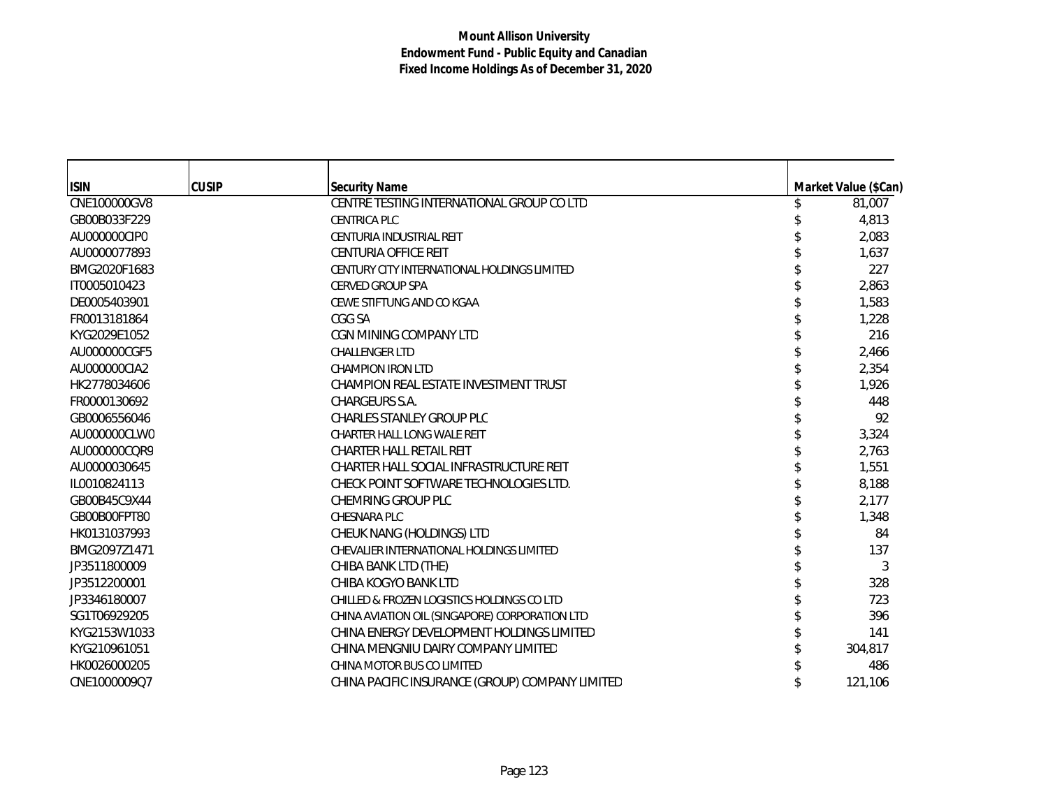**Mount Allison University**
**Endowment Fund - Public Equity and Canadian**
**Fixed Income Holdings As of December 31, 2020**

| ISIN | CUSIP | Security Name | Market Value ($Can) |
|---|---|---|---|
| CNE100000GV8 | | CENTRE TESTING INTERNATIONAL GROUP CO LTD | $ 81,007 |
| GB00B033F229 | | CENTRICA PLC | $ 4,813 |
| AU000000CIP0 | | CENTURIA INDUSTRIAL REIT | $ 2,083 |
| AU0000077893 | | CENTURIA OFFICE REIT | $ 1,637 |
| BMG2020F1683 | | CENTURY CITY INTERNATIONAL HOLDINGS LIMITED | $ 227 |
| IT0005010423 | | CERVED GROUP SPA | $ 2,863 |
| DE0005403901 | | CEWE STIFTUNG AND CO KGAA | $ 1,583 |
| FR0013181864 | | CGG SA | $ 1,228 |
| KYG2029E1052 | | CGN MINING COMPANY LTD | $ 216 |
| AU000000CGF5 | | CHALLENGER LTD | $ 2,466 |
| AU000000CIA2 | | CHAMPION IRON LTD | $ 2,354 |
| HK2778034606 | | CHAMPION REAL ESTATE INVESTMENT TRUST | $ 1,926 |
| FR0000130692 | | CHARGEURS S.A. | $ 448 |
| GB0006556046 | | CHARLES STANLEY GROUP PLC | $ 92 |
| AU000000CLW0 | | CHARTER HALL LONG WALE REIT | $ 3,324 |
| AU000000CQR9 | | CHARTER HALL RETAIL REIT | $ 2,763 |
| AU0000030645 | | CHARTER HALL SOCIAL INFRASTRUCTURE REIT | $ 1,551 |
| IL0010824113 | | CHECK POINT SOFTWARE TECHNOLOGIES LTD. | $ 8,188 |
| GB00B45C9X44 | | CHEMRING GROUP PLC | $ 2,177 |
| GB00B00FPT80 | | CHESNARA PLC | $ 1,348 |
| HK0131037993 | | CHEUK NANG (HOLDINGS) LTD | $ 84 |
| BMG2097Z1471 | | CHEVALIER INTERNATIONAL HOLDINGS LIMITED | $ 137 |
| JP3511800009 | | CHIBA BANK LTD (THE) | $ 3 |
| JP3512200001 | | CHIBA KOGYO BANK LTD | $ 328 |
| JP3346180007 | | CHILLED & FROZEN LOGISTICS HOLDINGS CO LTD | $ 723 |
| SG1T06929205 | | CHINA AVIATION OIL (SINGAPORE) CORPORATION LTD | $ 396 |
| KYG2153W1033 | | CHINA ENERGY DEVELOPMENT HOLDINGS LIMITED | $ 141 |
| KYG210961051 | | CHINA MENGNIU DAIRY COMPANY LIMITED | $ 304,817 |
| HK0026000205 | | CHINA MOTOR BUS CO LIMITED | $ 486 |
| CNE1000009Q7 | | CHINA PACIFIC INSURANCE (GROUP) COMPANY LIMITED | $ 121,106 |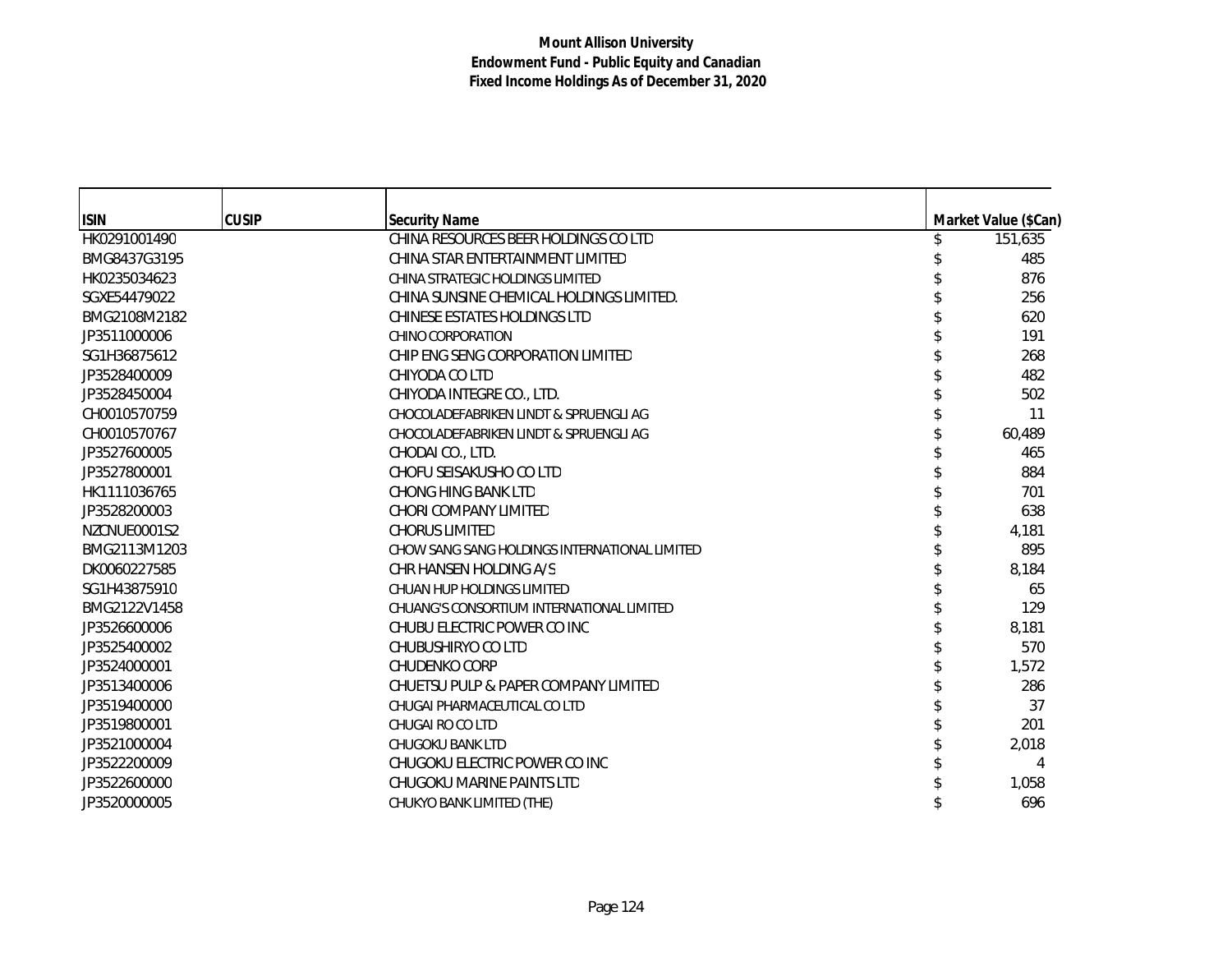**Mount Allison University**
**Endowment Fund - Public Equity and Canadian**
**Fixed Income Holdings As of December 31, 2020**

| ISIN | CUSIP | Security Name | Market Value ($Can) |
|---|---|---|---|
| HK0291001490 | | CHINA RESOURCES BEER HOLDINGS CO LTD | $ 151,635 |
| BMG8437G3195 | | CHINA STAR ENTERTAINMENT LIMITED | $ 485 |
| HK0235034623 | | CHINA STRATEGIC HOLDINGS LIMITED | $ 876 |
| SGXE54479022 | | CHINA SUNSINE CHEMICAL HOLDINGS LIMITED. | $ 256 |
| BMG2108M2182 | | CHINESE ESTATES HOLDINGS LTD | $ 620 |
| JP3511000006 | | CHINO CORPORATION | $ 191 |
| SG1H36875612 | | CHIP ENG SENG CORPORATION LIMITED | $ 268 |
| JP3528400009 | | CHIYODA CO LTD | $ 482 |
| JP3528450004 | | CHIYODA INTEGRE CO., LTD. | $ 502 |
| CH0010570759 | | CHOCOLADEFABRIKEN LINDT & SPRUENGLI AG | $ 11 |
| CH0010570767 | | CHOCOLADEFABRIKEN LINDT & SPRUENGLI AG | $ 60,489 |
| JP3527600005 | | CHODAI CO., LTD. | $ 465 |
| JP3527800001 | | CHOFU SEISAKUSHO CO LTD | $ 884 |
| HK1111036765 | | CHONG HING BANK LTD | $ 701 |
| JP3528200003 | | CHORI COMPANY LIMITED | $ 638 |
| NZCNUE0001S2 | | CHORUS LIMITED | $ 4,181 |
| BMG2113M1203 | | CHOW SANG SANG HOLDINGS INTERNATIONAL LIMITED | $ 895 |
| DK0060227585 | | CHR HANSEN HOLDING A/S | $ 8,184 |
| SG1H43875910 | | CHUAN HUP HOLDINGS LIMITED | $ 65 |
| BMG2122V1458 | | CHUANG'S CONSORTIUM INTERNATIONAL LIMITED | $ 129 |
| JP3526600006 | | CHUBU ELECTRIC POWER CO INC | $ 8,181 |
| JP3525400002 | | CHUBUSHIRYO CO LTD | $ 570 |
| JP3524000001 | | CHUDENKO CORP | $ 1,572 |
| JP3513400006 | | CHUETSU PULP & PAPER COMPANY LIMITED | $ 286 |
| JP3519400000 | | CHUGAI PHARMACEUTICAL CO LTD | $ 37 |
| JP3519800001 | | CHUGAI RO CO LTD | $ 201 |
| JP3521000004 | | CHUGOKU BANK LTD | $ 2,018 |
| JP3522200009 | | CHUGOKU ELECTRIC POWER CO INC | $ 4 |
| JP3522600000 | | CHUGOKU MARINE PAINTS LTD | $ 1,058 |
| JP3520000005 | | CHUKYO BANK LIMITED (THE) | $ 696 |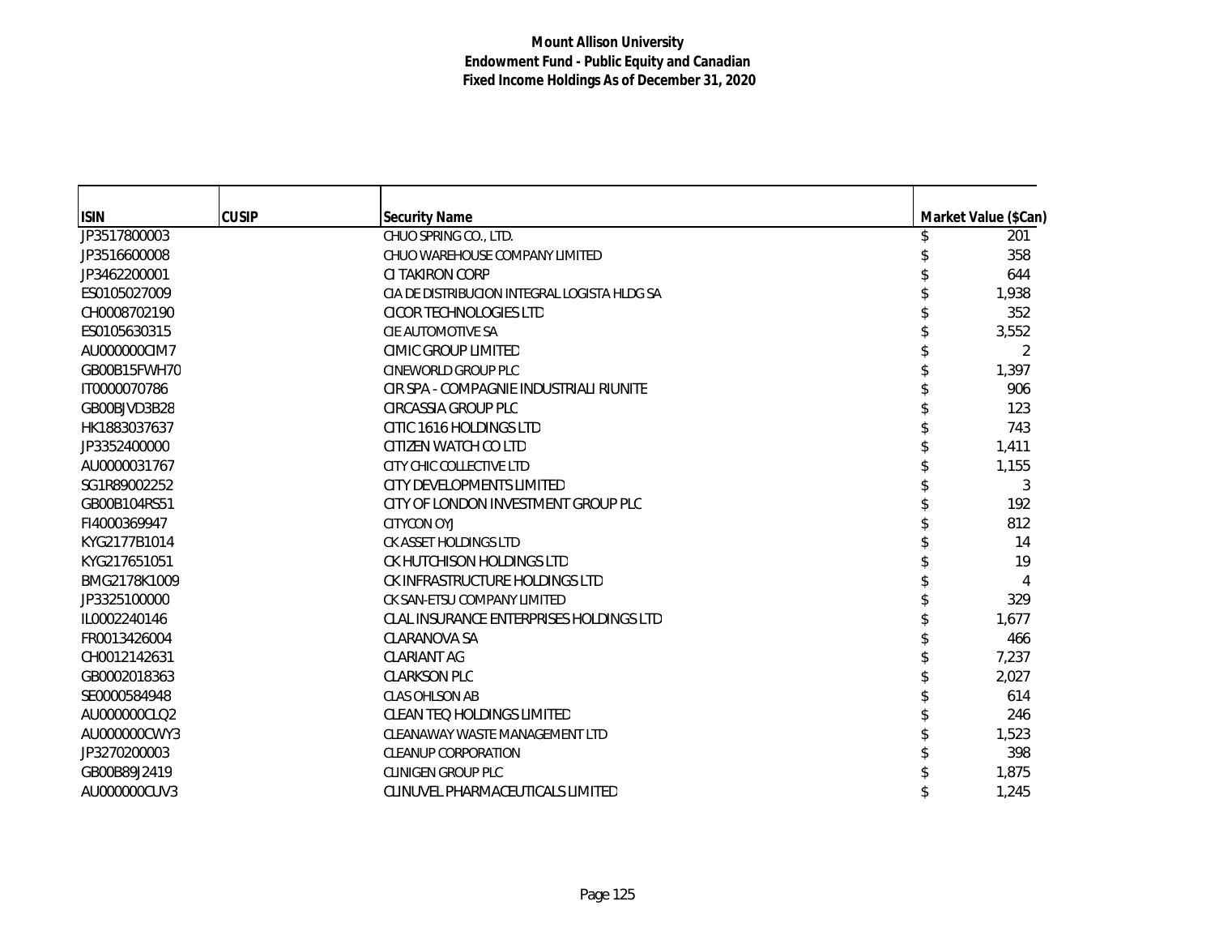**Mount Allison University**
**Endowment Fund - Public Equity and Canadian**
**Fixed Income Holdings As of December 31, 2020**

| ISIN | CUSIP | Security Name | Market Value ($Can) |
|---|---|---|---|
| JP3517800003 | | CHUO SPRING CO., LTD. | $ 201 |
| JP3516600008 | | CHUO WAREHOUSE COMPANY LIMITED | $ 358 |
| JP3462200001 | | CI TAKIRON CORP | $ 644 |
| ES0105027009 | | CIA DE DISTRIBUCION INTEGRAL LOGISTA HLDG SA | $ 1,938 |
| CH0008702190 | | CICOR TECHNOLOGIES LTD | $ 352 |
| ES0105630315 | | CIE AUTOMOTIVE SA | $ 3,552 |
| AU000000CIM7 | | CIMIC GROUP LIMITED | $ 2 |
| GB00B15FWH70 | | CINEWORLD GROUP PLC | $ 1,397 |
| IT0000070786 | | CIR SPA - COMPAGNIE INDUSTRIALI RIUNITE | $ 906 |
| GB00BJVD3B28 | | CIRCASSIA GROUP PLC | $ 123 |
| HK1883037637 | | CITIC 1616 HOLDINGS LTD | $ 743 |
| JP3352400000 | | CITIZEN WATCH CO LTD | $ 1,411 |
| AU0000031767 | | CITY CHIC COLLECTIVE LTD | $ 1,155 |
| SG1R89002252 | | CITY DEVELOPMENTS LIMITED | $ 3 |
| GB00B104RS51 | | CITY OF LONDON INVESTMENT GROUP PLC | $ 192 |
| FI4000369947 | | CITYCON OYJ | $ 812 |
| KYG2177B1014 | | CK ASSET HOLDINGS LTD | $ 14 |
| KYG217651051 | | CK HUTCHISON HOLDINGS LTD | $ 19 |
| BMG2178K1009 | | CK INFRASTRUCTURE HOLDINGS LTD | $ 4 |
| JP3325100000 | | CK SAN-ETSU COMPANY LIMITED | $ 329 |
| IL0002240146 | | CLAL INSURANCE ENTERPRISES HOLDINGS LTD | $ 1,677 |
| FR0013426004 | | CLARANOVA SA | $ 466 |
| CH0012142631 | | CLARIANT AG | $ 7,237 |
| GB0002018363 | | CLARKSON PLC | $ 2,027 |
| SE0000584948 | | CLAS OHLSON AB | $ 614 |
| AU000000CLQ2 | | CLEAN TEQ HOLDINGS LIMITED | $ 246 |
| AU000000CWY3 | | CLEANAWAY WASTE MANAGEMENT LTD | $ 1,523 |
| JP3270200003 | | CLEANUP CORPORATION | $ 398 |
| GB00B89J2419 | | CLINIGEN GROUP PLC | $ 1,875 |
| AU000000CUV3 | | CLINUVEL PHARMACEUTICALS LIMITED | $ 1,245 |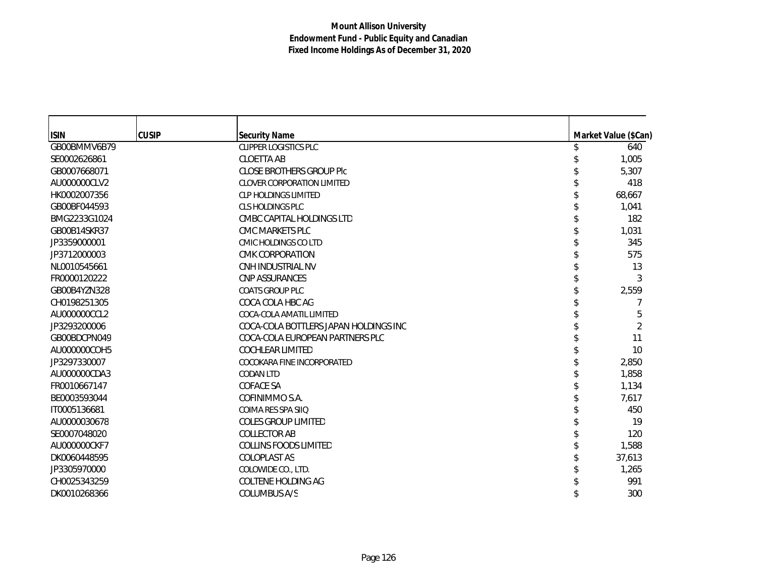**Mount Allison University**
**Endowment Fund - Public Equity and Canadian**
**Fixed Income Holdings As of December 31, 2020**

| ISIN | CUSIP | Security Name | Market Value ($Can) |
|---|---|---|---|
| GB00BMMV6B79 | | CLIPPER LOGISTICS PLC | $ 640 |
| SE0002626861 | | CLOETTA AB | $ 1,005 |
| GB0007668071 | | CLOSE BROTHERS GROUP Plc | $ 5,307 |
| AU000000CLV2 | | CLOVER CORPORATION LIMITED | $ 418 |
| HK0002007356 | | CLP HOLDINGS LIMITED | $ 68,667 |
| GB00BF044593 | | CLS HOLDINGS PLC | $ 1,041 |
| BMG2233G1024 | | CMBC CAPITAL HOLDINGS LTD | $ 182 |
| GB00B14SKR37 | | CMC MARKETS PLC | $ 1,031 |
| JP3359000001 | | CMIC HOLDINGS CO LTD | $ 345 |
| JP3712000003 | | CMK CORPORATION | $ 575 |
| NL0010545661 | | CNH INDUSTRIAL NV | $ 13 |
| FR0000120222 | | CNP ASSURANCES | $ 3 |
| GB00B4YZN328 | | COATS GROUP PLC | $ 2,559 |
| CH0198251305 | | COCA COLA HBC AG | $ 7 |
| AU000000CCL2 | | COCA-COLA AMATIL LIMITED | $ 5 |
| JP3293200006 | | COCA-COLA BOTTLERS JAPAN HOLDINGS INC | $ 2 |
| GB00BDCPN049 | | COCA-COLA EUROPEAN PARTNERS PLC | $ 11 |
| AU000000COH5 | | COCHLEAR LIMITED | $ 10 |
| JP3297330007 | | COCOKARA FINE INCORPORATED | $ 2,850 |
| AU000000CDA3 | | CODAN LTD | $ 1,858 |
| FR0010667147 | | COFACE SA | $ 1,134 |
| BE0003593044 | | COFINIMMO S.A. | $ 7,617 |
| IT0005136681 | | COIMA RES SPA SIIQ | $ 450 |
| AU0000030678 | | COLES GROUP LIMITED | $ 19 |
| SE0007048020 | | COLLECTOR AB | $ 120 |
| AU000000CKF7 | | COLLINS FOODS LIMITED | $ 1,588 |
| DK0060448595 | | COLOPLAST AS | $ 37,613 |
| JP3305970000 | | COLOWIDE CO., LTD. | $ 1,265 |
| CH0025343259 | | COLTENE HOLDING AG | $ 991 |
| DK0010268366 | | COLUMBUS A/S | $ 300 |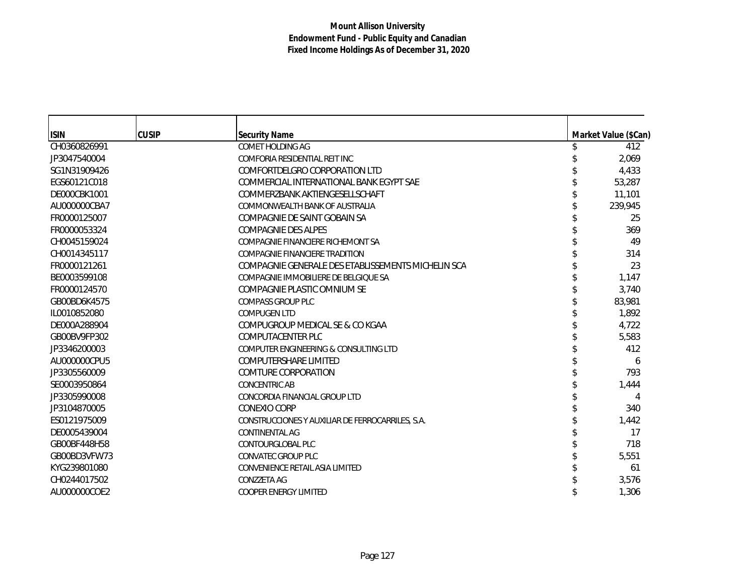**Mount Allison University**
**Endowment Fund - Public Equity and Canadian Fixed Income Holdings As of December 31, 2020**

| ISIN | CUSIP | Security Name | Market Value ($Can) |
|---|---|---|---|
| CH0360826991 | | COMET HOLDING AG | $ 412 |
| JP3047540004 | | COMFORIA RESIDENTIAL REIT INC | $ 2,069 |
| SG1N31909426 | | COMFORTDELGRO CORPORATION LTD | $ 4,433 |
| EGS60121C018 | | COMMERCIAL INTERNATIONAL BANK EGYPT SAE | $ 53,287 |
| DE000CBK1001 | | COMMERZBANK AKTIENGESELLSCHAFT | $ 11,101 |
| AU000000CBA7 | | COMMONWEALTH BANK OF AUSTRALIA | $ 239,945 |
| FR0000125007 | | COMPAGNIE DE SAINT GOBAIN SA | $ 25 |
| FR0000053324 | | COMPAGNIE DES ALPES | $ 369 |
| CH0045159024 | | COMPAGNIE FINANCIERE RICHEMONT SA | $ 49 |
| CH0014345117 | | COMPAGNIE FINANCIERE TRADITION | $ 314 |
| FR0000121261 | | COMPAGNIE GENERALE DES ETABLISSEMENTS MICHELIN SCA | $ 23 |
| BE0003599108 | | COMPAGNIE IMMOBILIERE DE BELGIQUE SA | $ 1,147 |
| FR0000124570 | | COMPAGNIE PLASTIC OMNIUM SE | $ 3,740 |
| GB00BD6K4575 | | COMPASS GROUP PLC | $ 83,981 |
| IL0010852080 | | COMPUGEN LTD | $ 1,892 |
| DE000A288904 | | COMPUGROUP MEDICAL SE & CO KGAA | $ 4,722 |
| GB00BV9FP302 | | COMPUTACENTER PLC | $ 5,583 |
| JP3346200003 | | COMPUTER ENGINEERING & CONSULTING LTD | $ 412 |
| AU000000CPU5 | | COMPUTERSHARE LIMITED | $ 6 |
| JP3305560009 | | COMTURE CORPORATION | $ 793 |
| SE0003950864 | | CONCENTRIC AB | $ 1,444 |
| JP3305990008 | | CONCORDIA FINANCIAL GROUP LTD | $ 4 |
| JP3104870005 | | CONEXIO CORP | $ 340 |
| ES0121975009 | | CONSTRUCCIONES Y AUXILIAR DE FERROCARRILES, S.A. | $ 1,442 |
| DE0005439004 | | CONTINENTAL AG | $ 17 |
| GB00BF448H58 | | CONTOURGLOBAL PLC | $ 718 |
| GB00BD3VFW73 | | CONVATEC GROUP PLC | $ 5,551 |
| KYG239801080 | | CONVENIENCE RETAIL ASIA LIMITED | $ 61 |
| CH0244017502 | | CONZZETA AG | $ 3,576 |
| AU000000COE2 | | COOPER ENERGY LIMITED | $ 1,306 |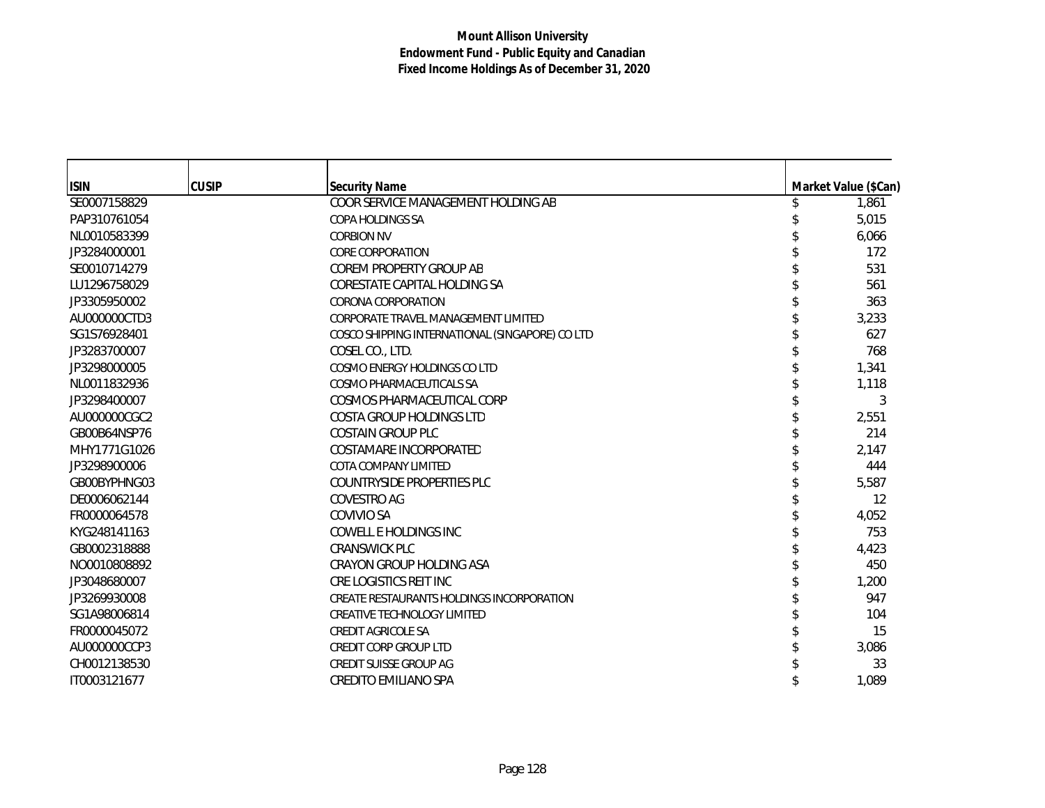**Mount Allison University**
**Endowment Fund - Public Equity and Canadian**
**Fixed Income Holdings As of December 31, 2020**

| ISIN | CUSIP | Security Name | Market Value ($Can) |
|---|---|---|---|
| SE0007158829 | | COOR SERVICE MANAGEMENT HOLDING AB | $ 1,861 |
| PAP310761054 | | COPA HOLDINGS SA | $ 5,015 |
| NL0010583399 | | CORBION NV | $ 6,066 |
| JP3284000001 | | CORE CORPORATION | $ 172 |
| SE0010714279 | | COREM PROPERTY GROUP AB | $ 531 |
| LU1296758029 | | CORESTATE CAPITAL HOLDING SA | $ 561 |
| JP3305950002 | | CORONA CORPORATION | $ 363 |
| AU000000CTD3 | | CORPORATE TRAVEL MANAGEMENT LIMITED | $ 3,233 |
| SG1S76928401 | | COSCO SHIPPING INTERNATIONAL (SINGAPORE) CO LTD | $ 627 |
| JP3283700007 | | COSEL CO., LTD. | $ 768 |
| JP3298000005 | | COSMO ENERGY HOLDINGS CO LTD | $ 1,341 |
| NL0011832936 | | COSMO PHARMACEUTICALS SA | $ 1,118 |
| JP3298400007 | | COSMOS PHARMACEUTICAL CORP | $ 3 |
| AU000000CGC2 | | COSTA GROUP HOLDINGS LTD | $ 2,551 |
| GB00B64NSP76 | | COSTAIN GROUP PLC | $ 214 |
| MHY1771G1026 | | COSTAMARE INCORPORATED | $ 2,147 |
| JP3298900006 | | COTA COMPANY LIMITED | $ 444 |
| GB00BYPHNG03 | | COUNTRYSIDE PROPERTIES PLC | $ 5,587 |
| DE0006062144 | | COVESTRO AG | $ 12 |
| FR0000064578 | | COVIVIO SA | $ 4,052 |
| KYG248141163 | | COWELL E HOLDINGS INC | $ 753 |
| GB0002318888 | | CRANSWICK PLC | $ 4,423 |
| NO0010808892 | | CRAYON GROUP HOLDING ASA | $ 450 |
| JP3048680007 | | CRE LOGISTICS REIT INC | $ 1,200 |
| JP3269930008 | | CREATE RESTAURANTS HOLDINGS INCORPORATION | $ 947 |
| SG1A98006814 | | CREATIVE TECHNOLOGY LIMITED | $ 104 |
| FR0000045072 | | CREDIT AGRICOLE SA | $ 15 |
| AU000000CCP3 | | CREDIT CORP GROUP LTD | $ 3,086 |
| CH0012138530 | | CREDIT SUISSE GROUP AG | $ 33 |
| IT0003121677 | | CREDITO EMILIANO SPA | $ 1,089 |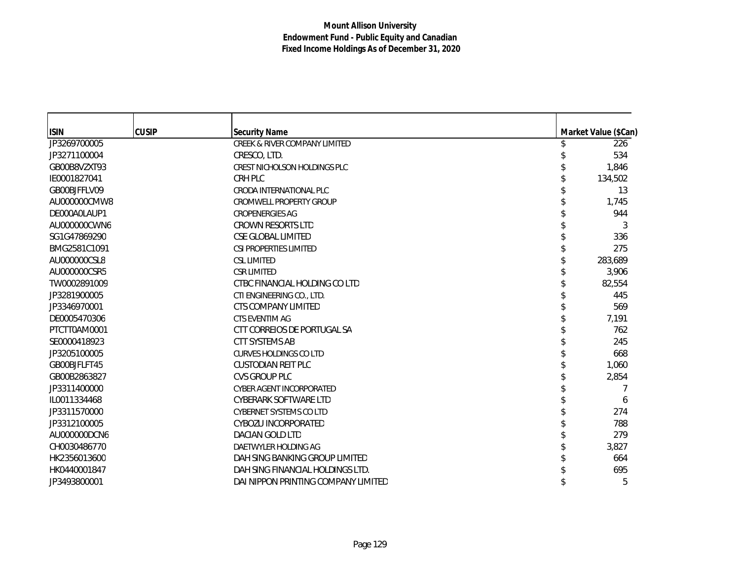**Mount Allison University**
**Endowment Fund - Public Equity and Canadian**
**Fixed Income Holdings As of December 31, 2020**

| ISIN | CUSIP | Security Name | Market Value ($Can) |
|---|---|---|---|
| JP3269700005 | | CREEK & RIVER COMPANY LIMITED | $ 226 |
| JP3271100004 | | CRESCO, LTD. | $ 534 |
| GB00B8VZXT93 | | CREST NICHOLSON HOLDINGS PLC | $ 1,846 |
| IE0001827041 | | CRH PLC | $ 134,502 |
| GB00BJFFLV09 | | CRODA INTERNATIONAL PLC | $ 13 |
| AU000000CMW8 | | CROMWELL PROPERTY GROUP | $ 1,745 |
| DE000A0LAUP1 | | CROPENERGIES AG | $ 944 |
| AU000000CWN6 | | CROWN RESORTS LTD | $ 3 |
| SG1G47869290 | | CSE GLOBAL LIMITED | $ 336 |
| BMG2581C1091 | | CSI PROPERTIES LIMITED | $ 275 |
| AU000000CSL8 | | CSL LIMITED | $ 283,689 |
| AU000000CSR5 | | CSR LIMITED | $ 3,906 |
| TW0002891009 | | CTBC FINANCIAL HOLDING CO LTD | $ 82,554 |
| JP3281900005 | | CTI ENGINEERING CO., LTD. | $ 445 |
| JP3346970001 | | CTS COMPANY LIMITED | $ 569 |
| DE0005470306 | | CTS EVENTIM AG | $ 7,191 |
| PTCTT0AM0001 | | CTT CORREIOS DE PORTUGAL SA | $ 762 |
| SE0000418923 | | CTT SYSTEMS AB | $ 245 |
| JP3205100005 | | CURVES HOLDINGS CO LTD | $ 668 |
| GB00BJFLFT45 | | CUSTODIAN REIT PLC | $ 1,060 |
| GB00B2863827 | | CVS GROUP PLC | $ 2,854 |
| JP3311400000 | | CYBER AGENT INCORPORATED | $ 7 |
| IL0011334468 | | CYBERARK SOFTWARE LTD | $ 6 |
| JP3311570000 | | CYBERNET SYSTEMS CO LTD | $ 274 |
| JP3312100005 | | CYBOZU INCORPORATED | $ 788 |
| AU000000DCN6 | | DACIAN GOLD LTD | $ 279 |
| CH0030486770 | | DAETWYLER HOLDING AG | $ 3,827 |
| HK2356013600 | | DAH SING BANKING GROUP LIMITED | $ 664 |
| HK0440001847 | | DAH SING FINANCIAL HOLDINGS LTD. | $ 695 |
| JP3493800001 | | DAI NIPPON PRINTING COMPANY LIMITED | $ 5 |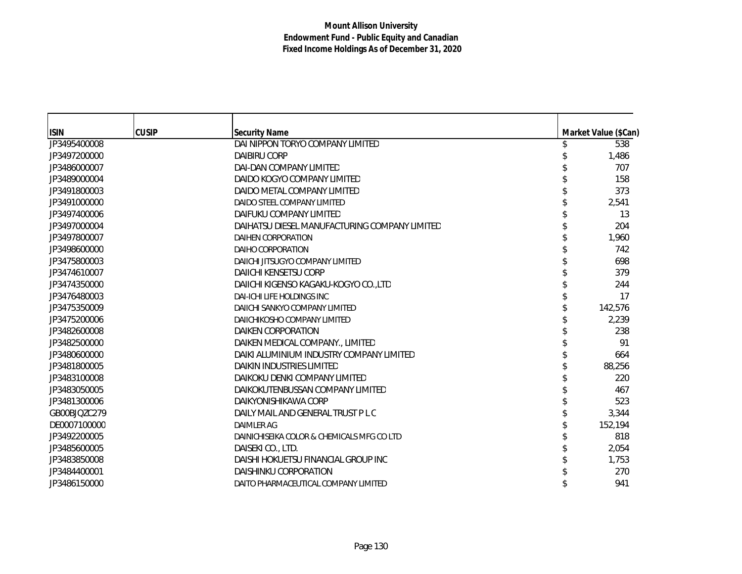**Mount Allison University**
**Endowment Fund - Public Equity and Canadian Fixed Income Holdings As of December 31, 2020**

| ISIN | CUSIP | Security Name | Market Value ($Can) |
|---|---|---|---|
| JP3495400008 | | DAI NIPPON TORYO COMPANY LIMITED | $ 538 |
| JP3497200000 | | DAIBIRU CORP | $ 1,486 |
| JP3486000007 | | DAI-DAN COMPANY LIMITED | $ 707 |
| JP3489000004 | | DAIDO KOGYO COMPANY LIMITED | $ 158 |
| JP3491800003 | | DAIDO METAL COMPANY LIMITED | $ 373 |
| JP3491000000 | | DAIDO STEEL COMPANY LIMITED | $ 2,541 |
| JP3497400006 | | DAIFUKU COMPANY LIMITED | $ 13 |
| JP3497000004 | | DAIHATSU DIESEL MANUFACTURING COMPANY LIMITED | $ 204 |
| JP3497800007 | | DAIHEN CORPORATION | $ 1,960 |
| JP3498600000 | | DAIHO CORPORATION | $ 742 |
| JP3475800003 | | DAIICHI JITSUGYO COMPANY LIMITED | $ 698 |
| JP3474610007 | | DAIICHI KENSETSU CORP | $ 379 |
| JP3474350000 | | DAIICHI KIGENSO KAGAKU-KOGYO CO.,LTD | $ 244 |
| JP3476480003 | | DAI-ICHI LIFE HOLDINGS INC | $ 17 |
| JP3475350009 | | DAIICHI SANKYO COMPANY LIMITED | $ 142,576 |
| JP3475200006 | | DAIICHIKOSHO COMPANY LIMITED | $ 2,239 |
| JP3482600008 | | DAIKEN CORPORATION | $ 238 |
| JP3482500000 | | DAIKEN MEDICAL COMPANY., LIMITED | $ 91 |
| JP3480600000 | | DAIKI ALUMINIUM INDUSTRY COMPANY LIMITED | $ 664 |
| JP3481800005 | | DAIKIN INDUSTRIES LIMITED | $ 88,256 |
| JP3483100008 | | DAIKOKU DENKI COMPANY LIMITED | $ 220 |
| JP3483050005 | | DAIKOKUTENBUSSAN COMPANY LIMITED | $ 467 |
| JP3481300006 | | DAIKYONISHIKAWA CORP | $ 523 |
| GB00BJQZC279 | | DAILY MAIL AND GENERAL TRUST P L C | $ 3,344 |
| DE0007100000 | | DAIMLER AG | $ 152,194 |
| JP3492200005 | | DAINICHISEIKA COLOR & CHEMICALS MFG CO LTD | $ 818 |
| JP3485600005 | | DAISEKI CO., LTD. | $ 2,054 |
| JP3483850008 | | DAISHI HOKUETSU FINANCIAL GROUP INC | $ 1,753 |
| JP3484400001 | | DAISHINKU CORPORATION | $ 270 |
| JP3486150000 | | DAITO PHARMACEUTICAL COMPANY LIMITED | $ 941 |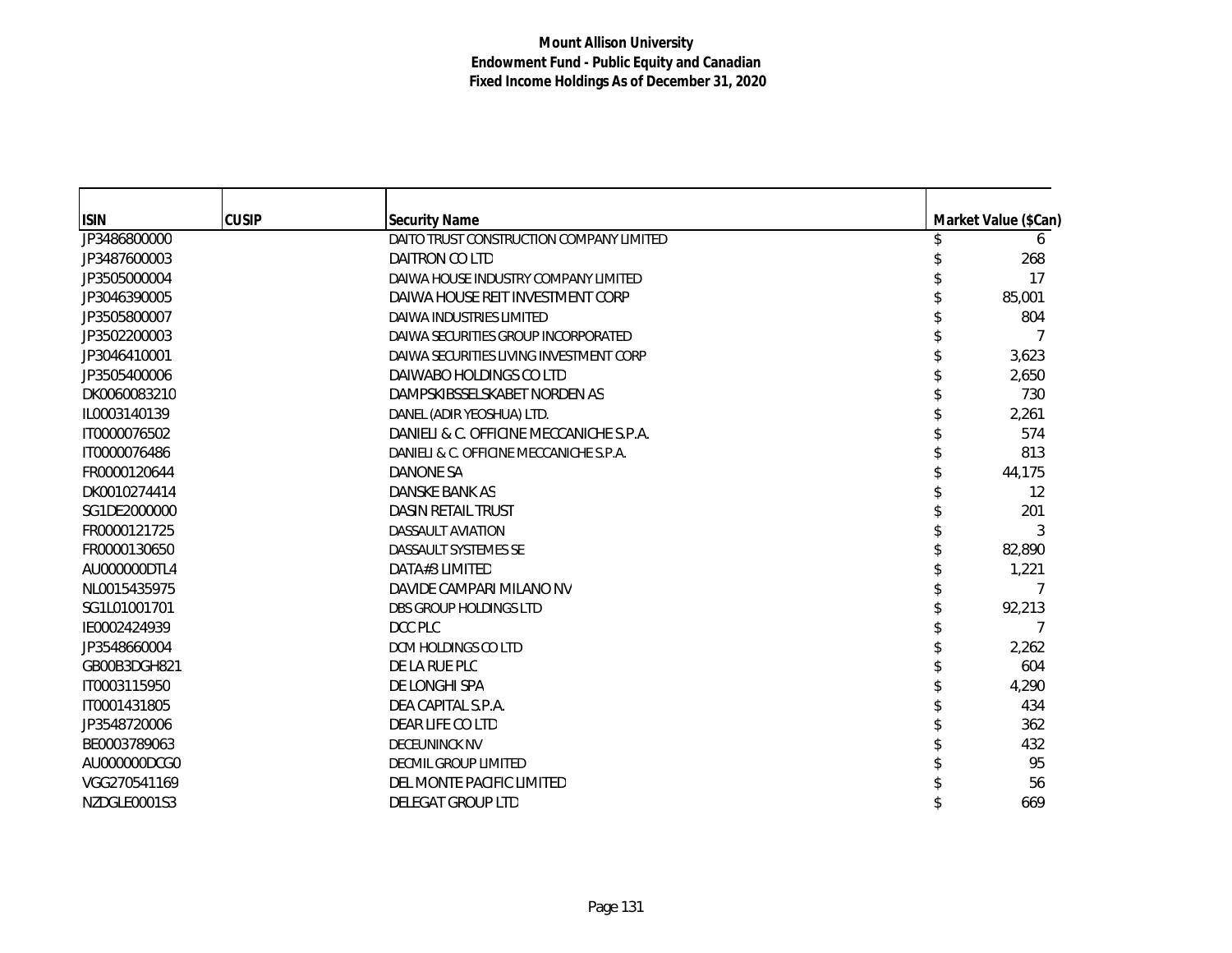**Mount Allison University**
**Endowment Fund - Public Equity and Canadian**
**Fixed Income Holdings As of December 31, 2020**

| ISIN | CUSIP | Security Name | Market Value ($Can) |
|---|---|---|---|
| JP3486800000 | | DAITO TRUST CONSTRUCTION COMPANY LIMITED | $ 6 |
| JP3487600003 | | DAITRON CO LTD | $ 268 |
| JP3505000004 | | DAIWA HOUSE INDUSTRY COMPANY LIMITED | $ 17 |
| JP3046390005 | | DAIWA HOUSE REIT INVESTMENT CORP | $ 85,001 |
| JP3505800007 | | DAIWA INDUSTRIES LIMITED | $ 804 |
| JP3502200003 | | DAIWA SECURITIES GROUP INCORPORATED | $ 7 |
| JP3046410001 | | DAIWA SECURITIES LIVING INVESTMENT CORP | $ 3,623 |
| JP3505400006 | | DAIWABO HOLDINGS CO LTD | $ 2,650 |
| DK0060083210 | | DAMPSKIBSSELSKABET NORDEN AS | $ 730 |
| IL0003140139 | | DANEL (ADIR YEOSHUA) LTD. | $ 2,261 |
| IT0000076502 | | DANIELI & C. OFFICINE MECCANICHE S.P.A. | $ 574 |
| IT0000076486 | | DANIELI & C. OFFICINE MECCANICHE S.P.A. | $ 813 |
| FR0000120644 | | DANONE SA | $ 44,175 |
| DK0010274414 | | DANSKE BANK AS | $ 12 |
| SG1DE2000000 | | DASIN RETAIL TRUST | $ 201 |
| FR0000121725 | | DASSAULT AVIATION | $ 3 |
| FR0000130650 | | DASSAULT SYSTEMES SE | $ 82,890 |
| AU000000DTL4 | | DATA#3 LIMITED | $ 1,221 |
| NL0015435975 | | DAVIDE CAMPARI MILANO NV | $ 7 |
| SG1L01001701 | | DBS GROUP HOLDINGS LTD | $ 92,213 |
| IE0002424939 | | DCC PLC | $ 7 |
| JP3548660004 | | DCM HOLDINGS CO LTD | $ 2,262 |
| GB00B3DGH821 | | DE LA RUE PLC | $ 604 |
| IT0003115950 | | DE LONGHI SPA | $ 4,290 |
| IT0001431805 | | DEA CAPITAL S.P.A. | $ 434 |
| JP3548720006 | | DEAR LIFE CO LTD | $ 362 |
| BE0003789063 | | DECEUNINCK NV | $ 432 |
| AU000000DCG0 | | DECMIL GROUP LIMITED | $ 95 |
| VGG270541169 | | DEL MONTE PACIFIC LIMITED | $ 56 |
| NZDGLE0001S3 | | DELEGAT GROUP LTD | $ 669 |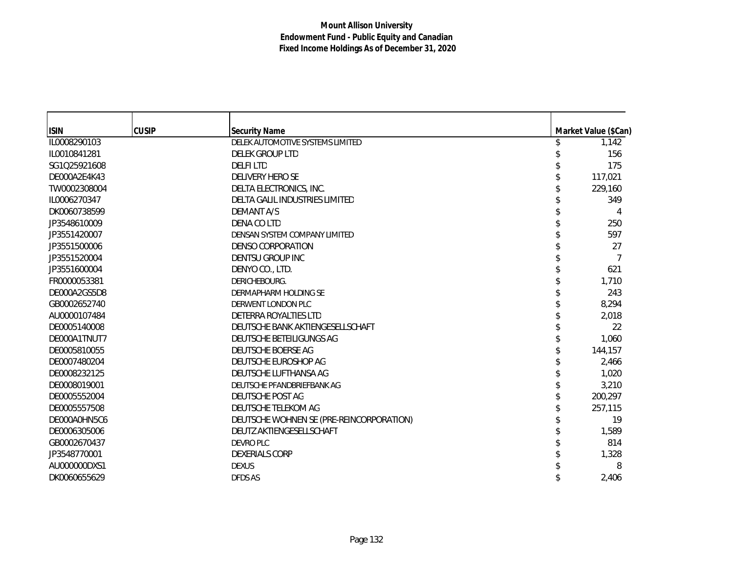**Mount Allison University**
**Endowment Fund - Public Equity and Canadian**
**Fixed Income Holdings As of December 31, 2020**

| ISIN | CUSIP | Security Name | Market Value ($Can) |
|---|---|---|---|
| IL0008290103 | | DELEK AUTOMOTIVE SYSTEMS LIMITED | $ 1,142 |
| IL0010841281 | | DELEK GROUP LTD | $ 156 |
| SG1Q25921608 | | DELFI LTD | $ 175 |
| DE000A2E4K43 | | DELIVERY HERO SE | $ 117,021 |
| TW0002308004 | | DELTA ELECTRONICS, INC. | $ 229,160 |
| IL0006270347 | | DELTA GALIL INDUSTRIES LIMITED | $ 349 |
| DK0060738599 | | DEMANT A/S | $ 4 |
| JP3548610009 | | DENA CO LTD | $ 250 |
| JP3551420007 | | DENSAN SYSTEM COMPANY LIMITED | $ 597 |
| JP3551500006 | | DENSO CORPORATION | $ 27 |
| JP3551520004 | | DENTSU GROUP INC | $ 7 |
| JP3551600004 | | DENYO CO., LTD. | $ 621 |
| FR0000053381 | | DERICHEBOURG. | $ 1,710 |
| DE000A2GS5D8 | | DERMAPHARM HOLDING SE | $ 243 |
| GB0002652740 | | DERWENT LONDON PLC | $ 8,294 |
| AU0000107484 | | DETERRA ROYALTIES LTD | $ 2,018 |
| DE0005140008 | | DEUTSCHE BANK AKTIENGESELLSCHAFT | $ 22 |
| DE000A1TNUT7 | | DEUTSCHE BETEILIGUNGS AG | $ 1,060 |
| DE0005810055 | | DEUTSCHE BOERSE AG | $ 144,157 |
| DE0007480204 | | DEUTSCHE EUROSHOP AG | $ 2,466 |
| DE0008232125 | | DEUTSCHE LUFTHANSA AG | $ 1,020 |
| DE0008019001 | | DEUTSCHE PFANDBRIEFBANK AG | $ 3,210 |
| DE0005552004 | | DEUTSCHE POST AG | $ 200,297 |
| DE0005557508 | | DEUTSCHE TELEKOM AG | $ 257,115 |
| DE000A0HN5C6 | | DEUTSCHE WOHNEN SE (PRE-REINCORPORATION) | $ 19 |
| DE0006305006 | | DEUTZ AKTIENGESELLSCHAFT | $ 1,589 |
| GB0002670437 | | DEVRO PLC | $ 814 |
| JP3548770001 | | DEXERIALS CORP | $ 1,328 |
| AU000000DXS1 | | DEXUS | $ 8 |
| DK0060655629 | | DFDS AS | $ 2,406 |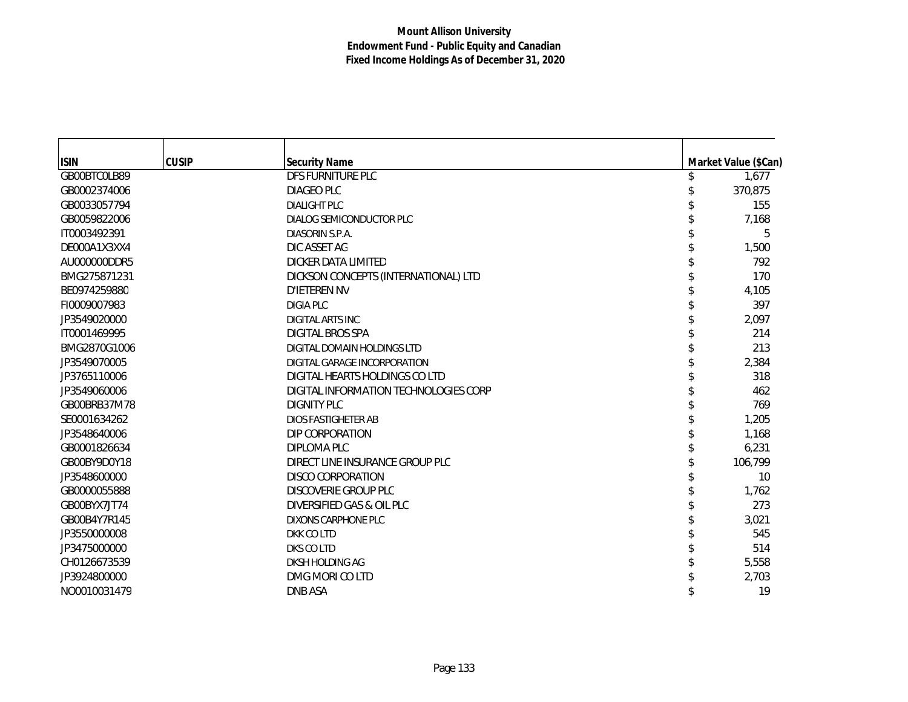**Mount Allison University**
**Endowment Fund - Public Equity and Canadian**
**Fixed Income Holdings As of December 31, 2020**

| ISIN | CUSIP | Security Name | Market Value ($Can) |
|---|---|---|---|
| GB00BTC0LB89 | | DFS FURNITURE PLC | $ 1,677 |
| GB0002374006 | | DIAGEO PLC | $ 370,875 |
| GB0033057794 | | DIALIGHT PLC | $ 155 |
| GB0059822006 | | DIALOG SEMICONDUCTOR PLC | $ 7,168 |
| IT0003492391 | | DIASORIN S.P.A. | $ 5 |
| DE000A1X3XX4 | | DIC ASSET AG | $ 1,500 |
| AU000000DDR5 | | DICKER DATA LIMITED | $ 792 |
| BMG275871231 | | DICKSON CONCEPTS (INTERNATIONAL) LTD | $ 170 |
| BE0974259880 | | D'IETEREN NV | $ 4,105 |
| FI0009007983 | | DIGIA PLC | $ 397 |
| JP3549020000 | | DIGITAL ARTS INC | $ 2,097 |
| IT0001469995 | | DIGITAL BROS SPA | $ 214 |
| BMG2870G1006 | | DIGITAL DOMAIN HOLDINGS LTD | $ 213 |
| JP3549070005 | | DIGITAL GARAGE INCORPORATION | $ 2,384 |
| JP3765110006 | | DIGITAL HEARTS HOLDINGS CO LTD | $ 318 |
| JP3549060006 | | DIGITAL INFORMATION TECHNOLOGIES CORP | $ 462 |
| GB00BRB37M78 | | DIGNITY PLC | $ 769 |
| SE0001634262 | | DIOS FASTIGHETER AB | $ 1,205 |
| JP3548640006 | | DIP CORPORATION | $ 1,168 |
| GB0001826634 | | DIPLOMA PLC | $ 6,231 |
| GB00BY9D0Y18 | | DIRECT LINE INSURANCE GROUP PLC | $ 106,799 |
| JP3548600000 | | DISCO CORPORATION | $ 10 |
| GB0000055888 | | DISCOVERIE GROUP PLC | $ 1,762 |
| GB00BYX7JT74 | | DIVERSIFIED GAS & OIL PLC | $ 273 |
| GB00B4Y7R145 | | DIXONS CARPHONE PLC | $ 3,021 |
| JP3550000008 | | DKK CO LTD | $ 545 |
| JP3475000000 | | DKS CO LTD | $ 514 |
| CH0126673539 | | DKSH HOLDING AG | $ 5,558 |
| JP3924800000 | | DMG MORI CO LTD | $ 2,703 |
| NO0010031479 | | DNB ASA | $ 19 |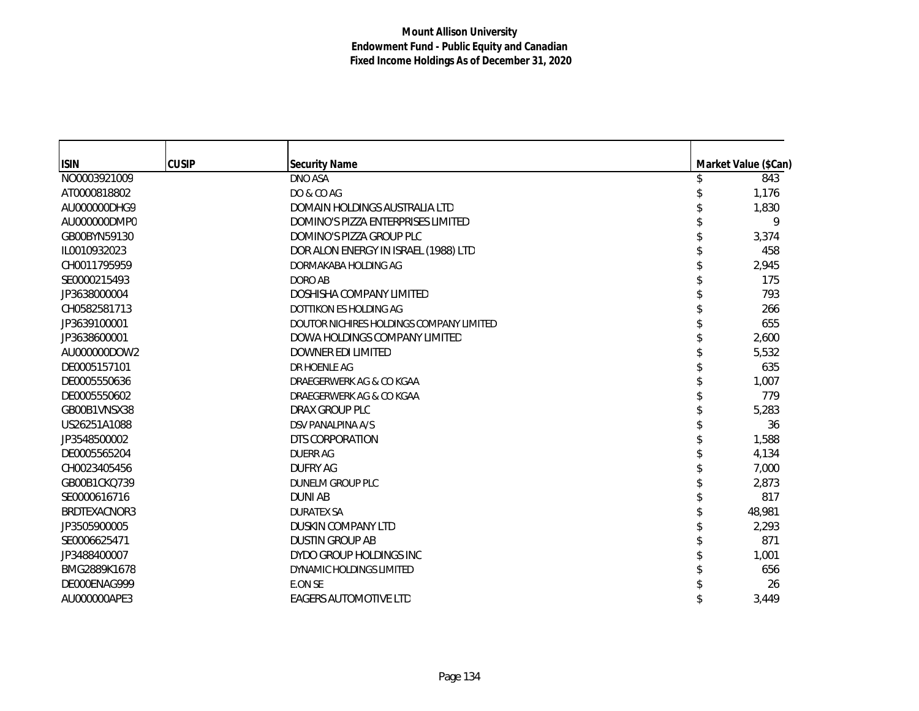**Mount Allison University**
**Endowment Fund - Public Equity and Canadian**
**Fixed Income Holdings As of December 31, 2020**

| ISIN | CUSIP | Security Name | Market Value ($Can) |
|---|---|---|---|
| NO0003921009 | | DNO ASA | $ 843 |
| AT0000818802 | | DO & CO AG | $ 1,176 |
| AU000000DHG9 | | DOMAIN HOLDINGS AUSTRALIA LTD | $ 1,830 |
| AU000000DMP0 | | DOMINO'S PIZZA ENTERPRISES LIMITED | $ 9 |
| GB00BYN59130 | | DOMINO'S PIZZA GROUP PLC | $ 3,374 |
| IL0010932023 | | DOR ALON ENERGY IN ISRAEL (1988) LTD | $ 458 |
| CH0011795959 | | DORMAKABA HOLDING AG | $ 2,945 |
| SE0000215493 | | DORO AB | $ 175 |
| JP3638000004 | | DOSHISHA COMPANY LIMITED | $ 793 |
| CH0582581713 | | DOTTIKON ES HOLDING AG | $ 266 |
| JP3639100001 | | DOUTOR NICHIRES HOLDINGS COMPANY LIMITED | $ 655 |
| JP3638600001 | | DOWA HOLDINGS COMPANY LIMITED | $ 2,600 |
| AU000000DOW2 | | DOWNER EDI LIMITED | $ 5,532 |
| DE0005157101 | | DR HOENLE AG | $ 635 |
| DE0005550636 | | DRAEGERWERK AG & CO KGAA | $ 1,007 |
| DE0005550602 | | DRAEGERWERK AG & CO KGAA | $ 779 |
| GB00B1VNSX38 | | DRAX GROUP PLC | $ 5,283 |
| US26251A1088 | | DSV PANALPINA A/S | $ 36 |
| JP3548500002 | | DTS CORPORATION | $ 1,588 |
| DE0005565204 | | DUERR AG | $ 4,134 |
| CH0023405456 | | DUFRY AG | $ 7,000 |
| GB00B1CKQ739 | | DUNELM GROUP PLC | $ 2,873 |
| SE0000616716 | | DUNI AB | $ 817 |
| BRDTEXACNOR3 | | DURATEX SA | $ 48,981 |
| JP3505900005 | | DUSKIN COMPANY LTD | $ 2,293 |
| SE0006625471 | | DUSTIN GROUP AB | $ 871 |
| JP3488400007 | | DYDO GROUP HOLDINGS INC | $ 1,001 |
| BMG2889K1678 | | DYNAMIC HOLDINGS LIMITED | $ 656 |
| DE000ENAG999 | | E.ON SE | $ 26 |
| AU000000APE3 | | EAGERS AUTOMOTIVE LTD | $ 3,449 |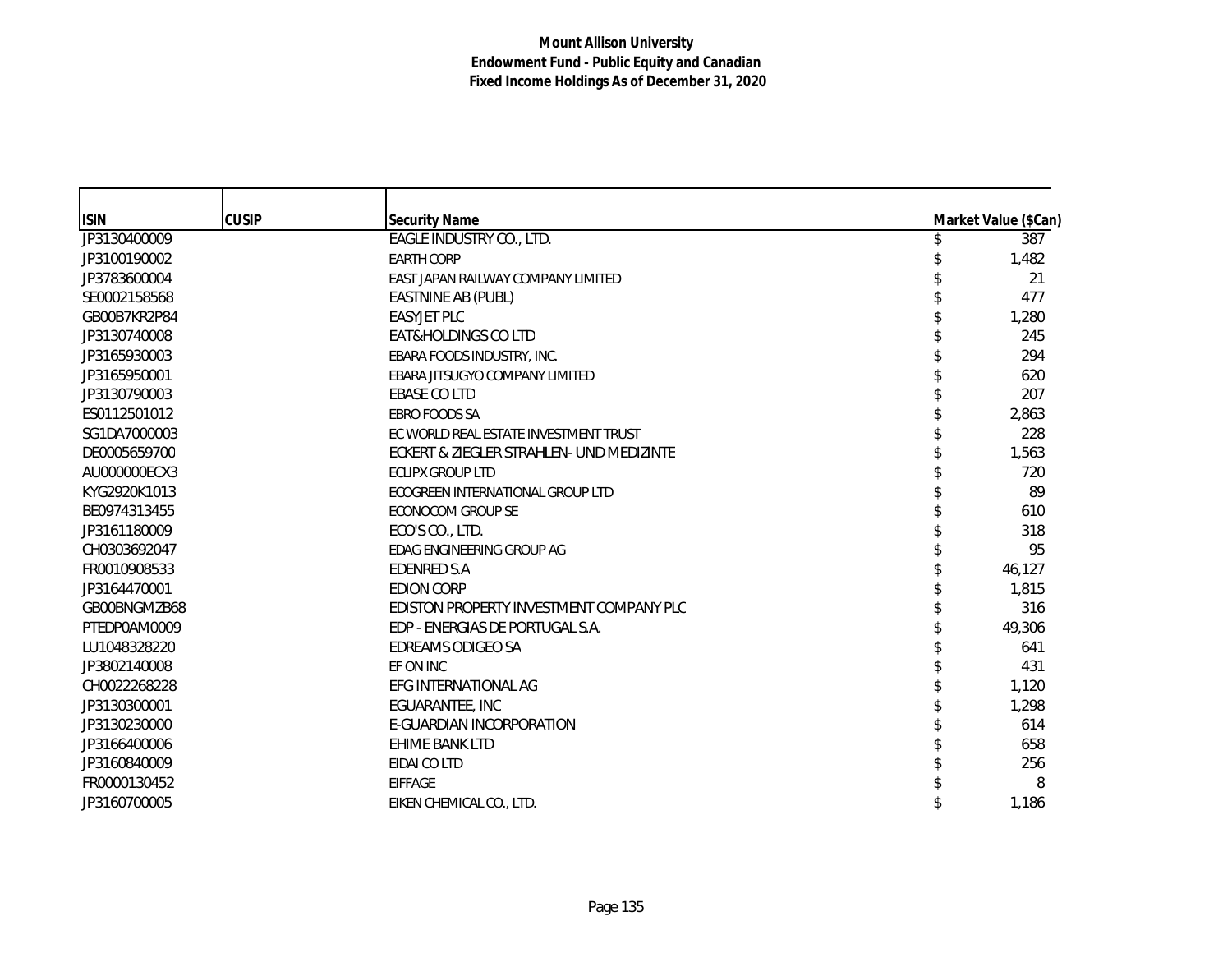**Mount Allison University**
**Endowment Fund - Public Equity and Canadian**
**Fixed Income Holdings As of December 31, 2020**

| ISIN | CUSIP | Security Name | Market Value ($Can) |
|---|---|---|---|
| JP3130400009 | | EAGLE INDUSTRY CO., LTD. | $ 387 |
| JP3100190002 | | EARTH CORP | $ 1,482 |
| JP3783600004 | | EAST JAPAN RAILWAY COMPANY LIMITED | $ 21 |
| SE0002158568 | | EASTNINE AB (PUBL) | $ 477 |
| GB00B7KR2P84 | | EASYJET PLC | $ 1,280 |
| JP3130740008 | | EAT&HOLDINGS CO LTD | $ 245 |
| JP3165930003 | | EBARA FOODS INDUSTRY, INC. | $ 294 |
| JP3165950001 | | EBARA JITSUGYO COMPANY LIMITED | $ 620 |
| JP3130790003 | | EBASE CO LTD | $ 207 |
| ES0112501012 | | EBRO FOODS SA | $ 2,863 |
| SG1DA7000003 | | EC WORLD REAL ESTATE INVESTMENT TRUST | $ 228 |
| DE0005659700 | | ECKERT & ZIEGLER STRAHLEN- UND MEDIZINTE | $ 1,563 |
| AU000000ECX3 | | ECLIPX GROUP LTD | $ 720 |
| KYG2920K1013 | | ECOGREEN INTERNATIONAL GROUP LTD | $ 89 |
| BE0974313455 | | ECONOCOM GROUP SE | $ 610 |
| JP3161180009 | | ECO'S CO., LTD. | $ 318 |
| CH0303692047 | | EDAG ENGINEERING GROUP AG | $ 95 |
| FR0010908533 | | EDENRED S.A | $ 46,127 |
| JP3164470001 | | EDION CORP | $ 1,815 |
| GB00BNGMZB68 | | EDISTON PROPERTY INVESTMENT COMPANY PLC | $ 316 |
| PTEDP0AM0009 | | EDP - ENERGIAS DE PORTUGAL S.A. | $ 49,306 |
| LU1048328220 | | EDREAMS ODIGEO SA | $ 641 |
| JP3802140008 | | EF ON INC | $ 431 |
| CH0022268228 | | EFG INTERNATIONAL AG | $ 1,120 |
| JP3130300001 | | EGUARANTEE, INC | $ 1,298 |
| JP3130230000 | | E-GUARDIAN INCORPORATION | $ 614 |
| JP3166400006 | | EHIME BANK LTD | $ 658 |
| JP3160840009 | | EIDAI CO LTD | $ 256 |
| FR0000130452 | | EIFFAGE | $ 8 |
| JP3160700005 | | EIKEN CHEMICAL CO., LTD. | $ 1,186 |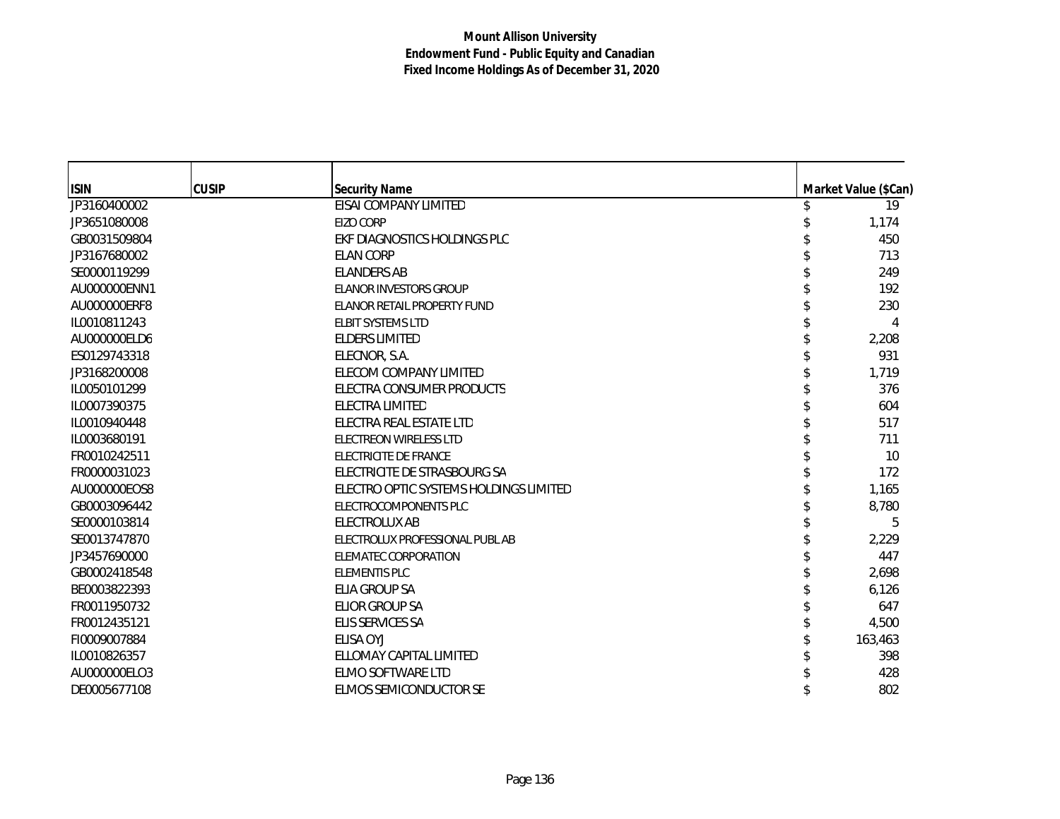**Mount Allison University**
**Endowment Fund - Public Equity and Canadian**
**Fixed Income Holdings As of December 31, 2020**

| ISIN | CUSIP | Security Name | Market Value ($Can) |
|---|---|---|---|
| JP3160400002 | | EISAI COMPANY LIMITED | $ 19 |
| JP3651080008 | | EIZO CORP | $ 1,174 |
| GB0031509804 | | EKF DIAGNOSTICS HOLDINGS PLC | $ 450 |
| JP3167680002 | | ELAN CORP | $ 713 |
| SE0000119299 | | ELANDERS AB | $ 249 |
| AU000000ENN1 | | ELANOR INVESTORS GROUP | $ 192 |
| AU000000ERF8 | | ELANOR RETAIL PROPERTY FUND | $ 230 |
| IL0010811243 | | ELBIT SYSTEMS LTD | $ 4 |
| AU000000ELD6 | | ELDERS LIMITED | $ 2,208 |
| ES0129743318 | | ELECNOR, S.A. | $ 931 |
| JP3168200008 | | ELECOM COMPANY LIMITED | $ 1,719 |
| IL0050101299 | | ELECTRA CONSUMER PRODUCTS | $ 376 |
| IL0007390375 | | ELECTRA LIMITED | $ 604 |
| IL0010940448 | | ELECTRA REAL ESTATE LTD | $ 517 |
| IL0003680191 | | ELECTREON WIRELESS LTD | $ 711 |
| FR0010242511 | | ELECTRICITE DE FRANCE | $ 10 |
| FR0000031023 | | ELECTRICITE DE STRASBOURG SA | $ 172 |
| AU000000EOS8 | | ELECTRO OPTIC SYSTEMS HOLDINGS LIMITED | $ 1,165 |
| GB0003096442 | | ELECTROCOMPONENTS PLC | $ 8,780 |
| SE0000103814 | | ELECTROLUX AB | $ 5 |
| SE0013747870 | | ELECTROLUX PROFESSIONAL PUBL AB | $ 2,229 |
| JP3457690000 | | ELEMATEC CORPORATION | $ 447 |
| GB0002418548 | | ELEMENTIS PLC | $ 2,698 |
| BE0003822393 | | ELIA GROUP SA | $ 6,126 |
| FR0011950732 | | ELIOR GROUP SA | $ 647 |
| FR0012435121 | | ELIS SERVICES SA | $ 4,500 |
| FI0009007884 | | ELISA OYJ | $ 163,463 |
| IL0010826357 | | ELLOMAY CAPITAL LIMITED | $ 398 |
| AU000000ELO3 | | ELMO SOFTWARE LTD | $ 428 |
| DE0005677108 | | ELMOS SEMICONDUCTOR SE | $ 802 |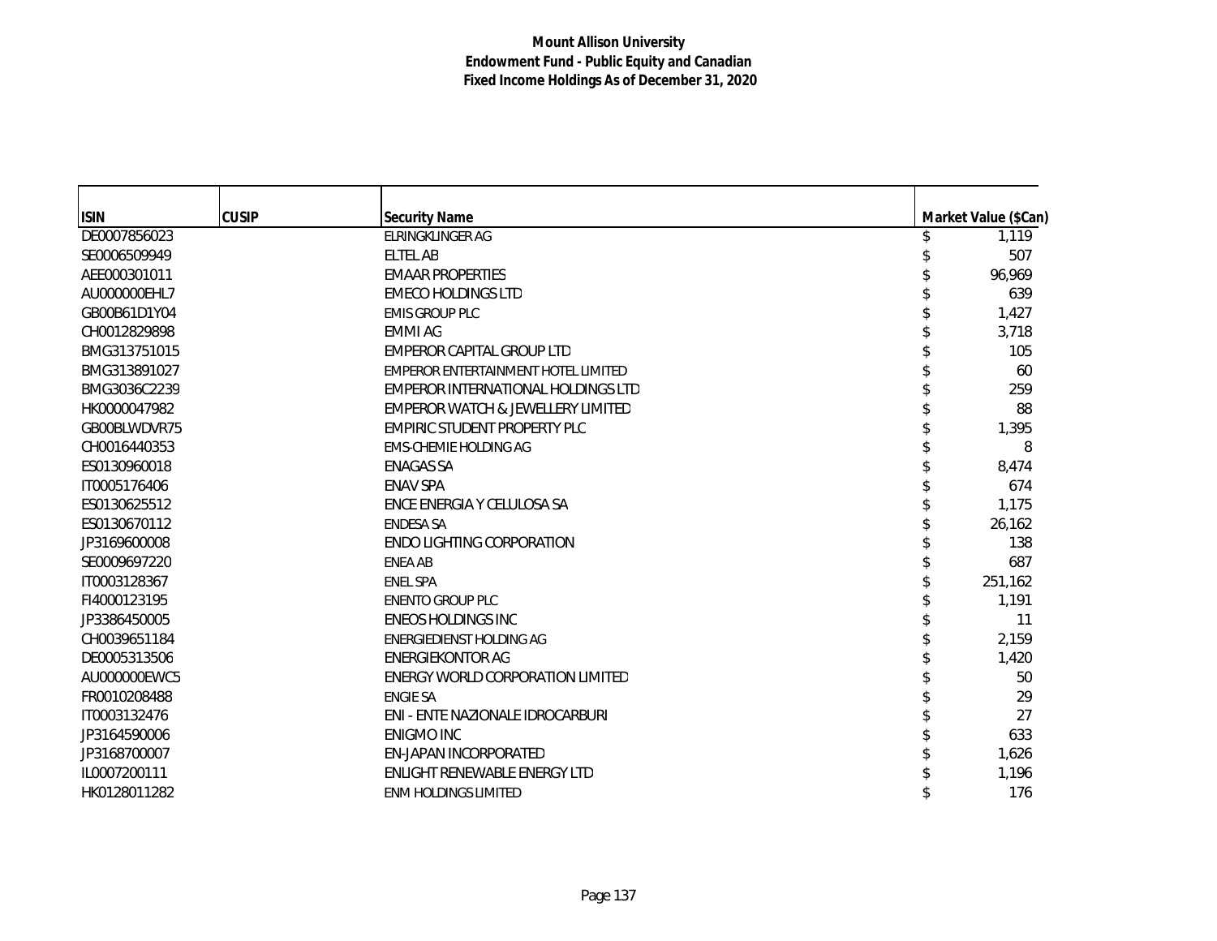**Mount Allison University**
**Endowment Fund - Public Equity and Canadian**
**Fixed Income Holdings As of December 31, 2020**

| ISIN | CUSIP | Security Name | Market Value ($Can) |
|---|---|---|---|
| DE0007856023 | | ELRINGKLINGER AG | $ 1,119 |
| SE0006509949 | | ELTEL AB | $ 507 |
| AEE000301011 | | EMAAR PROPERTIES | $ 96,969 |
| AU000000EHL7 | | EMECO HOLDINGS LTD | $ 639 |
| GB00B61D1Y04 | | EMIS GROUP PLC | $ 1,427 |
| CH0012829898 | | EMMI AG | $ 3,718 |
| BMG313751015 | | EMPEROR CAPITAL GROUP LTD | $ 105 |
| BMG313891027 | | EMPEROR ENTERTAINMENT HOTEL LIMITED | $ 60 |
| BMG3036C2239 | | EMPEROR INTERNATIONAL HOLDINGS LTD | $ 259 |
| HK0000047982 | | EMPEROR WATCH & JEWELLERY LIMITED | $ 88 |
| GB00BLWDVR75 | | EMPIRIC STUDENT PROPERTY PLC | $ 1,395 |
| CH0016440353 | | EMS-CHEMIE HOLDING AG | $ 8 |
| ES0130960018 | | ENAGAS SA | $ 8,474 |
| IT0005176406 | | ENAV SPA | $ 674 |
| ES0130625512 | | ENCE ENERGIA Y CELULOSA SA | $ 1,175 |
| ES0130670112 | | ENDESA SA | $ 26,162 |
| JP3169600008 | | ENDO LIGHTING CORPORATION | $ 138 |
| SE0009697220 | | ENEA AB | $ 687 |
| IT0003128367 | | ENEL SPA | $ 251,162 |
| FI4000123195 | | ENENTO GROUP PLC | $ 1,191 |
| JP3386450005 | | ENEOS HOLDINGS INC | $ 11 |
| CH0039651184 | | ENERGIEDIENST HOLDING AG | $ 2,159 |
| DE0005313506 | | ENERGIEKONTOR AG | $ 1,420 |
| AU000000EWC5 | | ENERGY WORLD CORPORATION LIMITED | $ 50 |
| FR0010208488 | | ENGIE SA | $ 29 |
| IT0003132476 | | ENI - ENTE NAZIONALE IDROCARBURI | $ 27 |
| JP3164590006 | | ENIGMO INC | $ 633 |
| JP3168700007 | | EN-JAPAN INCORPORATED | $ 1,626 |
| IL0007200111 | | ENLIGHT RENEWABLE ENERGY LTD | $ 1,196 |
| HK0128011282 | | ENM HOLDINGS LIMITED | $ 176 |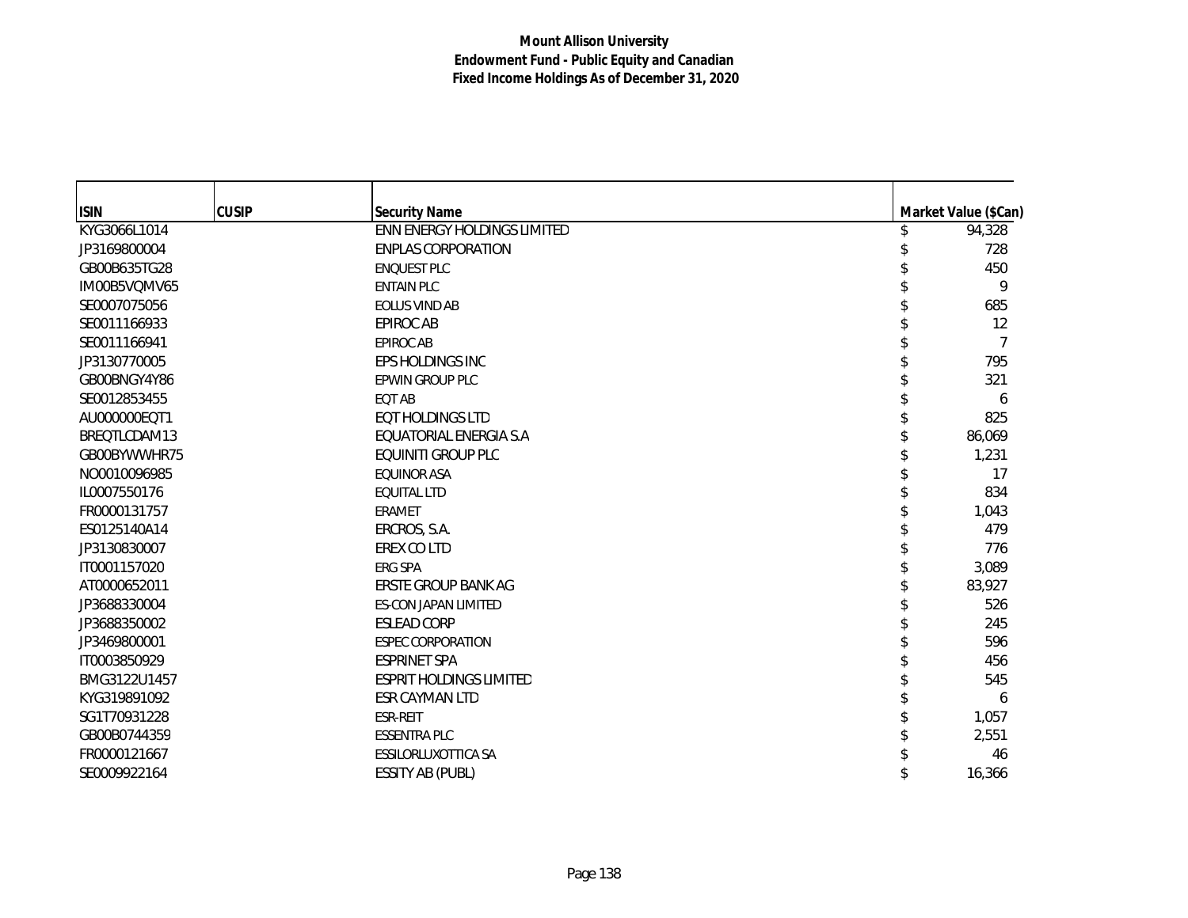**Mount Allison University**
**Endowment Fund - Public Equity and Canadian**
**Fixed Income Holdings As of December 31, 2020**

| ISIN | CUSIP | Security Name | Market Value ($Can) |
|---|---|---|---|
| KYG3066L1014 | | ENN ENERGY HOLDINGS LIMITED | $ 94,328 |
| JP3169800004 | | ENPLAS CORPORATION | $ 728 |
| GB00B635TG28 | | ENQUEST PLC | $ 450 |
| IM00B5VQMV65 | | ENTAIN PLC | $ 9 |
| SE0007075056 | | EOLUS VIND AB | $ 685 |
| SE0011166933 | | EPIROC AB | $ 12 |
| SE0011166941 | | EPIROC AB | $ 7 |
| JP3130770005 | | EPS HOLDINGS INC | $ 795 |
| GB00BNGY4Y86 | | EPWIN GROUP PLC | $ 321 |
| SE0012853455 | | EQT AB | $ 6 |
| AU000000EQT1 | | EQT HOLDINGS LTD | $ 825 |
| BREQTLCDAM13 | | EQUATORIAL ENERGIA S.A | $ 86,069 |
| GB00BYWWHR75 | | EQUINITI GROUP PLC | $ 1,231 |
| NO0010096985 | | EQUINOR ASA | $ 17 |
| IL0007550176 | | EQUITAL LTD | $ 834 |
| FR0000131757 | | ERAMET | $ 1,043 |
| ES0125140A14 | | ERCROS, S.A. | $ 479 |
| JP3130830007 | | EREX CO LTD | $ 776 |
| IT0001157020 | | ERG SPA | $ 3,089 |
| AT0000652011 | | ERSTE GROUP BANK AG | $ 83,927 |
| JP3688330004 | | ES-CON JAPAN LIMITED | $ 526 |
| JP3688350002 | | ESLEAD CORP | $ 245 |
| JP3469800001 | | ESPEC CORPORATION | $ 596 |
| IT0003850929 | | ESPRINET SPA | $ 456 |
| BMG3122U1457 | | ESPRIT HOLDINGS LIMITED | $ 545 |
| KYG319891092 | | ESR CAYMAN LTD | $ 6 |
| SG1T70931228 | | ESR-REIT | $ 1,057 |
| GB00B0744359 | | ESSENTRA PLC | $ 2,551 |
| FR0000121667 | | ESSILORLUXOTTICA SA | $ 46 |
| SE0009922164 | | ESSITY AB (PUBL) | $ 16,366 |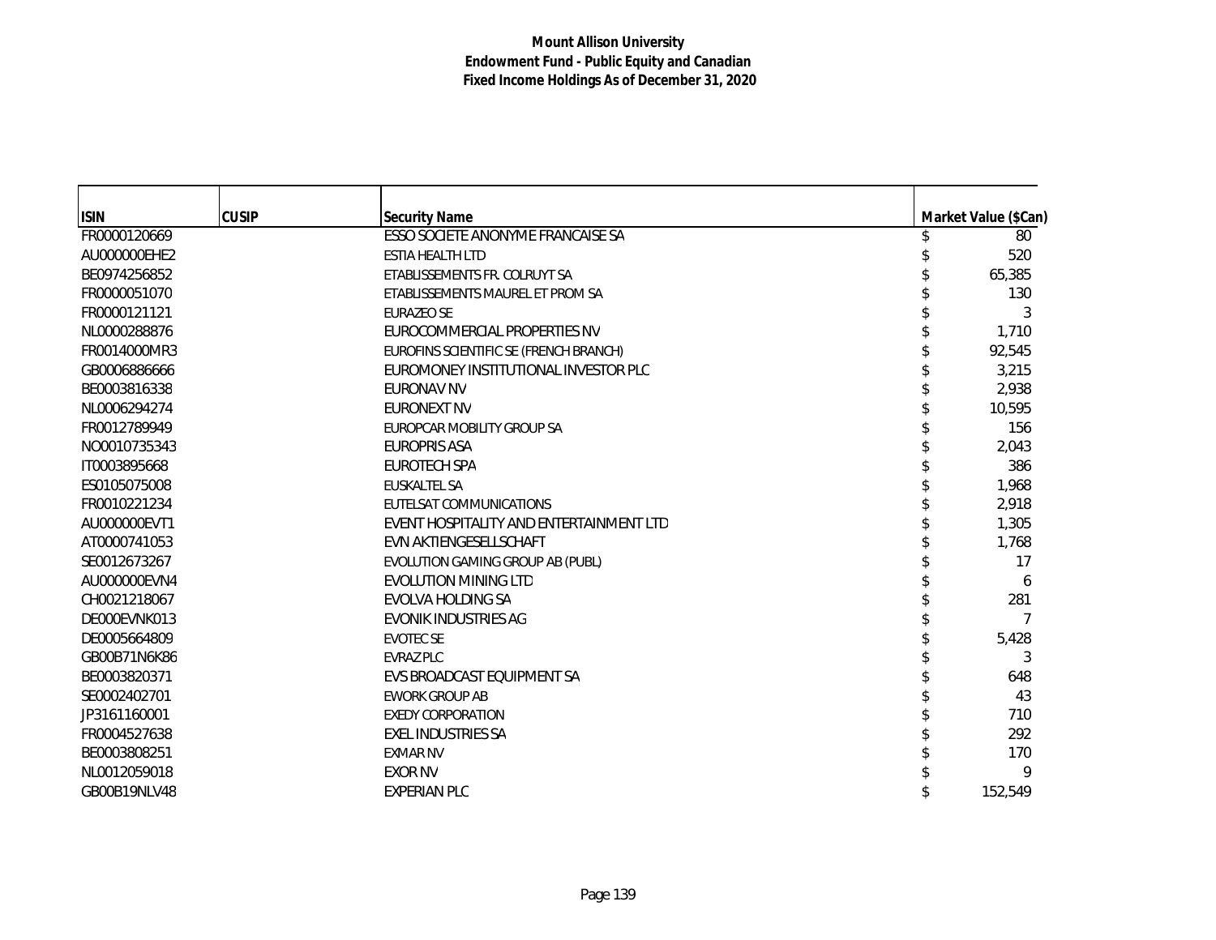**Mount Allison University**
**Endowment Fund - Public Equity and Canadian**
**Fixed Income Holdings As of December 31, 2020**

| ISIN | CUSIP | Security Name | Market Value ($Can) |
|---|---|---|---|
| FR0000120669 | | ESSO SOCIETE ANONYME FRANCAISE SA | $ 80 |
| AU000000EHE2 | | ESTIA HEALTH LTD | $ 520 |
| BE0974256852 | | ETABLISSEMENTS FR. COLRUYT SA | $ 65,385 |
| FR0000051070 | | ETABLISSEMENTS MAUREL ET PROM SA | $ 130 |
| FR0000121121 | | EURAZEO SE | $ 3 |
| NL0000288876 | | EUROCOMMERCIAL PROPERTIES NV | $ 1,710 |
| FR0014000MR3 | | EUROFINS SCIENTIFIC SE (FRENCH BRANCH) | $ 92,545 |
| GB0006886666 | | EUROMONEY INSTITUTIONAL INVESTOR PLC | $ 3,215 |
| BE0003816338 | | EURONAV NV | $ 2,938 |
| NL0006294274 | | EURONEXT NV | $ 10,595 |
| FR0012789949 | | EUROPCAR MOBILITY GROUP SA | $ 156 |
| NO0010735343 | | EUROPRIS ASA | $ 2,043 |
| IT0003895668 | | EUROTECH SPA | $ 386 |
| ES0105075008 | | EUSKALTEL SA | $ 1,968 |
| FR0010221234 | | EUTELSAT COMMUNICATIONS | $ 2,918 |
| AU000000EVT1 | | EVENT HOSPITALITY AND ENTERTAINMENT LTD | $ 1,305 |
| AT0000741053 | | EVN AKTIENGESELLSCHAFT | $ 1,768 |
| SE0012673267 | | EVOLUTION GAMING GROUP AB (PUBL) | $ 17 |
| AU000000EVN4 | | EVOLUTION MINING LTD | $ 6 |
| CH0021218067 | | EVOLVA HOLDING SA | $ 281 |
| DE000EVNK013 | | EVONIK INDUSTRIES AG | $ 7 |
| DE0005664809 | | EVOTEC SE | $ 5,428 |
| GB00B71N6K86 | | EVRAZ PLC | $ 3 |
| BE0003820371 | | EVS BROADCAST EQUIPMENT SA | $ 648 |
| SE0002402701 | | EWORK GROUP AB | $ 43 |
| JP3161160001 | | EXEDY CORPORATION | $ 710 |
| FR0004527638 | | EXEL INDUSTRIES SA | $ 292 |
| BE0003808251 | | EXMAR NV | $ 170 |
| NL0012059018 | | EXOR NV | $ 9 |
| GB00B19NLV48 | | EXPERIAN PLC | $ 152,549 |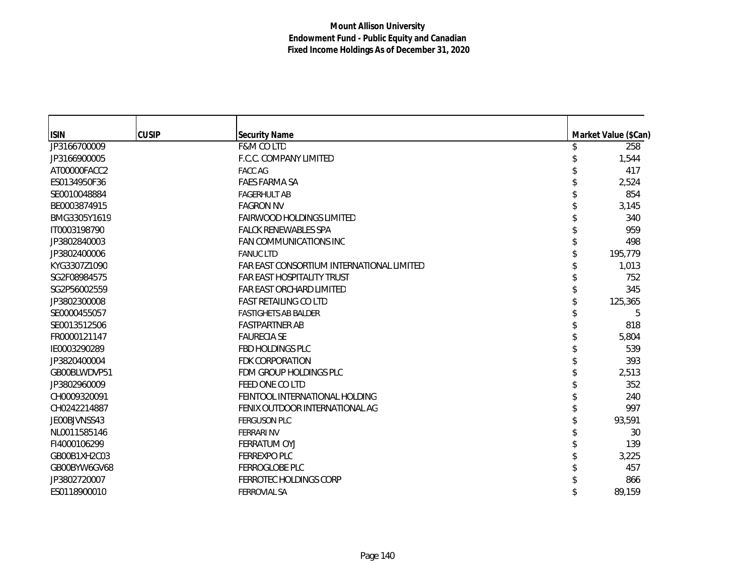**Mount Allison University**
**Endowment Fund - Public Equity and Canadian**
**Fixed Income Holdings As of December 31, 2020**

| ISIN | CUSIP | Security Name | Market Value ($Can) |
|---|---|---|---|
| JP3166700009 | | F&M CO LTD | $ 258 |
| JP3166900005 | | F.C.C. COMPANY LIMITED | $ 1,544 |
| AT00000FACC2 | | FACC AG | $ 417 |
| ES0134950F36 | | FAES FARMA SA | $ 2,524 |
| SE0010048884 | | FAGERHULT AB | $ 854 |
| BE0003874915 | | FAGRON NV | $ 3,145 |
| BMG3305Y1619 | | FAIRWOOD HOLDINGS LIMITED | $ 340 |
| IT0003198790 | | FALCK RENEWABLES SPA | $ 959 |
| JP3802840003 | | FAN COMMUNICATIONS INC | $ 498 |
| JP3802400006 | | FANUC LTD | $ 195,779 |
| KYG3307Z1090 | | FAR EAST CONSORTIUM INTERNATIONAL LIMITED | $ 1,013 |
| SG2F08984575 | | FAR EAST HOSPITALITY TRUST | $ 752 |
| SG2P56002559 | | FAR EAST ORCHARD LIMITED | $ 345 |
| JP3802300008 | | FAST RETAILING CO LTD | $ 125,365 |
| SE0000455057 | | FASTIGHETS AB BALDER | $ 5 |
| SE0013512506 | | FASTPARTNER AB | $ 818 |
| FR0000121147 | | FAURECIA SE | $ 5,804 |
| IE0003290289 | | FBD HOLDINGS PLC | $ 539 |
| JP3820400004 | | FDK CORPORATION | $ 393 |
| GB00BLWDVP51 | | FDM GROUP HOLDINGS PLC | $ 2,513 |
| JP3802960009 | | FEED ONE CO LTD | $ 352 |
| CH0009320091 | | FEINTOOL INTERNATIONAL HOLDING | $ 240 |
| CH0242214887 | | FENIX OUTDOOR INTERNATIONAL AG | $ 997 |
| JE00BJVNSS43 | | FERGUSON PLC | $ 93,591 |
| NL0011585146 | | FERRARI NV | $ 30 |
| FI4000106299 | | FERRATUM OYJ | $ 139 |
| GB00B1XH2C03 | | FERREXPO PLC | $ 3,225 |
| GB00BYW6GV68 | | FERROGLOBE PLC | $ 457 |
| JP3802720007 | | FERROTEC HOLDINGS CORP | $ 866 |
| ES0118900010 | | FERROVIAL SA | $ 89,159 |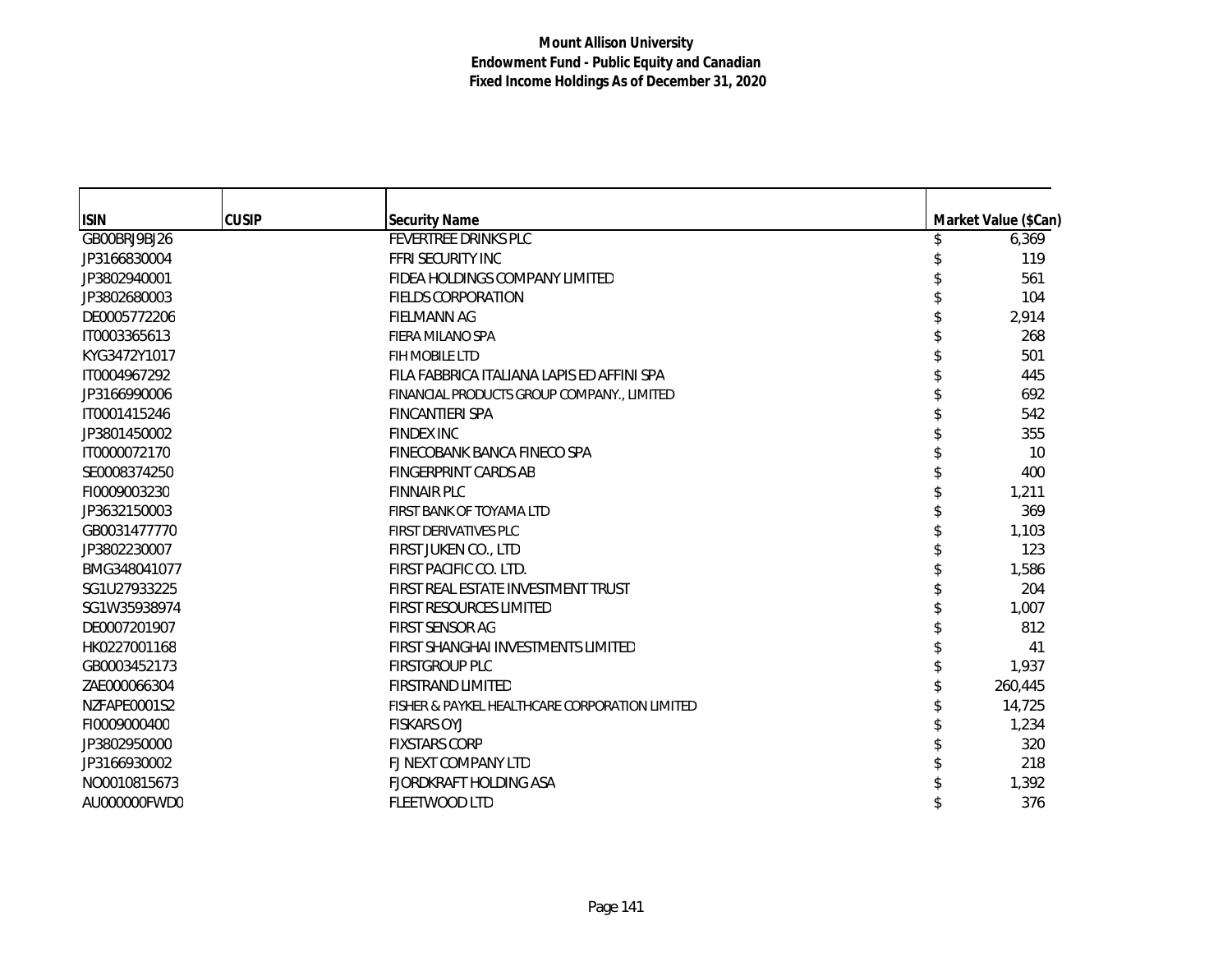**Mount Allison University**
**Endowment Fund - Public Equity and Canadian**
**Fixed Income Holdings As of December 31, 2020**

| ISIN | CUSIP | Security Name | Market Value ($Can) |
|---|---|---|---|
| GB00BRJ9BJ26 | | FEVERTREE DRINKS PLC | $ 6,369 |
| JP3166830004 | | FFRI SECURITY INC | $ 119 |
| JP3802940001 | | FIDEA HOLDINGS COMPANY LIMITED | $ 561 |
| JP3802680003 | | FIELDS CORPORATION | $ 104 |
| DE0005772206 | | FIELMANN AG | $ 2,914 |
| IT0003365613 | | FIERA MILANO SPA | $ 268 |
| KYG3472Y1017 | | FIH MOBILE LTD | $ 501 |
| IT0004967292 | | FILA FABBRICA ITALIANA LAPIS ED AFFINI SPA | $ 445 |
| JP3166990006 | | FINANCIAL PRODUCTS GROUP COMPANY., LIMITED | $ 692 |
| IT0001415246 | | FINCANTIERI SPA | $ 542 |
| JP3801450002 | | FINDEX INC | $ 355 |
| IT0000072170 | | FINECOBANK BANCA FINECO SPA | $ 10 |
| SE0008374250 | | FINGERPRINT CARDS AB | $ 400 |
| FI0009003230 | | FINNAIR PLC | $ 1,211 |
| JP3632150003 | | FIRST BANK OF TOYAMA LTD | $ 369 |
| GB0031477770 | | FIRST DERIVATIVES PLC | $ 1,103 |
| JP3802230007 | | FIRST JUKEN CO., LTD | $ 123 |
| BMG348041077 | | FIRST PACIFIC CO. LTD. | $ 1,586 |
| SG1U27933225 | | FIRST REAL ESTATE INVESTMENT TRUST | $ 204 |
| SG1W35938974 | | FIRST RESOURCES LIMITED | $ 1,007 |
| DE0007201907 | | FIRST SENSOR AG | $ 812 |
| HK0227001168 | | FIRST SHANGHAI INVESTMENTS LIMITED | $ 41 |
| GB0003452173 | | FIRSTGROUP PLC | $ 1,937 |
| ZAE000066304 | | FIRSTRAND LIMITED | $ 260,445 |
| NZFAPE0001S2 | | FISHER & PAYKEL HEALTHCARE CORPORATION LIMITED | $ 14,725 |
| FI0009000400 | | FISKARS OYJ | $ 1,234 |
| JP3802950000 | | FIXSTARS CORP | $ 320 |
| JP3166930002 | | FJ NEXT COMPANY LTD | $ 218 |
| NO0010815673 | | FJORDKRAFT HOLDING ASA | $ 1,392 |
| AU000000FWD0 | | FLEETWOOD LTD | $ 376 |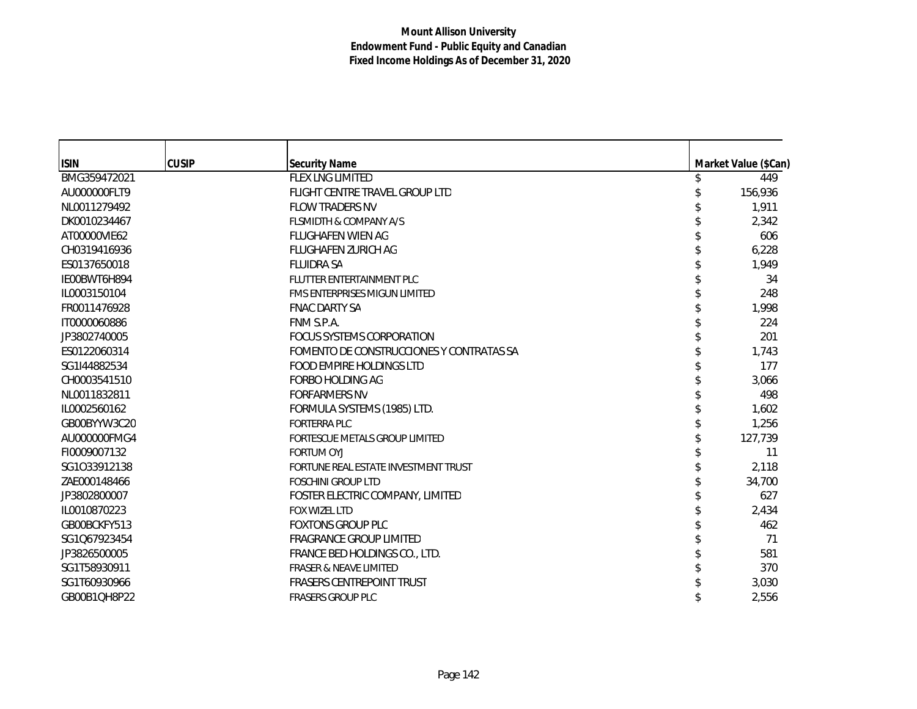**Mount Allison University**
**Endowment Fund - Public Equity and Canadian Fixed Income Holdings As of December 31, 2020**

| ISIN | CUSIP | Security Name | Market Value ($Can) |
|---|---|---|---|
| BMG359472021 | | FLEX LNG LIMITED | $ 449 |
| AU000000FLT9 | | FLIGHT CENTRE TRAVEL GROUP LTD | $ 156,936 |
| NL0011279492 | | FLOW TRADERS NV | $ 1,911 |
| DK0010234467 | | FLSMIDTH & COMPANY A/S | $ 2,342 |
| AT00000VIE62 | | FLUGHAFEN WIEN AG | $ 606 |
| CH0319416936 | | FLUGHAFEN ZURICH AG | $ 6,228 |
| ES0137650018 | | FLUIDRA SA | $ 1,949 |
| IE00BWT6H894 | | FLUTTER ENTERTAINMENT PLC | $ 34 |
| IL0003150104 | | FMS ENTERPRISES MIGUN LIMITED | $ 248 |
| FR0011476928 | | FNAC DARTY SA | $ 1,998 |
| IT0000060886 | | FNM S.P.A. | $ 224 |
| JP3802740005 | | FOCUS SYSTEMS CORPORATION | $ 201 |
| ES0122060314 | | FOMENTO DE CONSTRUCCIONES Y CONTRATAS SA | $ 1,743 |
| SG1I44882534 | | FOOD EMPIRE HOLDINGS LTD | $ 177 |
| CH0003541510 | | FORBO HOLDING AG | $ 3,066 |
| NL0011832811 | | FORFARMERS NV | $ 498 |
| IL0002560162 | | FORMULA SYSTEMS (1985) LTD. | $ 1,602 |
| GB00BYYW3C20 | | FORTERRA PLC | $ 1,256 |
| AU000000FMG4 | | FORTESCUE METALS GROUP LIMITED | $ 127,739 |
| FI0009007132 | | FORTUM OYJ | $ 11 |
| SG1O33912138 | | FORTUNE REAL ESTATE INVESTMENT TRUST | $ 2,118 |
| ZAE000148466 | | FOSCHINI GROUP LTD | $ 34,700 |
| JP3802800007 | | FOSTER ELECTRIC COMPANY, LIMITED | $ 627 |
| IL0010870223 | | FOX WIZEL LTD | $ 2,434 |
| GB00BCKFY513 | | FOXTONS GROUP PLC | $ 462 |
| SG1Q67923454 | | FRAGRANCE GROUP LIMITED | $ 71 |
| JP3826500005 | | FRANCE BED HOLDINGS CO., LTD. | $ 581 |
| SG1T58930911 | | FRASER & NEAVE LIMITED | $ 370 |
| SG1T60930966 | | FRASERS CENTREPOINT TRUST | $ 3,030 |
| GB00B1QH8P22 | | FRASERS GROUP PLC | $ 2,556 |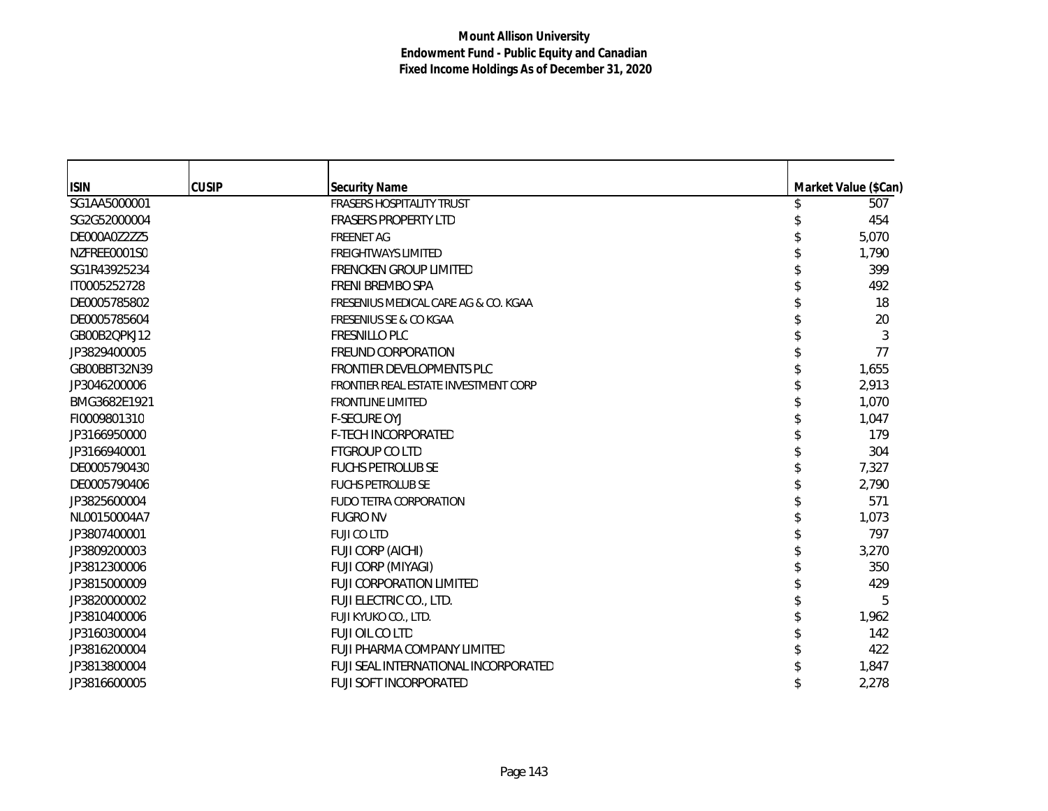**Mount Allison University**
**Endowment Fund - Public Equity and Canadian**
**Fixed Income Holdings As of December 31, 2020**

| ISIN | CUSIP | Security Name | Market Value ($Can) |
|---|---|---|---|
| SG1AA5000001 | | FRASERS HOSPITALITY TRUST | $ 507 |
| SG2G52000004 | | FRASERS PROPERTY LTD | $ 454 |
| DE000A0Z2ZZ5 | | FREENET AG | $ 5,070 |
| NZFREE0001S0 | | FREIGHTWAYS LIMITED | $ 1,790 |
| SG1R43925234 | | FRENCKEN GROUP LIMITED | $ 399 |
| IT0005252728 | | FRENI BREMBO SPA | $ 492 |
| DE0005785802 | | FRESENIUS MEDICAL CARE AG & CO. KGAA | $ 18 |
| DE0005785604 | | FRESENIUS SE & CO KGAA | $ 20 |
| GB00B2QPKJ12 | | FRESNILLO PLC | $ 3 |
| JP3829400005 | | FREUND CORPORATION | $ 77 |
| GB00BBT32N39 | | FRONTIER DEVELOPMENTS PLC | $ 1,655 |
| JP3046200006 | | FRONTIER REAL ESTATE INVESTMENT CORP | $ 2,913 |
| BMG3682E1921 | | FRONTLINE LIMITED | $ 1,070 |
| FI0009801310 | | F-SECURE OYJ | $ 1,047 |
| JP3166950000 | | F-TECH INCORPORATED | $ 179 |
| JP3166940001 | | FTGROUP CO LTD | $ 304 |
| DE0005790430 | | FUCHS PETROLUB SE | $ 7,327 |
| DE0005790406 | | FUCHS PETROLUB SE | $ 2,790 |
| JP3825600004 | | FUDO TETRA CORPORATION | $ 571 |
| NL00150004A7 | | FUGRO NV | $ 1,073 |
| JP3807400001 | | FUJI CO LTD | $ 797 |
| JP3809200003 | | FUJI CORP (AICHI) | $ 3,270 |
| JP3812300006 | | FUJI CORP (MIYAGI) | $ 350 |
| JP3815000009 | | FUJI CORPORATION LIMITED | $ 429 |
| JP3820000002 | | FUJI ELECTRIC CO., LTD. | $ 5 |
| JP3810400006 | | FUJI KYUKO CO., LTD. | $ 1,962 |
| JP3160300004 | | FUJI OIL CO LTD | $ 142 |
| JP3816200004 | | FUJI PHARMA COMPANY LIMITED | $ 422 |
| JP3813800004 | | FUJI SEAL INTERNATIONAL INCORPORATED | $ 1,847 |
| JP3816600005 | | FUJI SOFT INCORPORATED | $ 2,278 |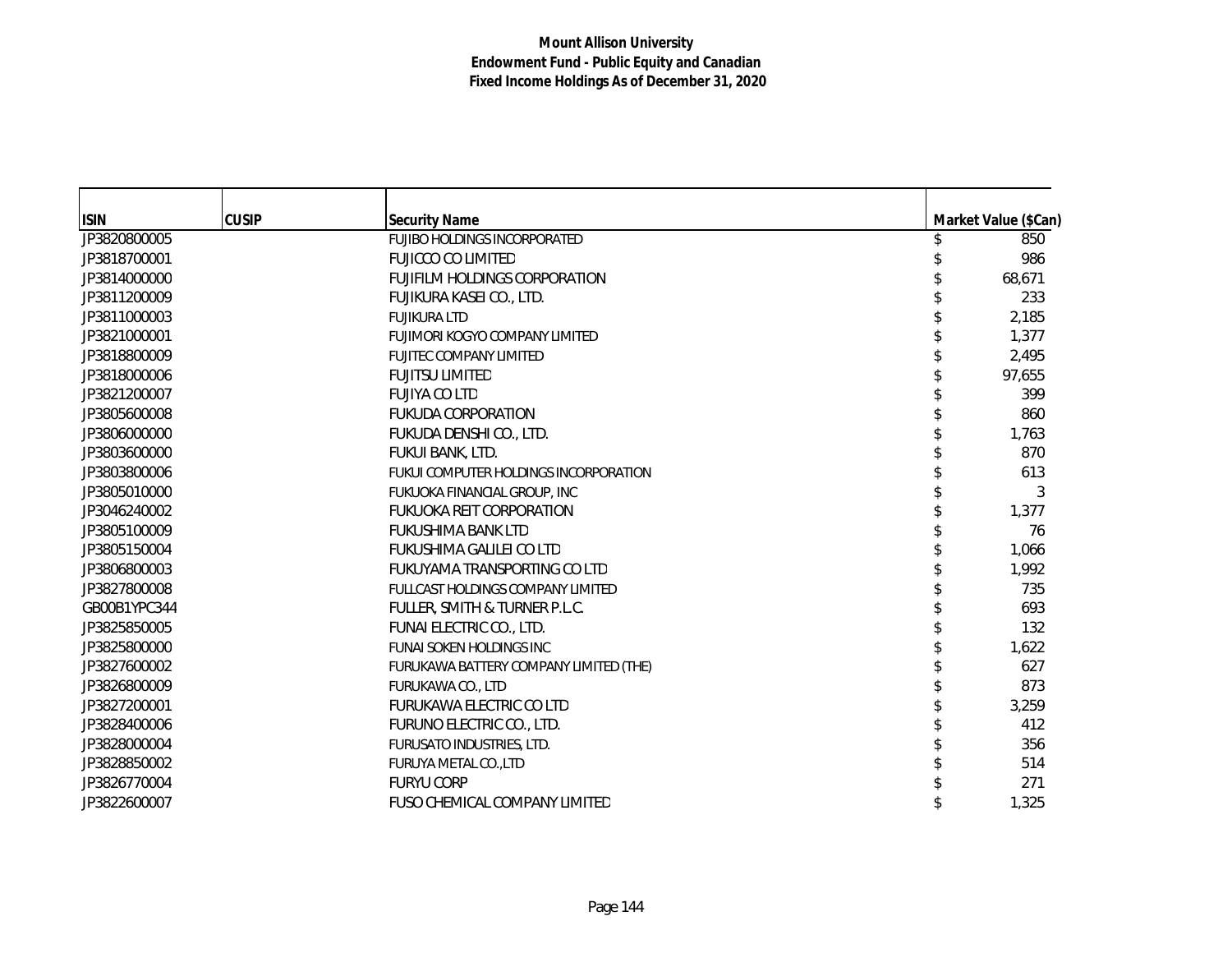**Mount Allison University**
**Endowment Fund - Public Equity and Canadian**
**Fixed Income Holdings As of December 31, 2020**

| ISIN | CUSIP | Security Name | Market Value ($Can) |
|---|---|---|---|
| JP3820800005 | | FUJIBO HOLDINGS INCORPORATED | $ 850 |
| JP3818700001 | | FUJICCO CO LIMITED | $ 986 |
| JP3814000000 | | FUJIFILM HOLDINGS CORPORATION | $ 68,671 |
| JP3811200009 | | FUJIKURA KASEI CO., LTD. | $ 233 |
| JP3811000003 | | FUJIKURA LTD | $ 2,185 |
| JP3821000001 | | FUJIMORI KOGYO COMPANY LIMITED | $ 1,377 |
| JP3818800009 | | FUJITEC COMPANY LIMITED | $ 2,495 |
| JP3818000006 | | FUJITSU LIMITED | $ 97,655 |
| JP3821200007 | | FUJIYA CO LTD | $ 399 |
| JP3805600008 | | FUKUDA CORPORATION | $ 860 |
| JP3806000000 | | FUKUDA DENSHI CO., LTD. | $ 1,763 |
| JP3803600000 | | FUKUI BANK, LTD. | $ 870 |
| JP3803800006 | | FUKUI COMPUTER HOLDINGS INCORPORATION | $ 613 |
| JP3805010000 | | FUKUOKA FINANCIAL GROUP, INC | $ 3 |
| JP3046240002 | | FUKUOKA REIT CORPORATION | $ 1,377 |
| JP3805100009 | | FUKUSHIMA BANK LTD | $ 76 |
| JP3805150004 | | FUKUSHIMA GALILEI CO LTD | $ 1,066 |
| JP3806800003 | | FUKUYAMA TRANSPORTING CO LTD | $ 1,992 |
| JP3827800008 | | FULLCAST HOLDINGS COMPANY LIMITED | $ 735 |
| GB00B1YPC344 | | FULLER, SMITH & TURNER P.L.C. | $ 693 |
| JP3825850005 | | FUNAI ELECTRIC CO., LTD. | $ 132 |
| JP3825800000 | | FUNAI SOKEN HOLDINGS INC | $ 1,622 |
| JP3827600002 | | FURUKAWA BATTERY COMPANY LIMITED (THE) | $ 627 |
| JP3826800009 | | FURUKAWA CO., LTD | $ 873 |
| JP3827200001 | | FURUKAWA ELECTRIC CO LTD | $ 3,259 |
| JP3828400006 | | FURUNO ELECTRIC CO., LTD. | $ 412 |
| JP3828000004 | | FURUSATO INDUSTRIES, LTD. | $ 356 |
| JP3828850002 | | FURUYA METAL CO.,LTD | $ 514 |
| JP3826770004 | | FURYU CORP | $ 271 |
| JP3822600007 | | FUSO CHEMICAL COMPANY LIMITED | $ 1,325 |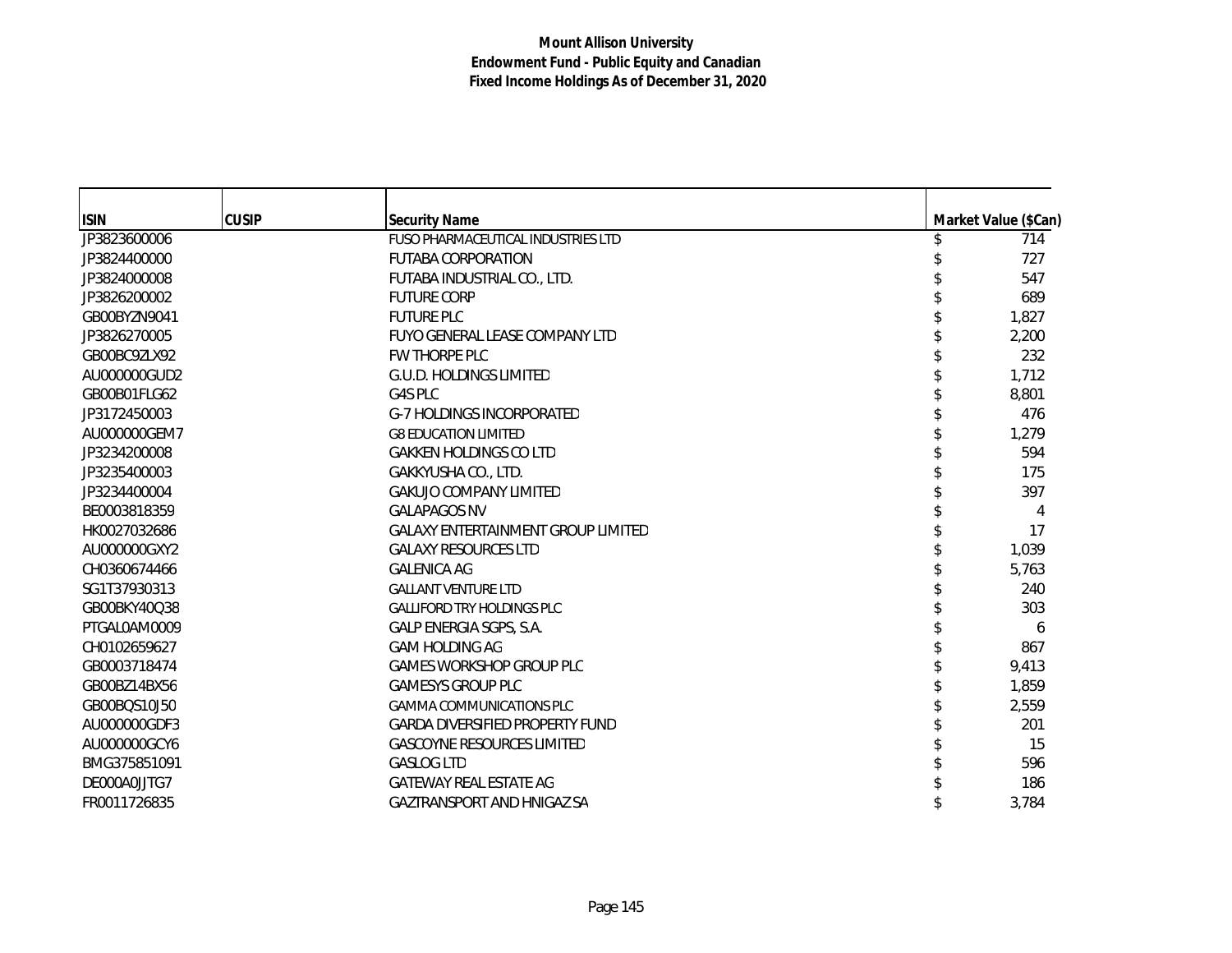**Mount Allison University**
**Endowment Fund - Public Equity and Canadian**
**Fixed Income Holdings As of December 31, 2020**

| ISIN | CUSIP | Security Name | Market Value ($Can) |
|---|---|---|---|
| JP3823600006 | | FUSO PHARMACEUTICAL INDUSTRIES LTD | $ 714 |
| JP3824400000 | | FUTABA CORPORATION | $ 727 |
| JP3824000008 | | FUTABA INDUSTRIAL CO., LTD. | $ 547 |
| JP3826200002 | | FUTURE CORP | $ 689 |
| GB00BYZN9041 | | FUTURE PLC | $ 1,827 |
| JP3826270005 | | FUYO GENERAL LEASE COMPANY LTD | $ 2,200 |
| GB00BC9ZLX92 | | FW THORPE PLC | $ 232 |
| AU000000GUD2 | | G.U.D. HOLDINGS LIMITED | $ 1,712 |
| GB00B01FLG62 | | G4S PLC | $ 8,801 |
| JP3172450003 | | G-7 HOLDINGS INCORPORATED | $ 476 |
| AU000000GEM7 | | G8 EDUCATION LIMITED | $ 1,279 |
| JP3234200008 | | GAKKEN HOLDINGS CO LTD | $ 594 |
| JP3235400003 | | GAKKYUSHA CO., LTD. | $ 175 |
| JP3234400004 | | GAKUJO COMPANY LIMITED | $ 397 |
| BE0003818359 | | GALAPAGOS NV | $ 4 |
| HK0027032686 | | GALAXY ENTERTAINMENT GROUP LIMITED | $ 17 |
| AU000000GXY2 | | GALAXY RESOURCES LTD | $ 1,039 |
| CH0360674466 | | GALENICA AG | $ 5,763 |
| SG1T37930313 | | GALLANT VENTURE LTD | $ 240 |
| GB00BKY40Q38 | | GALLIFORD TRY HOLDINGS PLC | $ 303 |
| PTGAL0AM0009 | | GALP ENERGIA SGPS, S.A. | $ 6 |
| CH0102659627 | | GAM HOLDING AG | $ 867 |
| GB0003718474 | | GAMES WORKSHOP GROUP PLC | $ 9,413 |
| GB00BZ14BX56 | | GAMESYS GROUP PLC | $ 1,859 |
| GB00BQS10J50 | | GAMMA COMMUNICATIONS PLC | $ 2,559 |
| AU000000GDF3 | | GARDA DIVERSIFIED PROPERTY FUND | $ 201 |
| AU000000GCY6 | | GASCOYNE RESOURCES LIMITED | $ 15 |
| BMG375851091 | | GASLOG LTD | $ 596 |
| DE000A0JJTG7 | | GATEWAY REAL ESTATE AG | $ 186 |
| FR0011726835 | | GAZTRANSPORT AND HNIGAZ SA | $ 3,784 |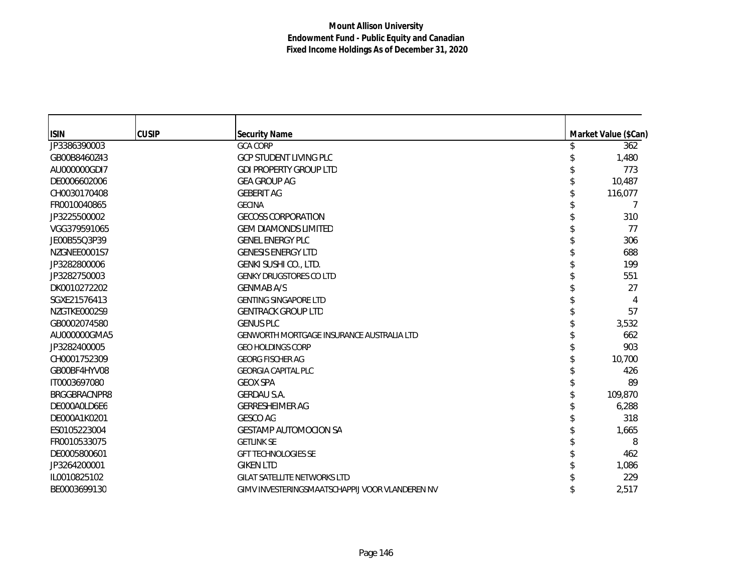**Mount Allison University**
**Endowment Fund - Public Equity and Canadian**
**Fixed Income Holdings As of December 31, 2020**

| ISIN | CUSIP | Security Name | Market Value ($Can) |
|---|---|---|---|
| JP3386390003 | | GCA CORP | $ 362 |
| GB00B8460Z43 | | GCP STUDENT LIVING PLC | $ 1,480 |
| AU000000GDI7 | | GDI PROPERTY GROUP LTD | $ 773 |
| DE0006602006 | | GEA GROUP AG | $ 10,487 |
| CH0030170408 | | GEBERIT AG | $ 116,077 |
| FR0010040865 | | GECINA | $ 7 |
| JP3225500002 | | GECOSS CORPORATION | $ 310 |
| VGG379591065 | | GEM DIAMONDS LIMITED | $ 77 |
| JE00B55Q3P39 | | GENEL ENERGY PLC | $ 306 |
| NZGNEE0001S7 | | GENESIS ENERGY LTD | $ 688 |
| JP3282800006 | | GENKI SUSHI CO., LTD. | $ 199 |
| JP3282750003 | | GENKY DRUGSTORES CO LTD | $ 551 |
| DK0010272202 | | GENMAB A/S | $ 27 |
| SGXE21576413 | | GENTING SINGAPORE LTD | $ 4 |
| NZGTKE0002S9 | | GENTRACK GROUP LTD | $ 57 |
| GB0002074580 | | GENUS PLC | $ 3,532 |
| AU000000GMA5 | | GENWORTH MORTGAGE INSURANCE AUSTRALIA LTD | $ 662 |
| JP3282400005 | | GEO HOLDINGS CORP | $ 903 |
| CH0001752309 | | GEORG FISCHER AG | $ 10,700 |
| GB00BF4HYV08 | | GEORGIA CAPITAL PLC | $ 426 |
| IT0003697080 | | GEOX SPA | $ 89 |
| BRGGBRACNPR8 | | GERDAU S.A. | $ 109,870 |
| DE000A0LD6E6 | | GERRESHEIMER AG | $ 6,288 |
| DE000A1K0201 | | GESCO AG | $ 318 |
| ES0105223004 | | GESTAMP AUTOMOCION SA | $ 1,665 |
| FR0010533075 | | GETLINK SE | $ 8 |
| DE0005800601 | | GFT TECHNOLOGIES SE | $ 462 |
| JP3264200001 | | GIKEN LTD | $ 1,086 |
| IL0010825102 | | GILAT SATELLITE NETWORKS LTD | $ 229 |
| BE0003699130 | | GIMV INVESTERINGSMAATSCHAPPIJ VOOR VLANDEREN NV | $ 2,517 |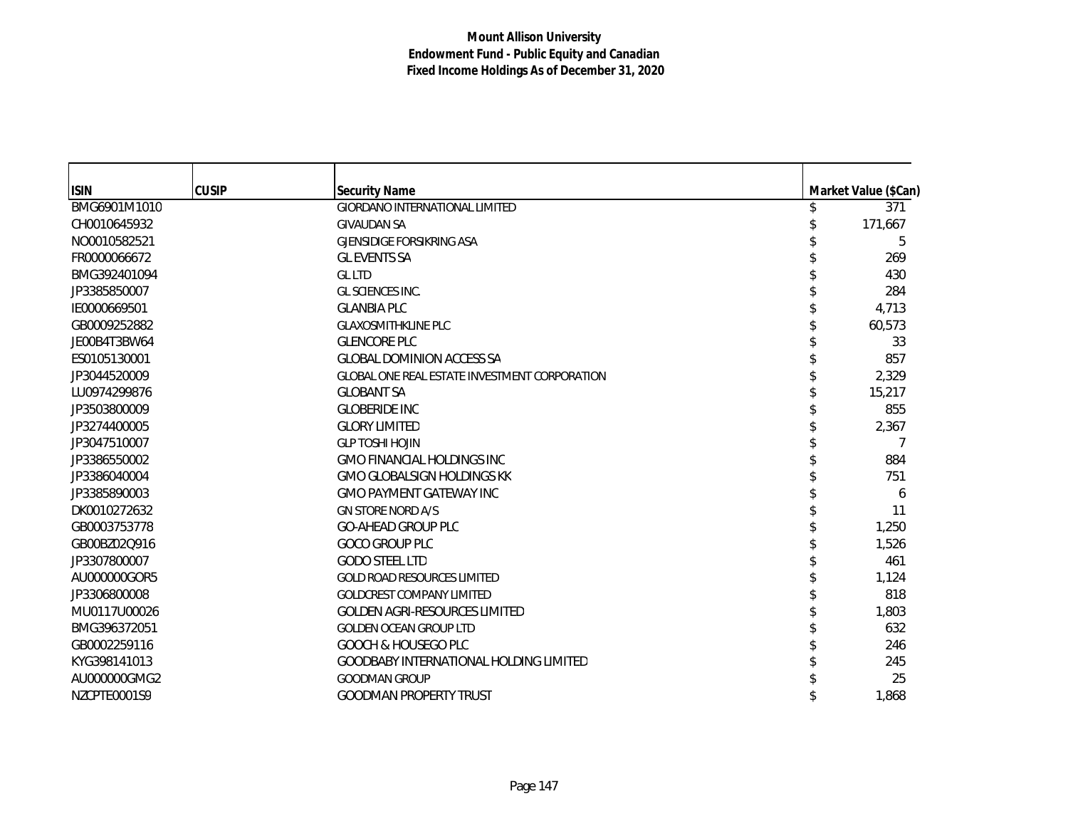**Mount Allison University**
**Endowment Fund - Public Equity and Canadian**
**Fixed Income Holdings As of December 31, 2020**

| ISIN | CUSIP | Security Name | Market Value ($Can) |
|---|---|---|---|
| BMG6901M1010 | | GIORDANO INTERNATIONAL LIMITED | $ 371 |
| CH0010645932 | | GIVAUDAN SA | $ 171,667 |
| NO0010582521 | | GJENSIDIGE FORSIKRING ASA | $ 5 |
| FR0000066672 | | GL EVENTS SA | $ 269 |
| BMG392401094 | | GL LTD | $ 430 |
| JP3385850007 | | GL SCIENCES INC. | $ 284 |
| IE0000669501 | | GLANBIA PLC | $ 4,713 |
| GB0009252882 | | GLAXOSMITHKLINE PLC | $ 60,573 |
| JE00B4T3BW64 | | GLENCORE PLC | $ 33 |
| ES0105130001 | | GLOBAL DOMINION ACCESS SA | $ 857 |
| JP3044520009 | | GLOBAL ONE REAL ESTATE INVESTMENT CORPORATION | $ 2,329 |
| LU0974299876 | | GLOBANT SA | $ 15,217 |
| JP3503800009 | | GLOBERIDE INC | $ 855 |
| JP3274400005 | | GLORY LIMITED | $ 2,367 |
| JP3047510007 | | GLP TOSHI HOJIN | $ 7 |
| JP3386550002 | | GMO FINANCIAL HOLDINGS INC | $ 884 |
| JP3386040004 | | GMO GLOBALSIGN HOLDINGS KK | $ 751 |
| JP3385890003 | | GMO PAYMENT GATEWAY INC | $ 6 |
| DK0010272632 | | GN STORE NORD A/S | $ 11 |
| GB0003753778 | | GO-AHEAD GROUP PLC | $ 1,250 |
| GB00BZ02Q916 | | GOCO GROUP PLC | $ 1,526 |
| JP3307800007 | | GODO STEEL LTD | $ 461 |
| AU000000GOR5 | | GOLD ROAD RESOURCES LIMITED | $ 1,124 |
| JP3306800008 | | GOLDCREST COMPANY LIMITED | $ 818 |
| MU0117U00026 | | GOLDEN AGRI-RESOURCES LIMITED | $ 1,803 |
| BMG396372051 | | GOLDEN OCEAN GROUP LTD | $ 632 |
| GB0002259116 | | GOOCH & HOUSEGO PLC | $ 246 |
| KYG398141013 | | GOODBABY INTERNATIONAL HOLDING LIMITED | $ 245 |
| AU000000GMG2 | | GOODMAN GROUP | $ 25 |
| NZCPTE0001S9 | | GOODMAN PROPERTY TRUST | $ 1,868 |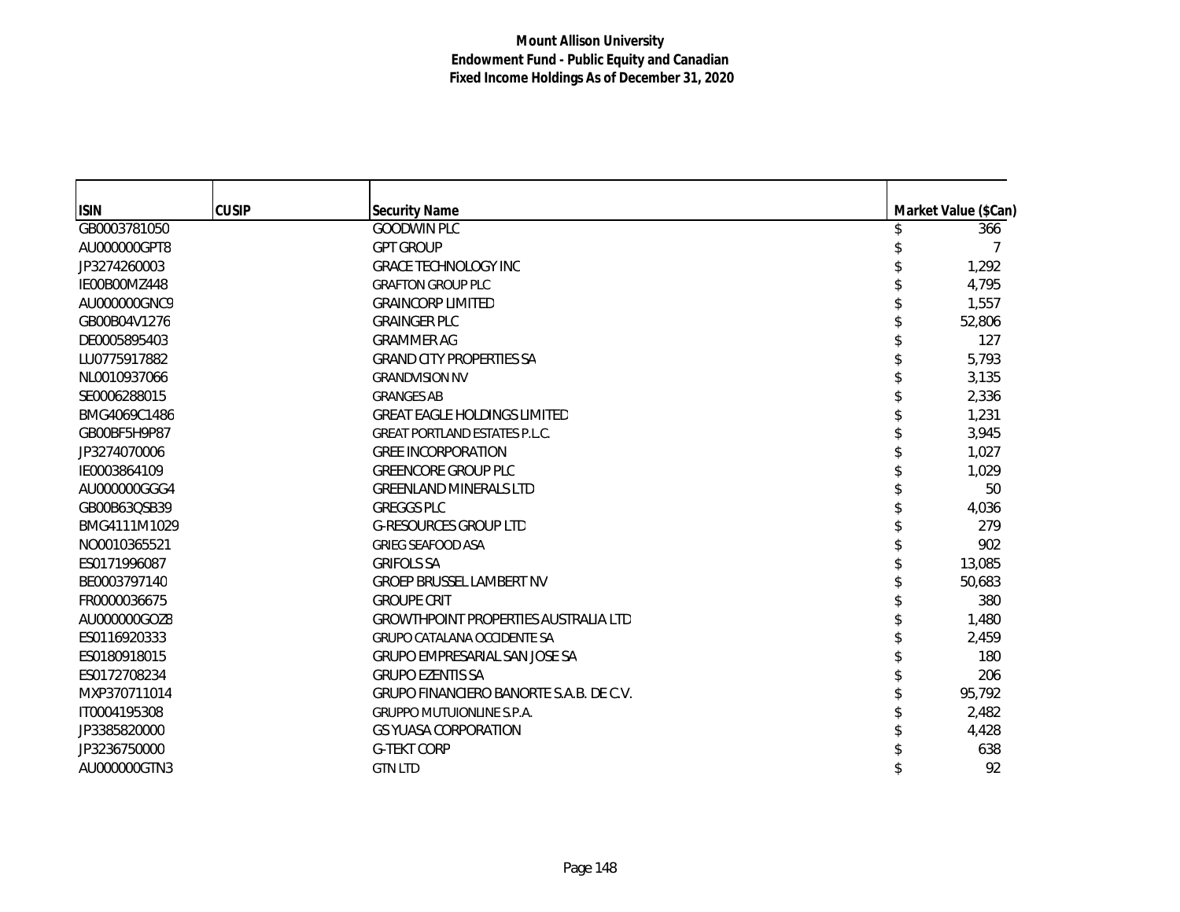# Mount Allison University
## Endowment Fund - Public Equity and Canadian Fixed Income Holdings As of December 31, 2020

| ISIN | CUSIP | Security Name | Market Value ($Can) |
|---|---|---|---|
| GB0003781050 | | GOODWIN PLC | $ 366 |
| AU000000GPT8 | | GPT GROUP | $ 7 |
| JP3274260003 | | GRACE TECHNOLOGY INC | $ 1,292 |
| IE00B00MZ448 | | GRAFTON GROUP PLC | $ 4,795 |
| AU000000GNC9 | | GRAINCORP LIMITED | $ 1,557 |
| GB00B04V1276 | | GRAINGER PLC | $ 52,806 |
| DE0005895403 | | GRAMMER AG | $ 127 |
| LU0775917882 | | GRAND CITY PROPERTIES SA | $ 5,793 |
| NL0010937066 | | GRANDVISION NV | $ 3,135 |
| SE0006288015 | | GRANGES AB | $ 2,336 |
| BMG4069C1486 | | GREAT EAGLE HOLDINGS LIMITED | $ 1,231 |
| GB00BF5H9P87 | | GREAT PORTLAND ESTATES P.L.C. | $ 3,945 |
| JP3274070006 | | GREE INCORPORATION | $ 1,027 |
| IE0003864109 | | GREENCORE GROUP PLC | $ 1,029 |
| AU000000GGG4 | | GREENLAND MINERALS LTD | $ 50 |
| GB00B63QSB39 | | GREGGS PLC | $ 4,036 |
| BMG4111M1029 | | G-RESOURCES GROUP LTD | $ 279 |
| NO0010365521 | | GRIEG SEAFOOD ASA | $ 902 |
| ES0171996087 | | GRIFOLS SA | $ 13,085 |
| BE0003797140 | | GROEP BRUSSEL LAMBERT NV | $ 50,683 |
| FR0000036675 | | GROUPE CRIT | $ 380 |
| AU000000GOZ8 | | GROWTHPOINT PROPERTIES AUSTRALIA LTD | $ 1,480 |
| ES0116920333 | | GRUPO CATALANA OCCIDENTE SA | $ 2,459 |
| ES0180918015 | | GRUPO EMPRESARIAL SAN JOSE SA | $ 180 |
| ES0172708234 | | GRUPO EZENTIS SA | $ 206 |
| MXP370711014 | | GRUPO FINANCIERO BANORTE S.A.B. DE C.V. | $ 95,792 |
| IT0004195308 | | GRUPPO MUTUIONLINE S.P.A. | $ 2,482 |
| JP3385820000 | | GS YUASA CORPORATION | $ 4,428 |
| JP3236750000 | | G-TEKT CORP | $ 638 |
| AU000000GTN3 | | GTN LTD | $ 92 |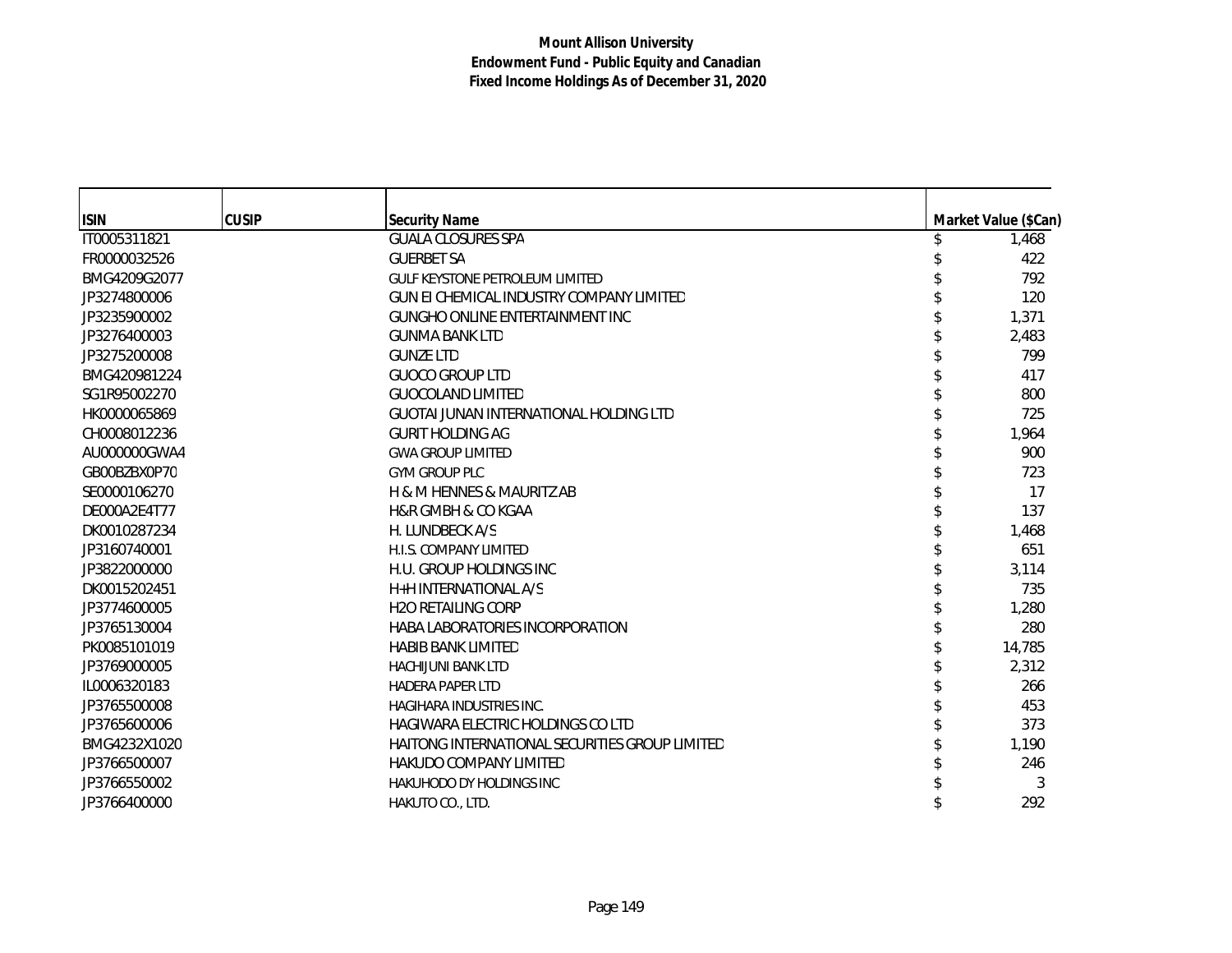**Mount Allison University**
**Endowment Fund - Public Equity and Canadian**
**Fixed Income Holdings As of December 31, 2020**

| ISIN | CUSIP | Security Name | Market Value ($Can) |
|---|---|---|---|
| IT0005311821 | | GUALA CLOSURES SPA | $ 1,468 |
| FR0000032526 | | GUERBET SA | $ 422 |
| BMG4209G2077 | | GULF KEYSTONE PETROLEUM LIMITED | $ 792 |
| JP3274800006 | | GUN EI CHEMICAL INDUSTRY COMPANY LIMITED | $ 120 |
| JP3235900002 | | GUNGHO ONLINE ENTERTAINMENT INC | $ 1,371 |
| JP3276400003 | | GUNMA BANK LTD | $ 2,483 |
| JP3275200008 | | GUNZE LTD | $ 799 |
| BMG420981224 | | GUOCO GROUP LTD | $ 417 |
| SG1R95002270 | | GUOCOLAND LIMITED | $ 800 |
| HK0000065869 | | GUOTAI JUNAN INTERNATIONAL HOLDING LTD | $ 725 |
| CH0008012236 | | GURIT HOLDING AG | $ 1,964 |
| AU000000GWA4 | | GWA GROUP LIMITED | $ 900 |
| GB00BZBX0P70 | | GYM GROUP PLC | $ 723 |
| SE0000106270 | | H & M HENNES & MAURITZ AB | $ 17 |
| DE000A2E4T77 | | H&R GMBH & CO KGAA | $ 137 |
| DK0010287234 | | H. LUNDBECK A/S | $ 1,468 |
| JP3160740001 | | H.I.S. COMPANY LIMITED | $ 651 |
| JP3822000000 | | H.U. GROUP HOLDINGS INC | $ 3,114 |
| DK0015202451 | | H+H INTERNATIONAL A/S | $ 735 |
| JP3774600005 | | H2O RETAILING CORP | $ 1,280 |
| JP3765130004 | | HABA LABORATORIES INCORPORATION | $ 280 |
| PK0085101019 | | HABIB BANK LIMITED | $ 14,785 |
| JP3769000005 | | HACHIJUNI BANK LTD | $ 2,312 |
| IL0006320183 | | HADERA PAPER LTD | $ 266 |
| JP3765500008 | | HAGIHARA INDUSTRIES INC. | $ 453 |
| JP3765600006 | | HAGIWARA ELECTRIC HOLDINGS CO LTD | $ 373 |
| BMG4232X1020 | | HAITONG INTERNATIONAL SECURITIES GROUP LIMITED | $ 1,190 |
| JP3766500007 | | HAKUDO COMPANY LIMITED | $ 246 |
| JP3766550002 | | HAKUHODO DY HOLDINGS INC | $ 3 |
| JP3766400000 | | HAKUTO CO., LTD. | $ 292 |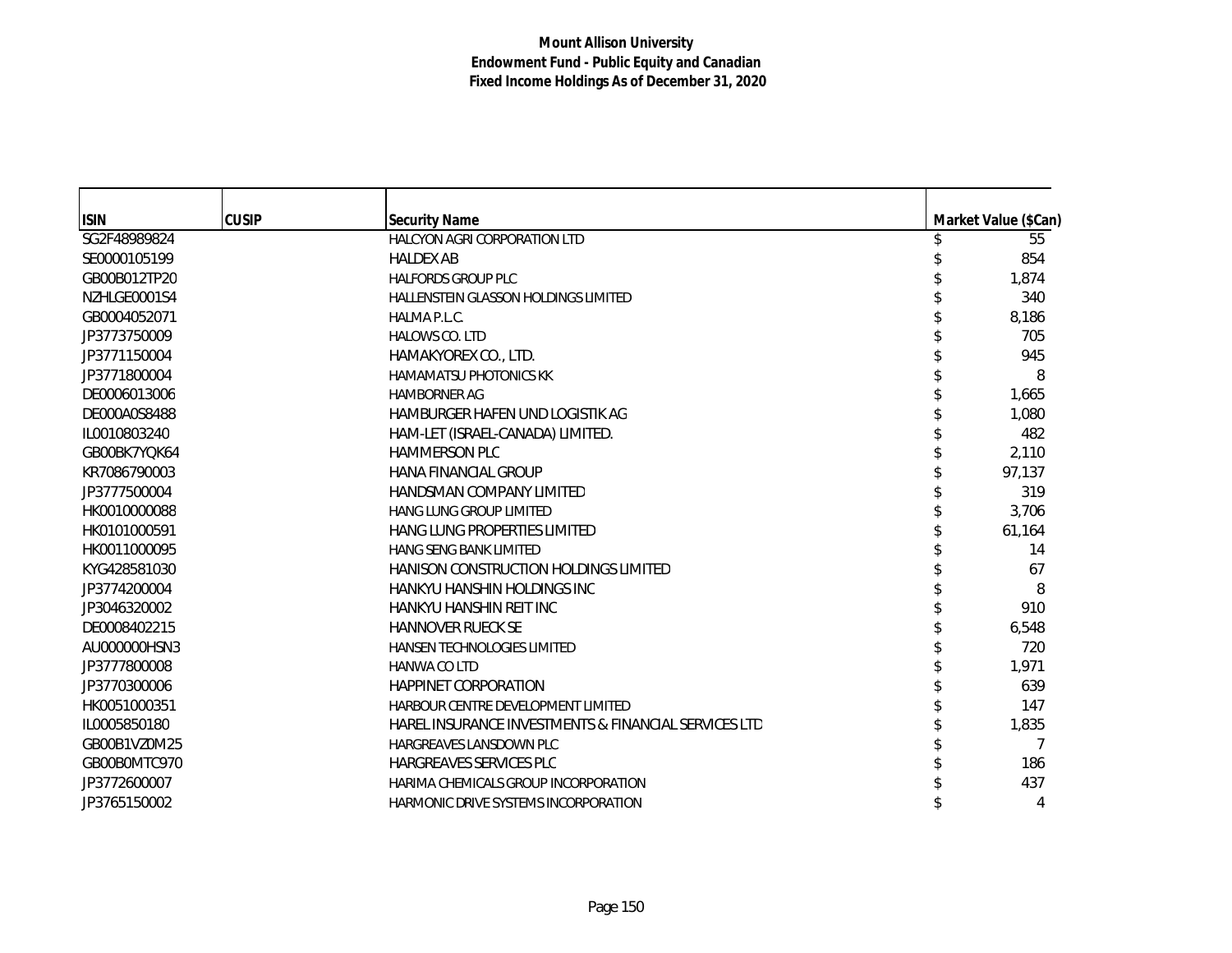**Mount Allison University**
**Endowment Fund - Public Equity and Canadian**
**Fixed Income Holdings As of December 31, 2020**

| ISIN | CUSIP | Security Name | Market Value ($Can) |
|---|---|---|---|
| SG2F48989824 | | HALCYON AGRI CORPORATION LTD | $ 55 |
| SE0000105199 | | HALDEX AB | $ 854 |
| GB00B012TP20 | | HALFORDS GROUP PLC | $ 1,874 |
| NZHLGE0001S4 | | HALLENSTEIN GLASSON HOLDINGS LIMITED | $ 340 |
| GB0004052071 | | HALMA P.L.C. | $ 8,186 |
| JP3773750009 | | HALOWS CO. LTD | $ 705 |
| JP3771150004 | | HAMAKYOREX CO., LTD. | $ 945 |
| JP3771800004 | | HAMAMATSU PHOTONICS KK | $ 8 |
| DE0006013006 | | HAMBORNER AG | $ 1,665 |
| DE000A0S8488 | | HAMBURGER HAFEN UND LOGISTIK AG | $ 1,080 |
| IL0010803240 | | HAM-LET (ISRAEL-CANADA) LIMITED. | $ 482 |
| GB00BK7YQK64 | | HAMMERSON PLC | $ 2,110 |
| KR7086790003 | | HANA FINANCIAL GROUP | $ 97,137 |
| JP3777500004 | | HANDSMAN COMPANY LIMITED | $ 319 |
| HK0010000088 | | HANG LUNG GROUP LIMITED | $ 3,706 |
| HK0101000591 | | HANG LUNG PROPERTIES LIMITED | $ 61,164 |
| HK0011000095 | | HANG SENG BANK LIMITED | $ 14 |
| KYG428581030 | | HANISON CONSTRUCTION HOLDINGS LIMITED | $ 67 |
| JP3774200004 | | HANKYU HANSHIN HOLDINGS INC | $ 8 |
| JP3046320002 | | HANKYU HANSHIN REIT INC | $ 910 |
| DE0008402215 | | HANNOVER RUECK SE | $ 6,548 |
| AU000000HSN3 | | HANSEN TECHNOLOGIES LIMITED | $ 720 |
| JP3777800008 | | HANWA CO LTD | $ 1,971 |
| JP3770300006 | | HAPPINET CORPORATION | $ 639 |
| HK0051000351 | | HARBOUR CENTRE DEVELOPMENT LIMITED | $ 147 |
| IL0005850180 | | HAREL INSURANCE INVESTMENTS & FINANCIAL SERVICES LTD | $ 1,835 |
| GB00B1VZ0M25 | | HARGREAVES LANSDOWN PLC | $ 7 |
| GB00B0MTC970 | | HARGREAVES SERVICES PLC | $ 186 |
| JP3772600007 | | HARIMA CHEMICALS GROUP INCORPORATION | $ 437 |
| JP3765150002 | | HARMONIC DRIVE SYSTEMS INCORPORATION | $ 4 |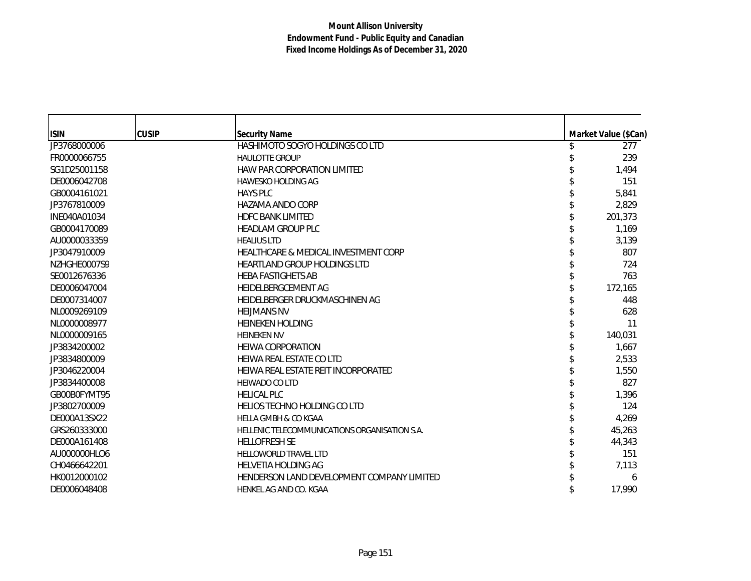**Mount Allison University**
**Endowment Fund - Public Equity and Canadian**
**Fixed Income Holdings As of December 31, 2020**

| ISIN | CUSIP | Security Name | Market Value ($Can) |
|---|---|---|---|
| JP3768000006 | | HASHIMOTO SOGYO HOLDINGS CO LTD | $ 277 |
| FR0000066755 | | HAULOTTE GROUP | $ 239 |
| SG1D25001158 | | HAW PAR CORPORATION LIMITED | $ 1,494 |
| DE0006042708 | | HAWESKO HOLDING AG | $ 151 |
| GB0004161021 | | HAYS PLC | $ 5,841 |
| JP3767810009 | | HAZAMA ANDO CORP | $ 2,829 |
| INE040A01034 | | HDFC BANK LIMITED | $ 201,373 |
| GB0004170089 | | HEADLAM GROUP PLC | $ 1,169 |
| AU0000033359 | | HEALIUS LTD | $ 3,139 |
| JP3047910009 | | HEALTHCARE & MEDICAL INVESTMENT CORP | $ 807 |
| NZHGHE0007S9 | | HEARTLAND GROUP HOLDINGS LTD | $ 724 |
| SE0012676336 | | HEBA FASTIGHETS AB | $ 763 |
| DE0006047004 | | HEIDELBERGCEMENT AG | $ 172,165 |
| DE0007314007 | | HEIDELBERGER DRUCKMASCHINEN AG | $ 448 |
| NL0009269109 | | HEIJMANS NV | $ 628 |
| NL0000008977 | | HEINEKEN HOLDING | $ 11 |
| NL0000009165 | | HEINEKEN NV | $ 140,031 |
| JP3834200002 | | HEIWA CORPORATION | $ 1,667 |
| JP3834800009 | | HEIWA REAL ESTATE CO LTD | $ 2,533 |
| JP3046220004 | | HEIWA REAL ESTATE REIT INCORPORATED | $ 1,550 |
| JP3834400008 | | HEIWADO CO LTD | $ 827 |
| GB00B0FYMT95 | | HELICAL PLC | $ 1,396 |
| JP3802700009 | | HELIOS TECHNO HOLDING CO LTD | $ 124 |
| DE000A13SX22 | | HELLA GMBH & CO KGAA | $ 4,269 |
| GRS260333000 | | HELLENIC TELECOMMUNICATIONS ORGANISATION S.A. | $ 45,263 |
| DE000A161408 | | HELLOFRESH SE | $ 44,343 |
| AU000000HLO6 | | HELLOWORLD TRAVEL LTD | $ 151 |
| CH0466642201 | | HELVETIA HOLDING AG | $ 7,113 |
| HK0012000102 | | HENDERSON LAND DEVELOPMENT COMPANY LIMITED | $ 6 |
| DE0006048408 | | HENKEL AG AND CO. KGAA | $ 17,990 |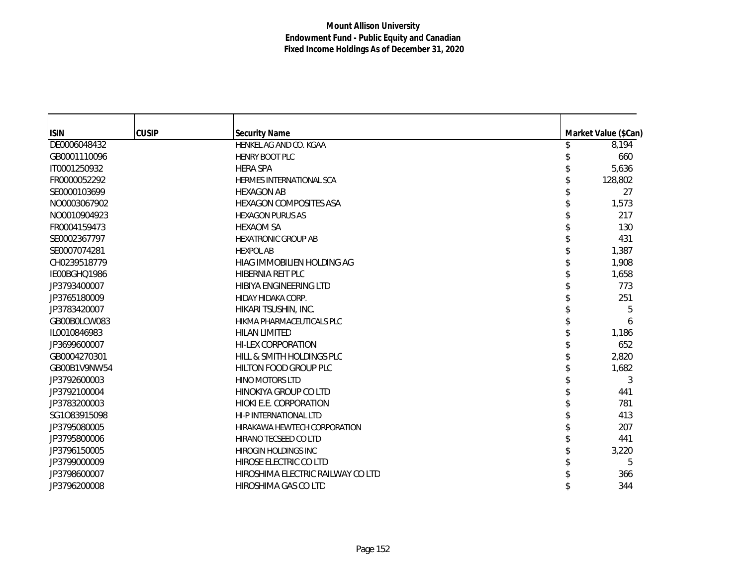**Mount Allison University**
**Endowment Fund - Public Equity and Canadian**
**Fixed Income Holdings As of December 31, 2020**

| ISIN | CUSIP | Security Name | Market Value ($Can) |
|---|---|---|---|
| DE0006048432 | | HENKEL AG AND CO. KGAA | $ 8,194 |
| GB0001110096 | | HENRY BOOT PLC | $ 660 |
| IT0001250932 | | HERA SPA | $ 5,636 |
| FR0000052292 | | HERMES INTERNATIONAL SCA | $ 128,802 |
| SE0000103699 | | HEXAGON AB | $ 27 |
| NO0003067902 | | HEXAGON COMPOSITES ASA | $ 1,573 |
| NO0010904923 | | HEXAGON PURUS AS | $ 217 |
| FR0004159473 | | HEXAOM SA | $ 130 |
| SE0002367797 | | HEXATRONIC GROUP AB | $ 431 |
| SE0007074281 | | HEXPOL AB | $ 1,387 |
| CH0239518779 | | HIAG IMMOBILIEN HOLDING AG | $ 1,908 |
| IE00BGHQ1986 | | HIBERNIA REIT PLC | $ 1,658 |
| JP3793400007 | | HIBIYA ENGINEERING LTD | $ 773 |
| JP3765180009 | | HIDAY HIDAKA CORP. | $ 251 |
| JP3783420007 | | HIKARI TSUSHIN, INC. | $ 5 |
| GB00B0LCW083 | | HIKMA PHARMACEUTICALS PLC | $ 6 |
| IL0010846983 | | HILAN LIMITED | $ 1,186 |
| JP3699600007 | | HI-LEX CORPORATION | $ 652 |
| GB0004270301 | | HILL & SMITH HOLDINGS PLC | $ 2,820 |
| GB00B1V9NW54 | | HILTON FOOD GROUP PLC | $ 1,682 |
| JP3792600003 | | HINO MOTORS LTD | $ 3 |
| JP3792100004 | | HINOKIYA GROUP CO LTD | $ 441 |
| JP3783200003 | | HIOKI E.E. CORPORATION | $ 781 |
| SG1O83915098 | | HI-P INTERNATIONAL LTD | $ 413 |
| JP3795080005 | | HIRAKAWA HEWTECH CORPORATION | $ 207 |
| JP3795800006 | | HIRANO TECSEED CO LTD | $ 441 |
| JP3796150005 | | HIROGIN HOLDINGS INC | $ 3,220 |
| JP3799000009 | | HIROSE ELECTRIC CO LTD | $ 5 |
| JP3798600007 | | HIROSHIMA ELECTRIC RAILWAY CO LTD | $ 366 |
| JP3796200008 | | HIROSHIMA GAS CO LTD | $ 344 |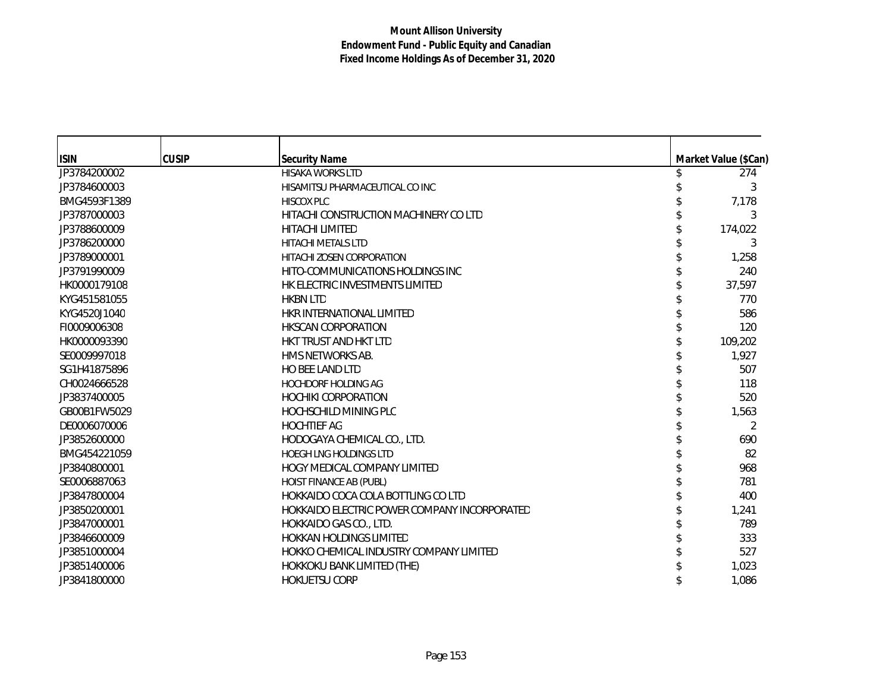# Mount Allison University
## Endowment Fund - Public Equity and Canadian Fixed Income Holdings As of December 31, 2020

| ISIN | CUSIP | Security Name | Market Value ($Can) |
|---|---|---|---|
| JP3784200002 | | HISAKA WORKS LTD | $ 274 |
| JP3784600003 | | HISAMITSU PHARMACEUTICAL CO INC | $ 3 |
| BMG4593F1389 | | HISCOX PLC | $ 7,178 |
| JP3787000003 | | HITACHI CONSTRUCTION MACHINERY CO LTD | $ 3 |
| JP3788600009 | | HITACHI LIMITED | $ 174,022 |
| JP3786200000 | | HITACHI METALS LTD | $ 3 |
| JP3789000001 | | HITACHI ZOSEN CORPORATION | $ 1,258 |
| JP3791990009 | | HITO-COMMUNICATIONS HOLDINGS INC | $ 240 |
| HK0000179108 | | HK ELECTRIC INVESTMENTS LIMITED | $ 37,597 |
| KYG451581055 | | HKBN LTD | $ 770 |
| KYG4520J1040 | | HKR INTERNATIONAL LIMITED | $ 586 |
| FI0009006308 | | HKSCAN CORPORATION | $ 120 |
| HK0000093390 | | HKT TRUST AND HKT LTD | $ 109,202 |
| SE0009997018 | | HMS NETWORKS AB. | $ 1,927 |
| SG1H41875896 | | HO BEE LAND LTD | $ 507 |
| CH0024666528 | | HOCHDORF HOLDING AG | $ 118 |
| JP3837400005 | | HOCHIKI CORPORATION | $ 520 |
| GB00B1FW5029 | | HOCHSCHILD MINING PLC | $ 1,563 |
| DE0006070006 | | HOCHTIEF AG | $ 2 |
| JP3852600000 | | HODOGAYA CHEMICAL CO., LTD. | $ 690 |
| BMG454221059 | | HOEGH LNG HOLDINGS LTD | $ 82 |
| JP3840800001 | | HOGY MEDICAL COMPANY LIMITED | $ 968 |
| SE0006887063 | | HOIST FINANCE AB (PUBL) | $ 781 |
| JP3847800004 | | HOKKAIDO COCA COLA BOTTLING CO LTD | $ 400 |
| JP3850200001 | | HOKKAIDO ELECTRIC POWER COMPANY INCORPORATED | $ 1,241 |
| JP3847000001 | | HOKKAIDO GAS CO., LTD. | $ 789 |
| JP3846600009 | | HOKKAN HOLDINGS LIMITED | $ 333 |
| JP3851000004 | | HOKKO CHEMICAL INDUSTRY COMPANY LIMITED | $ 527 |
| JP3851400006 | | HOKKOKU BANK LIMITED (THE) | $ 1,023 |
| JP3841800000 | | HOKUETSU CORP | $ 1,086 |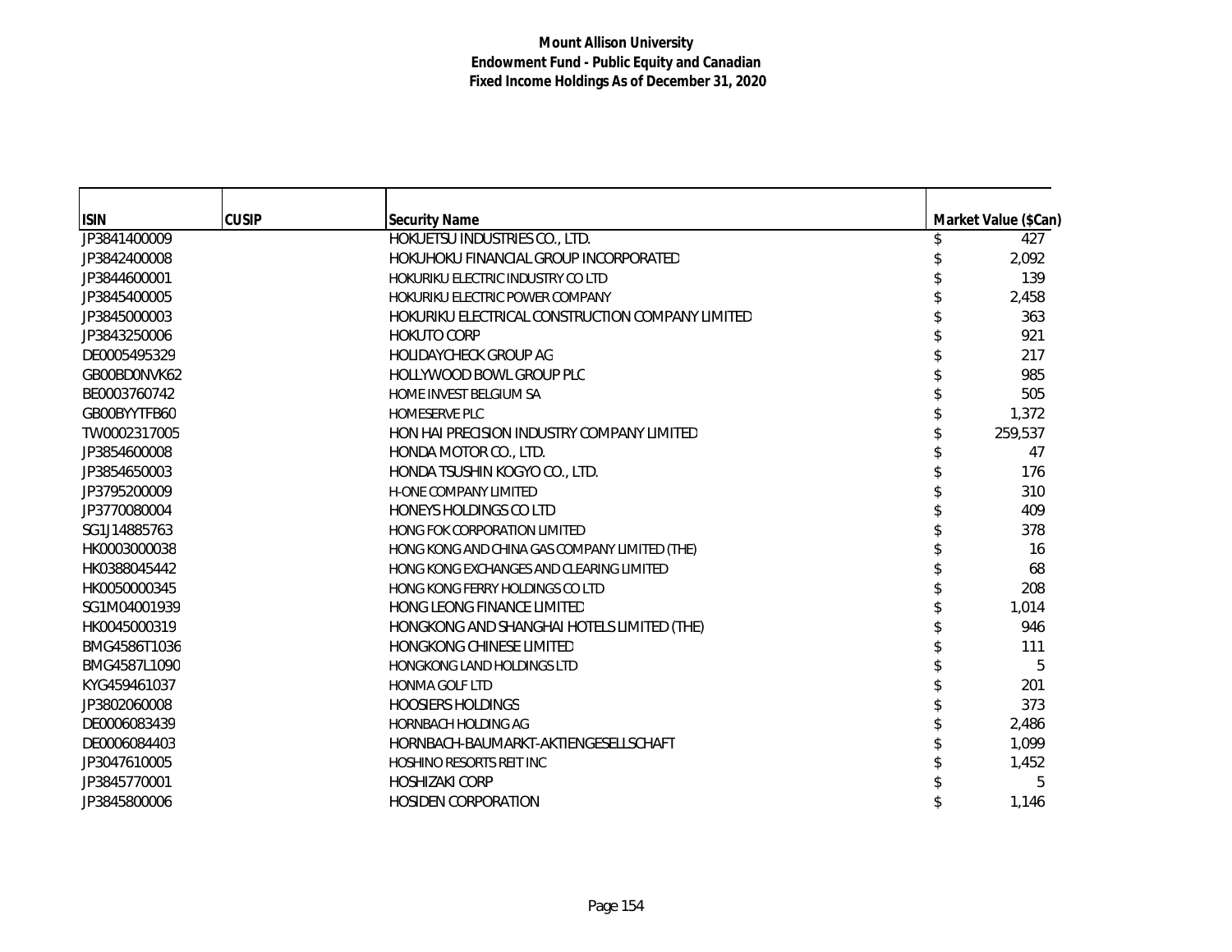**Mount Allison University**
**Endowment Fund - Public Equity and Canadian**
**Fixed Income Holdings As of December 31, 2020**

| ISIN | CUSIP | Security Name | Market Value ($Can) |
|---|---|---|---|
| JP3841400009 | | HOKUETSU INDUSTRIES CO., LTD. | $ 427 |
| JP3842400008 | | HOKUHOKU FINANCIAL GROUP INCORPORATED | $ 2,092 |
| JP3844600001 | | HOKURIKU ELECTRIC INDUSTRY CO LTD | $ 139 |
| JP3845400005 | | HOKURIKU ELECTRIC POWER COMPANY | $ 2,458 |
| JP3845000003 | | HOKURIKU ELECTRICAL CONSTRUCTION COMPANY LIMITED | $ 363 |
| JP3843250006 | | HOKUTO CORP | $ 921 |
| DE0005495329 | | HOLIDAYCHECK GROUP AG | $ 217 |
| GB00BD0NVK62 | | HOLLYWOOD BOWL GROUP PLC | $ 985 |
| BE0003760742 | | HOME INVEST BELGIUM SA | $ 505 |
| GB00BYYTFB60 | | HOMESERVE PLC | $ 1,372 |
| TW0002317005 | | HON HAI PRECISION INDUSTRY COMPANY LIMITED | $ 259,537 |
| JP3854600008 | | HONDA MOTOR CO., LTD. | $ 47 |
| JP3854650003 | | HONDA TSUSHIN KOGYO CO., LTD. | $ 176 |
| JP3795200009 | | H-ONE COMPANY LIMITED | $ 310 |
| JP3770080004 | | HONEYS HOLDINGS CO LTD | $ 409 |
| SG1J14885763 | | HONG FOK CORPORATION LIMITED | $ 378 |
| HK0003000038 | | HONG KONG AND CHINA GAS COMPANY LIMITED (THE) | $ 16 |
| HK0388045442 | | HONG KONG EXCHANGES AND CLEARING LIMITED | $ 68 |
| HK0050000345 | | HONG KONG FERRY HOLDINGS CO LTD | $ 208 |
| SG1M04001939 | | HONG LEONG FINANCE LIMITED | $ 1,014 |
| HK0045000319 | | HONGKONG AND SHANGHAI HOTELS LIMITED (THE) | $ 946 |
| BMG4586T1036 | | HONGKONG CHINESE LIMITED | $ 111 |
| BMG4587L1090 | | HONGKONG LAND HOLDINGS LTD | $ 5 |
| KYG459461037 | | HONMA GOLF LTD | $ 201 |
| JP3802060008 | | HOOSIERS HOLDINGS | $ 373 |
| DE0006083439 | | HORNBACH HOLDING AG | $ 2,486 |
| DE0006084403 | | HORNBACH-BAUMARKT-AKTIENGESELLSCHAFT | $ 1,099 |
| JP3047610005 | | HOSHINO RESORTS REIT INC | $ 1,452 |
| JP3845770001 | | HOSHIZAKI CORP | $ 5 |
| JP3845800006 | | HOSIDEN CORPORATION | $ 1,146 |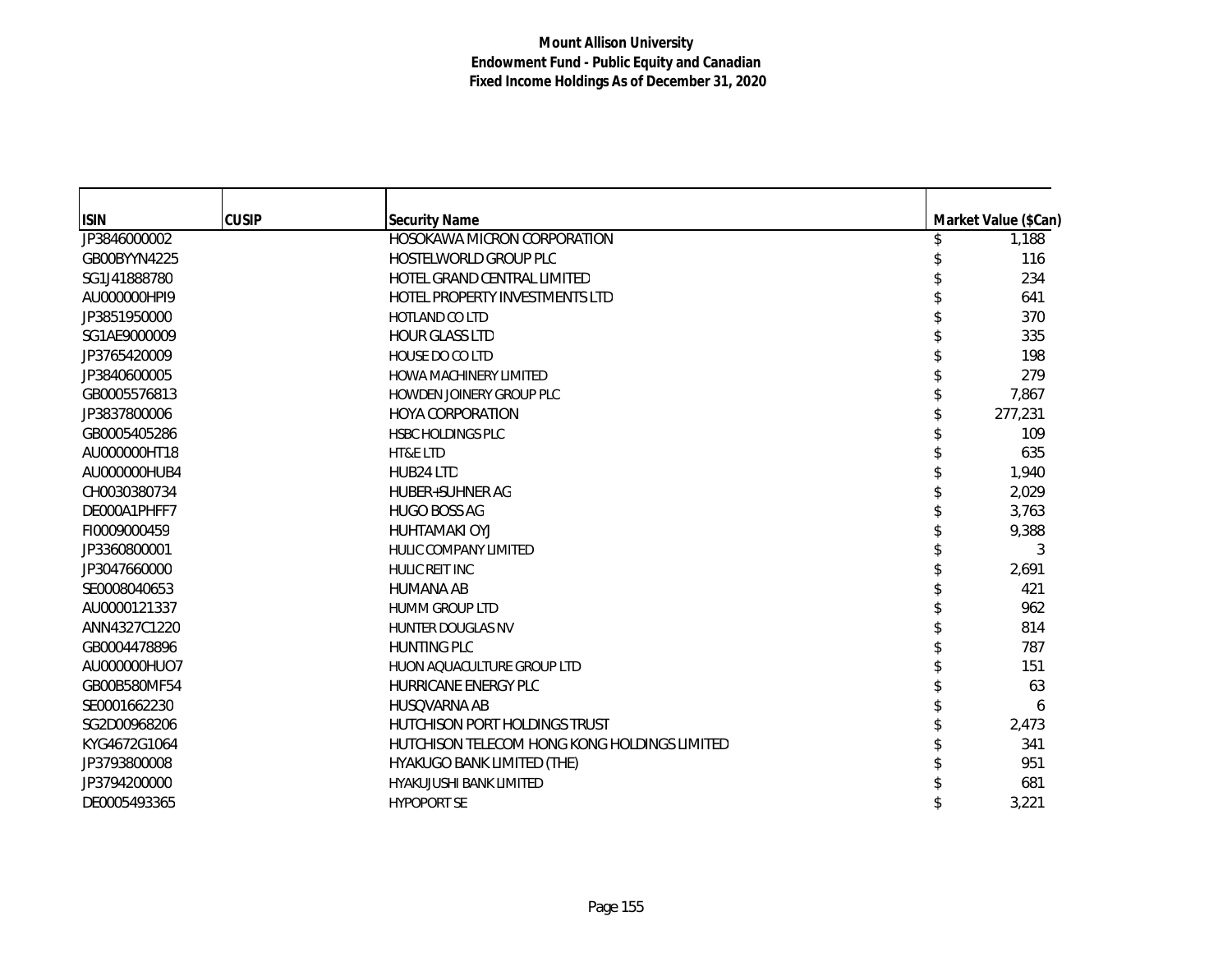**Mount Allison University**
**Endowment Fund - Public Equity and Canadian**
**Fixed Income Holdings As of December 31, 2020**

| ISIN | CUSIP | Security Name | Market Value ($Can) |
|---|---|---|---|
| JP3846000002 | | HOSOKAWA MICRON CORPORATION | $ 1,188 |
| GB00BYYN4225 | | HOSTELWORLD GROUP PLC | $ 116 |
| SG1J41888780 | | HOTEL GRAND CENTRAL LIMITED | $ 234 |
| AU000000HPI9 | | HOTEL PROPERTY INVESTMENTS LTD | $ 641 |
| JP3851950000 | | HOTLAND CO LTD | $ 370 |
| SG1AE9000009 | | HOUR GLASS LTD | $ 335 |
| JP3765420009 | | HOUSE DO CO LTD | $ 198 |
| JP3840600005 | | HOWA MACHINERY LIMITED | $ 279 |
| GB0005576813 | | HOWDEN JOINERY GROUP PLC | $ 7,867 |
| JP3837800006 | | HOYA CORPORATION | $ 277,231 |
| GB0005405286 | | HSBC HOLDINGS PLC | $ 109 |
| AU000000HT18 | | HT&E LTD | $ 635 |
| AU000000HUB4 | | HUB24 LTD | $ 1,940 |
| CH0030380734 | | HUBER+SUHNER AG | $ 2,029 |
| DE000A1PHFF7 | | HUGO BOSS AG | $ 3,763 |
| FI0009000459 | | HUHTAMAKI OYJ | $ 9,388 |
| JP3360800001 | | HULIC COMPANY LIMITED | $ 3 |
| JP3047660000 | | HULIC REIT INC | $ 2,691 |
| SE0008040653 | | HUMANA AB | $ 421 |
| AU0000121337 | | HUMM GROUP LTD | $ 962 |
| ANN4327C1220 | | HUNTER DOUGLAS NV | $ 814 |
| GB0004478896 | | HUNTING PLC | $ 787 |
| AU000000HUO7 | | HUON AQUACULTURE GROUP LTD | $ 151 |
| GB00B580MF54 | | HURRICANE ENERGY PLC | $ 63 |
| SE0001662230 | | HUSQVARNA AB | $ 6 |
| SG2D00968206 | | HUTCHISON PORT HOLDINGS TRUST | $ 2,473 |
| KYG4672G1064 | | HUTCHISON TELECOM HONG KONG HOLDINGS LIMITED | $ 341 |
| JP3793800008 | | HYAKUGO BANK LIMITED (THE) | $ 951 |
| JP3794200000 | | HYAKUJUSHI BANK LIMITED | $ 681 |
| DE0005493365 | | HYPOPORT SE | $ 3,221 |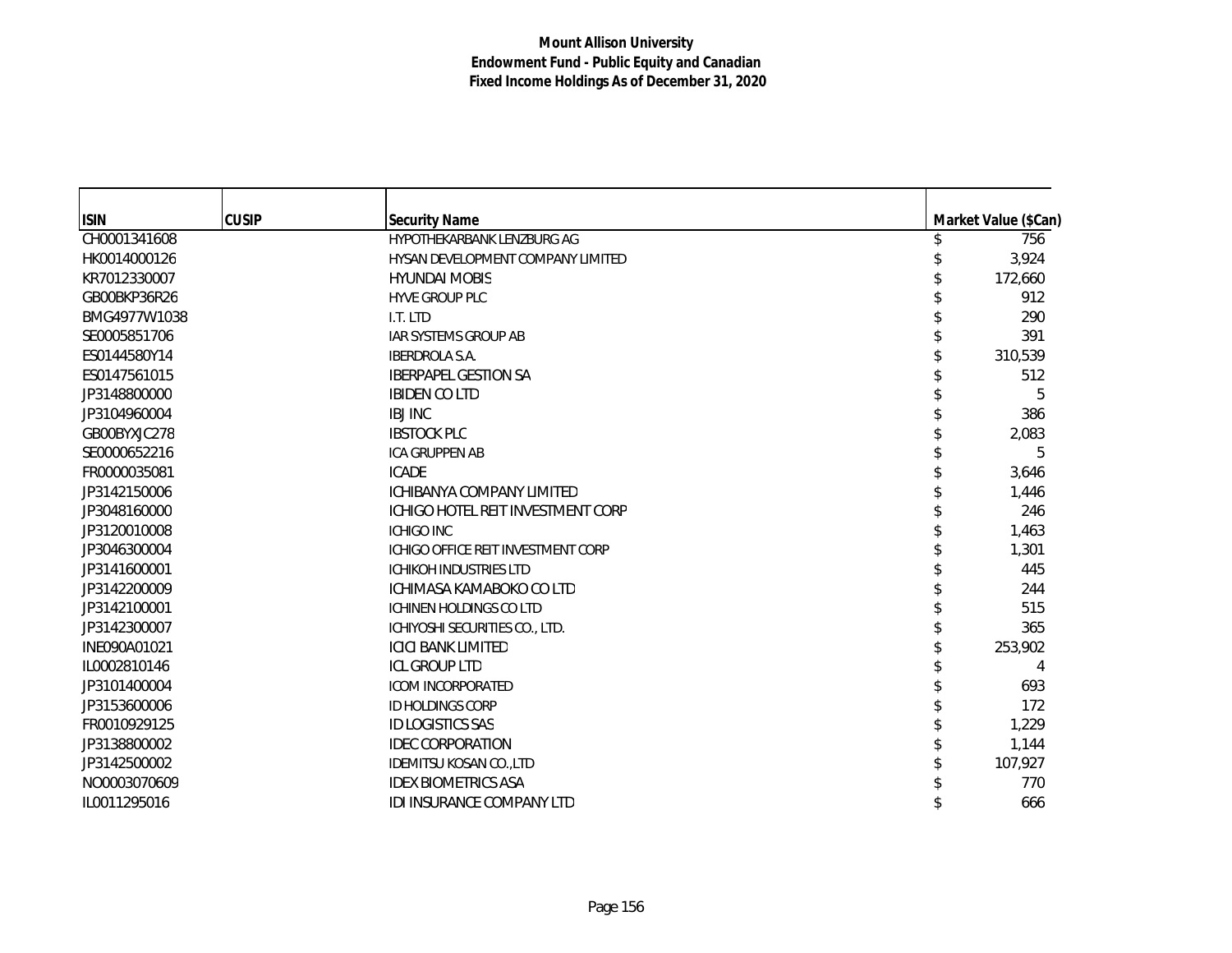**Mount Allison University**
**Endowment Fund - Public Equity and Canadian**
**Fixed Income Holdings As of December 31, 2020**

| ISIN | CUSIP | Security Name | Market Value ($Can) |
|---|---|---|---|
| CH0001341608 | | HYPOTHEKARBANK LENZBURG AG | $ 756 |
| HK0014000126 | | HYSAN DEVELOPMENT COMPANY LIMITED | $ 3,924 |
| KR7012330007 | | HYUNDAI MOBIS | $ 172,660 |
| GB00BKP36R26 | | HYVE GROUP PLC | $ 912 |
| BMG4977W1038 | | I.T. LTD | $ 290 |
| SE0005851706 | | IAR SYSTEMS GROUP AB | $ 391 |
| ES0144580Y14 | | IBERDROLA S.A. | $ 310,539 |
| ES0147561015 | | IBERPAPEL GESTION SA | $ 512 |
| JP3148800000 | | IBIDEN CO LTD | $ 5 |
| JP3104960004 | | IBJ INC | $ 386 |
| GB00BYXJC278 | | IBSTOCK PLC | $ 2,083 |
| SE0000652216 | | ICA GRUPPEN AB | $ 5 |
| FR0000035081 | | ICADE | $ 3,646 |
| JP3142150006 | | ICHIBANYA COMPANY LIMITED | $ 1,446 |
| JP3048160000 | | ICHIGO HOTEL REIT INVESTMENT CORP | $ 246 |
| JP3120010008 | | ICHIGO INC | $ 1,463 |
| JP3046300004 | | ICHIGO OFFICE REIT INVESTMENT CORP | $ 1,301 |
| JP3141600001 | | ICHIKOH INDUSTRIES LTD | $ 445 |
| JP3142200009 | | ICHIMASA KAMABOKO CO LTD | $ 244 |
| JP3142100001 | | ICHINEN HOLDINGS CO LTD | $ 515 |
| JP3142300007 | | ICHIYOSHI SECURITIES CO., LTD. | $ 365 |
| INE090A01021 | | ICICI BANK LIMITED | $ 253,902 |
| IL0002810146 | | ICL GROUP LTD | $ 4 |
| JP3101400004 | | ICOM INCORPORATED | $ 693 |
| JP3153600006 | | ID HOLDINGS CORP | $ 172 |
| FR0010929125 | | ID LOGISTICS SAS | $ 1,229 |
| JP3138800002 | | IDEC CORPORATION | $ 1,144 |
| JP3142500002 | | IDEMITSU KOSAN CO.,LTD | $ 107,927 |
| NO0003070609 | | IDEX BIOMETRICS ASA | $ 770 |
| IL0011295016 | | IDI INSURANCE COMPANY LTD | $ 666 |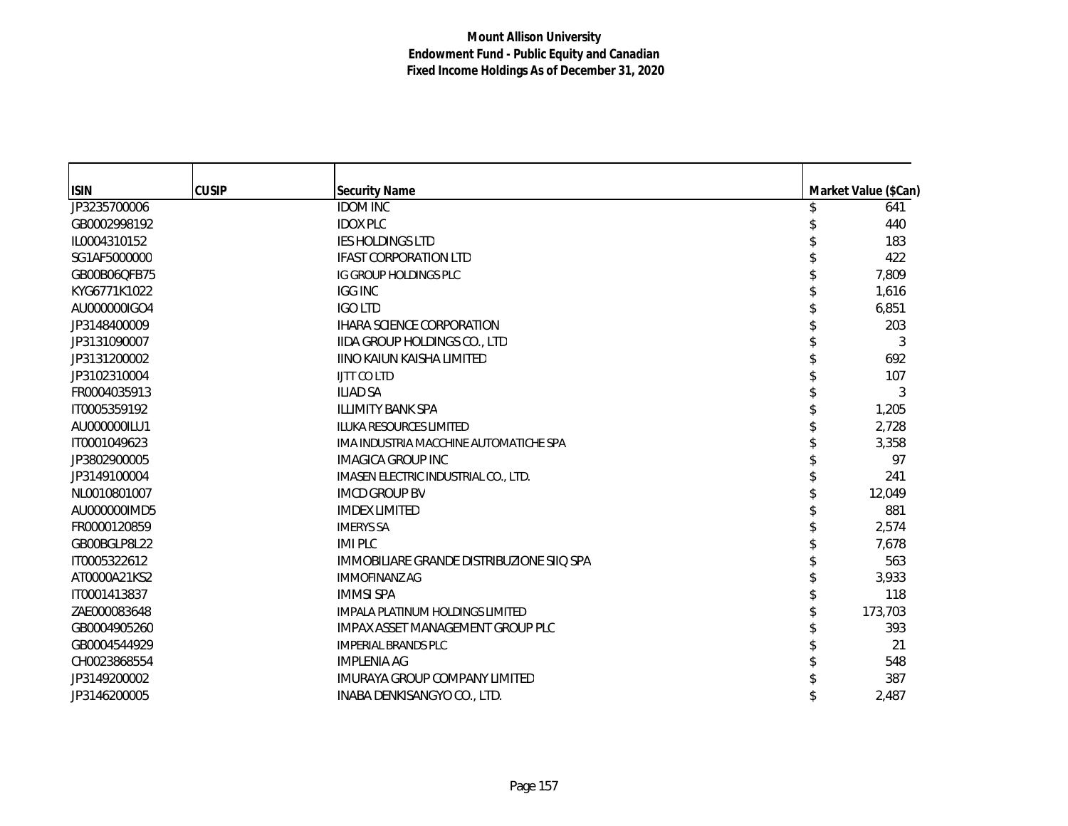**Mount Allison University**
**Endowment Fund - Public Equity and Canadian**
**Fixed Income Holdings As of December 31, 2020**

| ISIN | CUSIP | Security Name | Market Value ($Can) |
|---|---|---|---|
| JP3235700006 | | IDOM INC | $ 641 |
| GB0002998192 | | IDOX PLC | $ 440 |
| IL0004310152 | | IES HOLDINGS LTD | $ 183 |
| SG1AF5000000 | | IFAST CORPORATION LTD | $ 422 |
| GB00B06QFB75 | | IG GROUP HOLDINGS PLC | $ 7,809 |
| KYG6771K1022 | | IGG INC | $ 1,616 |
| AU000000IGO4 | | IGO LTD | $ 6,851 |
| JP3148400009 | | IHARA SCIENCE CORPORATION | $ 203 |
| JP3131090007 | | IIDA GROUP HOLDINGS CO., LTD | $ 3 |
| JP3131200002 | | IINO KAIUN KAISHA LIMITED | $ 692 |
| JP3102310004 | | IJTT CO LTD | $ 107 |
| FR0004035913 | | ILIAD SA | $ 3 |
| IT0005359192 | | ILLIMITY BANK SPA | $ 1,205 |
| AU000000ILU1 | | ILUKA RESOURCES LIMITED | $ 2,728 |
| IT0001049623 | | IMA INDUSTRIA MACCHINE AUTOMATICHE SPA | $ 3,358 |
| JP3802900005 | | IMAGICA GROUP INC | $ 97 |
| JP3149100004 | | IMASEN ELECTRIC INDUSTRIAL CO., LTD. | $ 241 |
| NL0010801007 | | IMCD GROUP BV | $ 12,049 |
| AU000000IMD5 | | IMDEX LIMITED | $ 881 |
| FR0000120859 | | IMERYS SA | $ 2,574 |
| GB00BGLP8L22 | | IMI PLC | $ 7,678 |
| IT0005322612 | | IMMOBILIARE GRANDE DISTRIBUZIONE SIIQ SPA | $ 563 |
| AT0000A21KS2 | | IMMOFINANZ AG | $ 3,933 |
| IT0001413837 | | IMMSI SPA | $ 118 |
| ZAE000083648 | | IMPALA PLATINUM HOLDINGS LIMITED | $ 173,703 |
| GB0004905260 | | IMPAX ASSET MANAGEMENT GROUP PLC | $ 393 |
| GB0004544929 | | IMPERIAL BRANDS PLC | $ 21 |
| CH0023868554 | | IMPLENIA AG | $ 548 |
| JP3149200002 | | IMURAYA GROUP COMPANY LIMITED | $ 387 |
| JP3146200005 | | INABA DENKISANGYO CO., LTD. | $ 2,487 |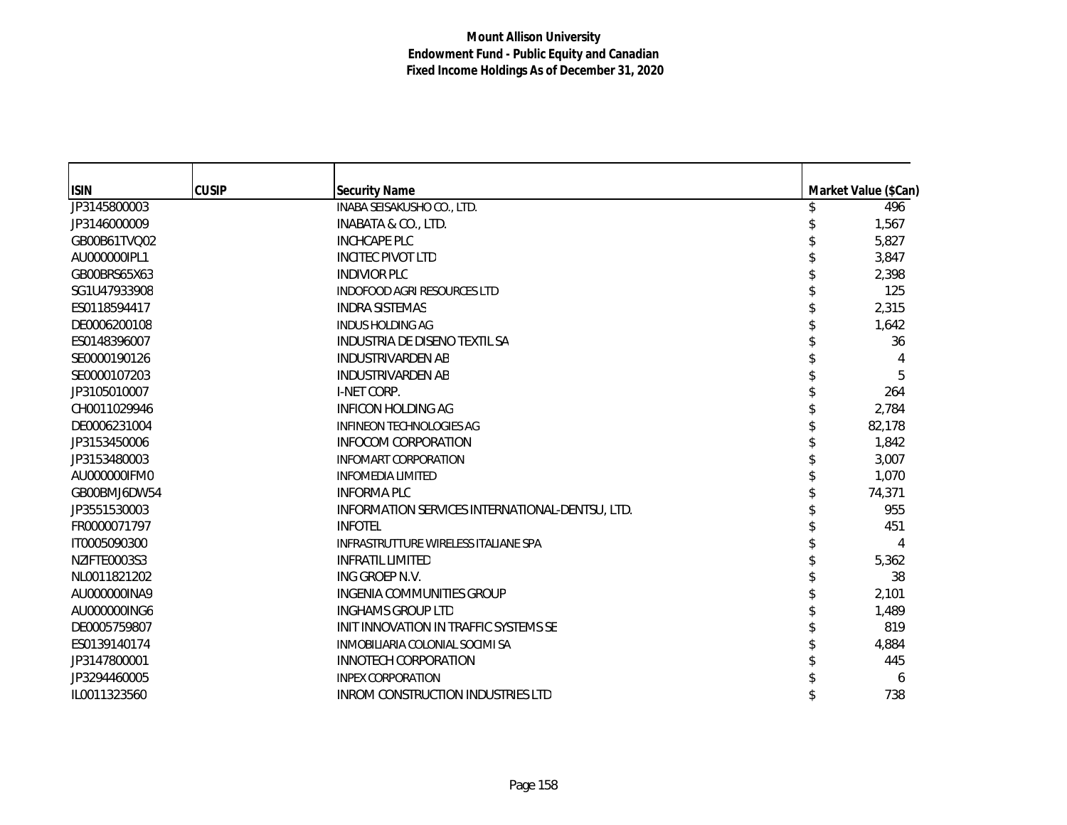**Mount Allison University**
**Endowment Fund - Public Equity and Canadian**
**Fixed Income Holdings As of December 31, 2020**

| ISIN | CUSIP | Security Name | Market Value ($Can) |
|---|---|---|---|
| JP3145800003 | | INABA SEISAKUSHO CO., LTD. | $ 496 |
| JP3146000009 | | INABATA & CO., LTD. | $ 1,567 |
| GB00B61TVQ02 | | INCHCAPE PLC | $ 5,827 |
| AU000000IPL1 | | INCITEC PIVOT LTD | $ 3,847 |
| GB00BRS65X63 | | INDIVIOR PLC | $ 2,398 |
| SG1U47933908 | | INDOFOOD AGRI RESOURCES LTD | $ 125 |
| ES0118594417 | | INDRA SISTEMAS | $ 2,315 |
| DE0006200108 | | INDUS HOLDING AG | $ 1,642 |
| ES0148396007 | | INDUSTRIA DE DISENO TEXTIL SA | $ 36 |
| SE0000190126 | | INDUSTRIVARDEN AB | $ 4 |
| SE0000107203 | | INDUSTRIVARDEN AB | $ 5 |
| JP3105010007 | | I-NET CORP. | $ 264 |
| CH0011029946 | | INFICON HOLDING AG | $ 2,784 |
| DE0006231004 | | INFINEON TECHNOLOGIES AG | $ 82,178 |
| JP3153450006 | | INFOCOM CORPORATION | $ 1,842 |
| JP3153480003 | | INFOMART CORPORATION | $ 3,007 |
| AU000000IFM0 | | INFOMEDIA LIMITED | $ 1,070 |
| GB00BMJ6DW54 | | INFORMA PLC | $ 74,371 |
| JP3551530003 | | INFORMATION SERVICES INTERNATIONAL-DENTSU, LTD. | $ 955 |
| FR0000071797 | | INFOTEL | $ 451 |
| IT0005090300 | | INFRASTRUTTURE WIRELESS ITALIANE SPA | $ 4 |
| NZIFTE0003S3 | | INFRATIL LIMITED | $ 5,362 |
| NL0011821202 | | ING GROEP N.V. | $ 38 |
| AU000000INA9 | | INGENIA COMMUNITIES GROUP | $ 2,101 |
| AU000000ING6 | | INGHAMS GROUP LTD | $ 1,489 |
| DE0005759807 | | INIT INNOVATION IN TRAFFIC SYSTEMS SE | $ 819 |
| ES0139140174 | | INMOBILIARIA COLONIAL SOCIMI SA | $ 4,884 |
| JP3147800001 | | INNOTECH CORPORATION | $ 445 |
| JP3294460005 | | INPEX CORPORATION | $ 6 |
| IL0011323560 | | INROM CONSTRUCTION INDUSTRIES LTD | $ 738 |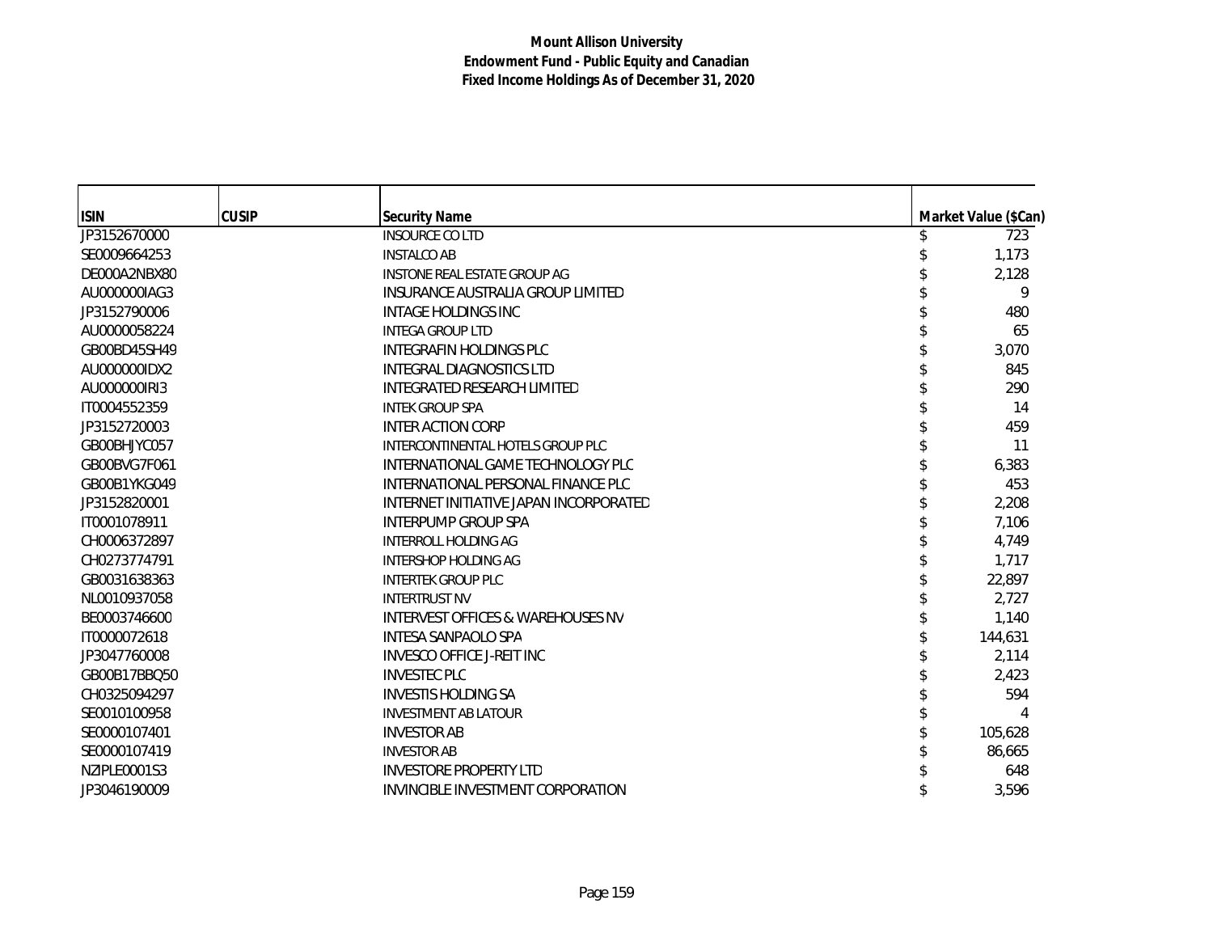**Mount Allison University**
**Endowment Fund - Public Equity and Canadian**
**Fixed Income Holdings As of December 31, 2020**

| ISIN | CUSIP | Security Name | Market Value ($Can) |
|---|---|---|---|
| JP3152670000 | | INSOURCE CO LTD | $ 723 |
| SE0009664253 | | INSTALCO AB | $ 1,173 |
| DE000A2NBX80 | | INSTONE REAL ESTATE GROUP AG | $ 2,128 |
| AU000000IAG3 | | INSURANCE AUSTRALIA GROUP LIMITED | $ 9 |
| JP3152790006 | | INTAGE HOLDINGS INC | $ 480 |
| AU0000058224 | | INTEGA GROUP LTD | $ 65 |
| GB00BD45SH49 | | INTEGRAFIN HOLDINGS PLC | $ 3,070 |
| AU000000IDX2 | | INTEGRAL DIAGNOSTICS LTD | $ 845 |
| AU000000IRI3 | | INTEGRATED RESEARCH LIMITED | $ 290 |
| IT0004552359 | | INTEK GROUP SPA | $ 14 |
| JP3152720003 | | INTER ACTION CORP | $ 459 |
| GB00BHJYC057 | | INTERCONTINENTAL HOTELS GROUP PLC | $ 11 |
| GB00BVG7F061 | | INTERNATIONAL GAME TECHNOLOGY PLC | $ 6,383 |
| GB00B1YKG049 | | INTERNATIONAL PERSONAL FINANCE PLC | $ 453 |
| JP3152820001 | | INTERNET INITIATIVE JAPAN INCORPORATED | $ 2,208 |
| IT0001078911 | | INTERPUMP GROUP SPA | $ 7,106 |
| CH0006372897 | | INTERROLL HOLDING AG | $ 4,749 |
| CH0273774791 | | INTERSHOP HOLDING AG | $ 1,717 |
| GB0031638363 | | INTERTEK GROUP PLC | $ 22,897 |
| NL0010937058 | | INTERTRUST NV | $ 2,727 |
| BE0003746600 | | INTERVEST OFFICES & WAREHOUSES NV | $ 1,140 |
| IT0000072618 | | INTESA SANPAOLO SPA | $ 144,631 |
| JP3047760008 | | INVESCO OFFICE J-REIT INC | $ 2,114 |
| GB00B17BBQ50 | | INVESTEC PLC | $ 2,423 |
| CH0325094297 | | INVESTIS HOLDING SA | $ 594 |
| SE0010100958 | | INVESTMENT AB LATOUR | $ 4 |
| SE0000107401 | | INVESTOR AB | $ 105,628 |
| SE0000107419 | | INVESTOR AB | $ 86,665 |
| NZIPLE0001S3 | | INVESTORE PROPERTY LTD | $ 648 |
| JP3046190009 | | INVINCIBLE INVESTMENT CORPORATION | $ 3,596 |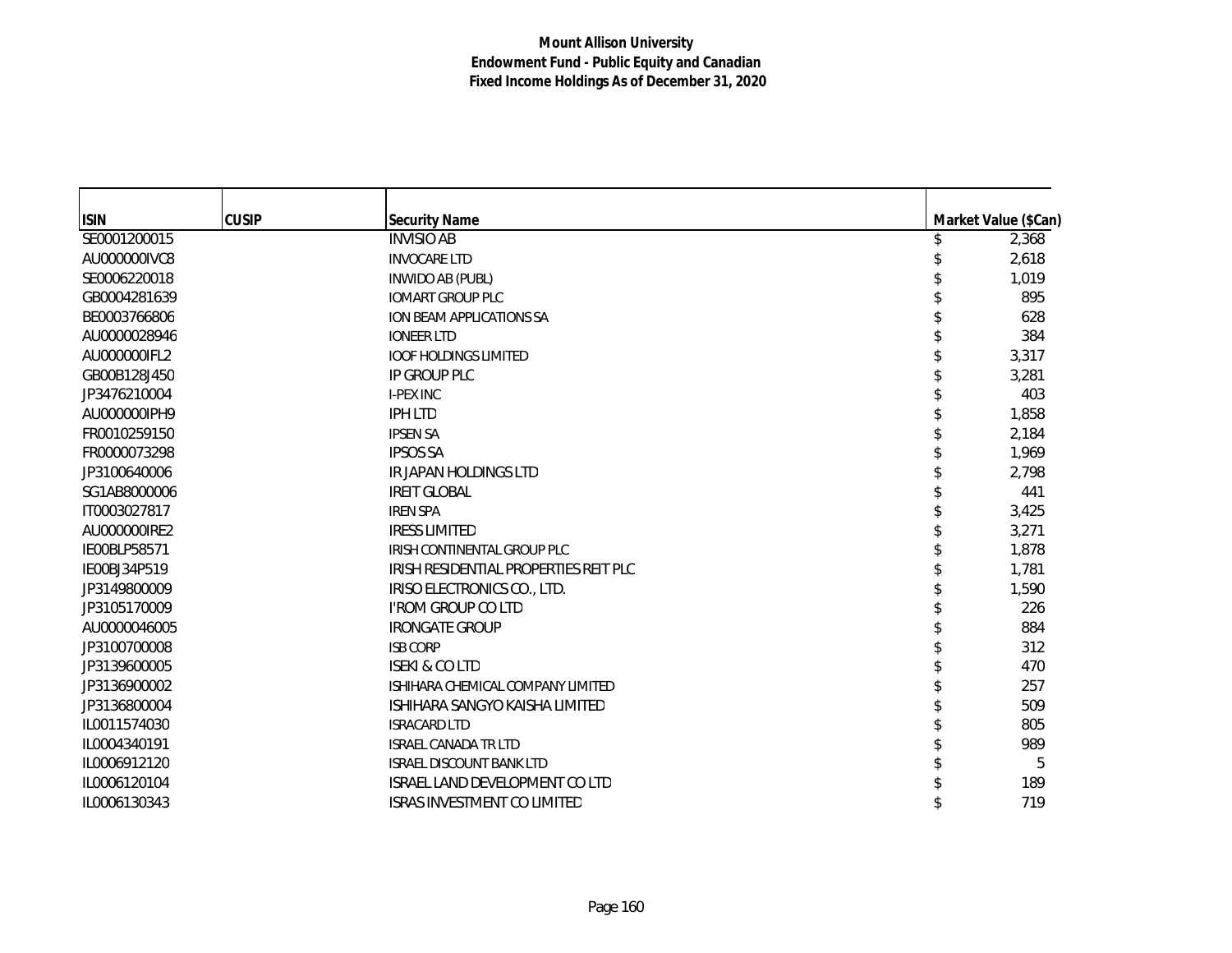**Mount Allison University**
**Endowment Fund - Public Equity and Canadian**
**Fixed Income Holdings As of December 31, 2020**

| ISIN | CUSIP | Security Name | Market Value ($Can) |
|---|---|---|---|
| SE0001200015 | | INVISIO AB | $ 2,368 |
| AU000000IVC8 | | INVOCARE LTD | $ 2,618 |
| SE0006220018 | | INWIDO AB (PUBL) | $ 1,019 |
| GB0004281639 | | IOMART GROUP PLC | $ 895 |
| BE0003766806 | | ION BEAM APPLICATIONS SA | $ 628 |
| AU0000028946 | | IONEER LTD | $ 384 |
| AU000000IFL2 | | IOOF HOLDINGS LIMITED | $ 3,317 |
| GB00B128J450 | | IP GROUP PLC | $ 3,281 |
| JP3476210004 | | I-PEX INC | $ 403 |
| AU000000IPH9 | | IPH LTD | $ 1,858 |
| FR0010259150 | | IPSEN SA | $ 2,184 |
| FR0000073298 | | IPSOS SA | $ 1,969 |
| JP3100640006 | | IR JAPAN HOLDINGS LTD | $ 2,798 |
| SG1AB8000006 | | IREIT GLOBAL | $ 441 |
| IT0003027817 | | IREN SPA | $ 3,425 |
| AU000000IRE2 | | IRESS LIMITED | $ 3,271 |
| IE00BLP58571 | | IRISH CONTINENTAL GROUP PLC | $ 1,878 |
| IE00BJ34P519 | | IRISH RESIDENTIAL PROPERTIES REIT PLC | $ 1,781 |
| JP3149800009 | | IRISO ELECTRONICS CO., LTD. | $ 1,590 |
| JP3105170009 | | I'ROM GROUP CO LTD | $ 226 |
| AU0000046005 | | IRONGATE GROUP | $ 884 |
| JP3100700008 | | ISB CORP | $ 312 |
| JP3139600005 | | ISEKI & CO LTD | $ 470 |
| JP3136900002 | | ISHIHARA CHEMICAL COMPANY LIMITED | $ 257 |
| JP3136800004 | | ISHIHARA SANGYO KAISHA LIMITED | $ 509 |
| IL0011574030 | | ISRACARD LTD | $ 805 |
| IL0004340191 | | ISRAEL CANADA TR LTD | $ 989 |
| IL0006912120 | | ISRAEL DISCOUNT BANK LTD | $ 5 |
| IL0006120104 | | ISRAEL LAND DEVELOPMENT CO LTD | $ 189 |
| IL0006130343 | | ISRAS INVESTMENT CO LIMITED | $ 719 |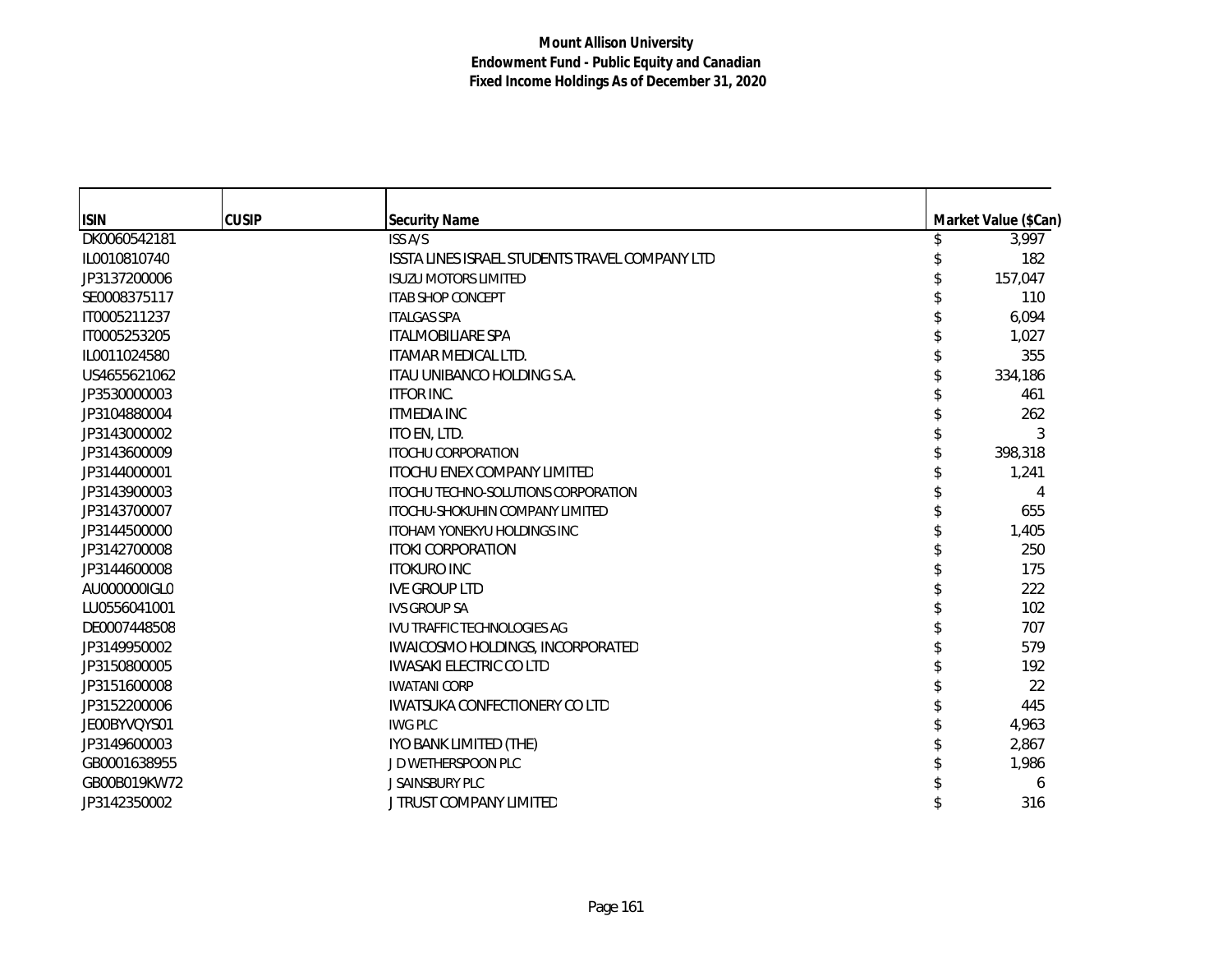**Mount Allison University**
**Endowment Fund - Public Equity and Canadian**
**Fixed Income Holdings As of December 31, 2020**

| ISIN | CUSIP | Security Name | Market Value ($Can) |
|---|---|---|---|
| DK0060542181 | | ISS A/S | $ 3,997 |
| IL0010810740 | | ISSTA LINES ISRAEL STUDENTS TRAVEL COMPANY LTD | $ 182 |
| JP3137200006 | | ISUZU MOTORS LIMITED | $ 157,047 |
| SE0008375117 | | ITAB SHOP CONCEPT | $ 110 |
| IT0005211237 | | ITALGAS SPA | $ 6,094 |
| IT0005253205 | | ITALMOBILIARE SPA | $ 1,027 |
| IL0011024580 | | ITAMAR MEDICAL LTD. | $ 355 |
| US4655621062 | | ITAU UNIBANCO HOLDING S.A. | $ 334,186 |
| JP3530000003 | | ITFOR INC. | $ 461 |
| JP3104880004 | | ITMEDIA INC | $ 262 |
| JP3143000002 | | ITO EN, LTD. | $ 3 |
| JP3143600009 | | ITOCHU CORPORATION | $ 398,318 |
| JP3144000001 | | ITOCHU ENEX COMPANY LIMITED | $ 1,241 |
| JP3143900003 | | ITOCHU TECHNO-SOLUTIONS CORPORATION | $ 4 |
| JP3143700007 | | ITOCHU-SHOKUHIN COMPANY LIMITED | $ 655 |
| JP3144500000 | | ITOHAM YONEKYU HOLDINGS INC | $ 1,405 |
| JP3142700008 | | ITOKI CORPORATION | $ 250 |
| JP3144600008 | | ITOKURO INC | $ 175 |
| AU000000IGL0 | | IVE GROUP LTD | $ 222 |
| LU0556041001 | | IVS GROUP SA | $ 102 |
| DE0007448508 | | IVU TRAFFIC TECHNOLOGIES AG | $ 707 |
| JP3149950002 | | IWAICOSMO HOLDINGS, INCORPORATED | $ 579 |
| JP3150800005 | | IWASAKI ELECTRIC CO LTD | $ 192 |
| JP3151600008 | | IWATANI CORP | $ 22 |
| JP3152200006 | | IWATSUKA CONFECTIONERY CO LTD | $ 445 |
| JE00BYVQYS01 | | IWG PLC | $ 4,963 |
| JP3149600003 | | IYO BANK LIMITED (THE) | $ 2,867 |
| GB0001638955 | | J D WETHERSPOON PLC | $ 1,986 |
| GB00B019KW72 | | J SAINSBURY PLC | $ 6 |
| JP3142350002 | | J TRUST COMPANY LIMITED | $ 316 |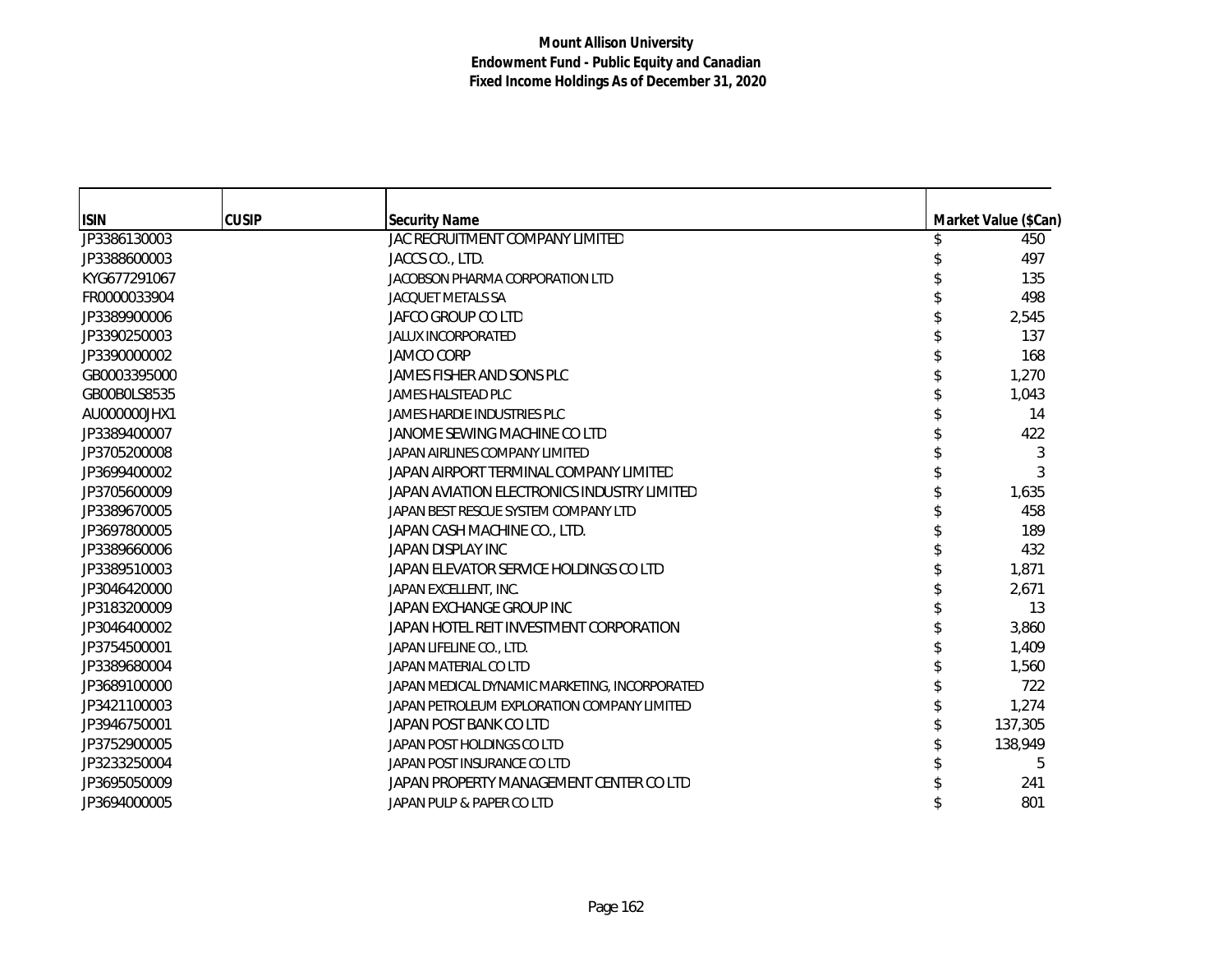**Mount Allison University**
**Endowment Fund - Public Equity and Canadian**
**Fixed Income Holdings As of December 31, 2020**

| ISIN | CUSIP | Security Name | Market Value ($Can) |
|---|---|---|---|
| JP3386130003 | | JAC RECRUITMENT COMPANY LIMITED | $ 450 |
| JP3388600003 | | JACCS CO., LTD. | $ 497 |
| KYG677291067 | | JACOBSON PHARMA CORPORATION LTD | $ 135 |
| FR0000033904 | | JACQUET METALS SA | $ 498 |
| JP3389900006 | | JAFCO GROUP CO LTD | $ 2,545 |
| JP3390250003 | | JALUX INCORPORATED | $ 137 |
| JP3390000002 | | JAMCO CORP | $ 168 |
| GB0003395000 | | JAMES FISHER AND SONS PLC | $ 1,270 |
| GB00B0LS8535 | | JAMES HALSTEAD PLC | $ 1,043 |
| AU000000JHX1 | | JAMES HARDIE INDUSTRIES PLC | $ 14 |
| JP3389400007 | | JANOME SEWING MACHINE CO LTD | $ 422 |
| JP3705200008 | | JAPAN AIRLINES COMPANY LIMITED | $ 3 |
| JP3699400002 | | JAPAN AIRPORT TERMINAL COMPANY LIMITED | $ 3 |
| JP3705600009 | | JAPAN AVIATION ELECTRONICS INDUSTRY LIMITED | $ 1,635 |
| JP3389670005 | | JAPAN BEST RESCUE SYSTEM COMPANY LTD | $ 458 |
| JP3697800005 | | JAPAN CASH MACHINE CO., LTD. | $ 189 |
| JP3389660006 | | JAPAN DISPLAY INC | $ 432 |
| JP3389510003 | | JAPAN ELEVATOR SERVICE HOLDINGS CO LTD | $ 1,871 |
| JP3046420000 | | JAPAN EXCELLENT, INC. | $ 2,671 |
| JP3183200009 | | JAPAN EXCHANGE GROUP INC | $ 13 |
| JP3046400002 | | JAPAN HOTEL REIT INVESTMENT CORPORATION | $ 3,860 |
| JP3754500001 | | JAPAN LIFELINE CO., LTD. | $ 1,409 |
| JP3389680004 | | JAPAN MATERIAL CO LTD | $ 1,560 |
| JP3689100000 | | JAPAN MEDICAL DYNAMIC MARKETING, INCORPORATED | $ 722 |
| JP3421100003 | | JAPAN PETROLEUM EXPLORATION COMPANY LIMITED | $ 1,274 |
| JP3946750001 | | JAPAN POST BANK CO LTD | $ 137,305 |
| JP3752900005 | | JAPAN POST HOLDINGS CO LTD | $ 138,949 |
| JP3233250004 | | JAPAN POST INSURANCE CO LTD | $ 5 |
| JP3695050009 | | JAPAN PROPERTY MANAGEMENT CENTER CO LTD | $ 241 |
| JP3694000005 | | JAPAN PULP & PAPER CO LTD | $ 801 |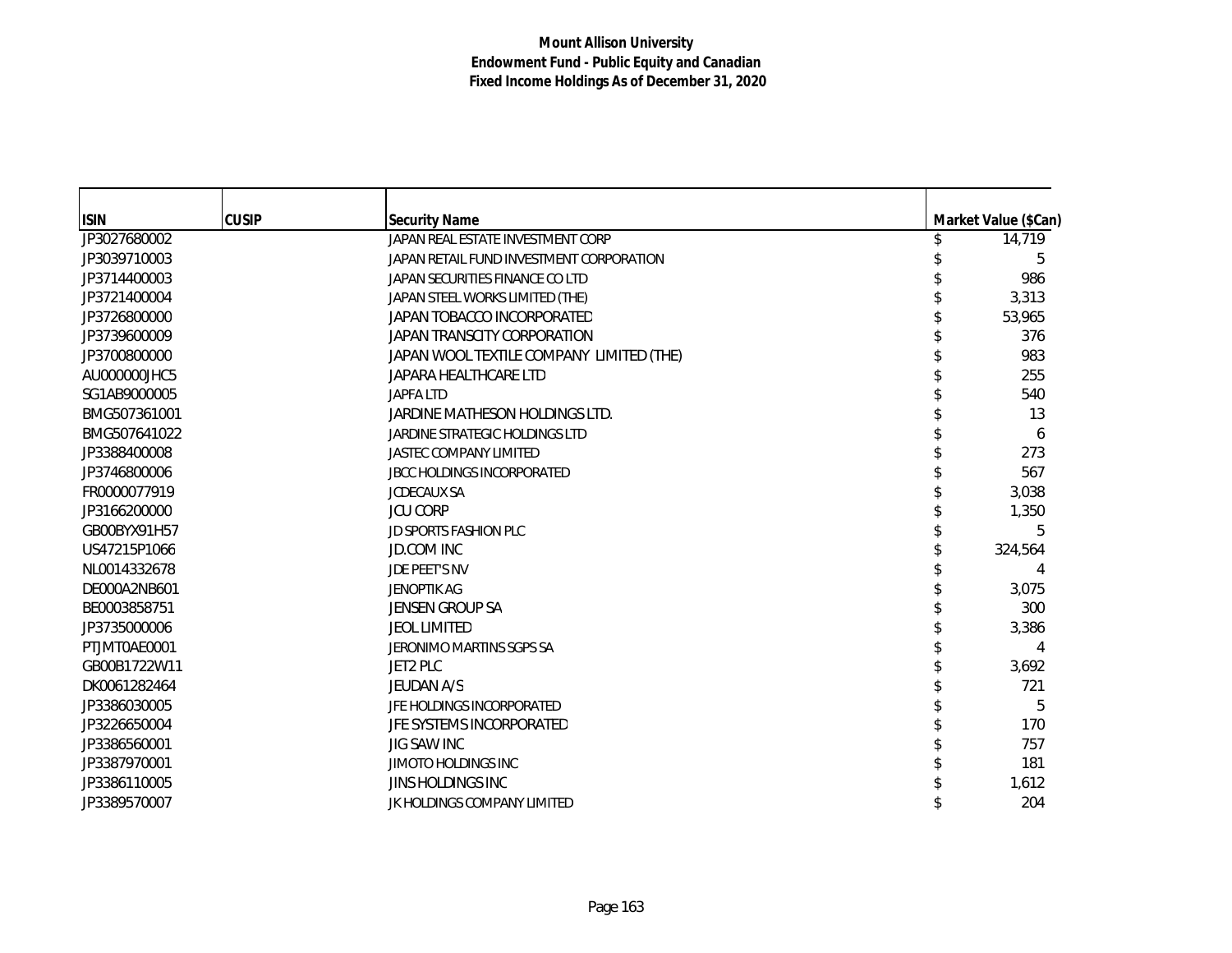**Mount Allison University**
**Endowment Fund - Public Equity and Canadian**
**Fixed Income Holdings As of December 31, 2020**

| ISIN | CUSIP | Security Name | Market Value ($Can) |
|---|---|---|---|
| JP3027680002 | | JAPAN REAL ESTATE INVESTMENT CORP | $ 14,719 |
| JP3039710003 | | JAPAN RETAIL FUND INVESTMENT CORPORATION | $ 5 |
| JP3714400003 | | JAPAN SECURITIES FINANCE CO LTD | $ 986 |
| JP3721400004 | | JAPAN STEEL WORKS LIMITED (THE) | $ 3,313 |
| JP3726800000 | | JAPAN TOBACCO INCORPORATED | $ 53,965 |
| JP3739600009 | | JAPAN TRANSCITY CORPORATION | $ 376 |
| JP3700800000 | | JAPAN WOOL TEXTILE COMPANY LIMITED (THE) | $ 983 |
| AU000000JHC5 | | JAPARA HEALTHCARE LTD | $ 255 |
| SG1AB9000005 | | JAPFA LTD | $ 540 |
| BMG507361001 | | JARDINE MATHESON HOLDINGS LTD. | $ 13 |
| BMG507641022 | | JARDINE STRATEGIC HOLDINGS LTD | $ 6 |
| JP3388400008 | | JASTEC COMPANY LIMITED | $ 273 |
| JP3746800006 | | JBCC HOLDINGS INCORPORATED | $ 567 |
| FR0000077919 | | JCDECAUX SA | $ 3,038 |
| JP3166200000 | | JCU CORP | $ 1,350 |
| GB00BYX91H57 | | JD SPORTS FASHION PLC | $ 5 |
| US47215P1066 | | JD.COM INC | $ 324,564 |
| NL0014332678 | | JDE PEET'S NV | $ 4 |
| DE000A2NB601 | | JENOPTIK AG | $ 3,075 |
| BE0003858751 | | JENSEN GROUP SA | $ 300 |
| JP3735000006 | | JEOL LIMITED | $ 3,386 |
| PTJMT0AE0001 | | JERONIMO MARTINS SGPS SA | $ 4 |
| GB00B1722W11 | | JET2 PLC | $ 3,692 |
| DK0061282464 | | JEUDAN A/S | $ 721 |
| JP3386030005 | | JFE HOLDINGS INCORPORATED | $ 5 |
| JP3226650004 | | JFE SYSTEMS INCORPORATED | $ 170 |
| JP3386560001 | | JIG SAW INC | $ 757 |
| JP3387970001 | | JIMOTO HOLDINGS INC | $ 181 |
| JP3386110005 | | JINS HOLDINGS INC | $ 1,612 |
| JP3389570007 | | JK HOLDINGS COMPANY LIMITED | $ 204 |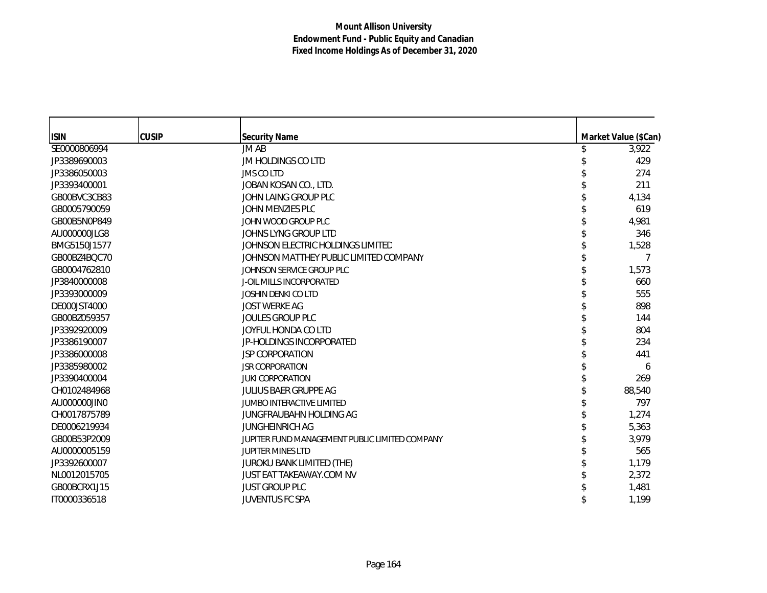**Mount Allison University**
**Endowment Fund - Public Equity and Canadian Fixed Income Holdings As of December 31, 2020**

| ISIN | CUSIP | Security Name | Market Value ($Can) |
|---|---|---|---|
| SE0000806994 | | JM AB | $ 3,922 |
| JP3389690003 | | JM HOLDINGS CO LTD | $ 429 |
| JP3386050003 | | JMS CO LTD | $ 274 |
| JP3393400001 | | JOBAN KOSAN CO., LTD. | $ 211 |
| GB00BVC3CB83 | | JOHN LAING GROUP PLC | $ 4,134 |
| GB0005790059 | | JOHN MENZIES PLC | $ 619 |
| GB00B5N0P849 | | JOHN WOOD GROUP PLC | $ 4,981 |
| AU000000JLG8 | | JOHNS LYNG GROUP LTD | $ 346 |
| BMG5150J1577 | | JOHNSON ELECTRIC HOLDINGS LIMITED | $ 1,528 |
| GB00BZ4BQC70 | | JOHNSON MATTHEY PUBLIC LIMITED COMPANY | $ 7 |
| GB0004762810 | | JOHNSON SERVICE GROUP PLC | $ 1,573 |
| JP3840000008 | | J-OIL MILLS INCORPORATED | $ 660 |
| JP3393000009 | | JOSHIN DENKI CO LTD | $ 555 |
| DE000JST4000 | | JOST WERKE AG | $ 898 |
| GB00BZ059357 | | JOULES GROUP PLC | $ 144 |
| JP3392920009 | | JOYFUL HONDA CO LTD | $ 804 |
| JP3386190007 | | JP-HOLDINGS INCORPORATED | $ 234 |
| JP3386000008 | | JSP CORPORATION | $ 441 |
| JP3385980002 | | JSR CORPORATION | $ 6 |
| JP3390400004 | | JUKI CORPORATION | $ 269 |
| CH0102484968 | | JULIUS BAER GRUPPE AG | $ 88,540 |
| AU000000JIN0 | | JUMBO INTERACTIVE LIMITED | $ 797 |
| CH0017875789 | | JUNGFRAUBAHN HOLDING AG | $ 1,274 |
| DE0006219934 | | JUNGHEINRICH AG | $ 5,363 |
| GB00B53P2009 | | JUPITER FUND MANAGEMENT PUBLIC LIMITED COMPANY | $ 3,979 |
| AU0000005159 | | JUPITER MINES LTD | $ 565 |
| JP3392600007 | | JUROKU BANK LIMITED (THE) | $ 1,179 |
| NL0012015705 | | JUST EAT TAKEAWAY.COM NV | $ 2,372 |
| GB00BCRX1J15 | | JUST GROUP PLC | $ 1,481 |
| IT0000336518 | | JUVENTUS FC SPA | $ 1,199 |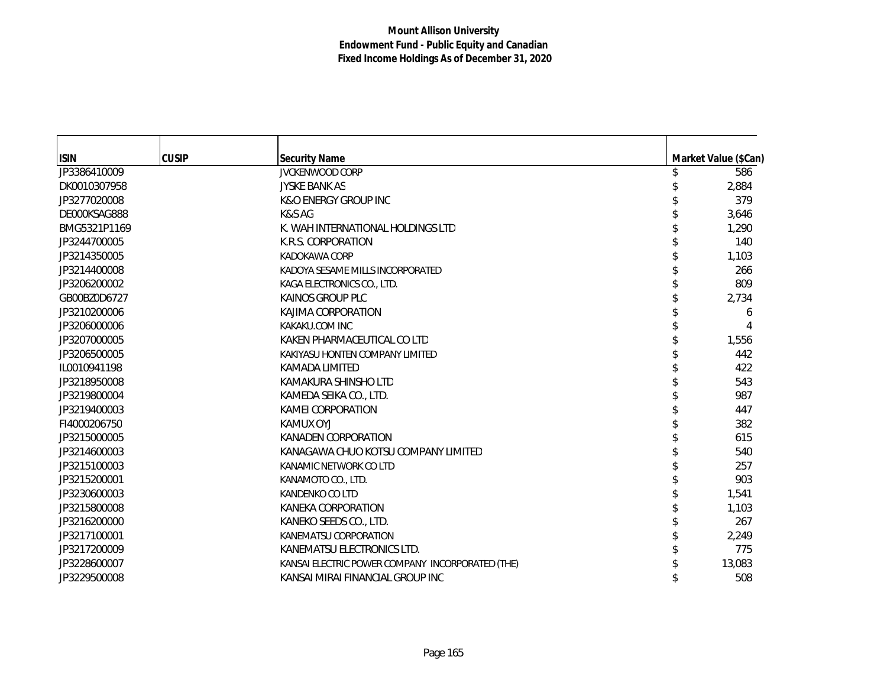**Mount Allison University**
**Endowment Fund - Public Equity and Canadian**
**Fixed Income Holdings As of December 31, 2020**

| ISIN | CUSIP | Security Name | Market Value ($Can) |
|---|---|---|---|
| JP3386410009 | | JVCKENWOOD CORP | $ 586 |
| DK0010307958 | | JYSKE BANK AS | $ 2,884 |
| JP3277020008 | | K&O ENERGY GROUP INC | $ 379 |
| DE000KSAG888 | | K&S AG | $ 3,646 |
| BMG5321P1169 | | K. WAH INTERNATIONAL HOLDINGS LTD | $ 1,290 |
| JP3244700005 | | K.R.S. CORPORATION | $ 140 |
| JP3214350005 | | KADOKAWA CORP | $ 1,103 |
| JP3214400008 | | KADOYA SESAME MILLS INCORPORATED | $ 266 |
| JP3206200002 | | KAGA ELECTRONICS CO., LTD. | $ 809 |
| GB00BZ0D6727 | | KAINOS GROUP PLC | $ 2,734 |
| JP3210200006 | | KAJIMA CORPORATION | $ 6 |
| JP3206000006 | | KAKAKU.COM INC | $ 4 |
| JP3207000005 | | KAKEN PHARMACEUTICAL CO LTD | $ 1,556 |
| JP3206500005 | | KAKIYASU HONTEN COMPANY LIMITED | $ 442 |
| IL0010941198 | | KAMADA LIMITED | $ 422 |
| JP3218950008 | | KAMAKURA SHINSHO LTD | $ 543 |
| JP3219800004 | | KAMEDA SEIKA CO., LTD. | $ 987 |
| JP3219400003 | | KAMEI CORPORATION | $ 447 |
| FI4000206750 | | KAMUX OYJ | $ 382 |
| JP3215000005 | | KANADEN CORPORATION | $ 615 |
| JP3214600003 | | KANAGAWA CHUO KOTSU COMPANY LIMITED | $ 540 |
| JP3215100003 | | KANAMIC NETWORK CO LTD | $ 257 |
| JP3215200001 | | KANAMOTO CO., LTD. | $ 903 |
| JP3230600003 | | KANDENKO CO LTD | $ 1,541 |
| JP3215800008 | | KANEKA CORPORATION | $ 1,103 |
| JP3216200000 | | KANEKO SEEDS CO., LTD. | $ 267 |
| JP3217100001 | | KANEMATSU CORPORATION | $ 2,249 |
| JP3217200009 | | KANEMATSU ELECTRONICS LTD. | $ 775 |
| JP3228600007 | | KANSAI ELECTRIC POWER COMPANY INCORPORATED (THE) | $ 13,083 |
| JP3229500008 | | KANSAI MIRAI FINANCIAL GROUP INC | $ 508 |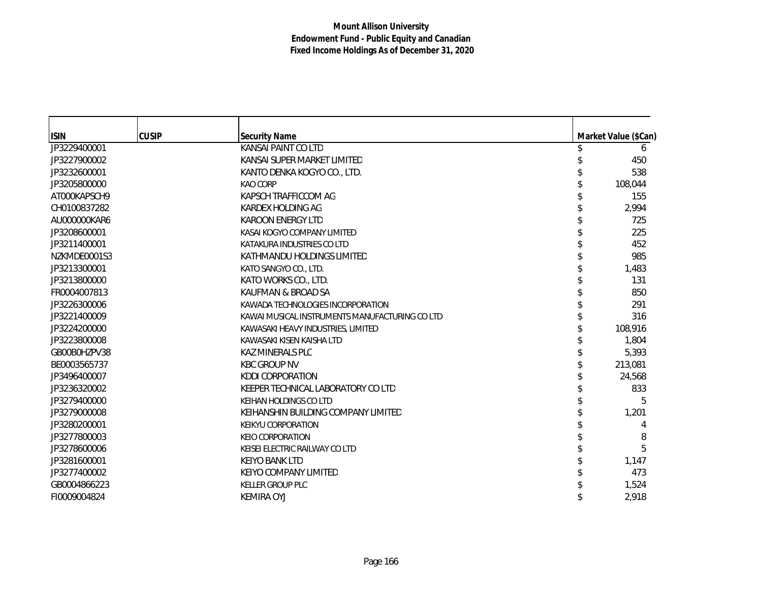**Mount Allison University**
**Endowment Fund - Public Equity and Canadian Fixed Income Holdings As of December 31, 2020**

| ISIN | CUSIP | Security Name | Market Value ($Can) |
|---|---|---|---|
| JP3229400001 | | KANSAI PAINT CO LTD | $ 6 |
| JP3227900002 | | KANSAI SUPER MARKET LIMITED | $ 450 |
| JP3232600001 | | KANTO DENKA KOGYO CO., LTD. | $ 538 |
| JP3205800000 | | KAO CORP | $ 108,044 |
| AT000KAPSCH9 | | KAPSCH TRAFFICCOM AG | $ 155 |
| CH0100837282 | | KARDEX HOLDING AG | $ 2,994 |
| AU000000KAR6 | | KAROON ENERGY LTD | $ 725 |
| JP3208600001 | | KASAI KOGYO COMPANY LIMITED | $ 225 |
| JP3211400001 | | KATAKURA INDUSTRIES CO LTD | $ 452 |
| NZKMDE0001S3 | | KATHMANDU HOLDINGS LIMITED | $ 985 |
| JP3213300001 | | KATO SANGYO CO., LTD. | $ 1,483 |
| JP3213800000 | | KATO WORKS CO., LTD. | $ 131 |
| FR0004007813 | | KAUFMAN & BROAD SA | $ 850 |
| JP3226300006 | | KAWADA TECHNOLOGIES INCORPORATION | $ 291 |
| JP3221400009 | | KAWAI MUSICAL INSTRUMENTS MANUFACTURING CO LTD | $ 316 |
| JP3224200000 | | KAWASAKI HEAVY INDUSTRIES, LIMITED | $ 108,916 |
| JP3223800008 | | KAWASAKI KISEN KAISHA LTD | $ 1,804 |
| GB00B0HZPV38 | | KAZ MINERALS PLC | $ 5,393 |
| BE0003565737 | | KBC GROUP NV | $ 213,081 |
| JP3496400007 | | KDDI CORPORATION | $ 24,568 |
| JP3236320002 | | KEEPER TECHNICAL LABORATORY CO LTD | $ 833 |
| JP3279400000 | | KEIHAN HOLDINGS CO LTD | $ 5 |
| JP3279000008 | | KEIHANSHIN BUILDING COMPANY LIMITED | $ 1,201 |
| JP3280200001 | | KEIKYU CORPORATION | $ 4 |
| JP3277800003 | | KEIO CORPORATION | $ 8 |
| JP3278600006 | | KEISEI ELECTRIC RAILWAY CO LTD | $ 5 |
| JP3281600001 | | KEIYO BANK LTD | $ 1,147 |
| JP3277400002 | | KEIYO COMPANY LIMITED | $ 473 |
| GB0004866223 | | KELLER GROUP PLC | $ 1,524 |
| FI0009004824 | | KEMIRA OYJ | $ 2,918 |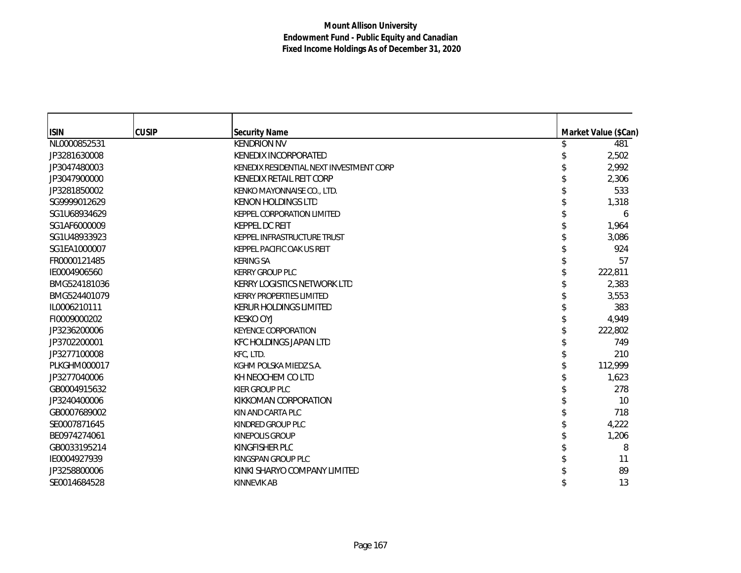**Mount Allison University**
**Endowment Fund - Public Equity and Canadian**
**Fixed Income Holdings As of December 31, 2020**

| ISIN | CUSIP | Security Name | Market Value ($Can) |
|---|---|---|---|
| NL0000852531 | | KENDRION NV | $ 481 |
| JP3281630008 | | KENEDIX INCORPORATED | $ 2,502 |
| JP3047480003 | | KENEDIX RESIDENTIAL NEXT INVESTMENT CORP | $ 2,992 |
| JP3047900000 | | KENEDIX RETAIL REIT CORP | $ 2,306 |
| JP3281850002 | | KENKO MAYONNAISE CO., LTD. | $ 533 |
| SG9999012629 | | KENON HOLDINGS LTD | $ 1,318 |
| SG1U68934629 | | KEPPEL CORPORATION LIMITED | $ 6 |
| SG1AF6000009 | | KEPPEL DC REIT | $ 1,964 |
| SG1U48933923 | | KEPPEL INFRASTRUCTURE TRUST | $ 3,086 |
| SG1EA1000007 | | KEPPEL PACIFIC OAK US REIT | $ 924 |
| FR0000121485 | | KERING SA | $ 57 |
| IE0004906560 | | KERRY GROUP PLC | $ 222,811 |
| BMG524181036 | | KERRY LOGISTICS NETWORK LTD | $ 2,383 |
| BMG524401079 | | KERRY PROPERTIES LIMITED | $ 3,553 |
| IL0006210111 | | KERUR HOLDINGS LIMITED | $ 383 |
| FI0009000202 | | KESKO OYJ | $ 4,949 |
| JP3236200006 | | KEYENCE CORPORATION | $ 222,802 |
| JP3702200001 | | KFC HOLDINGS JAPAN LTD | $ 749 |
| JP3277100008 | | KFC, LTD. | $ 210 |
| PLKGHM000017 | | KGHM POLSKA MIEDZ S.A. | $ 112,999 |
| JP3277040006 | | KH NEOCHEM CO LTD | $ 1,623 |
| GB0004915632 | | KIER GROUP PLC | $ 278 |
| JP3240400006 | | KIKKOMAN CORPORATION | $ 10 |
| GB0007689002 | | KIN AND CARTA PLC | $ 718 |
| SE0007871645 | | KINDRED GROUP PLC | $ 4,222 |
| BE0974274061 | | KINEPOLIS GROUP | $ 1,206 |
| GB0033195214 | | KINGFISHER PLC | $ 8 |
| IE0004927939 | | KINGSPAN GROUP PLC | $ 11 |
| JP3258800006 | | KINKI SHARYO COMPANY LIMITED | $ 89 |
| SE0014684528 | | KINNEVIK AB | $ 13 |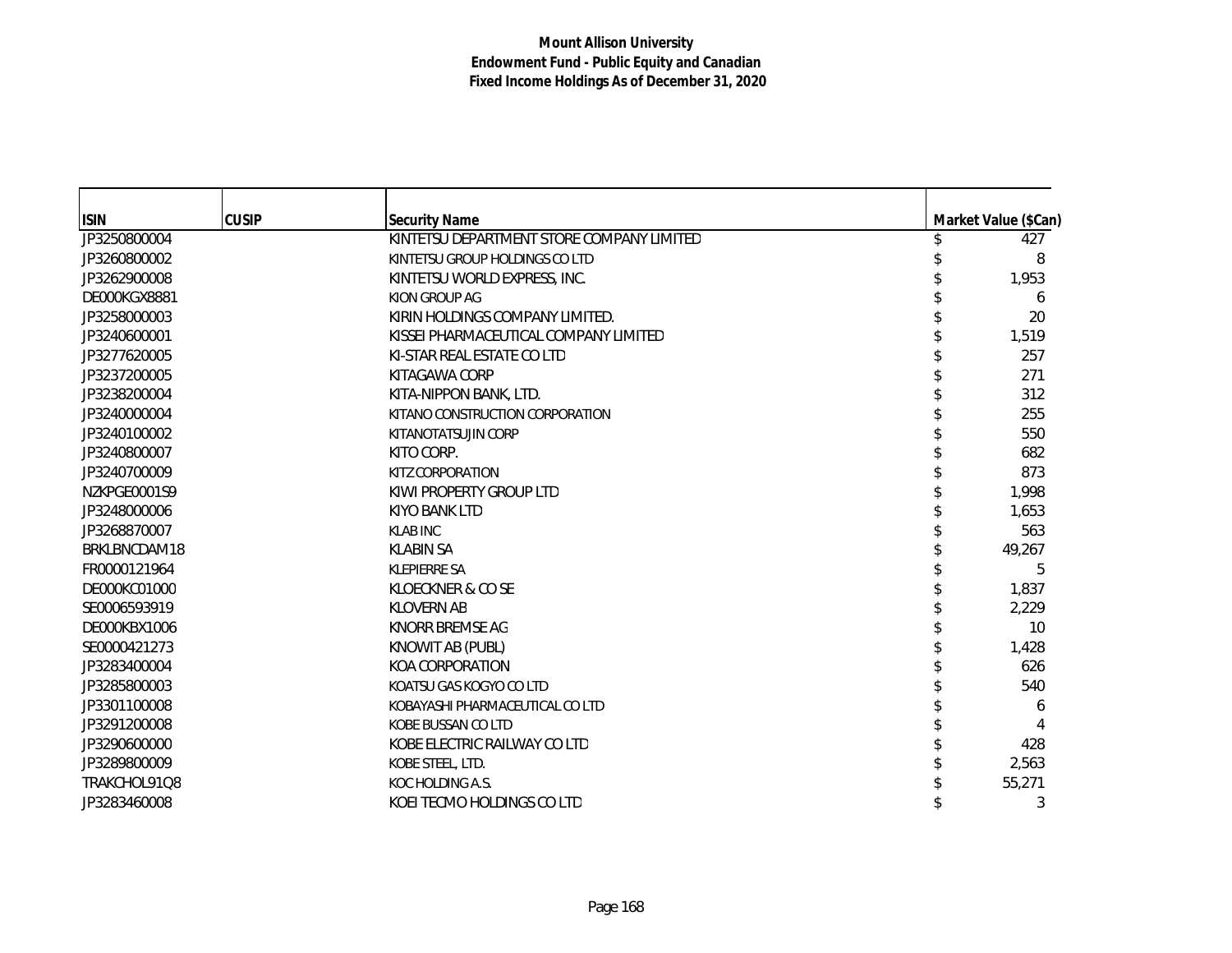**Mount Allison University**
**Endowment Fund - Public Equity and Canadian Fixed Income Holdings As of December 31, 2020**

| ISIN | CUSIP | Security Name | Market Value ($Can) |
|---|---|---|---|
| JP3250800004 | | KINTETSU DEPARTMENT STORE COMPANY LIMITED | $ 427 |
| JP3260800002 | | KINTETSU GROUP HOLDINGS CO LTD | $ 8 |
| JP3262900008 | | KINTETSU WORLD EXPRESS, INC. | $ 1,953 |
| DE000KGX8881 | | KION GROUP AG | $ 6 |
| JP3258000003 | | KIRIN HOLDINGS COMPANY LIMITED. | $ 20 |
| JP3240600001 | | KISSEI PHARMACEUTICAL COMPANY LIMITED | $ 1,519 |
| JP3277620005 | | KI-STAR REAL ESTATE CO LTD | $ 257 |
| JP3237200005 | | KITAGAWA CORP | $ 271 |
| JP3238200004 | | KITA-NIPPON BANK, LTD. | $ 312 |
| JP3240000004 | | KITANO CONSTRUCTION CORPORATION | $ 255 |
| JP3240100002 | | KITANOTATSUJIN CORP | $ 550 |
| JP3240800007 | | KITO CORP. | $ 682 |
| JP3240700009 | | KITZ CORPORATION | $ 873 |
| NZKPGE0001S9 | | KIWI PROPERTY GROUP LTD | $ 1,998 |
| JP3248000006 | | KIYO BANK LTD | $ 1,653 |
| JP3268870007 | | KLAB INC | $ 563 |
| BRKLBNCDAM18 | | KLABIN SA | $ 49,267 |
| FR0000121964 | | KLEPIERRE SA | $ 5 |
| DE000KC01000 | | KLOECKNER & CO SE | $ 1,837 |
| SE0006593919 | | KLOVERN AB | $ 2,229 |
| DE000KBX1006 | | KNORR BREMSE AG | $ 10 |
| SE0000421273 | | KNOWIT AB (PUBL) | $ 1,428 |
| JP3283400004 | | KOA CORPORATION | $ 626 |
| JP3285800003 | | KOATSU GAS KOGYO CO LTD | $ 540 |
| JP3301100008 | | KOBAYASHI PHARMACEUTICAL CO LTD | $ 6 |
| JP3291200008 | | KOBE BUSSAN CO LTD | $ 4 |
| JP3290600000 | | KOBE ELECTRIC RAILWAY CO LTD | $ 428 |
| JP3289800009 | | KOBE STEEL, LTD. | $ 2,563 |
| TRAKCHOL91Q8 | | KOC HOLDING A.S. | $ 55,271 |
| JP3283460008 | | KOEI TECMO HOLDINGS CO LTD | $ 3 |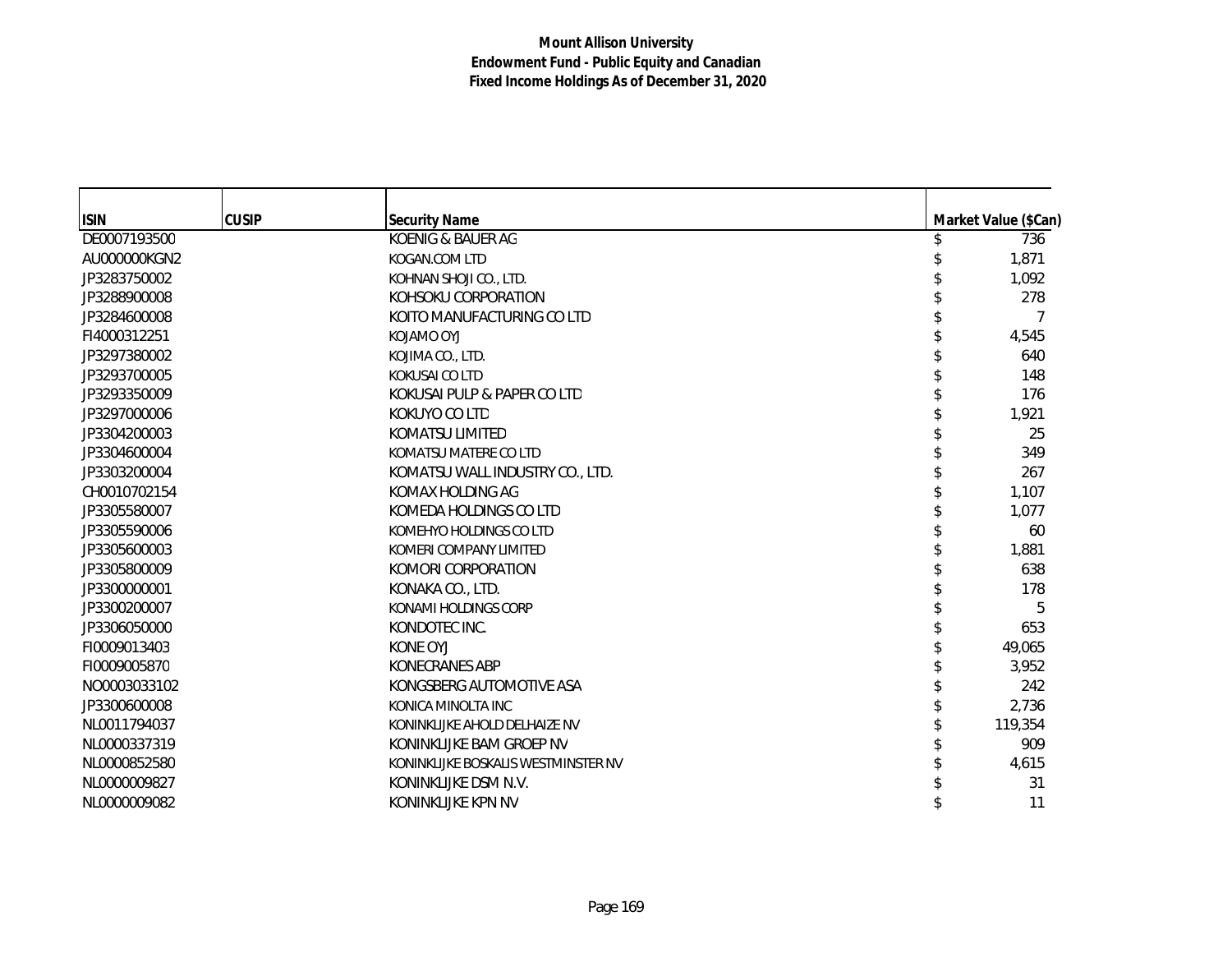**Mount Allison University**
**Endowment Fund - Public Equity and Canadian**
**Fixed Income Holdings As of December 31, 2020**

| ISIN | CUSIP | Security Name | Market Value ($Can) |
|---|---|---|---|
| DE0007193500 | | KOENIG & BAUER AG | $ 736 |
| AU000000KGN2 | | KOGAN.COM LTD | $ 1,871 |
| JP3283750002 | | KOHNAN SHOJI CO., LTD. | $ 1,092 |
| JP3288900008 | | KOHSOKU CORPORATION | $ 278 |
| JP3284600008 | | KOITO MANUFACTURING CO LTD | $ 7 |
| FI4000312251 | | KOJAMO OYJ | $ 4,545 |
| JP3297380002 | | KOJIMA CO., LTD. | $ 640 |
| JP3293700005 | | KOKUSAI CO LTD | $ 148 |
| JP3293350009 | | KOKUSAI PULP & PAPER CO LTD | $ 176 |
| JP3297000006 | | KOKUYO CO LTD | $ 1,921 |
| JP3304200003 | | KOMATSU LIMITED | $ 25 |
| JP3304600004 | | KOMATSU MATERE CO LTD | $ 349 |
| JP3303200004 | | KOMATSU WALL INDUSTRY CO., LTD. | $ 267 |
| CH0010702154 | | KOMAX HOLDING AG | $ 1,107 |
| JP3305580007 | | KOMEDA HOLDINGS CO LTD | $ 1,077 |
| JP3305590006 | | KOMEHYO HOLDINGS CO LTD | $ 60 |
| JP3305600003 | | KOMERI COMPANY LIMITED | $ 1,881 |
| JP3305800009 | | KOMORI CORPORATION | $ 638 |
| JP3300000001 | | KONAKA CO., LTD. | $ 178 |
| JP3300200007 | | KONAMI HOLDINGS CORP | $ 5 |
| JP3306050000 | | KONDOTEC INC. | $ 653 |
| FI0009013403 | | KONE OYJ | $ 49,065 |
| FI0009005870 | | KONECRANES ABP | $ 3,952 |
| NO0003033102 | | KONGSBERG AUTOMOTIVE ASA | $ 242 |
| JP3300600008 | | KONICA MINOLTA INC | $ 2,736 |
| NL0011794037 | | KONINKLIJKE AHOLD DELHAIZE NV | $ 119,354 |
| NL0000337319 | | KONINKLIJKE BAM GROEP NV | $ 909 |
| NL0000852580 | | KONINKLIJKE BOSKALIS WESTMINSTER NV | $ 4,615 |
| NL0000009827 | | KONINKLIJKE DSM N.V. | $ 31 |
| NL0000009082 | | KONINKLIJKE KPN NV | $ 11 |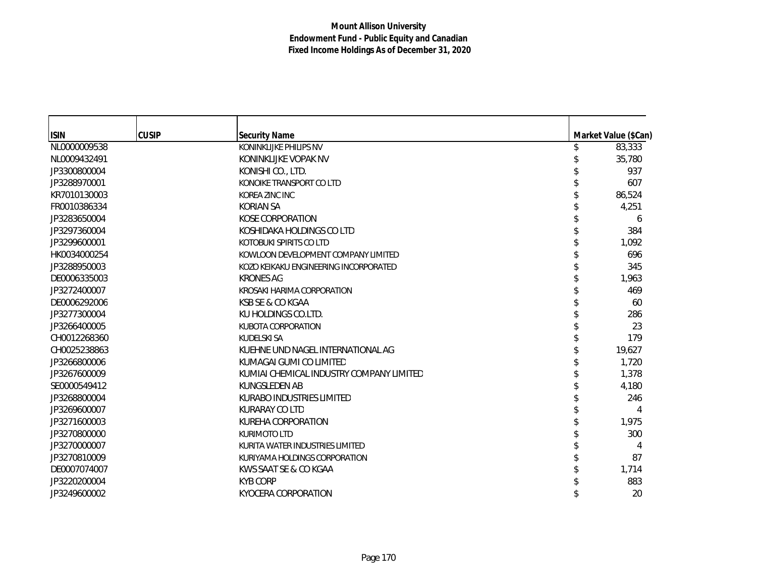**Mount Allison University**
**Endowment Fund - Public Equity and Canadian**
**Fixed Income Holdings As of December 31, 2020**

| ISIN | CUSIP | Security Name | Market Value ($Can) |
|---|---|---|---|
| NL0000009538 | | KONINKLIJKE PHILIPS NV | $ 83,333 |
| NL0009432491 | | KONINKLIJKE VOPAK NV | $ 35,780 |
| JP3300800004 | | KONISHI CO., LTD. | $ 937 |
| JP3288970001 | | KONOIKE TRANSPORT CO LTD | $ 607 |
| KR7010130003 | | KOREA ZINC INC | $ 86,524 |
| FR0010386334 | | KORIAN SA | $ 4,251 |
| JP3283650004 | | KOSE CORPORATION | $ 6 |
| JP3297360004 | | KOSHIDAKA HOLDINGS CO LTD | $ 384 |
| JP3299600001 | | KOTOBUKI SPIRITS CO LTD | $ 1,092 |
| HK0034000254 | | KOWLOON DEVELOPMENT COMPANY LIMITED | $ 696 |
| JP3288950003 | | KOZO KEIKAKU ENGINEERING INCORPORATED | $ 345 |
| DE0006335003 | | KRONES AG | $ 1,963 |
| JP3272400007 | | KROSAKI HARIMA CORPORATION | $ 469 |
| DE0006292006 | | KSB SE & CO KGAA | $ 60 |
| JP3277300004 | | KU HOLDINGS CO.LTD. | $ 286 |
| JP3266400005 | | KUBOTA CORPORATION | $ 23 |
| CH0012268360 | | KUDELSKI SA | $ 179 |
| CH0025238863 | | KUEHNE UND NAGEL INTERNATIONAL AG | $ 19,627 |
| JP3266800006 | | KUMAGAI GUMI CO LIMITED | $ 1,720 |
| JP3267600009 | | KUMIAI CHEMICAL INDUSTRY COMPANY LIMITED | $ 1,378 |
| SE0000549412 | | KUNGSLEDEN AB | $ 4,180 |
| JP3268800004 | | KURABO INDUSTRIES LIMITED | $ 246 |
| JP3269600007 | | KURARAY CO LTD | $ 4 |
| JP3271600003 | | KUREHA CORPORATION | $ 1,975 |
| JP3270800000 | | KURIMOTO LTD | $ 300 |
| JP3270000007 | | KURITA WATER INDUSTRIES LIMITED | $ 4 |
| JP3270810009 | | KURIYAMA HOLDINGS CORPORATION | $ 87 |
| DE0007074007 | | KWS SAAT SE & CO KGAA | $ 1,714 |
| JP3220200004 | | KYB CORP | $ 883 |
| JP3249600002 | | KYOCERA CORPORATION | $ 20 |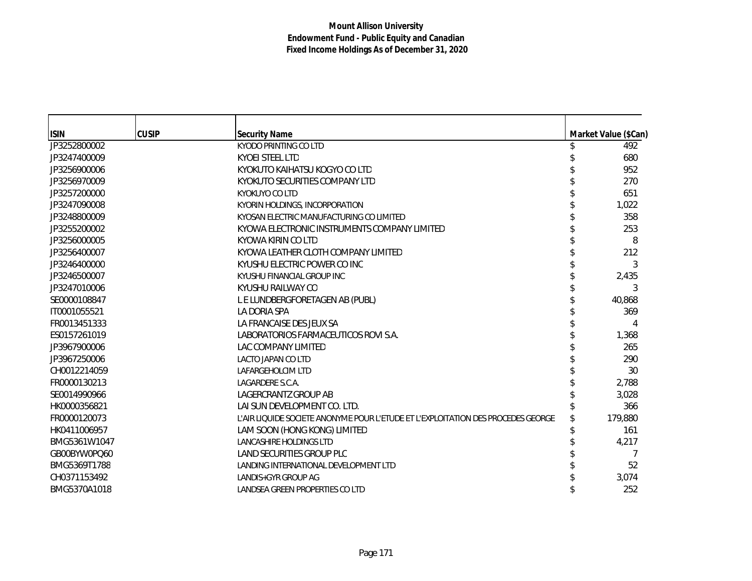**Mount Allison University**
**Endowment Fund - Public Equity and Canadian**
**Fixed Income Holdings As of December 31, 2020**

| ISIN | CUSIP | Security Name | Market Value ($Can) |
|---|---|---|---|
| JP3252800002 | | KYODO PRINTING CO LTD | $ 492 |
| JP3247400009 | | KYOEI STEEL LTD | $ 680 |
| JP3256900006 | | KYOKUTO KAIHATSU KOGYO CO LTD | $ 952 |
| JP3256970009 | | KYOKUTO SECURITIES COMPANY LTD | $ 270 |
| JP3257200000 | | KYOKUYO CO LTD | $ 651 |
| JP3247090008 | | KYORIN HOLDINGS, INCORPORATION | $ 1,022 |
| JP3248800009 | | KYOSAN ELECTRIC MANUFACTURING CO LIMITED | $ 358 |
| JP3255200002 | | KYOWA ELECTRONIC INSTRUMENTS COMPANY LIMITED | $ 253 |
| JP3256000005 | | KYOWA KIRIN CO LTD | $ 8 |
| JP3256400007 | | KYOWA LEATHER CLOTH COMPANY LIMITED | $ 212 |
| JP3246400000 | | KYUSHU ELECTRIC POWER CO INC | $ 3 |
| JP3246500007 | | KYUSHU FINANCIAL GROUP INC | $ 2,435 |
| JP3247010006 | | KYUSHU RAILWAY CO | $ 3 |
| SE0000108847 | | L E LUNDBERGFORETAGEN AB (PUBL) | $ 40,868 |
| IT0001055521 | | LA DORIA SPA | $ 369 |
| FR0013451333 | | LA FRANCAISE DES JEUX SA | $ 4 |
| ES0157261019 | | LABORATORIOS FARMACEUTICOS ROVI S.A. | $ 1,368 |
| JP3967900006 | | LAC COMPANY LIMITED | $ 265 |
| JP3967250006 | | LACTO JAPAN CO LTD | $ 290 |
| CH0012214059 | | LAFARGEHOLCIM LTD | $ 30 |
| FR0000130213 | | LAGARDERE S.C.A. | $ 2,788 |
| SE0014990966 | | LAGERCRANTZ GROUP AB | $ 3,028 |
| HK0000356821 | | LAI SUN DEVELOPMENT CO. LTD. | $ 366 |
| FR0000120073 | | L'AIR LIQUIDE SOCIETE ANONYME POUR L'ETUDE ET L'EXPLOITATION DES PROCEDES GEORGE | $ 179,880 |
| HK0411006957 | | LAM SOON (HONG KONG) LIMITED | $ 161 |
| BMG5361W1047 | | LANCASHIRE HOLDINGS LTD | $ 4,217 |
| GB00BYW0PQ60 | | LAND SECURITIES GROUP PLC | $ 7 |
| BMG5369T1788 | | LANDING INTERNATIONAL DEVELOPMENT LTD | $ 52 |
| CH0371153492 | | LANDIS+GYR GROUP AG | $ 3,074 |
| BMG5370A1018 | | LANDSEA GREEN PROPERTIES CO LTD | $ 252 |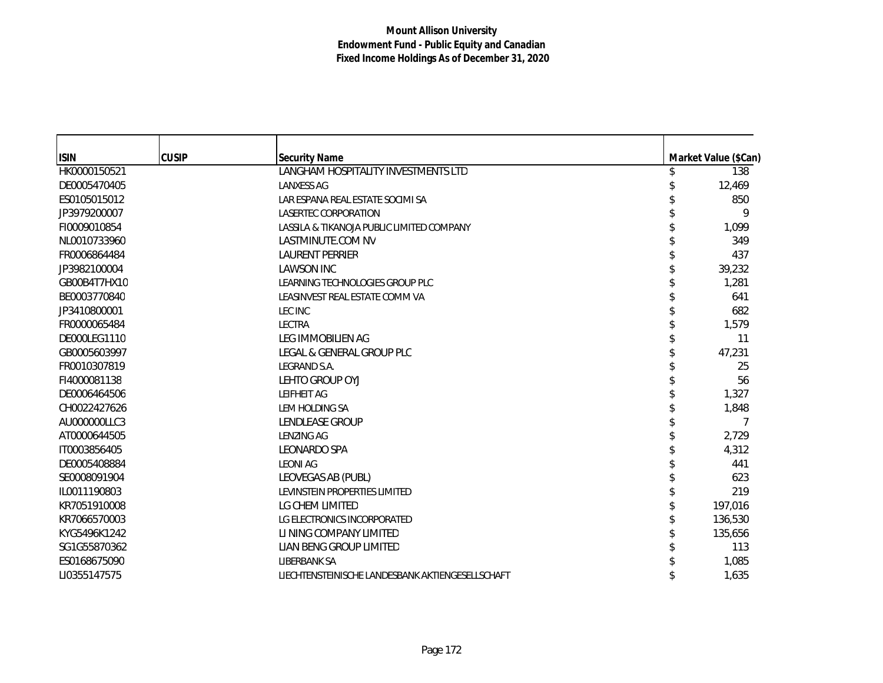**Mount Allison University**
**Endowment Fund - Public Equity and Canadian**
**Fixed Income Holdings As of December 31, 2020**

| ISIN | CUSIP | Security Name | Market Value ($Can) |
|---|---|---|---|
| HK0000150521 | | LANGHAM HOSPITALITY INVESTMENTS LTD | $ 138 |
| DE0005470405 | | LANXESS AG | $ 12,469 |
| ES0105015012 | | LAR ESPANA REAL ESTATE SOCIMI SA | $ 850 |
| JP3979200007 | | LASERTEC CORPORATION | $ 9 |
| FI0009010854 | | LASSILA & TIKANOJA PUBLIC LIMITED COMPANY | $ 1,099 |
| NL0010733960 | | LASTMINUTE.COM NV | $ 349 |
| FR0006864484 | | LAURENT PERRIER | $ 437 |
| JP3982100004 | | LAWSON INC | $ 39,232 |
| GB00B4T7HX10 | | LEARNING TECHNOLOGIES GROUP PLC | $ 1,281 |
| BE0003770840 | | LEASINVEST REAL ESTATE COMM VA | $ 641 |
| JP3410800001 | | LEC INC | $ 682 |
| FR0000065484 | | LECTRA | $ 1,579 |
| DE000LEG1110 | | LEG IMMOBILIEN AG | $ 11 |
| GB0005603997 | | LEGAL & GENERAL GROUP PLC | $ 47,231 |
| FR0010307819 | | LEGRAND S.A. | $ 25 |
| FI4000081138 | | LEHTO GROUP OYJ | $ 56 |
| DE0006464506 | | LEIFHEIT AG | $ 1,327 |
| CH0022427626 | | LEM HOLDING SA | $ 1,848 |
| AU000000LLC3 | | LENDLEASE GROUP | $ 7 |
| AT0000644505 | | LENZING AG | $ 2,729 |
| IT0003856405 | | LEONARDO SPA | $ 4,312 |
| DE0005408884 | | LEONI AG | $ 441 |
| SE0008091904 | | LEOVEGAS AB (PUBL) | $ 623 |
| IL0011190803 | | LEVINSTEIN PROPERTIES LIMITED | $ 219 |
| KR7051910008 | | LG CHEM LIMITED | $ 197,016 |
| KR7066570003 | | LG ELECTRONICS INCORPORATED | $ 136,530 |
| KYG5496K1242 | | LI NING COMPANY LIMITED | $ 135,656 |
| SG1G55870362 | | LIAN BENG GROUP LIMITED | $ 113 |
| ES0168675090 | | LIBERBANK SA | $ 1,085 |
| LI0355147575 | | LIECHTENSTEINISCHE LANDESBANK AKTIENGESELLSCHAFT | $ 1,635 |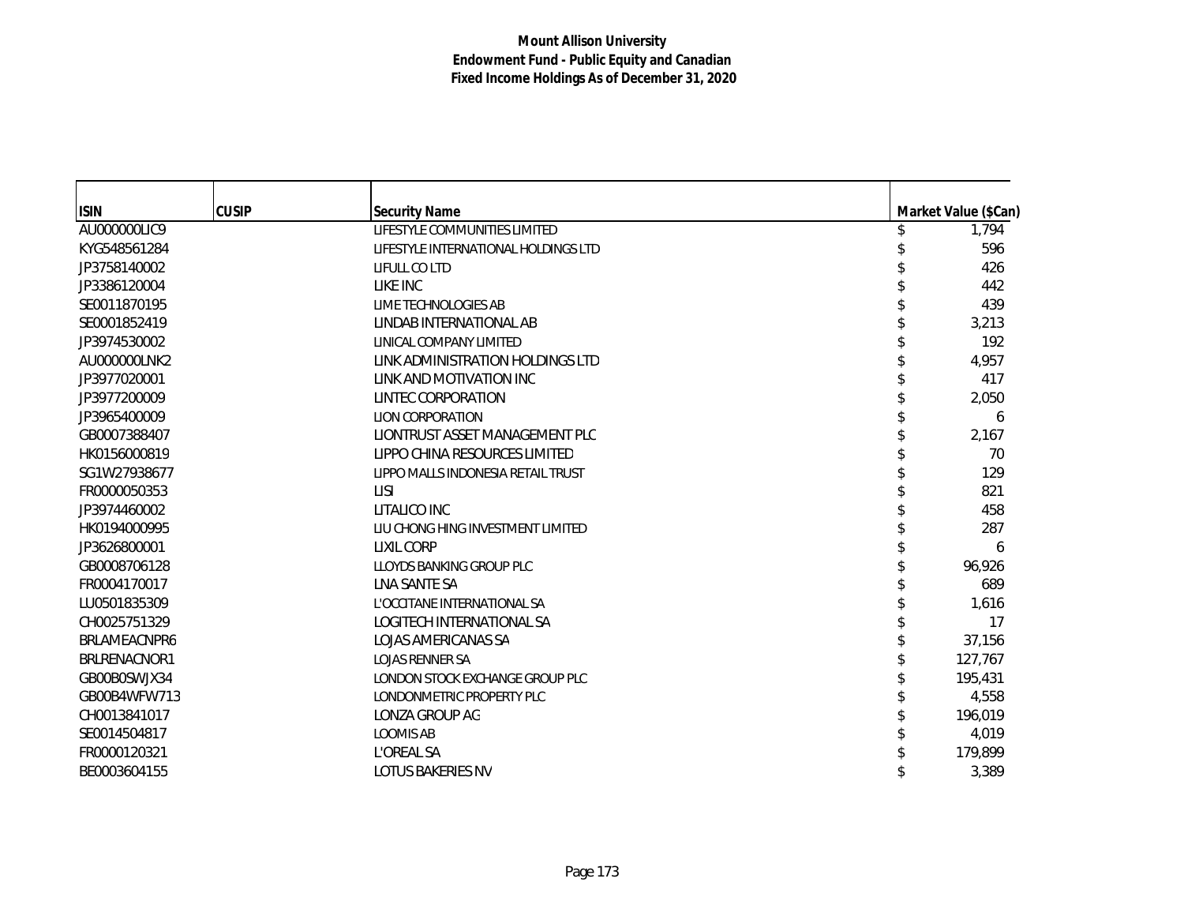**Mount Allison University**
**Endowment Fund - Public Equity and Canadian**
**Fixed Income Holdings As of December 31, 2020**

| ISIN | CUSIP | Security Name | Market Value ($Can) |
|---|---|---|---|
| AU000000LIC9 | | LIFESTYLE COMMUNITIES LIMITED | $ 1,794 |
| KYG548561284 | | LIFESTYLE INTERNATIONAL HOLDINGS LTD | $ 596 |
| JP3758140002 | | LIFULL CO LTD | $ 426 |
| JP3386120004 | | LIKE INC | $ 442 |
| SE0011870195 | | LIME TECHNOLOGIES AB | $ 439 |
| SE0001852419 | | LINDAB INTERNATIONAL AB | $ 3,213 |
| JP3974530002 | | LINICAL COMPANY LIMITED | $ 192 |
| AU000000LNK2 | | LINK ADMINISTRATION HOLDINGS LTD | $ 4,957 |
| JP3977020001 | | LINK AND MOTIVATION INC | $ 417 |
| JP3977200009 | | LINTEC CORPORATION | $ 2,050 |
| JP3965400009 | | LION CORPORATION | $ 6 |
| GB0007388407 | | LIONTRUST ASSET MANAGEMENT PLC | $ 2,167 |
| HK0156000819 | | LIPPO CHINA RESOURCES LIMITED | $ 70 |
| SG1W27938677 | | LIPPO MALLS INDONESIA RETAIL TRUST | $ 129 |
| FR0000050353 | | LISI | $ 821 |
| JP3974460002 | | LITALICO INC | $ 458 |
| HK0194000995 | | LIU CHONG HING INVESTMENT LIMITED | $ 287 |
| JP3626800001 | | LIXIL CORP | $ 6 |
| GB0008706128 | | LLOYDS BANKING GROUP PLC | $ 96,926 |
| FR0004170017 | | LNA SANTE SA | $ 689 |
| LU0501835309 | | L'OCCITANE INTERNATIONAL SA | $ 1,616 |
| CH0025751329 | | LOGITECH INTERNATIONAL SA | $ 17 |
| BRLAMEACNPR6 | | LOJAS AMERICANAS SA | $ 37,156 |
| BRLRENACNOR1 | | LOJAS RENNER SA | $ 127,767 |
| GB00B0SWJX34 | | LONDON STOCK EXCHANGE GROUP PLC | $ 195,431 |
| GB00B4WFW713 | | LONDONMETRIC PROPERTY PLC | $ 4,558 |
| CH0013841017 | | LONZA GROUP AG | $ 196,019 |
| SE0014504817 | | LOOMIS AB | $ 4,019 |
| FR0000120321 | | L'OREAL SA | $ 179,899 |
| BE0003604155 | | LOTUS BAKERIES NV | $ 3,389 |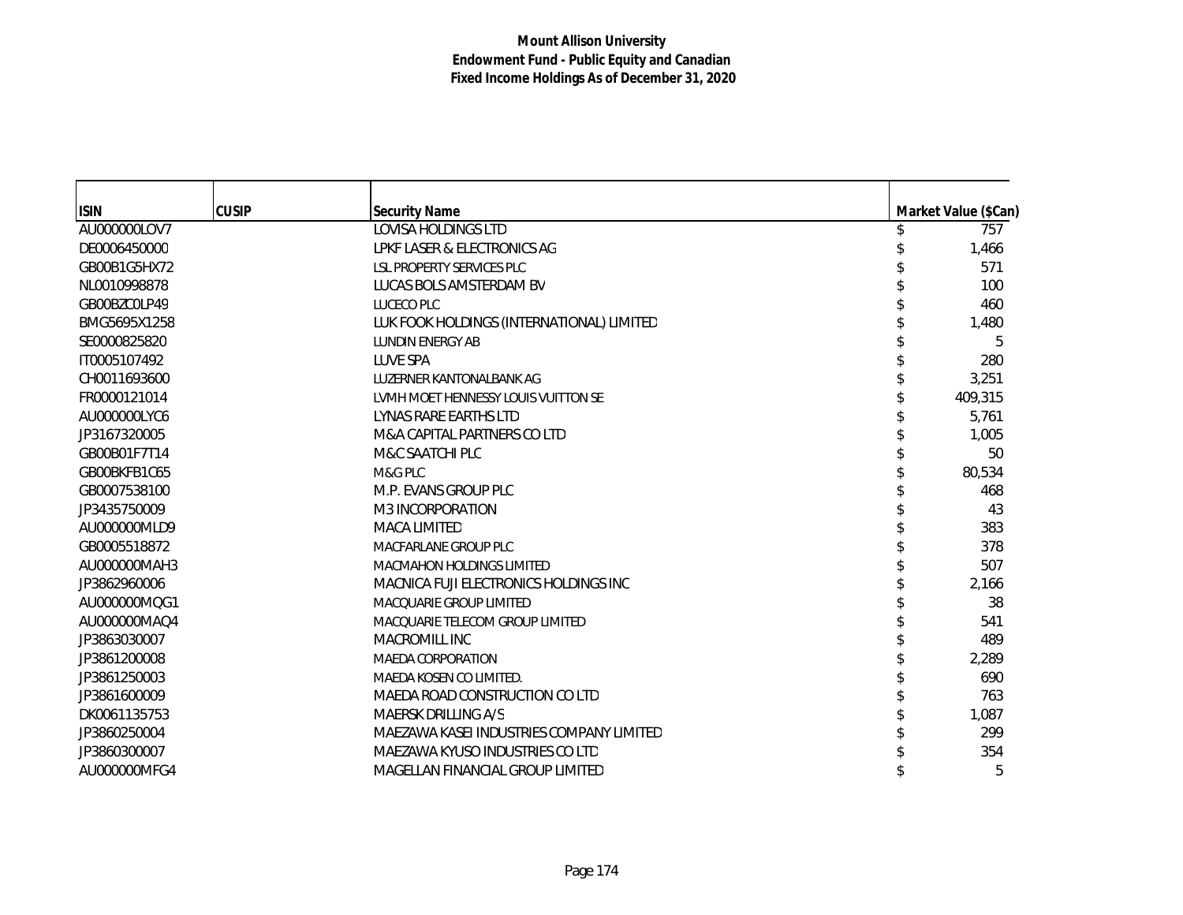**Mount Allison University**
**Endowment Fund - Public Equity and Canadian Fixed Income Holdings As of December 31, 2020**

| ISIN | CUSIP | Security Name | Market Value ($Can) |
|---|---|---|---|
| AU000000LOV7 | | LOVISA HOLDINGS LTD | $ 757 |
| DE0006450000 | | LPKF LASER & ELECTRONICS AG | $ 1,466 |
| GB00B1G5HX72 | | LSL PROPERTY SERVICES PLC | $ 571 |
| NL0010998878 | | LUCAS BOLS AMSTERDAM BV | $ 100 |
| GB00BZC0LP49 | | LUCECO PLC | $ 460 |
| BMG5695X1258 | | LUK FOOK HOLDINGS (INTERNATIONAL) LIMITED | $ 1,480 |
| SE0000825820 | | LUNDIN ENERGY AB | $ 5 |
| IT0005107492 | | LUVE SPA | $ 280 |
| CH0011693600 | | LUZERNER KANTONALBANK AG | $ 3,251 |
| FR0000121014 | | LVMH MOET HENNESSY LOUIS VUITTON SE | $ 409,315 |
| AU000000LYC6 | | LYNAS RARE EARTHS LTD | $ 5,761 |
| JP3167320005 | | M&A CAPITAL PARTNERS CO LTD | $ 1,005 |
| GB00B01F7T14 | | M&C SAATCHI PLC | $ 50 |
| GB00BKFB1C65 | | M&G PLC | $ 80,534 |
| GB0007538100 | | M.P. EVANS GROUP PLC | $ 468 |
| JP3435750009 | | M3 INCORPORATION | $ 43 |
| AU000000MLD9 | | MACA LIMITED | $ 383 |
| GB0005518872 | | MACFARLANE GROUP PLC | $ 378 |
| AU000000MAH3 | | MACMAHON HOLDINGS LIMITED | $ 507 |
| JP3862960006 | | MACNICA FUJI ELECTRONICS HOLDINGS INC | $ 2,166 |
| AU000000MQG1 | | MACQUARIE GROUP LIMITED | $ 38 |
| AU000000MAQ4 | | MACQUARIE TELECOM GROUP LIMITED | $ 541 |
| JP3863030007 | | MACROMILL INC | $ 489 |
| JP3861200008 | | MAEDA CORPORATION | $ 2,289 |
| JP3861250003 | | MAEDA KOSEN CO LIMITED. | $ 690 |
| JP3861600009 | | MAEDA ROAD CONSTRUCTION CO LTD | $ 763 |
| DK0061135753 | | MAERSK DRILLING A/S | $ 1,087 |
| JP3860250004 | | MAEZAWA KASEI INDUSTRIES COMPANY LIMITED | $ 299 |
| JP3860300007 | | MAEZAWA KYUSO INDUSTRIES CO LTD | $ 354 |
| AU000000MFG4 | | MAGELLAN FINANCIAL GROUP LIMITED | $ 5 |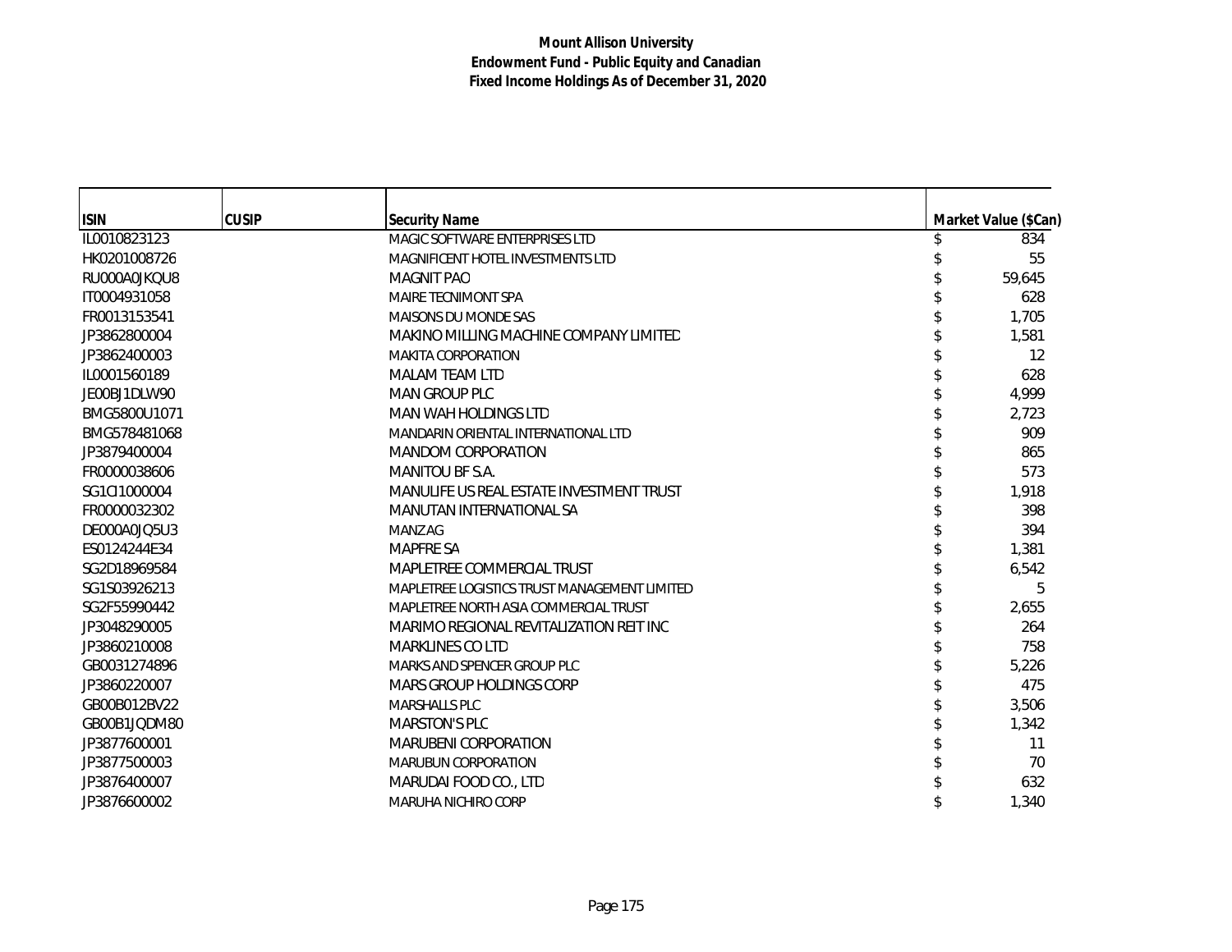**Mount Allison University**
**Endowment Fund - Public Equity and Canadian**
**Fixed Income Holdings As of December 31, 2020**

| ISIN | CUSIP | Security Name | Market Value ($Can) |
|---|---|---|---|
| IL0010823123 | | MAGIC SOFTWARE ENTERPRISES LTD | $ 834 |
| HK0201008726 | | MAGNIFICENT HOTEL INVESTMENTS LTD | $ 55 |
| RU000A0JKQU8 | | MAGNIT PAO | $ 59,645 |
| IT0004931058 | | MAIRE TECNIMONT SPA | $ 628 |
| FR0013153541 | | MAISONS DU MONDE SAS | $ 1,705 |
| JP3862800004 | | MAKINO MILLING MACHINE COMPANY LIMITED | $ 1,581 |
| JP3862400003 | | MAKITA CORPORATION | $ 12 |
| IL0001560189 | | MALAM TEAM LTD | $ 628 |
| JE00BJ1DLW90 | | MAN GROUP PLC | $ 4,999 |
| BMG5800U1071 | | MAN WAH HOLDINGS LTD | $ 2,723 |
| BMG578481068 | | MANDARIN ORIENTAL INTERNATIONAL LTD | $ 909 |
| JP3879400004 | | MANDOM CORPORATION | $ 865 |
| FR0000038606 | | MANITOU BF S.A. | $ 573 |
| SG1CI1000004 | | MANULIFE US REAL ESTATE INVESTMENT TRUST | $ 1,918 |
| FR0000032302 | | MANUTAN INTERNATIONAL SA | $ 398 |
| DE000A0JQ5U3 | | MANZ AG | $ 394 |
| ES0124244E34 | | MAPFRE SA | $ 1,381 |
| SG2D18969584 | | MAPLETREE COMMERCIAL TRUST | $ 6,542 |
| SG1S03926213 | | MAPLETREE LOGISTICS TRUST MANAGEMENT LIMITED | $ 5 |
| SG2F55990442 | | MAPLETREE NORTH ASIA COMMERCIAL TRUST | $ 2,655 |
| JP3048290005 | | MARIMO REGIONAL REVITALIZATION REIT INC | $ 264 |
| JP3860210008 | | MARKLINES CO LTD | $ 758 |
| GB0031274896 | | MARKS AND SPENCER GROUP PLC | $ 5,226 |
| JP3860220007 | | MARS GROUP HOLDINGS CORP | $ 475 |
| GB00B012BV22 | | MARSHALLS PLC | $ 3,506 |
| GB00B1JQDM80 | | MARSTON'S PLC | $ 1,342 |
| JP3877600001 | | MARUBENI CORPORATION | $ 11 |
| JP3877500003 | | MARUBUN CORPORATION | $ 70 |
| JP3876400007 | | MARUDAI FOOD CO., LTD | $ 632 |
| JP3876600002 | | MARUHA NICHIRO CORP | $ 1,340 |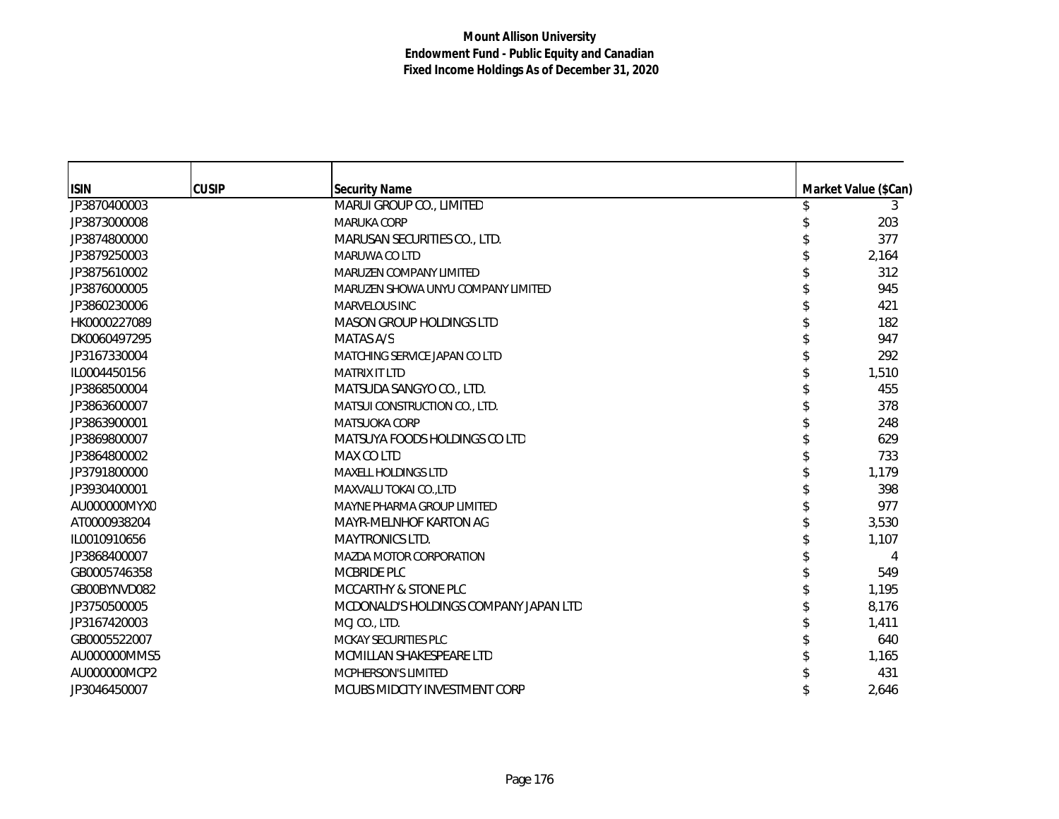**Mount Allison University**
**Endowment Fund - Public Equity and Canadian Fixed Income Holdings As of December 31, 2020**

| ISIN | CUSIP | Security Name | Market Value ($Can) |
|---|---|---|---|
| JP3870400003 | | MARUI GROUP CO., LIMITED | $ 3 |
| JP3873000008 | | MARUKA CORP | $ 203 |
| JP3874800000 | | MARUSAN SECURITIES CO., LTD. | $ 377 |
| JP3879250003 | | MARUWA CO LTD | $ 2,164 |
| JP3875610002 | | MARUZEN COMPANY LIMITED | $ 312 |
| JP3876000005 | | MARUZEN SHOWA UNYU COMPANY LIMITED | $ 945 |
| JP3860230006 | | MARVELOUS INC | $ 421 |
| HK0000227089 | | MASON GROUP HOLDINGS LTD | $ 182 |
| DK0060497295 | | MATAS A/S | $ 947 |
| JP3167330004 | | MATCHING SERVICE JAPAN CO LTD | $ 292 |
| IL0004450156 | | MATRIX IT LTD | $ 1,510 |
| JP3868500004 | | MATSUDA SANGYO CO., LTD. | $ 455 |
| JP3863600007 | | MATSUI CONSTRUCTION CO., LTD. | $ 378 |
| JP3863900001 | | MATSUOKA CORP | $ 248 |
| JP3869800007 | | MATSUYA FOODS HOLDINGS CO LTD | $ 629 |
| JP3864800002 | | MAX CO LTD | $ 733 |
| JP3791800000 | | MAXELL HOLDINGS LTD | $ 1,179 |
| JP3930400001 | | MAXVALU TOKAI CO.,LTD | $ 398 |
| AU000000MYX0 | | MAYNE PHARMA GROUP LIMITED | $ 977 |
| AT0000938204 | | MAYR-MELNHOF KARTON AG | $ 3,530 |
| IL0010910656 | | MAYTRONICS LTD. | $ 1,107 |
| JP3868400007 | | MAZDA MOTOR CORPORATION | $ 4 |
| GB0005746358 | | MCBRIDE PLC | $ 549 |
| GB00BYNVD082 | | MCCARTHY & STONE PLC | $ 1,195 |
| JP3750500005 | | MCDONALD'S HOLDINGS COMPANY JAPAN LTD | $ 8,176 |
| JP3167420003 | | MCJ CO., LTD. | $ 1,411 |
| GB0005522007 | | MCKAY SECURITIES PLC | $ 640 |
| AU000000MMS5 | | MCMILLAN SHAKESPEARE LTD | $ 1,165 |
| AU000000MCP2 | | MCPHERSON'S LIMITED | $ 431 |
| JP3046450007 | | MCUBS MIDCITY INVESTMENT CORP | $ 2,646 |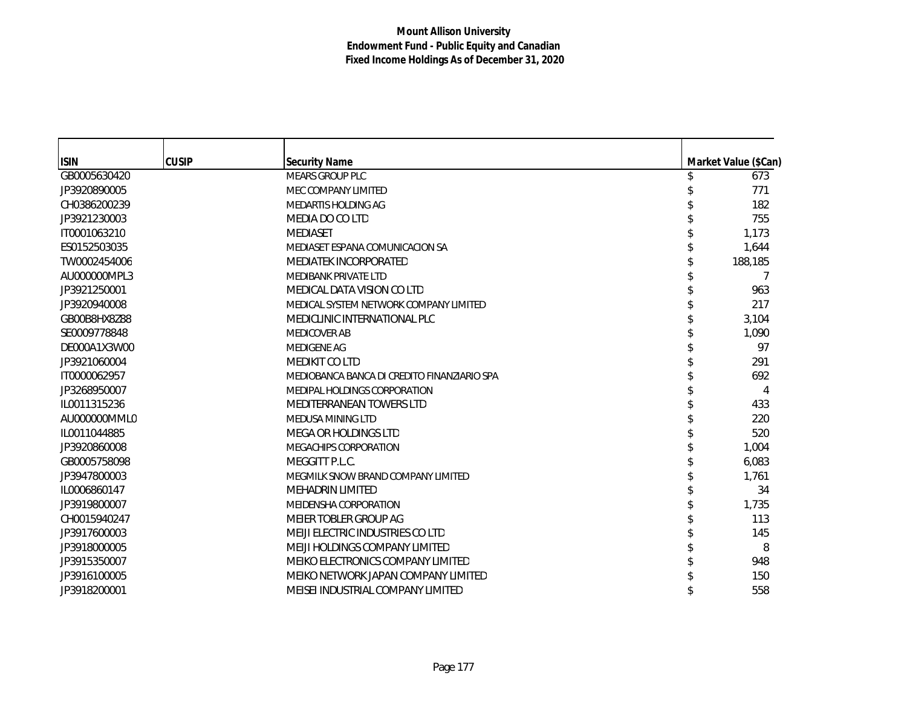**Mount Allison University**
**Endowment Fund - Public Equity and Canadian**
**Fixed Income Holdings As of December 31, 2020**

| ISIN | CUSIP | Security Name | Market Value ($Can) |
|---|---|---|---|
| GB0005630420 | | MEARS GROUP PLC | $ 673 |
| JP3920890005 | | MEC COMPANY LIMITED | $ 771 |
| CH0386200239 | | MEDARTIS HOLDING AG | $ 182 |
| JP3921230003 | | MEDIA DO CO LTD | $ 755 |
| IT0001063210 | | MEDIASET | $ 1,173 |
| ES0152503035 | | MEDIASET ESPANA COMUNICACION SA | $ 1,644 |
| TW0002454006 | | MEDIATEK INCORPORATED | $ 188,185 |
| AU000000MPL3 | | MEDIBANK PRIVATE LTD | $ 7 |
| JP3921250001 | | MEDICAL DATA VISION CO LTD | $ 963 |
| JP3920940008 | | MEDICAL SYSTEM NETWORK COMPANY LIMITED | $ 217 |
| GB00B8HX8Z88 | | MEDICLINIC INTERNATIONAL PLC | $ 3,104 |
| SE0009778848 | | MEDICOVER AB | $ 1,090 |
| DE000A1X3W00 | | MEDIGENE AG | $ 97 |
| JP3921060004 | | MEDIKIT CO LTD | $ 291 |
| IT0000062957 | | MEDIOBANCA BANCA DI CREDITO FINANZIARIO SPA | $ 692 |
| JP3268950007 | | MEDIPAL HOLDINGS CORPORATION | $ 4 |
| IL0011315236 | | MEDITERRANEAN TOWERS LTD | $ 433 |
| AU000000MML0 | | MEDUSA MINING LTD | $ 220 |
| IL0011044885 | | MEGA OR HOLDINGS LTD | $ 520 |
| JP3920860008 | | MEGACHIPS CORPORATION | $ 1,004 |
| GB0005758098 | | MEGGITT P.L.C. | $ 6,083 |
| JP3947800003 | | MEGMILK SNOW BRAND COMPANY LIMITED | $ 1,761 |
| IL0006860147 | | MEHADRIN LIMITED | $ 34 |
| JP3919800007 | | MEIDENSHA CORPORATION | $ 1,735 |
| CH0015940247 | | MEIER TOBLER GROUP AG | $ 113 |
| JP3917600003 | | MEIJI ELECTRIC INDUSTRIES CO LTD | $ 145 |
| JP3918000005 | | MEIJI HOLDINGS COMPANY LIMITED | $ 8 |
| JP3915350007 | | MEIKO ELECTRONICS COMPANY LIMITED | $ 948 |
| JP3916100005 | | MEIKO NETWORK JAPAN COMPANY LIMITED | $ 150 |
| JP3918200001 | | MEISEI INDUSTRIAL COMPANY LIMITED | $ 558 |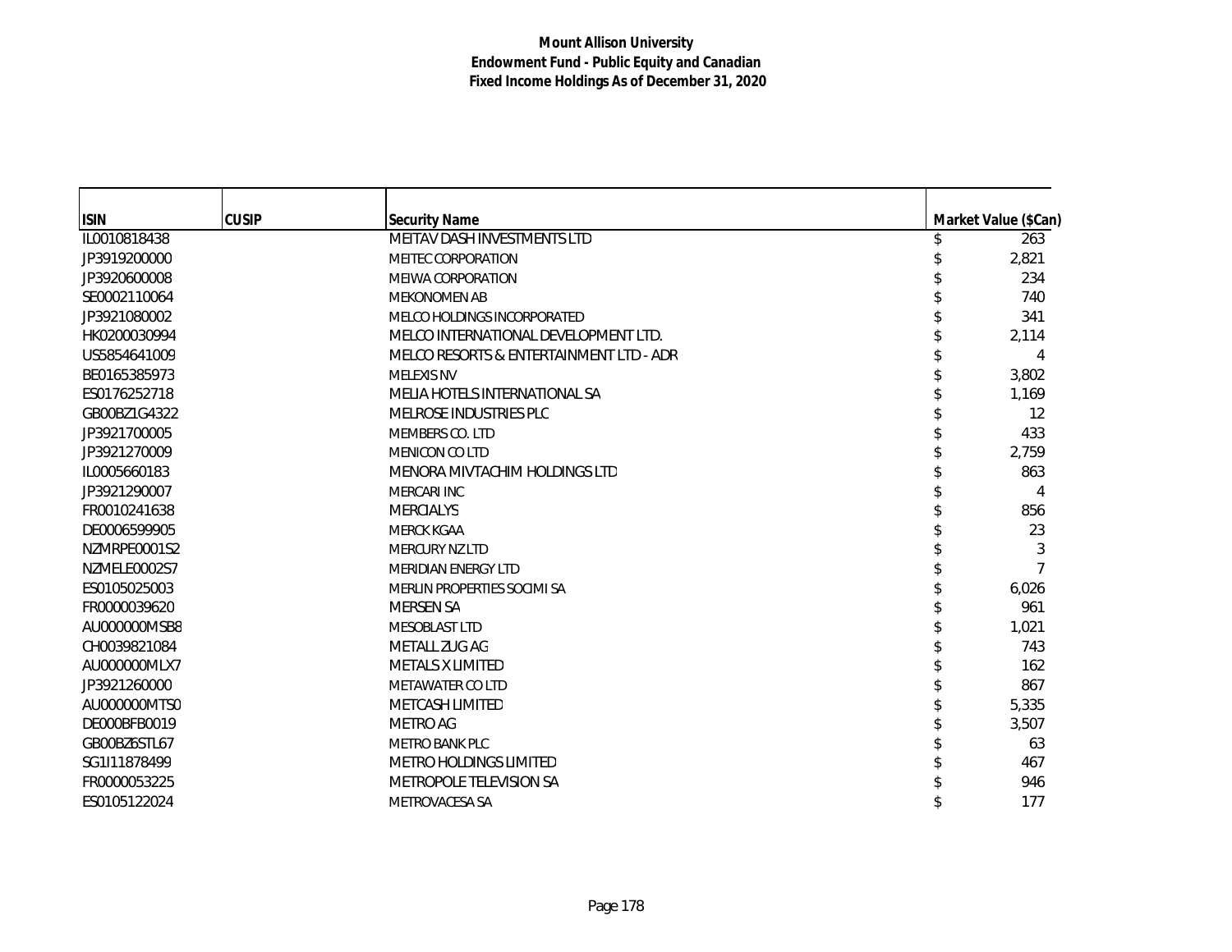**Mount Allison University**
**Endowment Fund - Public Equity and Canadian**
**Fixed Income Holdings As of December 31, 2020**

| ISIN | CUSIP | Security Name | Market Value ($Can) |
|---|---|---|---|
| IL0010818438 | | MEITAV DASH INVESTMENTS LTD | $ 263 |
| JP3919200000 | | MEITEC CORPORATION | $ 2,821 |
| JP3920600008 | | MEIWA CORPORATION | $ 234 |
| SE0002110064 | | MEKONOMEN AB | $ 740 |
| JP3921080002 | | MELCO HOLDINGS INCORPORATED | $ 341 |
| HK0200030994 | | MELCO INTERNATIONAL DEVELOPMENT LTD. | $ 2,114 |
| US5854641009 | | MELCO RESORTS & ENTERTAINMENT LTD - ADR | $ 4 |
| BE0165385973 | | MELEXIS NV | $ 3,802 |
| ES0176252718 | | MELIA HOTELS INTERNATIONAL SA | $ 1,169 |
| GB00BZ1G4322 | | MELROSE INDUSTRIES PLC | $ 12 |
| JP3921700005 | | MEMBERS CO. LTD | $ 433 |
| JP3921270009 | | MENICON CO LTD | $ 2,759 |
| IL0005660183 | | MENORA MIVTACHIM HOLDINGS LTD | $ 863 |
| JP3921290007 | | MERCARI INC | $ 4 |
| FR0010241638 | | MERCIALYS | $ 856 |
| DE0006599905 | | MERCK KGAA | $ 23 |
| NZMRPE0001S2 | | MERCURY NZ LTD | $ 3 |
| NZMELE0002S7 | | MERIDIAN ENERGY LTD | $ 7 |
| ES0105025003 | | MERLIN PROPERTIES SOCIMI SA | $ 6,026 |
| FR0000039620 | | MERSEN SA | $ 961 |
| AU000000MSB8 | | MESOBLAST LTD | $ 1,021 |
| CH0039821084 | | METALL ZUG AG | $ 743 |
| AU000000MLX7 | | METALS X LIMITED | $ 162 |
| JP3921260000 | | METAWATER CO LTD | $ 867 |
| AU000000MTS0 | | METCASH LIMITED | $ 5,335 |
| DE000BFB0019 | | METRO AG | $ 3,507 |
| GB00BZ6STL67 | | METRO BANK PLC | $ 63 |
| SG1I11878499 | | METRO HOLDINGS LIMITED | $ 467 |
| FR0000053225 | | METROPOLE TELEVISION SA | $ 946 |
| ES0105122024 | | METROVACESA SA | $ 177 |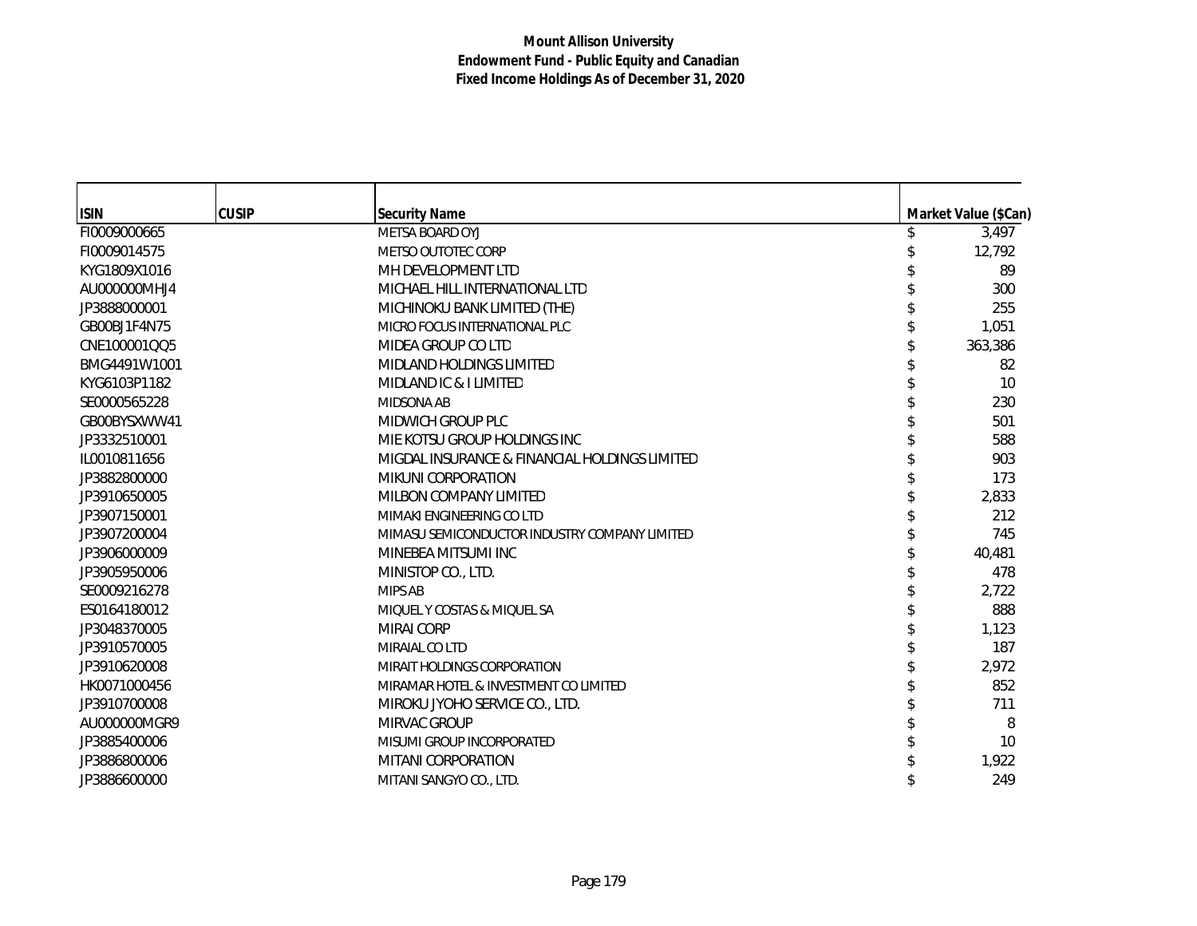**Mount Allison University**
**Endowment Fund - Public Equity and Canadian**
**Fixed Income Holdings As of December 31, 2020**

| ISIN | CUSIP | Security Name | Market Value ($Can) |
|---|---|---|---|
| FI0009000665 | | METSA BOARD OYJ | $ 3,497 |
| FI0009014575 | | METSO OUTOTEC CORP | $ 12,792 |
| KYG1809X1016 | | MH DEVELOPMENT LTD | $ 89 |
| AU000000MHJ4 | | MICHAEL HILL INTERNATIONAL LTD | $ 300 |
| JP3888000001 | | MICHINOKU BANK LIMITED (THE) | $ 255 |
| GB00BJ1F4N75 | | MICRO FOCUS INTERNATIONAL PLC | $ 1,051 |
| CNE100001QQ5 | | MIDEA GROUP CO LTD | $ 363,386 |
| BMG4491W1001 | | MIDLAND HOLDINGS LIMITED | $ 82 |
| KYG6103P1182 | | MIDLAND IC & I LIMITED | $ 10 |
| SE0000565228 | | MIDSONA AB | $ 230 |
| GB00BYSXWW41 | | MIDWICH GROUP PLC | $ 501 |
| JP3332510001 | | MIE KOTSU GROUP HOLDINGS INC | $ 588 |
| IL0010811656 | | MIGDAL INSURANCE & FINANCIAL HOLDINGS LIMITED | $ 903 |
| JP3882800000 | | MIKUNI CORPORATION | $ 173 |
| JP3910650005 | | MILBON COMPANY LIMITED | $ 2,833 |
| JP3907150001 | | MIMAKI ENGINEERING CO LTD | $ 212 |
| JP3907200004 | | MIMASU SEMICONDUCTOR INDUSTRY COMPANY LIMITED | $ 745 |
| JP3906000009 | | MINEBEA MITSUMI INC | $ 40,481 |
| JP3905950006 | | MINISTOP CO., LTD. | $ 478 |
| SE0009216278 | | MIPS AB | $ 2,722 |
| ES0164180012 | | MIQUEL Y COSTAS & MIQUEL SA | $ 888 |
| JP3048370005 | | MIRAI CORP | $ 1,123 |
| JP3910570005 | | MIRAIAL CO LTD | $ 187 |
| JP3910620008 | | MIRAIT HOLDINGS CORPORATION | $ 2,972 |
| HK0071000456 | | MIRAMAR HOTEL & INVESTMENT CO LIMITED | $ 852 |
| JP3910700008 | | MIROKU JYOHO SERVICE CO., LTD. | $ 711 |
| AU000000MGR9 | | MIRVAC GROUP | $ 8 |
| JP3885400006 | | MISUMI GROUP INCORPORATED | $ 10 |
| JP3886800006 | | MITANI CORPORATION | $ 1,922 |
| JP3886600000 | | MITANI SANGYO CO., LTD. | $ 249 |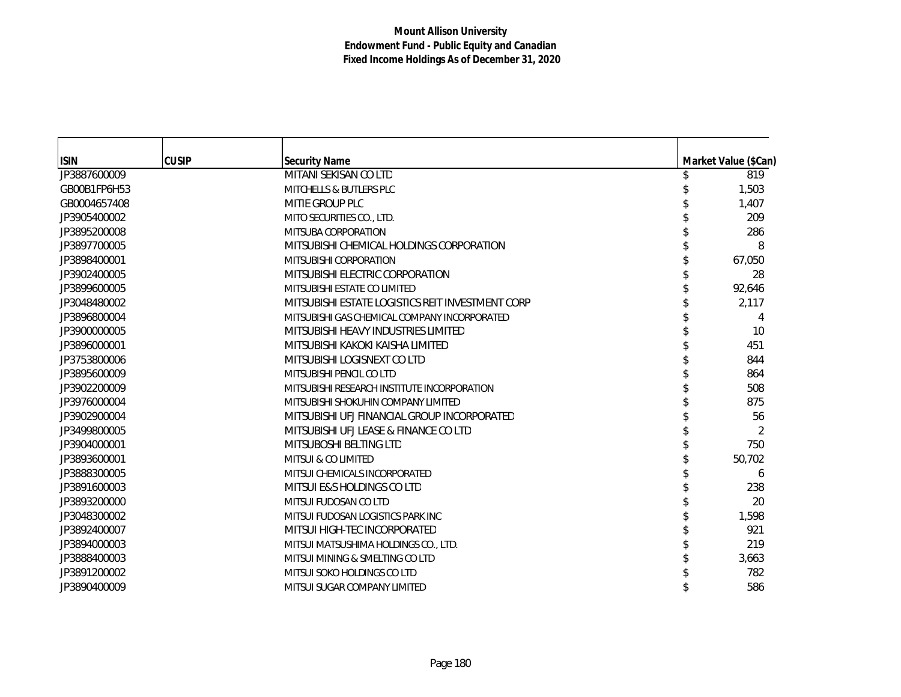**Mount Allison University**
**Endowment Fund - Public Equity and Canadian**
**Fixed Income Holdings As of December 31, 2020**

| ISIN | CUSIP | Security Name | Market Value ($Can) |
|---|---|---|---|
| JP3887600009 | | MITANI SEKISAN CO LTD | $ 819 |
| GB00B1FP6H53 | | MITCHELLS & BUTLERS PLC | $ 1,503 |
| GB0004657408 | | MITIE GROUP PLC | $ 1,407 |
| JP3905400002 | | MITO SECURITIES CO., LTD. | $ 209 |
| JP3895200008 | | MITSUBA CORPORATION | $ 286 |
| JP3897700005 | | MITSUBISHI CHEMICAL HOLDINGS CORPORATION | $ 8 |
| JP3898400001 | | MITSUBISHI CORPORATION | $ 67,050 |
| JP3902400005 | | MITSUBISHI ELECTRIC CORPORATION | $ 28 |
| JP3899600005 | | MITSUBISHI ESTATE CO LIMITED | $ 92,646 |
| JP3048480002 | | MITSUBISHI ESTATE LOGISTICS REIT INVESTMENT CORP | $ 2,117 |
| JP3896800004 | | MITSUBISHI GAS CHEMICAL COMPANY INCORPORATED | $ 4 |
| JP3900000005 | | MITSUBISHI HEAVY INDUSTRIES LIMITED | $ 10 |
| JP3896000001 | | MITSUBISHI KAKOKI KAISHA LIMITED | $ 451 |
| JP3753800006 | | MITSUBISHI LOGISNEXT CO LTD | $ 844 |
| JP3895600009 | | MITSUBISHI PENCIL CO LTD | $ 864 |
| JP3902200009 | | MITSUBISHI RESEARCH INSTITUTE INCORPORATION | $ 508 |
| JP3976000004 | | MITSUBISHI SHOKUHIN COMPANY LIMITED | $ 875 |
| JP3902900004 | | MITSUBISHI UFJ FINANCIAL GROUP INCORPORATED | $ 56 |
| JP3499800005 | | MITSUBISHI UFJ LEASE & FINANCE CO LTD | $ 2 |
| JP3904000001 | | MITSUBOSHI BELTING LTD | $ 750 |
| JP3893600001 | | MITSUI & CO LIMITED | $ 50,702 |
| JP3888300005 | | MITSUI CHEMICALS INCORPORATED | $ 6 |
| JP3891600003 | | MITSUI E&S HOLDINGS CO LTD | $ 238 |
| JP3893200000 | | MITSUI FUDOSAN CO LTD | $ 20 |
| JP3048300002 | | MITSUI FUDOSAN LOGISTICS PARK INC | $ 1,598 |
| JP3892400007 | | MITSUI HIGH-TEC INCORPORATED | $ 921 |
| JP3894000003 | | MITSUI MATSUSHIMA HOLDINGS CO., LTD. | $ 219 |
| JP3888400003 | | MITSUI MINING & SMELTING CO LTD | $ 3,663 |
| JP3891200002 | | MITSUI SOKO HOLDINGS CO LTD | $ 782 |
| JP3890400009 | | MITSUI SUGAR COMPANY LIMITED | $ 586 |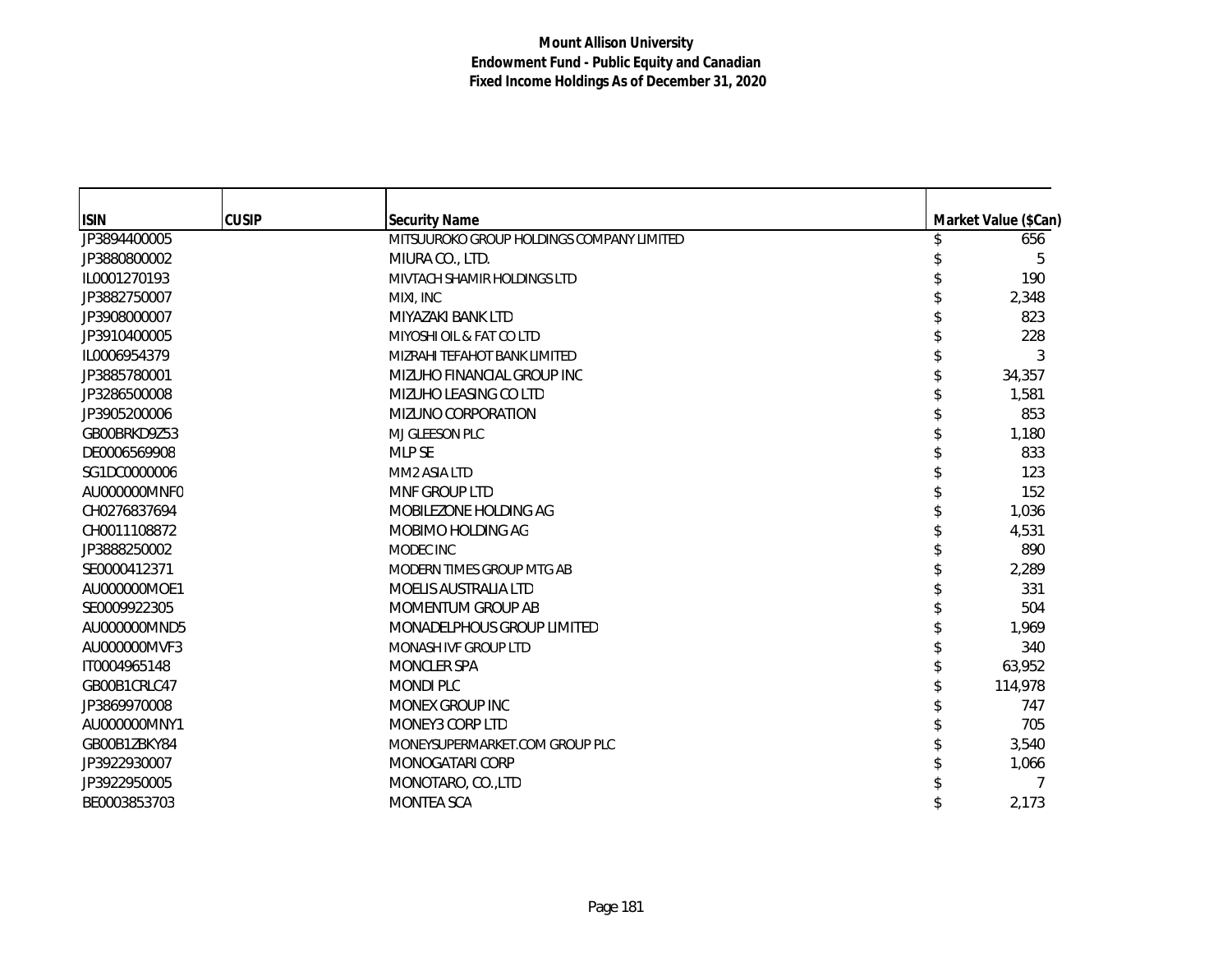**Mount Allison University**
**Endowment Fund - Public Equity and Canadian**
**Fixed Income Holdings As of December 31, 2020**

| ISIN | CUSIP | Security Name | Market Value ($Can) |
|---|---|---|---|
| JP3894400005 | | MITSUUROKO GROUP HOLDINGS COMPANY LIMITED | $ 656 |
| JP3880800002 | | MIURA CO., LTD. | $ 5 |
| IL0001270193 | | MIVTACH SHAMIR HOLDINGS LTD | $ 190 |
| JP3882750007 | | MIXI, INC | $ 2,348 |
| JP3908000007 | | MIYAZAKI BANK LTD | $ 823 |
| JP3910400005 | | MIYOSHI OIL & FAT CO LTD | $ 228 |
| IL0006954379 | | MIZRAHI TEFAHOT BANK LIMITED | $ 3 |
| JP3885780001 | | MIZUHO FINANCIAL GROUP INC | $ 34,357 |
| JP3286500008 | | MIZUHO LEASING CO LTD | $ 1,581 |
| JP3905200006 | | MIZUNO CORPORATION | $ 853 |
| GB00BRKD9Z53 | | MJ GLEESON PLC | $ 1,180 |
| DE0006569908 | | MLP SE | $ 833 |
| SG1DC0000006 | | MM2 ASIA LTD | $ 123 |
| AU000000MNF0 | | MNF GROUP LTD | $ 152 |
| CH0276837694 | | MOBILEZONE HOLDING AG | $ 1,036 |
| CH0011108872 | | MOBIMO HOLDING AG | $ 4,531 |
| JP3888250002 | | MODEC INC | $ 890 |
| SE0000412371 | | MODERN TIMES GROUP MTG AB | $ 2,289 |
| AU000000MOE1 | | MOELIS AUSTRALIA LTD | $ 331 |
| SE0009922305 | | MOMENTUM GROUP AB | $ 504 |
| AU000000MND5 | | MONADELPHOUS GROUP LIMITED | $ 1,969 |
| AU000000MVF3 | | MONASH IVF GROUP LTD | $ 340 |
| IT0004965148 | | MONCLER SPA | $ 63,952 |
| GB00B1CRLC47 | | MONDI PLC | $ 114,978 |
| JP3869970008 | | MONEX GROUP INC | $ 747 |
| AU000000MNY1 | | MONEY3 CORP LTD | $ 705 |
| GB00B1ZBKY84 | | MONEYSUPERMARKET.COM GROUP PLC | $ 3,540 |
| JP3922930007 | | MONOGATARI CORP | $ 1,066 |
| JP3922950005 | | MONOTARO, CO.,LTD | $ 7 |
| BE0003853703 | | MONTEA SCA | $ 2,173 |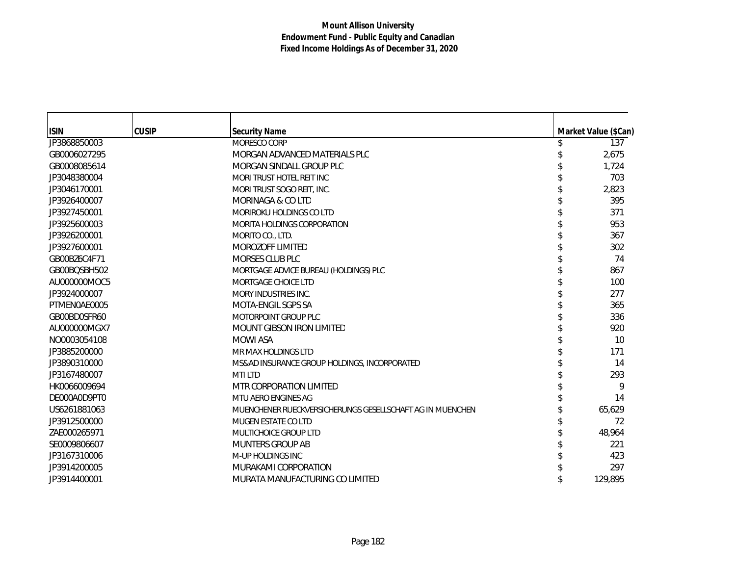**Mount Allison University**
**Endowment Fund - Public Equity and Canadian**
**Fixed Income Holdings As of December 31, 2020**

| ISIN | CUSIP | Security Name | Market Value ($Can) |
|---|---|---|---|
| JP3868850003 | | MORESCO CORP | $ 137 |
| GB0006027295 | | MORGAN ADVANCED MATERIALS PLC | $ 2,675 |
| GB0008085614 | | MORGAN SINDALL GROUP PLC | $ 1,724 |
| JP3048380004 | | MORI TRUST HOTEL REIT INC | $ 703 |
| JP3046170001 | | MORI TRUST SOGO REIT, INC. | $ 2,823 |
| JP3926400007 | | MORINAGA & CO LTD | $ 395 |
| JP3927450001 | | MORIROKU HOLDINGS CO LTD | $ 371 |
| JP3925600003 | | MORITA HOLDINGS CORPORATION | $ 953 |
| JP3926200001 | | MORITO CO., LTD. | $ 367 |
| JP3927600001 | | MOROZOFF LIMITED | $ 302 |
| GB00BZ6C4F71 | | MORSES CLUB PLC | $ 74 |
| GB00BQSBH502 | | MORTGAGE ADVICE BUREAU (HOLDINGS) PLC | $ 867 |
| AU000000MOC5 | | MORTGAGE CHOICE LTD | $ 100 |
| JP3924000007 | | MORY INDUSTRIES INC. | $ 277 |
| PTMEN0AE0005 | | MOTA-ENGIL SGPS SA | $ 365 |
| GB00BD0SFR60 | | MOTORPOINT GROUP PLC | $ 336 |
| AU000000MGX7 | | MOUNT GIBSON IRON LIMITED | $ 920 |
| NO0003054108 | | MOWI ASA | $ 10 |
| JP3885200000 | | MR MAX HOLDINGS LTD | $ 171 |
| JP3890310000 | | MS&AD INSURANCE GROUP HOLDINGS, INCORPORATED | $ 14 |
| JP3167480007 | | MTI LTD | $ 293 |
| HK0066009694 | | MTR CORPORATION LIMITED | $ 9 |
| DE000A0D9PT0 | | MTU AERO ENGINES AG | $ 14 |
| US6261881063 | | MUENCHENER RUECKVERSICHERUNGS GESELLSCHAFT AG IN MUENCHEN | $ 65,629 |
| JP3912500000 | | MUGEN ESTATE CO LTD | $ 72 |
| ZAE000265971 | | MULTICHOICE GROUP LTD | $ 48,964 |
| SE0009806607 | | MUNTERS GROUP AB | $ 221 |
| JP3167310006 | | M-UP HOLDINGS INC | $ 423 |
| JP3914200005 | | MURAKAMI CORPORATION | $ 297 |
| JP3914400001 | | MURATA MANUFACTURING CO LIMITED | $ 129,895 |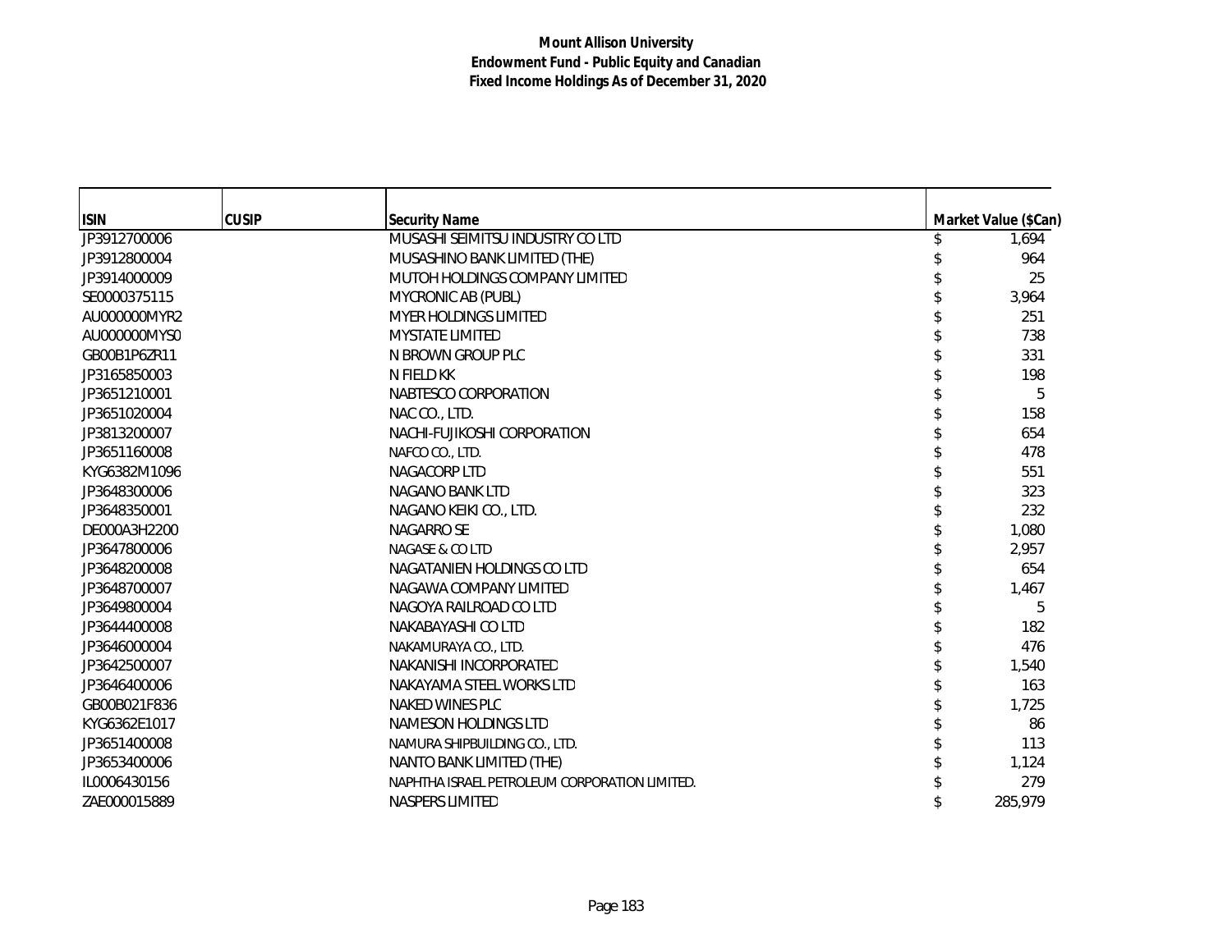**Mount Allison University**
**Endowment Fund - Public Equity and Canadian**
**Fixed Income Holdings As of December 31, 2020**

| ISIN | CUSIP | Security Name | Market Value ($Can) |
|---|---|---|---|
| JP3912700006 | | MUSASHI SEIMITSU INDUSTRY CO LTD | $ 1,694 |
| JP3912800004 | | MUSASHINO BANK LIMITED (THE) | $ 964 |
| JP3914000009 | | MUTOH HOLDINGS COMPANY LIMITED | $ 25 |
| SE0000375115 | | MYCRONIC AB (PUBL) | $ 3,964 |
| AU000000MYR2 | | MYER HOLDINGS LIMITED | $ 251 |
| AU000000MYS0 | | MYSTATE LIMITED | $ 738 |
| GB00B1P6ZR11 | | N BROWN GROUP PLC | $ 331 |
| JP3165850003 | | N FIELD KK | $ 198 |
| JP3651210001 | | NABTESCO CORPORATION | $ 5 |
| JP3651020004 | | NAC CO., LTD. | $ 158 |
| JP3813200007 | | NACHI-FUJIKOSHI CORPORATION | $ 654 |
| JP3651160008 | | NAFCO CO., LTD. | $ 478 |
| KYG6382M1096 | | NAGACORP LTD | $ 551 |
| JP3648300006 | | NAGANO BANK LTD | $ 323 |
| JP3648350001 | | NAGANO KEIKI CO., LTD. | $ 232 |
| DE000A3H2200 | | NAGARRO SE | $ 1,080 |
| JP3647800006 | | NAGASE & CO LTD | $ 2,957 |
| JP3648200008 | | NAGATANIEN HOLDINGS CO LTD | $ 654 |
| JP3648700007 | | NAGAWA COMPANY LIMITED | $ 1,467 |
| JP3649800004 | | NAGOYA RAILROAD CO LTD | $ 5 |
| JP3644400008 | | NAKABAYASHI CO LTD | $ 182 |
| JP3646000004 | | NAKAMURAYA CO., LTD. | $ 476 |
| JP3642500007 | | NAKANISHI INCORPORATED | $ 1,540 |
| JP3646400006 | | NAKAYAMA STEEL WORKS LTD | $ 163 |
| GB00B021F836 | | NAKED WINES PLC | $ 1,725 |
| KYG6362E1017 | | NAMESON HOLDINGS LTD | $ 86 |
| JP3651400008 | | NAMURA SHIPBUILDING CO., LTD. | $ 113 |
| JP3653400006 | | NANTO BANK LIMITED (THE) | $ 1,124 |
| IL0006430156 | | NAPHTHA ISRAEL PETROLEUM CORPORATION LIMITED. | $ 279 |
| ZAE000015889 | | NASPERS LIMITED | $ 285,979 |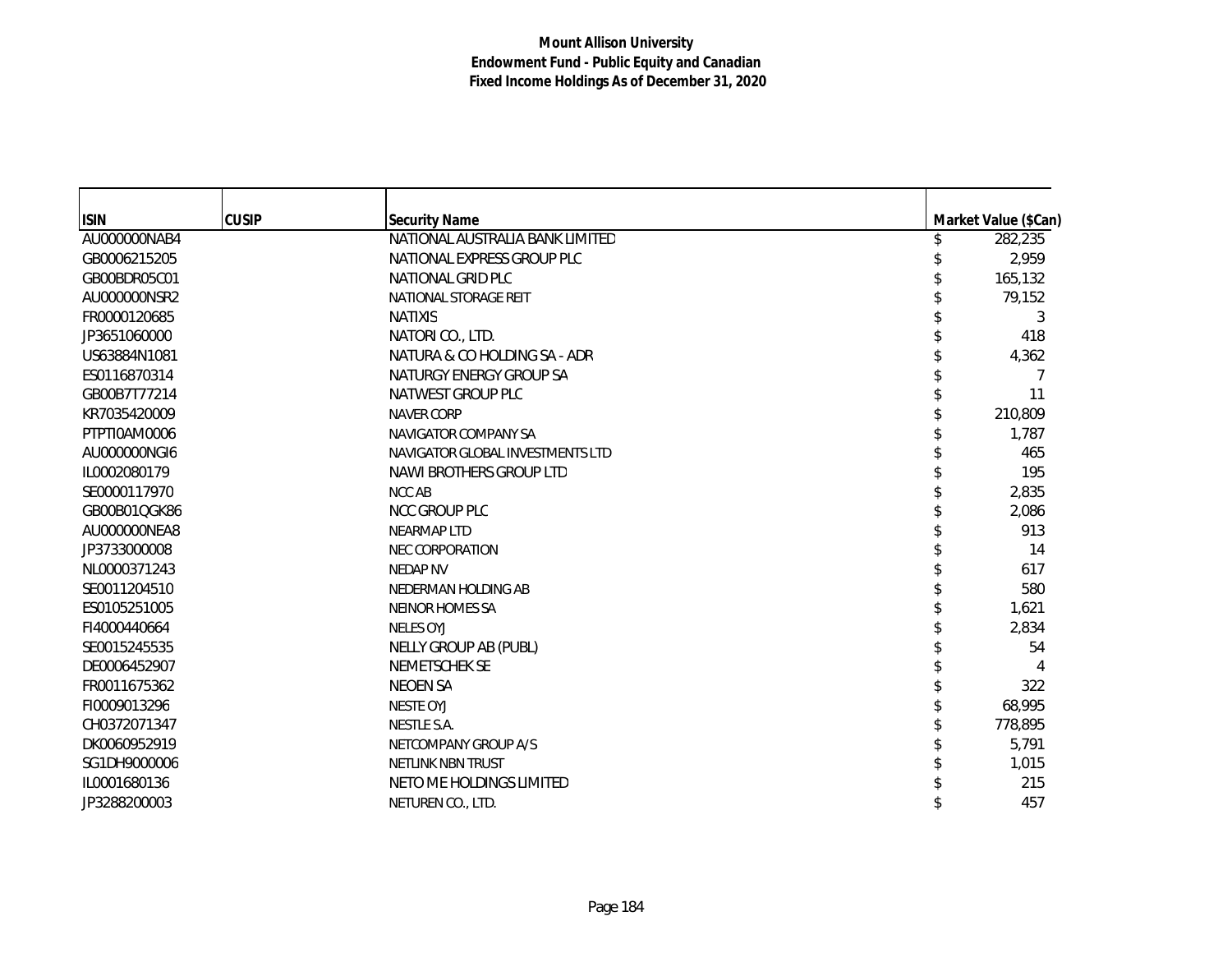**Mount Allison University**
**Endowment Fund - Public Equity and Canadian**
**Fixed Income Holdings As of December 31, 2020**

| ISIN | CUSIP | Security Name | Market Value ($Can) |
|---|---|---|---|
| AU000000NAB4 | | NATIONAL AUSTRALIA BANK LIMITED | $ 282,235 |
| GB0006215205 | | NATIONAL EXPRESS GROUP PLC | $ 2,959 |
| GB00BDR05C01 | | NATIONAL GRID PLC | $ 165,132 |
| AU000000NSR2 | | NATIONAL STORAGE REIT | $ 79,152 |
| FR0000120685 | | NATIXIS | $ 3 |
| JP3651060000 | | NATORI CO., LTD. | $ 418 |
| US63884N1081 | | NATURA & CO HOLDING SA - ADR | $ 4,362 |
| ES0116870314 | | NATURGY ENERGY GROUP SA | $ 7 |
| GB00B7T77214 | | NATWEST GROUP PLC | $ 11 |
| KR7035420009 | | NAVER CORP | $ 210,809 |
| PTPTI0AM0006 | | NAVIGATOR COMPANY SA | $ 1,787 |
| AU000000NGI6 | | NAVIGATOR GLOBAL INVESTMENTS LTD | $ 465 |
| IL0002080179 | | NAWI BROTHERS GROUP LTD | $ 195 |
| SE0000117970 | | NCC AB | $ 2,835 |
| GB00B01QGK86 | | NCC GROUP PLC | $ 2,086 |
| AU000000NEA8 | | NEARMAP LTD | $ 913 |
| JP3733000008 | | NEC CORPORATION | $ 14 |
| NL0000371243 | | NEDAP NV | $ 617 |
| SE0011204510 | | NEDERMAN HOLDING AB | $ 580 |
| ES0105251005 | | NEINOR HOMES SA | $ 1,621 |
| FI4000440664 | | NELES OYJ | $ 2,834 |
| SE0015245535 | | NELLY GROUP AB (PUBL) | $ 54 |
| DE0006452907 | | NEMETSCHEK SE | $ 4 |
| FR0011675362 | | NEOEN SA | $ 322 |
| FI0009013296 | | NESTE OYJ | $ 68,995 |
| CH0372071347 | | NESTLE S.A. | $ 778,895 |
| DK0060952919 | | NETCOMPANY GROUP A/S | $ 5,791 |
| SG1DH9000006 | | NETLINK NBN TRUST | $ 1,015 |
| IL0001680136 | | NETO ME HOLDINGS LIMITED | $ 215 |
| JP3288200003 | | NETUREN CO., LTD. | $ 457 |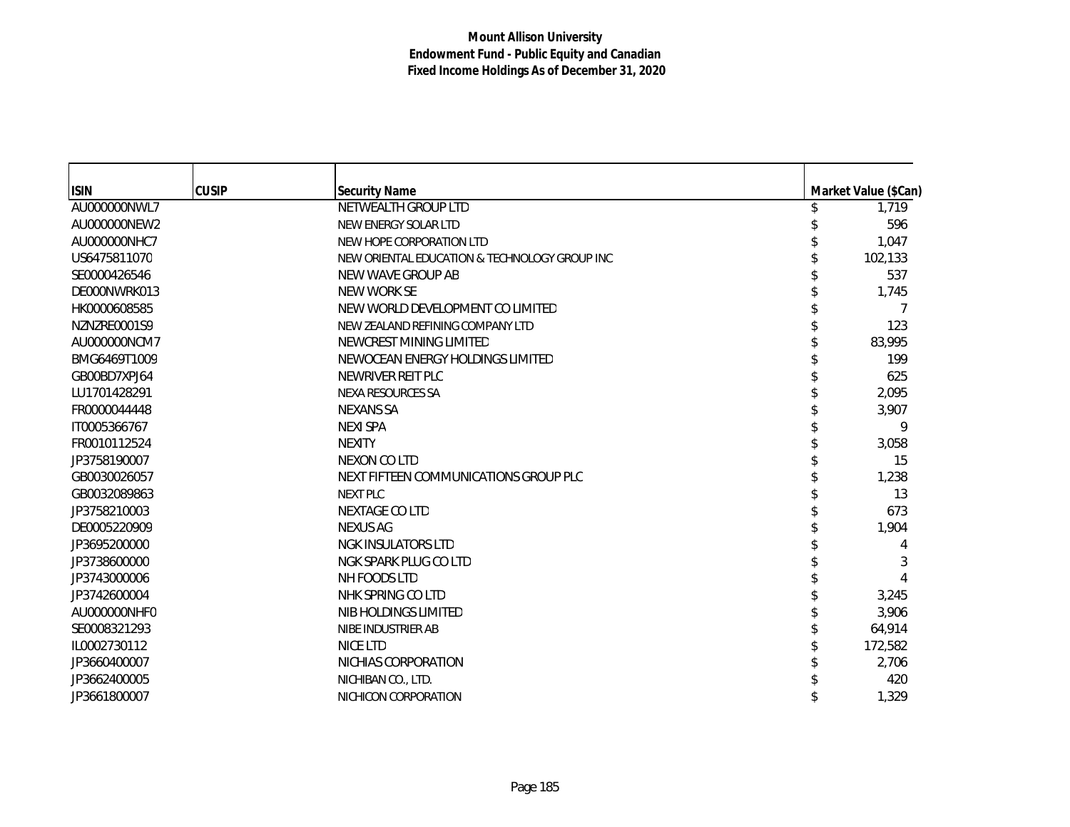**Mount Allison University**
**Endowment Fund - Public Equity and Canadian**
**Fixed Income Holdings As of December 31, 2020**

| ISIN | CUSIP | Security Name | Market Value ($Can) |
|---|---|---|---|
| AU000000NWL7 | | NETWEALTH GROUP LTD | $ 1,719 |
| AU000000NEW2 | | NEW ENERGY SOLAR LTD | $ 596 |
| AU000000NHC7 | | NEW HOPE CORPORATION LTD | $ 1,047 |
| US6475811070 | | NEW ORIENTAL EDUCATION & TECHNOLOGY GROUP INC | $ 102,133 |
| SE0000426546 | | NEW WAVE GROUP AB | $ 537 |
| DE000NWRK013 | | NEW WORK SE | $ 1,745 |
| HK0000608585 | | NEW WORLD DEVELOPMENT CO LIMITED | $ 7 |
| NZNZRE0001S9 | | NEW ZEALAND REFINING COMPANY LTD | $ 123 |
| AU000000NCM7 | | NEWCREST MINING LIMITED | $ 83,995 |
| BMG6469T1009 | | NEWOCEAN ENERGY HOLDINGS LIMITED | $ 199 |
| GB00BD7XPJ64 | | NEWRIVER REIT PLC | $ 625 |
| LU1701428291 | | NEXA RESOURCES SA | $ 2,095 |
| FR0000044448 | | NEXANS SA | $ 3,907 |
| IT0005366767 | | NEXI SPA | $ 9 |
| FR0010112524 | | NEXITY | $ 3,058 |
| JP3758190007 | | NEXON CO LTD | $ 15 |
| GB0030026057 | | NEXT FIFTEEN COMMUNICATIONS GROUP PLC | $ 1,238 |
| GB0032089863 | | NEXT PLC | $ 13 |
| JP3758210003 | | NEXTAGE CO LTD | $ 673 |
| DE0005220909 | | NEXUS AG | $ 1,904 |
| JP3695200000 | | NGK INSULATORS LTD | $ 4 |
| JP3738600000 | | NGK SPARK PLUG CO LTD | $ 3 |
| JP3743000006 | | NH FOODS LTD | $ 4 |
| JP3742600004 | | NHK SPRING CO LTD | $ 3,245 |
| AU000000NHF0 | | NIB HOLDINGS LIMITED | $ 3,906 |
| SE0008321293 | | NIBE INDUSTRIER AB | $ 64,914 |
| IL0002730112 | | NICE LTD | $ 172,582 |
| JP3660400007 | | NICHIAS CORPORATION | $ 2,706 |
| JP3662400005 | | NICHIBAN CO., LTD. | $ 420 |
| JP3661800007 | | NICHICON CORPORATION | $ 1,329 |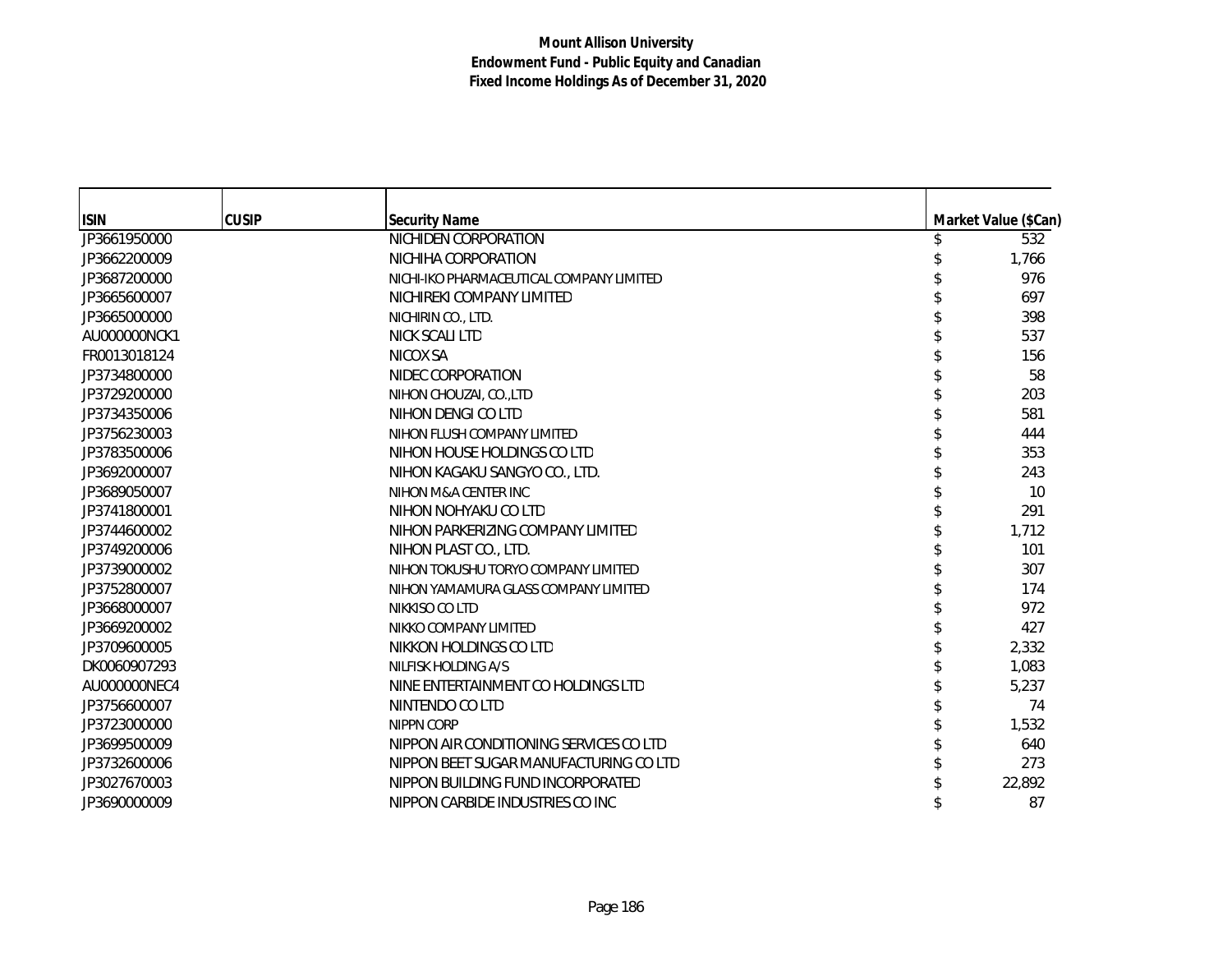**Mount Allison University**
**Endowment Fund - Public Equity and Canadian Fixed Income Holdings As of December 31, 2020**

| ISIN | CUSIP | Security Name | Market Value ($Can) |
|---|---|---|---|
| JP3661950000 | | NICHIDEN CORPORATION | $ 532 |
| JP3662200009 | | NICHIHA CORPORATION | $ 1,766 |
| JP3687200000 | | NICHI-IKO PHARMACEUTICAL COMPANY LIMITED | $ 976 |
| JP3665600007 | | NICHIREKI COMPANY LIMITED | $ 697 |
| JP3665000000 | | NICHIRIN CO., LTD. | $ 398 |
| AU000000NCK1 | | NICK SCALI LTD | $ 537 |
| FR0013018124 | | NICOX SA | $ 156 |
| JP3734800000 | | NIDEC CORPORATION | $ 58 |
| JP3729200000 | | NIHON CHOUZAI, CO.,LTD | $ 203 |
| JP3734350006 | | NIHON DENGI CO LTD | $ 581 |
| JP3756230003 | | NIHON FLUSH COMPANY LIMITED | $ 444 |
| JP3783500006 | | NIHON HOUSE HOLDINGS CO LTD | $ 353 |
| JP3692000007 | | NIHON KAGAKU SANGYO CO., LTD. | $ 243 |
| JP3689050007 | | NIHON M&A CENTER INC | $ 10 |
| JP3741800001 | | NIHON NOHYAKU CO LTD | $ 291 |
| JP3744600002 | | NIHON PARKERIZING COMPANY LIMITED | $ 1,712 |
| JP3749200006 | | NIHON PLAST CO., LTD. | $ 101 |
| JP3739000002 | | NIHON TOKUSHU TORYO COMPANY LIMITED | $ 307 |
| JP3752800007 | | NIHON YAMAMURA GLASS COMPANY LIMITED | $ 174 |
| JP3668000007 | | NIKKISO CO LTD | $ 972 |
| JP3669200002 | | NIKKO COMPANY LIMITED | $ 427 |
| JP3709600005 | | NIKKON HOLDINGS CO LTD | $ 2,332 |
| DK0060907293 | | NILFISK HOLDING A/S | $ 1,083 |
| AU000000NEC4 | | NINE ENTERTAINMENT CO HOLDINGS LTD | $ 5,237 |
| JP3756600007 | | NINTENDO CO LTD | $ 74 |
| JP3723000000 | | NIPPN CORP | $ 1,532 |
| JP3699500009 | | NIPPON AIR CONDITIONING SERVICES CO LTD | $ 640 |
| JP3732600006 | | NIPPON BEET SUGAR MANUFACTURING CO LTD | $ 273 |
| JP3027670003 | | NIPPON BUILDING FUND INCORPORATED | $ 22,892 |
| JP3690000009 | | NIPPON CARBIDE INDUSTRIES CO INC | $ 87 |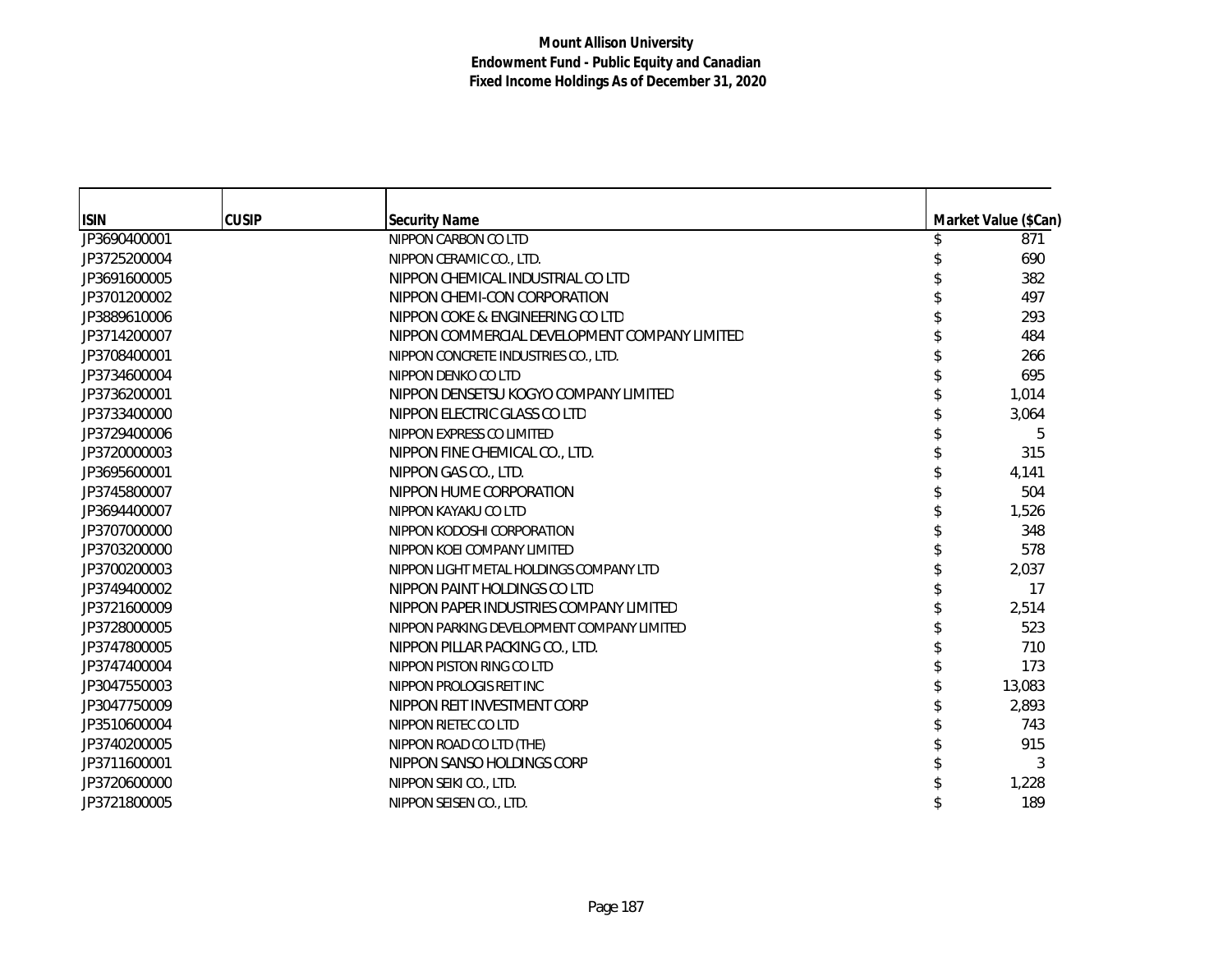**Mount Allison University**
**Endowment Fund - Public Equity and Canadian**
**Fixed Income Holdings As of December 31, 2020**

| ISIN | CUSIP | Security Name | Market Value ($Can) |
|---|---|---|---|
| JP3690400001 | | NIPPON CARBON CO LTD | $ 871 |
| JP3725200004 | | NIPPON CERAMIC CO., LTD. | $ 690 |
| JP3691600005 | | NIPPON CHEMICAL INDUSTRIAL CO LTD | $ 382 |
| JP3701200002 | | NIPPON CHEMI-CON CORPORATION | $ 497 |
| JP3889610006 | | NIPPON COKE & ENGINEERING CO LTD | $ 293 |
| JP3714200007 | | NIPPON COMMERCIAL DEVELOPMENT COMPANY LIMITED | $ 484 |
| JP3708400001 | | NIPPON CONCRETE INDUSTRIES CO., LTD. | $ 266 |
| JP3734600004 | | NIPPON DENKO CO LTD | $ 695 |
| JP3736200001 | | NIPPON DENSETSU KOGYO COMPANY LIMITED | $ 1,014 |
| JP3733400000 | | NIPPON ELECTRIC GLASS CO LTD | $ 3,064 |
| JP3729400006 | | NIPPON EXPRESS CO LIMITED | $ 5 |
| JP3720000003 | | NIPPON FINE CHEMICAL CO., LTD. | $ 315 |
| JP3695600001 | | NIPPON GAS CO., LTD. | $ 4,141 |
| JP3745800007 | | NIPPON HUME CORPORATION | $ 504 |
| JP3694400007 | | NIPPON KAYAKU CO LTD | $ 1,526 |
| JP3707000000 | | NIPPON KODOSHI CORPORATION | $ 348 |
| JP3703200000 | | NIPPON KOEI COMPANY LIMITED | $ 578 |
| JP3700200003 | | NIPPON LIGHT METAL HOLDINGS COMPANY LTD | $ 2,037 |
| JP3749400002 | | NIPPON PAINT HOLDINGS CO LTD | $ 17 |
| JP3721600009 | | NIPPON PAPER INDUSTRIES COMPANY LIMITED | $ 2,514 |
| JP3728000005 | | NIPPON PARKING DEVELOPMENT COMPANY LIMITED | $ 523 |
| JP3747800005 | | NIPPON PILLAR PACKING CO., LTD. | $ 710 |
| JP3747400004 | | NIPPON PISTON RING CO LTD | $ 173 |
| JP3047550003 | | NIPPON PROLOGIS REIT INC | $ 13,083 |
| JP3047750009 | | NIPPON REIT INVESTMENT CORP | $ 2,893 |
| JP3510600004 | | NIPPON RIETEC CO LTD | $ 743 |
| JP3740200005 | | NIPPON ROAD CO LTD (THE) | $ 915 |
| JP3711600001 | | NIPPON SANSO HOLDINGS CORP | $ 3 |
| JP3720600000 | | NIPPON SEIKI CO., LTD. | $ 1,228 |
| JP3721800005 | | NIPPON SEISEN CO., LTD. | $ 189 |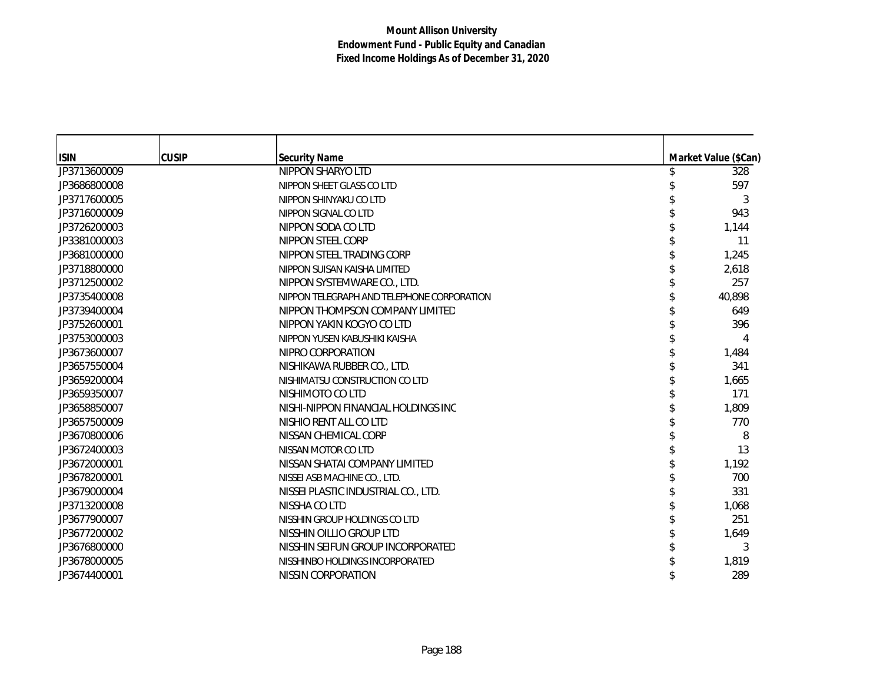**Mount Allison University**
**Endowment Fund - Public Equity and Canadian**
**Fixed Income Holdings As of December 31, 2020**

| ISIN | CUSIP | Security Name | Market Value ($Can) |
|---|---|---|---|
| JP3713600009 | | NIPPON SHARYO LTD | $ 328 |
| JP3686800008 | | NIPPON SHEET GLASS CO LTD | $ 597 |
| JP3717600005 | | NIPPON SHINYAKU CO LTD | $ 3 |
| JP3716000009 | | NIPPON SIGNAL CO LTD | $ 943 |
| JP3726200003 | | NIPPON SODA CO LTD | $ 1,144 |
| JP3381000003 | | NIPPON STEEL CORP | $ 11 |
| JP3681000000 | | NIPPON STEEL TRADING CORP | $ 1,245 |
| JP3718800000 | | NIPPON SUISAN KAISHA LIMITED | $ 2,618 |
| JP3712500002 | | NIPPON SYSTEMWARE CO., LTD. | $ 257 |
| JP3735400008 | | NIPPON TELEGRAPH AND TELEPHONE CORPORATION | $ 40,898 |
| JP3739400004 | | NIPPON THOMPSON COMPANY LIMITED | $ 649 |
| JP3752600001 | | NIPPON YAKIN KOGYO CO LTD | $ 396 |
| JP3753000003 | | NIPPON YUSEN KABUSHIKI KAISHA | $ 4 |
| JP3673600007 | | NIPRO CORPORATION | $ 1,484 |
| JP3657550004 | | NISHIKAWA RUBBER CO., LTD. | $ 341 |
| JP3659200004 | | NISHIMATSU CONSTRUCTION CO LTD | $ 1,665 |
| JP3659350007 | | NISHIMOTO CO LTD | $ 171 |
| JP3658850007 | | NISHI-NIPPON FINANCIAL HOLDINGS INC | $ 1,809 |
| JP3657500009 | | NISHIO RENT ALL CO LTD | $ 770 |
| JP3670800006 | | NISSAN CHEMICAL CORP | $ 8 |
| JP3672400003 | | NISSAN MOTOR CO LTD | $ 13 |
| JP3672000001 | | NISSAN SHATAI COMPANY LIMITED | $ 1,192 |
| JP3678200001 | | NISSEI ASB MACHINE CO., LTD. | $ 700 |
| JP3679000004 | | NISSEI PLASTIC INDUSTRIAL CO., LTD. | $ 331 |
| JP3713200008 | | NISSHA CO LTD | $ 1,068 |
| JP3677900007 | | NISSHIN GROUP HOLDINGS CO LTD | $ 251 |
| JP3677200002 | | NISSHIN OILLIO GROUP LTD | $ 1,649 |
| JP3676800000 | | NISSHIN SEIFUN GROUP INCORPORATED | $ 3 |
| JP3678000005 | | NISSHINBO HOLDINGS INCORPORATED | $ 1,819 |
| JP3674400001 | | NISSIN CORPORATION | $ 289 |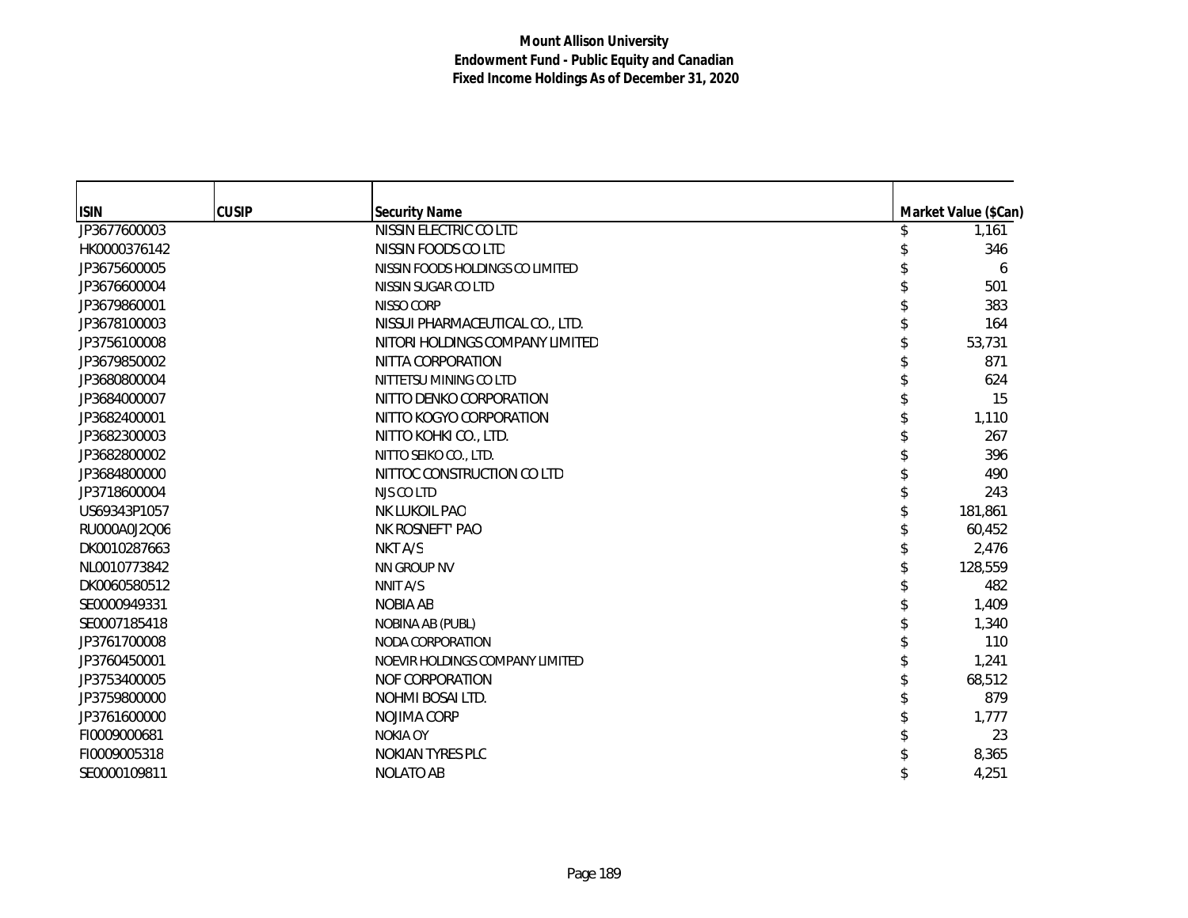**Mount Allison University**
**Endowment Fund - Public Equity and Canadian Fixed Income Holdings As of December 31, 2020**

| ISIN | CUSIP | Security Name | Market Value ($Can) |
|---|---|---|---|
| JP3677600003 | | NISSIN ELECTRIC CO LTD | $ 1,161 |
| HK0000376142 | | NISSIN FOODS CO LTD | $ 346 |
| JP3675600005 | | NISSIN FOODS HOLDINGS CO LIMITED | $ 6 |
| JP3676600004 | | NISSIN SUGAR CO LTD | $ 501 |
| JP3679860001 | | NISSO CORP | $ 383 |
| JP3678100003 | | NISSUI PHARMACEUTICAL CO., LTD. | $ 164 |
| JP3756100008 | | NITORI HOLDINGS COMPANY LIMITED | $ 53,731 |
| JP3679850002 | | NITTA CORPORATION | $ 871 |
| JP3680800004 | | NITTETSU MINING CO LTD | $ 624 |
| JP3684000007 | | NITTO DENKO CORPORATION | $ 15 |
| JP3682400001 | | NITTO KOGYO CORPORATION | $ 1,110 |
| JP3682300003 | | NITTO KOHKI CO., LTD. | $ 267 |
| JP3682800002 | | NITTO SEIKO CO., LTD. | $ 396 |
| JP3684800000 | | NITTOC CONSTRUCTION CO LTD | $ 490 |
| JP3718600004 | | NJS CO LTD | $ 243 |
| US69343P1057 | | NK LUKOIL PAO | $ 181,861 |
| RU000A0J2Q06 | | NK ROSNEFT' PAO | $ 60,452 |
| DK0010287663 | | NKT A/S | $ 2,476 |
| NL0010773842 | | NN GROUP NV | $ 128,559 |
| DK0060580512 | | NNIT A/S | $ 482 |
| SE0000949331 | | NOBIA AB | $ 1,409 |
| SE0007185418 | | NOBINA AB (PUBL) | $ 1,340 |
| JP3761700008 | | NODA CORPORATION | $ 110 |
| JP3760450001 | | NOEVIR HOLDINGS COMPANY LIMITED | $ 1,241 |
| JP3753400005 | | NOF CORPORATION | $ 68,512 |
| JP3759800000 | | NOHMI BOSAI LTD. | $ 879 |
| JP3761600000 | | NOJIMA CORP | $ 1,777 |
| FI0009000681 | | NOKIA OY | $ 23 |
| FI0009005318 | | NOKIAN TYRES PLC | $ 8,365 |
| SE0000109811 | | NOLATO AB | $ 4,251 |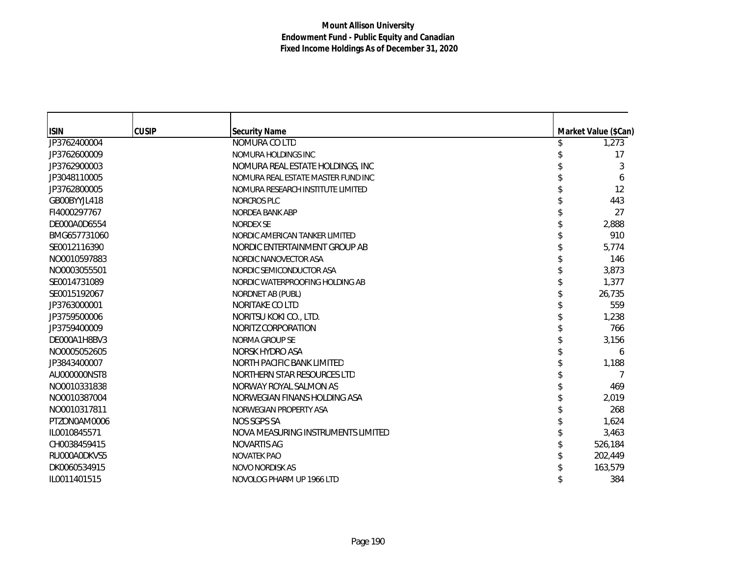**Mount Allison University**
**Endowment Fund - Public Equity and Canadian**
**Fixed Income Holdings As of December 31, 2020**

| ISIN | CUSIP | Security Name | Market Value ($Can) |
|---|---|---|---|
| JP3762400004 | | NOMURA CO LTD | $ 1,273 |
| JP3762600009 | | NOMURA HOLDINGS INC | $ 17 |
| JP3762900003 | | NOMURA REAL ESTATE HOLDINGS, INC | $ 3 |
| JP3048110005 | | NOMURA REAL ESTATE MASTER FUND INC | $ 6 |
| JP3762800005 | | NOMURA RESEARCH INSTITUTE LIMITED | $ 12 |
| GB00BYYJL418 | | NORCROS PLC | $ 443 |
| FI4000297767 | | NORDEA BANK ABP | $ 27 |
| DE000A0D6554 | | NORDEX SE | $ 2,888 |
| BMG657731060 | | NORDIC AMERICAN TANKER LIMITED | $ 910 |
| SE0012116390 | | NORDIC ENTERTAINMENT GROUP AB | $ 5,774 |
| NO0010597883 | | NORDIC NANOVECTOR ASA | $ 146 |
| NO0003055501 | | NORDIC SEMICONDUCTOR ASA | $ 3,873 |
| SE0014731089 | | NORDIC WATERPROOFING HOLDING AB | $ 1,377 |
| SE0015192067 | | NORDNET AB (PUBL) | $ 26,735 |
| JP3763000001 | | NORITAKE CO LTD | $ 559 |
| JP3759500006 | | NORITSU KOKI CO., LTD. | $ 1,238 |
| JP3759400009 | | NORITZ CORPORATION | $ 766 |
| DE000A1H8BV3 | | NORMA GROUP SE | $ 3,156 |
| NO0005052605 | | NORSK HYDRO ASA | $ 6 |
| JP3843400007 | | NORTH PACIFIC BANK LIMITED | $ 1,188 |
| AU000000NST8 | | NORTHERN STAR RESOURCES LTD | $ 7 |
| NO0010331838 | | NORWAY ROYAL SALMON AS | $ 469 |
| NO0010387004 | | NORWEGIAN FINANS HOLDING ASA | $ 2,019 |
| NO0010317811 | | NORWEGIAN PROPERTY ASA | $ 268 |
| PTZON0AM0006 | | NOS SGPS SA | $ 1,624 |
| IL0010845571 | | NOVA MEASURING INSTRUMENTS LIMITED | $ 3,463 |
| CH0038459415 | | NOVARTIS AG | $ 526,184 |
| RU000A0DKVS5 | | NOVATEK PAO | $ 202,449 |
| DK0060534915 | | NOVO NORDISK AS | $ 163,579 |
| IL0011401515 | | NOVOLOG PHARM UP 1966 LTD | $ 384 |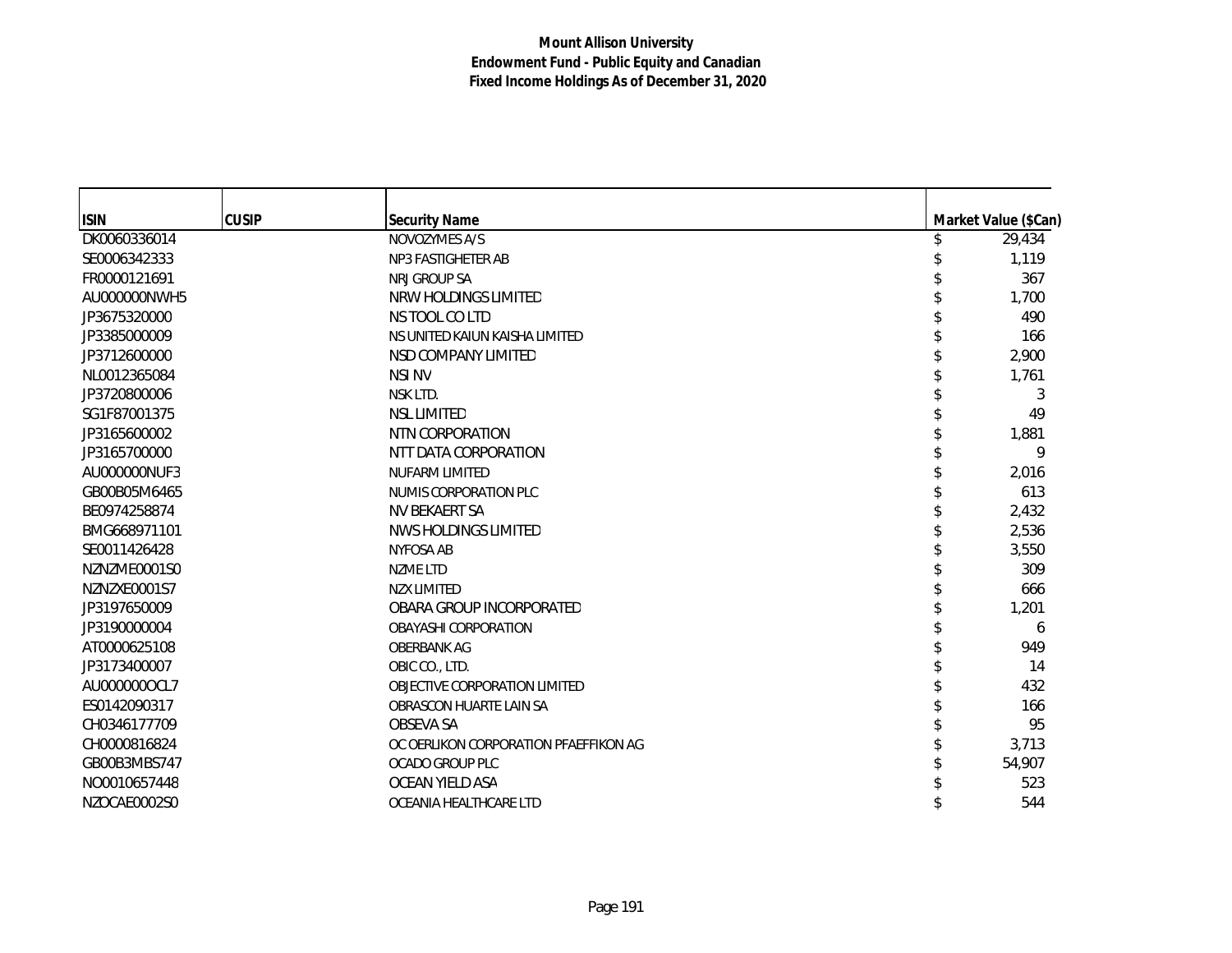**Mount Allison University**
**Endowment Fund - Public Equity and Canadian**
**Fixed Income Holdings As of December 31, 2020**

| ISIN | CUSIP | Security Name | Market Value ($Can) |
|---|---|---|---|
| DK0060336014 | | NOVOZYMES A/S | $ 29,434 |
| SE0006342333 | | NP3 FASTIGHETER AB | $ 1,119 |
| FR0000121691 | | NRJ GROUP SA | $ 367 |
| AU000000NWH5 | | NRW HOLDINGS LIMITED | $ 1,700 |
| JP3675320000 | | NS TOOL CO LTD | $ 490 |
| JP3385000009 | | NS UNITED KAIUN KAISHA LIMITED | $ 166 |
| JP3712600000 | | NSD COMPANY LIMITED | $ 2,900 |
| NL0012365084 | | NSI NV | $ 1,761 |
| JP3720800006 | | NSK LTD. | $ 3 |
| SG1F87001375 | | NSL LIMITED | $ 49 |
| JP3165600002 | | NTN CORPORATION | $ 1,881 |
| JP3165700000 | | NTT DATA CORPORATION | $ 9 |
| AU000000NUF3 | | NUFARM LIMITED | $ 2,016 |
| GB00B05M6465 | | NUMIS CORPORATION PLC | $ 613 |
| BE0974258874 | | NV BEKAERT SA | $ 2,432 |
| BMG668971101 | | NWS HOLDINGS LIMITED | $ 2,536 |
| SE0011426428 | | NYFOSA AB | $ 3,550 |
| NZNZME0001S0 | | NZME LTD | $ 309 |
| NZNZXE0001S7 | | NZX LIMITED | $ 666 |
| JP3197650009 | | OBARA GROUP INCORPORATED | $ 1,201 |
| JP3190000004 | | OBAYASHI CORPORATION | $ 6 |
| AT0000625108 | | OBERBANK AG | $ 949 |
| JP3173400007 | | OBIC CO., LTD. | $ 14 |
| AU000000OCL7 | | OBJECTIVE CORPORATION LIMITED | $ 432 |
| ES0142090317 | | OBRASCON HUARTE LAIN SA | $ 166 |
| CH0346177709 | | OBSEVA SA | $ 95 |
| CH0000816824 | | OC OERLIKON CORPORATION PFAEFFIKON AG | $ 3,713 |
| GB00B3MBS747 | | OCADO GROUP PLC | $ 54,907 |
| NO0010657448 | | OCEAN YIELD ASA | $ 523 |
| NZOCAE0002S0 | | OCEANIA HEALTHCARE LTD | $ 544 |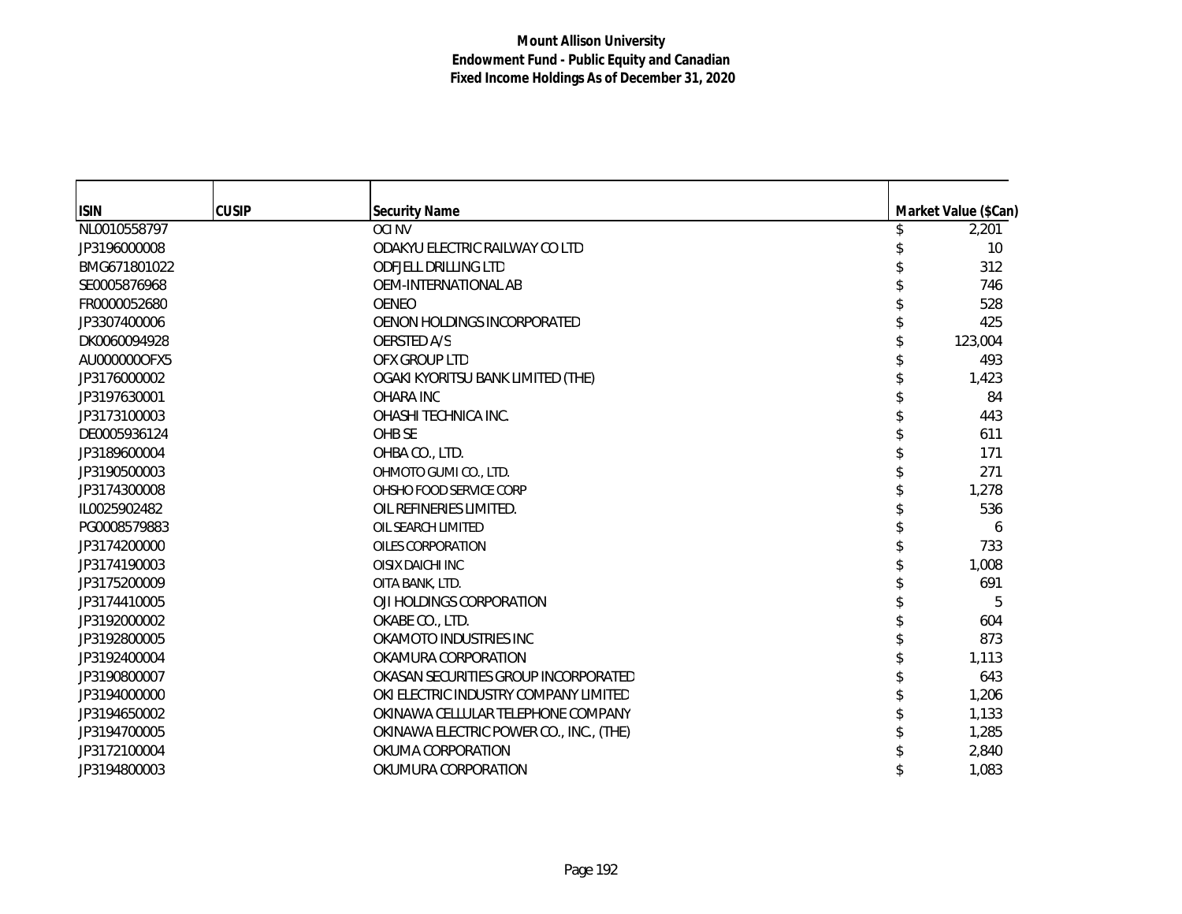**Mount Allison University**
**Endowment Fund - Public Equity and Canadian**
**Fixed Income Holdings As of December 31, 2020**

| ISIN | CUSIP | Security Name | Market Value ($Can) |
|---|---|---|---|
| NL0010558797 | | OCI NV | $ 2,201 |
| JP3196000008 | | ODAKYU ELECTRIC RAILWAY CO LTD | $ 10 |
| BMG671801022 | | ODFJELL DRILLING LTD | $ 312 |
| SE0005876968 | | OEM-INTERNATIONAL AB | $ 746 |
| FR0000052680 | | OENEO | $ 528 |
| JP3307400006 | | OENON HOLDINGS INCORPORATED | $ 425 |
| DK0060094928 | | OERSTED A/S | $ 123,004 |
| AU000000OFX5 | | OFX GROUP LTD | $ 493 |
| JP3176000002 | | OGAKI KYORITSU BANK LIMITED (THE) | $ 1,423 |
| JP3197630001 | | OHARA INC | $ 84 |
| JP3173100003 | | OHASHI TECHNICA INC. | $ 443 |
| DE0005936124 | | OHB SE | $ 611 |
| JP3189600004 | | OHBA CO., LTD. | $ 171 |
| JP3190500003 | | OHMOTO GUMI CO., LTD. | $ 271 |
| JP3174300008 | | OHSHO FOOD SERVICE CORP | $ 1,278 |
| IL0025902482 | | OIL REFINERIES LIMITED. | $ 536 |
| PG0008579883 | | OIL SEARCH LIMITED | $ 6 |
| JP3174200000 | | OILES CORPORATION | $ 733 |
| JP3174190003 | | OISIX DAICHI INC | $ 1,008 |
| JP3175200009 | | OITA BANK, LTD. | $ 691 |
| JP3174410005 | | OJI HOLDINGS CORPORATION | $ 5 |
| JP3192000002 | | OKABE CO., LTD. | $ 604 |
| JP3192800005 | | OKAMOTO INDUSTRIES INC | $ 873 |
| JP3192400004 | | OKAMURA CORPORATION | $ 1,113 |
| JP3190800007 | | OKASAN SECURITIES GROUP INCORPORATED | $ 643 |
| JP3194000000 | | OKI ELECTRIC INDUSTRY COMPANY LIMITED | $ 1,206 |
| JP3194650002 | | OKINAWA CELLULAR TELEPHONE COMPANY | $ 1,133 |
| JP3194700005 | | OKINAWA ELECTRIC POWER CO., INC., (THE) | $ 1,285 |
| JP3172100004 | | OKUMA CORPORATION | $ 2,840 |
| JP3194800003 | | OKUMURA CORPORATION | $ 1,083 |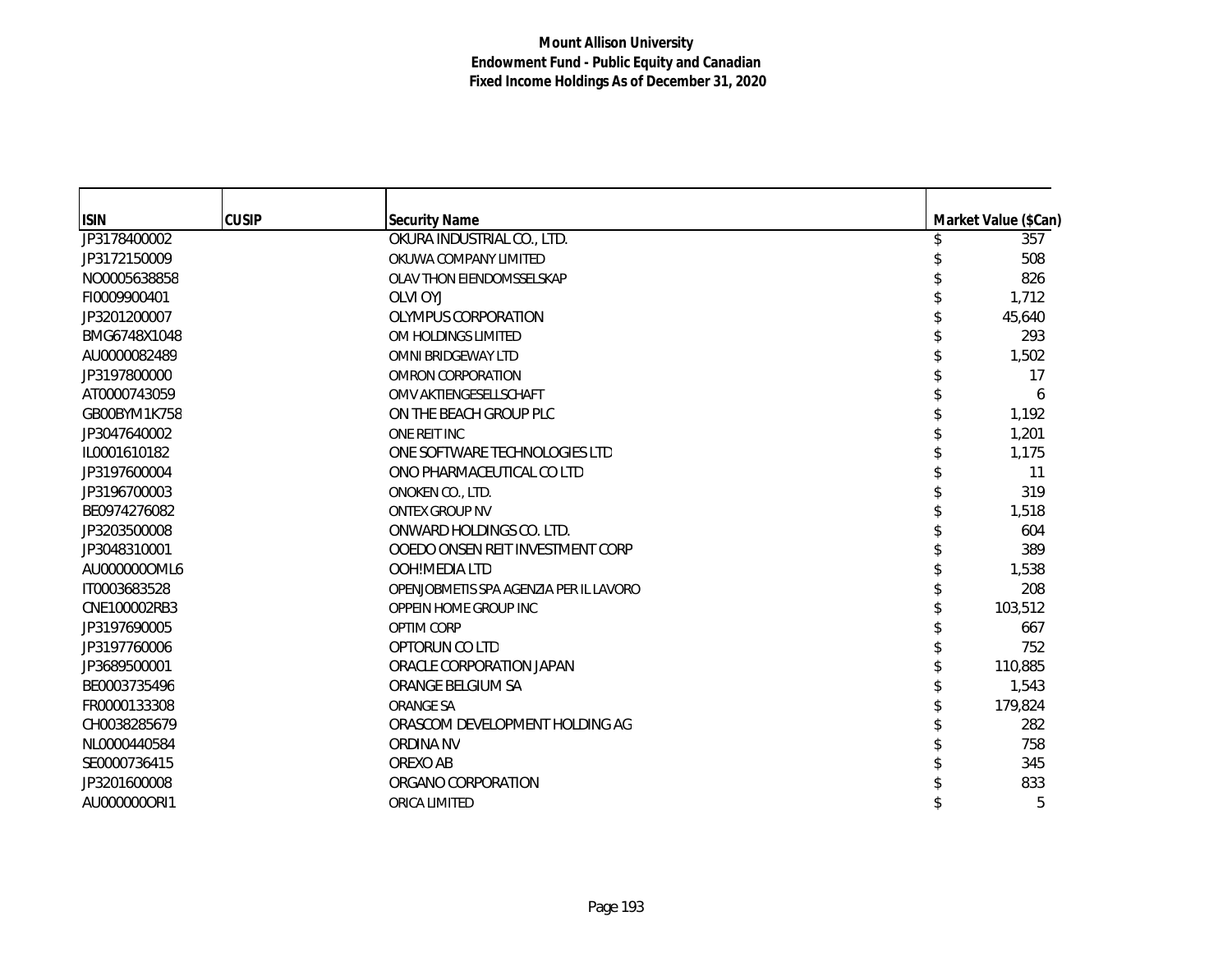**Mount Allison University**
**Endowment Fund - Public Equity and Canadian**
**Fixed Income Holdings As of December 31, 2020**

| ISIN | CUSIP | Security Name | Market Value ($Can) |
|---|---|---|---|
| JP3178400002 | | OKURA INDUSTRIAL CO., LTD. | $ 357 |
| JP3172150009 | | OKUWA COMPANY LIMITED | $ 508 |
| NO0005638858 | | OLAV THON EIENDOMSSELSKAP | $ 826 |
| FI0009900401 | | OLVI OYJ | $ 1,712 |
| JP3201200007 | | OLYMPUS CORPORATION | $ 45,640 |
| BMG6748X1048 | | OM HOLDINGS LIMITED | $ 293 |
| AU0000082489 | | OMNI BRIDGEWAY LTD | $ 1,502 |
| JP3197800000 | | OMRON CORPORATION | $ 17 |
| AT0000743059 | | OMV AKTIENGESELLSCHAFT | $ 6 |
| GB00BYM1K758 | | ON THE BEACH GROUP PLC | $ 1,192 |
| JP3047640002 | | ONE REIT INC | $ 1,201 |
| IL0001610182 | | ONE SOFTWARE TECHNOLOGIES LTD | $ 1,175 |
| JP3197600004 | | ONO PHARMACEUTICAL CO LTD | $ 11 |
| JP3196700003 | | ONOKEN CO., LTD. | $ 319 |
| BE0974276082 | | ONTEX GROUP NV | $ 1,518 |
| JP3203500008 | | ONWARD HOLDINGS CO. LTD. | $ 604 |
| JP3048310001 | | OOEDO ONSEN REIT INVESTMENT CORP | $ 389 |
| AU000000OML6 | | OOH!MEDIA LTD | $ 1,538 |
| IT0003683528 | | OPENJOBMETIS SPA AGENZIA PER IL LAVORO | $ 208 |
| CNE100002RB3 | | OPPEIN HOME GROUP INC | $ 103,512 |
| JP3197690005 | | OPTIM CORP | $ 667 |
| JP3197760006 | | OPTORUN CO LTD | $ 752 |
| JP3689500001 | | ORACLE CORPORATION JAPAN | $ 110,885 |
| BE0003735496 | | ORANGE BELGIUM SA | $ 1,543 |
| FR0000133308 | | ORANGE SA | $ 179,824 |
| CH0038285679 | | ORASCOM DEVELOPMENT HOLDING AG | $ 282 |
| NL0000440584 | | ORDINA NV | $ 758 |
| SE0000736415 | | OREXO AB | $ 345 |
| JP3201600008 | | ORGANO CORPORATION | $ 833 |
| AU000000ORI1 | | ORICA LIMITED | $ 5 |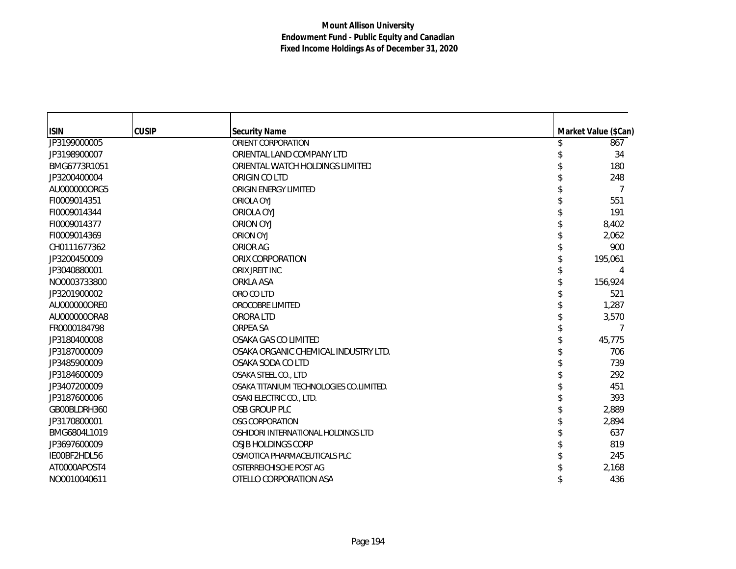**Mount Allison University**
**Endowment Fund - Public Equity and Canadian**
**Fixed Income Holdings As of December 31, 2020**

| ISIN | CUSIP | Security Name | Market Value ($Can) |
|---|---|---|---|
| JP3199000005 | | ORIENT CORPORATION | $ 867 |
| JP3198900007 | | ORIENTAL LAND COMPANY LTD | $ 34 |
| BMG6773R1051 | | ORIENTAL WATCH HOLDINGS LIMITED | $ 180 |
| JP3200400004 | | ORIGIN CO LTD | $ 248 |
| AU000000ORG5 | | ORIGIN ENERGY LIMITED | $ 7 |
| FI0009014351 | | ORIOLA OYJ | $ 551 |
| FI0009014344 | | ORIOLA OYJ | $ 191 |
| FI0009014377 | | ORION OYJ | $ 8,402 |
| FI0009014369 | | ORION OYJ | $ 2,062 |
| CH0111677362 | | ORIOR AG | $ 900 |
| JP3200450009 | | ORIX CORPORATION | $ 195,061 |
| JP3040880001 | | ORIX JREIT INC | $ 4 |
| NO0003733800 | | ORKLA ASA | $ 156,924 |
| JP3201900002 | | ORO CO LTD | $ 521 |
| AU000000ORE0 | | OROCOBRE LIMITED | $ 1,287 |
| AU000000ORA8 | | ORORA LTD | $ 3,570 |
| FR0000184798 | | ORPEA SA | $ 7 |
| JP3180400008 | | OSAKA GAS CO LIMITED | $ 45,775 |
| JP3187000009 | | OSAKA ORGANIC CHEMICAL INDUSTRY LTD. | $ 706 |
| JP3485900009 | | OSAKA SODA CO LTD | $ 739 |
| JP3184600009 | | OSAKA STEEL CO., LTD | $ 292 |
| JP3407200009 | | OSAKA TITANIUM TECHNOLOGIES CO.LIMITED. | $ 451 |
| JP3187600006 | | OSAKI ELECTRIC CO., LTD. | $ 393 |
| GB00BLDRH360 | | OSB GROUP PLC | $ 2,889 |
| JP3170800001 | | OSG CORPORATION | $ 2,894 |
| BMG6804L1019 | | OSHIDORI INTERNATIONAL HOLDINGS LTD | $ 637 |
| JP3697600009 | | OSJB HOLDINGS CORP | $ 819 |
| IE00BF2HDL56 | | OSMOTICA PHARMACEUTICALS PLC | $ 245 |
| AT0000APOST4 | | OSTERREICHISCHE POST AG | $ 2,168 |
| NO0010040611 | | OTELLO CORPORATION ASA | $ 436 |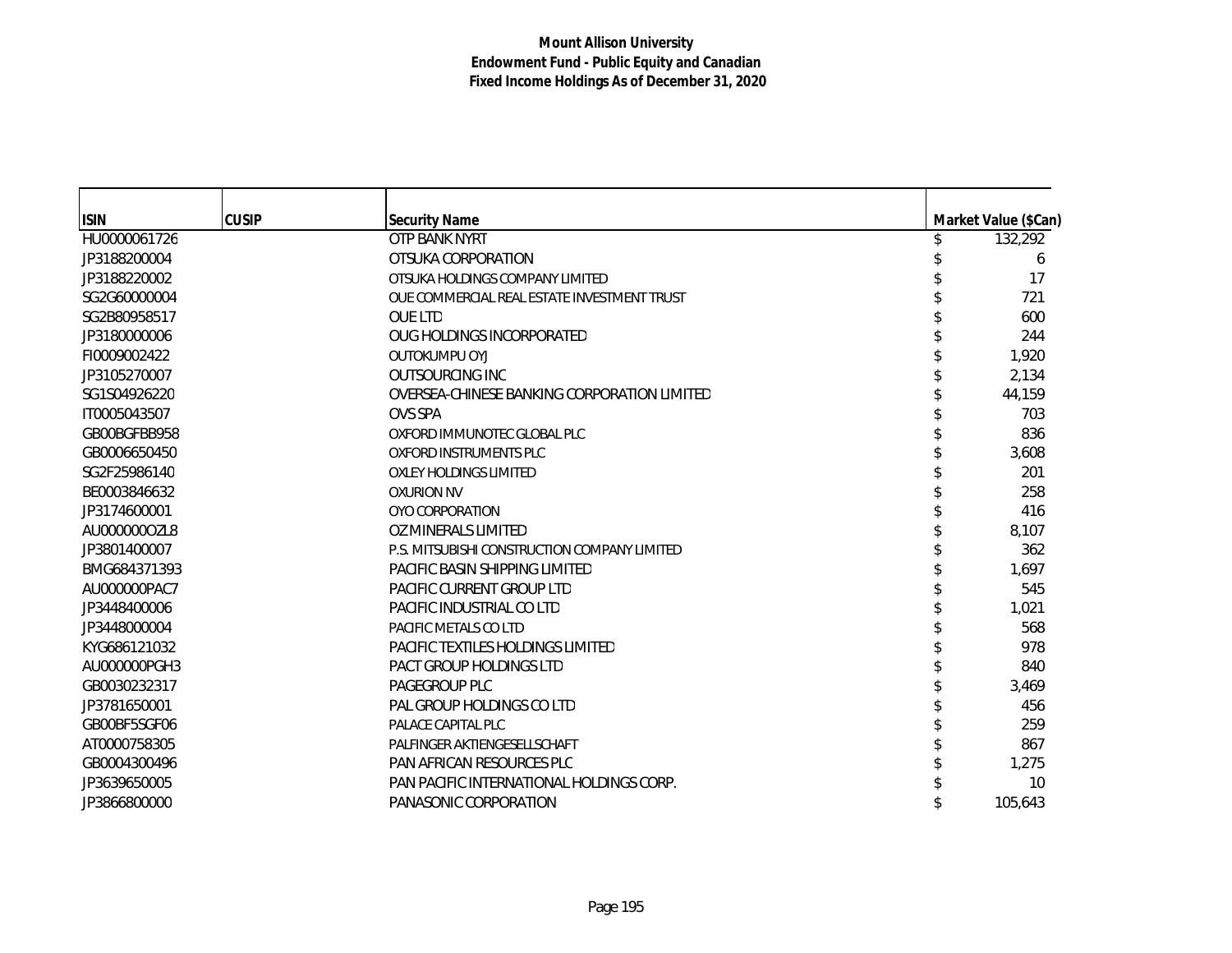**Mount Allison University**
**Endowment Fund - Public Equity and Canadian**
**Fixed Income Holdings As of December 31, 2020**

| ISIN | CUSIP | Security Name | Market Value ($Can) |
|---|---|---|---|
| HU0000061726 | | OTP BANK NYRT | $ 132,292 |
| JP3188200004 | | OTSUKA CORPORATION | $ 6 |
| JP3188220002 | | OTSUKA HOLDINGS COMPANY LIMITED | $ 17 |
| SG2G60000004 | | OUE COMMERCIAL REAL ESTATE INVESTMENT TRUST | $ 721 |
| SG2B80958517 | | OUE LTD | $ 600 |
| JP3180000006 | | OUG HOLDINGS INCORPORATED | $ 244 |
| FI0009002422 | | OUTOKUMPU OYJ | $ 1,920 |
| JP3105270007 | | OUTSOURCING INC | $ 2,134 |
| SG1S04926220 | | OVERSEA-CHINESE BANKING CORPORATION LIMITED | $ 44,159 |
| IT0005043507 | | OVS SPA | $ 703 |
| GB00BGFBB958 | | OXFORD IMMUNOTEC GLOBAL PLC | $ 836 |
| GB0006650450 | | OXFORD INSTRUMENTS PLC | $ 3,608 |
| SG2F25986140 | | OXLEY HOLDINGS LIMITED | $ 201 |
| BE0003846632 | | OXURION NV | $ 258 |
| JP3174600001 | | OYO CORPORATION | $ 416 |
| AU000000OZL8 | | OZ MINERALS LIMITED | $ 8,107 |
| JP3801400007 | | P.S. MITSUBISHI CONSTRUCTION COMPANY LIMITED | $ 362 |
| BMG684371393 | | PACIFIC BASIN SHIPPING LIMITED | $ 1,697 |
| AU000000PAC7 | | PACIFIC CURRENT GROUP LTD | $ 545 |
| JP3448400006 | | PACIFIC INDUSTRIAL CO LTD | $ 1,021 |
| JP3448000004 | | PACIFIC METALS CO LTD | $ 568 |
| KYG686121032 | | PACIFIC TEXTILES HOLDINGS LIMITED | $ 978 |
| AU000000PGH3 | | PACT GROUP HOLDINGS LTD | $ 840 |
| GB0030232317 | | PAGEGROUP PLC | $ 3,469 |
| JP3781650001 | | PAL GROUP HOLDINGS CO LTD | $ 456 |
| GB00BF5SGF06 | | PALACE CAPITAL PLC | $ 259 |
| AT0000758305 | | PALFINGER AKTIENGESELLSCHAFT | $ 867 |
| GB0004300496 | | PAN AFRICAN RESOURCES PLC | $ 1,275 |
| JP3639650005 | | PAN PACIFIC INTERNATIONAL HOLDINGS CORP. | $ 10 |
| JP3866800000 | | PANASONIC CORPORATION | $ 105,643 |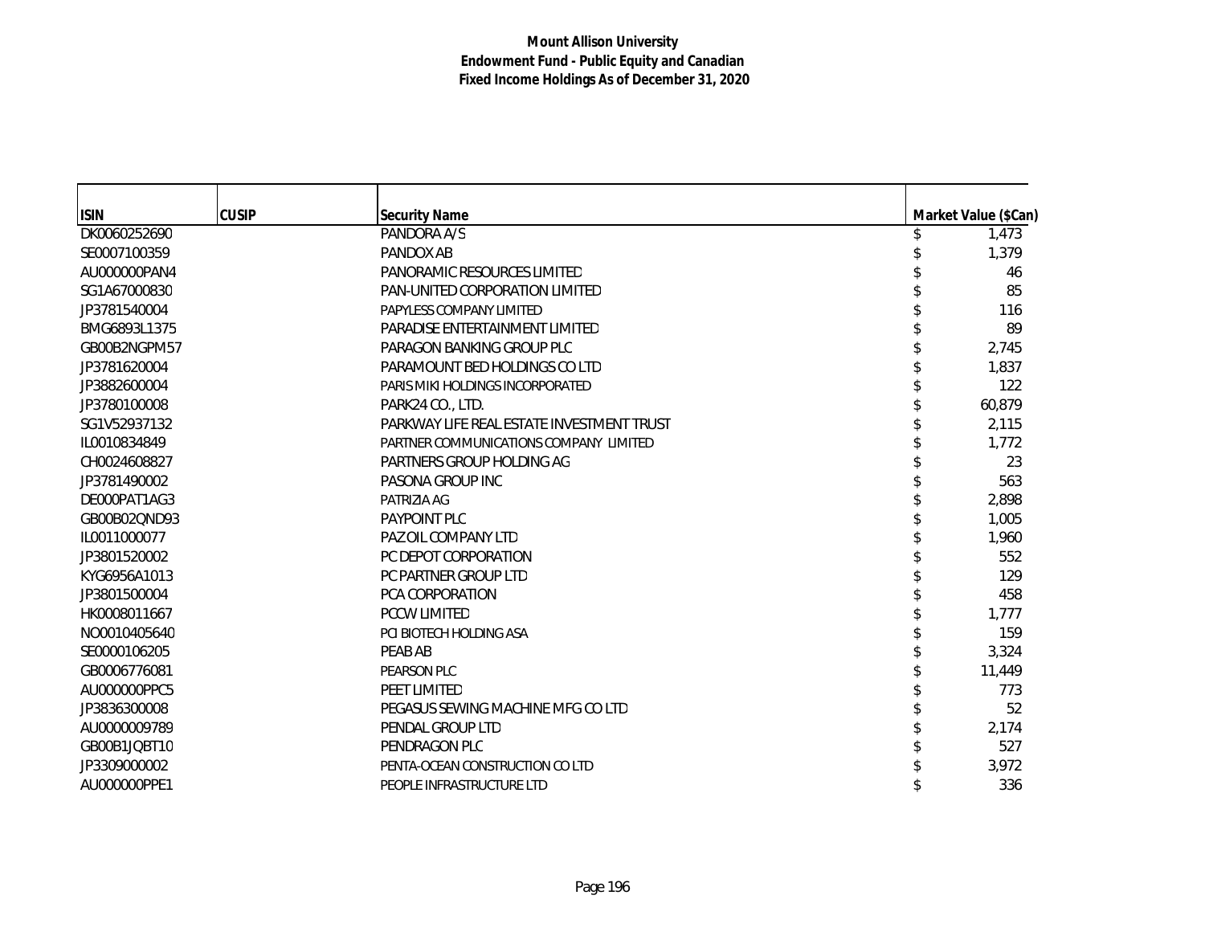**Mount Allison University**
**Endowment Fund - Public Equity and Canadian**
**Fixed Income Holdings As of December 31, 2020**

| ISIN | CUSIP | Security Name | Market Value ($Can) |
|---|---|---|---|
| DK0060252690 | | PANDORA A/S | $ 1,473 |
| SE0007100359 | | PANDOX AB | $ 1,379 |
| AU000000PAN4 | | PANORAMIC RESOURCES LIMITED | $ 46 |
| SG1A67000830 | | PAN-UNITED CORPORATION LIMITED | $ 85 |
| JP3781540004 | | PAPYLESS COMPANY LIMITED | $ 116 |
| BMG6893L1375 | | PARADISE ENTERTAINMENT LIMITED | $ 89 |
| GB00B2NGPM57 | | PARAGON BANKING GROUP PLC | $ 2,745 |
| JP3781620004 | | PARAMOUNT BED HOLDINGS CO LTD | $ 1,837 |
| JP3882600004 | | PARIS MIKI HOLDINGS INCORPORATED | $ 122 |
| JP3780100008 | | PARK24 CO., LTD. | $ 60,879 |
| SG1V52937132 | | PARKWAY LIFE REAL ESTATE INVESTMENT TRUST | $ 2,115 |
| IL0010834849 | | PARTNER COMMUNICATIONS COMPANY LIMITED | $ 1,772 |
| CH0024608827 | | PARTNERS GROUP HOLDING AG | $ 23 |
| JP3781490002 | | PASONA GROUP INC | $ 563 |
| DE000PAT1AG3 | | PATRIZIA AG | $ 2,898 |
| GB00B02QND93 | | PAYPOINT PLC | $ 1,005 |
| IL0011000077 | | PAZ OIL COMPANY LTD | $ 1,960 |
| JP3801520002 | | PC DEPOT CORPORATION | $ 552 |
| KYG6956A1013 | | PC PARTNER GROUP LTD | $ 129 |
| JP3801500004 | | PCA CORPORATION | $ 458 |
| HK0008011667 | | PCCW LIMITED | $ 1,777 |
| NO0010405640 | | PCI BIOTECH HOLDING ASA | $ 159 |
| SE0000106205 | | PEAB AB | $ 3,324 |
| GB0006776081 | | PEARSON PLC | $ 11,449 |
| AU000000PPC5 | | PEET LIMITED | $ 773 |
| JP3836300008 | | PEGASUS SEWING MACHINE MFG CO LTD | $ 52 |
| AU0000009789 | | PENDAL GROUP LTD | $ 2,174 |
| GB00B1JQBT10 | | PENDRAGON PLC | $ 527 |
| JP3309000002 | | PENTA-OCEAN CONSTRUCTION CO LTD | $ 3,972 |
| AU000000PPE1 | | PEOPLE INFRASTRUCTURE LTD | $ 336 |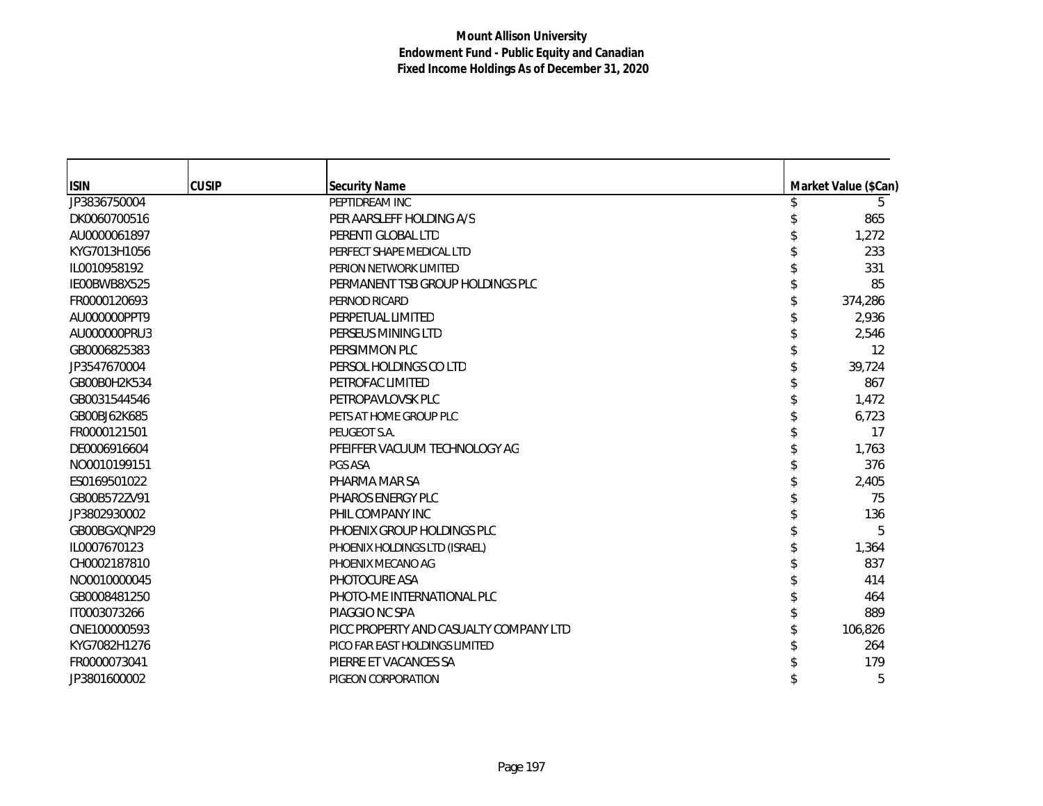**Mount Allison University**
**Endowment Fund - Public Equity and Canadian**
**Fixed Income Holdings As of December 31, 2020**

| ISIN | CUSIP | Security Name | Market Value ($Can) |
|---|---|---|---|
| JP3836750004 | | PEPTIDREAM INC | $ 5 |
| DK0060700516 | | PER AARSLEFF HOLDING A/S | $ 865 |
| AU0000061897 | | PERENTI GLOBAL LTD | $ 1,272 |
| KYG7013H1056 | | PERFECT SHAPE MEDICAL LTD | $ 233 |
| IL0010958192 | | PERION NETWORK LIMITED | $ 331 |
| IE00BWB8X525 | | PERMANENT TSB GROUP HOLDINGS PLC | $ 85 |
| FR0000120693 | | PERNOD RICARD | $ 374,286 |
| AU000000PPT9 | | PERPETUAL LIMITED | $ 2,936 |
| AU000000PRU3 | | PERSEUS MINING LTD | $ 2,546 |
| GB0006825383 | | PERSIMMON PLC | $ 12 |
| JP3547670004 | | PERSOL HOLDINGS CO LTD | $ 39,724 |
| GB00B0H2K534 | | PETROFAC LIMITED | $ 867 |
| GB0031544546 | | PETROPAVLOVSK PLC | $ 1,472 |
| GB00BJ62K685 | | PETS AT HOME GROUP PLC | $ 6,723 |
| FR0000121501 | | PEUGEOT S.A. | $ 17 |
| DE0006916604 | | PFEIFFER VACUUM TECHNOLOGY AG | $ 1,763 |
| NO0010199151 | | PGS ASA | $ 376 |
| ES0169501022 | | PHARMA MAR SA | $ 2,405 |
| GB00B572ZV91 | | PHAROS ENERGY PLC | $ 75 |
| JP3802930002 | | PHIL COMPANY INC | $ 136 |
| GB00BGXQNP29 | | PHOENIX GROUP HOLDINGS PLC | $ 5 |
| IL0007670123 | | PHOENIX HOLDINGS LTD (ISRAEL) | $ 1,364 |
| CH0002187810 | | PHOENIX MECANO AG | $ 837 |
| NO0010000045 | | PHOTOCURE ASA | $ 414 |
| GB0008481250 | | PHOTO-ME INTERNATIONAL PLC | $ 464 |
| IT0003073266 | | PIAGGIO NC SPA | $ 889 |
| CNE100000593 | | PICC PROPERTY AND CASUALTY COMPANY LTD | $ 106,826 |
| KYG7082H1276 | | PICO FAR EAST HOLDINGS LIMITED | $ 264 |
| FR0000073041 | | PIERRE ET VACANCES SA | $ 179 |
| JP3801600002 | | PIGEON CORPORATION | $ 5 |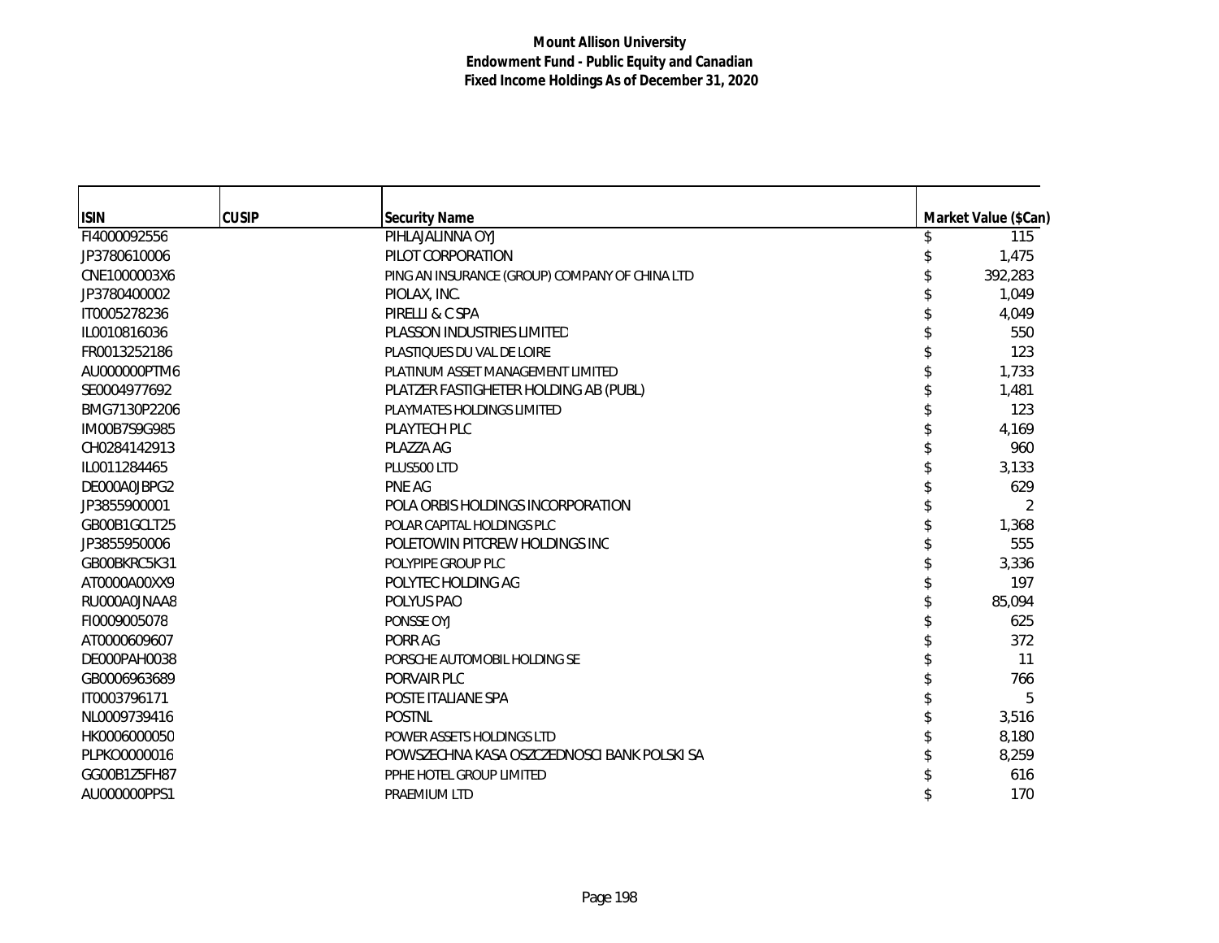**Mount Allison University**
**Endowment Fund - Public Equity and Canadian**
**Fixed Income Holdings As of December 31, 2020**

| ISIN | CUSIP | Security Name | Market Value ($Can) |
|---|---|---|---|
| FI4000092556 | | PIHLAJALINNA OYJ | $ 115 |
| JP3780610006 | | PILOT CORPORATION | $ 1,475 |
| CNE1000003X6 | | PING AN INSURANCE (GROUP) COMPANY OF CHINA LTD | $ 392,283 |
| JP3780400002 | | PIOLAX, INC. | $ 1,049 |
| IT0005278236 | | PIRELLI & C SPA | $ 4,049 |
| IL0010816036 | | PLASSON INDUSTRIES LIMITED | $ 550 |
| FR0013252186 | | PLASTIQUES DU VAL DE LOIRE | $ 123 |
| AU000000PTM6 | | PLATINUM ASSET MANAGEMENT LIMITED | $ 1,733 |
| SE0004977692 | | PLATZER FASTIGHETER HOLDING AB (PUBL) | $ 1,481 |
| BMG7130P2206 | | PLAYMATES HOLDINGS LIMITED | $ 123 |
| IM00B7S9G985 | | PLAYTECH PLC | $ 4,169 |
| CH0284142913 | | PLAZZA AG | $ 960 |
| IL0011284465 | | PLUS500 LTD | $ 3,133 |
| DE000A0JBPG2 | | PNE AG | $ 629 |
| JP3855900001 | | POLA ORBIS HOLDINGS INCORPORATION | $ 2 |
| GB00B1GCLT25 | | POLAR CAPITAL HOLDINGS PLC | $ 1,368 |
| JP3855950006 | | POLETOWIN PITCREW HOLDINGS INC | $ 555 |
| GB00BKRC5K31 | | POLYPIPE GROUP PLC | $ 3,336 |
| AT0000A00XX9 | | POLYTEC HOLDING AG | $ 197 |
| RU000A0JNAA8 | | POLYUS PAO | $ 85,094 |
| FI0009005078 | | PONSSE OYJ | $ 625 |
| AT0000609607 | | PORR AG | $ 372 |
| DE000PAH0038 | | PORSCHE AUTOMOBIL HOLDING SE | $ 11 |
| GB0006963689 | | PORVAIR PLC | $ 766 |
| IT0003796171 | | POSTE ITALIANE SPA | $ 5 |
| NL0009739416 | | POSTNL | $ 3,516 |
| HK0006000050 | | POWER ASSETS HOLDINGS LTD | $ 8,180 |
| PLPKO0000016 | | POWSZECHNA KASA OSZCZEDNOSCI BANK POLSKI SA | $ 8,259 |
| GG00B1Z5FH87 | | PPHE HOTEL GROUP LIMITED | $ 616 |
| AU000000PPS1 | | PRAEMIUM LTD | $ 170 |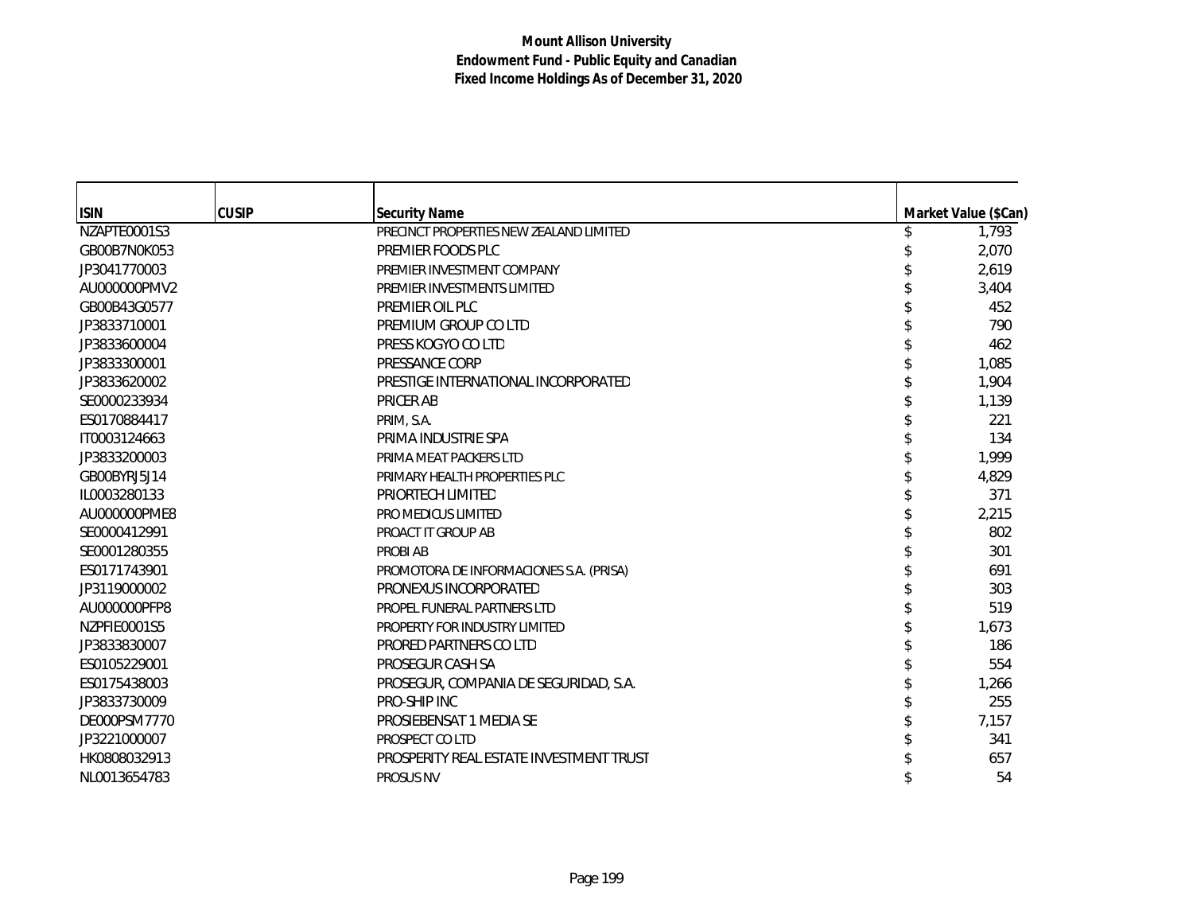**Mount Allison University**
**Endowment Fund - Public Equity and Canadian**
**Fixed Income Holdings As of December 31, 2020**

| ISIN | CUSIP | Security Name | Market Value ($Can) |
|---|---|---|---|
| NZAPTE0001S3 | | PRECINCT PROPERTIES NEW ZEALAND LIMITED | $ 1,793 |
| GB00B7N0K053 | | PREMIER FOODS PLC | $ 2,070 |
| JP3041770003 | | PREMIER INVESTMENT COMPANY | $ 2,619 |
| AU000000PMV2 | | PREMIER INVESTMENTS LIMITED | $ 3,404 |
| GB00B43G0577 | | PREMIER OIL PLC | $ 452 |
| JP3833710001 | | PREMIUM GROUP CO LTD | $ 790 |
| JP3833600004 | | PRESS KOGYO CO LTD | $ 462 |
| JP3833300001 | | PRESSANCE CORP | $ 1,085 |
| JP3833620002 | | PRESTIGE INTERNATIONAL INCORPORATED | $ 1,904 |
| SE0000233934 | | PRICER AB | $ 1,139 |
| ES0170884417 | | PRIM, S.A. | $ 221 |
| IT0003124663 | | PRIMA INDUSTRIE SPA | $ 134 |
| JP3833200003 | | PRIMA MEAT PACKERS LTD | $ 1,999 |
| GB00BYRJ5J14 | | PRIMARY HEALTH PROPERTIES PLC | $ 4,829 |
| IL0003280133 | | PRIORTECH LIMITED | $ 371 |
| AU000000PME8 | | PRO MEDICUS LIMITED | $ 2,215 |
| SE0000412991 | | PROACT IT GROUP AB | $ 802 |
| SE0001280355 | | PROBI AB | $ 301 |
| ES0171743901 | | PROMOTORA DE INFORMACIONES S.A. (PRISA) | $ 691 |
| JP3119000002 | | PRONEXUS INCORPORATED | $ 303 |
| AU000000PFP8 | | PROPEL FUNERAL PARTNERS LTD | $ 519 |
| NZPFIE0001S5 | | PROPERTY FOR INDUSTRY LIMITED | $ 1,673 |
| JP3833830007 | | PRORED PARTNERS CO LTD | $ 186 |
| ES0105229001 | | PROSEGUR CASH SA | $ 554 |
| ES0175438003 | | PROSEGUR, COMPANIA DE SEGURIDAD, S.A. | $ 1,266 |
| JP3833730009 | | PRO-SHIP INC | $ 255 |
| DE000PSM7770 | | PROSIEBENSAT 1 MEDIA SE | $ 7,157 |
| JP3221000007 | | PROSPECT CO LTD | $ 341 |
| HK0808032913 | | PROSPERITY REAL ESTATE INVESTMENT TRUST | $ 657 |
| NL0013654783 | | PROSUS NV | $ 54 |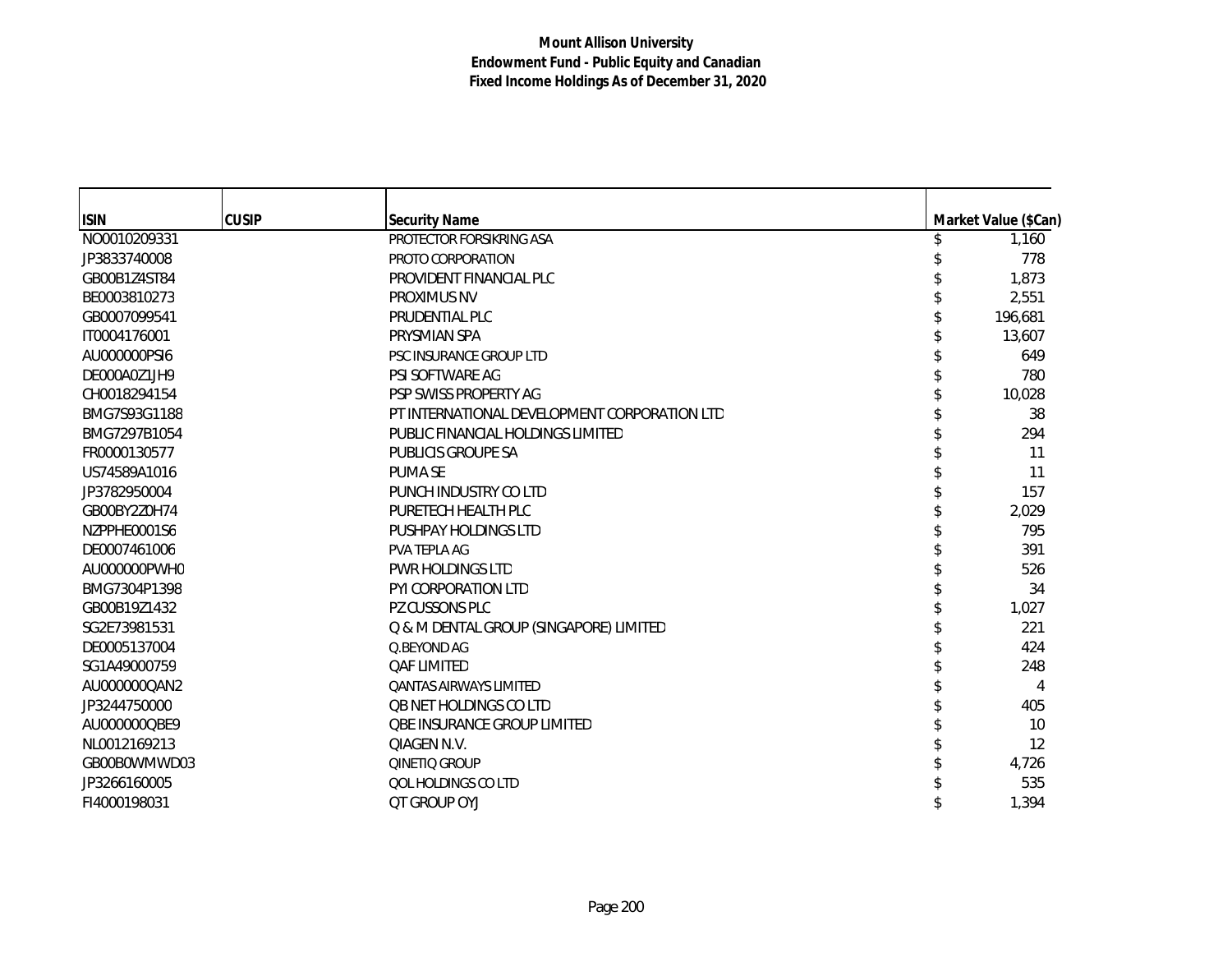**Mount Allison University**
**Endowment Fund - Public Equity and Canadian**
**Fixed Income Holdings As of December 31, 2020**

| ISIN | CUSIP | Security Name | Market Value ($Can) |
|---|---|---|---|
| NO0010209331 | | PROTECTOR FORSIKRING ASA | $ 1,160 |
| JP3833740008 | | PROTO CORPORATION | $ 778 |
| GB00B1Z4ST84 | | PROVIDENT FINANCIAL PLC | $ 1,873 |
| BE0003810273 | | PROXIMUS NV | $ 2,551 |
| GB0007099541 | | PRUDENTIAL PLC | $ 196,681 |
| IT0004176001 | | PRYSMIAN SPA | $ 13,607 |
| AU000000PSI6 | | PSC INSURANCE GROUP LTD | $ 649 |
| DE000A0Z1JH9 | | PSI SOFTWARE AG | $ 780 |
| CH0018294154 | | PSP SWISS PROPERTY AG | $ 10,028 |
| BMG7S93G1188 | | PT INTERNATIONAL DEVELOPMENT CORPORATION LTD | $ 38 |
| BMG7297B1054 | | PUBLIC FINANCIAL HOLDINGS LIMITED | $ 294 |
| FR0000130577 | | PUBLICIS GROUPE SA | $ 11 |
| US74589A1016 | | PUMA SE | $ 11 |
| JP3782950004 | | PUNCH INDUSTRY CO LTD | $ 157 |
| GB00BY2Z0H74 | | PURETECH HEALTH PLC | $ 2,029 |
| NZPPHE0001S6 | | PUSHPAY HOLDINGS LTD | $ 795 |
| DE0007461006 | | PVA TEPLA AG | $ 391 |
| AU000000PWH0 | | PWR HOLDINGS LTD | $ 526 |
| BMG7304P1398 | | PYI CORPORATION LTD | $ 34 |
| GB00B19Z1432 | | PZ CUSSONS PLC | $ 1,027 |
| SG2E73981531 | | Q & M DENTAL GROUP (SINGAPORE) LIMITED | $ 221 |
| DE0005137004 | | Q.BEYOND AG | $ 424 |
| SG1A49000759 | | QAF LIMITED | $ 248 |
| AU000000QAN2 | | QANTAS AIRWAYS LIMITED | $ 4 |
| JP3244750000 | | QB NET HOLDINGS CO LTD | $ 405 |
| AU000000QBE9 | | QBE INSURANCE GROUP LIMITED | $ 10 |
| NL0012169213 | | QIAGEN N.V. | $ 12 |
| GB00B0WMWD03 | | QINETIQ GROUP | $ 4,726 |
| JP3266160005 | | QOL HOLDINGS CO LTD | $ 535 |
| FI4000198031 | | QT GROUP OYJ | $ 1,394 |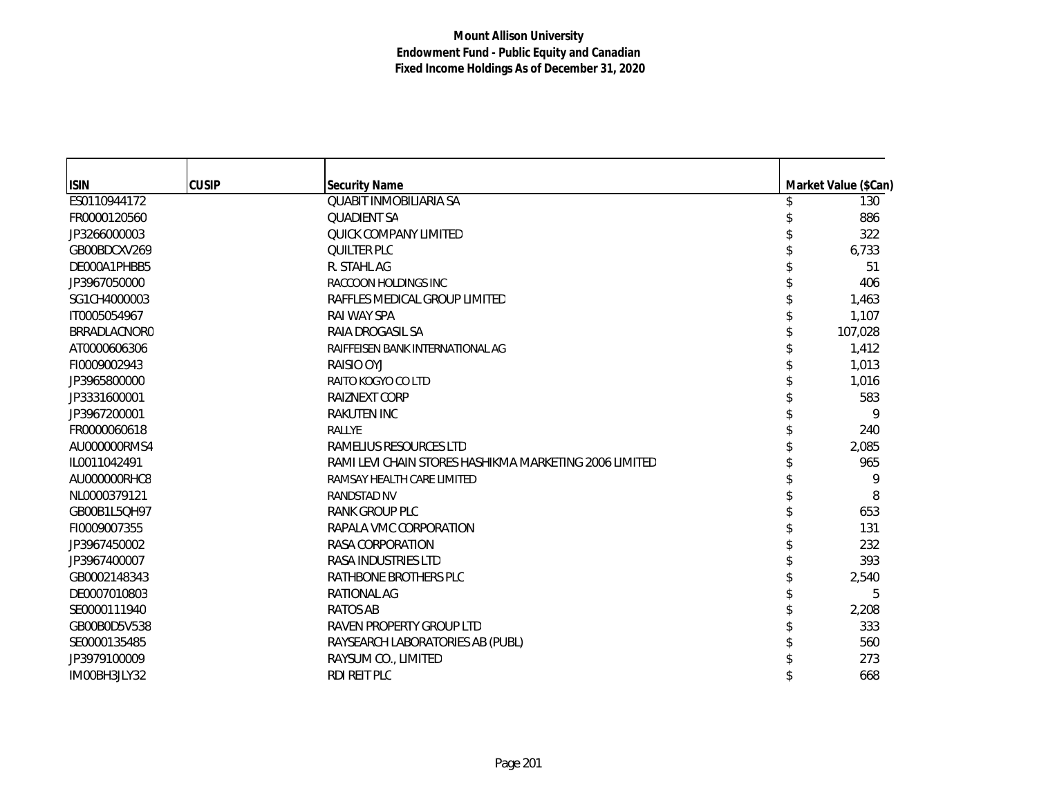**Mount Allison University**
**Endowment Fund - Public Equity and Canadian**
**Fixed Income Holdings As of December 31, 2020**

| ISIN | CUSIP | Security Name | Market Value ($Can) |
|---|---|---|---|
| ES0110944172 | | QUABIT INMOBILIARIA SA | $ 130 |
| FR0000120560 | | QUADIENT SA | $ 886 |
| JP3266000003 | | QUICK COMPANY LIMITED | $ 322 |
| GB00BDCXV269 | | QUILTER PLC | $ 6,733 |
| DE000A1PHBB5 | | R. STAHL AG | $ 51 |
| JP3967050000 | | RACCOON HOLDINGS INC | $ 406 |
| SG1CH4000003 | | RAFFLES MEDICAL GROUP LIMITED | $ 1,463 |
| IT0005054967 | | RAI WAY SPA | $ 1,107 |
| BRRADLACNOR0 | | RAIA DROGASIL SA | $ 107,028 |
| AT0000606306 | | RAIFFEISEN BANK INTERNATIONAL AG | $ 1,412 |
| FI0009002943 | | RAISIO OYJ | $ 1,013 |
| JP3965800000 | | RAITO KOGYO CO LTD | $ 1,016 |
| JP3331600001 | | RAIZNEXT CORP | $ 583 |
| JP3967200001 | | RAKUTEN INC | $ 9 |
| FR0000060618 | | RALLYE | $ 240 |
| AU000000RMS4 | | RAMELIUS RESOURCES LTD | $ 2,085 |
| IL0011042491 | | RAMI LEVI CHAIN STORES HASHIKMA MARKETING 2006 LIMITED | $ 965 |
| AU000000RHC8 | | RAMSAY HEALTH CARE LIMITED | $ 9 |
| NL0000379121 | | RANDSTAD NV | $ 8 |
| GB00B1L5QH97 | | RANK GROUP PLC | $ 653 |
| FI0009007355 | | RAPALA VMC CORPORATION | $ 131 |
| JP3967450002 | | RASA CORPORATION | $ 232 |
| JP3967400007 | | RASA INDUSTRIES LTD | $ 393 |
| GB0002148343 | | RATHBONE BROTHERS PLC | $ 2,540 |
| DE0007010803 | | RATIONAL AG | $ 5 |
| SE0000111940 | | RATOS AB | $ 2,208 |
| GB00B0D5V538 | | RAVEN PROPERTY GROUP LTD | $ 333 |
| SE0000135485 | | RAYSEARCH LABORATORIES AB (PUBL) | $ 560 |
| JP3979100009 | | RAYSUM CO., LIMITED | $ 273 |
| IM00BH3JLY32 | | RDI REIT PLC | $ 668 |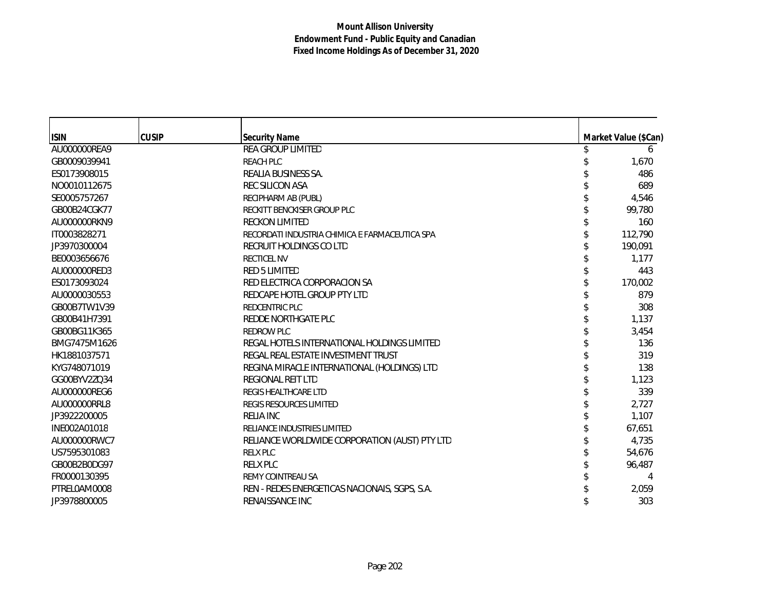**Mount Allison University**
**Endowment Fund - Public Equity and Canadian**
**Fixed Income Holdings As of December 31, 2020**

| ISIN | CUSIP | Security Name | Market Value ($Can) |
|---|---|---|---|
| AU000000REA9 | | REA GROUP LIMITED | $ 6 |
| GB0009039941 | | REACH PLC | $ 1,670 |
| ES0173908015 | | REALIA BUSINESS SA. | $ 486 |
| NO0010112675 | | REC SILICON ASA | $ 689 |
| SE0005757267 | | RECIPHARM AB (PUBL) | $ 4,546 |
| GB00B24CGK77 | | RECKITT BENCKISER GROUP PLC | $ 99,780 |
| AU000000RKN9 | | RECKON LIMITED | $ 160 |
| IT0003828271 | | RECORDATI INDUSTRIA CHIMICA E FARMACEUTICA SPA | $ 112,790 |
| JP3970300004 | | RECRUIT HOLDINGS CO LTD | $ 190,091 |
| BE0003656676 | | RECTICEL NV | $ 1,177 |
| AU000000RED3 | | RED 5 LIMITED | $ 443 |
| ES0173093024 | | RED ELECTRICA CORPORACION SA | $ 170,002 |
| AU0000030553 | | REDCAPE HOTEL GROUP PTY LTD | $ 879 |
| GB00B7TW1V39 | | REDCENTRIC PLC | $ 308 |
| GB00B41H7391 | | REDDE NORTHGATE PLC | $ 1,137 |
| GB00BG11K365 | | REDROW PLC | $ 3,454 |
| BMG7475M1626 | | REGAL HOTELS INTERNATIONAL HOLDINGS LIMITED | $ 136 |
| HK1881037571 | | REGAL REAL ESTATE INVESTMENT TRUST | $ 319 |
| KYG748071019 | | REGINA MIRACLE INTERNATIONAL (HOLDINGS) LTD | $ 138 |
| GG00BYV2ZQ34 | | REGIONAL REIT LTD | $ 1,123 |
| AU000000REG6 | | REGIS HEALTHCARE LTD | $ 339 |
| AU000000RRL8 | | REGIS RESOURCES LIMITED | $ 2,727 |
| JP3922200005 | | RELIA INC | $ 1,107 |
| INE002A01018 | | RELIANCE INDUSTRIES LIMITED | $ 67,651 |
| AU000000RWC7 | | RELIANCE WORLDWIDE CORPORATION (AUST) PTY LTD | $ 4,735 |
| US7595301083 | | RELX PLC | $ 54,676 |
| GB00B2B0DG97 | | RELX PLC | $ 96,487 |
| FR0000130395 | | REMY COINTREAU SA | $ 4 |
| PTREL0AM0008 | | REN - REDES ENERGETICAS NACIONAIS, SGPS, S.A. | $ 2,059 |
| JP3978800005 | | RENAISSANCE INC | $ 303 |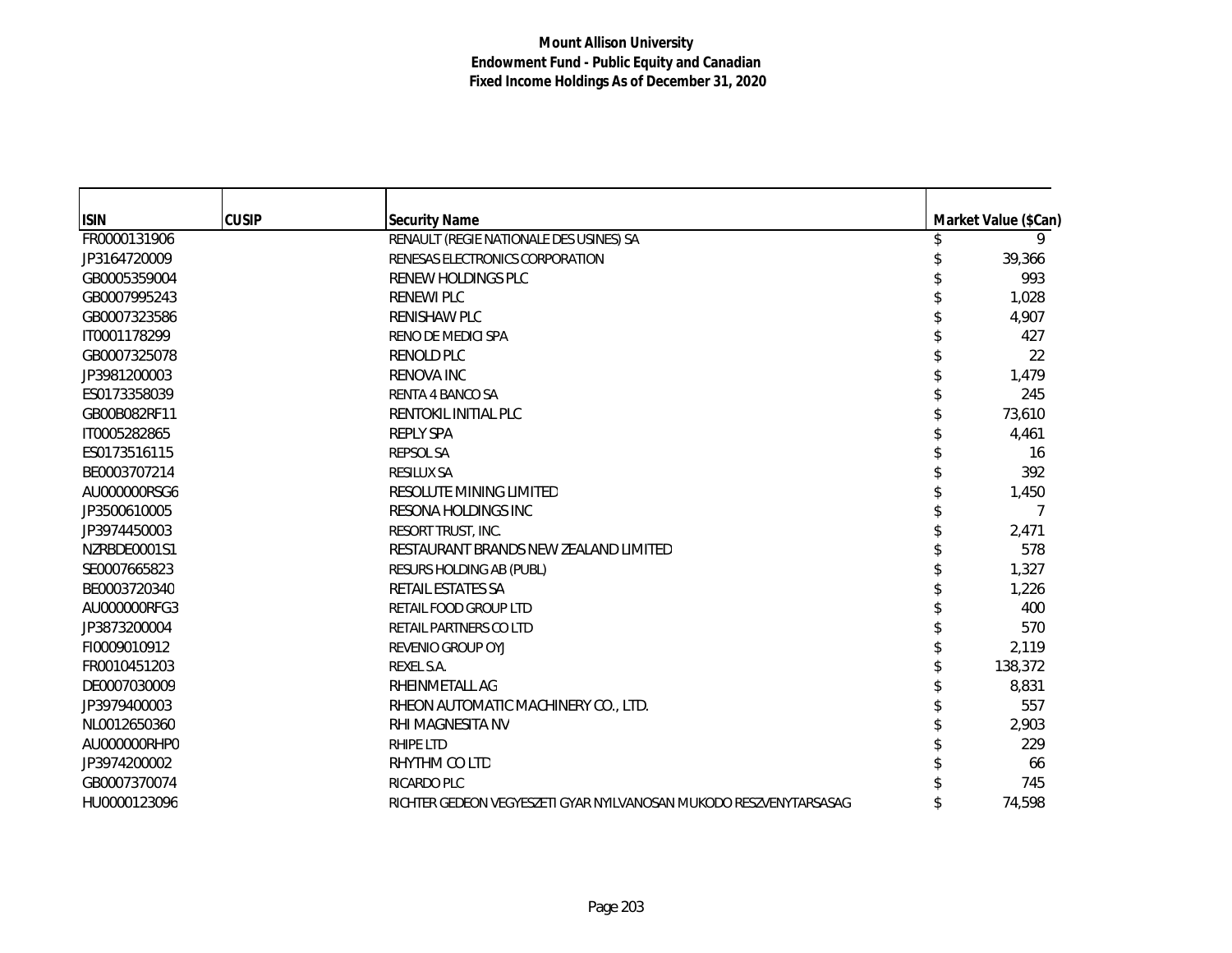**Mount Allison University**
**Endowment Fund - Public Equity and Canadian**
**Fixed Income Holdings As of December 31, 2020**

| ISIN | CUSIP | Security Name | Market Value ($Can) |
|---|---|---|---|
| FR0000131906 | | RENAULT (REGIE NATIONALE DES USINES) SA | $ 9 |
| JP3164720009 | | RENESAS ELECTRONICS CORPORATION | $ 39,366 |
| GB0005359004 | | RENEW HOLDINGS PLC | $ 993 |
| GB0007995243 | | RENEWI PLC | $ 1,028 |
| GB0007323586 | | RENISHAW PLC | $ 4,907 |
| IT0001178299 | | RENO DE MEDICI SPA | $ 427 |
| GB0007325078 | | RENOLD PLC | $ 22 |
| JP3981200003 | | RENOVA INC | $ 1,479 |
| ES0173358039 | | RENTA 4 BANCO SA | $ 245 |
| GB00B082RF11 | | RENTOKIL INITIAL PLC | $ 73,610 |
| IT0005282865 | | REPLY SPA | $ 4,461 |
| ES0173516115 | | REPSOL SA | $ 16 |
| BE0003707214 | | RESILUX SA | $ 392 |
| AU000000RSG6 | | RESOLUTE MINING LIMITED | $ 1,450 |
| JP3500610005 | | RESONA HOLDINGS INC | $ 7 |
| JP3974450003 | | RESORT TRUST, INC. | $ 2,471 |
| NZRBDE0001S1 | | RESTAURANT BRANDS NEW ZEALAND LIMITED | $ 578 |
| SE0007665823 | | RESURS HOLDING AB (PUBL) | $ 1,327 |
| BE0003720340 | | RETAIL ESTATES SA | $ 1,226 |
| AU000000RFG3 | | RETAIL FOOD GROUP LTD | $ 400 |
| JP3873200004 | | RETAIL PARTNERS CO LTD | $ 570 |
| FI0009010912 | | REVENIO GROUP OYJ | $ 2,119 |
| FR0010451203 | | REXEL S.A. | $ 138,372 |
| DE0007030009 | | RHEINMETALL AG | $ 8,831 |
| JP3979400003 | | RHEON AUTOMATIC MACHINERY CO., LTD. | $ 557 |
| NL0012650360 | | RHI MAGNESITA NV | $ 2,903 |
| AU000000RHP0 | | RHIPE LTD | $ 229 |
| JP3974200002 | | RHYTHM CO LTD | $ 66 |
| GB0007370074 | | RICARDO PLC | $ 745 |
| HU0000123096 | | RICHTER GEDEON VEGYESZETI GYAR NYILVANOSAN MUKODO RESZVENYTARSASAG | $ 74,598 |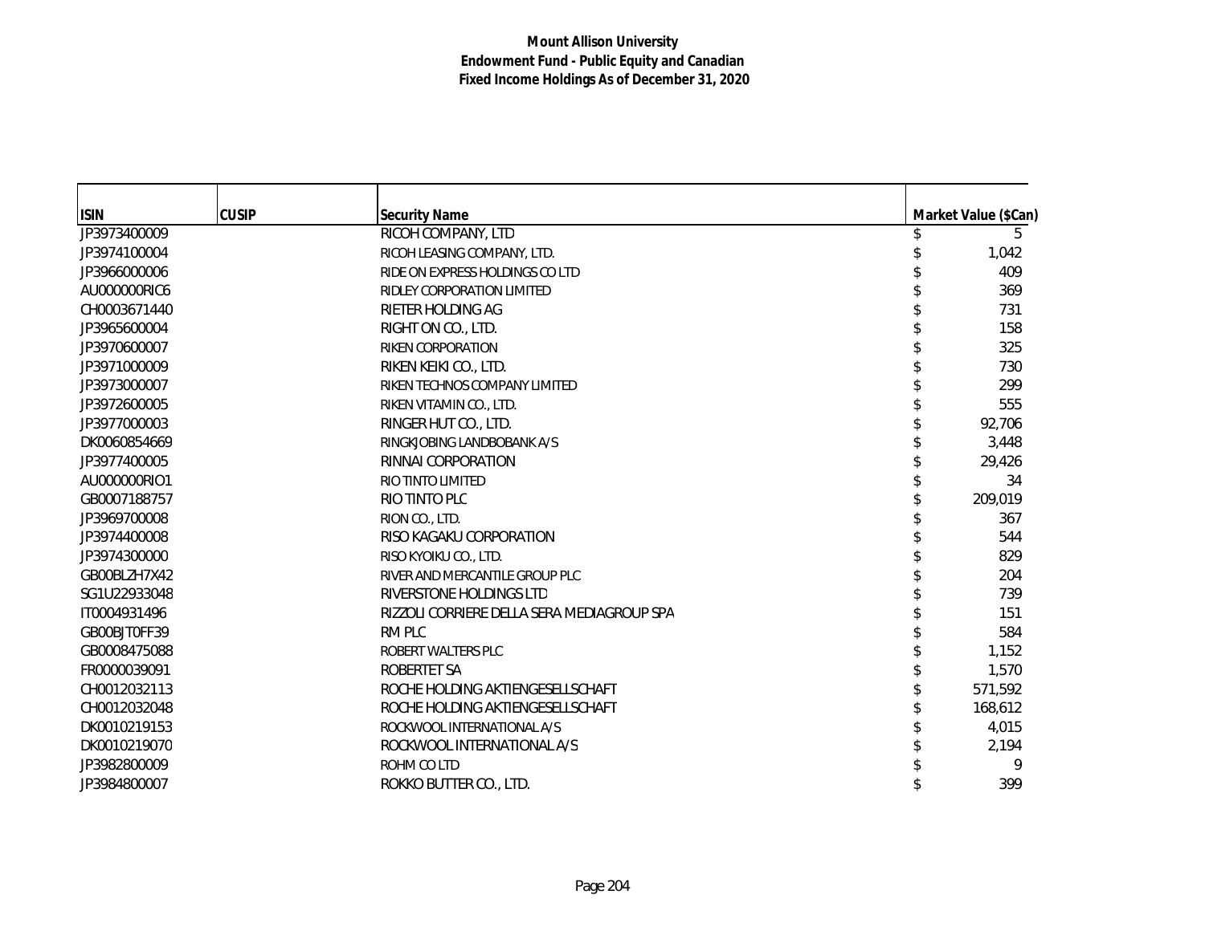**Mount Allison University**
**Endowment Fund - Public Equity and Canadian**
**Fixed Income Holdings As of December 31, 2020**

| ISIN | CUSIP | Security Name | Market Value ($Can) |
|---|---|---|---|
| JP3973400009 | | RICOH COMPANY, LTD | $ 5 |
| JP3974100004 | | RICOH LEASING COMPANY, LTD. | $ 1,042 |
| JP3966000006 | | RIDE ON EXPRESS HOLDINGS CO LTD | $ 409 |
| AU000000RIC6 | | RIDLEY CORPORATION LIMITED | $ 369 |
| CH0003671440 | | RIETER HOLDING AG | $ 731 |
| JP3965600004 | | RIGHT ON CO., LTD. | $ 158 |
| JP3970600007 | | RIKEN CORPORATION | $ 325 |
| JP3971000009 | | RIKEN KEIKI CO., LTD. | $ 730 |
| JP3973000007 | | RIKEN TECHNOS COMPANY LIMITED | $ 299 |
| JP3972600005 | | RIKEN VITAMIN CO., LTD. | $ 555 |
| JP3977000003 | | RINGER HUT CO., LTD. | $ 92,706 |
| DK0060854669 | | RINGKJOBING LANDBOBANK A/S | $ 3,448 |
| JP3977400005 | | RINNAI CORPORATION | $ 29,426 |
| AU000000RIO1 | | RIO TINTO LIMITED | $ 34 |
| GB0007188757 | | RIO TINTO PLC | $ 209,019 |
| JP3969700008 | | RION CO., LTD. | $ 367 |
| JP3974400008 | | RISO KAGAKU CORPORATION | $ 544 |
| JP3974300000 | | RISO KYOIKU CO., LTD. | $ 829 |
| GB00BLZH7X42 | | RIVER AND MERCANTILE GROUP PLC | $ 204 |
| SG1U22933048 | | RIVERSTONE HOLDINGS LTD | $ 739 |
| IT0004931496 | | RIZZOLI CORRIERE DELLA SERA MEDIAGROUP SPA | $ 151 |
| GB00BJT0FF39 | | RM PLC | $ 584 |
| GB0008475088 | | ROBERT WALTERS PLC | $ 1,152 |
| FR0000039091 | | ROBERTET SA | $ 1,570 |
| CH0012032113 | | ROCHE HOLDING AKTIENGESELLSCHAFT | $ 571,592 |
| CH0012032048 | | ROCHE HOLDING AKTIENGESELLSCHAFT | $ 168,612 |
| DK0010219153 | | ROCKWOOL INTERNATIONAL A/S | $ 4,015 |
| DK0010219070 | | ROCKWOOL INTERNATIONAL A/S | $ 2,194 |
| JP3982800009 | | ROHM CO LTD | $ 9 |
| JP3984800007 | | ROKKO BUTTER CO., LTD. | $ 399 |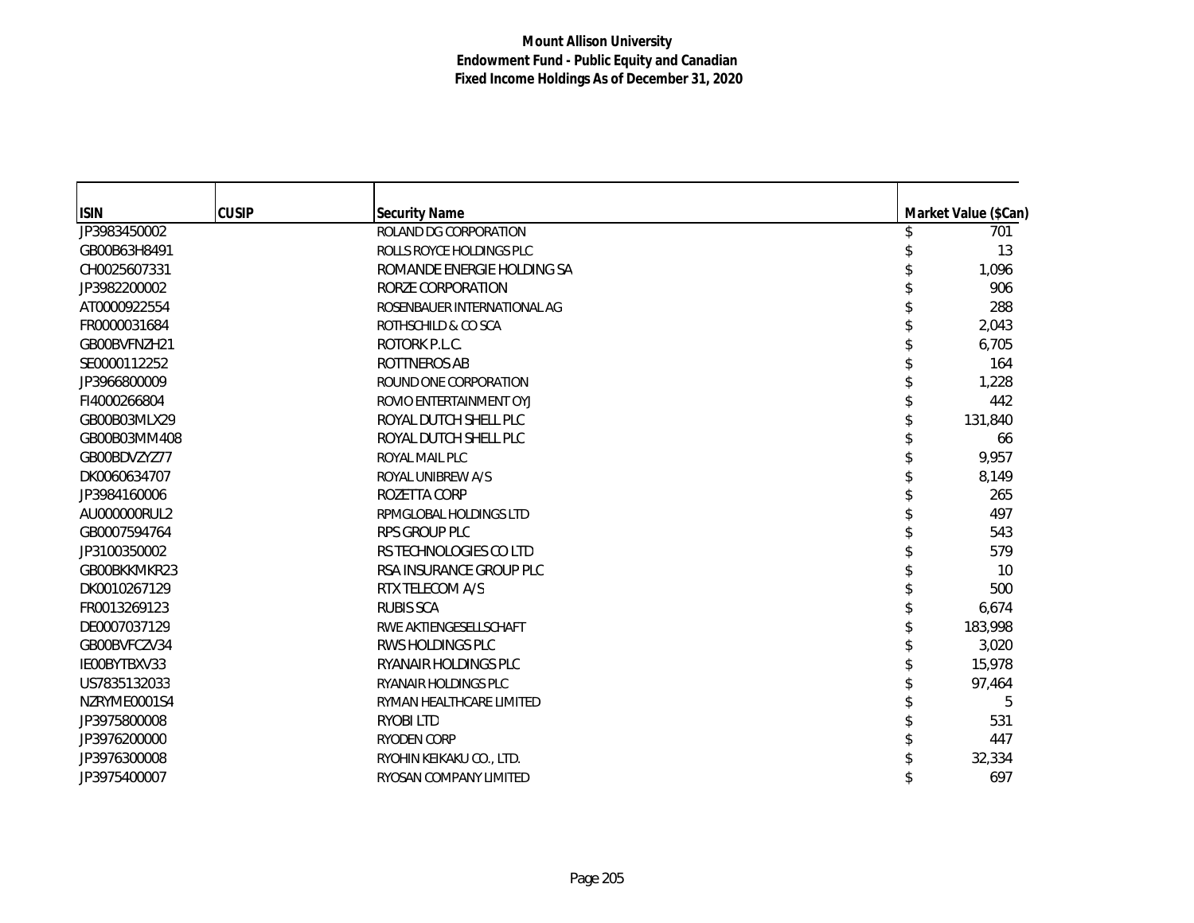**Mount Allison University**
**Endowment Fund - Public Equity and Canadian**
**Fixed Income Holdings As of December 31, 2020**

| ISIN | CUSIP | Security Name | Market Value ($Can) |
|---|---|---|---|
| JP3983450002 | | ROLAND DG CORPORATION | $ 701 |
| GB00B63H8491 | | ROLLS ROYCE HOLDINGS PLC | $ 13 |
| CH0025607331 | | ROMANDE ENERGIE HOLDING SA | $ 1,096 |
| JP3982200002 | | RORZE CORPORATION | $ 906 |
| AT0000922554 | | ROSENBAUER INTERNATIONAL AG | $ 288 |
| FR0000031684 | | ROTHSCHILD & CO SCA | $ 2,043 |
| GB00BVFNZH21 | | ROTORK P.L.C. | $ 6,705 |
| SE0000112252 | | ROTTNEROS AB | $ 164 |
| JP3966800009 | | ROUND ONE CORPORATION | $ 1,228 |
| FI4000266804 | | ROVIO ENTERTAINMENT OYJ | $ 442 |
| GB00B03MLX29 | | ROYAL DUTCH SHELL PLC | $ 131,840 |
| GB00B03MM408 | | ROYAL DUTCH SHELL PLC | $ 66 |
| GB00BDVZYZ77 | | ROYAL MAIL PLC | $ 9,957 |
| DK0060634707 | | ROYAL UNIBREW A/S | $ 8,149 |
| JP3984160006 | | ROZETTA CORP | $ 265 |
| AU000000RUL2 | | RPMGLOBAL HOLDINGS LTD | $ 497 |
| GB0007594764 | | RPS GROUP PLC | $ 543 |
| JP3100350002 | | RS TECHNOLOGIES CO LTD | $ 579 |
| GB00BKKMKR23 | | RSA INSURANCE GROUP PLC | $ 10 |
| DK0010267129 | | RTX TELECOM A/S | $ 500 |
| FR0013269123 | | RUBIS SCA | $ 6,674 |
| DE0007037129 | | RWE AKTIENGESELLSCHAFT | $ 183,998 |
| GB00BVFCZV34 | | RWS HOLDINGS PLC | $ 3,020 |
| IE00BYTBXV33 | | RYANAIR HOLDINGS PLC | $ 15,978 |
| US7835132033 | | RYANAIR HOLDINGS PLC | $ 97,464 |
| NZRYME0001S4 | | RYMAN HEALTHCARE LIMITED | $ 5 |
| JP3975800008 | | RYOBI LTD | $ 531 |
| JP3976200000 | | RYODEN CORP | $ 447 |
| JP3976300008 | | RYOHIN KEIKAKU CO., LTD. | $ 32,334 |
| JP3975400007 | | RYOSAN COMPANY LIMITED | $ 697 |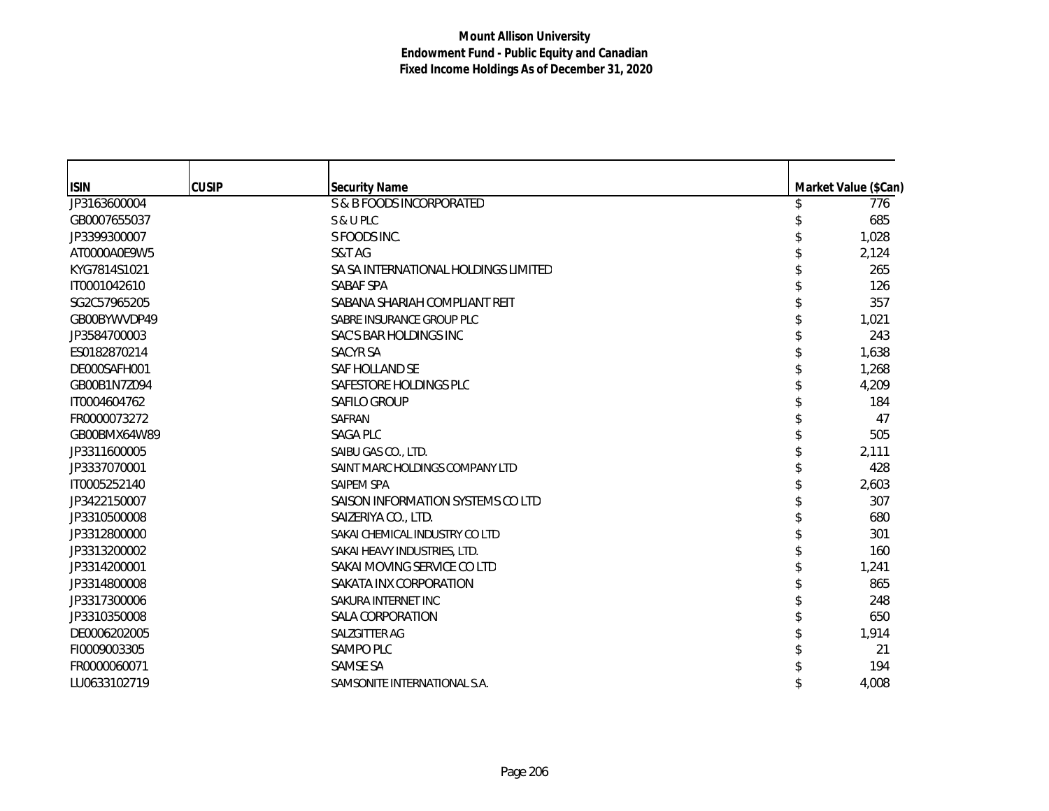**Mount Allison University**
**Endowment Fund - Public Equity and Canadian**
**Fixed Income Holdings As of December 31, 2020**

| ISIN | CUSIP | Security Name | Market Value ($Can) |
|---|---|---|---|
| JP3163600004 | | S & B FOODS INCORPORATED | $ 776 |
| GB0007655037 | | S & U PLC | $ 685 |
| JP3399300007 | | S FOODS INC. | $ 1,028 |
| AT0000A0E9W5 | | S&T AG | $ 2,124 |
| KYG7814S1021 | | SA SA INTERNATIONAL HOLDINGS LIMITED | $ 265 |
| IT0001042610 | | SABAF SPA | $ 126 |
| SG2C57965205 | | SABANA SHARIAH COMPLIANT REIT | $ 357 |
| GB00BYWVDP49 | | SABRE INSURANCE GROUP PLC | $ 1,021 |
| JP3584700003 | | SAC'S BAR HOLDINGS INC | $ 243 |
| ES0182870214 | | SACYR SA | $ 1,638 |
| DE000SAFH001 | | SAF HOLLAND SE | $ 1,268 |
| GB00B1N7Z094 | | SAFESTORE HOLDINGS PLC | $ 4,209 |
| IT0004604762 | | SAFILO GROUP | $ 184 |
| FR0000073272 | | SAFRAN | $ 47 |
| GB00BMX64W89 | | SAGA PLC | $ 505 |
| JP3311600005 | | SAIBU GAS CO., LTD. | $ 2,111 |
| JP3337070001 | | SAINT MARC HOLDINGS COMPANY LTD | $ 428 |
| IT0005252140 | | SAIPEM SPA | $ 2,603 |
| JP3422150007 | | SAISON INFORMATION SYSTEMS CO LTD | $ 307 |
| JP3310500008 | | SAIZERIYA CO., LTD. | $ 680 |
| JP3312800000 | | SAKAI CHEMICAL INDUSTRY CO LTD | $ 301 |
| JP3313200002 | | SAKAI HEAVY INDUSTRIES, LTD. | $ 160 |
| JP3314200001 | | SAKAI MOVING SERVICE CO LTD | $ 1,241 |
| JP3314800008 | | SAKATA INX CORPORATION | $ 865 |
| JP3317300006 | | SAKURA INTERNET INC | $ 248 |
| JP3310350008 | | SALA CORPORATION | $ 650 |
| DE0006202005 | | SALZGITTER AG | $ 1,914 |
| FI0009003305 | | SAMPO PLC | $ 21 |
| FR0000060071 | | SAMSE SA | $ 194 |
| LU0633102719 | | SAMSONITE INTERNATIONAL S.A. | $ 4,008 |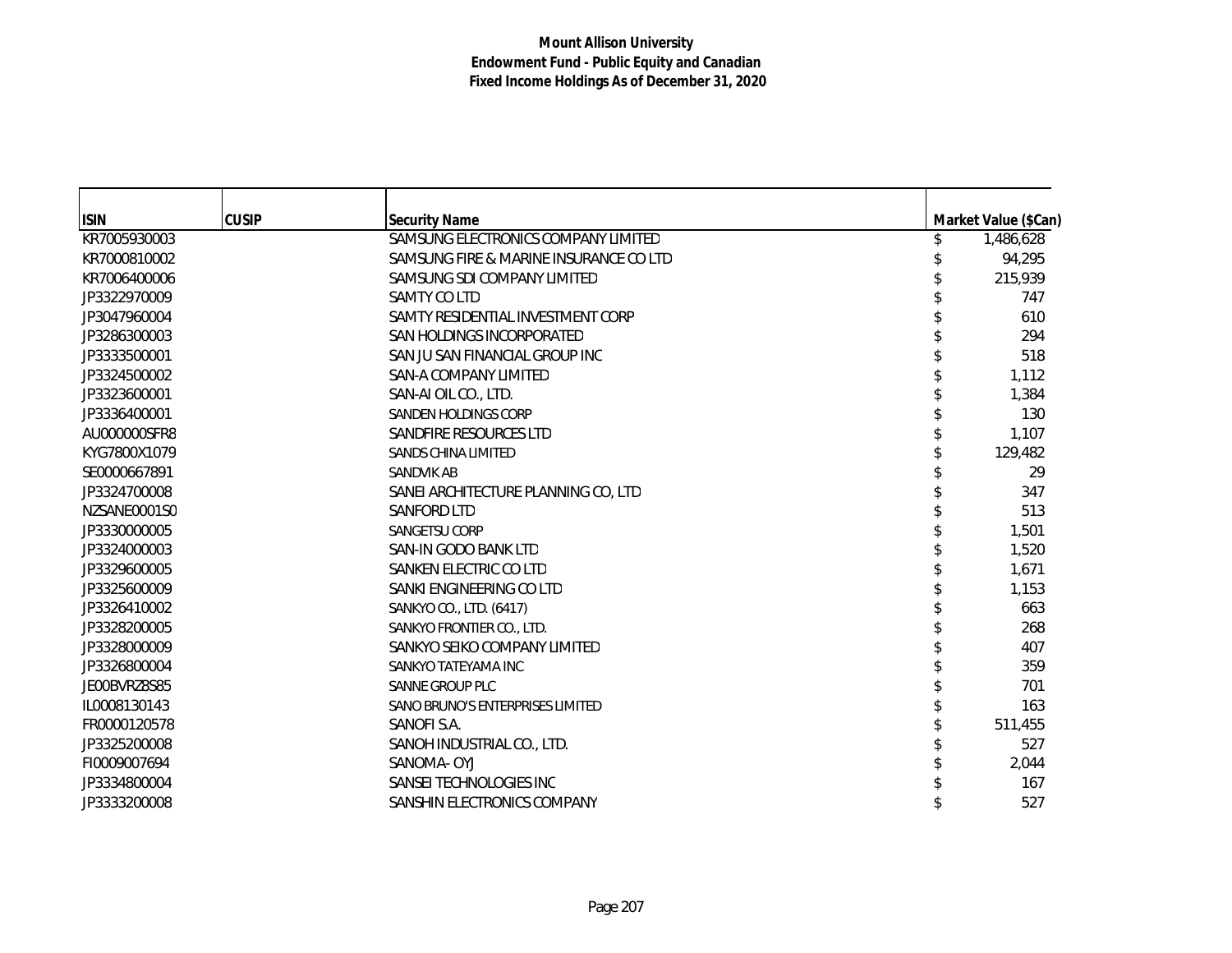**Mount Allison University**
**Endowment Fund - Public Equity and Canadian**
**Fixed Income Holdings As of December 31, 2020**

| ISIN | CUSIP | Security Name | Market Value ($Can) |
|---|---|---|---|
| KR7005930003 | | SAMSUNG ELECTRONICS COMPANY LIMITED | $ 1,486,628 |
| KR7000810002 | | SAMSUNG FIRE & MARINE INSURANCE CO LTD | $ 94,295 |
| KR7006400006 | | SAMSUNG SDI COMPANY LIMITED | $ 215,939 |
| JP3322970009 | | SAMTY CO LTD | $ 747 |
| JP3047960004 | | SAMTY RESIDENTIAL INVESTMENT CORP | $ 610 |
| JP3286300003 | | SAN HOLDINGS INCORPORATED | $ 294 |
| JP3333500001 | | SAN JU SAN FINANCIAL GROUP INC | $ 518 |
| JP3324500002 | | SAN-A COMPANY LIMITED | $ 1,112 |
| JP3323600001 | | SAN-AI OIL CO., LTD. | $ 1,384 |
| JP3336400001 | | SANDEN HOLDINGS CORP | $ 130 |
| AU000000SFR8 | | SANDFIRE RESOURCES LTD | $ 1,107 |
| KYG7800X1079 | | SANDS CHINA LIMITED | $ 129,482 |
| SE0000667891 | | SANDVIK AB | $ 29 |
| JP3324700008 | | SANEI ARCHITECTURE PLANNING CO, LTD | $ 347 |
| NZSANE0001S0 | | SANFORD LTD | $ 513 |
| JP3330000005 | | SANGETSU CORP | $ 1,501 |
| JP3324000003 | | SAN-IN GODO BANK LTD | $ 1,520 |
| JP3329600005 | | SANKEN ELECTRIC CO LTD | $ 1,671 |
| JP3325600009 | | SANKI ENGINEERING CO LTD | $ 1,153 |
| JP3326410002 | | SANKYO CO., LTD. (6417) | $ 663 |
| JP3328200005 | | SANKYO FRONTIER CO., LTD. | $ 268 |
| JP3328000009 | | SANKYO SEIKO COMPANY LIMITED | $ 407 |
| JP3326800004 | | SANKYO TATEYAMA INC | $ 359 |
| JE00BVRZ8S85 | | SANNE GROUP PLC | $ 701 |
| IL0008130143 | | SANO BRUNO'S ENTERPRISES LIMITED | $ 163 |
| FR0000120578 | | SANOFI S.A. | $ 511,455 |
| JP3325200008 | | SANOH INDUSTRIAL CO., LTD. | $ 527 |
| FI0009007694 | | SANOMA- OYJ | $ 2,044 |
| JP3334800004 | | SANSEI TECHNOLOGIES INC | $ 167 |
| JP3333200008 | | SANSHIN ELECTRONICS COMPANY | $ 527 |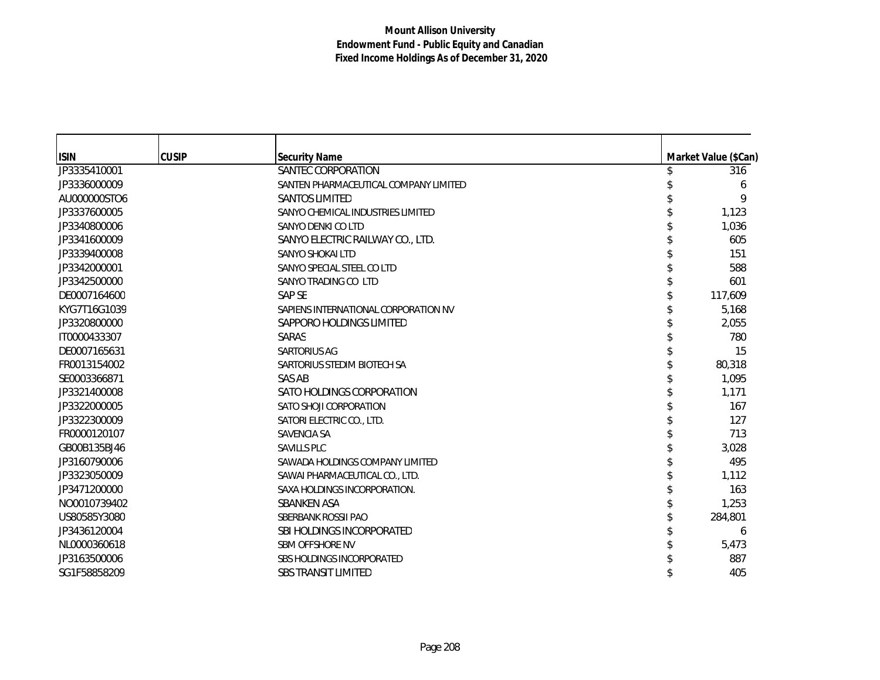**Mount Allison University**
**Endowment Fund - Public Equity and Canadian**
**Fixed Income Holdings As of December 31, 2020**

| ISIN | CUSIP | Security Name | Market Value ($Can) |
|---|---|---|---|
| JP3335410001 | | SANTEC CORPORATION | $ 316 |
| JP3336000009 | | SANTEN PHARMACEUTICAL COMPANY LIMITED | $ 6 |
| AU000000STO6 | | SANTOS LIMITED | $ 9 |
| JP3337600005 | | SANYO CHEMICAL INDUSTRIES LIMITED | $ 1,123 |
| JP3340800006 | | SANYO DENKI CO LTD | $ 1,036 |
| JP3341600009 | | SANYO ELECTRIC RAILWAY CO., LTD. | $ 605 |
| JP3339400008 | | SANYO SHOKAI LTD | $ 151 |
| JP3342000001 | | SANYO SPECIAL STEEL CO LTD | $ 588 |
| JP3342500000 | | SANYO TRADING CO LTD | $ 601 |
| DE0007164600 | | SAP SE | $ 117,609 |
| KYG7T16G1039 | | SAPIENS INTERNATIONAL CORPORATION NV | $ 5,168 |
| JP3320800000 | | SAPPORO HOLDINGS LIMITED | $ 2,055 |
| IT0000433307 | | SARAS | $ 780 |
| DE0007165631 | | SARTORIUS AG | $ 15 |
| FR0013154002 | | SARTORIUS STEDIM BIOTECH SA | $ 80,318 |
| SE0003366871 | | SAS AB | $ 1,095 |
| JP3321400008 | | SATO HOLDINGS CORPORATION | $ 1,171 |
| JP3322000005 | | SATO SHOJI CORPORATION | $ 167 |
| JP3322300009 | | SATORI ELECTRIC CO., LTD. | $ 127 |
| FR0000120107 | | SAVENCIA SA | $ 713 |
| GB00B135BJ46 | | SAVILLS PLC | $ 3,028 |
| JP3160790006 | | SAWADA HOLDINGS COMPANY LIMITED | $ 495 |
| JP3323050009 | | SAWAI PHARMACEUTICAL CO., LTD. | $ 1,112 |
| JP3471200000 | | SAXA HOLDINGS INCORPORATION. | $ 163 |
| NO0010739402 | | SBANKEN ASA | $ 1,253 |
| US80585Y3080 | | SBERBANK ROSSII PAO | $ 284,801 |
| JP3436120004 | | SBI HOLDINGS INCORPORATED | $ 6 |
| NL0000360618 | | SBM OFFSHORE NV | $ 5,473 |
| JP3163500006 | | SBS HOLDINGS INCORPORATED | $ 887 |
| SG1F58858209 | | SBS TRANSIT LIMITED | $ 405 |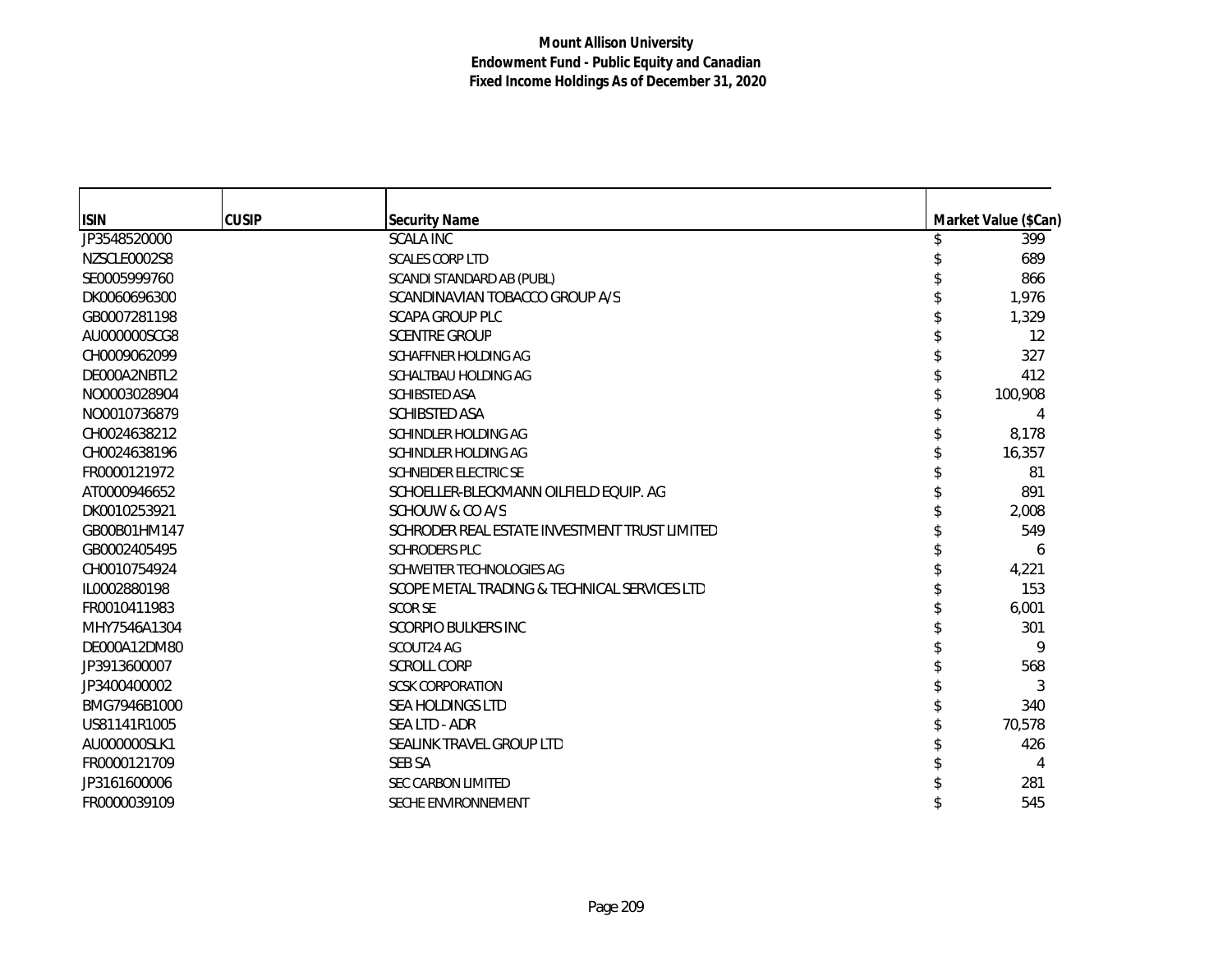# Mount Allison University
## Endowment Fund - Public Equity and Canadian Fixed Income Holdings As of December 31, 2020

| ISIN | CUSIP | Security Name | Market Value ($Can) |
|---|---|---|---|
| JP3548520000 | | SCALA INC | $ 399 |
| NZSCLE0002S8 | | SCALES CORP LTD | $ 689 |
| SE0005999760 | | SCANDI STANDARD AB (PUBL) | $ 866 |
| DK0060696300 | | SCANDINAVIAN TOBACCO GROUP A/S | $ 1,976 |
| GB0007281198 | | SCAPA GROUP PLC | $ 1,329 |
| AU000000SCG8 | | SCENTRE GROUP | $ 12 |
| CH0009062099 | | SCHAFFNER HOLDING AG | $ 327 |
| DE000A2NBTL2 | | SCHALTBAU HOLDING AG | $ 412 |
| NO0003028904 | | SCHIBSTED ASA | $ 100,908 |
| NO0010736879 | | SCHIBSTED ASA | $ 4 |
| CH0024638212 | | SCHINDLER HOLDING AG | $ 8,178 |
| CH0024638196 | | SCHINDLER HOLDING AG | $ 16,357 |
| FR0000121972 | | SCHNEIDER ELECTRIC SE | $ 81 |
| AT0000946652 | | SCHOELLER-BLECKMANN OILFIELD EQUIP. AG | $ 891 |
| DK0010253921 | | SCHOUW & CO A/S | $ 2,008 |
| GB00B01HM147 | | SCHRODER REAL ESTATE INVESTMENT TRUST LIMITED | $ 549 |
| GB0002405495 | | SCHRODERS PLC | $ 6 |
| CH0010754924 | | SCHWEITER TECHNOLOGIES AG | $ 4,221 |
| IL0002880198 | | SCOPE METAL TRADING & TECHNICAL SERVICES LTD | $ 153 |
| FR0010411983 | | SCOR SE | $ 6,001 |
| MHY7546A1304 | | SCORPIO BULKERS INC | $ 301 |
| DE000A12DM80 | | SCOUT24 AG | $ 9 |
| JP3913600007 | | SCROLL CORP | $ 568 |
| JP3400400002 | | SCSK CORPORATION | $ 3 |
| BMG7946B1000 | | SEA HOLDINGS LTD | $ 340 |
| US81141R1005 | | SEA LTD - ADR | $ 70,578 |
| AU000000SLK1 | | SEALINK TRAVEL GROUP LTD | $ 426 |
| FR0000121709 | | SEB SA | $ 4 |
| JP3161600006 | | SEC CARBON LIMITED | $ 281 |
| FR0000039109 | | SECHE ENVIRONNEMENT | $ 545 |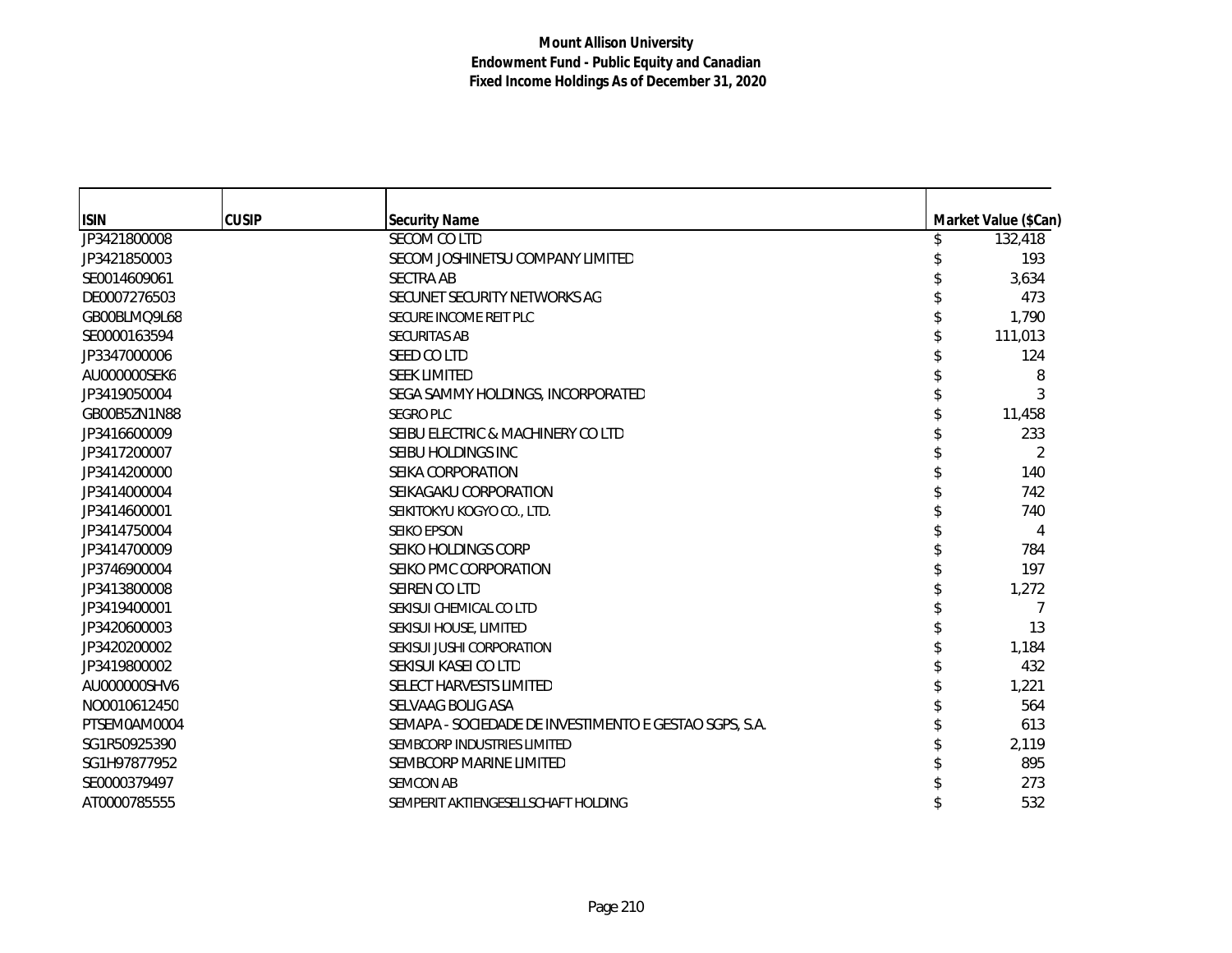**Mount Allison University**
**Endowment Fund - Public Equity and Canadian**
**Fixed Income Holdings As of December 31, 2020**

| ISIN | CUSIP | Security Name | Market Value ($Can) |
|---|---|---|---|
| JP3421800008 | | SECOM CO LTD | $ 132,418 |
| JP3421850003 | | SECOM JOSHINETSU COMPANY LIMITED | $ 193 |
| SE0014609061 | | SECTRA AB | $ 3,634 |
| DE0007276503 | | SECUNET SECURITY NETWORKS AG | $ 473 |
| GB00BLMQ9L68 | | SECURE INCOME REIT PLC | $ 1,790 |
| SE0000163594 | | SECURITAS AB | $ 111,013 |
| JP3347000006 | | SEED CO LTD | $ 124 |
| AU000000SEK6 | | SEEK LIMITED | $ 8 |
| JP3419050004 | | SEGA SAMMY HOLDINGS, INCORPORATED | $ 3 |
| GB00B5ZN1N88 | | SEGRO PLC | $ 11,458 |
| JP3416600009 | | SEIBU ELECTRIC & MACHINERY CO LTD | $ 233 |
| JP3417200007 | | SEIBU HOLDINGS INC | $ 2 |
| JP3414200000 | | SEIKA CORPORATION | $ 140 |
| JP3414000004 | | SEIKAGAKU CORPORATION | $ 742 |
| JP3414600001 | | SEIKITOKYU KOGYO CO., LTD. | $ 740 |
| JP3414750004 | | SEIKO EPSON | $ 4 |
| JP3414700009 | | SEIKO HOLDINGS CORP | $ 784 |
| JP3746900004 | | SEIKO PMC CORPORATION | $ 197 |
| JP3413800008 | | SEIREN CO LTD | $ 1,272 |
| JP3419400001 | | SEKISUI CHEMICAL CO LTD | $ 7 |
| JP3420600003 | | SEKISUI HOUSE, LIMITED | $ 13 |
| JP3420200002 | | SEKISUI JUSHI CORPORATION | $ 1,184 |
| JP3419800002 | | SEKISUI KASEI CO LTD | $ 432 |
| AU000000SHV6 | | SELECT HARVESTS LIMITED | $ 1,221 |
| NO0010612450 | | SELVAAG BOLIG ASA | $ 564 |
| PTSEM0AM0004 | | SEMAPA - SOCIEDADE DE INVESTIMENTO E GESTAO SGPS, S.A. | $ 613 |
| SG1R50925390 | | SEMBCORP INDUSTRIES LIMITED | $ 2,119 |
| SG1H97877952 | | SEMBCORP MARINE LIMITED | $ 895 |
| SE0000379497 | | SEMCON AB | $ 273 |
| AT0000785555 | | SEMPERIT AKTIENGESELLSCHAFT HOLDING | $ 532 |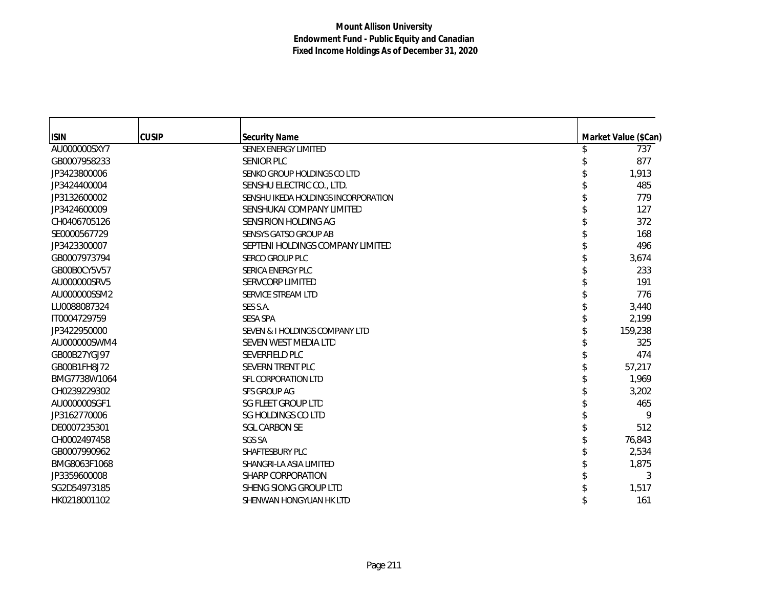**Mount Allison University**
**Endowment Fund - Public Equity and Canadian**
**Fixed Income Holdings As of December 31, 2020**

| ISIN | CUSIP | Security Name | Market Value ($Can) |
|---|---|---|---|
| AU000000SXY7 | | SENEX ENERGY LIMITED | $ 737 |
| GB0007958233 | | SENIOR PLC | $ 877 |
| JP3423800006 | | SENKO GROUP HOLDINGS CO LTD | $ 1,913 |
| JP3424400004 | | SENSHU ELECTRIC CO., LTD. | $ 485 |
| JP3132600002 | | SENSHU IKEDA HOLDINGS INCORPORATION | $ 779 |
| JP3424600009 | | SENSHUKAI COMPANY LIMITED | $ 127 |
| CH0406705126 | | SENSIRION HOLDING AG | $ 372 |
| SE0000567729 | | SENSYS GATSO GROUP AB | $ 168 |
| JP3423300007 | | SEPTENI HOLDINGS COMPANY LIMITED | $ 496 |
| GB0007973794 | | SERCO GROUP PLC | $ 3,674 |
| GB00B0CY5V57 | | SERICA ENERGY PLC | $ 233 |
| AU000000SRV5 | | SERVCORP LIMITED | $ 191 |
| AU000000SSM2 | | SERVICE STREAM LTD | $ 776 |
| LU0088087324 | | SES S.A. | $ 3,440 |
| IT0004729759 | | SESA SPA | $ 2,199 |
| JP3422950000 | | SEVEN & I HOLDINGS COMPANY LTD | $ 159,238 |
| AU000000SWM4 | | SEVEN WEST MEDIA LTD | $ 325 |
| GB00B27YGJ97 | | SEVERFIELD PLC | $ 474 |
| GB00B1FH8J72 | | SEVERN TRENT PLC | $ 57,217 |
| BMG7738W1064 | | SFL CORPORATION LTD | $ 1,969 |
| CH0239229302 | | SFS GROUP AG | $ 3,202 |
| AU000000SGF1 | | SG FLEET GROUP LTD | $ 465 |
| JP3162770006 | | SG HOLDINGS CO LTD | $ 9 |
| DE0007235301 | | SGL CARBON SE | $ 512 |
| CH0002497458 | | SGS SA | $ 76,843 |
| GB0007990962 | | SHAFTESBURY PLC | $ 2,534 |
| BMG8063F1068 | | SHANGRI-LA ASIA LIMITED | $ 1,875 |
| JP3359600008 | | SHARP CORPORATION | $ 3 |
| SG2D54973185 | | SHENG SIONG GROUP LTD | $ 1,517 |
| HK0218001102 | | SHENWAN HONGYUAN HK LTD | $ 161 |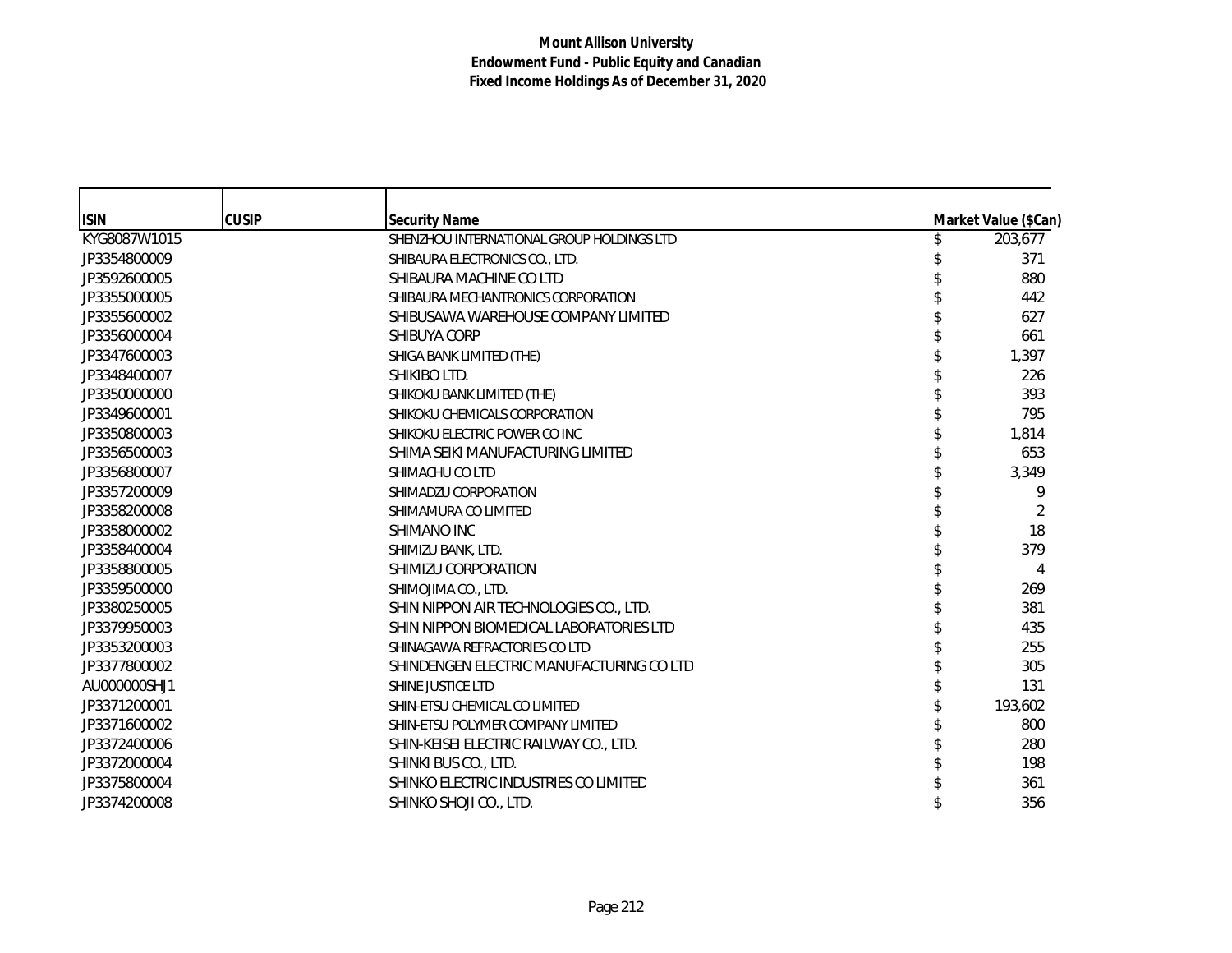**Mount Allison University**
**Endowment Fund - Public Equity and Canadian**
**Fixed Income Holdings As of December 31, 2020**

| ISIN | CUSIP | Security Name | Market Value ($Can) |
|---|---|---|---|
| KYG8087W1015 | | SHENZHOU INTERNATIONAL GROUP HOLDINGS LTD | $ 203,677 |
| JP3354800009 | | SHIBAURA ELECTRONICS CO., LTD. | $ 371 |
| JP3592600005 | | SHIBAURA MACHINE CO LTD | $ 880 |
| JP3355000005 | | SHIBAURA MECHANTRONICS CORPORATION | $ 442 |
| JP3355600002 | | SHIBUSAWA WAREHOUSE COMPANY LIMITED | $ 627 |
| JP3356000004 | | SHIBUYA CORP | $ 661 |
| JP3347600003 | | SHIGA BANK LIMITED (THE) | $ 1,397 |
| JP3348400007 | | SHIKIBO LTD. | $ 226 |
| JP3350000000 | | SHIKOKU BANK LIMITED (THE) | $ 393 |
| JP3349600001 | | SHIKOKU CHEMICALS CORPORATION | $ 795 |
| JP3350800003 | | SHIKOKU ELECTRIC POWER CO INC | $ 1,814 |
| JP3356500003 | | SHIMA SEIKI MANUFACTURING LIMITED | $ 653 |
| JP3356800007 | | SHIMACHU CO LTD | $ 3,349 |
| JP3357200009 | | SHIMADZU CORPORATION | $ 9 |
| JP3358200008 | | SHIMAMURA CO LIMITED | $ 2 |
| JP3358000002 | | SHIMANO INC | $ 18 |
| JP3358400004 | | SHIMIZU BANK, LTD. | $ 379 |
| JP3358800005 | | SHIMIZU CORPORATION | $ 4 |
| JP3359500000 | | SHIMOJIMA CO., LTD. | $ 269 |
| JP3380250005 | | SHIN NIPPON AIR TECHNOLOGIES CO., LTD. | $ 381 |
| JP3379950003 | | SHIN NIPPON BIOMEDICAL LABORATORIES LTD | $ 435 |
| JP3353200003 | | SHINAGAWA REFRACTORIES CO LTD | $ 255 |
| JP3377800002 | | SHINDENGEN ELECTRIC MANUFACTURING CO LTD | $ 305 |
| AU000000SHJ1 | | SHINE JUSTICE LTD | $ 131 |
| JP3371200001 | | SHIN-ETSU CHEMICAL CO LIMITED | $ 193,602 |
| JP3371600002 | | SHIN-ETSU POLYMER COMPANY LIMITED | $ 800 |
| JP3372400006 | | SHIN-KEISEI ELECTRIC RAILWAY CO., LTD. | $ 280 |
| JP3372000004 | | SHINKI BUS CO., LTD. | $ 198 |
| JP3375800004 | | SHINKO ELECTRIC INDUSTRIES CO LIMITED | $ 361 |
| JP3374200008 | | SHINKO SHOJI CO., LTD. | $ 356 |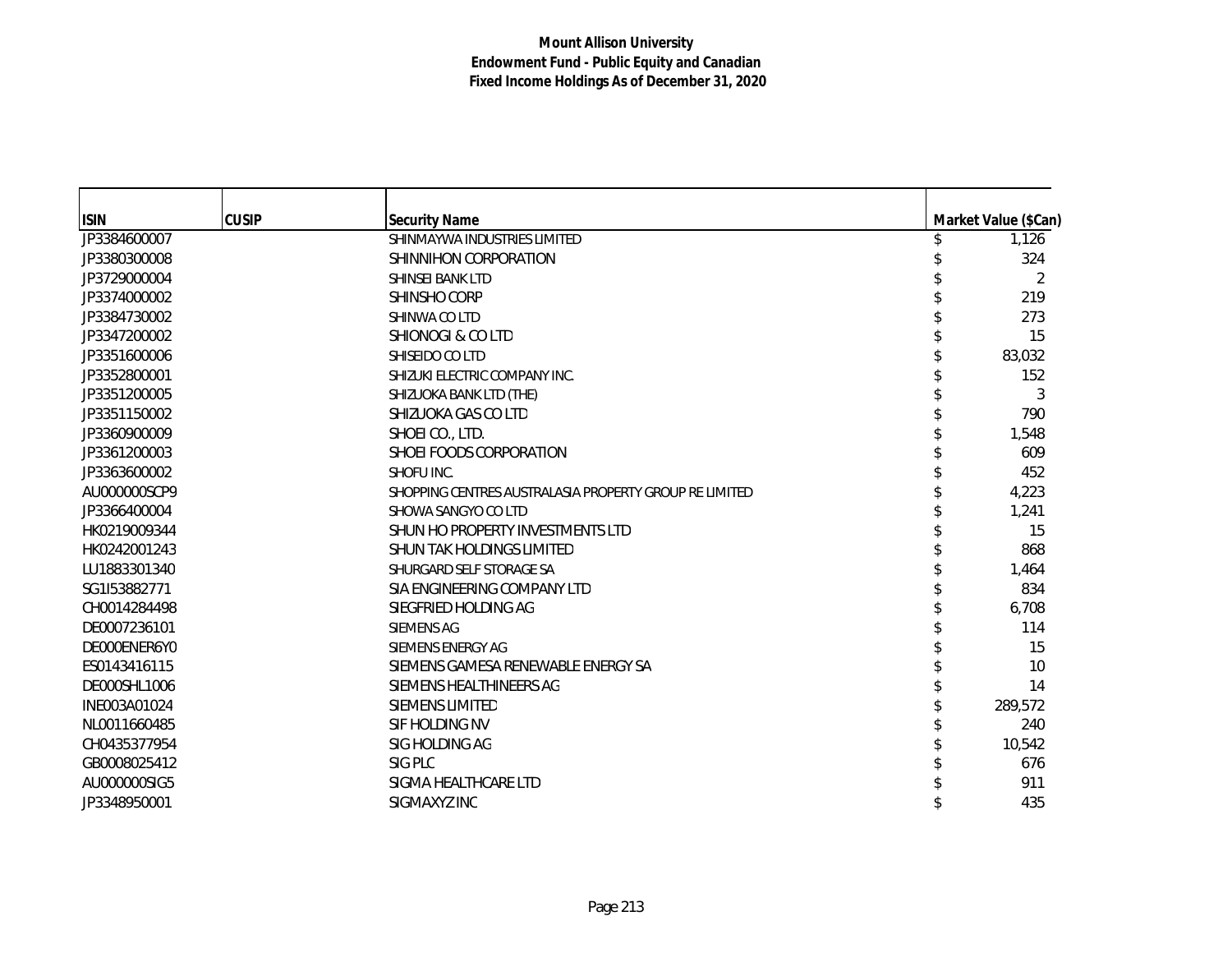**Mount Allison University**
**Endowment Fund - Public Equity and Canadian**
**Fixed Income Holdings As of December 31, 2020**

| ISIN | CUSIP | Security Name | Market Value ($Can) |
|---|---|---|---|
| JP3384600007 | | SHINMAYWA INDUSTRIES LIMITED | $ 1,126 |
| JP3380300008 | | SHINNIHON CORPORATION | $ 324 |
| JP3729000004 | | SHINSEI BANK LTD | $ 2 |
| JP3374000002 | | SHINSHO CORP | $ 219 |
| JP3384730002 | | SHINWA CO LTD | $ 273 |
| JP3347200002 | | SHIONOGI & CO LTD | $ 15 |
| JP3351600006 | | SHISEIDO CO LTD | $ 83,032 |
| JP3352800001 | | SHIZUKI ELECTRIC COMPANY INC. | $ 152 |
| JP3351200005 | | SHIZUOKA BANK LTD (THE) | $ 3 |
| JP3351150002 | | SHIZUOKA GAS CO LTD | $ 790 |
| JP3360900009 | | SHOEI CO., LTD. | $ 1,548 |
| JP3361200003 | | SHOEI FOODS CORPORATION | $ 609 |
| JP3363600002 | | SHOFU INC. | $ 452 |
| AU000000SCP9 | | SHOPPING CENTRES AUSTRALASIA PROPERTY GROUP RE LIMITED | $ 4,223 |
| JP3366400004 | | SHOWA SANGYO CO LTD | $ 1,241 |
| HK0219009344 | | SHUN HO PROPERTY INVESTMENTS LTD | $ 15 |
| HK0242001243 | | SHUN TAK HOLDINGS LIMITED | $ 868 |
| LU1883301340 | | SHURGARD SELF STORAGE SA | $ 1,464 |
| SG1I53882771 | | SIA ENGINEERING COMPANY LTD | $ 834 |
| CH0014284498 | | SIEGFRIED HOLDING AG | $ 6,708 |
| DE0007236101 | | SIEMENS AG | $ 114 |
| DE000ENER6Y0 | | SIEMENS ENERGY AG | $ 15 |
| ES0143416115 | | SIEMENS GAMESA RENEWABLE ENERGY SA | $ 10 |
| DE000SHL1006 | | SIEMENS HEALTHINEERS AG | $ 14 |
| INE003A01024 | | SIEMENS LIMITED | $ 289,572 |
| NL0011660485 | | SIF HOLDING NV | $ 240 |
| CH0435377954 | | SIG HOLDING AG | $ 10,542 |
| GB0008025412 | | SIG PLC | $ 676 |
| AU000000SIG5 | | SIGMA HEALTHCARE LTD | $ 911 |
| JP3348950001 | | SIGMAXYZ INC | $ 435 |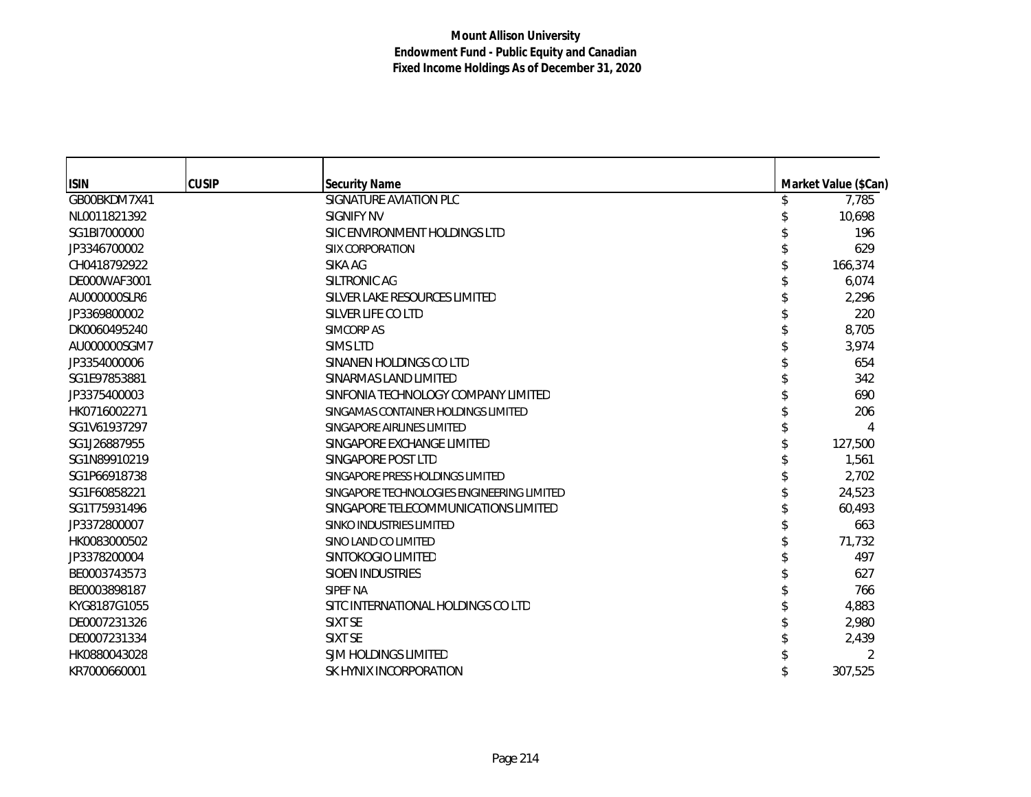**Mount Allison University**
**Endowment Fund - Public Equity and Canadian**
**Fixed Income Holdings As of December 31, 2020**

| ISIN | CUSIP | Security Name | Market Value ($Can) |
|---|---|---|---|
| GB00BKDM7X41 | | SIGNATURE AVIATION PLC | $ 7,785 |
| NL0011821392 | | SIGNIFY NV | $ 10,698 |
| SG1BI7000000 | | SIIC ENVIRONMENT HOLDINGS LTD | $ 196 |
| JP3346700002 | | SIIX CORPORATION | $ 629 |
| CH0418792922 | | SIKA AG | $ 166,374 |
| DE000WAF3001 | | SILTRONIC AG | $ 6,074 |
| AU000000SLR6 | | SILVER LAKE RESOURCES LIMITED | $ 2,296 |
| JP3369800002 | | SILVER LIFE CO LTD | $ 220 |
| DK0060495240 | | SIMCORP AS | $ 8,705 |
| AU000000SGM7 | | SIMS LTD | $ 3,974 |
| JP3354000006 | | SINANEN HOLDINGS CO LTD | $ 654 |
| SG1E97853881 | | SINARMAS LAND LIMITED | $ 342 |
| JP3375400003 | | SINFONIA TECHNOLOGY COMPANY LIMITED | $ 690 |
| HK0716002271 | | SINGAMAS CONTAINER HOLDINGS LIMITED | $ 206 |
| SG1V61937297 | | SINGAPORE AIRLINES LIMITED | $ 4 |
| SG1J26887955 | | SINGAPORE EXCHANGE LIMITED | $ 127,500 |
| SG1N89910219 | | SINGAPORE POST LTD | $ 1,561 |
| SG1P66918738 | | SINGAPORE PRESS HOLDINGS LIMITED | $ 2,702 |
| SG1F60858221 | | SINGAPORE TECHNOLOGIES ENGINEERING LIMITED | $ 24,523 |
| SG1T75931496 | | SINGAPORE TELECOMMUNICATIONS LIMITED | $ 60,493 |
| JP3372800007 | | SINKO INDUSTRIES LIMITED | $ 663 |
| HK0083000502 | | SINO LAND CO LIMITED | $ 71,732 |
| JP3378200004 | | SINTOKOGIO LIMITED | $ 497 |
| BE0003743573 | | SIOEN INDUSTRIES | $ 627 |
| BE0003898187 | | SIPEF NA | $ 766 |
| KYG8187G1055 | | SITC INTERNATIONAL HOLDINGS CO LTD | $ 4,883 |
| DE0007231326 | | SIXT SE | $ 2,980 |
| DE0007231334 | | SIXT SE | $ 2,439 |
| HK0880043028 | | SJM HOLDINGS LIMITED | $ 2 |
| KR7000660001 | | SK HYNIX INCORPORATION | $ 307,525 |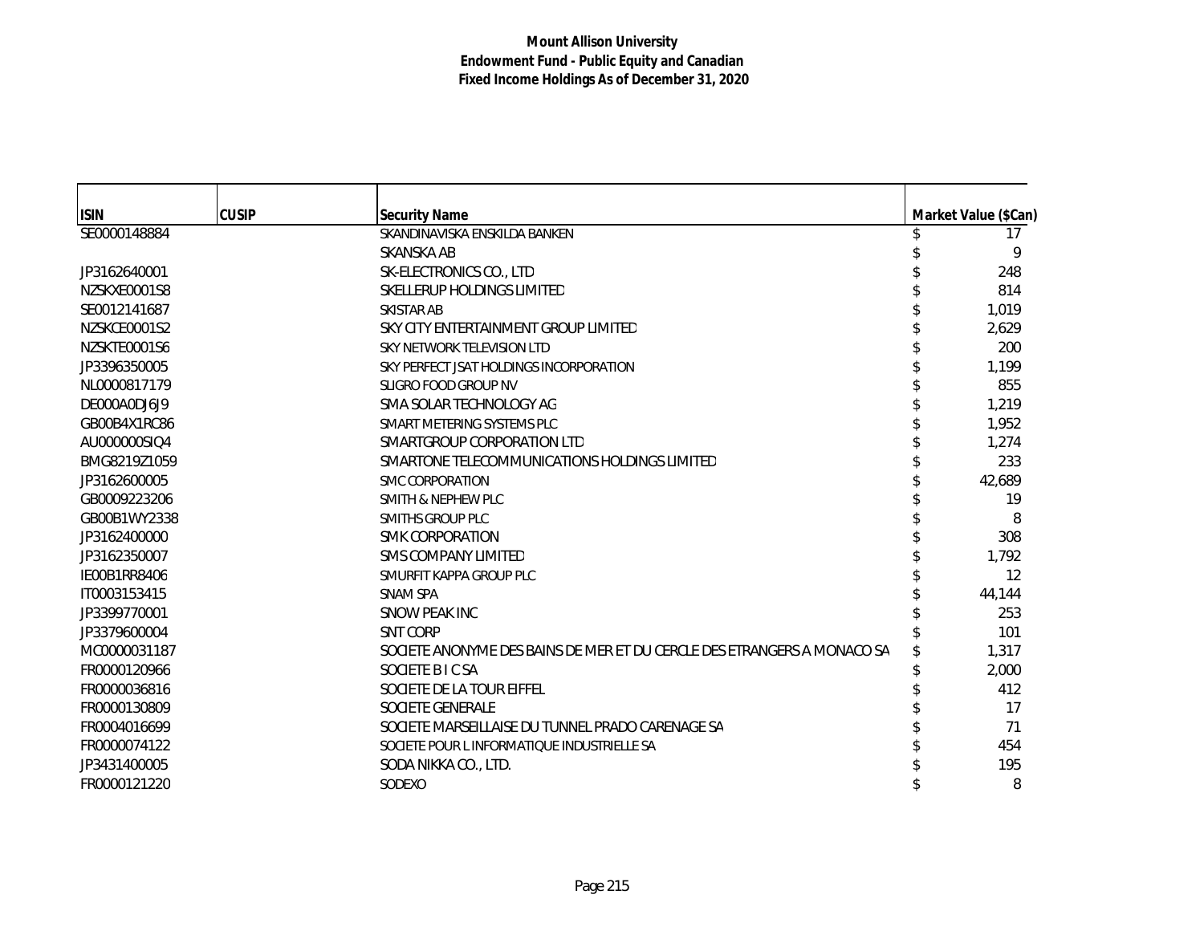**Mount Allison University**
**Endowment Fund - Public Equity and Canadian**
**Fixed Income Holdings As of December 31, 2020**

| ISIN | CUSIP | Security Name | Market Value ($Can) |
|---|---|---|---|
| SE0000148884 | | SKANDINAVISKA ENSKILDA BANKEN | $ 17 |
| | | SKANSKA AB | $ 9 |
| JP3162640001 | | SK-ELECTRONICS CO., LTD | $ 248 |
| NZSKXE0001S8 | | SKELLERUP HOLDINGS LIMITED | $ 814 |
| SE0012141687 | | SKISTAR AB | $ 1,019 |
| NZSKCE0001S2 | | SKY CITY ENTERTAINMENT GROUP LIMITED | $ 2,629 |
| NZSKTE0001S6 | | SKY NETWORK TELEVISION LTD | $ 200 |
| JP3396350005 | | SKY PERFECT JSAT HOLDINGS INCORPORATION | $ 1,199 |
| NL0000817179 | | SLIGRO FOOD GROUP NV | $ 855 |
| DE000A0DJ6J9 | | SMA SOLAR TECHNOLOGY AG | $ 1,219 |
| GB00B4X1RC86 | | SMART METERING SYSTEMS PLC | $ 1,952 |
| AU000000SIQ4 | | SMARTGROUP CORPORATION LTD | $ 1,274 |
| BMG8219Z1059 | | SMARTONE TELECOMMUNICATIONS HOLDINGS LIMITED | $ 233 |
| JP3162600005 | | SMC CORPORATION | $ 42,689 |
| GB0009223206 | | SMITH & NEPHEW PLC | $ 19 |
| GB00B1WY2338 | | SMITHS GROUP PLC | $ 8 |
| JP3162400000 | | SMK CORPORATION | $ 308 |
| JP3162350007 | | SMS COMPANY LIMITED | $ 1,792 |
| IE00B1RR8406 | | SMURFIT KAPPA GROUP PLC | $ 12 |
| IT0003153415 | | SNAM SPA | $ 44,144 |
| JP3399770001 | | SNOW PEAK INC | $ 253 |
| JP3379600004 | | SNT CORP | $ 101 |
| MC0000031187 | | SOCIETE ANONYME DES BAINS DE MER ET DU CERCLE DES ETRANGERS A MONACO SA | $ 1,317 |
| FR0000120966 | | SOCIETE B I C SA | $ 2,000 |
| FR0000036816 | | SOCIETE DE LA TOUR EIFFEL | $ 412 |
| FR0000130809 | | SOCIETE GENERALE | $ 17 |
| FR0004016699 | | SOCIETE MARSEILLAISE DU TUNNEL PRADO CARENAGE SA | $ 71 |
| FR0000074122 | | SOCIETE POUR L INFORMATIQUE INDUSTRIELLE SA | $ 454 |
| JP3431400005 | | SODA NIKKA CO., LTD. | $ 195 |
| FR0000121220 | | SODEXO | $ 8 |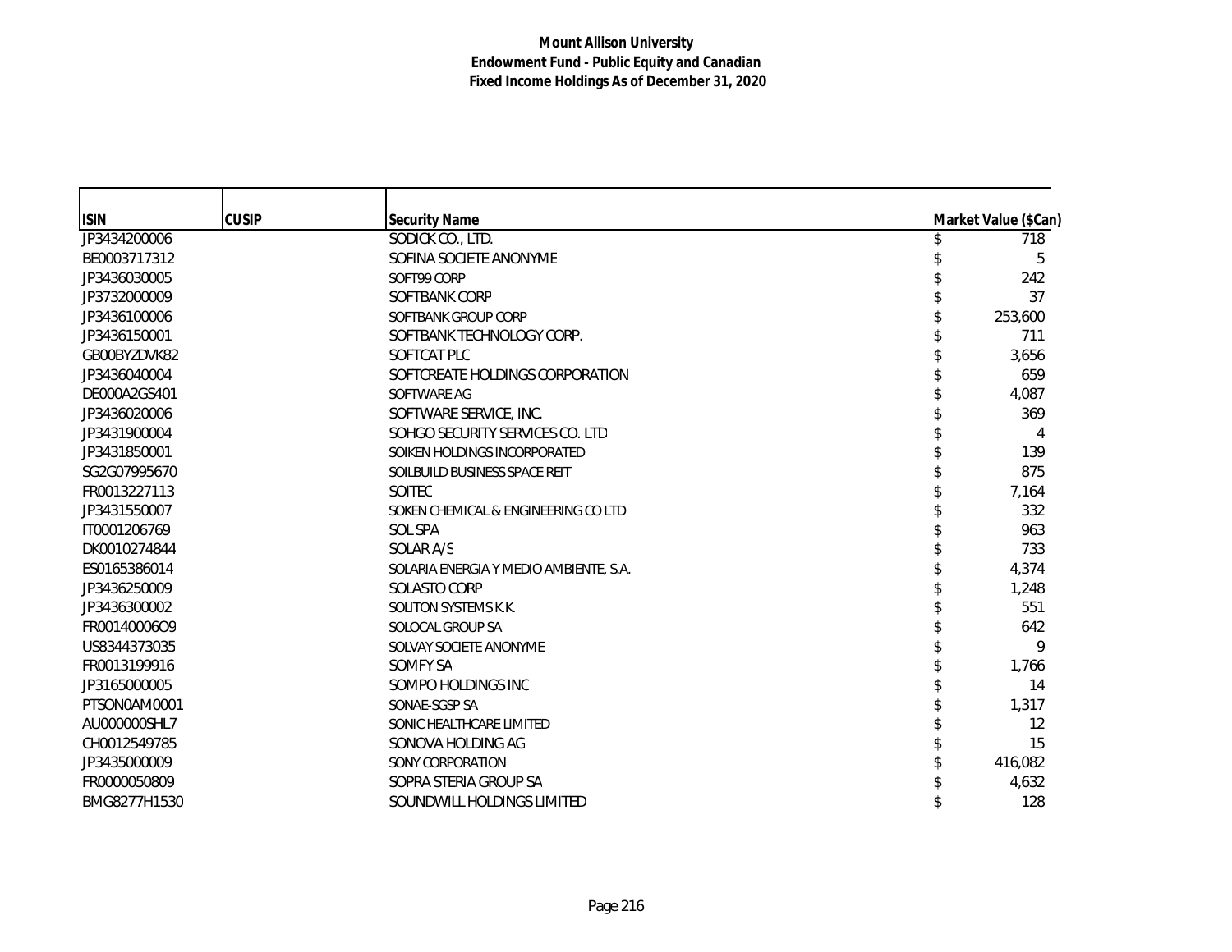**Mount Allison University**
**Endowment Fund - Public Equity and Canadian**
**Fixed Income Holdings As of December 31, 2020**

| ISIN | CUSIP | Security Name | Market Value ($Can) |
|---|---|---|---|
| JP3434200006 | | SODICK CO., LTD. | $ 718 |
| BE0003717312 | | SOFINA SOCIETE ANONYME | $ 5 |
| JP3436030005 | | SOFT99 CORP | $ 242 |
| JP3732000009 | | SOFTBANK CORP | $ 37 |
| JP3436100006 | | SOFTBANK GROUP CORP | $ 253,600 |
| JP3436150001 | | SOFTBANK TECHNOLOGY CORP. | $ 711 |
| GB00BYZDVK82 | | SOFTCAT PLC | $ 3,656 |
| JP3436040004 | | SOFTCREATE HOLDINGS CORPORATION | $ 659 |
| DE000A2GS401 | | SOFTWARE AG | $ 4,087 |
| JP3436020006 | | SOFTWARE SERVICE, INC. | $ 369 |
| JP3431900004 | | SOHGO SECURITY SERVICES CO. LTD | $ 4 |
| JP3431850001 | | SOIKEN HOLDINGS INCORPORATED | $ 139 |
| SG2G07995670 | | SOILBUILD BUSINESS SPACE REIT | $ 875 |
| FR0013227113 | | SOITEC | $ 7,164 |
| JP3431550007 | | SOKEN CHEMICAL & ENGINEERING CO LTD | $ 332 |
| IT0001206769 | | SOL SPA | $ 963 |
| DK0010274844 | | SOLAR A/S | $ 733 |
| ES0165386014 | | SOLARIA ENERGIA Y MEDIO AMBIENTE, S.A. | $ 4,374 |
| JP3436250009 | | SOLASTO CORP | $ 1,248 |
| JP3436300002 | | SOLITON SYSTEMS K.K. | $ 551 |
| FR0014000609 | | SOLOCAL GROUP SA | $ 642 |
| US8344373035 | | SOLVAY SOCIETE ANONYME | $ 9 |
| FR0013199916 | | SOMFY SA | $ 1,766 |
| JP3165000005 | | SOMPO HOLDINGS INC | $ 14 |
| PTSON0AM0001 | | SONAE-SGSP SA | $ 1,317 |
| AU000000SHL7 | | SONIC HEALTHCARE LIMITED | $ 12 |
| CH0012549785 | | SONOVA HOLDING AG | $ 15 |
| JP3435000009 | | SONY CORPORATION | $ 416,082 |
| FR0000050809 | | SOPRA STERIA GROUP SA | $ 4,632 |
| BMG8277H1530 | | SOUNDWILL HOLDINGS LIMITED | $ 128 |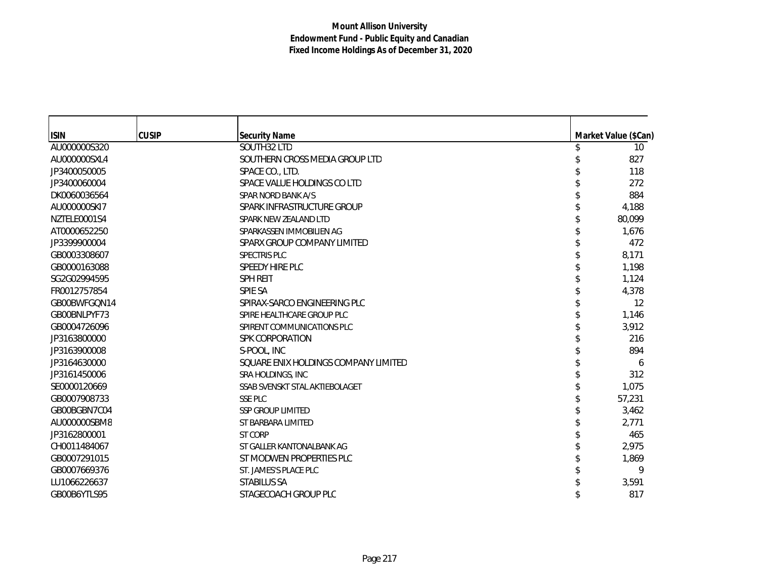**Mount Allison University**
**Endowment Fund - Public Equity and Canadian**
**Fixed Income Holdings As of December 31, 2020**

| ISIN | CUSIP | Security Name | Market Value ($Can) |
|---|---|---|---|
| AU000000S320 | | SOUTH32 LTD | $ 10 |
| AU000000SXL4 | | SOUTHERN CROSS MEDIA GROUP LTD | $ 827 |
| JP3400050005 | | SPACE CO., LTD. | $ 118 |
| JP3400060004 | | SPACE VALUE HOLDINGS CO LTD | $ 272 |
| DK0060036564 | | SPAR NORD BANK A/S | $ 884 |
| AU000000SKI7 | | SPARK INFRASTRUCTURE GROUP | $ 4,188 |
| NZTELE0001S4 | | SPARK NEW ZEALAND LTD | $ 80,099 |
| AT0000652250 | | SPARKASSEN IMMOBILIEN AG | $ 1,676 |
| JP3399900004 | | SPARX GROUP COMPANY LIMITED | $ 472 |
| GB0003308607 | | SPECTRIS PLC | $ 8,171 |
| GB0000163088 | | SPEEDY HIRE PLC | $ 1,198 |
| SG2G02994595 | | SPH REIT | $ 1,124 |
| FR0012757854 | | SPIE SA | $ 4,378 |
| GB00BWFGQN14 | | SPIRAX-SARCO ENGINEERING PLC | $ 12 |
| GB00BNLPYF73 | | SPIRE HEALTHCARE GROUP PLC | $ 1,146 |
| GB0004726096 | | SPIRENT COMMUNICATIONS PLC | $ 3,912 |
| JP3163800000 | | SPK CORPORATION | $ 216 |
| JP3163900008 | | S-POOL, INC | $ 894 |
| JP3164630000 | | SQUARE ENIX HOLDINGS COMPANY LIMITED | $ 6 |
| JP3161450006 | | SRA HOLDINGS, INC | $ 312 |
| SE0000120669 | | SSAB SVENSKT STAL AKTIEBOLAGET | $ 1,075 |
| GB0007908733 | | SSE PLC | $ 57,231 |
| GB00BGBN7C04 | | SSP GROUP LIMITED | $ 3,462 |
| AU000000SBM8 | | ST BARBARA LIMITED | $ 2,771 |
| JP3162800001 | | ST CORP | $ 465 |
| CH0011484067 | | ST GALLER KANTONALBANK AG | $ 2,975 |
| GB0007291015 | | ST MODWEN PROPERTIES PLC | $ 1,869 |
| GB0007669376 | | ST. JAMES'S PLACE PLC | $ 9 |
| LU1066226637 | | STABILUS SA | $ 3,591 |
| GB00B6YTLS95 | | STAGECOACH GROUP PLC | $ 817 |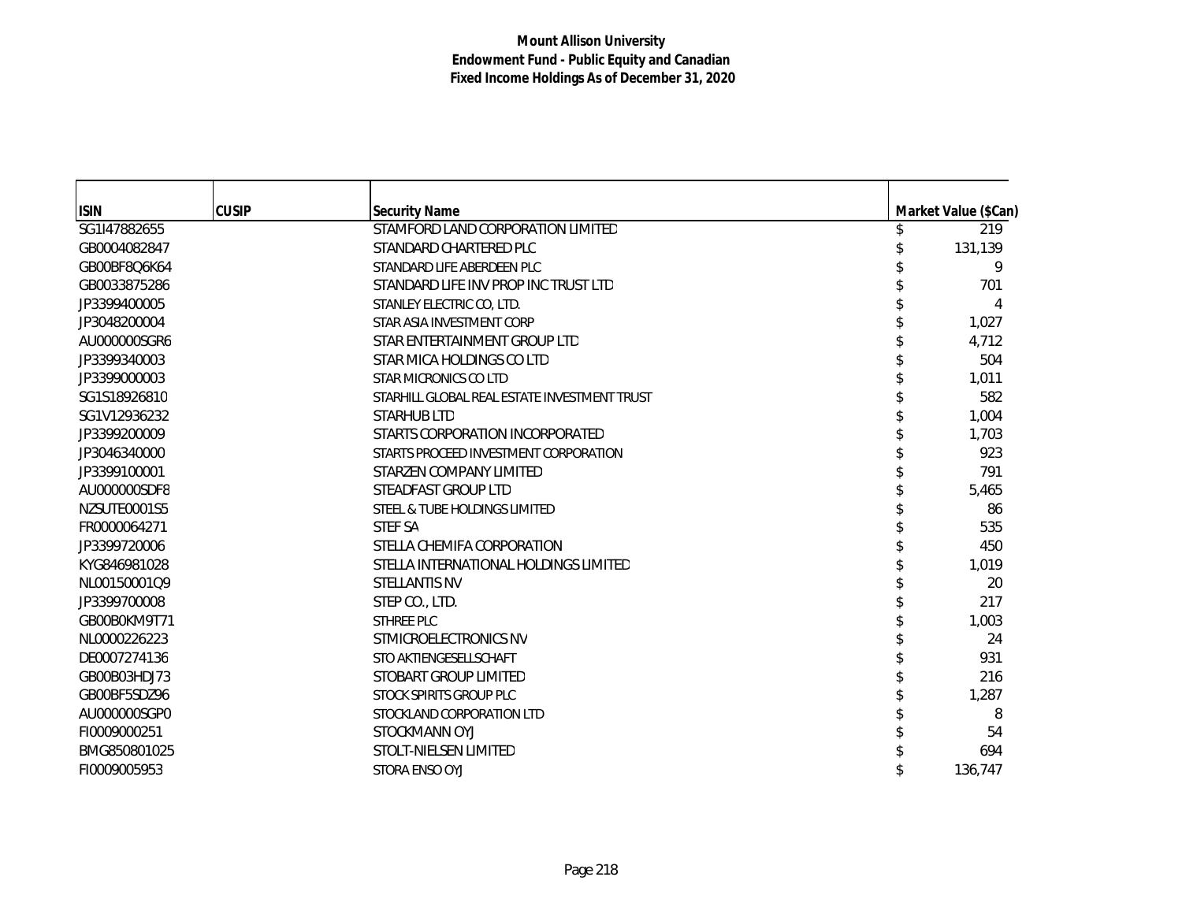**Mount Allison University**
**Endowment Fund - Public Equity and Canadian**
**Fixed Income Holdings As of December 31, 2020**

| ISIN | CUSIP | Security Name | Market Value ($Can) |
|---|---|---|---|
| SG1I47882655 | | STAMFORD LAND CORPORATION LIMITED | $ 219 |
| GB0004082847 | | STANDARD CHARTERED PLC | $ 131,139 |
| GB00BF8Q6K64 | | STANDARD LIFE ABERDEEN PLC | $ 9 |
| GB0033875286 | | STANDARD LIFE INV PROP INC TRUST LTD | $ 701 |
| JP3399400005 | | STANLEY ELECTRIC CO, LTD. | $ 4 |
| JP3048200004 | | STAR ASIA INVESTMENT CORP | $ 1,027 |
| AU000000SGR6 | | STAR ENTERTAINMENT GROUP LTD | $ 4,712 |
| JP3399340003 | | STAR MICA HOLDINGS CO LTD | $ 504 |
| JP3399000003 | | STAR MICRONICS CO LTD | $ 1,011 |
| SG1S18926810 | | STARHILL GLOBAL REAL ESTATE INVESTMENT TRUST | $ 582 |
| SG1V12936232 | | STARHUB LTD | $ 1,004 |
| JP3399200009 | | STARTS CORPORATION INCORPORATED | $ 1,703 |
| JP3046340000 | | STARTS PROCEED INVESTMENT CORPORATION | $ 923 |
| JP3399100001 | | STARZEN COMPANY LIMITED | $ 791 |
| AU000000SDF8 | | STEADFAST GROUP LTD | $ 5,465 |
| NZSUTE0001S5 | | STEEL & TUBE HOLDINGS LIMITED | $ 86 |
| FR0000064271 | | STEF SA | $ 535 |
| JP3399720006 | | STELLA CHEMIFA CORPORATION | $ 450 |
| KYG846981028 | | STELLA INTERNATIONAL HOLDINGS LIMITED | $ 1,019 |
| NL00150001Q9 | | STELLANTIS NV | $ 20 |
| JP3399700008 | | STEP CO., LTD. | $ 217 |
| GB00B0KM9T71 | | STHREE PLC | $ 1,003 |
| NL0000226223 | | STMICROELECTRONICS NV | $ 24 |
| DE0007274136 | | STO AKTIENGESELLSCHAFT | $ 931 |
| GB00B03HDJ73 | | STOBART GROUP LIMITED | $ 216 |
| GB00BF5SDZ96 | | STOCK SPIRITS GROUP PLC | $ 1,287 |
| AU000000SGP0 | | STOCKLAND CORPORATION LTD | $ 8 |
| FI0009000251 | | STOCKMANN OYJ | $ 54 |
| BMG850801025 | | STOLT-NIELSEN LIMITED | $ 694 |
| FI0009005953 | | STORA ENSO OYJ | $ 136,747 |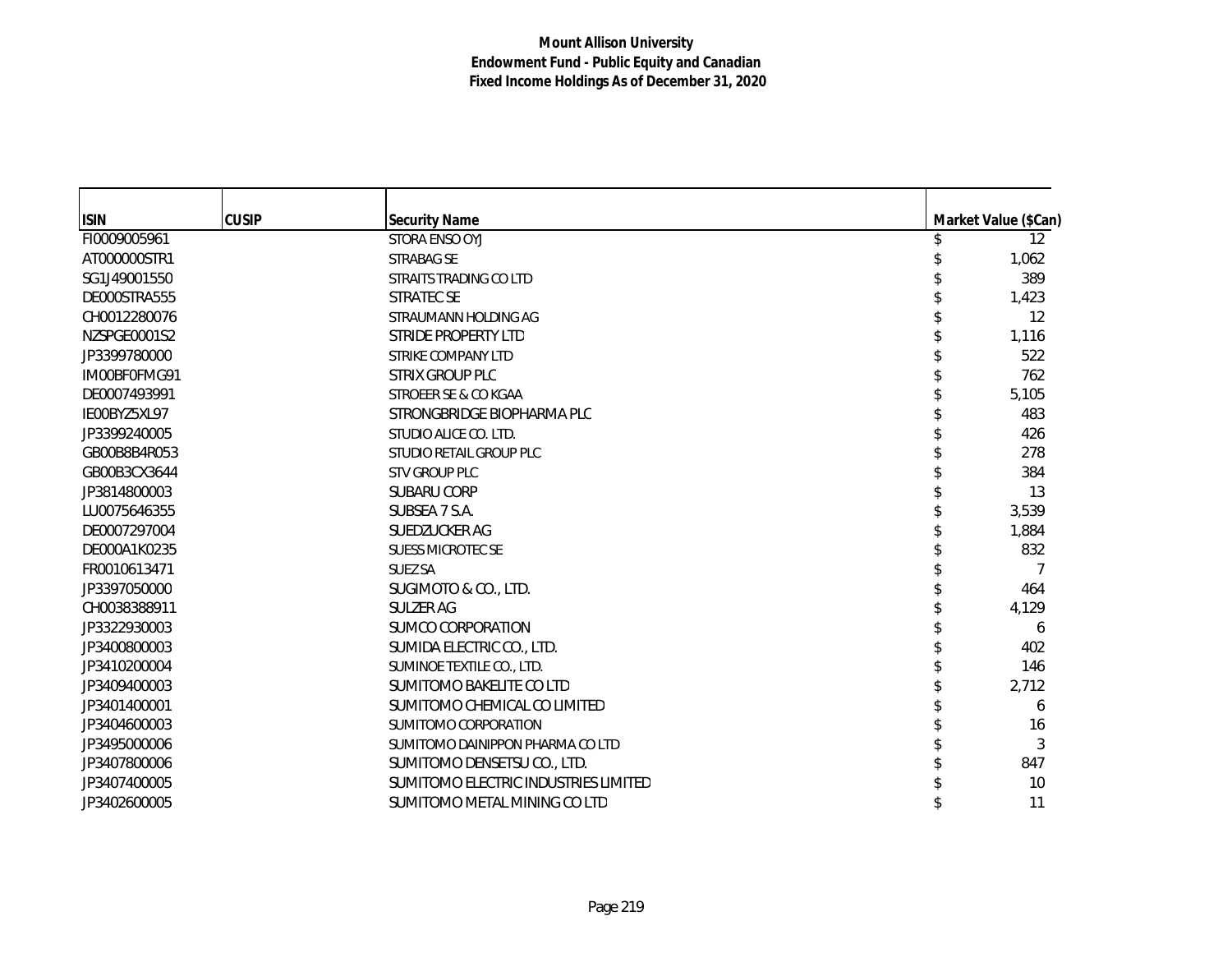**Mount Allison University**
**Endowment Fund - Public Equity and Canadian**
**Fixed Income Holdings As of December 31, 2020**

| ISIN | CUSIP | Security Name | Market Value ($Can) |
|---|---|---|---|
| FI0009005961 | | STORA ENSO OYJ | $ 12 |
| AT000000STR1 | | STRABAG SE | $ 1,062 |
| SG1J49001550 | | STRAITS TRADING CO LTD | $ 389 |
| DE000STRA555 | | STRATEC SE | $ 1,423 |
| CH0012280076 | | STRAUMANN HOLDING AG | $ 12 |
| NZSPGE0001S2 | | STRIDE PROPERTY LTD | $ 1,116 |
| JP3399780000 | | STRIKE COMPANY LTD | $ 522 |
| IM00BF0FMG91 | | STRIX GROUP PLC | $ 762 |
| DE0007493991 | | STROEER SE & CO KGAA | $ 5,105 |
| IE00BYZ5XL97 | | STRONGBRIDGE BIOPHARMA PLC | $ 483 |
| JP3399240005 | | STUDIO ALICE CO. LTD. | $ 426 |
| GB00B8B4R053 | | STUDIO RETAIL GROUP PLC | $ 278 |
| GB00B3CX3644 | | STV GROUP PLC | $ 384 |
| JP3814800003 | | SUBARU CORP | $ 13 |
| LU0075646355 | | SUBSEA 7 S.A. | $ 3,539 |
| DE0007297004 | | SUEDZUCKER AG | $ 1,884 |
| DE000A1K0235 | | SUESS MICROTEC SE | $ 832 |
| FR0010613471 | | SUEZ SA | $ 7 |
| JP3397050000 | | SUGIMOTO & CO., LTD. | $ 464 |
| CH0038388911 | | SULZER AG | $ 4,129 |
| JP3322930003 | | SUMCO CORPORATION | $ 6 |
| JP3400800003 | | SUMIDA ELECTRIC CO., LTD. | $ 402 |
| JP3410200004 | | SUMINOE TEXTILE CO., LTD. | $ 146 |
| JP3409400003 | | SUMITOMO BAKELITE CO LTD | $ 2,712 |
| JP3401400001 | | SUMITOMO CHEMICAL CO LIMITED | $ 6 |
| JP3404600003 | | SUMITOMO CORPORATION | $ 16 |
| JP3495000006 | | SUMITOMO DAINIPPON PHARMA CO LTD | $ 3 |
| JP3407800006 | | SUMITOMO DENSETSU CO., LTD. | $ 847 |
| JP3407400005 | | SUMITOMO ELECTRIC INDUSTRIES LIMITED | $ 10 |
| JP3402600005 | | SUMITOMO METAL MINING CO LTD | $ 11 |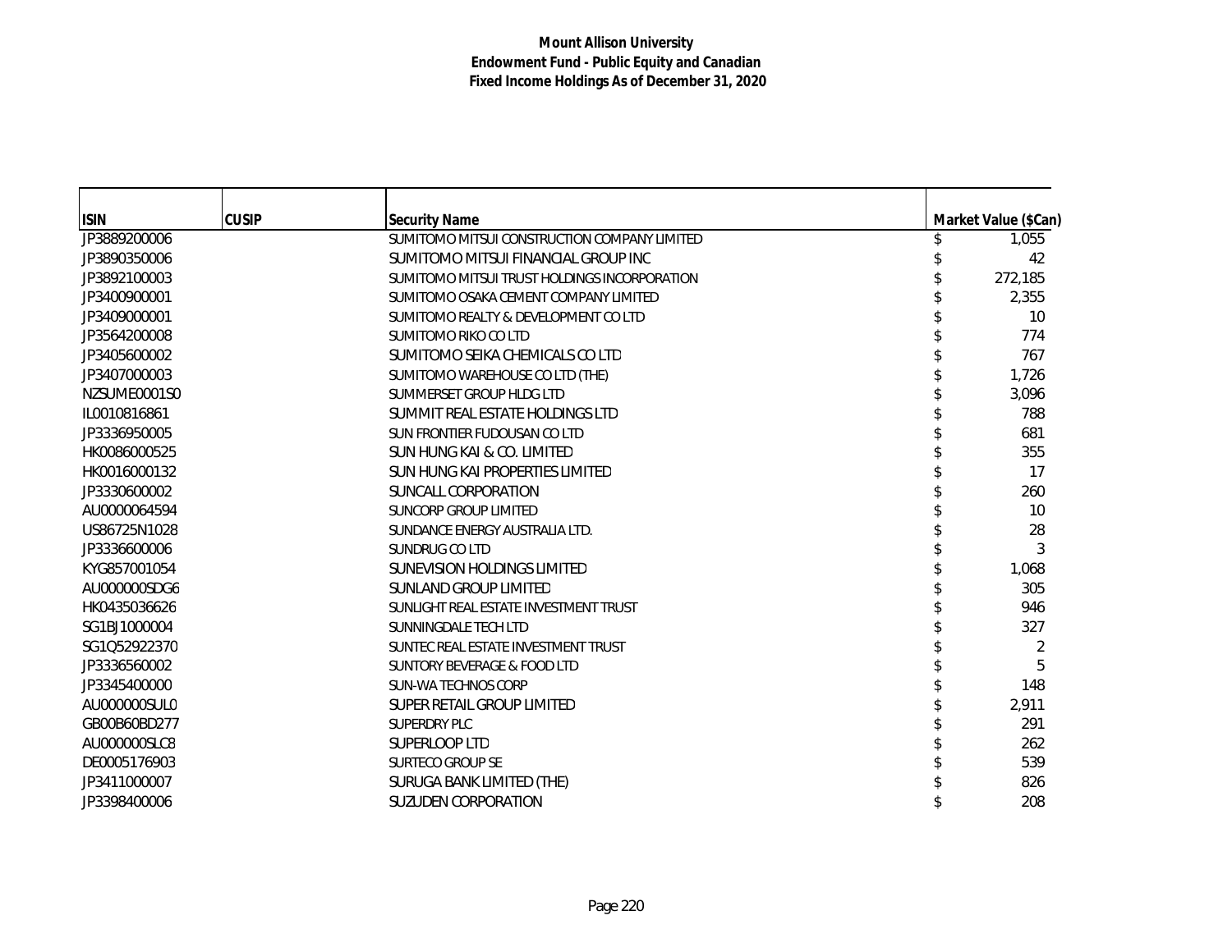**Mount Allison University**
**Endowment Fund - Public Equity and Canadian**
**Fixed Income Holdings As of December 31, 2020**

| ISIN | CUSIP | Security Name | Market Value ($Can) |
|---|---|---|---|
| JP3889200006 | | SUMITOMO MITSUI CONSTRUCTION COMPANY LIMITED | $ 1,055 |
| JP3890350006 | | SUMITOMO MITSUI FINANCIAL GROUP INC | $ 42 |
| JP3892100003 | | SUMITOMO MITSUI TRUST HOLDINGS INCORPORATION | $ 272,185 |
| JP3400900001 | | SUMITOMO OSAKA CEMENT COMPANY LIMITED | $ 2,355 |
| JP3409000001 | | SUMITOMO REALTY & DEVELOPMENT CO LTD | $ 10 |
| JP3564200008 | | SUMITOMO RIKO CO LTD | $ 774 |
| JP3405600002 | | SUMITOMO SEIKA CHEMICALS CO LTD | $ 767 |
| JP3407000003 | | SUMITOMO WAREHOUSE CO LTD (THE) | $ 1,726 |
| NZSUME0001S0 | | SUMMERSET GROUP HLDG LTD | $ 3,096 |
| IL0010816861 | | SUMMIT REAL ESTATE HOLDINGS LTD | $ 788 |
| JP3336950005 | | SUN FRONTIER FUDOUSAN CO LTD | $ 681 |
| HK0086000525 | | SUN HUNG KAI & CO. LIMITED | $ 355 |
| HK0016000132 | | SUN HUNG KAI PROPERTIES LIMITED | $ 17 |
| JP3330600002 | | SUNCALL CORPORATION | $ 260 |
| AU0000064594 | | SUNCORP GROUP LIMITED | $ 10 |
| US86725N1028 | | SUNDANCE ENERGY AUSTRALIA LTD. | $ 28 |
| JP3336600006 | | SUNDRUG CO LTD | $ 3 |
| KYG857001054 | | SUNEVISION HOLDINGS LIMITED | $ 1,068 |
| AU000000SDG6 | | SUNLAND GROUP LIMITED | $ 305 |
| HK0435036626 | | SUNLIGHT REAL ESTATE INVESTMENT TRUST | $ 946 |
| SG1BJ1000004 | | SUNNINGDALE TECH LTD | $ 327 |
| SG1Q52922370 | | SUNTEC REAL ESTATE INVESTMENT TRUST | $ 2 |
| JP3336560002 | | SUNTORY BEVERAGE & FOOD LTD | $ 5 |
| JP3345400000 | | SUN-WA TECHNOS CORP | $ 148 |
| AU000000SUL0 | | SUPER RETAIL GROUP LIMITED | $ 2,911 |
| GB00B60BD277 | | SUPERDRY PLC | $ 291 |
| AU000000SLC8 | | SUPERLOOP LTD | $ 262 |
| DE0005176903 | | SURTECO GROUP SE | $ 539 |
| JP3411000007 | | SURUGA BANK LIMITED (THE) | $ 826 |
| JP3398400006 | | SUZUDEN CORPORATION | $ 208 |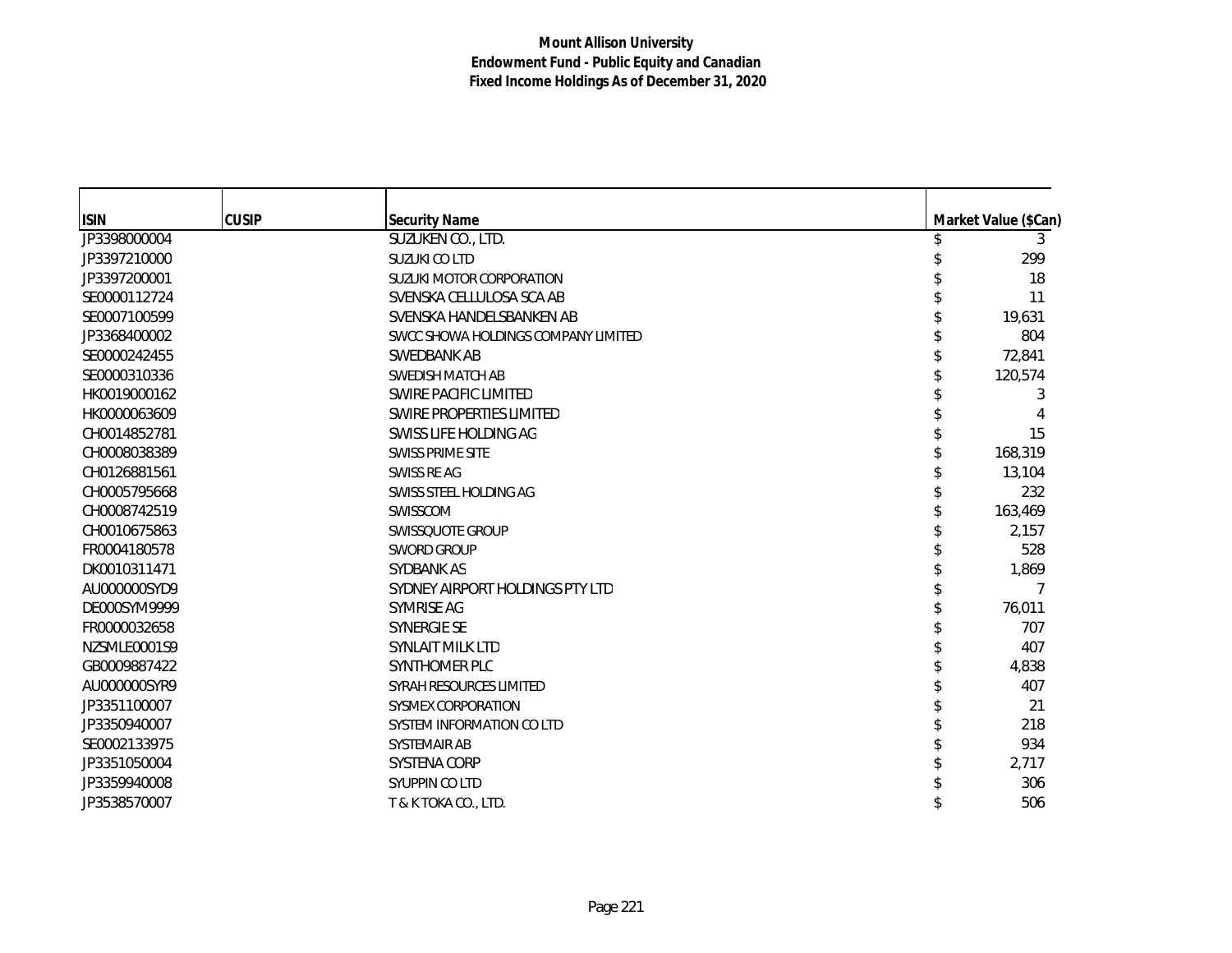**Mount Allison University**
**Endowment Fund - Public Equity and Canadian**
**Fixed Income Holdings As of December 31, 2020**

| ISIN | CUSIP | Security Name | Market Value ($Can) |
|---|---|---|---|
| JP3398000004 | | SUZUKEN CO., LTD. | $ 3 |
| JP3397210000 | | SUZUKI CO LTD | $ 299 |
| JP3397200001 | | SUZUKI MOTOR CORPORATION | $ 18 |
| SE0000112724 | | SVENSKA CELLULOSA SCA AB | $ 11 |
| SE0007100599 | | SVENSKA HANDELSBANKEN AB | $ 19,631 |
| JP3368400002 | | SWCC SHOWA HOLDINGS COMPANY LIMITED | $ 804 |
| SE0000242455 | | SWEDBANK AB | $ 72,841 |
| SE0000310336 | | SWEDISH MATCH AB | $ 120,574 |
| HK0019000162 | | SWIRE PACIFIC LIMITED | $ 3 |
| HK0000063609 | | SWIRE PROPERTIES LIMITED | $ 4 |
| CH0014852781 | | SWISS LIFE HOLDING AG | $ 15 |
| CH0008038389 | | SWISS PRIME SITE | $ 168,319 |
| CH0126881561 | | SWISS RE AG | $ 13,104 |
| CH0005795668 | | SWISS STEEL HOLDING AG | $ 232 |
| CH0008742519 | | SWISSCOM | $ 163,469 |
| CH0010675863 | | SWISSQUOTE GROUP | $ 2,157 |
| FR0004180578 | | SWORD GROUP | $ 528 |
| DK0010311471 | | SYDBANK AS | $ 1,869 |
| AU000000SYD9 | | SYDNEY AIRPORT HOLDINGS PTY LTD | $ 7 |
| DE000SYM9999 | | SYMRISE AG | $ 76,011 |
| FR0000032658 | | SYNERGIE SE | $ 707 |
| NZSMLE0001S9 | | SYNLAIT MILK LTD | $ 407 |
| GB0009887422 | | SYNTHOMER PLC | $ 4,838 |
| AU000000SYR9 | | SYRAH RESOURCES LIMITED | $ 407 |
| JP3351100007 | | SYSMEX CORPORATION | $ 21 |
| JP3350940007 | | SYSTEM INFORMATION CO LTD | $ 218 |
| SE0002133975 | | SYSTEMAIR AB | $ 934 |
| JP3351050004 | | SYSTENA CORP | $ 2,717 |
| JP3359940008 | | SYUPPIN CO LTD | $ 306 |
| JP3538570007 | | T & K TOKA CO., LTD. | $ 506 |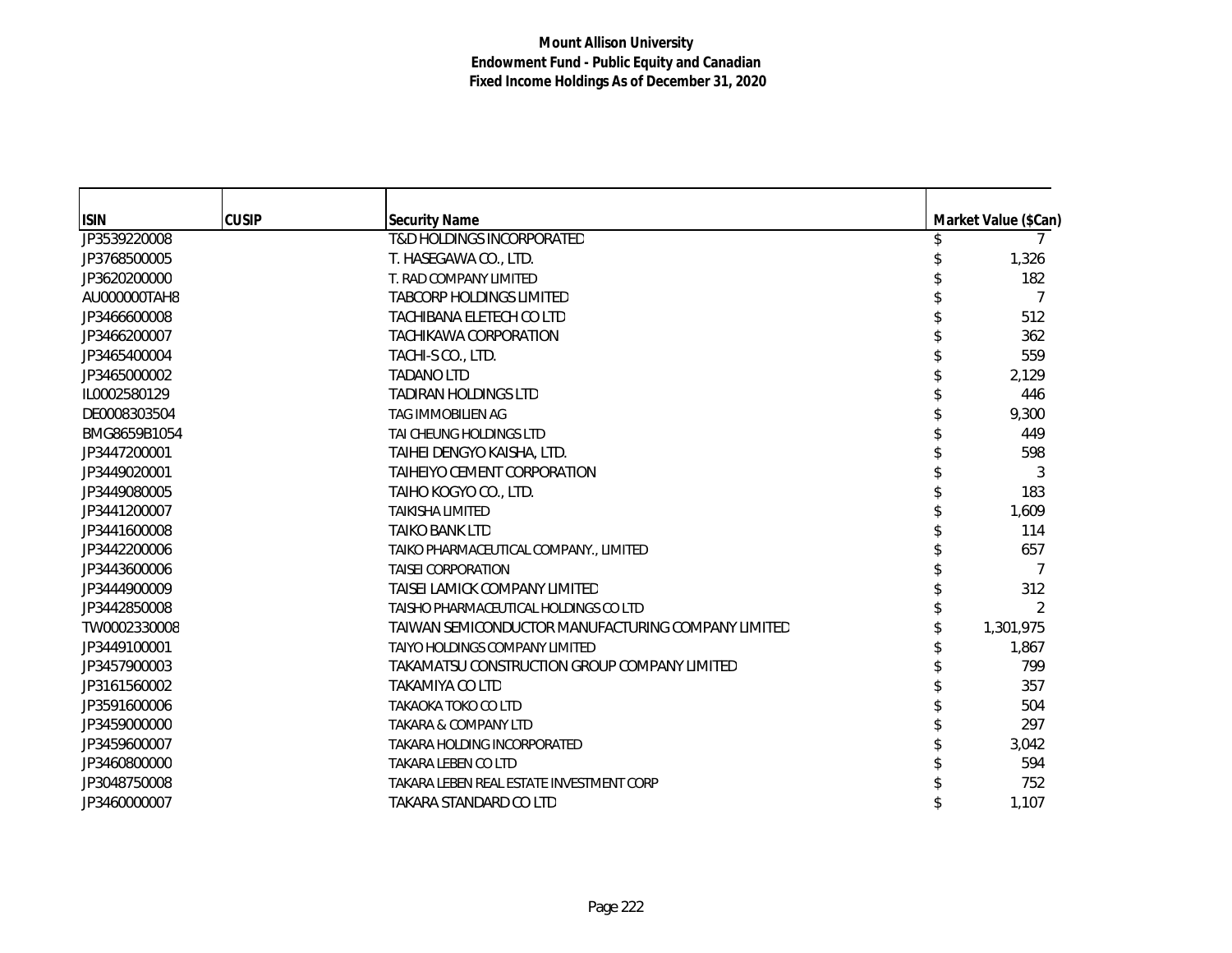**Mount Allison University**
**Endowment Fund - Public Equity and Canadian**
**Fixed Income Holdings As of December 31, 2020**

| ISIN | CUSIP | Security Name | Market Value ($Can) |
|---|---|---|---|
| JP3539220008 | | T&D HOLDINGS INCORPORATED | $ 7 |
| JP3768500005 | | T. HASEGAWA CO., LTD. | $ 1,326 |
| JP3620200000 | | T. RAD COMPANY LIMITED | $ 182 |
| AU000000TAH8 | | TABCORP HOLDINGS LIMITED | $ 7 |
| JP3466600008 | | TACHIBANA ELETECH CO LTD | $ 512 |
| JP3466200007 | | TACHIKAWA CORPORATION | $ 362 |
| JP3465400004 | | TACHI-S CO., LTD. | $ 559 |
| JP3465000002 | | TADANO LTD | $ 2,129 |
| IL0002580129 | | TADIRAN HOLDINGS LTD | $ 446 |
| DE0008303504 | | TAG IMMOBILIEN AG | $ 9,300 |
| BMG8659B1054 | | TAI CHEUNG HOLDINGS LTD | $ 449 |
| JP3447200001 | | TAIHEI DENGYO KAISHA, LTD. | $ 598 |
| JP3449020001 | | TAIHEIYO CEMENT CORPORATION | $ 3 |
| JP3449080005 | | TAIHO KOGYO CO., LTD. | $ 183 |
| JP3441200007 | | TAIKISHA LIMITED | $ 1,609 |
| JP3441600008 | | TAIKO BANK LTD | $ 114 |
| JP3442200006 | | TAIKO PHARMACEUTICAL COMPANY., LIMITED | $ 657 |
| JP3443600006 | | TAISEI CORPORATION | $ 7 |
| JP3444900009 | | TAISEI LAMICK COMPANY LIMITED | $ 312 |
| JP3442850008 | | TAISHO PHARMACEUTICAL HOLDINGS CO LTD | $ 2 |
| TW0002330008 | | TAIWAN SEMICONDUCTOR MANUFACTURING COMPANY LIMITED | $ 1,301,975 |
| JP3449100001 | | TAIYO HOLDINGS COMPANY LIMITED | $ 1,867 |
| JP3457900003 | | TAKAMATSU CONSTRUCTION GROUP COMPANY LIMITED | $ 799 |
| JP3161560002 | | TAKAMIYA CO LTD | $ 357 |
| JP3591600006 | | TAKAOKA TOKO CO LTD | $ 504 |
| JP3459000000 | | TAKARA & COMPANY LTD | $ 297 |
| JP3459600007 | | TAKARA HOLDING INCORPORATED | $ 3,042 |
| JP3460800000 | | TAKARA LEBEN CO LTD | $ 594 |
| JP3048750008 | | TAKARA LEBEN REAL ESTATE INVESTMENT CORP | $ 752 |
| JP3460000007 | | TAKARA STANDARD CO LTD | $ 1,107 |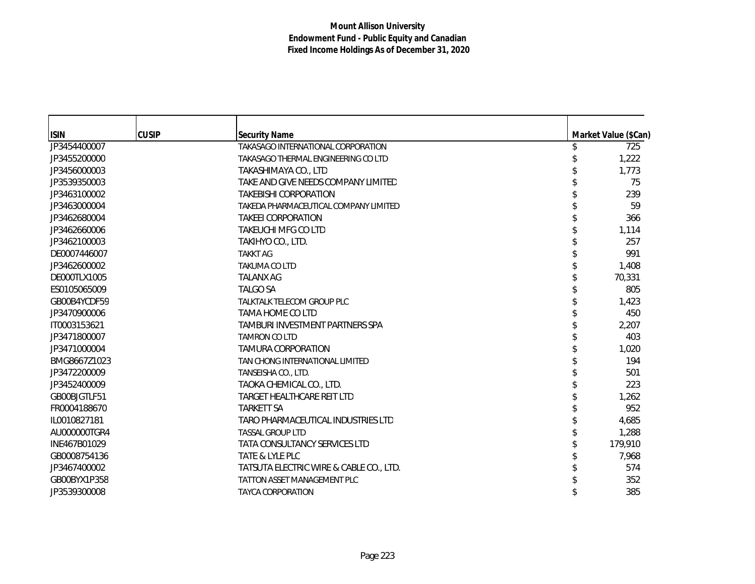**Mount Allison University**
**Endowment Fund - Public Equity and Canadian**
**Fixed Income Holdings As of December 31, 2020**

| ISIN | CUSIP | Security Name | Market Value ($Can) |
|---|---|---|---|
| JP3454400007 | | TAKASAGO INTERNATIONAL CORPORATION | $ 725 |
| JP3455200000 | | TAKASAGO THERMAL ENGINEERING CO LTD | $ 1,222 |
| JP3456000003 | | TAKASHIMAYA CO., LTD | $ 1,773 |
| JP3539350003 | | TAKE AND GIVE NEEDS COMPANY LIMITED | $ 75 |
| JP3463100002 | | TAKEBISHI CORPORATION | $ 239 |
| JP3463000004 | | TAKEDA PHARMACEUTICAL COMPANY LIMITED | $ 59 |
| JP3462680004 | | TAKEEI CORPORATION | $ 366 |
| JP3462660006 | | TAKEUCHI MFG CO LTD | $ 1,114 |
| JP3462100003 | | TAKIHYO CO., LTD. | $ 257 |
| DE0007446007 | | TAKKT AG | $ 991 |
| JP3462600002 | | TAKUMA CO LTD | $ 1,408 |
| DE000TLX1005 | | TALANX AG | $ 70,331 |
| ES0105065009 | | TALGO SA | $ 805 |
| GB00B4YCDF59 | | TALKTALK TELECOM GROUP PLC | $ 1,423 |
| JP3470900006 | | TAMA HOME CO LTD | $ 450 |
| IT0003153621 | | TAMBURI INVESTMENT PARTNERS SPA | $ 2,207 |
| JP3471800007 | | TAMRON CO LTD | $ 403 |
| JP3471000004 | | TAMURA CORPORATION | $ 1,020 |
| BMG8667Z1023 | | TAN CHONG INTERNATIONAL LIMITED | $ 194 |
| JP3472200009 | | TANSEISHA CO., LTD. | $ 501 |
| JP3452400009 | | TAOKA CHEMICAL CO., LTD. | $ 223 |
| GB00BJGTLF51 | | TARGET HEALTHCARE REIT LTD | $ 1,262 |
| FR0004188670 | | TARKETT SA | $ 952 |
| IL0010827181 | | TARO PHARMACEUTICAL INDUSTRIES LTD | $ 4,685 |
| AU000000TGR4 | | TASSAL GROUP LTD | $ 1,288 |
| INE467B01029 | | TATA CONSULTANCY SERVICES LTD | $ 179,910 |
| GB0008754136 | | TATE & LYLE PLC | $ 7,968 |
| JP3467400002 | | TATSUTA ELECTRIC WIRE & CABLE CO., LTD. | $ 574 |
| GB00BYX1P358 | | TATTON ASSET MANAGEMENT PLC | $ 352 |
| JP3539300008 | | TAYCA CORPORATION | $ 385 |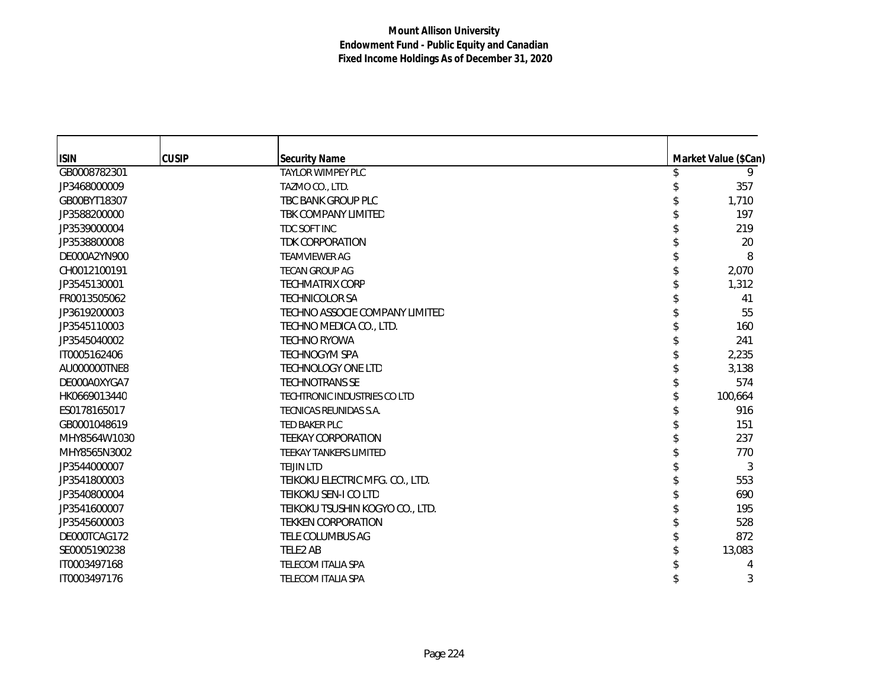**Mount Allison University**
**Endowment Fund - Public Equity and Canadian**
**Fixed Income Holdings As of December 31, 2020**

| ISIN | CUSIP | Security Name | Market Value ($Can) |
|---|---|---|---|
| GB0008782301 | | TAYLOR WIMPEY PLC | $ 9 |
| JP3468000009 | | TAZMO CO., LTD. | $ 357 |
| GB00BYT18307 | | TBC BANK GROUP PLC | $ 1,710 |
| JP3588200000 | | TBK COMPANY LIMITED | $ 197 |
| JP3539000004 | | TDC SOFT INC | $ 219 |
| JP3538800008 | | TDK CORPORATION | $ 20 |
| DE000A2YN900 | | TEAMVIEWER AG | $ 8 |
| CH0012100191 | | TECAN GROUP AG | $ 2,070 |
| JP3545130001 | | TECHMATRIX CORP | $ 1,312 |
| FR0013505062 | | TECHNICOLOR SA | $ 41 |
| JP3619200003 | | TECHNO ASSOCIE COMPANY LIMITED | $ 55 |
| JP3545110003 | | TECHNO MEDICA CO., LTD. | $ 160 |
| JP3545040002 | | TECHNO RYOWA | $ 241 |
| IT0005162406 | | TECHNOGYM SPA | $ 2,235 |
| AU000000TNE8 | | TECHNOLOGY ONE LTD | $ 3,138 |
| DE000A0XYGA7 | | TECHNOTRANS SE | $ 574 |
| HK0669013440 | | TECHTRONIC INDUSTRIES CO LTD | $ 100,664 |
| ES0178165017 | | TECNICAS REUNIDAS S.A. | $ 916 |
| GB0001048619 | | TED BAKER PLC | $ 151 |
| MHY8564W1030 | | TEEKAY CORPORATION | $ 237 |
| MHY8565N3002 | | TEEKAY TANKERS LIMITED | $ 770 |
| JP3544000007 | | TEIJIN LTD | $ 3 |
| JP3541800003 | | TEIKOKU ELECTRIC MFG. CO., LTD. | $ 553 |
| JP3540800004 | | TEIKOKU SEN-I CO LTD | $ 690 |
| JP3541600007 | | TEIKOKU TSUSHIN KOGYO CO., LTD. | $ 195 |
| JP3545600003 | | TEKKEN CORPORATION | $ 528 |
| DE000TCAG172 | | TELE COLUMBUS AG | $ 872 |
| SE0005190238 | | TELE2 AB | $ 13,083 |
| IT0003497168 | | TELECOM ITALIA SPA | $ 4 |
| IT0003497176 | | TELECOM ITALIA SPA | $ 3 |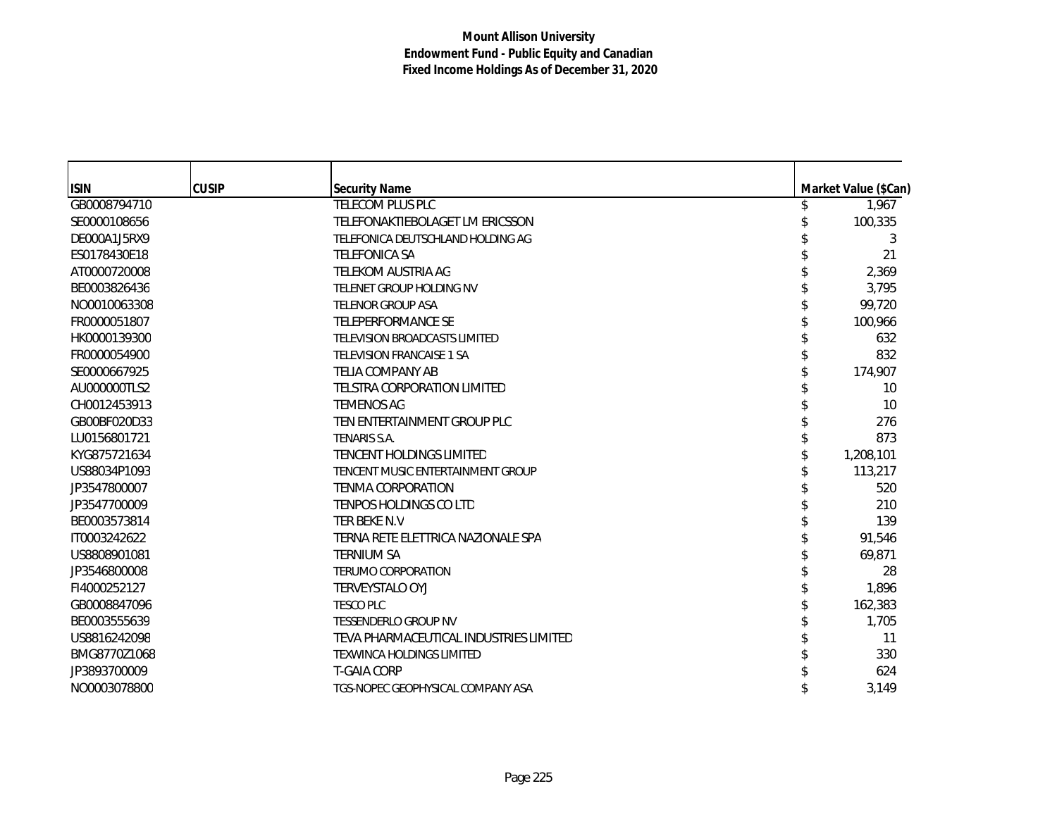**Mount Allison University**
**Endowment Fund - Public Equity and Canadian**
**Fixed Income Holdings As of December 31, 2020**

| ISIN | CUSIP | Security Name | Market Value ($Can) |
|---|---|---|---|
| GB0008794710 | | TELECOM PLUS PLC | $ 1,967 |
| SE0000108656 | | TELEFONAKTIEBOLAGET LM ERICSSON | $ 100,335 |
| DE000A1J5RX9 | | TELEFONICA DEUTSCHLAND HOLDING AG | $ 3 |
| ES0178430E18 | | TELEFONICA SA | $ 21 |
| AT0000720008 | | TELEKOM AUSTRIA AG | $ 2,369 |
| BE0003826436 | | TELENET GROUP HOLDING NV | $ 3,795 |
| NO0010063308 | | TELENOR GROUP ASA | $ 99,720 |
| FR0000051807 | | TELEPERFORMANCE SE | $ 100,966 |
| HK0000139300 | | TELEVISION BROADCASTS LIMITED | $ 632 |
| FR0000054900 | | TELEVISION FRANCAISE 1 SA | $ 832 |
| SE0000667925 | | TELIA COMPANY AB | $ 174,907 |
| AU000000TLS2 | | TELSTRA CORPORATION LIMITED | $ 10 |
| CH0012453913 | | TEMENOS AG | $ 10 |
| GB00BF020D33 | | TEN ENTERTAINMENT GROUP PLC | $ 276 |
| LU0156801721 | | TENARIS S.A. | $ 873 |
| KYG875721634 | | TENCENT HOLDINGS LIMITED | $ 1,208,101 |
| US88034P1093 | | TENCENT MUSIC ENTERTAINMENT GROUP | $ 113,217 |
| JP3547800007 | | TENMA CORPORATION | $ 520 |
| JP3547700009 | | TENPOS HOLDINGS CO LTD | $ 210 |
| BE0003573814 | | TER BEKE N.V | $ 139 |
| IT0003242622 | | TERNA RETE ELETTRICA NAZIONALE SPA | $ 91,546 |
| US8808901081 | | TERNIUM SA | $ 69,871 |
| JP3546800008 | | TERUMO CORPORATION | $ 28 |
| FI4000252127 | | TERVEYSTALO OYJ | $ 1,896 |
| GB0008847096 | | TESCO PLC | $ 162,383 |
| BE0003555639 | | TESSENDERLO GROUP NV | $ 1,705 |
| US8816242098 | | TEVA PHARMACEUTICAL INDUSTRIES LIMITED | $ 11 |
| BMG8770Z1068 | | TEXWINCA HOLDINGS LIMITED | $ 330 |
| JP3893700009 | | T-GAIA CORP | $ 624 |
| NO0003078800 | | TGS-NOPEC GEOPHYSICAL COMPANY ASA | $ 3,149 |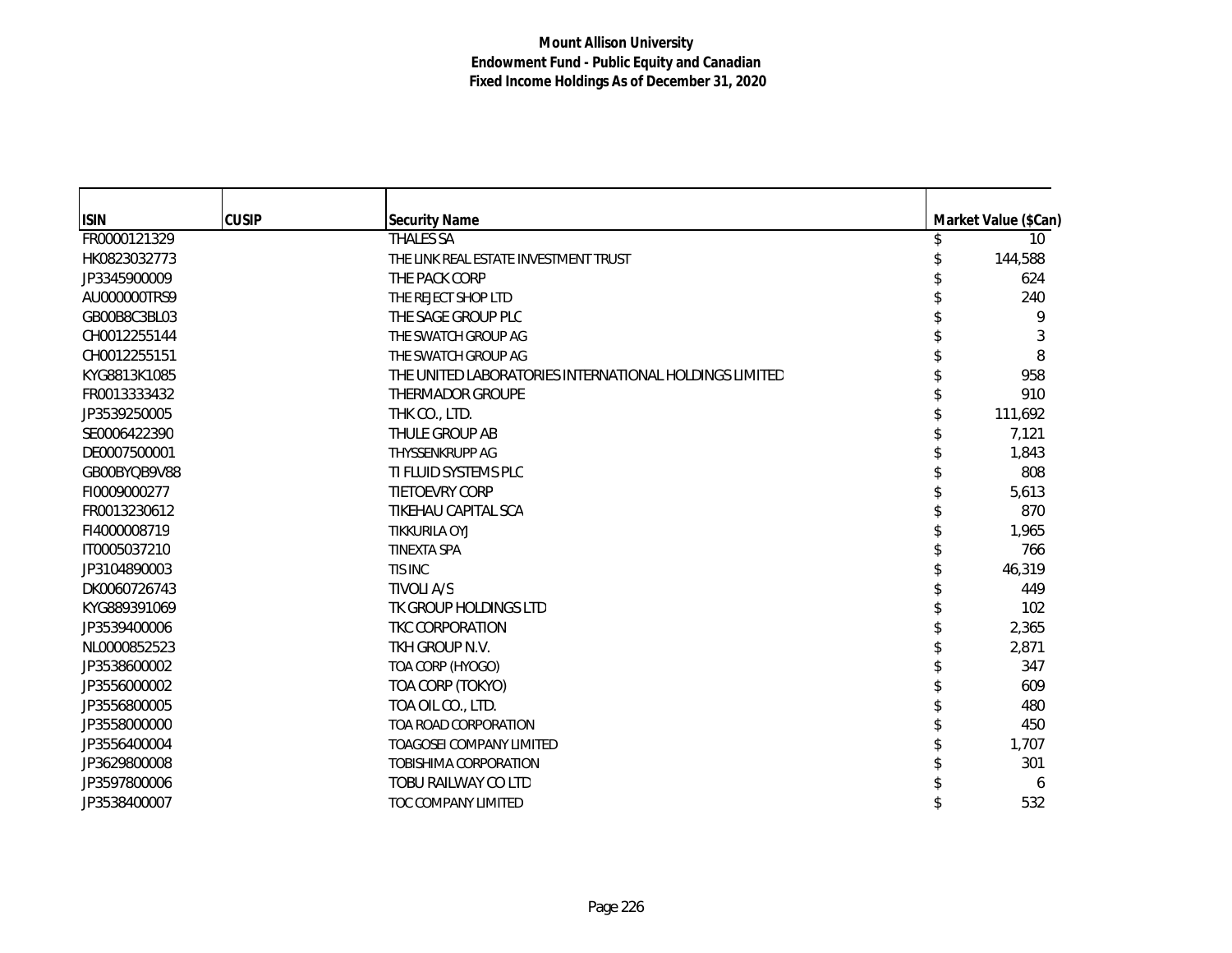# Mount Allison University
## Endowment Fund - Public Equity and Canadian Fixed Income Holdings As of December 31, 2020

| ISIN | CUSIP | Security Name | Market Value ($Can) |
|---|---|---|---|
| FR0000121329 | | THALES SA | $ 10 |
| HK0823032773 | | THE LINK REAL ESTATE INVESTMENT TRUST | $ 144,588 |
| JP3345900009 | | THE PACK CORP | $ 624 |
| AU000000TRS9 | | THE REJECT SHOP LTD | $ 240 |
| GB00B8C3BL03 | | THE SAGE GROUP PLC | $ 9 |
| CH0012255144 | | THE SWATCH GROUP AG | $ 3 |
| CH0012255151 | | THE SWATCH GROUP AG | $ 8 |
| KYG8813K1085 | | THE UNITED LABORATORIES INTERNATIONAL HOLDINGS LIMITED | $ 958 |
| FR0013333432 | | THERMADOR GROUPE | $ 910 |
| JP3539250005 | | THK CO., LTD. | $ 111,692 |
| SE0006422390 | | THULE GROUP AB | $ 7,121 |
| DE0007500001 | | THYSSENKRUPP AG | $ 1,843 |
| GB00BYQB9V88 | | TI FLUID SYSTEMS PLC | $ 808 |
| FI0009000277 | | TIETOEVRY CORP | $ 5,613 |
| FR0013230612 | | TIKEHAU CAPITAL SCA | $ 870 |
| FI4000008719 | | TIKKURILA OYJ | $ 1,965 |
| IT0005037210 | | TINEXTA SPA | $ 766 |
| JP3104890003 | | TIS INC | $ 46,319 |
| DK0060726743 | | TIVOLI A/S | $ 449 |
| KYG889391069 | | TK GROUP HOLDINGS LTD | $ 102 |
| JP3539400006 | | TKC CORPORATION | $ 2,365 |
| NL0000852523 | | TKH GROUP N.V. | $ 2,871 |
| JP3538600002 | | TOA CORP (HYOGO) | $ 347 |
| JP3556000002 | | TOA CORP (TOKYO) | $ 609 |
| JP3556800005 | | TOA OIL CO., LTD. | $ 480 |
| JP3558000000 | | TOA ROAD CORPORATION | $ 450 |
| JP3556400004 | | TOAGOSEI COMPANY LIMITED | $ 1,707 |
| JP3629800008 | | TOBISHIMA CORPORATION | $ 301 |
| JP3597800006 | | TOBU RAILWAY CO LTD | $ 6 |
| JP3538400007 | | TOC COMPANY LIMITED | $ 532 |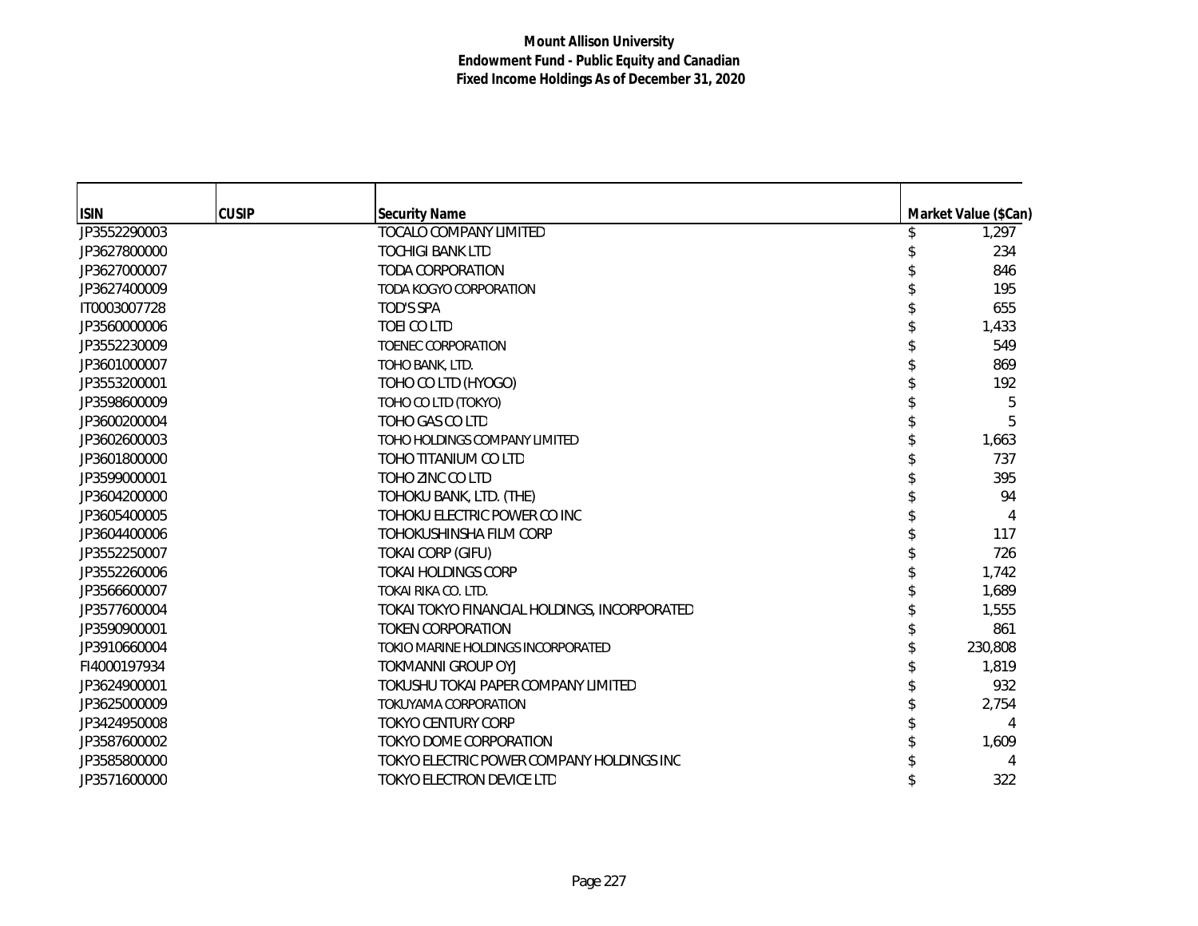**Mount Allison University**
**Endowment Fund - Public Equity and Canadian Fixed Income Holdings As of December 31, 2020**

| ISIN | CUSIP | Security Name | Market Value ($Can) |
|---|---|---|---|
| JP3552290003 | | TOCALO COMPANY LIMITED | $ 1,297 |
| JP3627800000 | | TOCHIGI BANK LTD | $ 234 |
| JP3627000007 | | TODA CORPORATION | $ 846 |
| JP3627400009 | | TODA KOGYO CORPORATION | $ 195 |
| IT0003007728 | | TOD'S SPA | $ 655 |
| JP3560000006 | | TOEI CO LTD | $ 1,433 |
| JP3552230009 | | TOENEC CORPORATION | $ 549 |
| JP3601000007 | | TOHO BANK, LTD. | $ 869 |
| JP3553200001 | | TOHO CO LTD (HYOGO) | $ 192 |
| JP3598600009 | | TOHO CO LTD (TOKYO) | $ 5 |
| JP3600200004 | | TOHO GAS CO LTD | $ 5 |
| JP3602600003 | | TOHO HOLDINGS COMPANY LIMITED | $ 1,663 |
| JP3601800000 | | TOHO TITANIUM CO LTD | $ 737 |
| JP3599000001 | | TOHO ZINC CO LTD | $ 395 |
| JP3604200000 | | TOHOKU BANK, LTD. (THE) | $ 94 |
| JP3605400005 | | TOHOKU ELECTRIC POWER CO INC | $ 4 |
| JP3604400006 | | TOHOKUSHINSHA FILM CORP | $ 117 |
| JP3552250007 | | TOKAI CORP (GIFU) | $ 726 |
| JP3552260006 | | TOKAI HOLDINGS CORP | $ 1,742 |
| JP3566600007 | | TOKAI RIKA CO. LTD. | $ 1,689 |
| JP3577600004 | | TOKAI TOKYO FINANCIAL HOLDINGS, INCORPORATED | $ 1,555 |
| JP3590900001 | | TOKEN CORPORATION | $ 861 |
| JP3910660004 | | TOKIO MARINE HOLDINGS INCORPORATED | $ 230,808 |
| FI4000197934 | | TOKMANNI GROUP OYJ | $ 1,819 |
| JP3624900001 | | TOKUSHU TOKAI PAPER COMPANY LIMITED | $ 932 |
| JP3625000009 | | TOKUYAMA CORPORATION | $ 2,754 |
| JP3424950008 | | TOKYO CENTURY CORP | $ 4 |
| JP3587600002 | | TOKYO DOME CORPORATION | $ 1,609 |
| JP3585800000 | | TOKYO ELECTRIC POWER COMPANY HOLDINGS INC | $ 4 |
| JP3571600000 | | TOKYO ELECTRON DEVICE LTD | $ 322 |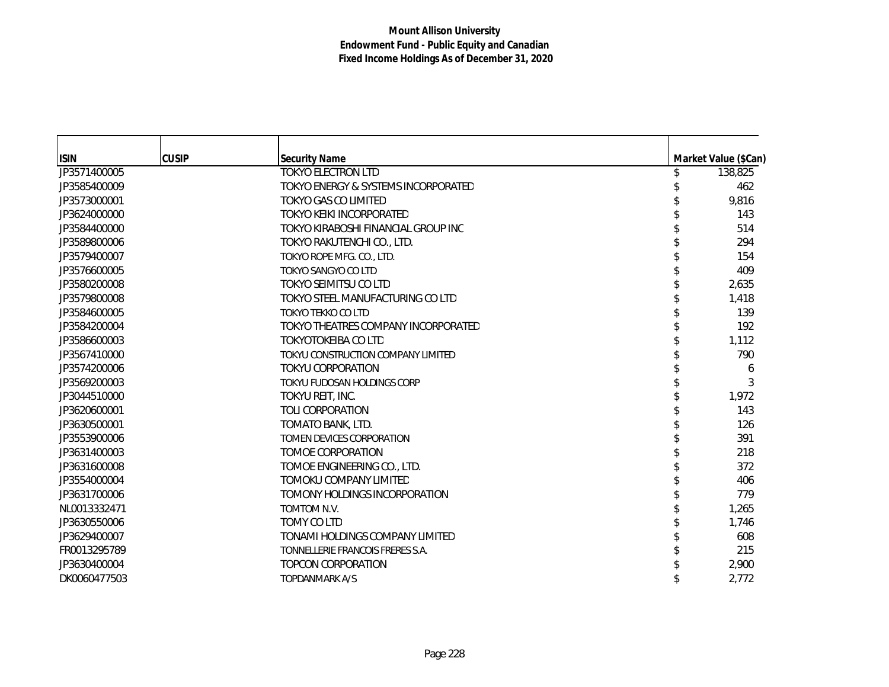**Mount Allison University**
**Endowment Fund - Public Equity and Canadian**
**Fixed Income Holdings As of December 31, 2020**

| ISIN | CUSIP | Security Name | Market Value ($Can) |
|---|---|---|---|
| JP3571400005 | | TOKYO ELECTRON LTD | $ 138,825 |
| JP3585400009 | | TOKYO ENERGY & SYSTEMS INCORPORATED | $ 462 |
| JP3573000001 | | TOKYO GAS CO LIMITED | $ 9,816 |
| JP3624000000 | | TOKYO KEIKI INCORPORATED | $ 143 |
| JP3584400000 | | TOKYO KIRABOSHI FINANCIAL GROUP INC | $ 514 |
| JP3589800006 | | TOKYO RAKUTENCHI CO., LTD. | $ 294 |
| JP3579400007 | | TOKYO ROPE MFG. CO., LTD. | $ 154 |
| JP3576600005 | | TOKYO SANGYO CO LTD | $ 409 |
| JP3580200008 | | TOKYO SEIMITSU CO LTD | $ 2,635 |
| JP3579800008 | | TOKYO STEEL MANUFACTURING CO LTD | $ 1,418 |
| JP3584600005 | | TOKYO TEKKO CO LTD | $ 139 |
| JP3584200004 | | TOKYO THEATRES COMPANY INCORPORATED | $ 192 |
| JP3586600003 | | TOKYOTOKEIBA CO LTD | $ 1,112 |
| JP3567410000 | | TOKYU CONSTRUCTION COMPANY LIMITED | $ 790 |
| JP3574200006 | | TOKYU CORPORATION | $ 6 |
| JP3569200003 | | TOKYU FUDOSAN HOLDINGS CORP | $ 3 |
| JP3044510000 | | TOKYU REIT, INC. | $ 1,972 |
| JP3620600001 | | TOLI CORPORATION | $ 143 |
| JP3630500001 | | TOMATO BANK, LTD. | $ 126 |
| JP3553900006 | | TOMEN DEVICES CORPORATION | $ 391 |
| JP3631400003 | | TOMOE CORPORATION | $ 218 |
| JP3631600008 | | TOMOE ENGINEERING CO., LTD. | $ 372 |
| JP3554000004 | | TOMOKU COMPANY LIMITED | $ 406 |
| JP3631700006 | | TOMONY HOLDINGS INCORPORATION | $ 779 |
| NL0013332471 | | TOMTOM N.V. | $ 1,265 |
| JP3630550006 | | TOMY CO LTD | $ 1,746 |
| JP3629400007 | | TONAMI HOLDINGS COMPANY LIMITED | $ 608 |
| FR0013295789 | | TONNELLERIE FRANCOIS FRERES S.A. | $ 215 |
| JP3630400004 | | TOPCON CORPORATION | $ 2,900 |
| DK0060477503 | | TOPDANMARK A/S | $ 2,772 |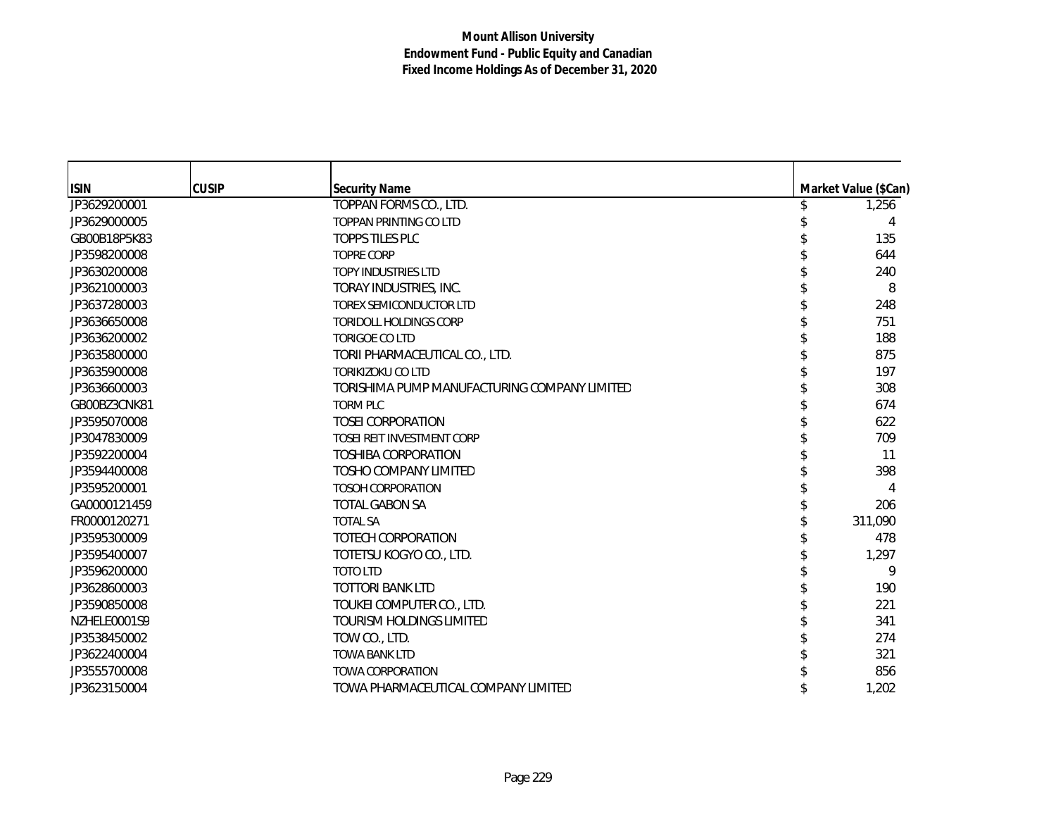**Mount Allison University**
**Endowment Fund - Public Equity and Canadian**
**Fixed Income Holdings As of December 31, 2020**

| ISIN | CUSIP | Security Name | Market Value ($Can) |
|---|---|---|---|
| JP3629200001 | | TOPPAN FORMS CO., LTD. | $ 1,256 |
| JP3629000005 | | TOPPAN PRINTING CO LTD | $ 4 |
| GB00B18P5K83 | | TOPPS TILES PLC | $ 135 |
| JP3598200008 | | TOPRE CORP | $ 644 |
| JP3630200008 | | TOPY INDUSTRIES LTD | $ 240 |
| JP3621000003 | | TORAY INDUSTRIES, INC. | $ 8 |
| JP3637280003 | | TOREX SEMICONDUCTOR LTD | $ 248 |
| JP3636650008 | | TORIDOLL HOLDINGS CORP | $ 751 |
| JP3636200002 | | TORIGOE CO LTD | $ 188 |
| JP3635800000 | | TORII PHARMACEUTICAL CO., LTD. | $ 875 |
| JP3635900008 | | TORIKIZOKU CO LTD | $ 197 |
| JP3636600003 | | TORISHIMA PUMP MANUFACTURING COMPANY LIMITED | $ 308 |
| GB00BZ3CNK81 | | TORM PLC | $ 674 |
| JP3595070008 | | TOSEI CORPORATION | $ 622 |
| JP3047830009 | | TOSEI REIT INVESTMENT CORP | $ 709 |
| JP3592200004 | | TOSHIBA CORPORATION | $ 11 |
| JP3594400008 | | TOSHO COMPANY LIMITED | $ 398 |
| JP3595200001 | | TOSOH CORPORATION | $ 4 |
| GA0000121459 | | TOTAL GABON SA | $ 206 |
| FR0000120271 | | TOTAL SA | $ 311,090 |
| JP3595300009 | | TOTECH CORPORATION | $ 478 |
| JP3595400007 | | TOTETSU KOGYO CO., LTD. | $ 1,297 |
| JP3596200000 | | TOTO LTD | $ 9 |
| JP3628600003 | | TOTTORI BANK LTD | $ 190 |
| JP3590850008 | | TOUKEI COMPUTER CO., LTD. | $ 221 |
| NZHELE0001S9 | | TOURISM HOLDINGS LIMITED | $ 341 |
| JP3538450002 | | TOW CO., LTD. | $ 274 |
| JP3622400004 | | TOWA BANK LTD | $ 321 |
| JP3555700008 | | TOWA CORPORATION | $ 856 |
| JP3623150004 | | TOWA PHARMACEUTICAL COMPANY LIMITED | $ 1,202 |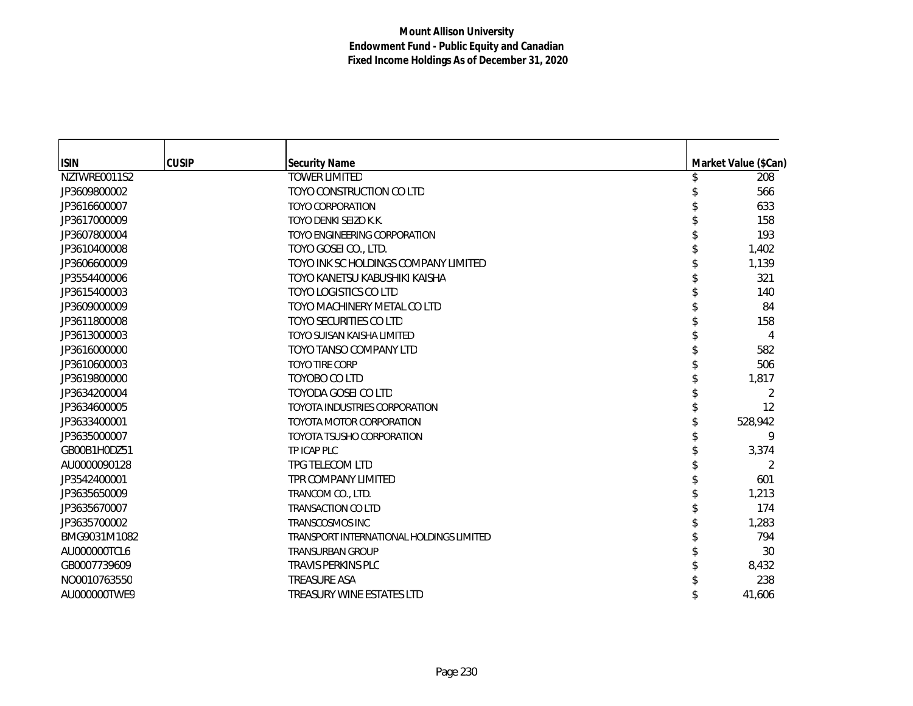**Mount Allison University**
**Endowment Fund - Public Equity and Canadian**
**Fixed Income Holdings As of December 31, 2020**

| ISIN | CUSIP | Security Name | Market Value ($Can) |
|---|---|---|---|
| NZTWRE0011S2 | | TOWER LIMITED | $ 208 |
| JP3609800002 | | TOYO CONSTRUCTION CO LTD | $ 566 |
| JP3616600007 | | TOYO CORPORATION | $ 633 |
| JP3617000009 | | TOYO DENKI SEIZO K.K. | $ 158 |
| JP3607800004 | | TOYO ENGINEERING CORPORATION | $ 193 |
| JP3610400008 | | TOYO GOSEI CO., LTD. | $ 1,402 |
| JP3606600009 | | TOYO INK SC HOLDINGS COMPANY LIMITED | $ 1,139 |
| JP3554400006 | | TOYO KANETSU KABUSHIKI KAISHA | $ 321 |
| JP3615400003 | | TOYO LOGISTICS CO LTD | $ 140 |
| JP3609000009 | | TOYO MACHINERY METAL CO LTD | $ 84 |
| JP3611800008 | | TOYO SECURITIES CO LTD | $ 158 |
| JP3613000003 | | TOYO SUISAN KAISHA LIMITED | $ 4 |
| JP3616000000 | | TOYO TANSO COMPANY LTD | $ 582 |
| JP3610600003 | | TOYO TIRE CORP | $ 506 |
| JP3619800000 | | TOYOBO CO LTD | $ 1,817 |
| JP3634200004 | | TOYODA GOSEI CO LTD | $ 2 |
| JP3634600005 | | TOYOTA INDUSTRIES CORPORATION | $ 12 |
| JP3633400001 | | TOYOTA MOTOR CORPORATION | $ 528,942 |
| JP3635000007 | | TOYOTA TSUSHO CORPORATION | $ 9 |
| GB00B1H0DZ51 | | TP ICAP PLC | $ 3,374 |
| AU0000090128 | | TPG TELECOM LTD | $ 2 |
| JP3542400001 | | TPR COMPANY LIMITED | $ 601 |
| JP3635650009 | | TRANCOM CO., LTD. | $ 1,213 |
| JP3635670007 | | TRANSACTION CO LTD | $ 174 |
| JP3635700002 | | TRANSCOSMOS INC | $ 1,283 |
| BMG9031M1082 | | TRANSPORT INTERNATIONAL HOLDINGS LIMITED | $ 794 |
| AU000000TCL6 | | TRANSURBAN GROUP | $ 30 |
| GB0007739609 | | TRAVIS PERKINS PLC | $ 8,432 |
| NO0010763550 | | TREASURE ASA | $ 238 |
| AU000000TWE9 | | TREASURY WINE ESTATES LTD | $ 41,606 |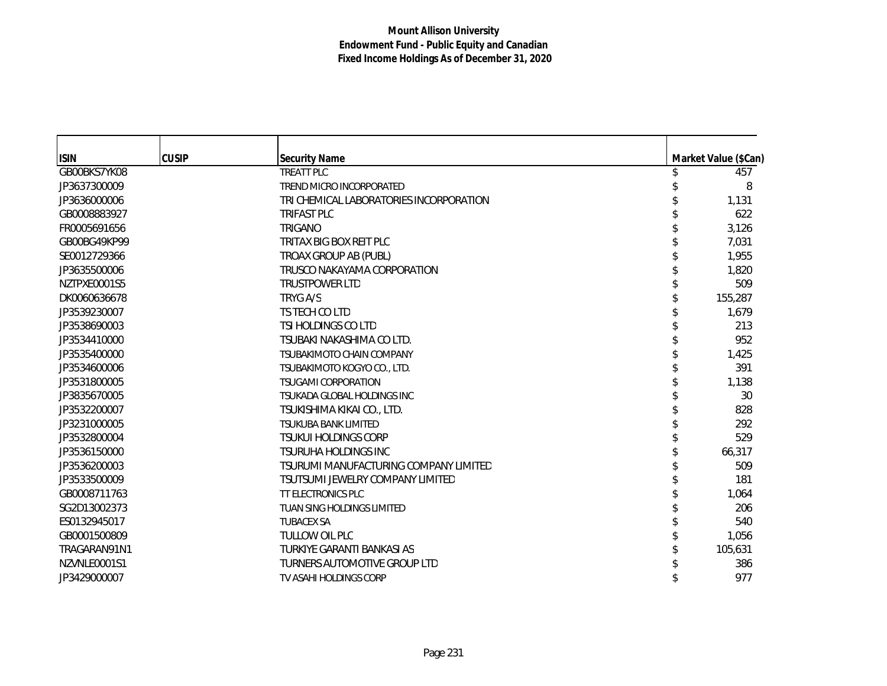**Mount Allison University**
**Endowment Fund - Public Equity and Canadian**
**Fixed Income Holdings As of December 31, 2020**

| ISIN | CUSIP | Security Name | Market Value ($Can) |
|---|---|---|---|
| GB00BKS7YK08 | | TREATT PLC | $ 457 |
| JP3637300009 | | TREND MICRO INCORPORATED | $ 8 |
| JP3636000006 | | TRI CHEMICAL LABORATORIES INCORPORATION | $ 1,131 |
| GB0008883927 | | TRIFAST PLC | $ 622 |
| FR0005691656 | | TRIGANO | $ 3,126 |
| GB00BG49KP99 | | TRITAX BIG BOX REIT PLC | $ 7,031 |
| SE0012729366 | | TROAX GROUP AB (PUBL) | $ 1,955 |
| JP3635500006 | | TRUSCO NAKAYAMA CORPORATION | $ 1,820 |
| NZTPXE0001S5 | | TRUSTPOWER LTD | $ 509 |
| DK0060636678 | | TRYG A/S | $ 155,287 |
| JP3539230007 | | TS TECH CO LTD | $ 1,679 |
| JP3538690003 | | TSI HOLDINGS CO LTD | $ 213 |
| JP3534410000 | | TSUBAKI NAKASHIMA CO LTD. | $ 952 |
| JP3535400000 | | TSUBAKIMOTO CHAIN COMPANY | $ 1,425 |
| JP3534600006 | | TSUBAKIMOTO KOGYO CO., LTD. | $ 391 |
| JP3531800005 | | TSUGAMI CORPORATION | $ 1,138 |
| JP3835670005 | | TSUKADA GLOBAL HOLDINGS INC | $ 30 |
| JP3532200007 | | TSUKISHIMA KIKAI CO., LTD. | $ 828 |
| JP3231000005 | | TSUKUBA BANK LIMITED | $ 292 |
| JP3532800004 | | TSUKUI HOLDINGS CORP | $ 529 |
| JP3536150000 | | TSURUHA HOLDINGS INC | $ 66,317 |
| JP3536200003 | | TSURUMI MANUFACTURING COMPANY LIMITED | $ 509 |
| JP3533500009 | | TSUTSUMI JEWELRY COMPANY LIMITED | $ 181 |
| GB0008711763 | | TT ELECTRONICS PLC | $ 1,064 |
| SG2D13002373 | | TUAN SING HOLDINGS LIMITED | $ 206 |
| ES0132945017 | | TUBACEX SA | $ 540 |
| GB0001500809 | | TULLOW OIL PLC | $ 1,056 |
| TRAGARAN91N1 | | TURKIYE GARANTI BANKASI AS | $ 105,631 |
| NZVNLE0001S1 | | TURNERS AUTOMOTIVE GROUP LTD | $ 386 |
| JP3429000007 | | TV ASAHI HOLDINGS CORP | $ 977 |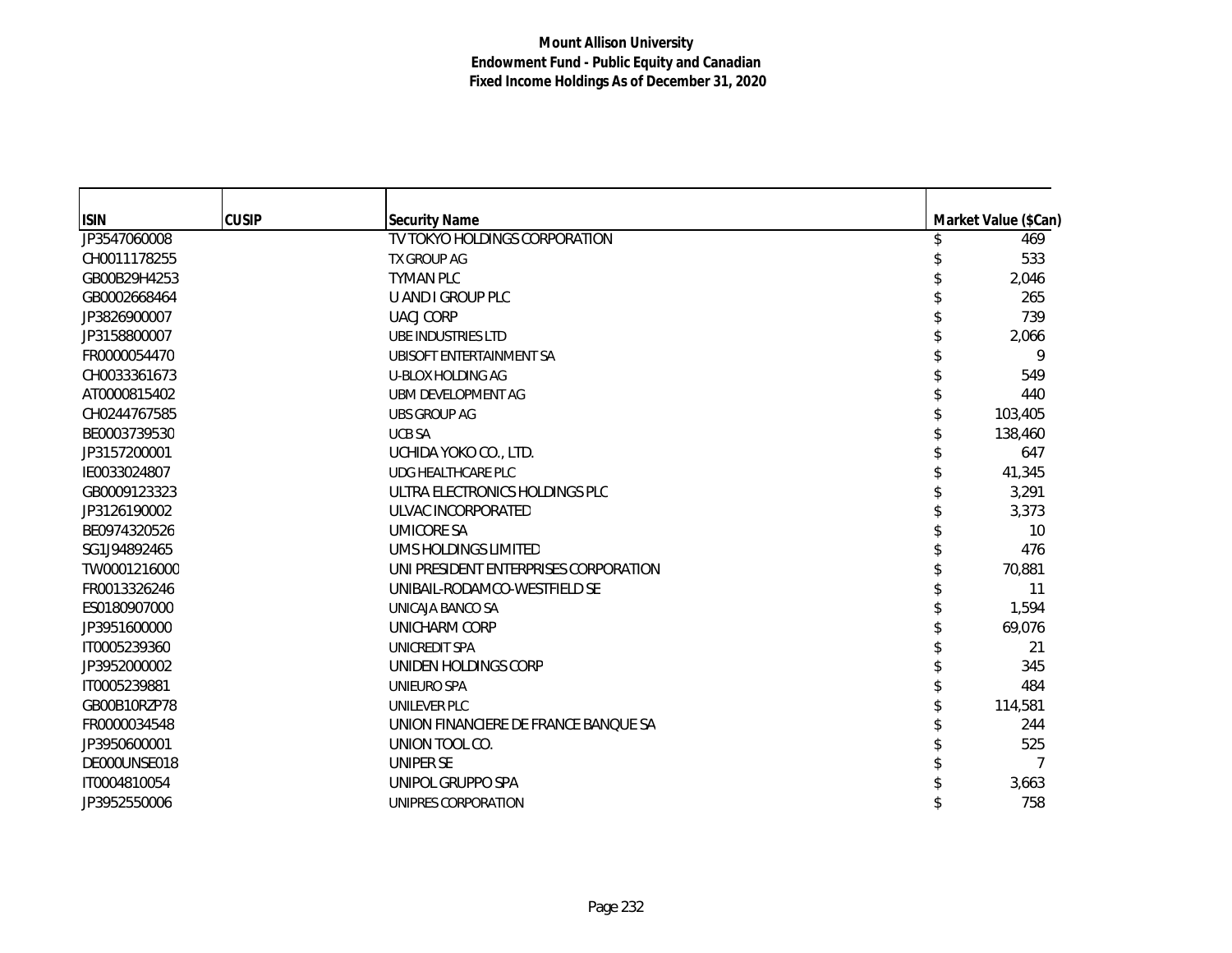**Mount Allison University**
**Endowment Fund - Public Equity and Canadian**
**Fixed Income Holdings As of December 31, 2020**

| ISIN | CUSIP | Security Name | Market Value ($Can) |
|---|---|---|---|
| JP3547060008 | | TV TOKYO HOLDINGS CORPORATION | $ 469 |
| CH0011178255 | | TX GROUP AG | $ 533 |
| GB00B29H4253 | | TYMAN PLC | $ 2,046 |
| GB0002668464 | | U AND I GROUP PLC | $ 265 |
| JP3826900007 | | UACJ CORP | $ 739 |
| JP3158800007 | | UBE INDUSTRIES LTD | $ 2,066 |
| FR0000054470 | | UBISOFT ENTERTAINMENT SA | $ 9 |
| CH0033361673 | | U-BLOX HOLDING AG | $ 549 |
| AT0000815402 | | UBM DEVELOPMENT AG | $ 440 |
| CH0244767585 | | UBS GROUP AG | $ 103,405 |
| BE0003739530 | | UCB SA | $ 138,460 |
| JP3157200001 | | UCHIDA YOKO CO., LTD. | $ 647 |
| IE0033024807 | | UDG HEALTHCARE PLC | $ 41,345 |
| GB0009123323 | | ULTRA ELECTRONICS HOLDINGS PLC | $ 3,291 |
| JP3126190002 | | ULVAC INCORPORATED | $ 3,373 |
| BE0974320526 | | UMICORE SA | $ 10 |
| SG1J94892465 | | UMS HOLDINGS LIMITED | $ 476 |
| TW0001216000 | | UNI PRESIDENT ENTERPRISES CORPORATION | $ 70,881 |
| FR0013326246 | | UNIBAIL-RODAMCO-WESTFIELD SE | $ 11 |
| ES0180907000 | | UNICAJA BANCO SA | $ 1,594 |
| JP3951600000 | | UNICHARM CORP | $ 69,076 |
| IT0005239360 | | UNICREDIT SPA | $ 21 |
| JP3952000002 | | UNIDEN HOLDINGS CORP | $ 345 |
| IT0005239881 | | UNIEURO SPA | $ 484 |
| GB00B10RZP78 | | UNILEVER PLC | $ 114,581 |
| FR0000034548 | | UNION FINANCIERE DE FRANCE BANQUE SA | $ 244 |
| JP3950600001 | | UNION TOOL CO. | $ 525 |
| DE000UNSE018 | | UNIPER SE | $ 7 |
| IT0004810054 | | UNIPOL GRUPPO SPA | $ 3,663 |
| JP3952550006 | | UNIPRES CORPORATION | $ 758 |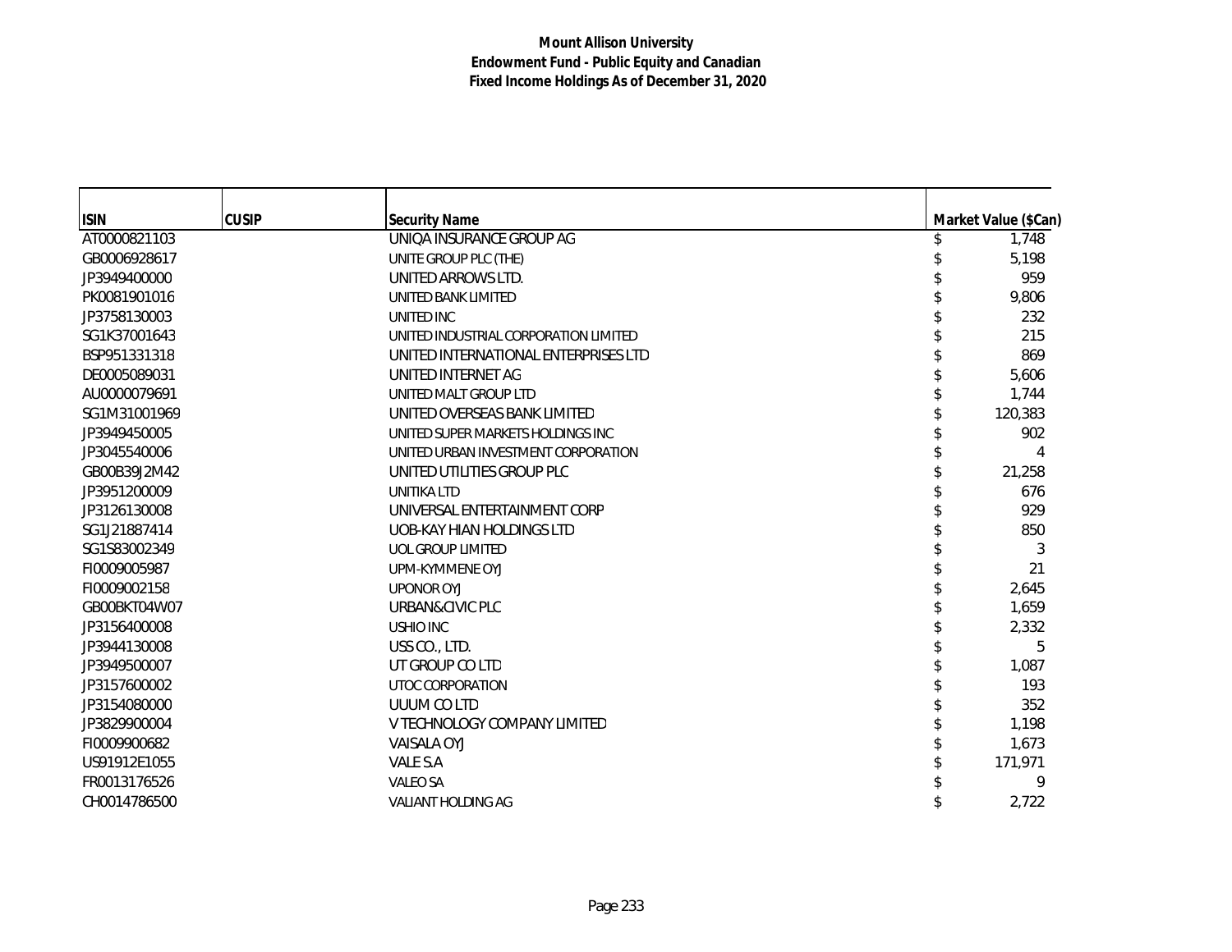**Mount Allison University**
**Endowment Fund - Public Equity and Canadian**
**Fixed Income Holdings As of December 31, 2020**

| ISIN | CUSIP | Security Name | Market Value ($Can) |
|---|---|---|---|
| AT0000821103 | | UNIQA INSURANCE GROUP AG | $ 1,748 |
| GB0006928617 | | UNITE GROUP PLC (THE) | $ 5,198 |
| JP3949400000 | | UNITED ARROWS LTD. | $ 959 |
| PK0081901016 | | UNITED BANK LIMITED | $ 9,806 |
| JP3758130003 | | UNITED INC | $ 232 |
| SG1K37001643 | | UNITED INDUSTRIAL CORPORATION LIMITED | $ 215 |
| BSP951331318 | | UNITED INTERNATIONAL ENTERPRISES LTD | $ 869 |
| DE0005089031 | | UNITED INTERNET AG | $ 5,606 |
| AU0000079691 | | UNITED MALT GROUP LTD | $ 1,744 |
| SG1M31001969 | | UNITED OVERSEAS BANK LIMITED | $ 120,383 |
| JP3949450005 | | UNITED SUPER MARKETS HOLDINGS INC | $ 902 |
| JP3045540006 | | UNITED URBAN INVESTMENT CORPORATION | $ 4 |
| GB00B39J2M42 | | UNITED UTILITIES GROUP PLC | $ 21,258 |
| JP3951200009 | | UNITIKA LTD | $ 676 |
| JP3126130008 | | UNIVERSAL ENTERTAINMENT CORP | $ 929 |
| SG1J21887414 | | UOB-KAY HIAN HOLDINGS LTD | $ 850 |
| SG1S83002349 | | UOL GROUP LIMITED | $ 3 |
| FI0009005987 | | UPM-KYMMENE OYJ | $ 21 |
| FI0009002158 | | UPONOR OYJ | $ 2,645 |
| GB00BKT04W07 | | URBAN&CIVIC PLC | $ 1,659 |
| JP3156400008 | | USHIO INC | $ 2,332 |
| JP3944130008 | | USS CO., LTD. | $ 5 |
| JP3949500007 | | UT GROUP CO LTD | $ 1,087 |
| JP3157600002 | | UTOC CORPORATION | $ 193 |
| JP3154080000 | | UUUM CO LTD | $ 352 |
| JP3829900004 | | V TECHNOLOGY COMPANY LIMITED | $ 1,198 |
| FI0009900682 | | VAISALA OYJ | $ 1,673 |
| US91912E1055 | | VALE S.A | $ 171,971 |
| FR0013176526 | | VALEO SA | $ 9 |
| CH0014786500 | | VALIANT HOLDING AG | $ 2,722 |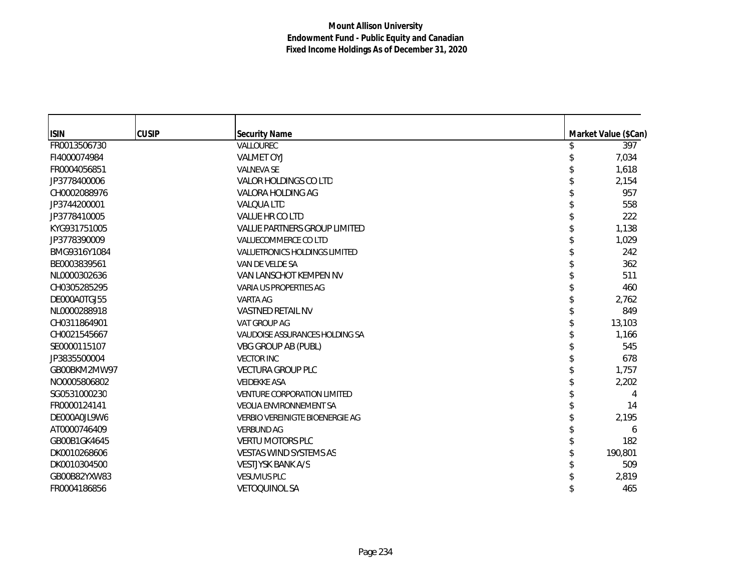# Mount Allison University
## Endowment Fund - Public Equity and Canadian Fixed Income Holdings As of December 31, 2020

| ISIN | CUSIP | Security Name | Market Value ($Can) |
|---|---|---|---|
| FR0013506730 | | VALLOUREC | $ 397 |
| FI4000074984 | | VALMET OYJ | $ 7,034 |
| FR0004056851 | | VALNEVA SE | $ 1,618 |
| JP3778400006 | | VALOR HOLDINGS CO LTD | $ 2,154 |
| CH0002088976 | | VALORA HOLDING AG | $ 957 |
| JP3744200001 | | VALQUA LTD | $ 558 |
| JP3778410005 | | VALUE HR CO LTD | $ 222 |
| KYG931751005 | | VALUE PARTNERS GROUP LIMITED | $ 1,138 |
| JP3778390009 | | VALUECOMMERCE CO LTD | $ 1,029 |
| BMG9316Y1084 | | VALUETRONICS HOLDINGS LIMITED | $ 242 |
| BE0003839561 | | VAN DE VELDE SA | $ 362 |
| NL0000302636 | | VAN LANSCHOT KEMPEN NV | $ 511 |
| CH0305285295 | | VARIA US PROPERTIES AG | $ 460 |
| DE000A0TGJ55 | | VARTA AG | $ 2,762 |
| NL0000288918 | | VASTNED RETAIL NV | $ 849 |
| CH0311864901 | | VAT GROUP AG | $ 13,103 |
| CH0021545667 | | VAUDOISE ASSURANCES HOLDING SA | $ 1,166 |
| SE0000115107 | | VBG GROUP AB (PUBL) | $ 545 |
| JP3835500004 | | VECTOR INC | $ 678 |
| GB00BKM2MW97 | | VECTURA GROUP PLC | $ 1,757 |
| NO0005806802 | | VEIDEKKE ASA | $ 2,202 |
| SG0531000230 | | VENTURE CORPORATION LIMITED | $ 4 |
| FR0000124141 | | VEOLIA ENVIRONNEMENT SA | $ 14 |
| DE000A0JL9W6 | | VERBIO VEREINIGTE BIOENERGIE AG | $ 2,195 |
| AT0000746409 | | VERBUND AG | $ 6 |
| GB00B1GK4645 | | VERTU MOTORS PLC | $ 182 |
| DK0010268606 | | VESTAS WIND SYSTEMS AS | $ 190,801 |
| DK0010304500 | | VESTJYSK BANK A/S | $ 509 |
| GB00B82YXW83 | | VESUVIUS PLC | $ 2,819 |
| FR0004186856 | | VETOQUINOL SA | $ 465 |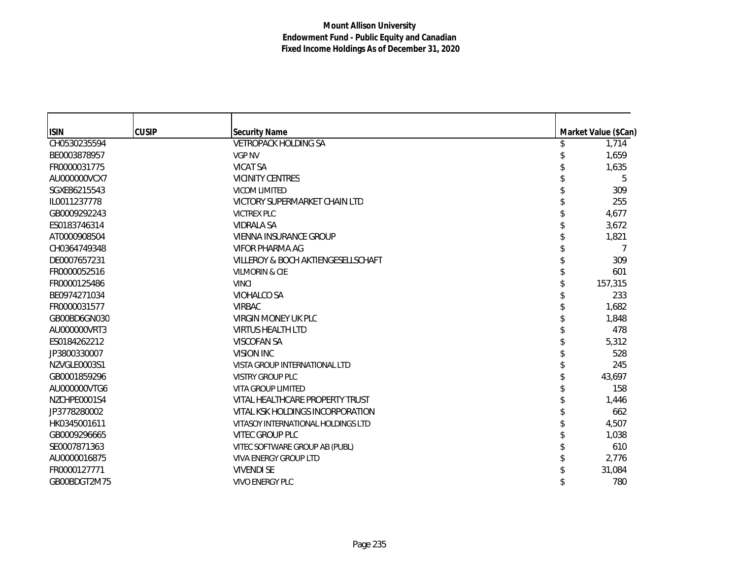**Mount Allison University**
**Endowment Fund - Public Equity and Canadian**
**Fixed Income Holdings As of December 31, 2020**

| ISIN | CUSIP | Security Name | Market Value ($Can) |
|---|---|---|---|
| CH0530235594 | | VETROPACK HOLDING SA | $ 1,714 |
| BE0003878957 | | VGP NV | $ 1,659 |
| FR0000031775 | | VICAT SA | $ 1,635 |
| AU000000VCX7 | | VICINITY CENTRES | $ 5 |
| SGXE86215543 | | VICOM LIMITED | $ 309 |
| IL0011237778 | | VICTORY SUPERMARKET CHAIN LTD | $ 255 |
| GB0009292243 | | VICTREX PLC | $ 4,677 |
| ES0183746314 | | VIDRALA SA | $ 3,672 |
| AT0000908504 | | VIENNA INSURANCE GROUP | $ 1,821 |
| CH0364749348 | | VIFOR PHARMA AG | $ 7 |
| DE0007657231 | | VILLEROY & BOCH AKTIENGESELLSCHAFT | $ 309 |
| FR0000052516 | | VILMORIN & CIE | $ 601 |
| FR0000125486 | | VINCI | $ 157,315 |
| BE0974271034 | | VIOHALCO SA | $ 233 |
| FR0000031577 | | VIRBAC | $ 1,682 |
| GB00BD6GN030 | | VIRGIN MONEY UK PLC | $ 1,848 |
| AU000000VRT3 | | VIRTUS HEALTH LTD | $ 478 |
| ES0184262212 | | VISCOFAN SA | $ 5,312 |
| JP3800330007 | | VISION INC | $ 528 |
| NZVGLE0003S1 | | VISTA GROUP INTERNATIONAL LTD | $ 245 |
| GB0001859296 | | VISTRY GROUP PLC | $ 43,697 |
| AU000000VTG6 | | VITA GROUP LIMITED | $ 158 |
| NZCHPE0001S4 | | VITAL HEALTHCARE PROPERTY TRUST | $ 1,446 |
| JP3778280002 | | VITAL KSK HOLDINGS INCORPORATION | $ 662 |
| HK0345001611 | | VITASOY INTERNATIONAL HOLDINGS LTD | $ 4,507 |
| GB0009296665 | | VITEC GROUP PLC | $ 1,038 |
| SE0007871363 | | VITEC SOFTWARE GROUP AB (PUBL) | $ 610 |
| AU0000016875 | | VIVA ENERGY GROUP LTD | $ 2,776 |
| FR0000127771 | | VIVENDI SE | $ 31,084 |
| GB00BDGT2M75 | | VIVO ENERGY PLC | $ 780 |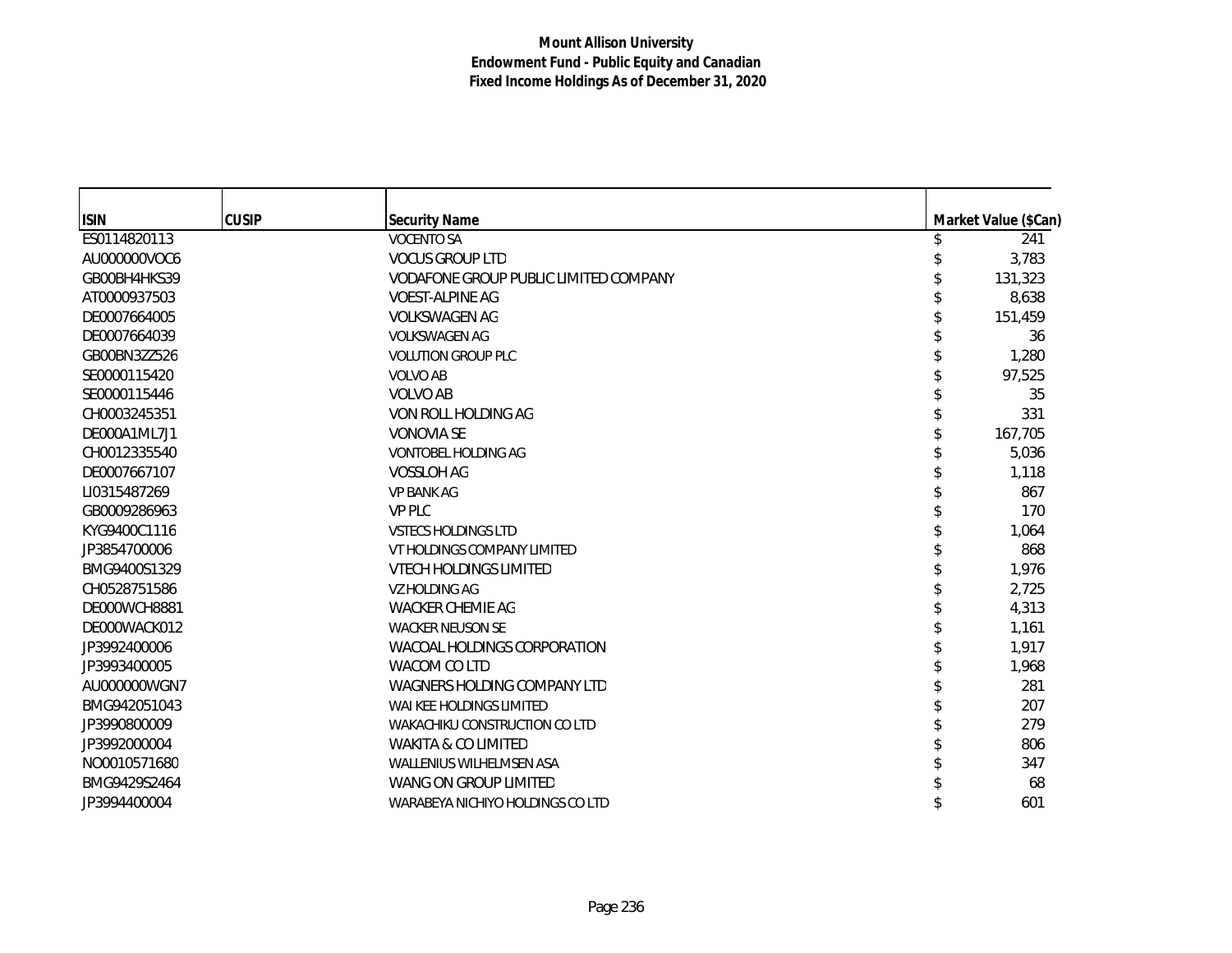**Mount Allison University**
**Endowment Fund - Public Equity and Canadian**
**Fixed Income Holdings As of December 31, 2020**

| ISIN | CUSIP | Security Name | Market Value ($Can) |
|---|---|---|---|
| ES0114820113 | | VOCENTO SA | $ 241 |
| AU000000VOC6 | | VOCUS GROUP LTD | $ 3,783 |
| GB00BH4HKS39 | | VODAFONE GROUP PUBLIC LIMITED COMPANY | $ 131,323 |
| AT0000937503 | | VOEST-ALPINE AG | $ 8,638 |
| DE0007664005 | | VOLKSWAGEN AG | $ 151,459 |
| DE0007664039 | | VOLKSWAGEN AG | $ 36 |
| GB00BN3ZZ526 | | VOLUTION GROUP PLC | $ 1,280 |
| SE0000115420 | | VOLVO AB | $ 97,525 |
| SE0000115446 | | VOLVO AB | $ 35 |
| CH0003245351 | | VON ROLL HOLDING AG | $ 331 |
| DE000A1ML7J1 | | VONOVIA SE | $ 167,705 |
| CH0012335540 | | VONTOBEL HOLDING AG | $ 5,036 |
| DE0007667107 | | VOSSLOH AG | $ 1,118 |
| LI0315487269 | | VP BANK AG | $ 867 |
| GB0009286963 | | VP PLC | $ 170 |
| KYG9400C1116 | | VSTECS HOLDINGS LTD | $ 1,064 |
| JP3854700006 | | VT HOLDINGS COMPANY LIMITED | $ 868 |
| BMG9400S1329 | | VTECH HOLDINGS LIMITED | $ 1,976 |
| CH0528751586 | | VZ HOLDING AG | $ 2,725 |
| DE000WCH8881 | | WACKER CHEMIE AG | $ 4,313 |
| DE000WACK012 | | WACKER NEUSON SE | $ 1,161 |
| JP3992400006 | | WACOAL HOLDINGS CORPORATION | $ 1,917 |
| JP3993400005 | | WACOM CO LTD | $ 1,968 |
| AU000000WGN7 | | WAGNERS HOLDING COMPANY LTD | $ 281 |
| BMG942051043 | | WAI KEE HOLDINGS LIMITED | $ 207 |
| JP3990800009 | | WAKACHIKU CONSTRUCTION CO LTD | $ 279 |
| JP3992000004 | | WAKITA & CO LIMITED | $ 806 |
| NO0010571680 | | WALLENIUS WILHELMSEN ASA | $ 347 |
| BMG9429S2464 | | WANG ON GROUP LIMITED | $ 68 |
| JP3994400004 | | WARABEYA NICHIYO HOLDINGS CO LTD | $ 601 |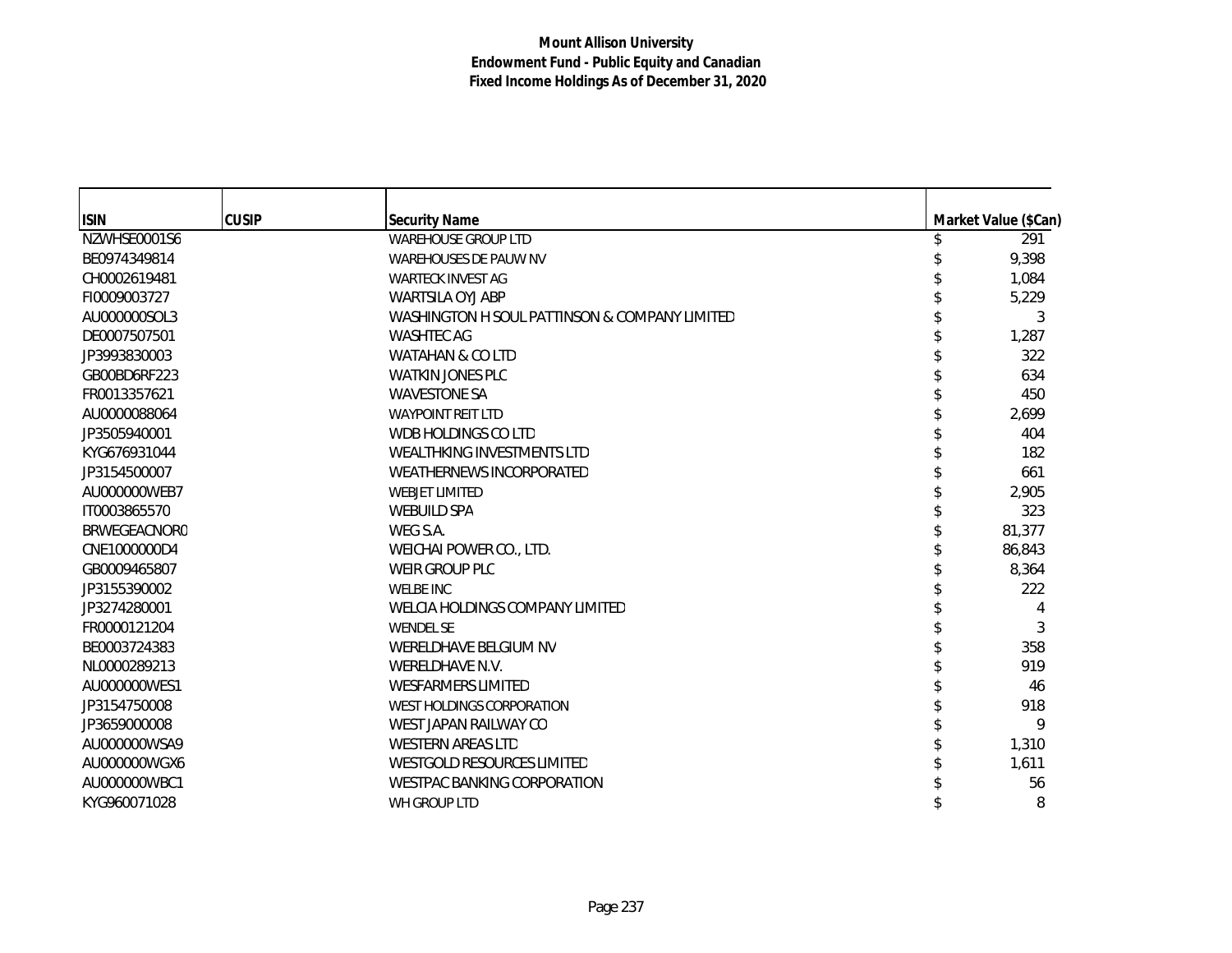**Mount Allison University**
**Endowment Fund - Public Equity and Canadian**
**Fixed Income Holdings As of December 31, 2020**

| ISIN | CUSIP | Security Name | Market Value ($Can) |
|---|---|---|---|
| NZWHSE0001S6 | | WAREHOUSE GROUP LTD | $ 291 |
| BE0974349814 | | WAREHOUSES DE PAUW NV | $ 9,398 |
| CH0002619481 | | WARTECK INVEST AG | $ 1,084 |
| FI0009003727 | | WARTSILA OYJ ABP | $ 5,229 |
| AU000000SOL3 | | WASHINGTON H SOUL PATTINSON & COMPANY LIMITED | $ 3 |
| DE0007507501 | | WASHTEC AG | $ 1,287 |
| JP3993830003 | | WATAHAN & CO LTD | $ 322 |
| GB00BD6RF223 | | WATKIN JONES PLC | $ 634 |
| FR0013357621 | | WAVESTONE SA | $ 450 |
| AU0000088064 | | WAYPOINT REIT LTD | $ 2,699 |
| JP3505940001 | | WDB HOLDINGS CO LTD | $ 404 |
| KYG676931044 | | WEALTHKING INVESTMENTS LTD | $ 182 |
| JP3154500007 | | WEATHERNEWS INCORPORATED | $ 661 |
| AU000000WEB7 | | WEBJET LIMITED | $ 2,905 |
| IT0003865570 | | WEBUILD SPA | $ 323 |
| BRWEGEACNOR0 | | WEG S.A. | $ 81,377 |
| CNE1000000D4 | | WEICHAI POWER CO., LTD. | $ 86,843 |
| GB0009465807 | | WEIR GROUP PLC | $ 8,364 |
| JP3155390002 | | WELBE INC | $ 222 |
| JP3274280001 | | WELCIA HOLDINGS COMPANY LIMITED | $ 4 |
| FR0000121204 | | WENDEL SE | $ 3 |
| BE0003724383 | | WERELDHAVE BELGIUM NV | $ 358 |
| NL0000289213 | | WERELDHAVE N.V. | $ 919 |
| AU000000WES1 | | WESFARMERS LIMITED | $ 46 |
| JP3154750008 | | WEST HOLDINGS CORPORATION | $ 918 |
| JP3659000008 | | WEST JAPAN RAILWAY CO | $ 9 |
| AU000000WSA9 | | WESTERN AREAS LTD | $ 1,310 |
| AU000000WGX6 | | WESTGOLD RESOURCES LIMITED | $ 1,611 |
| AU000000WBC1 | | WESTPAC BANKING CORPORATION | $ 56 |
| KYG960071028 | | WH GROUP LTD | $ 8 |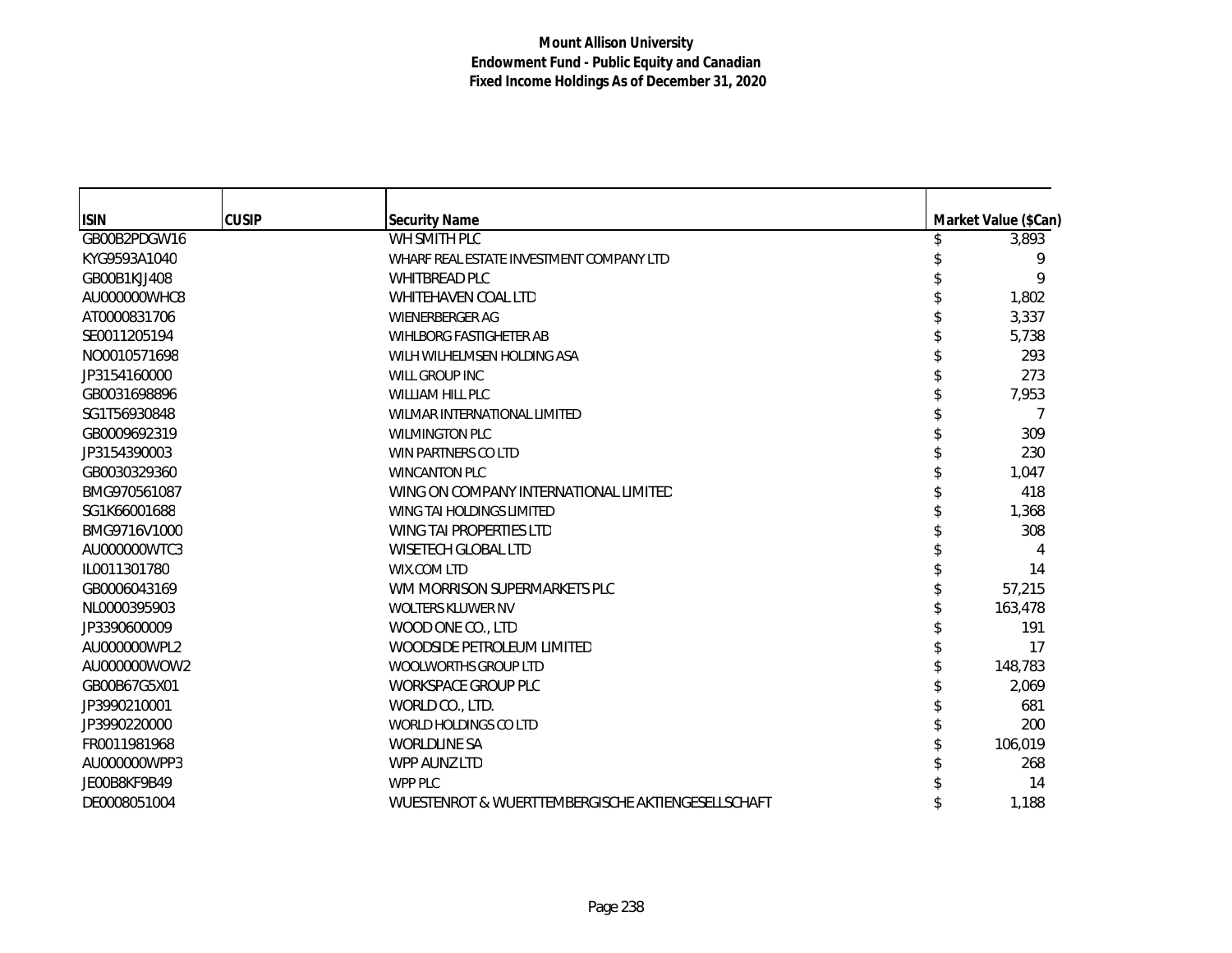**Mount Allison University**
**Endowment Fund - Public Equity and Canadian**
**Fixed Income Holdings As of December 31, 2020**

| ISIN | CUSIP | Security Name | Market Value ($Can) |
|---|---|---|---|
| GB00B2PDGW16 | | WH SMITH PLC | $ 3,893 |
| KYG9593A1040 | | WHARF REAL ESTATE INVESTMENT COMPANY LTD | $ 9 |
| GB00B1KJJ408 | | WHITBREAD PLC | $ 9 |
| AU000000WHC8 | | WHITEHAVEN COAL LTD | $ 1,802 |
| AT0000831706 | | WIENERBERGER AG | $ 3,337 |
| SE0011205194 | | WIHLBORG FASTIGHETER AB | $ 5,738 |
| NO0010571698 | | WILH WILHELMSEN HOLDING ASA | $ 293 |
| JP3154160000 | | WILL GROUP INC | $ 273 |
| GB0031698896 | | WILLIAM HILL PLC | $ 7,953 |
| SG1T56930848 | | WILMAR INTERNATIONAL LIMITED | $ 7 |
| GB0009692319 | | WILMINGTON PLC | $ 309 |
| JP3154390003 | | WIN PARTNERS CO LTD | $ 230 |
| GB0030329360 | | WINCANTON PLC | $ 1,047 |
| BMG970561087 | | WING ON COMPANY INTERNATIONAL LIMITED | $ 418 |
| SG1K66001688 | | WING TAI HOLDINGS LIMITED | $ 1,368 |
| BMG9716V1000 | | WING TAI PROPERTIES LTD | $ 308 |
| AU000000WTC3 | | WISETECH GLOBAL LTD | $ 4 |
| IL0011301780 | | WIX.COM LTD | $ 14 |
| GB0006043169 | | WM MORRISON SUPERMARKETS PLC | $ 57,215 |
| NL0000395903 | | WOLTERS KLUWER NV | $ 163,478 |
| JP3390600009 | | WOOD ONE CO., LTD | $ 191 |
| AU000000WPL2 | | WOODSIDE PETROLEUM LIMITED | $ 17 |
| AU000000WOW2 | | WOOLWORTHS GROUP LTD | $ 148,783 |
| GB00B67G5X01 | | WORKSPACE GROUP PLC | $ 2,069 |
| JP3990210001 | | WORLD CO., LTD. | $ 681 |
| JP3990220000 | | WORLD HOLDINGS CO LTD | $ 200 |
| FR0011981968 | | WORLDLINE SA | $ 106,019 |
| AU000000WPP3 | | WPP AUNZ LTD | $ 268 |
| JE00B8KF9B49 | | WPP PLC | $ 14 |
| DE0008051004 | | WUESTENROT & WUERTTEMBERGISCHE AKTIENGESELLSCHAFT | $ 1,188 |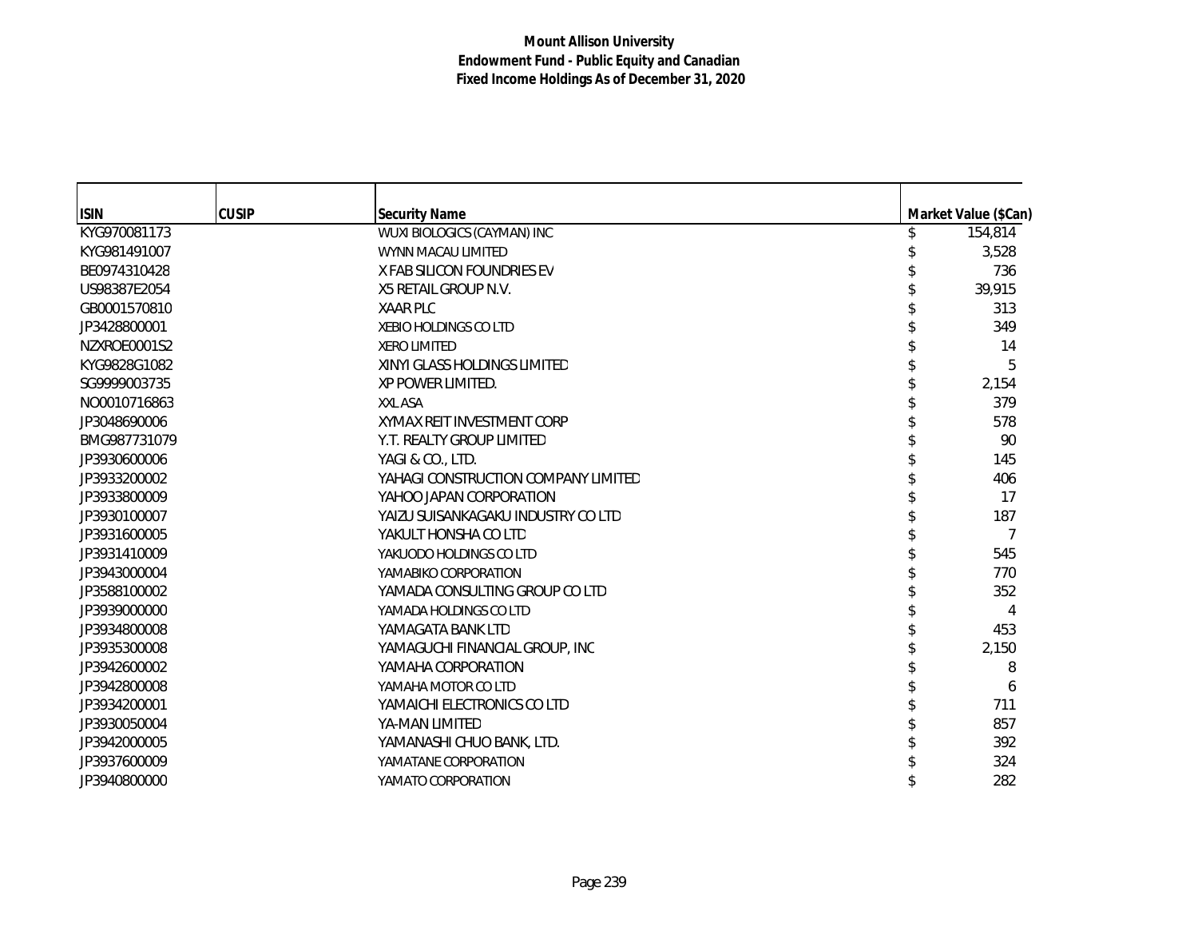**Mount Allison University**
**Endowment Fund - Public Equity and Canadian**
**Fixed Income Holdings As of December 31, 2020**

| ISIN | CUSIP | Security Name | Market Value ($Can) |
|---|---|---|---|
| KYG970081173 | | WUXI BIOLOGICS (CAYMAN) INC | $ 154,814 |
| KYG981491007 | | WYNN MACAU LIMITED | $ 3,528 |
| BE0974310428 | | X FAB SILICON FOUNDRIES EV | $ 736 |
| US98387E2054 | | X5 RETAIL GROUP N.V. | $ 39,915 |
| GB0001570810 | | XAAR PLC | $ 313 |
| JP3428800001 | | XEBIO HOLDINGS CO LTD | $ 349 |
| NZXROE0001S2 | | XERO LIMITED | $ 14 |
| KYG9828G1082 | | XINYI GLASS HOLDINGS LIMITED | $ 5 |
| SG9999003735 | | XP POWER LIMITED. | $ 2,154 |
| NO0010716863 | | XXL ASA | $ 379 |
| JP3048690006 | | XYMAX REIT INVESTMENT CORP | $ 578 |
| BMG987731079 | | Y.T. REALTY GROUP LIMITED | $ 90 |
| JP3930600006 | | YAGI & CO., LTD. | $ 145 |
| JP3933200002 | | YAHAGI CONSTRUCTION COMPANY LIMITED | $ 406 |
| JP3933800009 | | YAHOO JAPAN CORPORATION | $ 17 |
| JP3930100007 | | YAIZU SUISANKAGAKU INDUSTRY CO LTD | $ 187 |
| JP3931600005 | | YAKULT HONSHA CO LTD | $ 7 |
| JP3931410009 | | YAKUODO HOLDINGS CO LTD | $ 545 |
| JP3943000004 | | YAMABIKO CORPORATION | $ 770 |
| JP3588100002 | | YAMADA CONSULTING GROUP CO LTD | $ 352 |
| JP3939000000 | | YAMADA HOLDINGS CO LTD | $ 4 |
| JP3934800008 | | YAMAGATA BANK LTD | $ 453 |
| JP3935300008 | | YAMAGUCHI FINANCIAL GROUP, INC | $ 2,150 |
| JP3942600002 | | YAMAHA CORPORATION | $ 8 |
| JP3942800008 | | YAMAHA MOTOR CO LTD | $ 6 |
| JP3934200001 | | YAMAICHI ELECTRONICS CO LTD | $ 711 |
| JP3930050004 | | YA-MAN LIMITED | $ 857 |
| JP3942000005 | | YAMANASHI CHUO BANK, LTD. | $ 392 |
| JP3937600009 | | YAMATANE CORPORATION | $ 324 |
| JP3940800000 | | YAMATO CORPORATION | $ 282 |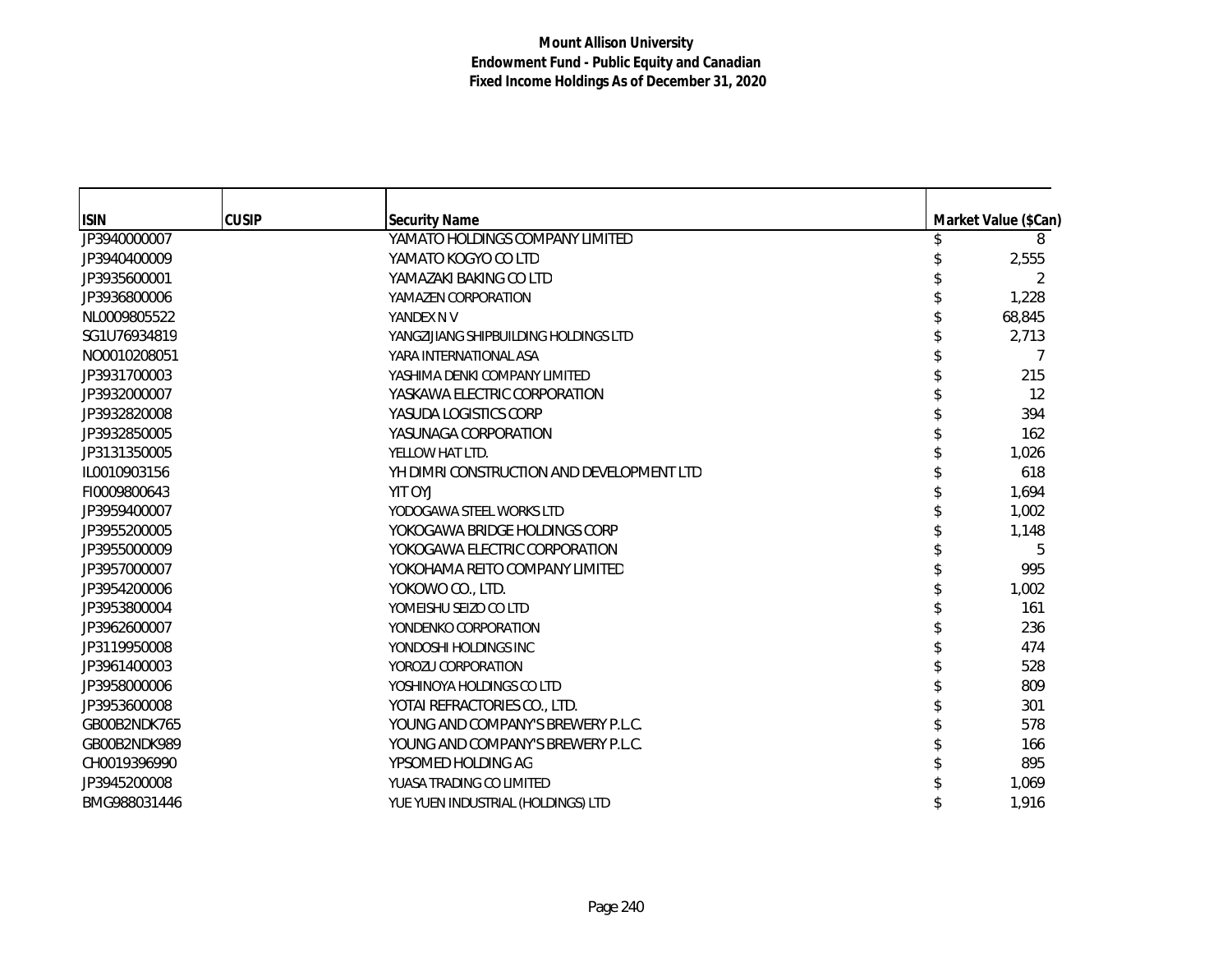**Mount Allison University**
**Endowment Fund - Public Equity and Canadian**
**Fixed Income Holdings As of December 31, 2020**

| ISIN | CUSIP | Security Name | Market Value ($Can) |
|---|---|---|---|
| JP3940000007 | | YAMATO HOLDINGS COMPANY LIMITED | $ 8 |
| JP3940400009 | | YAMATO KOGYO CO LTD | $ 2,555 |
| JP3935600001 | | YAMAZAKI BAKING CO LTD | $ 2 |
| JP3936800006 | | YAMAZEN CORPORATION | $ 1,228 |
| NL0009805522 | | YANDEX N V | $ 68,845 |
| SG1U76934819 | | YANGZIJIANG SHIPBUILDING HOLDINGS LTD | $ 2,713 |
| NO0010208051 | | YARA INTERNATIONAL ASA | $ 7 |
| JP3931700003 | | YASHIMA DENKI COMPANY LIMITED | $ 215 |
| JP3932000007 | | YASKAWA ELECTRIC CORPORATION | $ 12 |
| JP3932820008 | | YASUDA LOGISTICS CORP | $ 394 |
| JP3932850005 | | YASUNAGA CORPORATION | $ 162 |
| JP3131350005 | | YELLOW HAT LTD. | $ 1,026 |
| IL0010903156 | | YH DIMRI CONSTRUCTION AND DEVELOPMENT LTD | $ 618 |
| FI0009800643 | | YIT OYJ | $ 1,694 |
| JP3959400007 | | YODOGAWA STEEL WORKS LTD | $ 1,002 |
| JP3955200005 | | YOKOGAWA BRIDGE HOLDINGS CORP | $ 1,148 |
| JP3955000009 | | YOKOGAWA ELECTRIC CORPORATION | $ 5 |
| JP3957000007 | | YOKOHAMA REITO COMPANY LIMITED | $ 995 |
| JP3954200006 | | YOKOWO CO., LTD. | $ 1,002 |
| JP3953800004 | | YOMEISHU SEIZO CO LTD | $ 161 |
| JP3962600007 | | YONDENKO CORPORATION | $ 236 |
| JP3119950008 | | YONDOSHI HOLDINGS INC | $ 474 |
| JP3961400003 | | YOROZU CORPORATION | $ 528 |
| JP3958000006 | | YOSHINOYA HOLDINGS CO LTD | $ 809 |
| JP3953600008 | | YOTAI REFRACTORIES CO., LTD. | $ 301 |
| GB00B2NDK765 | | YOUNG AND COMPANY'S BREWERY P.L.C. | $ 578 |
| GB00B2NDK989 | | YOUNG AND COMPANY'S BREWERY P.L.C. | $ 166 |
| CH0019396990 | | YPSOMED HOLDING AG | $ 895 |
| JP3945200008 | | YUASA TRADING CO LIMITED | $ 1,069 |
| BMG988031446 | | YUE YUEN INDUSTRIAL (HOLDINGS) LTD | $ 1,916 |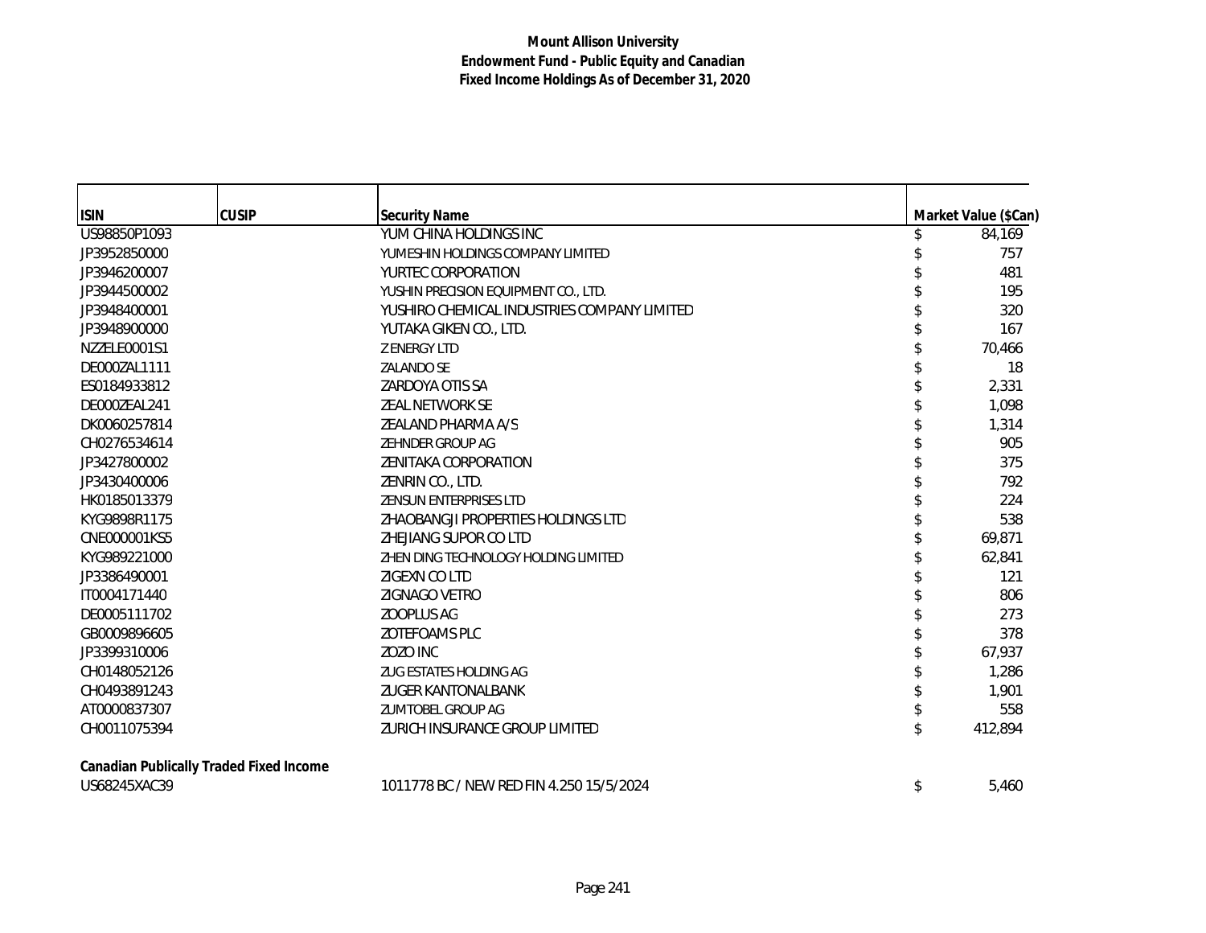**Mount Allison University**
**Endowment Fund - Public Equity and Canadian**
**Fixed Income Holdings As of December 31, 2020**

| ISIN | CUSIP | Security Name | Market Value ($Can) |
|---|---|---|---|
| US98850P1093 | | YUM CHINA HOLDINGS INC | $ 84,169 |
| JP3952850000 | | YUMESHIN HOLDINGS COMPANY LIMITED | $ 757 |
| JP3946200007 | | YURTEC CORPORATION | $ 481 |
| JP3944500002 | | YUSHIN PRECISION EQUIPMENT CO., LTD. | $ 195 |
| JP3948400001 | | YUSHIRO CHEMICAL INDUSTRIES COMPANY LIMITED | $ 320 |
| JP3948900000 | | YUTAKA GIKEN CO., LTD. | $ 167 |
| NZZELE0001S1 | | Z ENERGY LTD | $ 70,466 |
| DE000ZAL1111 | | ZALANDO SE | $ 18 |
| ES0184933812 | | ZARDOYA OTIS SA | $ 2,331 |
| DE000ZEAL241 | | ZEAL NETWORK SE | $ 1,098 |
| DK0060257814 | | ZEALAND PHARMA A/S | $ 1,314 |
| CH0276534614 | | ZEHNDER GROUP AG | $ 905 |
| JP3427800002 | | ZENITAKA CORPORATION | $ 375 |
| JP3430400006 | | ZENRIN CO., LTD. | $ 792 |
| HK0185013379 | | ZENSUN ENTERPRISES LTD | $ 224 |
| KYG9898R1175 | | ZHAOBANGJI PROPERTIES HOLDINGS LTD | $ 538 |
| CNE000001KS5 | | ZHEJIANG SUPOR CO LTD | $ 69,871 |
| KYG989221000 | | ZHEN DING TECHNOLOGY HOLDING LIMITED | $ 62,841 |
| JP3386490001 | | ZIGEXN CO LTD | $ 121 |
| IT0004171440 | | ZIGNAGO VETRO | $ 806 |
| DE0005111702 | | ZOOPLUS AG | $ 273 |
| GB0009896605 | | ZOTEFOAMS PLC | $ 378 |
| JP3399310006 | | ZOZO INC | $ 67,937 |
| CH0148052126 | | ZUG ESTATES HOLDING AG | $ 1,286 |
| CH0493891243 | | ZUGER KANTONALBANK | $ 1,901 |
| AT0000837307 | | ZUMTOBEL GROUP AG | $ 558 |
| CH0011075394 | | ZURICH INSURANCE GROUP LIMITED | $ 412,894 |
| **Canadian Publically Traded Fixed Income** | | | |
| US68245XAC39 | | 1011778 BC / NEW RED FIN 4.250 15/5/2024 | $ 5,460 |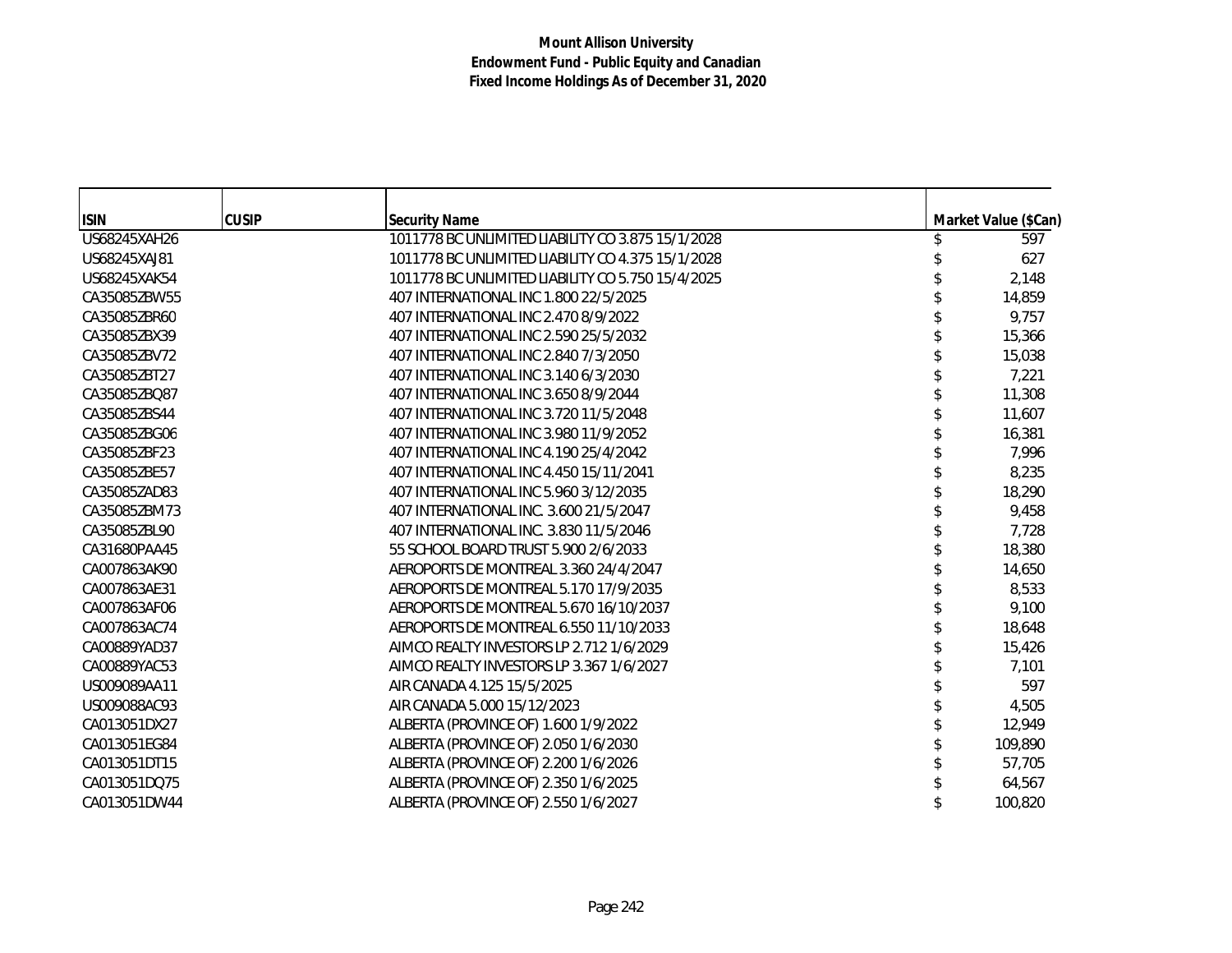**Mount Allison University**
**Endowment Fund - Public Equity and Canadian**
**Fixed Income Holdings As of December 31, 2020**

| ISIN | CUSIP | Security Name | Market Value ($Can) |
|---|---|---|---|
| US68245XAH26 | | 1011778 BC UNLIMITED LIABILITY CO 3.875 15/1/2028 | $ 597 |
| US68245XAJ81 | | 1011778 BC UNLIMITED LIABILITY CO 4.375 15/1/2028 | $ 627 |
| US68245XAK54 | | 1011778 BC UNLIMITED LIABILITY CO 5.750 15/4/2025 | $ 2,148 |
| CA35085ZBW55 | | 407 INTERNATIONAL INC 1.800 22/5/2025 | $ 14,859 |
| CA35085ZBR60 | | 407 INTERNATIONAL INC 2.470 8/9/2022 | $ 9,757 |
| CA35085ZBX39 | | 407 INTERNATIONAL INC 2.590 25/5/2032 | $ 15,366 |
| CA35085ZBV72 | | 407 INTERNATIONAL INC 2.840 7/3/2050 | $ 15,038 |
| CA35085ZBT27 | | 407 INTERNATIONAL INC 3.140 6/3/2030 | $ 7,221 |
| CA35085ZBQ87 | | 407 INTERNATIONAL INC 3.650 8/9/2044 | $ 11,308 |
| CA35085ZBS44 | | 407 INTERNATIONAL INC 3.720 11/5/2048 | $ 11,607 |
| CA35085ZBG06 | | 407 INTERNATIONAL INC 3.980 11/9/2052 | $ 16,381 |
| CA35085ZBF23 | | 407 INTERNATIONAL INC 4.190 25/4/2042 | $ 7,996 |
| CA35085ZBE57 | | 407 INTERNATIONAL INC 4.450 15/11/2041 | $ 8,235 |
| CA35085ZAD83 | | 407 INTERNATIONAL INC 5.960 3/12/2035 | $ 18,290 |
| CA35085ZBM73 | | 407 INTERNATIONAL INC. 3.600 21/5/2047 | $ 9,458 |
| CA35085ZBL90 | | 407 INTERNATIONAL INC. 3.830 11/5/2046 | $ 7,728 |
| CA31680PAA45 | | 55 SCHOOL BOARD TRUST 5.900 2/6/2033 | $ 18,380 |
| CA007863AK90 | | AEROPORTS DE MONTREAL 3.360 24/4/2047 | $ 14,650 |
| CA007863AE31 | | AEROPORTS DE MONTREAL 5.170 17/9/2035 | $ 8,533 |
| CA007863AF06 | | AEROPORTS DE MONTREAL 5.670 16/10/2037 | $ 9,100 |
| CA007863AC74 | | AEROPORTS DE MONTREAL 6.550 11/10/2033 | $ 18,648 |
| CA00889YAD37 | | AIMCO REALTY INVESTORS LP 2.712 1/6/2029 | $ 15,426 |
| CA00889YAC53 | | AIMCO REALTY INVESTORS LP 3.367 1/6/2027 | $ 7,101 |
| US009089AA11 | | AIR CANADA 4.125 15/5/2025 | $ 597 |
| US009088AC93 | | AIR CANADA 5.000 15/12/2023 | $ 4,505 |
| CA013051DX27 | | ALBERTA (PROVINCE OF) 1.600 1/9/2022 | $ 12,949 |
| CA013051EG84 | | ALBERTA (PROVINCE OF) 2.050 1/6/2030 | $ 109,890 |
| CA013051DT15 | | ALBERTA (PROVINCE OF) 2.200 1/6/2026 | $ 57,705 |
| CA013051DQ75 | | ALBERTA (PROVINCE OF) 2.350 1/6/2025 | $ 64,567 |
| CA013051DW44 | | ALBERTA (PROVINCE OF) 2.550 1/6/2027 | $ 100,820 |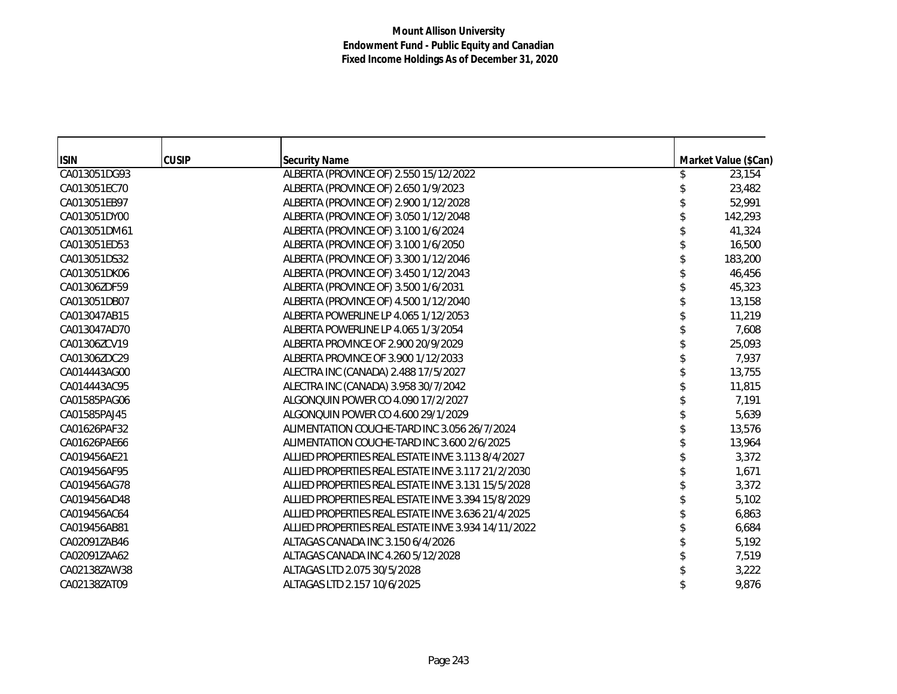**Mount Allison University**
**Endowment Fund - Public Equity and Canadian**
**Fixed Income Holdings As of December 31, 2020**

| ISIN | CUSIP | Security Name | Market Value ($Can) |
|---|---|---|---|
| CA013051DG93 | | ALBERTA (PROVINCE OF) 2.550 15/12/2022 | $ 23,154 |
| CA013051EC70 | | ALBERTA (PROVINCE OF) 2.650 1/9/2023 | $ 23,482 |
| CA013051EB97 | | ALBERTA (PROVINCE OF) 2.900 1/12/2028 | $ 52,991 |
| CA013051DY00 | | ALBERTA (PROVINCE OF) 3.050 1/12/2048 | $ 142,293 |
| CA013051DM61 | | ALBERTA (PROVINCE OF) 3.100 1/6/2024 | $ 41,324 |
| CA013051ED53 | | ALBERTA (PROVINCE OF) 3.100 1/6/2050 | $ 16,500 |
| CA013051DS32 | | ALBERTA (PROVINCE OF) 3.300 1/12/2046 | $ 183,200 |
| CA013051DK06 | | ALBERTA (PROVINCE OF) 3.450 1/12/2043 | $ 46,456 |
| CA01306ZDF59 | | ALBERTA (PROVINCE OF) 3.500 1/6/2031 | $ 45,323 |
| CA013051DB07 | | ALBERTA (PROVINCE OF) 4.500 1/12/2040 | $ 13,158 |
| CA013047AB15 | | ALBERTA POWERLINE LP 4.065 1/12/2053 | $ 11,219 |
| CA013047AD70 | | ALBERTA POWERLINE LP 4.065 1/3/2054 | $ 7,608 |
| CA01306ZCV19 | | ALBERTA PROVINCE OF 2.900 20/9/2029 | $ 25,093 |
| CA01306ZDC29 | | ALBERTA PROVINCE OF 3.900 1/12/2033 | $ 7,937 |
| CA014443AG00 | | ALECTRA INC (CANADA) 2.488 17/5/2027 | $ 13,755 |
| CA014443AC95 | | ALECTRA INC (CANADA) 3.958 30/7/2042 | $ 11,815 |
| CA01585PAG06 | | ALGONQUIN POWER CO 4.090 17/2/2027 | $ 7,191 |
| CA01585PAJ45 | | ALGONQUIN POWER CO 4.600 29/1/2029 | $ 5,639 |
| CA01626PAF32 | | ALIMENTATION COUCHE-TARD INC 3.056 26/7/2024 | $ 13,576 |
| CA01626PAE66 | | ALIMENTATION COUCHE-TARD INC 3.600 2/6/2025 | $ 13,964 |
| CA019456AE21 | | ALLIED PROPERTIES REAL ESTATE INVE 3.113 8/4/2027 | $ 3,372 |
| CA019456AF95 | | ALLIED PROPERTIES REAL ESTATE INVE 3.117 21/2/2030 | $ 1,671 |
| CA019456AG78 | | ALLIED PROPERTIES REAL ESTATE INVE 3.131 15/5/2028 | $ 3,372 |
| CA019456AD48 | | ALLIED PROPERTIES REAL ESTATE INVE 3.394 15/8/2029 | $ 5,102 |
| CA019456AC64 | | ALLIED PROPERTIES REAL ESTATE INVE 3.636 21/4/2025 | $ 6,863 |
| CA019456AB81 | | ALLIED PROPERTIES REAL ESTATE INVE 3.934 14/11/2022 | $ 6,684 |
| CA02091ZAB46 | | ALTAGAS CANADA INC 3.150 6/4/2026 | $ 5,192 |
| CA02091ZAA62 | | ALTAGAS CANADA INC 4.260 5/12/2028 | $ 7,519 |
| CA02138ZAW38 | | ALTAGAS LTD 2.075 30/5/2028 | $ 3,222 |
| CA02138ZAT09 | | ALTAGAS LTD 2.157 10/6/2025 | $ 9,876 |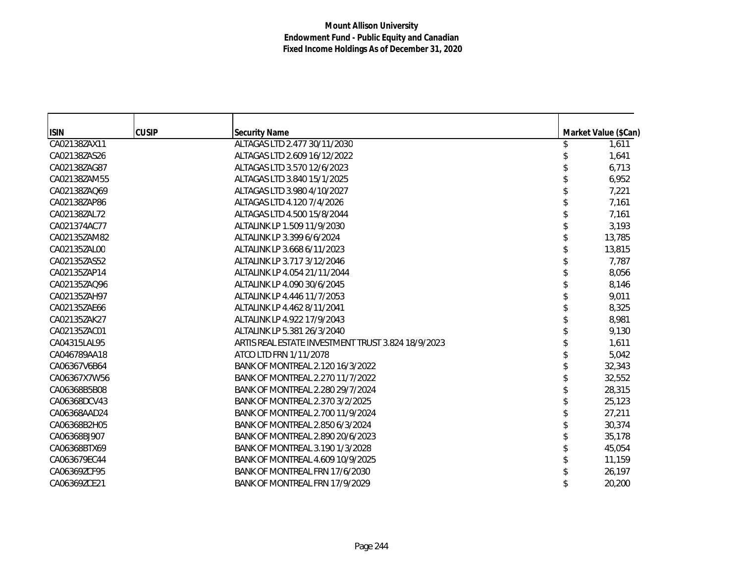**Mount Allison University**
**Endowment Fund - Public Equity and Canadian Fixed Income Holdings As of December 31, 2020**

| ISIN | CUSIP | Security Name | Market Value ($Can) |
|---|---|---|---|
| CA02138ZAX11 | | ALTAGAS LTD 2.477 30/11/2030 | $ 1,611 |
| CA02138ZAS26 | | ALTAGAS LTD 2.609 16/12/2022 | $ 1,641 |
| CA02138ZAG87 | | ALTAGAS LTD 3.570 12/6/2023 | $ 6,713 |
| CA02138ZAM55 | | ALTAGAS LTD 3.840 15/1/2025 | $ 6,952 |
| CA02138ZAQ69 | | ALTAGAS LTD 3.980 4/10/2027 | $ 7,221 |
| CA02138ZAP86 | | ALTAGAS LTD 4.120 7/4/2026 | $ 7,161 |
| CA02138ZAL72 | | ALTAGAS LTD 4.500 15/8/2044 | $ 7,161 |
| CA021374AC77 | | ALTALINK LP 1.509 11/9/2030 | $ 3,193 |
| CA02135ZAM82 | | ALTALINK LP 3.399 6/6/2024 | $ 13,785 |
| CA02135ZAL00 | | ALTALINK LP 3.668 6/11/2023 | $ 13,815 |
| CA02135ZAS52 | | ALTALINK LP 3.717 3/12/2046 | $ 7,787 |
| CA02135ZAP14 | | ALTALINK LP 4.054 21/11/2044 | $ 8,056 |
| CA02135ZAQ96 | | ALTALINK LP 4.090 30/6/2045 | $ 8,146 |
| CA02135ZAH97 | | ALTALINK LP 4.446 11/7/2053 | $ 9,011 |
| CA02135ZAE66 | | ALTALINK LP 4.462 8/11/2041 | $ 8,325 |
| CA02135ZAK27 | | ALTALINK LP 4.922 17/9/2043 | $ 8,981 |
| CA02135ZAC01 | | ALTALINK LP 5.381 26/3/2040 | $ 9,130 |
| CA04315LAL95 | | ARTIS REAL ESTATE INVESTMENT TRUST 3.824 18/9/2023 | $ 1,611 |
| CA046789AA18 | | ATCO LTD FRN 1/11/2078 | $ 5,042 |
| CA06367V6B64 | | BANK OF MONTREAL 2.120 16/3/2022 | $ 32,343 |
| CA06367X7W56 | | BANK OF MONTREAL 2.270 11/7/2022 | $ 32,552 |
| CA06368B5B08 | | BANK OF MONTREAL 2.280 29/7/2024 | $ 28,315 |
| CA06368DCV43 | | BANK OF MONTREAL 2.370 3/2/2025 | $ 25,123 |
| CA06368AAD24 | | BANK OF MONTREAL 2.700 11/9/2024 | $ 27,211 |
| CA06368B2H05 | | BANK OF MONTREAL 2.850 6/3/2024 | $ 30,374 |
| CA06368BJ907 | | BANK OF MONTREAL 2.890 20/6/2023 | $ 35,178 |
| CA06368BTX69 | | BANK OF MONTREAL 3.190 1/3/2028 | $ 45,054 |
| CA063679EC44 | | BANK OF MONTREAL 4.609 10/9/2025 | $ 11,159 |
| CA06369ZCF95 | | BANK OF MONTREAL FRN 17/6/2030 | $ 26,197 |
| CA06369ZCE21 | | BANK OF MONTREAL FRN 17/9/2029 | $ 20,200 |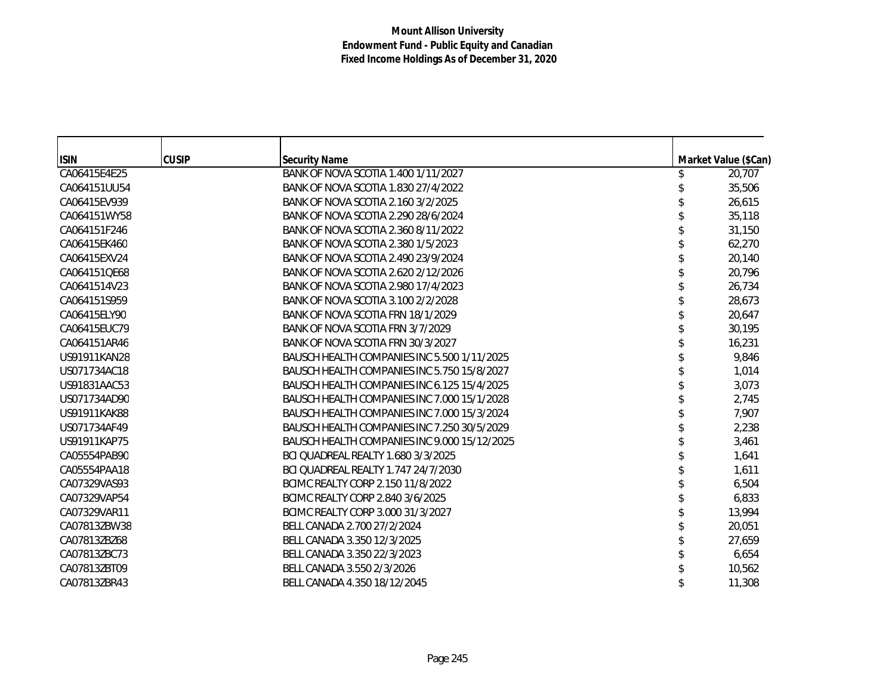**Mount Allison University**
**Endowment Fund - Public Equity and Canadian**
**Fixed Income Holdings As of December 31, 2020**

| ISIN | CUSIP | Security Name | Market Value ($Can) |
|---|---|---|---|
| CA06415E4E25 | | BANK OF NOVA SCOTIA 1.400 1/11/2027 | $ 20,707 |
| CA064151UU54 | | BANK OF NOVA SCOTIA 1.830 27/4/2022 | $ 35,506 |
| CA06415EV939 | | BANK OF NOVA SCOTIA 2.160 3/2/2025 | $ 26,615 |
| CA064151WY58 | | BANK OF NOVA SCOTIA 2.290 28/6/2024 | $ 35,118 |
| CA064151F246 | | BANK OF NOVA SCOTIA 2.360 8/11/2022 | $ 31,150 |
| CA06415EK460 | | BANK OF NOVA SCOTIA 2.380 1/5/2023 | $ 62,270 |
| CA06415EXV24 | | BANK OF NOVA SCOTIA 2.490 23/9/2024 | $ 20,140 |
| CA064151QE68 | | BANK OF NOVA SCOTIA 2.620 2/12/2026 | $ 20,796 |
| CA0641514V23 | | BANK OF NOVA SCOTIA 2.980 17/4/2023 | $ 26,734 |
| CA064151S959 | | BANK OF NOVA SCOTIA 3.100 2/2/2028 | $ 28,673 |
| CA06415ELY90 | | BANK OF NOVA SCOTIA FRN 18/1/2029 | $ 20,647 |
| CA06415EUC79 | | BANK OF NOVA SCOTIA FRN 3/7/2029 | $ 30,195 |
| CA064151AR46 | | BANK OF NOVA SCOTIA FRN 30/3/2027 | $ 16,231 |
| US91911KAN28 | | BAUSCH HEALTH COMPANIES INC 5.500 1/11/2025 | $ 9,846 |
| US071734AC18 | | BAUSCH HEALTH COMPANIES INC 5.750 15/8/2027 | $ 1,014 |
| US91831AAC53 | | BAUSCH HEALTH COMPANIES INC 6.125 15/4/2025 | $ 3,073 |
| US071734AD90 | | BAUSCH HEALTH COMPANIES INC 7.000 15/1/2028 | $ 2,745 |
| US91911KAK88 | | BAUSCH HEALTH COMPANIES INC 7.000 15/3/2024 | $ 7,907 |
| US071734AF49 | | BAUSCH HEALTH COMPANIES INC 7.250 30/5/2029 | $ 2,238 |
| US91911KAP75 | | BAUSCH HEALTH COMPANIES INC 9.000 15/12/2025 | $ 3,461 |
| CA05554PAB90 | | BCI QUADREAL REALTY 1.680 3/3/2025 | $ 1,641 |
| CA05554PAA18 | | BCI QUADREAL REALTY 1.747 24/7/2030 | $ 1,611 |
| CA07329VAS93 | | BCIMC REALTY CORP 2.150 11/8/2022 | $ 6,504 |
| CA07329VAP54 | | BCIMC REALTY CORP 2.840 3/6/2025 | $ 6,833 |
| CA07329VAR11 | | BCIMC REALTY CORP 3.000 31/3/2027 | $ 13,994 |
| CA07813ZBW38 | | BELL CANADA 2.700 27/2/2024 | $ 20,051 |
| CA07813ZBZ68 | | BELL CANADA 3.350 12/3/2025 | $ 27,659 |
| CA07813ZBC73 | | BELL CANADA 3.350 22/3/2023 | $ 6,654 |
| CA07813ZBT09 | | BELL CANADA 3.550 2/3/2026 | $ 10,562 |
| CA07813ZBR43 | | BELL CANADA 4.350 18/12/2045 | $ 11,308 |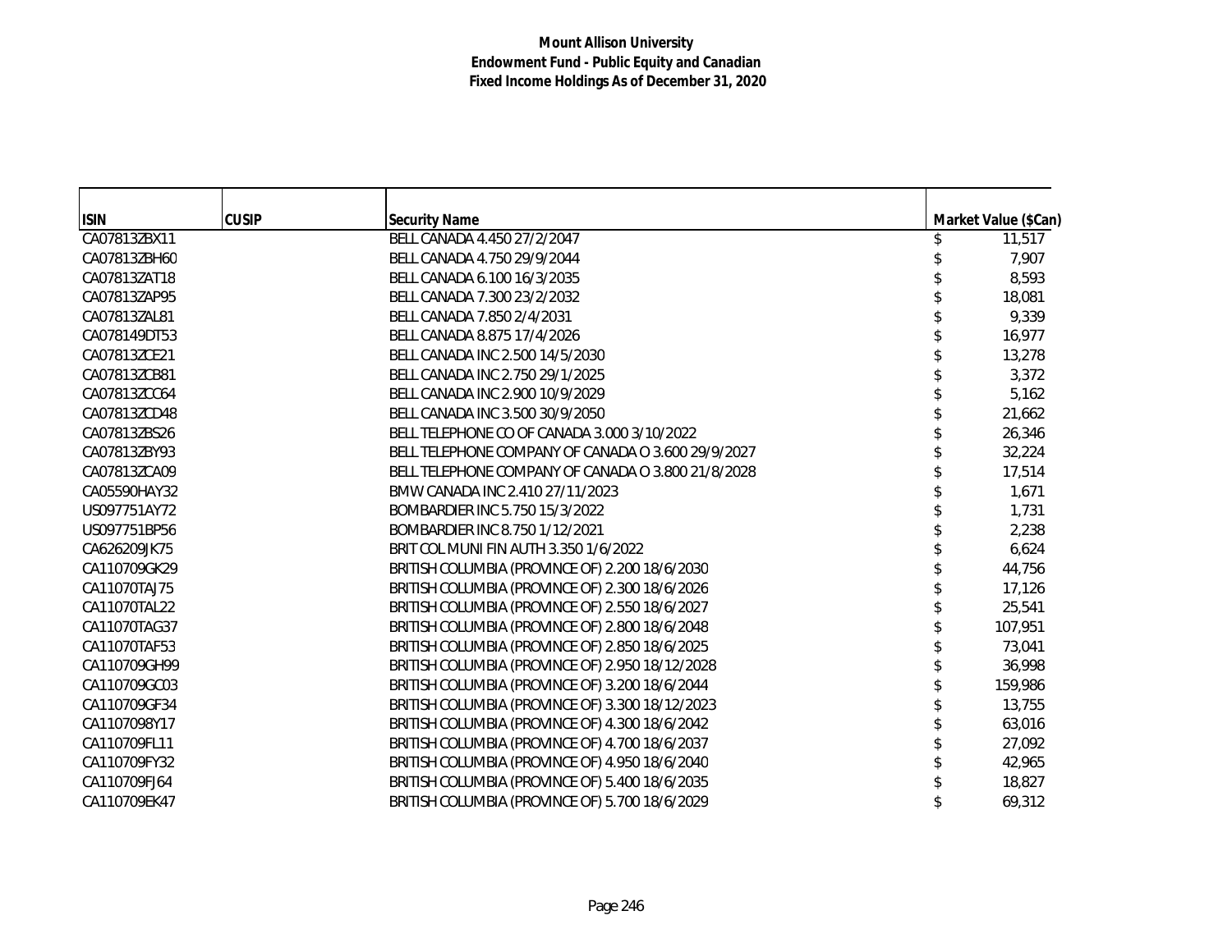**Mount Allison University**
**Endowment Fund - Public Equity and Canadian**
**Fixed Income Holdings As of December 31, 2020**

| ISIN | CUSIP | Security Name | Market Value ($Can) |
|---|---|---|---|
| CA07813ZBX11 | | BELL CANADA 4.450 27/2/2047 | $ 11,517 |
| CA07813ZBH60 | | BELL CANADA 4.750 29/9/2044 | $ 7,907 |
| CA07813ZAT18 | | BELL CANADA 6.100 16/3/2035 | $ 8,593 |
| CA07813ZAP95 | | BELL CANADA 7.300 23/2/2032 | $ 18,081 |
| CA07813ZAL81 | | BELL CANADA 7.850 2/4/2031 | $ 9,339 |
| CA078149DT53 | | BELL CANADA 8.875 17/4/2026 | $ 16,977 |
| CA07813ZCE21 | | BELL CANADA INC 2.500 14/5/2030 | $ 13,278 |
| CA07813ZCB81 | | BELL CANADA INC 2.750 29/1/2025 | $ 3,372 |
| CA07813ZCC64 | | BELL CANADA INC 2.900 10/9/2029 | $ 5,162 |
| CA07813ZCD48 | | BELL CANADA INC 3.500 30/9/2050 | $ 21,662 |
| CA07813ZBS26 | | BELL TELEPHONE CO OF CANADA 3.000 3/10/2022 | $ 26,346 |
| CA07813ZBY93 | | BELL TELEPHONE COMPANY OF CANADA O 3.600 29/9/2027 | $ 32,224 |
| CA07813ZCA09 | | BELL TELEPHONE COMPANY OF CANADA O 3.800 21/8/2028 | $ 17,514 |
| CA05590HAY32 | | BMW CANADA INC 2.410 27/11/2023 | $ 1,671 |
| US097751AY72 | | BOMBARDIER INC 5.750 15/3/2022 | $ 1,731 |
| US097751BP56 | | BOMBARDIER INC 8.750 1/12/2021 | $ 2,238 |
| CA626209JK75 | | BRIT COL MUNI FIN AUTH 3.350 1/6/2022 | $ 6,624 |
| CA110709GK29 | | BRITISH COLUMBIA (PROVINCE OF) 2.200 18/6/2030 | $ 44,756 |
| CA11070TAJ75 | | BRITISH COLUMBIA (PROVINCE OF) 2.300 18/6/2026 | $ 17,126 |
| CA11070TAL22 | | BRITISH COLUMBIA (PROVINCE OF) 2.550 18/6/2027 | $ 25,541 |
| CA11070TAG37 | | BRITISH COLUMBIA (PROVINCE OF) 2.800 18/6/2048 | $ 107,951 |
| CA11070TAF53 | | BRITISH COLUMBIA (PROVINCE OF) 2.850 18/6/2025 | $ 73,041 |
| CA110709GH99 | | BRITISH COLUMBIA (PROVINCE OF) 2.950 18/12/2028 | $ 36,998 |
| CA110709GC03 | | BRITISH COLUMBIA (PROVINCE OF) 3.200 18/6/2044 | $ 159,986 |
| CA110709GF34 | | BRITISH COLUMBIA (PROVINCE OF) 3.300 18/12/2023 | $ 13,755 |
| CA1107098Y17 | | BRITISH COLUMBIA (PROVINCE OF) 4.300 18/6/2042 | $ 63,016 |
| CA110709FL11 | | BRITISH COLUMBIA (PROVINCE OF) 4.700 18/6/2037 | $ 27,092 |
| CA110709FY32 | | BRITISH COLUMBIA (PROVINCE OF) 4.950 18/6/2040 | $ 42,965 |
| CA110709FJ64 | | BRITISH COLUMBIA (PROVINCE OF) 5.400 18/6/2035 | $ 18,827 |
| CA110709EK47 | | BRITISH COLUMBIA (PROVINCE OF) 5.700 18/6/2029 | $ 69,312 |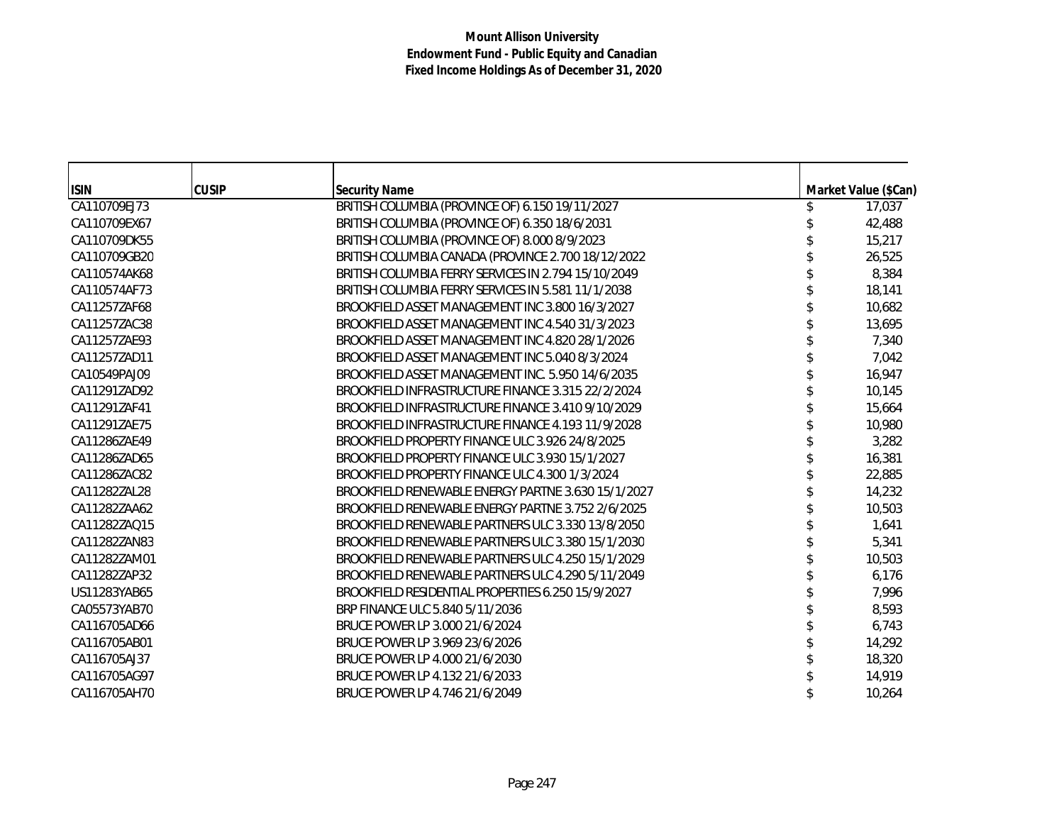**Mount Allison University**
**Endowment Fund - Public Equity and Canadian**
**Fixed Income Holdings As of December 31, 2020**

| ISIN | CUSIP | Security Name | Market Value ($Can) |
|---|---|---|---|
| CA110709EJ73 | | BRITISH COLUMBIA (PROVINCE OF) 6.150 19/11/2027 | $ 17,037 |
| CA110709EX67 | | BRITISH COLUMBIA (PROVINCE OF) 6.350 18/6/2031 | $ 42,488 |
| CA110709DK55 | | BRITISH COLUMBIA (PROVINCE OF) 8.000 8/9/2023 | $ 15,217 |
| CA110709GB20 | | BRITISH COLUMBIA CANADA (PROVINCE 2.700 18/12/2022 | $ 26,525 |
| CA110574AK68 | | BRITISH COLUMBIA FERRY SERVICES IN 2.794 15/10/2049 | $ 8,384 |
| CA110574AF73 | | BRITISH COLUMBIA FERRY SERVICES IN 5.581 11/1/2038 | $ 18,141 |
| CA11257ZAF68 | | BROOKFIELD ASSET MANAGEMENT INC 3.800 16/3/2027 | $ 10,682 |
| CA11257ZAC38 | | BROOKFIELD ASSET MANAGEMENT INC 4.540 31/3/2023 | $ 13,695 |
| CA11257ZAE93 | | BROOKFIELD ASSET MANAGEMENT INC 4.820 28/1/2026 | $ 7,340 |
| CA11257ZAD11 | | BROOKFIELD ASSET MANAGEMENT INC 5.040 8/3/2024 | $ 7,042 |
| CA10549PAJ09 | | BROOKFIELD ASSET MANAGEMENT INC. 5.950 14/6/2035 | $ 16,947 |
| CA11291ZAD92 | | BROOKFIELD INFRASTRUCTURE FINANCE 3.315 22/2/2024 | $ 10,145 |
| CA11291ZAF41 | | BROOKFIELD INFRASTRUCTURE FINANCE 3.410 9/10/2029 | $ 15,664 |
| CA11291ZAE75 | | BROOKFIELD INFRASTRUCTURE FINANCE 4.193 11/9/2028 | $ 10,980 |
| CA11286ZAE49 | | BROOKFIELD PROPERTY FINANCE ULC 3.926 24/8/2025 | $ 3,282 |
| CA11286ZAD65 | | BROOKFIELD PROPERTY FINANCE ULC 3.930 15/1/2027 | $ 16,381 |
| CA11286ZAC82 | | BROOKFIELD PROPERTY FINANCE ULC 4.300 1/3/2024 | $ 22,885 |
| CA11282ZAL28 | | BROOKFIELD RENEWABLE ENERGY PARTNE 3.630 15/1/2027 | $ 14,232 |
| CA11282ZAA62 | | BROOKFIELD RENEWABLE ENERGY PARTNE 3.752 2/6/2025 | $ 10,503 |
| CA11282ZAQ15 | | BROOKFIELD RENEWABLE PARTNERS ULC 3.330 13/8/2050 | $ 1,641 |
| CA11282ZAN83 | | BROOKFIELD RENEWABLE PARTNERS ULC 3.380 15/1/2030 | $ 5,341 |
| CA11282ZAM01 | | BROOKFIELD RENEWABLE PARTNERS ULC 4.250 15/1/2029 | $ 10,503 |
| CA11282ZAP32 | | BROOKFIELD RENEWABLE PARTNERS ULC 4.290 5/11/2049 | $ 6,176 |
| US11283YAB65 | | BROOKFIELD RESIDENTIAL PROPERTIES 6.250 15/9/2027 | $ 7,996 |
| CA05573YAB70 | | BRP FINANCE ULC 5.840 5/11/2036 | $ 8,593 |
| CA116705AD66 | | BRUCE POWER LP 3.000 21/6/2024 | $ 6,743 |
| CA116705AB01 | | BRUCE POWER LP 3.969 23/6/2026 | $ 14,292 |
| CA116705AJ37 | | BRUCE POWER LP 4.000 21/6/2030 | $ 18,320 |
| CA116705AG97 | | BRUCE POWER LP 4.132 21/6/2033 | $ 14,919 |
| CA116705AH70 | | BRUCE POWER LP 4.746 21/6/2049 | $ 10,264 |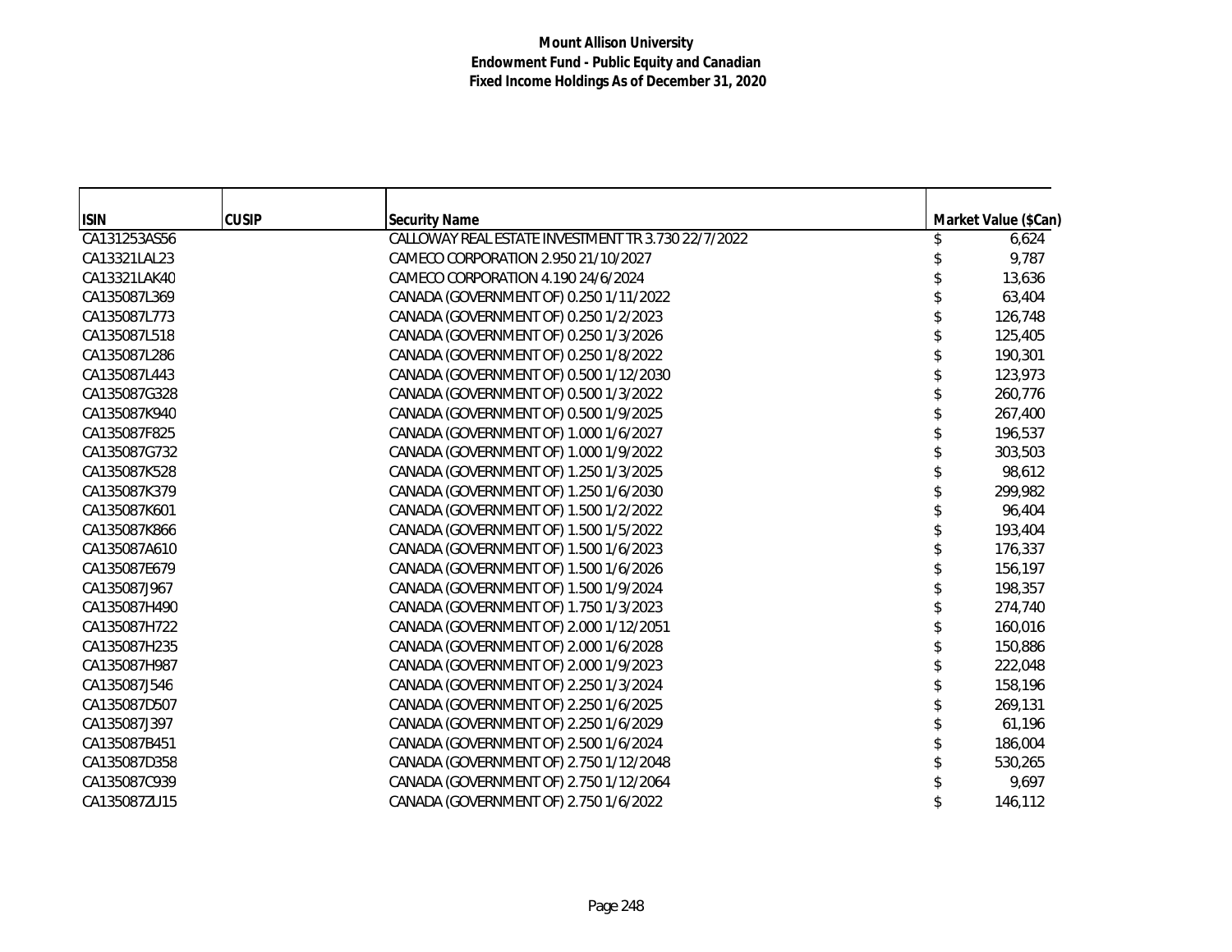**Mount Allison University**
**Endowment Fund - Public Equity and Canadian Fixed Income Holdings As of December 31, 2020**

| ISIN | CUSIP | Security Name | Market Value ($Can) |
|---|---|---|---|
| CA131253AS56 | | CALLOWAY REAL ESTATE INVESTMENT TR 3.730 22/7/2022 | $ 6,624 |
| CA13321LAL23 | | CAMECO CORPORATION 2.950 21/10/2027 | $ 9,787 |
| CA13321LAK40 | | CAMECO CORPORATION 4.190 24/6/2024 | $ 13,636 |
| CA135087L369 | | CANADA (GOVERNMENT OF) 0.250 1/11/2022 | $ 63,404 |
| CA135087L773 | | CANADA (GOVERNMENT OF) 0.250 1/2/2023 | $ 126,748 |
| CA135087L518 | | CANADA (GOVERNMENT OF) 0.250 1/3/2026 | $ 125,405 |
| CA135087L286 | | CANADA (GOVERNMENT OF) 0.250 1/8/2022 | $ 190,301 |
| CA135087L443 | | CANADA (GOVERNMENT OF) 0.500 1/12/2030 | $ 123,973 |
| CA135087G328 | | CANADA (GOVERNMENT OF) 0.500 1/3/2022 | $ 260,776 |
| CA135087K940 | | CANADA (GOVERNMENT OF) 0.500 1/9/2025 | $ 267,400 |
| CA135087F825 | | CANADA (GOVERNMENT OF) 1.000 1/6/2027 | $ 196,537 |
| CA135087G732 | | CANADA (GOVERNMENT OF) 1.000 1/9/2022 | $ 303,503 |
| CA135087K528 | | CANADA (GOVERNMENT OF) 1.250 1/3/2025 | $ 98,612 |
| CA135087K379 | | CANADA (GOVERNMENT OF) 1.250 1/6/2030 | $ 299,982 |
| CA135087K601 | | CANADA (GOVERNMENT OF) 1.500 1/2/2022 | $ 96,404 |
| CA135087K866 | | CANADA (GOVERNMENT OF) 1.500 1/5/2022 | $ 193,404 |
| CA135087A610 | | CANADA (GOVERNMENT OF) 1.500 1/6/2023 | $ 176,337 |
| CA135087E679 | | CANADA (GOVERNMENT OF) 1.500 1/6/2026 | $ 156,197 |
| CA135087J967 | | CANADA (GOVERNMENT OF) 1.500 1/9/2024 | $ 198,357 |
| CA135087H490 | | CANADA (GOVERNMENT OF) 1.750 1/3/2023 | $ 274,740 |
| CA135087H722 | | CANADA (GOVERNMENT OF) 2.000 1/12/2051 | $ 160,016 |
| CA135087H235 | | CANADA (GOVERNMENT OF) 2.000 1/6/2028 | $ 150,886 |
| CA135087H987 | | CANADA (GOVERNMENT OF) 2.000 1/9/2023 | $ 222,048 |
| CA135087J546 | | CANADA (GOVERNMENT OF) 2.250 1/3/2024 | $ 158,196 |
| CA135087D507 | | CANADA (GOVERNMENT OF) 2.250 1/6/2025 | $ 269,131 |
| CA135087J397 | | CANADA (GOVERNMENT OF) 2.250 1/6/2029 | $ 61,196 |
| CA135087B451 | | CANADA (GOVERNMENT OF) 2.500 1/6/2024 | $ 186,004 |
| CA135087D358 | | CANADA (GOVERNMENT OF) 2.750 1/12/2048 | $ 530,265 |
| CA135087C939 | | CANADA (GOVERNMENT OF) 2.750 1/12/2064 | $ 9,697 |
| CA135087ZU15 | | CANADA (GOVERNMENT OF) 2.750 1/6/2022 | $ 146,112 |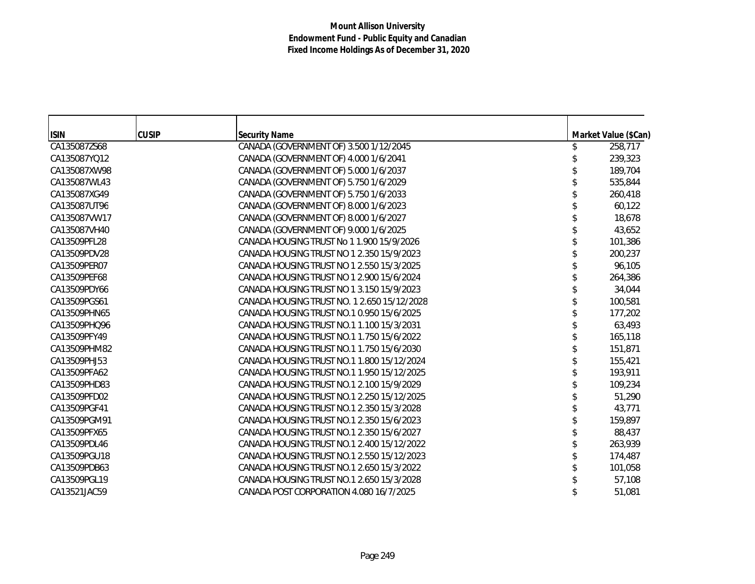**Mount Allison University**
**Endowment Fund - Public Equity and Canadian**
**Fixed Income Holdings As of December 31, 2020**

| ISIN | CUSIP | Security Name | Market Value ($Can) |
|---|---|---|---|
| CA135087ZS68 | | CANADA (GOVERNMENT OF) 3.500 1/12/2045 | $ 258,717 |
| CA135087YQ12 | | CANADA (GOVERNMENT OF) 4.000 1/6/2041 | $ 239,323 |
| CA135087XW98 | | CANADA (GOVERNMENT OF) 5.000 1/6/2037 | $ 189,704 |
| CA135087WL43 | | CANADA (GOVERNMENT OF) 5.750 1/6/2029 | $ 535,844 |
| CA135087XG49 | | CANADA (GOVERNMENT OF) 5.750 1/6/2033 | $ 260,418 |
| CA135087UT96 | | CANADA (GOVERNMENT OF) 8.000 1/6/2023 | $ 60,122 |
| CA135087VW17 | | CANADA (GOVERNMENT OF) 8.000 1/6/2027 | $ 18,678 |
| CA135087VH40 | | CANADA (GOVERNMENT OF) 9.000 1/6/2025 | $ 43,652 |
| CA13509PFL28 | | CANADA HOUSING TRUST No 1 1.900 15/9/2026 | $ 101,386 |
| CA13509PDV28 | | CANADA HOUSING TRUST NO 1 2.350 15/9/2023 | $ 200,237 |
| CA13509PER07 | | CANADA HOUSING TRUST NO 1 2.550 15/3/2025 | $ 96,105 |
| CA13509PEF68 | | CANADA HOUSING TRUST NO 1 2.900 15/6/2024 | $ 264,386 |
| CA13509PDY66 | | CANADA HOUSING TRUST NO 1 3.150 15/9/2023 | $ 34,044 |
| CA13509PGS61 | | CANADA HOUSING TRUST NO. 1 2.650 15/12/2028 | $ 100,581 |
| CA13509PHN65 | | CANADA HOUSING TRUST NO.1 0.950 15/6/2025 | $ 177,202 |
| CA13509PHQ96 | | CANADA HOUSING TRUST NO.1 1.100 15/3/2031 | $ 63,493 |
| CA13509PFY49 | | CANADA HOUSING TRUST NO.1 1.750 15/6/2022 | $ 165,118 |
| CA13509PHM82 | | CANADA HOUSING TRUST NO.1 1.750 15/6/2030 | $ 151,871 |
| CA13509PHJ53 | | CANADA HOUSING TRUST NO.1 1.800 15/12/2024 | $ 155,421 |
| CA13509PFA62 | | CANADA HOUSING TRUST NO.1 1.950 15/12/2025 | $ 193,911 |
| CA13509PHD83 | | CANADA HOUSING TRUST NO.1 2.100 15/9/2029 | $ 109,234 |
| CA13509PFD02 | | CANADA HOUSING TRUST NO.1 2.250 15/12/2025 | $ 51,290 |
| CA13509PGF41 | | CANADA HOUSING TRUST NO.1 2.350 15/3/2028 | $ 43,771 |
| CA13509PGM91 | | CANADA HOUSING TRUST NO.1 2.350 15/6/2023 | $ 159,897 |
| CA13509PFX65 | | CANADA HOUSING TRUST NO.1 2.350 15/6/2027 | $ 88,437 |
| CA13509PDL46 | | CANADA HOUSING TRUST NO.1 2.400 15/12/2022 | $ 263,939 |
| CA13509PGU18 | | CANADA HOUSING TRUST NO.1 2.550 15/12/2023 | $ 174,487 |
| CA13509PDB63 | | CANADA HOUSING TRUST NO.1 2.650 15/3/2022 | $ 101,058 |
| CA13509PGL19 | | CANADA HOUSING TRUST NO.1 2.650 15/3/2028 | $ 57,108 |
| CA13521JAC59 | | CANADA POST CORPORATION 4.080 16/7/2025 | $ 51,081 |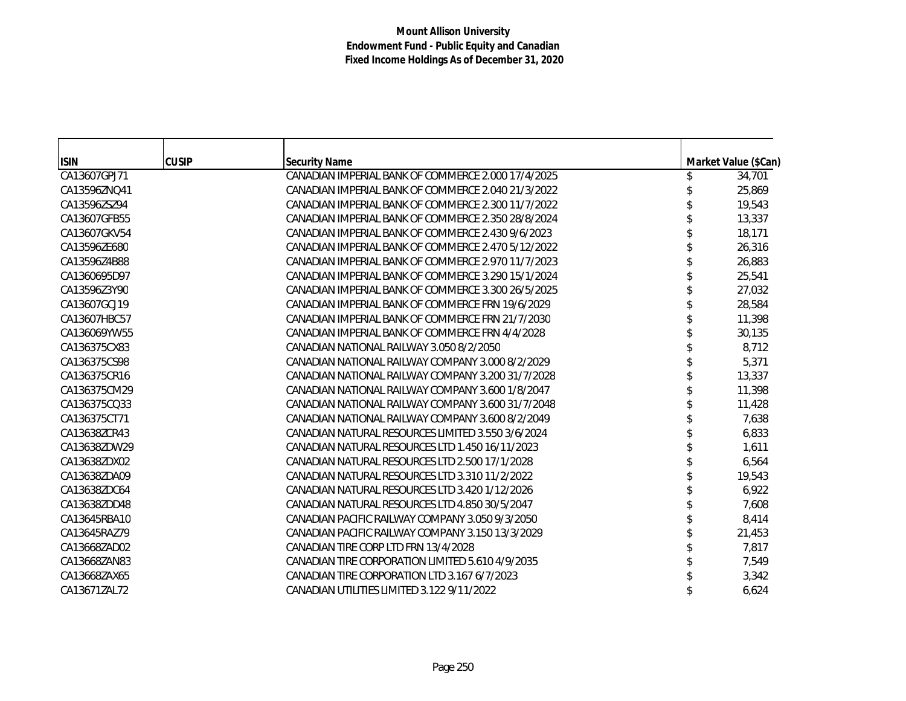**Mount Allison University**
**Endowment Fund - Public Equity and Canadian**
**Fixed Income Holdings As of December 31, 2020**

| ISIN | CUSIP | Security Name | Market Value ($Can) |
|---|---|---|---|
| CA13607GPJ71 | | CANADIAN IMPERIAL BANK OF COMMERCE 2.000 17/4/2025 | $ 34,701 |
| CA13596ZNQ41 | | CANADIAN IMPERIAL BANK OF COMMERCE 2.040 21/3/2022 | $ 25,869 |
| CA13596ZSZ94 | | CANADIAN IMPERIAL BANK OF COMMERCE 2.300 11/7/2022 | $ 19,543 |
| CA13607GFB55 | | CANADIAN IMPERIAL BANK OF COMMERCE 2.350 28/8/2024 | $ 13,337 |
| CA13607GKV54 | | CANADIAN IMPERIAL BANK OF COMMERCE 2.430 9/6/2023 | $ 18,171 |
| CA13596ZE680 | | CANADIAN IMPERIAL BANK OF COMMERCE 2.470 5/12/2022 | $ 26,316 |
| CA13596Z4B88 | | CANADIAN IMPERIAL BANK OF COMMERCE 2.970 11/7/2023 | $ 26,883 |
| CA1360695D97 | | CANADIAN IMPERIAL BANK OF COMMERCE 3.290 15/1/2024 | $ 25,541 |
| CA13596Z3Y90 | | CANADIAN IMPERIAL BANK OF COMMERCE 3.300 26/5/2025 | $ 27,032 |
| CA13607GCJ19 | | CANADIAN IMPERIAL BANK OF COMMERCE FRN 19/6/2029 | $ 28,584 |
| CA13607HBC57 | | CANADIAN IMPERIAL BANK OF COMMERCE FRN 21/7/2030 | $ 11,398 |
| CA136069YW55 | | CANADIAN IMPERIAL BANK OF COMMERCE FRN 4/4/2028 | $ 30,135 |
| CA136375CX83 | | CANADIAN NATIONAL RAILWAY 3.050 8/2/2050 | $ 8,712 |
| CA136375CS98 | | CANADIAN NATIONAL RAILWAY COMPANY 3.000 8/2/2029 | $ 5,371 |
| CA136375CR16 | | CANADIAN NATIONAL RAILWAY COMPANY 3.200 31/7/2028 | $ 13,337 |
| CA136375CM29 | | CANADIAN NATIONAL RAILWAY COMPANY 3.600 1/8/2047 | $ 11,398 |
| CA136375CQ33 | | CANADIAN NATIONAL RAILWAY COMPANY 3.600 31/7/2048 | $ 11,428 |
| CA136375CT71 | | CANADIAN NATIONAL RAILWAY COMPANY 3.600 8/2/2049 | $ 7,638 |
| CA13638ZCR43 | | CANADIAN NATURAL RESOURCES LIMITED 3.550 3/6/2024 | $ 6,833 |
| CA13638ZDW29 | | CANADIAN NATURAL RESOURCES LTD 1.450 16/11/2023 | $ 1,611 |
| CA13638ZDX02 | | CANADIAN NATURAL RESOURCES LTD 2.500 17/1/2028 | $ 6,564 |
| CA13638ZDA09 | | CANADIAN NATURAL RESOURCES LTD 3.310 11/2/2022 | $ 19,543 |
| CA13638ZDC64 | | CANADIAN NATURAL RESOURCES LTD 3.420 1/12/2026 | $ 6,922 |
| CA13638ZDD48 | | CANADIAN NATURAL RESOURCES LTD 4.850 30/5/2047 | $ 7,608 |
| CA13645RBA10 | | CANADIAN PACIFIC RAILWAY COMPANY 3.050 9/3/2050 | $ 8,414 |
| CA13645RAZ79 | | CANADIAN PACIFIC RAILWAY COMPANY 3.150 13/3/2029 | $ 21,453 |
| CA13668ZAD02 | | CANADIAN TIRE CORP LTD FRN 13/4/2028 | $ 7,817 |
| CA13668ZAN83 | | CANADIAN TIRE CORPORATION LIMITED 5.610 4/9/2035 | $ 7,549 |
| CA13668ZAX65 | | CANADIAN TIRE CORPORATION LTD 3.167 6/7/2023 | $ 3,342 |
| CA13671ZAL72 | | CANADIAN UTILITIES LIMITED 3.122 9/11/2022 | $ 6,624 |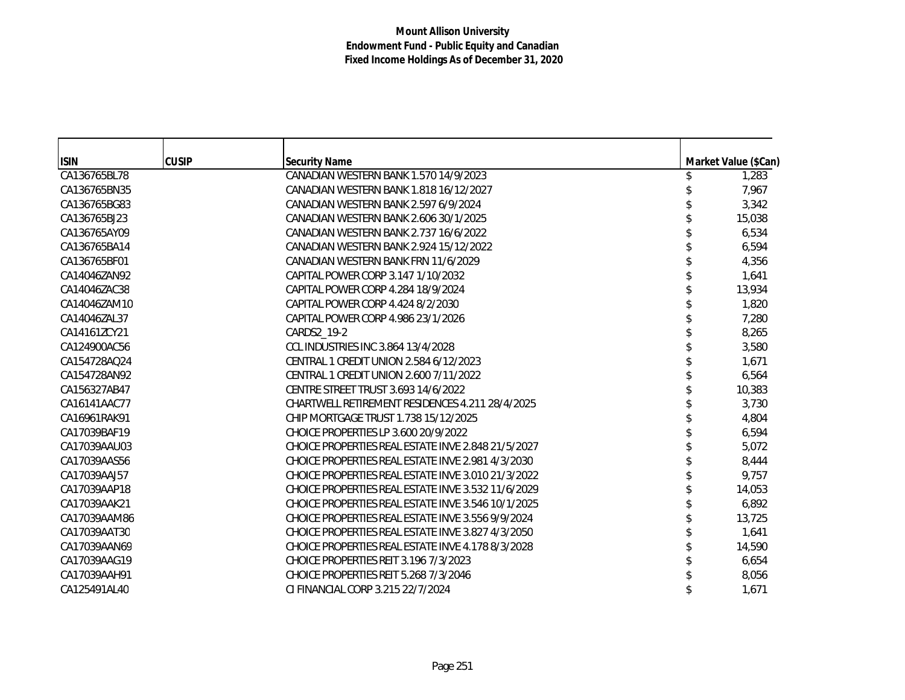**Mount Allison University**
**Endowment Fund - Public Equity and Canadian**
**Fixed Income Holdings As of December 31, 2020**

| ISIN | CUSIP | Security Name | Market Value ($Can) |
|---|---|---|---|
| CA136765BL78 | | CANADIAN WESTERN BANK 1.570 14/9/2023 | $ 1,283 |
| CA136765BN35 | | CANADIAN WESTERN BANK 1.818 16/12/2027 | $ 7,967 |
| CA136765BG83 | | CANADIAN WESTERN BANK 2.597 6/9/2024 | $ 3,342 |
| CA136765BJ23 | | CANADIAN WESTERN BANK 2.606 30/1/2025 | $ 15,038 |
| CA136765AY09 | | CANADIAN WESTERN BANK 2.737 16/6/2022 | $ 6,534 |
| CA136765BA14 | | CANADIAN WESTERN BANK 2.924 15/12/2022 | $ 6,594 |
| CA136765BF01 | | CANADIAN WESTERN BANK FRN 11/6/2029 | $ 4,356 |
| CA14046ZAN92 | | CAPITAL POWER CORP 3.147 1/10/2032 | $ 1,641 |
| CA14046ZAC38 | | CAPITAL POWER CORP 4.284 18/9/2024 | $ 13,934 |
| CA14046ZAM10 | | CAPITAL POWER CORP 4.424 8/2/2030 | $ 1,820 |
| CA14046ZAL37 | | CAPITAL POWER CORP 4.986 23/1/2026 | $ 7,280 |
| CA14161ZCY21 | | CARDS2_19-2 | $ 8,265 |
| CA124900AC56 | | CCL INDUSTRIES INC 3.864 13/4/2028 | $ 3,580 |
| CA154728AQ24 | | CENTRAL 1 CREDIT UNION 2.584 6/12/2023 | $ 1,671 |
| CA154728AN92 | | CENTRAL 1 CREDIT UNION 2.600 7/11/2022 | $ 6,564 |
| CA156327AB47 | | CENTRE STREET TRUST 3.693 14/6/2022 | $ 10,383 |
| CA16141AAC77 | | CHARTWELL RETIREMENT RESIDENCES 4.211 28/4/2025 | $ 3,730 |
| CA16961RAK91 | | CHIP MORTGAGE TRUST 1.738 15/12/2025 | $ 4,804 |
| CA17039BAF19 | | CHOICE PROPERTIES LP 3.600 20/9/2022 | $ 6,594 |
| CA17039AAU03 | | CHOICE PROPERTIES REAL ESTATE INVE 2.848 21/5/2027 | $ 5,072 |
| CA17039AAS56 | | CHOICE PROPERTIES REAL ESTATE INVE 2.981 4/3/2030 | $ 8,444 |
| CA17039AAJ57 | | CHOICE PROPERTIES REAL ESTATE INVE 3.010 21/3/2022 | $ 9,757 |
| CA17039AAP18 | | CHOICE PROPERTIES REAL ESTATE INVE 3.532 11/6/2029 | $ 14,053 |
| CA17039AAK21 | | CHOICE PROPERTIES REAL ESTATE INVE 3.546 10/1/2025 | $ 6,892 |
| CA17039AAM86 | | CHOICE PROPERTIES REAL ESTATE INVE 3.556 9/9/2024 | $ 13,725 |
| CA17039AAT30 | | CHOICE PROPERTIES REAL ESTATE INVE 3.827 4/3/2050 | $ 1,641 |
| CA17039AAN69 | | CHOICE PROPERTIES REAL ESTATE INVE 4.178 8/3/2028 | $ 14,590 |
| CA17039AAG19 | | CHOICE PROPERTIES REIT 3.196 7/3/2023 | $ 6,654 |
| CA17039AAH91 | | CHOICE PROPERTIES REIT 5.268 7/3/2046 | $ 8,056 |
| CA125491AL40 | | CI FINANCIAL CORP 3.215 22/7/2024 | $ 1,671 |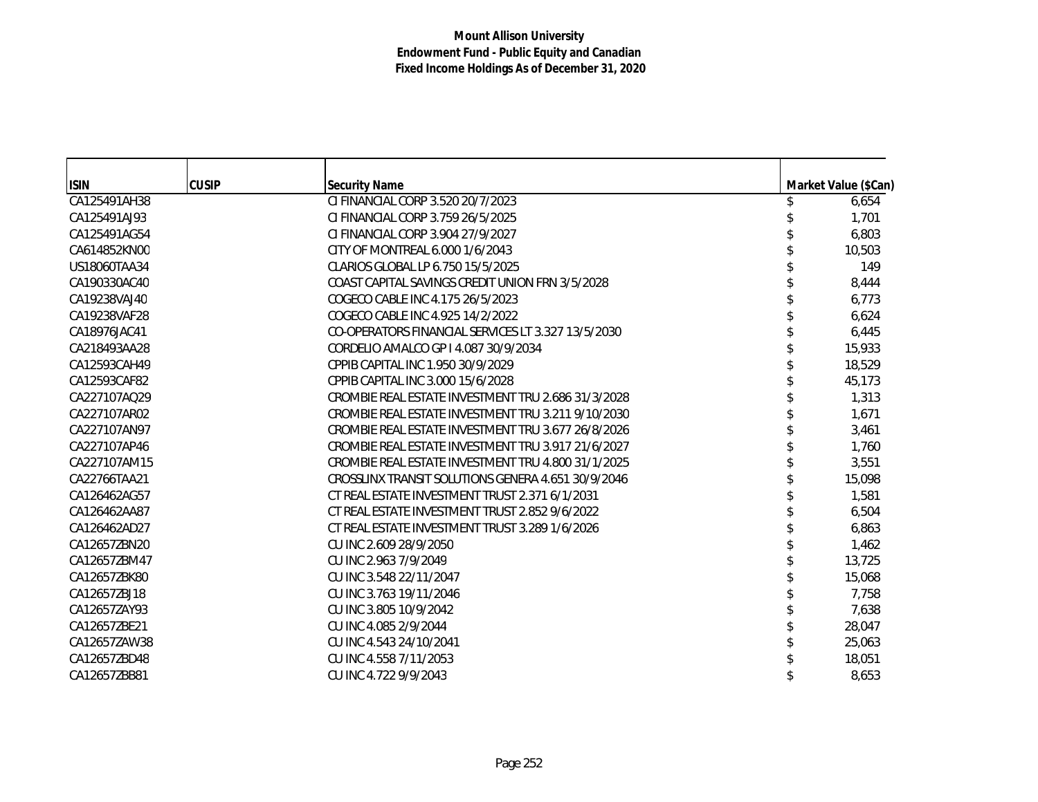**Mount Allison University**
**Endowment Fund - Public Equity and Canadian**
**Fixed Income Holdings As of December 31, 2020**

| ISIN | CUSIP | Security Name | Market Value ($Can) |
|---|---|---|---|
| CA125491AH38 | | CI FINANCIAL CORP 3.520 20/7/2023 | $ 6,654 |
| CA125491AJ93 | | CI FINANCIAL CORP 3.759 26/5/2025 | $ 1,701 |
| CA125491AG54 | | CI FINANCIAL CORP 3.904 27/9/2027 | $ 6,803 |
| CA614852KN00 | | CITY OF MONTREAL 6.000 1/6/2043 | $ 10,503 |
| US18060TAA34 | | CLARIOS GLOBAL LP 6.750 15/5/2025 | $ 149 |
| CA190330AC40 | | COAST CAPITAL SAVINGS CREDIT UNION FRN 3/5/2028 | $ 8,444 |
| CA19238VAJ40 | | COGECO CABLE INC 4.175 26/5/2023 | $ 6,773 |
| CA19238VAF28 | | COGECO CABLE INC 4.925 14/2/2022 | $ 6,624 |
| CA18976JAC41 | | CO-OPERATORS FINANCIAL SERVICES LT 3.327 13/5/2030 | $ 6,445 |
| CA218493AA28 | | CORDELIO AMALCO GP I 4.087 30/9/2034 | $ 15,933 |
| CA12593CAH49 | | CPPIB CAPITAL INC 1.950 30/9/2029 | $ 18,529 |
| CA12593CAF82 | | CPPIB CAPITAL INC 3.000 15/6/2028 | $ 45,173 |
| CA227107AQ29 | | CROMBIE REAL ESTATE INVESTMENT TRU 2.686 31/3/2028 | $ 1,313 |
| CA227107AR02 | | CROMBIE REAL ESTATE INVESTMENT TRU 3.211 9/10/2030 | $ 1,671 |
| CA227107AN97 | | CROMBIE REAL ESTATE INVESTMENT TRU 3.677 26/8/2026 | $ 3,461 |
| CA227107AP46 | | CROMBIE REAL ESTATE INVESTMENT TRU 3.917 21/6/2027 | $ 1,760 |
| CA227107AM15 | | CROMBIE REAL ESTATE INVESTMENT TRU 4.800 31/1/2025 | $ 3,551 |
| CA22766TAA21 | | CROSSLINX TRANSIT SOLUTIONS GENERA 4.651 30/9/2046 | $ 15,098 |
| CA126462AG57 | | CT REAL ESTATE INVESTMENT TRUST 2.371 6/1/2031 | $ 1,581 |
| CA126462AA87 | | CT REAL ESTATE INVESTMENT TRUST 2.852 9/6/2022 | $ 6,504 |
| CA126462AD27 | | CT REAL ESTATE INVESTMENT TRUST 3.289 1/6/2026 | $ 6,863 |
| CA12657ZBN20 | | CU INC 2.609 28/9/2050 | $ 1,462 |
| CA12657ZBM47 | | CU INC 2.963 7/9/2049 | $ 13,725 |
| CA12657ZBK80 | | CU INC 3.548 22/11/2047 | $ 15,068 |
| CA12657ZBJ18 | | CU INC 3.763 19/11/2046 | $ 7,758 |
| CA12657ZAY93 | | CU INC 3.805 10/9/2042 | $ 7,638 |
| CA12657ZBE21 | | CU INC 4.085 2/9/2044 | $ 28,047 |
| CA12657ZAW38 | | CU INC 4.543 24/10/2041 | $ 25,063 |
| CA12657ZBD48 | | CU INC 4.558 7/11/2053 | $ 18,051 |
| CA12657ZBB81 | | CU INC 4.722 9/9/2043 | $ 8,653 |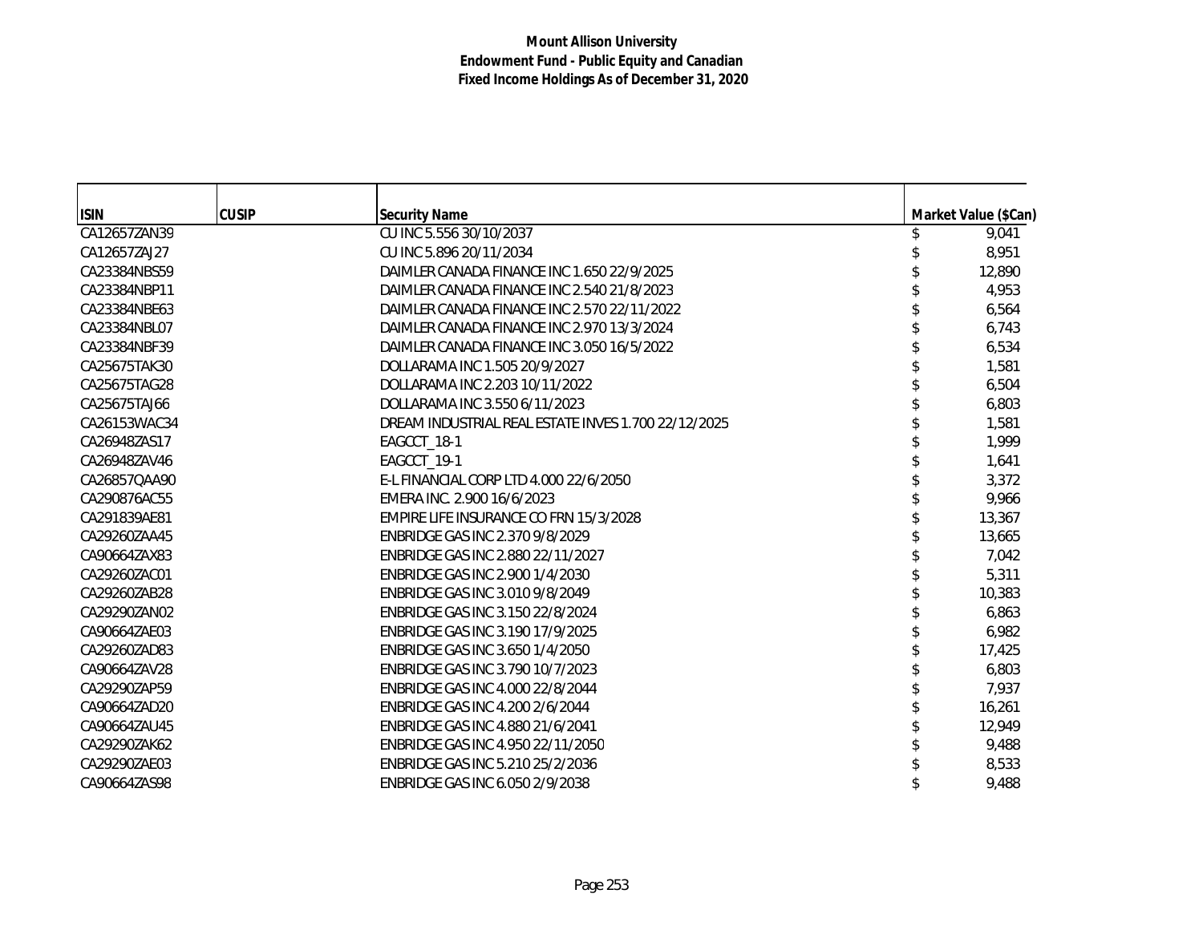**Mount Allison University**
**Endowment Fund - Public Equity and Canadian Fixed Income Holdings As of December 31, 2020**

| ISIN | CUSIP | Security Name | Market Value ($Can) |
|---|---|---|---|
| CA12657ZAN39 | | CU INC 5.556 30/10/2037 | $ 9,041 |
| CA12657ZAJ27 | | CU INC 5.896 20/11/2034 | $ 8,951 |
| CA23384NBS59 | | DAIMLER CANADA FINANCE INC 1.650 22/9/2025 | $ 12,890 |
| CA23384NBP11 | | DAIMLER CANADA FINANCE INC 2.540 21/8/2023 | $ 4,953 |
| CA23384NBE63 | | DAIMLER CANADA FINANCE INC 2.570 22/11/2022 | $ 6,564 |
| CA23384NBL07 | | DAIMLER CANADA FINANCE INC 2.970 13/3/2024 | $ 6,743 |
| CA23384NBF39 | | DAIMLER CANADA FINANCE INC 3.050 16/5/2022 | $ 6,534 |
| CA25675TAK30 | | DOLLARAMA INC 1.505 20/9/2027 | $ 1,581 |
| CA25675TAG28 | | DOLLARAMA INC 2.203 10/11/2022 | $ 6,504 |
| CA25675TAJ66 | | DOLLARAMA INC 3.550 6/11/2023 | $ 6,803 |
| CA26153WAC34 | | DREAM INDUSTRIAL REAL ESTATE INVES 1.700 22/12/2025 | $ 1,581 |
| CA26948ZAS17 | | EAGCCT_18-1 | $ 1,999 |
| CA26948ZAV46 | | EAGCCT_19-1 | $ 1,641 |
| CA26857QAA90 | | E-L FINANCIAL CORP LTD 4.000 22/6/2050 | $ 3,372 |
| CA290876AC55 | | EMERA INC. 2.900 16/6/2023 | $ 9,966 |
| CA291839AE81 | | EMPIRE LIFE INSURANCE CO FRN 15/3/2028 | $ 13,367 |
| CA29260ZAA45 | | ENBRIDGE GAS INC 2.370 9/8/2029 | $ 13,665 |
| CA90664ZAX83 | | ENBRIDGE GAS INC 2.880 22/11/2027 | $ 7,042 |
| CA29260ZAC01 | | ENBRIDGE GAS INC 2.900 1/4/2030 | $ 5,311 |
| CA29260ZAB28 | | ENBRIDGE GAS INC 3.010 9/8/2049 | $ 10,383 |
| CA29290ZAN02 | | ENBRIDGE GAS INC 3.150 22/8/2024 | $ 6,863 |
| CA90664ZAE03 | | ENBRIDGE GAS INC 3.190 17/9/2025 | $ 6,982 |
| CA29260ZAD83 | | ENBRIDGE GAS INC 3.650 1/4/2050 | $ 17,425 |
| CA90664ZAV28 | | ENBRIDGE GAS INC 3.790 10/7/2023 | $ 6,803 |
| CA29290ZAP59 | | ENBRIDGE GAS INC 4.000 22/8/2044 | $ 7,937 |
| CA90664ZAD20 | | ENBRIDGE GAS INC 4.200 2/6/2044 | $ 16,261 |
| CA90664ZAU45 | | ENBRIDGE GAS INC 4.880 21/6/2041 | $ 12,949 |
| CA29290ZAK62 | | ENBRIDGE GAS INC 4.950 22/11/2050 | $ 9,488 |
| CA29290ZAE03 | | ENBRIDGE GAS INC 5.210 25/2/2036 | $ 8,533 |
| CA90664ZAS98 | | ENBRIDGE GAS INC 6.050 2/9/2038 | $ 9,488 |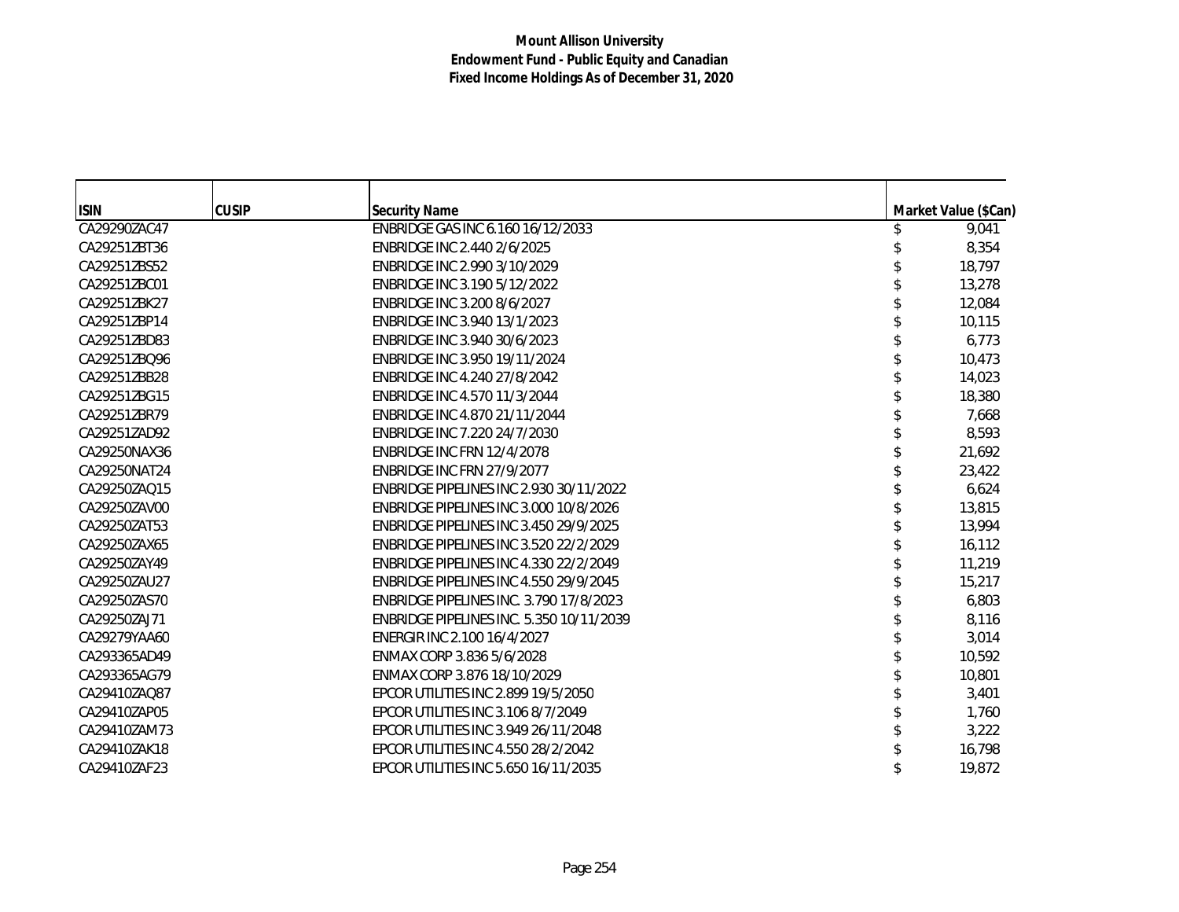**Mount Allison University**
**Endowment Fund - Public Equity and Canadian Fixed Income Holdings As of December 31, 2020**

| ISIN | CUSIP | Security Name | Market Value ($Can) |
|---|---|---|---|
| CA29290ZAC47 | | ENBRIDGE GAS INC 6.160 16/12/2033 | $ 9,041 |
| CA29251ZBT36 | | ENBRIDGE INC 2.440 2/6/2025 | $ 8,354 |
| CA29251ZBS52 | | ENBRIDGE INC 2.990 3/10/2029 | $ 18,797 |
| CA29251ZBC01 | | ENBRIDGE INC 3.190 5/12/2022 | $ 13,278 |
| CA29251ZBK27 | | ENBRIDGE INC 3.200 8/6/2027 | $ 12,084 |
| CA29251ZBP14 | | ENBRIDGE INC 3.940 13/1/2023 | $ 10,115 |
| CA29251ZBD83 | | ENBRIDGE INC 3.940 30/6/2023 | $ 6,773 |
| CA29251ZBQ96 | | ENBRIDGE INC 3.950 19/11/2024 | $ 10,473 |
| CA29251ZBB28 | | ENBRIDGE INC 4.240 27/8/2042 | $ 14,023 |
| CA29251ZBG15 | | ENBRIDGE INC 4.570 11/3/2044 | $ 18,380 |
| CA29251ZBR79 | | ENBRIDGE INC 4.870 21/11/2044 | $ 7,668 |
| CA29251ZAD92 | | ENBRIDGE INC 7.220 24/7/2030 | $ 8,593 |
| CA29250NAX36 | | ENBRIDGE INC FRN 12/4/2078 | $ 21,692 |
| CA29250NAT24 | | ENBRIDGE INC FRN 27/9/2077 | $ 23,422 |
| CA29250ZAQ15 | | ENBRIDGE PIPELINES INC 2.930 30/11/2022 | $ 6,624 |
| CA29250ZAV00 | | ENBRIDGE PIPELINES INC 3.000 10/8/2026 | $ 13,815 |
| CA29250ZAT53 | | ENBRIDGE PIPELINES INC 3.450 29/9/2025 | $ 13,994 |
| CA29250ZAX65 | | ENBRIDGE PIPELINES INC 3.520 22/2/2029 | $ 16,112 |
| CA29250ZAY49 | | ENBRIDGE PIPELINES INC 4.330 22/2/2049 | $ 11,219 |
| CA29250ZAU27 | | ENBRIDGE PIPELINES INC 4.550 29/9/2045 | $ 15,217 |
| CA29250ZAS70 | | ENBRIDGE PIPELINES INC. 3.790 17/8/2023 | $ 6,803 |
| CA29250ZAJ71 | | ENBRIDGE PIPELINES INC. 5.350 10/11/2039 | $ 8,116 |
| CA29279YAA60 | | ENERGIR INC 2.100 16/4/2027 | $ 3,014 |
| CA293365AD49 | | ENMAX CORP 3.836 5/6/2028 | $ 10,592 |
| CA293365AG79 | | ENMAX CORP 3.876 18/10/2029 | $ 10,801 |
| CA29410ZAQ87 | | EPCOR UTILITIES INC 2.899 19/5/2050 | $ 3,401 |
| CA29410ZAP05 | | EPCOR UTILITIES INC 3.106 8/7/2049 | $ 1,760 |
| CA29410ZAM73 | | EPCOR UTILITIES INC 3.949 26/11/2048 | $ 3,222 |
| CA29410ZAK18 | | EPCOR UTILITIES INC 4.550 28/2/2042 | $ 16,798 |
| CA29410ZAF23 | | EPCOR UTILITIES INC 5.650 16/11/2035 | $ 19,872 |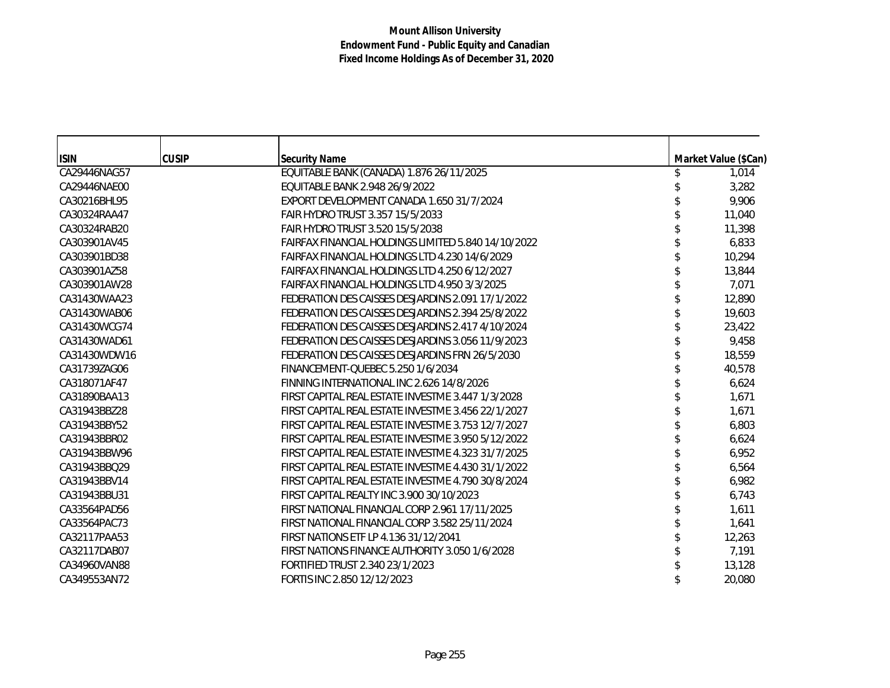**Mount Allison University**
**Endowment Fund - Public Equity and Canadian**
**Fixed Income Holdings As of December 31, 2020**

| ISIN | CUSIP | Security Name | Market Value ($Can) |
|---|---|---|---|
| CA29446NAG57 | | EQUITABLE BANK (CANADA) 1.876 26/11/2025 | $ 1,014 |
| CA29446NAE00 | | EQUITABLE BANK 2.948 26/9/2022 | $ 3,282 |
| CA30216BHL95 | | EXPORT DEVELOPMENT CANADA 1.650 31/7/2024 | $ 9,906 |
| CA30324RAA47 | | FAIR HYDRO TRUST 3.357 15/5/2033 | $ 11,040 |
| CA30324RAB20 | | FAIR HYDRO TRUST 3.520 15/5/2038 | $ 11,398 |
| CA303901AV45 | | FAIRFAX FINANCIAL HOLDINGS LIMITED 5.840 14/10/2022 | $ 6,833 |
| CA303901BD38 | | FAIRFAX FINANCIAL HOLDINGS LTD 4.230 14/6/2029 | $ 10,294 |
| CA303901AZ58 | | FAIRFAX FINANCIAL HOLDINGS LTD 4.250 6/12/2027 | $ 13,844 |
| CA303901AW28 | | FAIRFAX FINANCIAL HOLDINGS LTD 4.950 3/3/2025 | $ 7,071 |
| CA31430WAA23 | | FEDERATION DES CAISSES DESJARDINS 2.091 17/1/2022 | $ 12,890 |
| CA31430WAB06 | | FEDERATION DES CAISSES DESJARDINS 2.394 25/8/2022 | $ 19,603 |
| CA31430WCG74 | | FEDERATION DES CAISSES DESJARDINS 2.417 4/10/2024 | $ 23,422 |
| CA31430WAD61 | | FEDERATION DES CAISSES DESJARDINS 3.056 11/9/2023 | $ 9,458 |
| CA31430WDW16 | | FEDERATION DES CAISSES DESJARDINS FRN 26/5/2030 | $ 18,559 |
| CA31739ZAG06 | | FINANCEMENT-QUEBEC 5.250 1/6/2034 | $ 40,578 |
| CA318071AF47 | | FINNING INTERNATIONAL INC 2.626 14/8/2026 | $ 6,624 |
| CA31890BAA13 | | FIRST CAPITAL REAL ESTATE INVESTME 3.447 1/3/2028 | $ 1,671 |
| CA31943BBZ28 | | FIRST CAPITAL REAL ESTATE INVESTME 3.456 22/1/2027 | $ 1,671 |
| CA31943BBY52 | | FIRST CAPITAL REAL ESTATE INVESTME 3.753 12/7/2027 | $ 6,803 |
| CA31943BBR02 | | FIRST CAPITAL REAL ESTATE INVESTME 3.950 5/12/2022 | $ 6,624 |
| CA31943BBW96 | | FIRST CAPITAL REAL ESTATE INVESTME 4.323 31/7/2025 | $ 6,952 |
| CA31943BBQ29 | | FIRST CAPITAL REAL ESTATE INVESTME 4.430 31/1/2022 | $ 6,564 |
| CA31943BBV14 | | FIRST CAPITAL REAL ESTATE INVESTME 4.790 30/8/2024 | $ 6,982 |
| CA31943BBU31 | | FIRST CAPITAL REALTY INC 3.900 30/10/2023 | $ 6,743 |
| CA33564PAD56 | | FIRST NATIONAL FINANCIAL CORP 2.961 17/11/2025 | $ 1,611 |
| CA33564PAC73 | | FIRST NATIONAL FINANCIAL CORP 3.582 25/11/2024 | $ 1,641 |
| CA32117PAA53 | | FIRST NATIONS ETF LP 4.136 31/12/2041 | $ 12,263 |
| CA32117DAB07 | | FIRST NATIONS FINANCE AUTHORITY 3.050 1/6/2028 | $ 7,191 |
| CA34960VAN88 | | FORTIFIED TRUST 2.340 23/1/2023 | $ 13,128 |
| CA349553AN72 | | FORTIS INC 2.850 12/12/2023 | $ 20,080 |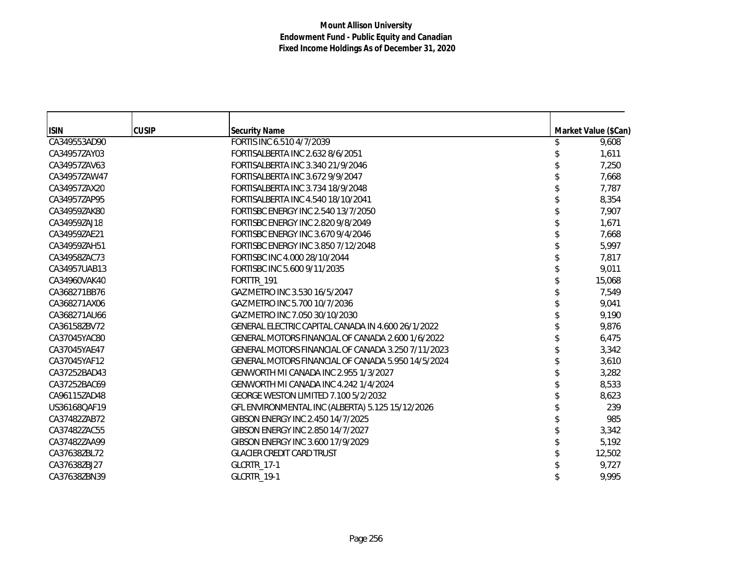**Mount Allison University**
**Endowment Fund - Public Equity and Canadian**
**Fixed Income Holdings As of December 31, 2020**

| ISIN | CUSIP | Security Name | Market Value ($Can) |
|---|---|---|---|
| CA349553AD90 | | FORTIS INC 6.510 4/7/2039 | $ 9,608 |
| CA34957ZAY03 | | FORTISALBERTA INC 2.632 8/6/2051 | $ 1,611 |
| CA34957ZAV63 | | FORTISALBERTA INC 3.340 21/9/2046 | $ 7,250 |
| CA34957ZAW47 | | FORTISALBERTA INC 3.672 9/9/2047 | $ 7,668 |
| CA34957ZAX20 | | FORTISALBERTA INC 3.734 18/9/2048 | $ 7,787 |
| CA34957ZAP95 | | FORTISALBERTA INC 4.540 18/10/2041 | $ 8,354 |
| CA34959ZAK80 | | FORTISBC ENERGY INC 2.540 13/7/2050 | $ 7,907 |
| CA34959ZAJ18 | | FORTISBC ENERGY INC 2.820 9/8/2049 | $ 1,671 |
| CA34959ZAE21 | | FORTISBC ENERGY INC 3.670 9/4/2046 | $ 7,668 |
| CA34959ZAH51 | | FORTISBC ENERGY INC 3.850 7/12/2048 | $ 5,997 |
| CA34958ZAC73 | | FORTISBC INC 4.000 28/10/2044 | $ 7,817 |
| CA34957UAB13 | | FORTISBC INC 5.600 9/11/2035 | $ 9,011 |
| CA34960VAK40 | | FORTTR_191 | $ 15,068 |
| CA368271BB76 | | GAZ METRO INC 3.530 16/5/2047 | $ 7,549 |
| CA368271AX06 | | GAZ METRO INC 5.700 10/7/2036 | $ 9,041 |
| CA368271AU66 | | GAZ METRO INC 7.050 30/10/2030 | $ 9,190 |
| CA36158ZBV72 | | GENERAL ELECTRIC CAPITAL CANADA IN 4.600 26/1/2022 | $ 9,876 |
| CA37045YAC80 | | GENERAL MOTORS FINANCIAL OF CANADA 2.600 1/6/2022 | $ 6,475 |
| CA37045YAE47 | | GENERAL MOTORS FINANCIAL OF CANADA 3.250 7/11/2023 | $ 3,342 |
| CA37045YAF12 | | GENERAL MOTORS FINANCIAL OF CANADA 5.950 14/5/2024 | $ 3,610 |
| CA37252BAD43 | | GENWORTH MI CANADA INC 2.955 1/3/2027 | $ 3,282 |
| CA37252BAC69 | | GENWORTH MI CANADA INC 4.242 1/4/2024 | $ 8,533 |
| CA96115ZAD48 | | GEORGE WESTON LIMITED 7.100 5/2/2032 | $ 8,623 |
| US36168QAF19 | | GFL ENVIRONMENTAL INC (ALBERTA) 5.125 15/12/2026 | $ 239 |
| CA37482ZAB72 | | GIBSON ENERGY INC 2.450 14/7/2025 | $ 985 |
| CA37482ZAC55 | | GIBSON ENERGY INC 2.850 14/7/2027 | $ 3,342 |
| CA37482ZAA99 | | GIBSON ENERGY INC 3.600 17/9/2029 | $ 5,192 |
| CA37638ZBL72 | | GLACIER CREDIT CARD TRUST | $ 12,502 |
| CA37638ZBJ27 | | GLCRTR_17-1 | $ 9,727 |
| CA37638ZBN39 | | GLCRTR_19-1 | $ 9,995 |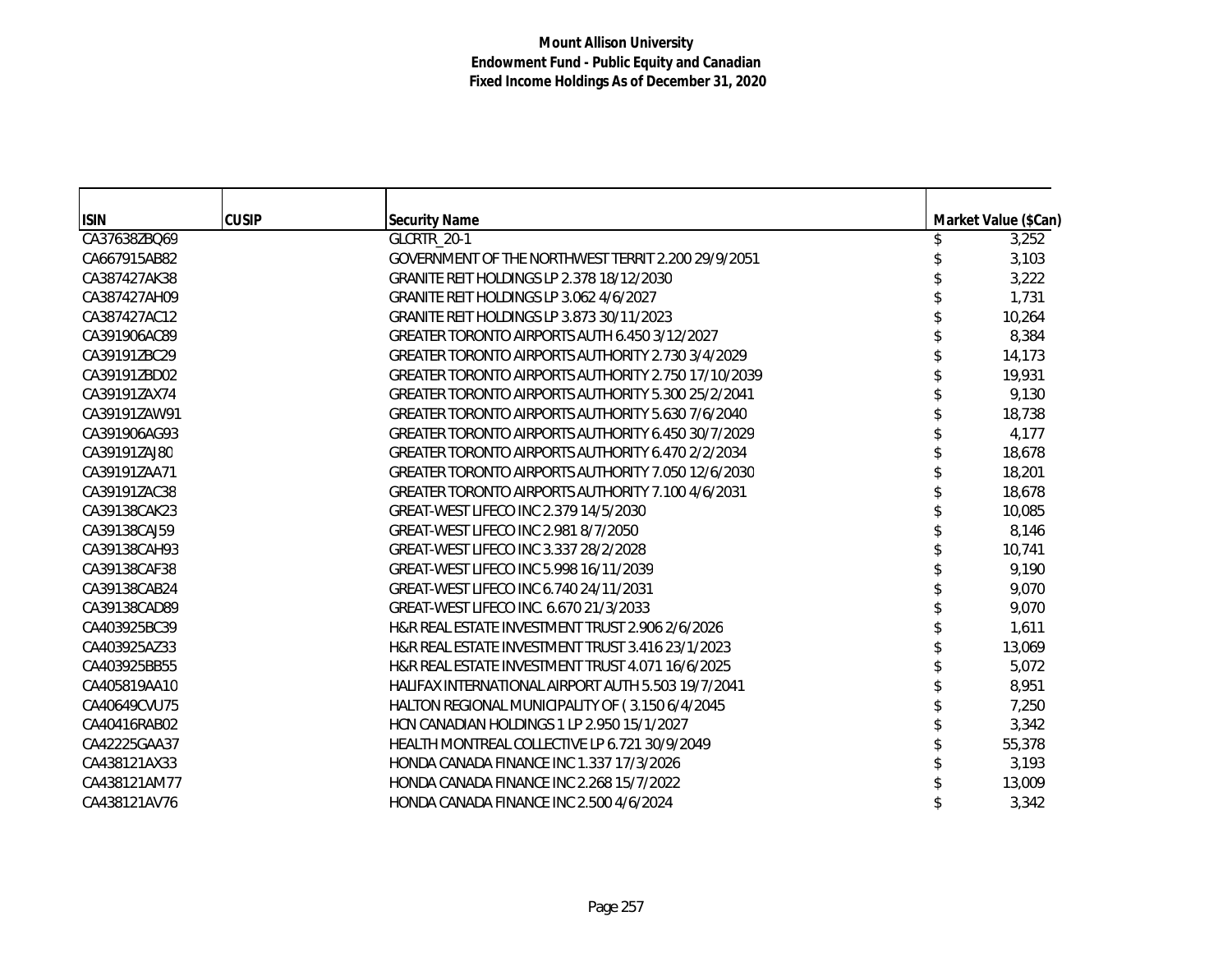**Mount Allison University**
**Endowment Fund - Public Equity and Canadian**
**Fixed Income Holdings As of December 31, 2020**

| ISIN | CUSIP | Security Name | Market Value ($Can) |
|---|---|---|---|
| CA37638ZBQ69 | | GLCRTR_20-1 | $ 3,252 |
| CA667915AB82 | | GOVERNMENT OF THE NORTHWEST TERRIT 2.200 29/9/2051 | $ 3,103 |
| CA387427AK38 | | GRANITE REIT HOLDINGS LP 2.378 18/12/2030 | $ 3,222 |
| CA387427AH09 | | GRANITE REIT HOLDINGS LP 3.062 4/6/2027 | $ 1,731 |
| CA387427AC12 | | GRANITE REIT HOLDINGS LP 3.873 30/11/2023 | $ 10,264 |
| CA391906AC89 | | GREATER TORONTO AIRPORTS AUTH 6.450 3/12/2027 | $ 8,384 |
| CA39191ZBC29 | | GREATER TORONTO AIRPORTS AUTHORITY 2.730 3/4/2029 | $ 14,173 |
| CA39191ZBD02 | | GREATER TORONTO AIRPORTS AUTHORITY 2.750 17/10/2039 | $ 19,931 |
| CA39191ZAX74 | | GREATER TORONTO AIRPORTS AUTHORITY 5.300 25/2/2041 | $ 9,130 |
| CA39191ZAW91 | | GREATER TORONTO AIRPORTS AUTHORITY 5.630 7/6/2040 | $ 18,738 |
| CA391906AG93 | | GREATER TORONTO AIRPORTS AUTHORITY 6.450 30/7/2029 | $ 4,177 |
| CA39191ZAJ80 | | GREATER TORONTO AIRPORTS AUTHORITY 6.470 2/2/2034 | $ 18,678 |
| CA39191ZAA71 | | GREATER TORONTO AIRPORTS AUTHORITY 7.050 12/6/2030 | $ 18,201 |
| CA39191ZAC38 | | GREATER TORONTO AIRPORTS AUTHORITY 7.100 4/6/2031 | $ 18,678 |
| CA39138CAK23 | | GREAT-WEST LIFECO INC 2.379 14/5/2030 | $ 10,085 |
| CA39138CAJ59 | | GREAT-WEST LIFECO INC 2.981 8/7/2050 | $ 8,146 |
| CA39138CAH93 | | GREAT-WEST LIFECO INC 3.337 28/2/2028 | $ 10,741 |
| CA39138CAF38 | | GREAT-WEST LIFECO INC 5.998 16/11/2039 | $ 9,190 |
| CA39138CAB24 | | GREAT-WEST LIFECO INC 6.740 24/11/2031 | $ 9,070 |
| CA39138CAD89 | | GREAT-WEST LIFECO INC. 6.670 21/3/2033 | $ 9,070 |
| CA403925BC39 | | H&R REAL ESTATE INVESTMENT TRUST 2.906 2/6/2026 | $ 1,611 |
| CA403925AZ33 | | H&R REAL ESTATE INVESTMENT TRUST 3.416 23/1/2023 | $ 13,069 |
| CA403925BB55 | | H&R REAL ESTATE INVESTMENT TRUST 4.071 16/6/2025 | $ 5,072 |
| CA405819AA10 | | HALIFAX INTERNATIONAL AIRPORT AUTH 5.503 19/7/2041 | $ 8,951 |
| CA40649CVU75 | | HALTON REGIONAL MUNICIPALITY OF ( 3.150 6/4/2045 | $ 7,250 |
| CA40416RAB02 | | HCN CANADIAN HOLDINGS 1 LP 2.950 15/1/2027 | $ 3,342 |
| CA42225GAA37 | | HEALTH MONTREAL COLLECTIVE LP 6.721 30/9/2049 | $ 55,378 |
| CA438121AX33 | | HONDA CANADA FINANCE INC 1.337 17/3/2026 | $ 3,193 |
| CA438121AM77 | | HONDA CANADA FINANCE INC 2.268 15/7/2022 | $ 13,009 |
| CA438121AV76 | | HONDA CANADA FINANCE INC 2.500 4/6/2024 | $ 3,342 |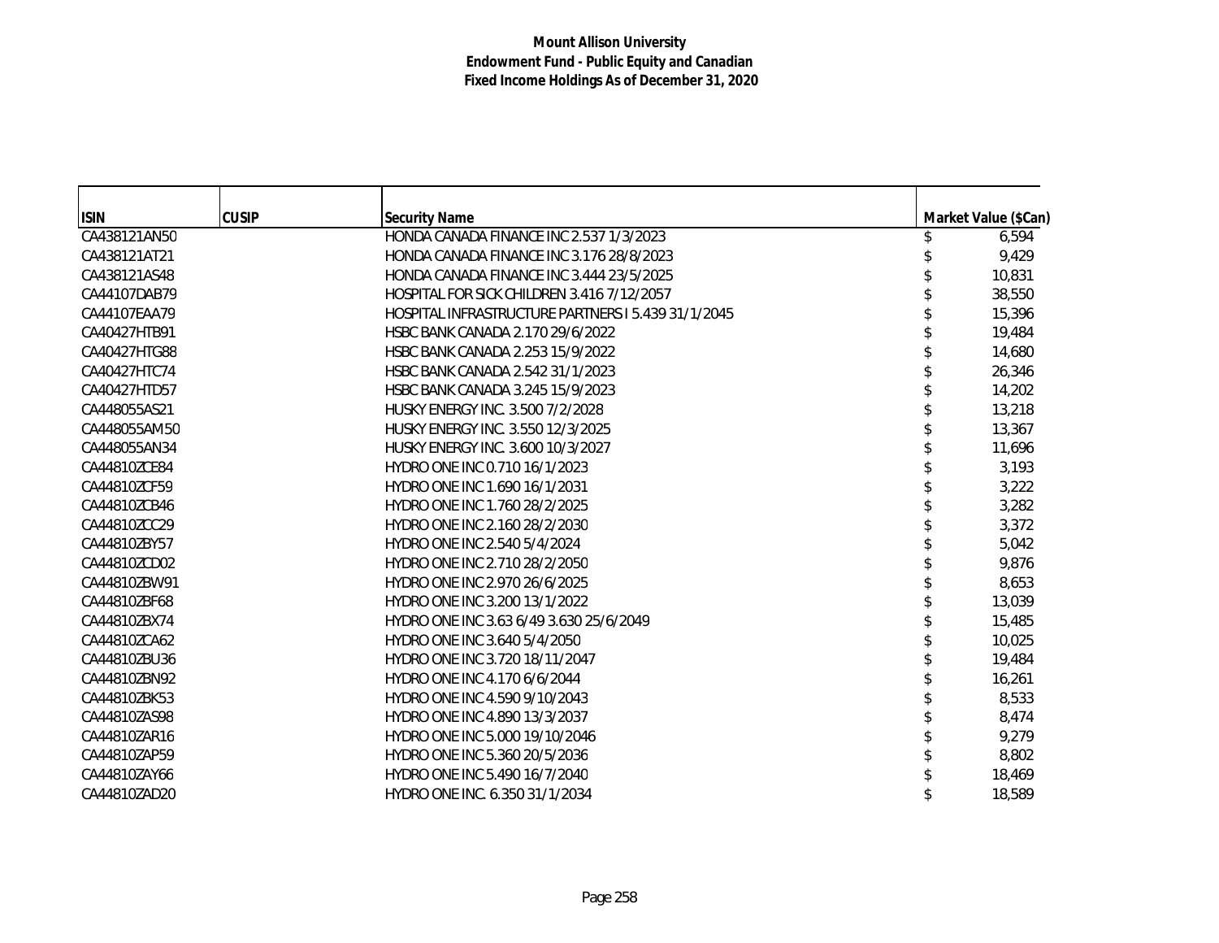**Mount Allison University**
**Endowment Fund - Public Equity and Canadian**
**Fixed Income Holdings As of December 31, 2020**

| ISIN | CUSIP | Security Name | Market Value ($Can) |
|---|---|---|---|
| CA438121AN50 | | HONDA CANADA FINANCE INC 2.537 1/3/2023 | $ 6,594 |
| CA438121AT21 | | HONDA CANADA FINANCE INC 3.176 28/8/2023 | $ 9,429 |
| CA438121AS48 | | HONDA CANADA FINANCE INC 3.444 23/5/2025 | $ 10,831 |
| CA44107DAB79 | | HOSPITAL FOR SICK CHILDREN 3.416 7/12/2057 | $ 38,550 |
| CA44107EAA79 | | HOSPITAL INFRASTRUCTURE PARTNERS I 5.439 31/1/2045 | $ 15,396 |
| CA40427HTB91 | | HSBC BANK CANADA 2.170 29/6/2022 | $ 19,484 |
| CA40427HTG88 | | HSBC BANK CANADA 2.253 15/9/2022 | $ 14,680 |
| CA40427HTC74 | | HSBC BANK CANADA 2.542 31/1/2023 | $ 26,346 |
| CA40427HTD57 | | HSBC BANK CANADA 3.245 15/9/2023 | $ 14,202 |
| CA448055AS21 | | HUSKY ENERGY INC. 3.500 7/2/2028 | $ 13,218 |
| CA448055AM50 | | HUSKY ENERGY INC. 3.550 12/3/2025 | $ 13,367 |
| CA448055AN34 | | HUSKY ENERGY INC. 3.600 10/3/2027 | $ 11,696 |
| CA44810ZCE84 | | HYDRO ONE INC 0.710 16/1/2023 | $ 3,193 |
| CA44810ZCF59 | | HYDRO ONE INC 1.690 16/1/2031 | $ 3,222 |
| CA44810ZCB46 | | HYDRO ONE INC 1.760 28/2/2025 | $ 3,282 |
| CA44810ZCC29 | | HYDRO ONE INC 2.160 28/2/2030 | $ 3,372 |
| CA44810ZBY57 | | HYDRO ONE INC 2.540 5/4/2024 | $ 5,042 |
| CA44810ZCD02 | | HYDRO ONE INC 2.710 28/2/2050 | $ 9,876 |
| CA44810ZBW91 | | HYDRO ONE INC 2.970 26/6/2025 | $ 8,653 |
| CA44810ZBF68 | | HYDRO ONE INC 3.200 13/1/2022 | $ 13,039 |
| CA44810ZBX74 | | HYDRO ONE INC 3.63 6/49 3.630 25/6/2049 | $ 15,485 |
| CA44810ZCA62 | | HYDRO ONE INC 3.640 5/4/2050 | $ 10,025 |
| CA44810ZBU36 | | HYDRO ONE INC 3.720 18/11/2047 | $ 19,484 |
| CA44810ZBN92 | | HYDRO ONE INC 4.170 6/6/2044 | $ 16,261 |
| CA44810ZBK53 | | HYDRO ONE INC 4.590 9/10/2043 | $ 8,533 |
| CA44810ZAS98 | | HYDRO ONE INC 4.890 13/3/2037 | $ 8,474 |
| CA44810ZAR16 | | HYDRO ONE INC 5.000 19/10/2046 | $ 9,279 |
| CA44810ZAP59 | | HYDRO ONE INC 5.360 20/5/2036 | $ 8,802 |
| CA44810ZAY66 | | HYDRO ONE INC 5.490 16/7/2040 | $ 18,469 |
| CA44810ZAD20 | | HYDRO ONE INC. 6.350 31/1/2034 | $ 18,589 |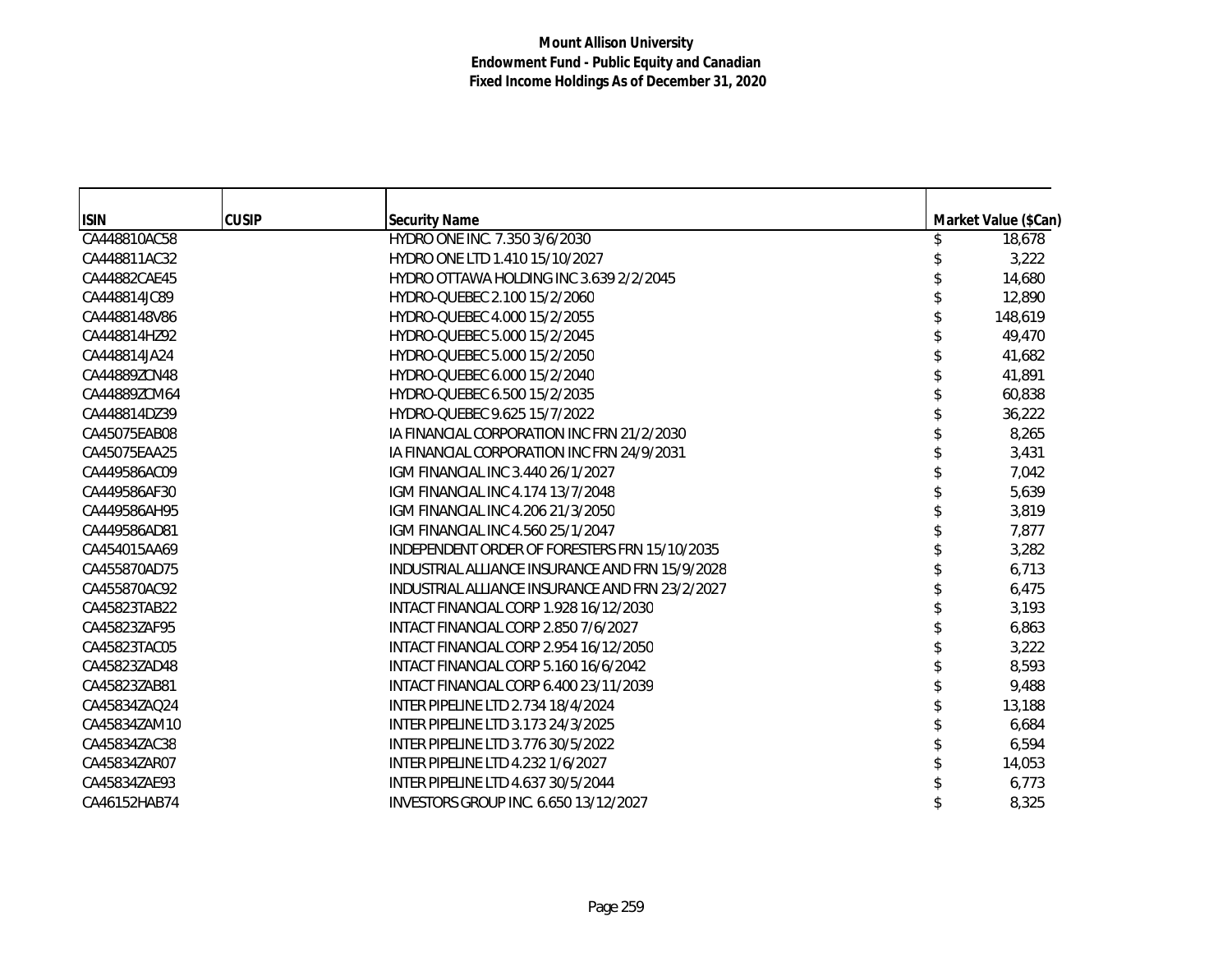**Mount Allison University**
**Endowment Fund - Public Equity and Canadian**
**Fixed Income Holdings As of December 31, 2020**

| ISIN | CUSIP | Security Name | Market Value ($Can) |
|---|---|---|---|
| CA448810AC58 | | HYDRO ONE INC. 7.350 3/6/2030 | $ 18,678 |
| CA448811AC32 | | HYDRO ONE LTD 1.410 15/10/2027 | $ 3,222 |
| CA44882CAE45 | | HYDRO OTTAWA HOLDING INC 3.639 2/2/2045 | $ 14,680 |
| CA448814JC89 | | HYDRO-QUEBEC 2.100 15/2/2060 | $ 12,890 |
| CA4488148V86 | | HYDRO-QUEBEC 4.000 15/2/2055 | $ 148,619 |
| CA448814HZ92 | | HYDRO-QUEBEC 5.000 15/2/2045 | $ 49,470 |
| CA448814JA24 | | HYDRO-QUEBEC 5.000 15/2/2050 | $ 41,682 |
| CA44889ZCN48 | | HYDRO-QUEBEC 6.000 15/2/2040 | $ 41,891 |
| CA44889ZCM64 | | HYDRO-QUEBEC 6.500 15/2/2035 | $ 60,838 |
| CA448814DZ39 | | HYDRO-QUEBEC 9.625 15/7/2022 | $ 36,222 |
| CA45075EAB08 | | IA FINANCIAL CORPORATION INC FRN 21/2/2030 | $ 8,265 |
| CA45075EAA25 | | IA FINANCIAL CORPORATION INC FRN 24/9/2031 | $ 3,431 |
| CA449586AC09 | | IGM FINANCIAL INC 3.440 26/1/2027 | $ 7,042 |
| CA449586AF30 | | IGM FINANCIAL INC 4.174 13/7/2048 | $ 5,639 |
| CA449586AH95 | | IGM FINANCIAL INC 4.206 21/3/2050 | $ 3,819 |
| CA449586AD81 | | IGM FINANCIAL INC 4.560 25/1/2047 | $ 7,877 |
| CA454015AA69 | | INDEPENDENT ORDER OF FORESTERS FRN 15/10/2035 | $ 3,282 |
| CA455870AD75 | | INDUSTRIAL ALLIANCE INSURANCE AND FRN 15/9/2028 | $ 6,713 |
| CA455870AC92 | | INDUSTRIAL ALLIANCE INSURANCE AND FRN 23/2/2027 | $ 6,475 |
| CA45823TAB22 | | INTACT FINANCIAL CORP 1.928 16/12/2030 | $ 3,193 |
| CA45823ZAF95 | | INTACT FINANCIAL CORP 2.850 7/6/2027 | $ 6,863 |
| CA45823TAC05 | | INTACT FINANCIAL CORP 2.954 16/12/2050 | $ 3,222 |
| CA45823ZAD48 | | INTACT FINANCIAL CORP 5.160 16/6/2042 | $ 8,593 |
| CA45823ZAB81 | | INTACT FINANCIAL CORP 6.400 23/11/2039 | $ 9,488 |
| CA45834ZAQ24 | | INTER PIPELINE LTD 2.734 18/4/2024 | $ 13,188 |
| CA45834ZAM10 | | INTER PIPELINE LTD 3.173 24/3/2025 | $ 6,684 |
| CA45834ZAC38 | | INTER PIPELINE LTD 3.776 30/5/2022 | $ 6,594 |
| CA45834ZAR07 | | INTER PIPELINE LTD 4.232 1/6/2027 | $ 14,053 |
| CA45834ZAE93 | | INTER PIPELINE LTD 4.637 30/5/2044 | $ 6,773 |
| CA46152HAB74 | | INVESTORS GROUP INC. 6.650 13/12/2027 | $ 8,325 |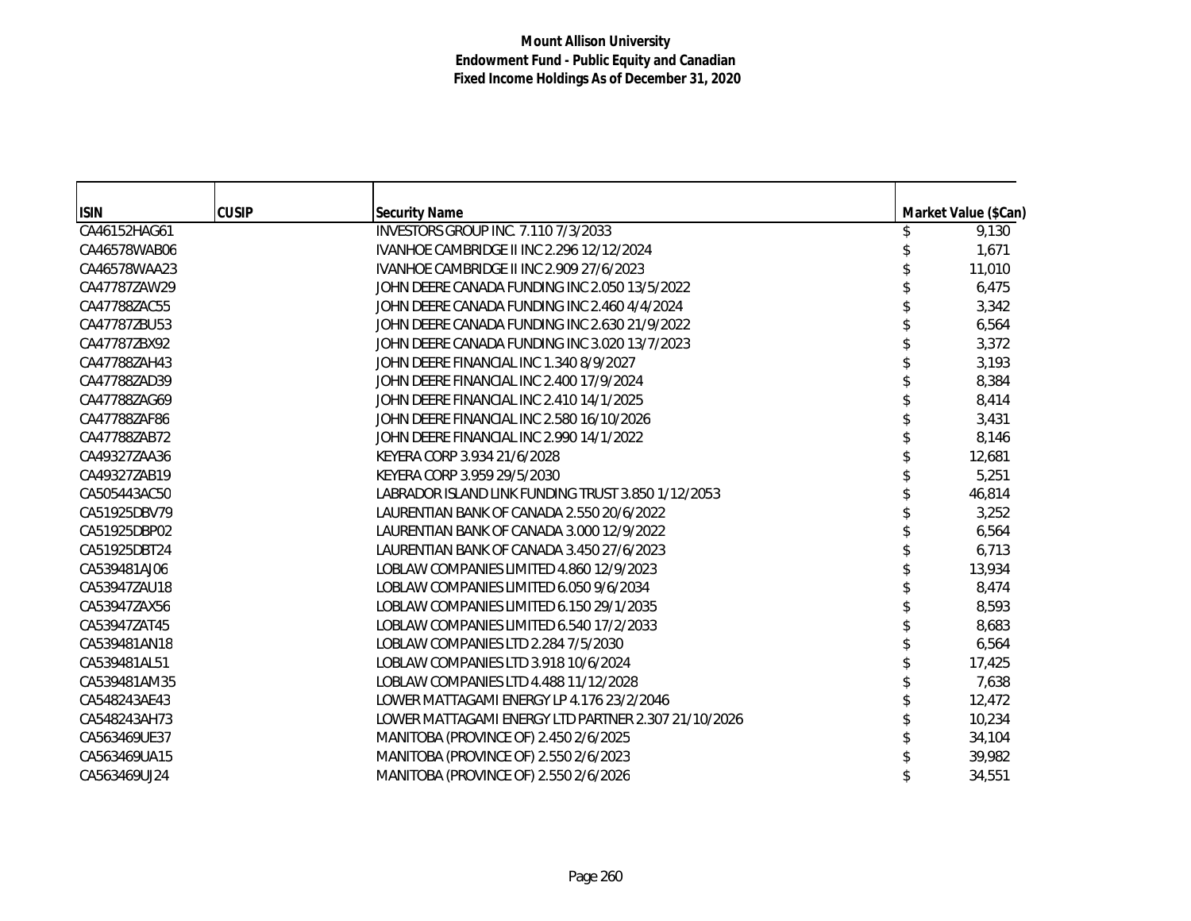**Mount Allison University**
**Endowment Fund - Public Equity and Canadian**
**Fixed Income Holdings As of December 31, 2020**

| ISIN | CUSIP | Security Name | Market Value ($Can) |
|---|---|---|---|
| CA46152HAG61 | | INVESTORS GROUP INC. 7.110 7/3/2033 | $ 9,130 |
| CA46578WAB06 | | IVANHOE CAMBRIDGE II INC 2.296 12/12/2024 | $ 1,671 |
| CA46578WAA23 | | IVANHOE CAMBRIDGE II INC 2.909 27/6/2023 | $ 11,010 |
| CA47787ZAW29 | | JOHN DEERE CANADA FUNDING INC 2.050 13/5/2022 | $ 6,475 |
| CA47788ZAC55 | | JOHN DEERE CANADA FUNDING INC 2.460 4/4/2024 | $ 3,342 |
| CA47787ZBU53 | | JOHN DEERE CANADA FUNDING INC 2.630 21/9/2022 | $ 6,564 |
| CA47787ZBX92 | | JOHN DEERE CANADA FUNDING INC 3.020 13/7/2023 | $ 3,372 |
| CA47788ZAH43 | | JOHN DEERE FINANCIAL INC 1.340 8/9/2027 | $ 3,193 |
| CA47788ZAD39 | | JOHN DEERE FINANCIAL INC 2.400 17/9/2024 | $ 8,384 |
| CA47788ZAG69 | | JOHN DEERE FINANCIAL INC 2.410 14/1/2025 | $ 8,414 |
| CA47788ZAF86 | | JOHN DEERE FINANCIAL INC 2.580 16/10/2026 | $ 3,431 |
| CA47788ZAB72 | | JOHN DEERE FINANCIAL INC 2.990 14/1/2022 | $ 8,146 |
| CA49327ZAA36 | | KEYERA CORP 3.934 21/6/2028 | $ 12,681 |
| CA49327ZAB19 | | KEYERA CORP 3.959 29/5/2030 | $ 5,251 |
| CA505443AC50 | | LABRADOR ISLAND LINK FUNDING TRUST 3.850 1/12/2053 | $ 46,814 |
| CA51925DBV79 | | LAURENTIAN BANK OF CANADA 2.550 20/6/2022 | $ 3,252 |
| CA51925DBP02 | | LAURENTIAN BANK OF CANADA 3.000 12/9/2022 | $ 6,564 |
| CA51925DBT24 | | LAURENTIAN BANK OF CANADA 3.450 27/6/2023 | $ 6,713 |
| CA539481AJ06 | | LOBLAW COMPANIES LIMITED 4.860 12/9/2023 | $ 13,934 |
| CA53947ZAU18 | | LOBLAW COMPANIES LIMITED 6.050 9/6/2034 | $ 8,474 |
| CA53947ZAX56 | | LOBLAW COMPANIES LIMITED 6.150 29/1/2035 | $ 8,593 |
| CA53947ZAT45 | | LOBLAW COMPANIES LIMITED 6.540 17/2/2033 | $ 8,683 |
| CA539481AN18 | | LOBLAW COMPANIES LTD 2.284 7/5/2030 | $ 6,564 |
| CA539481AL51 | | LOBLAW COMPANIES LTD 3.918 10/6/2024 | $ 17,425 |
| CA539481AM35 | | LOBLAW COMPANIES LTD 4.488 11/12/2028 | $ 7,638 |
| CA548243AE43 | | LOWER MATTAGAMI ENERGY LP 4.176 23/2/2046 | $ 12,472 |
| CA548243AH73 | | LOWER MATTAGAMI ENERGY LTD PARTNER 2.307 21/10/2026 | $ 10,234 |
| CA563469UE37 | | MANITOBA (PROVINCE OF) 2.450 2/6/2025 | $ 34,104 |
| CA563469UA15 | | MANITOBA (PROVINCE OF) 2.550 2/6/2023 | $ 39,982 |
| CA563469UJ24 | | MANITOBA (PROVINCE OF) 2.550 2/6/2026 | $ 34,551 |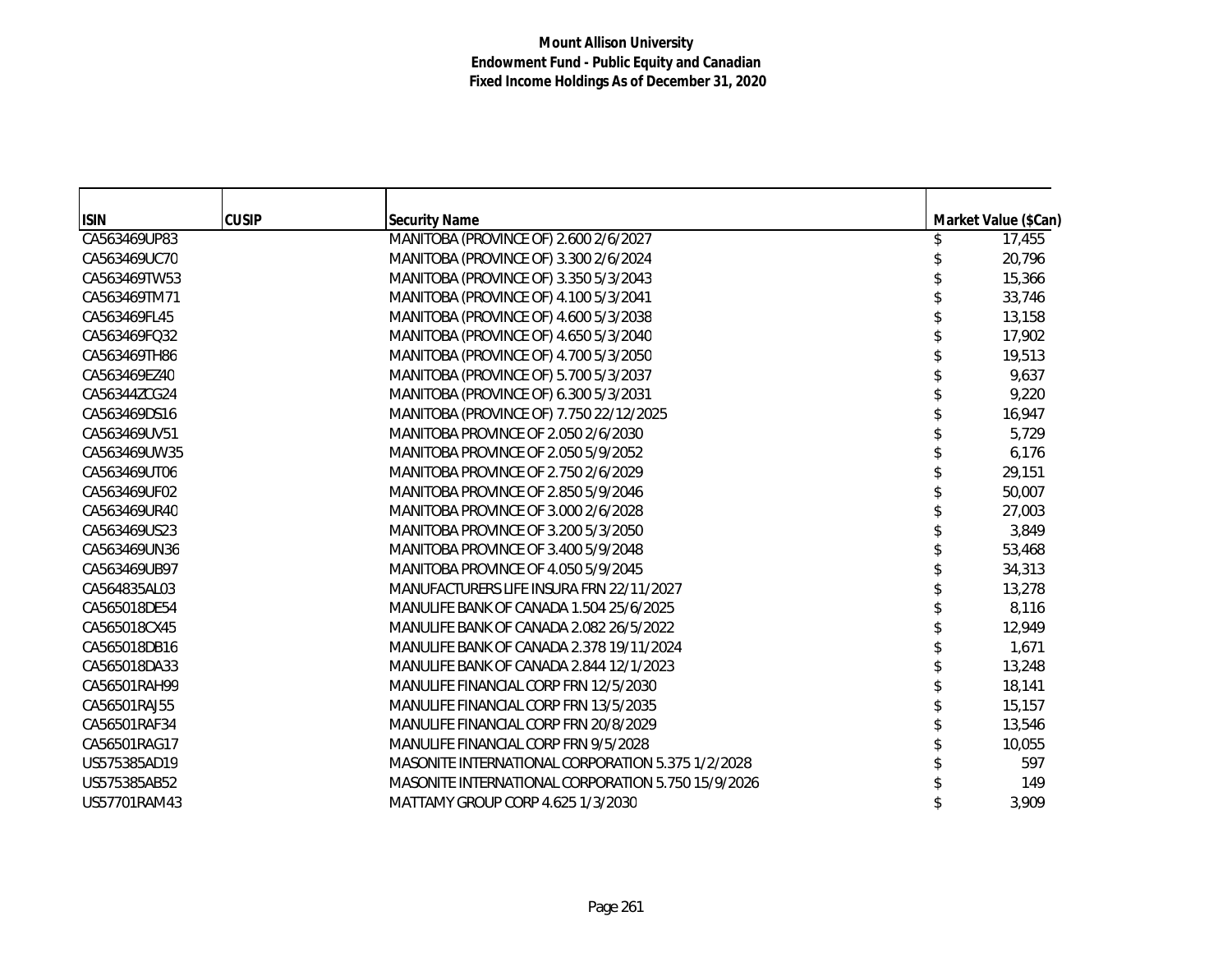**Mount Allison University**
**Endowment Fund - Public Equity and Canadian**
**Fixed Income Holdings As of December 31, 2020**

| ISIN | CUSIP | Security Name | Market Value ($Can) |
|---|---|---|---|
| CA563469UP83 | | MANITOBA (PROVINCE OF) 2.600 2/6/2027 | $ 17,455 |
| CA563469UC70 | | MANITOBA (PROVINCE OF) 3.300 2/6/2024 | $ 20,796 |
| CA563469TW53 | | MANITOBA (PROVINCE OF) 3.350 5/3/2043 | $ 15,366 |
| CA563469TM71 | | MANITOBA (PROVINCE OF) 4.100 5/3/2041 | $ 33,746 |
| CA563469FL45 | | MANITOBA (PROVINCE OF) 4.600 5/3/2038 | $ 13,158 |
| CA563469FQ32 | | MANITOBA (PROVINCE OF) 4.650 5/3/2040 | $ 17,902 |
| CA563469TH86 | | MANITOBA (PROVINCE OF) 4.700 5/3/2050 | $ 19,513 |
| CA563469EZ40 | | MANITOBA (PROVINCE OF) 5.700 5/3/2037 | $ 9,637 |
| CA56344ZCG24 | | MANITOBA (PROVINCE OF) 6.300 5/3/2031 | $ 9,220 |
| CA563469DS16 | | MANITOBA (PROVINCE OF) 7.750 22/12/2025 | $ 16,947 |
| CA563469UV51 | | MANITOBA PROVINCE OF 2.050 2/6/2030 | $ 5,729 |
| CA563469UW35 | | MANITOBA PROVINCE OF 2.050 5/9/2052 | $ 6,176 |
| CA563469UT06 | | MANITOBA PROVINCE OF 2.750 2/6/2029 | $ 29,151 |
| CA563469UF02 | | MANITOBA PROVINCE OF 2.850 5/9/2046 | $ 50,007 |
| CA563469UR40 | | MANITOBA PROVINCE OF 3.000 2/6/2028 | $ 27,003 |
| CA563469US23 | | MANITOBA PROVINCE OF 3.200 5/3/2050 | $ 3,849 |
| CA563469UN36 | | MANITOBA PROVINCE OF 3.400 5/9/2048 | $ 53,468 |
| CA563469UB97 | | MANITOBA PROVINCE OF 4.050 5/9/2045 | $ 34,313 |
| CA564835AL03 | | MANUFACTURERS LIFE INSURA FRN 22/11/2027 | $ 13,278 |
| CA565018DE54 | | MANULIFE BANK OF CANADA 1.504 25/6/2025 | $ 8,116 |
| CA565018CX45 | | MANULIFE BANK OF CANADA 2.082 26/5/2022 | $ 12,949 |
| CA565018DB16 | | MANULIFE BANK OF CANADA 2.378 19/11/2024 | $ 1,671 |
| CA565018DA33 | | MANULIFE BANK OF CANADA 2.844 12/1/2023 | $ 13,248 |
| CA56501RAH99 | | MANULIFE FINANCIAL CORP FRN 12/5/2030 | $ 18,141 |
| CA56501RAJ55 | | MANULIFE FINANCIAL CORP FRN 13/5/2035 | $ 15,157 |
| CA56501RAF34 | | MANULIFE FINANCIAL CORP FRN 20/8/2029 | $ 13,546 |
| CA56501RAG17 | | MANULIFE FINANCIAL CORP FRN 9/5/2028 | $ 10,055 |
| US575385AD19 | | MASONITE INTERNATIONAL CORPORATION 5.375 1/2/2028 | $ 597 |
| US575385AB52 | | MASONITE INTERNATIONAL CORPORATION 5.750 15/9/2026 | $ 149 |
| US57701RAM43 | | MATTAMY GROUP CORP 4.625 1/3/2030 | $ 3,909 |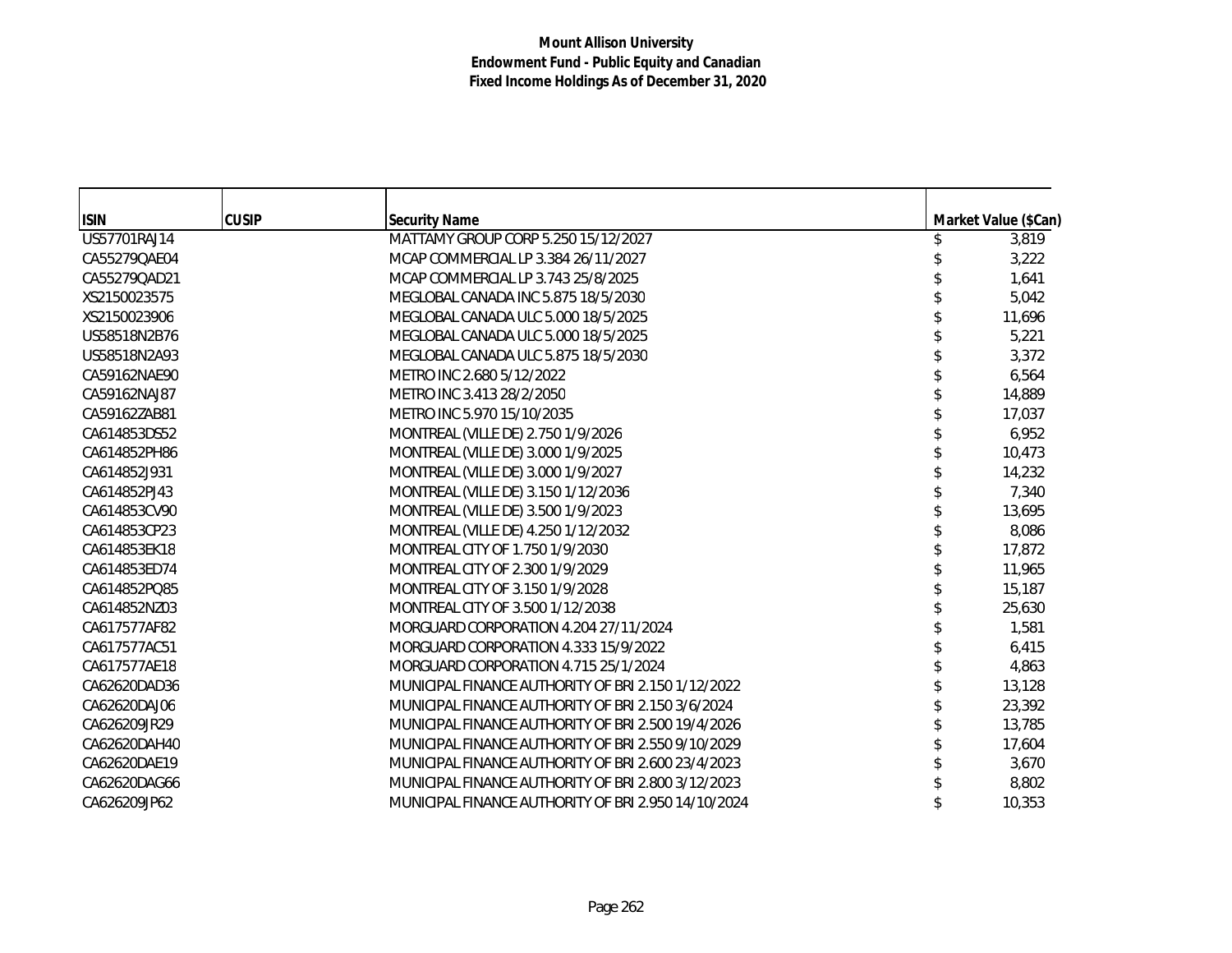**Mount Allison University**
**Endowment Fund - Public Equity and Canadian**
**Fixed Income Holdings As of December 31, 2020**

| ISIN | CUSIP | Security Name | Market Value ($Can) |
|---|---|---|---|
| US57701RAJ14 | | MATTAMY GROUP CORP 5.250 15/12/2027 | $ 3,819 |
| CA55279QAE04 | | MCAP COMMERCIAL LP 3.384 26/11/2027 | $ 3,222 |
| CA55279QAD21 | | MCAP COMMERCIAL LP 3.743 25/8/2025 | $ 1,641 |
| XS2150023575 | | MEGLOBAL CANADA INC 5.875 18/5/2030 | $ 5,042 |
| XS2150023906 | | MEGLOBAL CANADA ULC 5.000 18/5/2025 | $ 11,696 |
| US58518N2B76 | | MEGLOBAL CANADA ULC 5.000 18/5/2025 | $ 5,221 |
| US58518N2A93 | | MEGLOBAL CANADA ULC 5.875 18/5/2030 | $ 3,372 |
| CA59162NAE90 | | METRO INC 2.680 5/12/2022 | $ 6,564 |
| CA59162NAJ87 | | METRO INC 3.413 28/2/2050 | $ 14,889 |
| CA59162ZAB81 | | METRO INC 5.970 15/10/2035 | $ 17,037 |
| CA614853DS52 | | MONTREAL (VILLE DE) 2.750 1/9/2026 | $ 6,952 |
| CA614852PH86 | | MONTREAL (VILLE DE) 3.000 1/9/2025 | $ 10,473 |
| CA614852J931 | | MONTREAL (VILLE DE) 3.000 1/9/2027 | $ 14,232 |
| CA614852PJ43 | | MONTREAL (VILLE DE) 3.150 1/12/2036 | $ 7,340 |
| CA614853CV90 | | MONTREAL (VILLE DE) 3.500 1/9/2023 | $ 13,695 |
| CA614853CP23 | | MONTREAL (VILLE DE) 4.250 1/12/2032 | $ 8,086 |
| CA614853EK18 | | MONTREAL CITY OF 1.750 1/9/2030 | $ 17,872 |
| CA614853ED74 | | MONTREAL CITY OF 2.300 1/9/2029 | $ 11,965 |
| CA614852PQ85 | | MONTREAL CITY OF 3.150 1/9/2028 | $ 15,187 |
| CA614852NZ03 | | MONTREAL CITY OF 3.500 1/12/2038 | $ 25,630 |
| CA617577AF82 | | MORGUARD CORPORATION 4.204 27/11/2024 | $ 1,581 |
| CA617577AC51 | | MORGUARD CORPORATION 4.333 15/9/2022 | $ 6,415 |
| CA617577AE18 | | MORGUARD CORPORATION 4.715 25/1/2024 | $ 4,863 |
| CA62620DAD36 | | MUNICIPAL FINANCE AUTHORITY OF BRI 2.150 1/12/2022 | $ 13,128 |
| CA62620DAJ06 | | MUNICIPAL FINANCE AUTHORITY OF BRI 2.150 3/6/2024 | $ 23,392 |
| CA626209JR29 | | MUNICIPAL FINANCE AUTHORITY OF BRI 2.500 19/4/2026 | $ 13,785 |
| CA62620DAH40 | | MUNICIPAL FINANCE AUTHORITY OF BRI 2.550 9/10/2029 | $ 17,604 |
| CA62620DAE19 | | MUNICIPAL FINANCE AUTHORITY OF BRI 2.600 23/4/2023 | $ 3,670 |
| CA62620DAG66 | | MUNICIPAL FINANCE AUTHORITY OF BRI 2.800 3/12/2023 | $ 8,802 |
| CA626209JP62 | | MUNICIPAL FINANCE AUTHORITY OF BRI 2.950 14/10/2024 | $ 10,353 |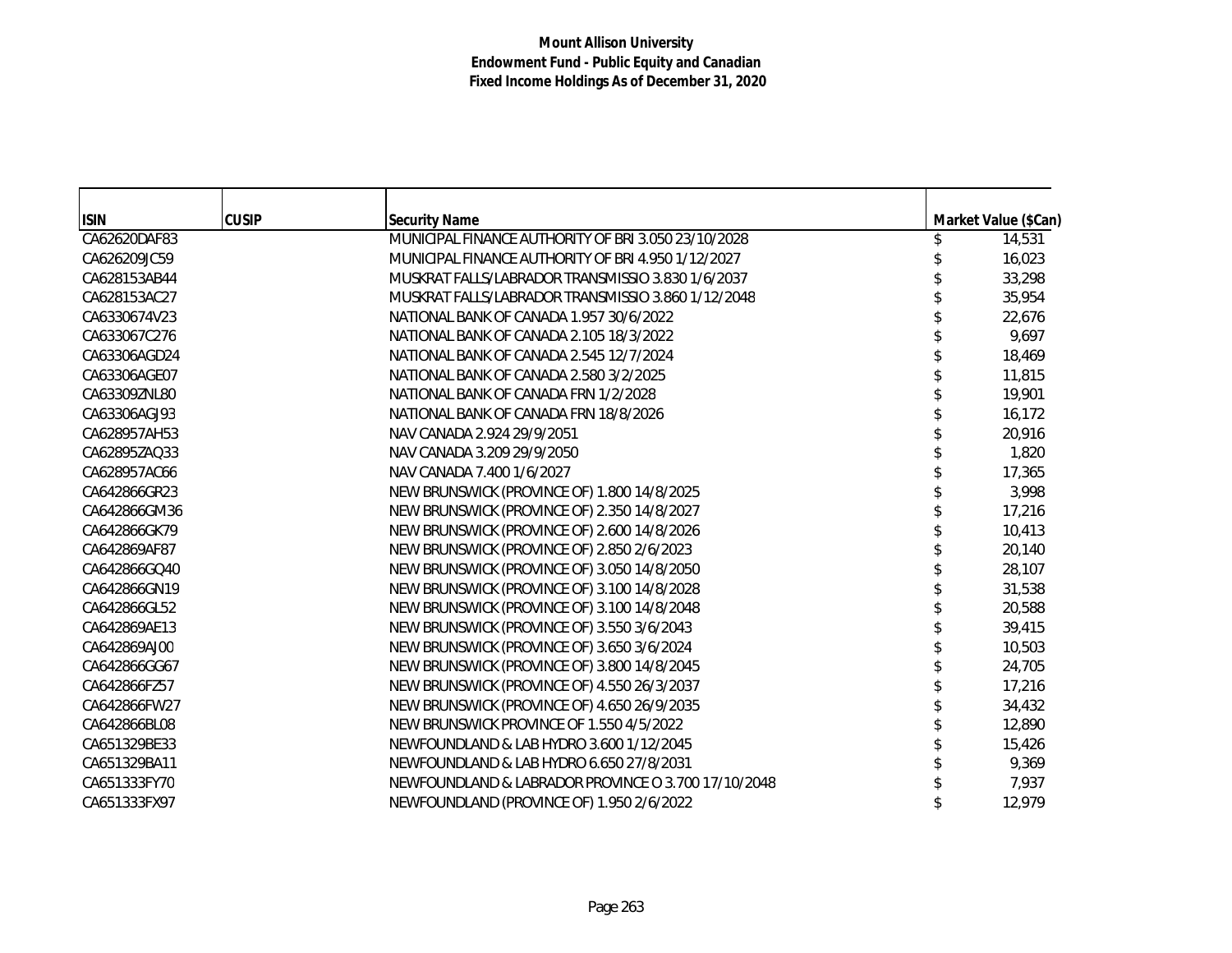**Mount Allison University**
**Endowment Fund - Public Equity and Canadian**
**Fixed Income Holdings As of December 31, 2020**

| ISIN | CUSIP | Security Name | Market Value ($Can) |
|---|---|---|---|
| CA62620DAF83 | | MUNICIPAL FINANCE AUTHORITY OF BRI 3.050 23/10/2028 | $ 14,531 |
| CA626209JC59 | | MUNICIPAL FINANCE AUTHORITY OF BRI 4.950 1/12/2027 | $ 16,023 |
| CA628153AB44 | | MUSKRAT FALLS/LABRADOR TRANSMISSIO 3.830 1/6/2037 | $ 33,298 |
| CA628153AC27 | | MUSKRAT FALLS/LABRADOR TRANSMISSIO 3.860 1/12/2048 | $ 35,954 |
| CA6330674V23 | | NATIONAL BANK OF CANADA 1.957 30/6/2022 | $ 22,676 |
| CA633067C276 | | NATIONAL BANK OF CANADA 2.105 18/3/2022 | $ 9,697 |
| CA63306AGD24 | | NATIONAL BANK OF CANADA 2.545 12/7/2024 | $ 18,469 |
| CA63306AGE07 | | NATIONAL BANK OF CANADA 2.580 3/2/2025 | $ 11,815 |
| CA63309ZNL80 | | NATIONAL BANK OF CANADA FRN 1/2/2028 | $ 19,901 |
| CA63306AGJ93 | | NATIONAL BANK OF CANADA FRN 18/8/2026 | $ 16,172 |
| CA628957AH53 | | NAV CANADA 2.924 29/9/2051 | $ 20,916 |
| CA62895ZAQ33 | | NAV CANADA 3.209 29/9/2050 | $ 1,820 |
| CA628957AC66 | | NAV CANADA 7.400 1/6/2027 | $ 17,365 |
| CA642866GR23 | | NEW BRUNSWICK (PROVINCE OF) 1.800 14/8/2025 | $ 3,998 |
| CA642866GM36 | | NEW BRUNSWICK (PROVINCE OF) 2.350 14/8/2027 | $ 17,216 |
| CA642866GK79 | | NEW BRUNSWICK (PROVINCE OF) 2.600 14/8/2026 | $ 10,413 |
| CA642869AF87 | | NEW BRUNSWICK (PROVINCE OF) 2.850 2/6/2023 | $ 20,140 |
| CA642866GQ40 | | NEW BRUNSWICK (PROVINCE OF) 3.050 14/8/2050 | $ 28,107 |
| CA642866GN19 | | NEW BRUNSWICK (PROVINCE OF) 3.100 14/8/2028 | $ 31,538 |
| CA642866GL52 | | NEW BRUNSWICK (PROVINCE OF) 3.100 14/8/2048 | $ 20,588 |
| CA642869AE13 | | NEW BRUNSWICK (PROVINCE OF) 3.550 3/6/2043 | $ 39,415 |
| CA642869AJ00 | | NEW BRUNSWICK (PROVINCE OF) 3.650 3/6/2024 | $ 10,503 |
| CA642866GG67 | | NEW BRUNSWICK (PROVINCE OF) 3.800 14/8/2045 | $ 24,705 |
| CA642866FZ57 | | NEW BRUNSWICK (PROVINCE OF) 4.550 26/3/2037 | $ 17,216 |
| CA642866FW27 | | NEW BRUNSWICK (PROVINCE OF) 4.650 26/9/2035 | $ 34,432 |
| CA642866BL08 | | NEW BRUNSWICK PROVINCE OF 1.550 4/5/2022 | $ 12,890 |
| CA651329BE33 | | NEWFOUNDLAND & LAB HYDRO 3.600 1/12/2045 | $ 15,426 |
| CA651329BA11 | | NEWFOUNDLAND & LAB HYDRO 6.650 27/8/2031 | $ 9,369 |
| CA651333FY70 | | NEWFOUNDLAND & LABRADOR PROVINCE O 3.700 17/10/2048 | $ 7,937 |
| CA651333FX97 | | NEWFOUNDLAND (PROVINCE OF) 1.950 2/6/2022 | $ 12,979 |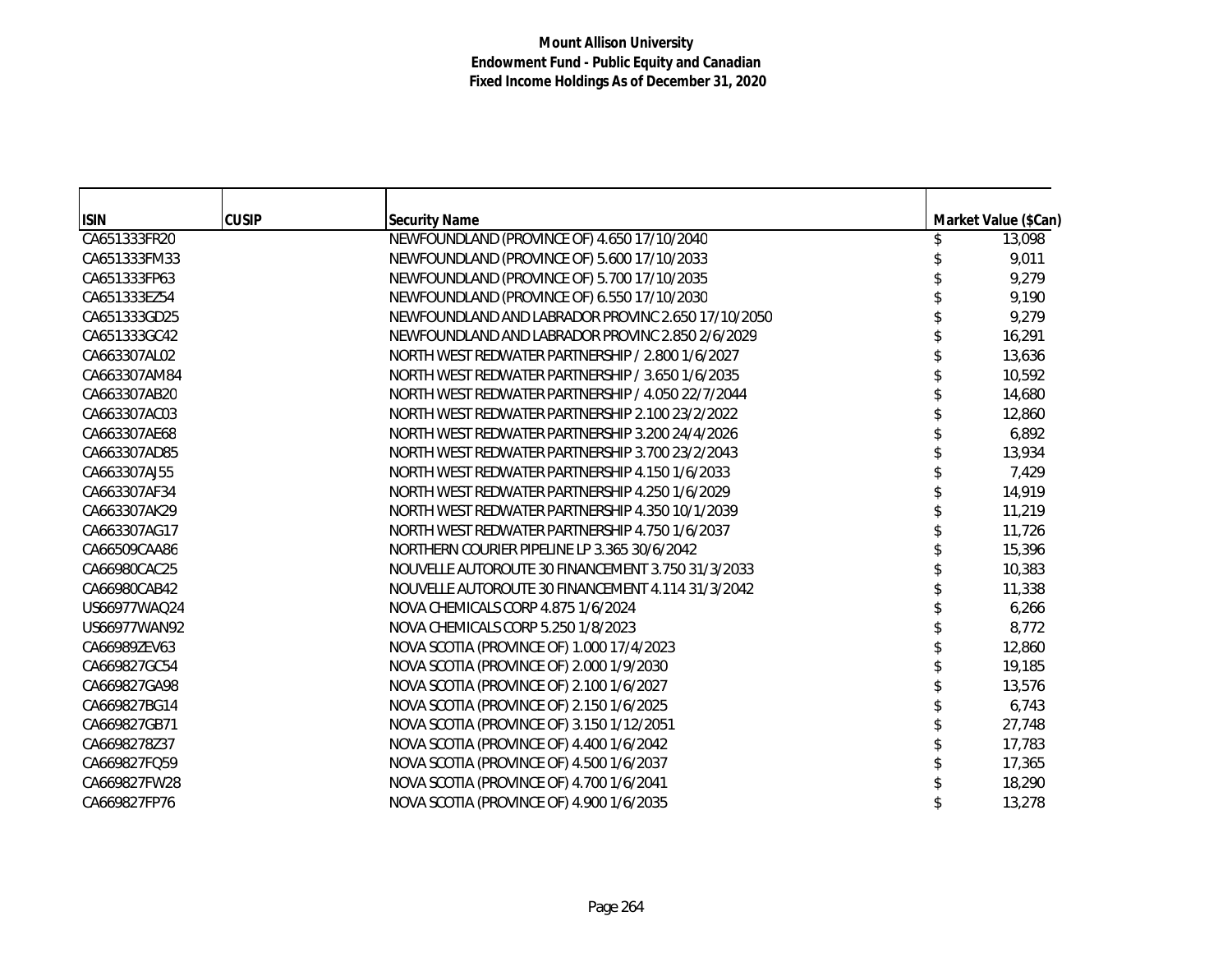**Mount Allison University**
**Endowment Fund - Public Equity and Canadian Fixed Income Holdings As of December 31, 2020**

| ISIN | CUSIP | Security Name | Market Value ($Can) |
|---|---|---|---|
| CA651333FR20 | | NEWFOUNDLAND (PROVINCE OF) 4.650 17/10/2040 | $ 13,098 |
| CA651333FM33 | | NEWFOUNDLAND (PROVINCE OF) 5.600 17/10/2033 | $ 9,011 |
| CA651333FP63 | | NEWFOUNDLAND (PROVINCE OF) 5.700 17/10/2035 | $ 9,279 |
| CA651333EZ54 | | NEWFOUNDLAND (PROVINCE OF) 6.550 17/10/2030 | $ 9,190 |
| CA651333GD25 | | NEWFOUNDLAND AND LABRADOR PROVINC 2.650 17/10/2050 | $ 9,279 |
| CA651333GC42 | | NEWFOUNDLAND AND LABRADOR PROVINC 2.850 2/6/2029 | $ 16,291 |
| CA663307AL02 | | NORTH WEST REDWATER PARTNERSHIP / 2.800 1/6/2027 | $ 13,636 |
| CA663307AM84 | | NORTH WEST REDWATER PARTNERSHIP / 3.650 1/6/2035 | $ 10,592 |
| CA663307AB20 | | NORTH WEST REDWATER PARTNERSHIP / 4.050 22/7/2044 | $ 14,680 |
| CA663307AC03 | | NORTH WEST REDWATER PARTNERSHIP 2.100 23/2/2022 | $ 12,860 |
| CA663307AE68 | | NORTH WEST REDWATER PARTNERSHIP 3.200 24/4/2026 | $ 6,892 |
| CA663307AD85 | | NORTH WEST REDWATER PARTNERSHIP 3.700 23/2/2043 | $ 13,934 |
| CA663307AJ55 | | NORTH WEST REDWATER PARTNERSHIP 4.150 1/6/2033 | $ 7,429 |
| CA663307AF34 | | NORTH WEST REDWATER PARTNERSHIP 4.250 1/6/2029 | $ 14,919 |
| CA663307AK29 | | NORTH WEST REDWATER PARTNERSHIP 4.350 10/1/2039 | $ 11,219 |
| CA663307AG17 | | NORTH WEST REDWATER PARTNERSHIP 4.750 1/6/2037 | $ 11,726 |
| CA66509CAA86 | | NORTHERN COURIER PIPELINE LP 3.365 30/6/2042 | $ 15,396 |
| CA66980CAC25 | | NOUVELLE AUTOROUTE 30 FINANCEMENT 3.750 31/3/2033 | $ 10,383 |
| CA66980CAB42 | | NOUVELLE AUTOROUTE 30 FINANCEMENT 4.114 31/3/2042 | $ 11,338 |
| US66977WAQ24 | | NOVA CHEMICALS CORP 4.875 1/6/2024 | $ 6,266 |
| US66977WAN92 | | NOVA CHEMICALS CORP 5.250 1/8/2023 | $ 8,772 |
| CA66989ZEV63 | | NOVA SCOTIA (PROVINCE OF) 1.000 17/4/2023 | $ 12,860 |
| CA669827GC54 | | NOVA SCOTIA (PROVINCE OF) 2.000 1/9/2030 | $ 19,185 |
| CA669827GA98 | | NOVA SCOTIA (PROVINCE OF) 2.100 1/6/2027 | $ 13,576 |
| CA669827BG14 | | NOVA SCOTIA (PROVINCE OF) 2.150 1/6/2025 | $ 6,743 |
| CA669827GB71 | | NOVA SCOTIA (PROVINCE OF) 3.150 1/12/2051 | $ 27,748 |
| CA6698278Z37 | | NOVA SCOTIA (PROVINCE OF) 4.400 1/6/2042 | $ 17,783 |
| CA669827FQ59 | | NOVA SCOTIA (PROVINCE OF) 4.500 1/6/2037 | $ 17,365 |
| CA669827FW28 | | NOVA SCOTIA (PROVINCE OF) 4.700 1/6/2041 | $ 18,290 |
| CA669827FP76 | | NOVA SCOTIA (PROVINCE OF) 4.900 1/6/2035 | $ 13,278 |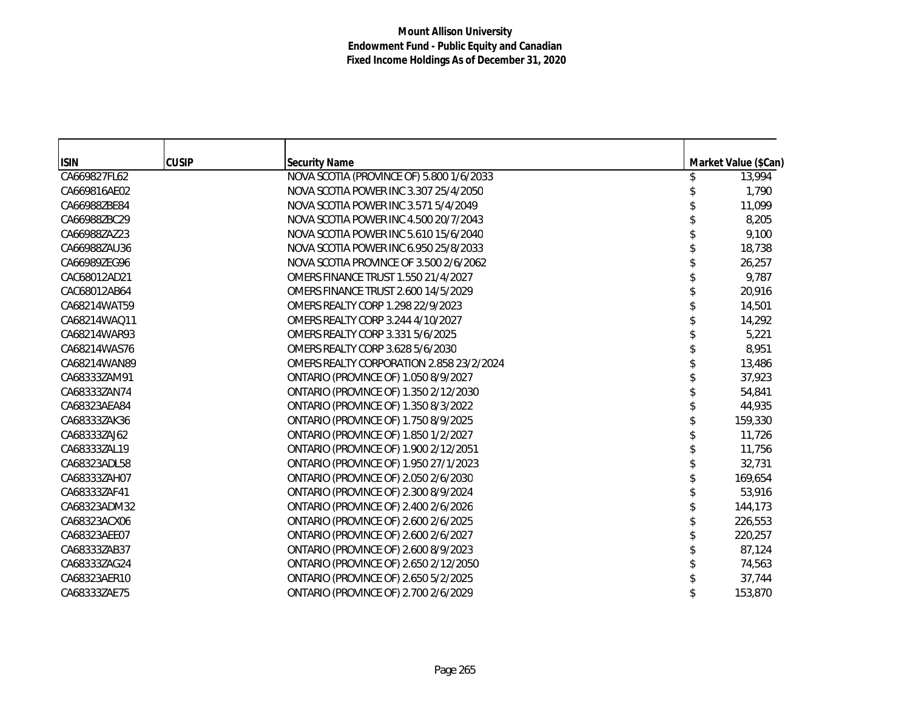**Mount Allison University**
**Endowment Fund - Public Equity and Canadian**
**Fixed Income Holdings As of December 31, 2020**

| ISIN | CUSIP | Security Name | Market Value ($Can) |
|---|---|---|---|
| CA669827FL62 | | NOVA SCOTIA (PROVINCE OF) 5.800 1/6/2033 | $ 13,994 |
| CA669816AE02 | | NOVA SCOTIA POWER INC 3.307 25/4/2050 | $ 1,790 |
| CA66988ZBE84 | | NOVA SCOTIA POWER INC 3.571 5/4/2049 | $ 11,099 |
| CA66988ZBC29 | | NOVA SCOTIA POWER INC 4.500 20/7/2043 | $ 8,205 |
| CA66988ZAZ23 | | NOVA SCOTIA POWER INC 5.610 15/6/2040 | $ 9,100 |
| CA66988ZAU36 | | NOVA SCOTIA POWER INC 6.950 25/8/2033 | $ 18,738 |
| CA66989ZEG96 | | NOVA SCOTIA PROVINCE OF 3.500 2/6/2062 | $ 26,257 |
| CAC68012AD21 | | OMERS FINANCE TRUST 1.550 21/4/2027 | $ 9,787 |
| CAC68012AB64 | | OMERS FINANCE TRUST 2.600 14/5/2029 | $ 20,916 |
| CA68214WAT59 | | OMERS REALTY CORP 1.298 22/9/2023 | $ 14,501 |
| CA68214WAQ11 | | OMERS REALTY CORP 3.244 4/10/2027 | $ 14,292 |
| CA68214WAR93 | | OMERS REALTY CORP 3.331 5/6/2025 | $ 5,221 |
| CA68214WAS76 | | OMERS REALTY CORP 3.628 5/6/2030 | $ 8,951 |
| CA68214WAN89 | | OMERS REALTY CORPORATION 2.858 23/2/2024 | $ 13,486 |
| CA68333ZAM91 | | ONTARIO (PROVINCE OF) 1.050 8/9/2027 | $ 37,923 |
| CA68333ZAN74 | | ONTARIO (PROVINCE OF) 1.350 2/12/2030 | $ 54,841 |
| CA68323AEA84 | | ONTARIO (PROVINCE OF) 1.350 8/3/2022 | $ 44,935 |
| CA68333ZAK36 | | ONTARIO (PROVINCE OF) 1.750 8/9/2025 | $ 159,330 |
| CA68333ZAJ62 | | ONTARIO (PROVINCE OF) 1.850 1/2/2027 | $ 11,726 |
| CA68333ZAL19 | | ONTARIO (PROVINCE OF) 1.900 2/12/2051 | $ 11,756 |
| CA68323ADL58 | | ONTARIO (PROVINCE OF) 1.950 27/1/2023 | $ 32,731 |
| CA68333ZAH07 | | ONTARIO (PROVINCE OF) 2.050 2/6/2030 | $ 169,654 |
| CA68333ZAF41 | | ONTARIO (PROVINCE OF) 2.300 8/9/2024 | $ 53,916 |
| CA68323ADM32 | | ONTARIO (PROVINCE OF) 2.400 2/6/2026 | $ 144,173 |
| CA68323ACX06 | | ONTARIO (PROVINCE OF) 2.600 2/6/2025 | $ 226,553 |
| CA68323AEE07 | | ONTARIO (PROVINCE OF) 2.600 2/6/2027 | $ 220,257 |
| CA68333ZAB37 | | ONTARIO (PROVINCE OF) 2.600 8/9/2023 | $ 87,124 |
| CA68333ZAG24 | | ONTARIO (PROVINCE OF) 2.650 2/12/2050 | $ 74,563 |
| CA68323AER10 | | ONTARIO (PROVINCE OF) 2.650 5/2/2025 | $ 37,744 |
| CA68333ZAE75 | | ONTARIO (PROVINCE OF) 2.700 2/6/2029 | $ 153,870 |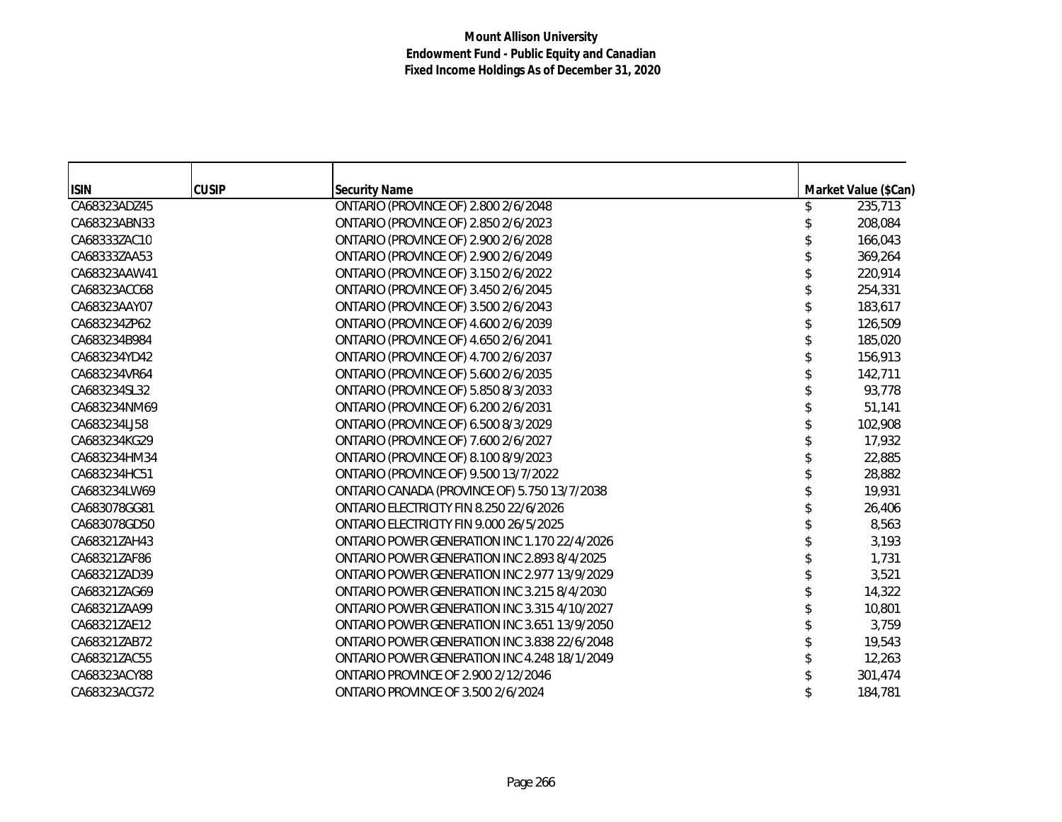**Mount Allison University**
**Endowment Fund - Public Equity and Canadian**
**Fixed Income Holdings As of December 31, 2020**

| ISIN | CUSIP | Security Name | Market Value ($Can) |
|---|---|---|---|
| CA68323ADZ45 | | ONTARIO (PROVINCE OF) 2.800 2/6/2048 | $ 235,713 |
| CA68323ABN33 | | ONTARIO (PROVINCE OF) 2.850 2/6/2023 | $ 208,084 |
| CA68333ZAC10 | | ONTARIO (PROVINCE OF) 2.900 2/6/2028 | $ 166,043 |
| CA68333ZAA53 | | ONTARIO (PROVINCE OF) 2.900 2/6/2049 | $ 369,264 |
| CA68323AAW41 | | ONTARIO (PROVINCE OF) 3.150 2/6/2022 | $ 220,914 |
| CA68323ACC68 | | ONTARIO (PROVINCE OF) 3.450 2/6/2045 | $ 254,331 |
| CA68323AAY07 | | ONTARIO (PROVINCE OF) 3.500 2/6/2043 | $ 183,617 |
| CA683234ZP62 | | ONTARIO (PROVINCE OF) 4.600 2/6/2039 | $ 126,509 |
| CA683234B984 | | ONTARIO (PROVINCE OF) 4.650 2/6/2041 | $ 185,020 |
| CA683234YD42 | | ONTARIO (PROVINCE OF) 4.700 2/6/2037 | $ 156,913 |
| CA683234VR64 | | ONTARIO (PROVINCE OF) 5.600 2/6/2035 | $ 142,711 |
| CA683234SL32 | | ONTARIO (PROVINCE OF) 5.850 8/3/2033 | $ 93,778 |
| CA683234NM69 | | ONTARIO (PROVINCE OF) 6.200 2/6/2031 | $ 51,141 |
| CA683234LJ58 | | ONTARIO (PROVINCE OF) 6.500 8/3/2029 | $ 102,908 |
| CA683234KG29 | | ONTARIO (PROVINCE OF) 7.600 2/6/2027 | $ 17,932 |
| CA683234HM34 | | ONTARIO (PROVINCE OF) 8.100 8/9/2023 | $ 22,885 |
| CA683234HC51 | | ONTARIO (PROVINCE OF) 9.500 13/7/2022 | $ 28,882 |
| CA683234LW69 | | ONTARIO CANADA (PROVINCE OF) 5.750 13/7/2038 | $ 19,931 |
| CA683078GG81 | | ONTARIO ELECTRICITY FIN 8.250 22/6/2026 | $ 26,406 |
| CA683078GD50 | | ONTARIO ELECTRICITY FIN 9.000 26/5/2025 | $ 8,563 |
| CA68321ZAH43 | | ONTARIO POWER GENERATION INC 1.170 22/4/2026 | $ 3,193 |
| CA68321ZAF86 | | ONTARIO POWER GENERATION INC 2.893 8/4/2025 | $ 1,731 |
| CA68321ZAD39 | | ONTARIO POWER GENERATION INC 2.977 13/9/2029 | $ 3,521 |
| CA68321ZAG69 | | ONTARIO POWER GENERATION INC 3.215 8/4/2030 | $ 14,322 |
| CA68321ZAA99 | | ONTARIO POWER GENERATION INC 3.315 4/10/2027 | $ 10,801 |
| CA68321ZAE12 | | ONTARIO POWER GENERATION INC 3.651 13/9/2050 | $ 3,759 |
| CA68321ZAB72 | | ONTARIO POWER GENERATION INC 3.838 22/6/2048 | $ 19,543 |
| CA68321ZAC55 | | ONTARIO POWER GENERATION INC 4.248 18/1/2049 | $ 12,263 |
| CA68323ACY88 | | ONTARIO PROVINCE OF 2.900 2/12/2046 | $ 301,474 |
| CA68323ACG72 | | ONTARIO PROVINCE OF 3.500 2/6/2024 | $ 184,781 |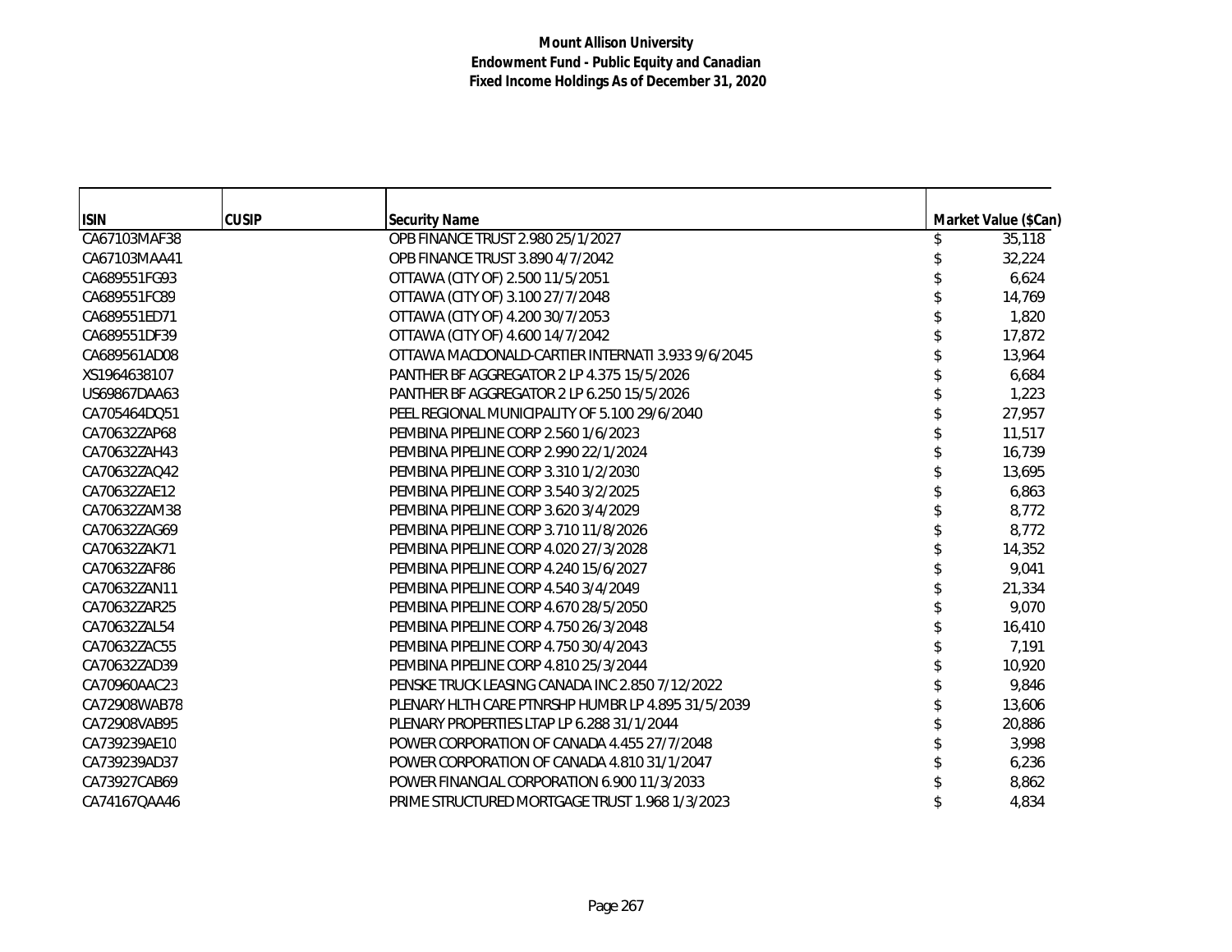**Mount Allison University**
**Endowment Fund - Public Equity and Canadian**
**Fixed Income Holdings As of December 31, 2020**

| ISIN | CUSIP | Security Name | Market Value ($Can) |
|---|---|---|---|
| CA67103MAF38 | | OPB FINANCE TRUST 2.980 25/1/2027 | $ 35,118 |
| CA67103MAA41 | | OPB FINANCE TRUST 3.890 4/7/2042 | $ 32,224 |
| CA689551FG93 | | OTTAWA (CITY OF) 2.500 11/5/2051 | $ 6,624 |
| CA689551FC89 | | OTTAWA (CITY OF) 3.100 27/7/2048 | $ 14,769 |
| CA689551ED71 | | OTTAWA (CITY OF) 4.200 30/7/2053 | $ 1,820 |
| CA689551DF39 | | OTTAWA (CITY OF) 4.600 14/7/2042 | $ 17,872 |
| CA689561AD08 | | OTTAWA MACDONALD-CARTIER INTERNATI 3.933 9/6/2045 | $ 13,964 |
| XS1964638107 | | PANTHER BF AGGREGATOR 2 LP 4.375 15/5/2026 | $ 6,684 |
| US69867DAA63 | | PANTHER BF AGGREGATOR 2 LP 6.250 15/5/2026 | $ 1,223 |
| CA705464DQ51 | | PEEL REGIONAL MUNICIPALITY OF 5.100 29/6/2040 | $ 27,957 |
| CA70632ZAP68 | | PEMBINA PIPELINE CORP 2.560 1/6/2023 | $ 11,517 |
| CA70632ZAH43 | | PEMBINA PIPELINE CORP 2.990 22/1/2024 | $ 16,739 |
| CA70632ZAQ42 | | PEMBINA PIPELINE CORP 3.310 1/2/2030 | $ 13,695 |
| CA70632ZAE12 | | PEMBINA PIPELINE CORP 3.540 3/2/2025 | $ 6,863 |
| CA70632ZAM38 | | PEMBINA PIPELINE CORP 3.620 3/4/2029 | $ 8,772 |
| CA70632ZAG69 | | PEMBINA PIPELINE CORP 3.710 11/8/2026 | $ 8,772 |
| CA70632ZAK71 | | PEMBINA PIPELINE CORP 4.020 27/3/2028 | $ 14,352 |
| CA70632ZAF86 | | PEMBINA PIPELINE CORP 4.240 15/6/2027 | $ 9,041 |
| CA70632ZAN11 | | PEMBINA PIPELINE CORP 4.540 3/4/2049 | $ 21,334 |
| CA70632ZAR25 | | PEMBINA PIPELINE CORP 4.670 28/5/2050 | $ 9,070 |
| CA70632ZAL54 | | PEMBINA PIPELINE CORP 4.750 26/3/2048 | $ 16,410 |
| CA70632ZAC55 | | PEMBINA PIPELINE CORP 4.750 30/4/2043 | $ 7,191 |
| CA70632ZAD39 | | PEMBINA PIPELINE CORP 4.810 25/3/2044 | $ 10,920 |
| CA70960AAC23 | | PENSKE TRUCK LEASING CANADA INC 2.850 7/12/2022 | $ 9,846 |
| CA72908WAB78 | | PLENARY HLTH CARE PTNRSHP HUMBR LP 4.895 31/5/2039 | $ 13,606 |
| CA72908VAB95 | | PLENARY PROPERTIES LTAP LP 6.288 31/1/2044 | $ 20,886 |
| CA739239AE10 | | POWER CORPORATION OF CANADA 4.455 27/7/2048 | $ 3,998 |
| CA739239AD37 | | POWER CORPORATION OF CANADA 4.810 31/1/2047 | $ 6,236 |
| CA73927CAB69 | | POWER FINANCIAL CORPORATION 6.900 11/3/2033 | $ 8,862 |
| CA74167QAA46 | | PRIME STRUCTURED MORTGAGE TRUST 1.968 1/3/2023 | $ 4,834 |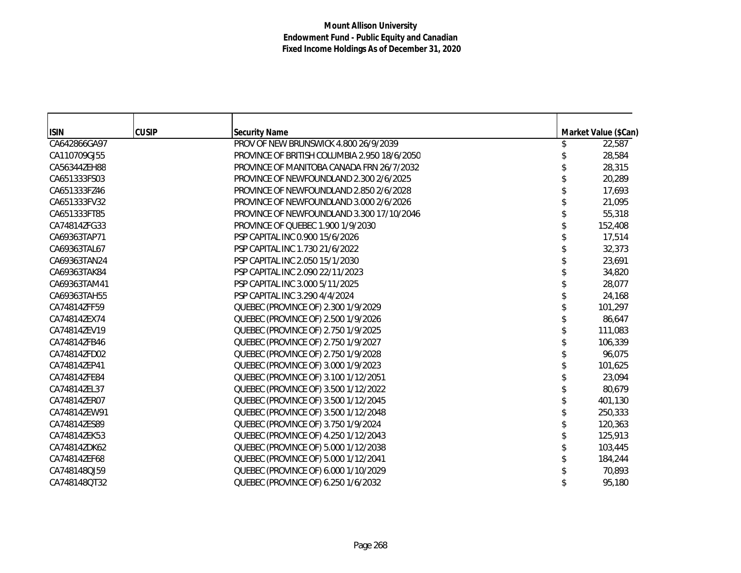**Mount Allison University**
**Endowment Fund - Public Equity and Canadian**
**Fixed Income Holdings As of December 31, 2020**

| ISIN | CUSIP | Security Name | Market Value ($Can) |
|---|---|---|---|
| CA642866GA97 | | PROV OF NEW BRUNSWICK 4.800 26/9/2039 | $ 22,587 |
| CA110709GJ55 | | PROVINCE OF BRITISH COLUMBIA 2.950 18/6/2050 | $ 28,584 |
| CA56344ZEH88 | | PROVINCE OF MANITOBA CANADA FRN 26/7/2032 | $ 28,315 |
| CA651333FS03 | | PROVINCE OF NEWFOUNDLAND 2.300 2/6/2025 | $ 20,289 |
| CA651333FZ46 | | PROVINCE OF NEWFOUNDLAND 2.850 2/6/2028 | $ 17,693 |
| CA651333FV32 | | PROVINCE OF NEWFOUNDLAND 3.000 2/6/2026 | $ 21,095 |
| CA651333FT85 | | PROVINCE OF NEWFOUNDLAND 3.300 17/10/2046 | $ 55,318 |
| CA74814ZFG33 | | PROVINCE OF QUEBEC 1.900 1/9/2030 | $ 152,408 |
| CA69363TAP71 | | PSP CAPITAL INC 0.900 15/6/2026 | $ 17,514 |
| CA69363TAL67 | | PSP CAPITAL INC 1.730 21/6/2022 | $ 32,373 |
| CA69363TAN24 | | PSP CAPITAL INC 2.050 15/1/2030 | $ 23,691 |
| CA69363TAK84 | | PSP CAPITAL INC 2.090 22/11/2023 | $ 34,820 |
| CA69363TAM41 | | PSP CAPITAL INC 3.000 5/11/2025 | $ 28,077 |
| CA69363TAH55 | | PSP CAPITAL INC 3.290 4/4/2024 | $ 24,168 |
| CA74814ZFF59 | | QUEBEC (PROVINCE OF) 2.300 1/9/2029 | $ 101,297 |
| CA74814ZEX74 | | QUEBEC (PROVINCE OF) 2.500 1/9/2026 | $ 86,647 |
| CA74814ZEV19 | | QUEBEC (PROVINCE OF) 2.750 1/9/2025 | $ 111,083 |
| CA74814ZFB46 | | QUEBEC (PROVINCE OF) 2.750 1/9/2027 | $ 106,339 |
| CA74814ZFD02 | | QUEBEC (PROVINCE OF) 2.750 1/9/2028 | $ 96,075 |
| CA74814ZEP41 | | QUEBEC (PROVINCE OF) 3.000 1/9/2023 | $ 101,625 |
| CA74814ZFE84 | | QUEBEC (PROVINCE OF) 3.100 1/12/2051 | $ 23,094 |
| CA74814ZEL37 | | QUEBEC (PROVINCE OF) 3.500 1/12/2022 | $ 80,679 |
| CA74814ZER07 | | QUEBEC (PROVINCE OF) 3.500 1/12/2045 | $ 401,130 |
| CA74814ZEW91 | | QUEBEC (PROVINCE OF) 3.500 1/12/2048 | $ 250,333 |
| CA74814ZES89 | | QUEBEC (PROVINCE OF) 3.750 1/9/2024 | $ 120,363 |
| CA74814ZEK53 | | QUEBEC (PROVINCE OF) 4.250 1/12/2043 | $ 125,913 |
| CA74814ZDK62 | | QUEBEC (PROVINCE OF) 5.000 1/12/2038 | $ 103,445 |
| CA74814ZEF68 | | QUEBEC (PROVINCE OF) 5.000 1/12/2041 | $ 184,244 |
| CA748148QJ59 | | QUEBEC (PROVINCE OF) 6.000 1/10/2029 | $ 70,893 |
| CA748148QT32 | | QUEBEC (PROVINCE OF) 6.250 1/6/2032 | $ 95,180 |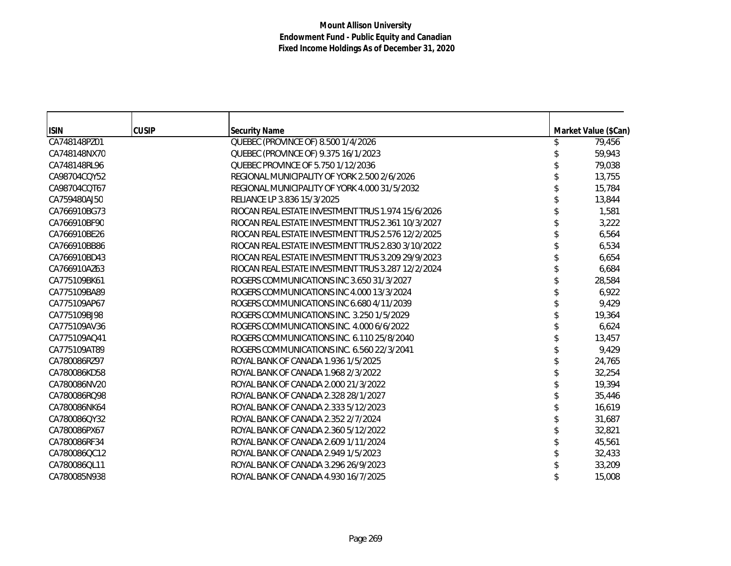**Mount Allison University**
**Endowment Fund - Public Equity and Canadian Fixed Income Holdings As of December 31, 2020**

| ISIN | CUSIP | Security Name | Market Value ($Can) |
|---|---|---|---|
| CA748148PZ01 | | QUEBEC (PROVINCE OF) 8.500 1/4/2026 | $ 79,456 |
| CA748148NX70 | | QUEBEC (PROVINCE OF) 9.375 16/1/2023 | $ 59,943 |
| CA748148RL96 | | QUEBEC PROVINCE OF 5.750 1/12/2036 | $ 79,038 |
| CA98704CQY52 | | REGIONAL MUNICIPALITY OF YORK 2.500 2/6/2026 | $ 13,755 |
| CA98704CQT67 | | REGIONAL MUNICIPALITY OF YORK 4.000 31/5/2032 | $ 15,784 |
| CA759480AJ50 | | RELIANCE LP 3.836 15/3/2025 | $ 13,844 |
| CA766910BG73 | | RIOCAN REAL ESTATE INVESTMENT TRUS 1.974 15/6/2026 | $ 1,581 |
| CA766910BF90 | | RIOCAN REAL ESTATE INVESTMENT TRUS 2.361 10/3/2027 | $ 3,222 |
| CA766910BE26 | | RIOCAN REAL ESTATE INVESTMENT TRUS 2.576 12/2/2025 | $ 6,564 |
| CA766910BB86 | | RIOCAN REAL ESTATE INVESTMENT TRUS 2.830 3/10/2022 | $ 6,534 |
| CA766910BD43 | | RIOCAN REAL ESTATE INVESTMENT TRUS 3.209 29/9/2023 | $ 6,654 |
| CA766910AZ63 | | RIOCAN REAL ESTATE INVESTMENT TRUS 3.287 12/2/2024 | $ 6,684 |
| CA775109BK61 | | ROGERS COMMUNICATIONS INC 3.650 31/3/2027 | $ 28,584 |
| CA775109BA89 | | ROGERS COMMUNICATIONS INC 4.000 13/3/2024 | $ 6,922 |
| CA775109AP67 | | ROGERS COMMUNICATIONS INC 6.680 4/11/2039 | $ 9,429 |
| CA775109BJ98 | | ROGERS COMMUNICATIONS INC. 3.250 1/5/2029 | $ 19,364 |
| CA775109AV36 | | ROGERS COMMUNICATIONS INC. 4.000 6/6/2022 | $ 6,624 |
| CA775109AQ41 | | ROGERS COMMUNICATIONS INC. 6.110 25/8/2040 | $ 13,457 |
| CA775109AT89 | | ROGERS COMMUNICATIONS INC. 6.560 22/3/2041 | $ 9,429 |
| CA780086RZ97 | | ROYAL BANK OF CANADA 1.936 1/5/2025 | $ 24,765 |
| CA780086KD58 | | ROYAL BANK OF CANADA 1.968 2/3/2022 | $ 32,254 |
| CA780086NV20 | | ROYAL BANK OF CANADA 2.000 21/3/2022 | $ 19,394 |
| CA780086RQ98 | | ROYAL BANK OF CANADA 2.328 28/1/2027 | $ 35,446 |
| CA780086NK64 | | ROYAL BANK OF CANADA 2.333 5/12/2023 | $ 16,619 |
| CA780086QY32 | | ROYAL BANK OF CANADA 2.352 2/7/2024 | $ 31,687 |
| CA780086PX67 | | ROYAL BANK OF CANADA 2.360 5/12/2022 | $ 32,821 |
| CA780086RF34 | | ROYAL BANK OF CANADA 2.609 1/11/2024 | $ 45,561 |
| CA780086QC12 | | ROYAL BANK OF CANADA 2.949 1/5/2023 | $ 32,433 |
| CA780086QL11 | | ROYAL BANK OF CANADA 3.296 26/9/2023 | $ 33,209 |
| CA780085N938 | | ROYAL BANK OF CANADA 4.930 16/7/2025 | $ 15,008 |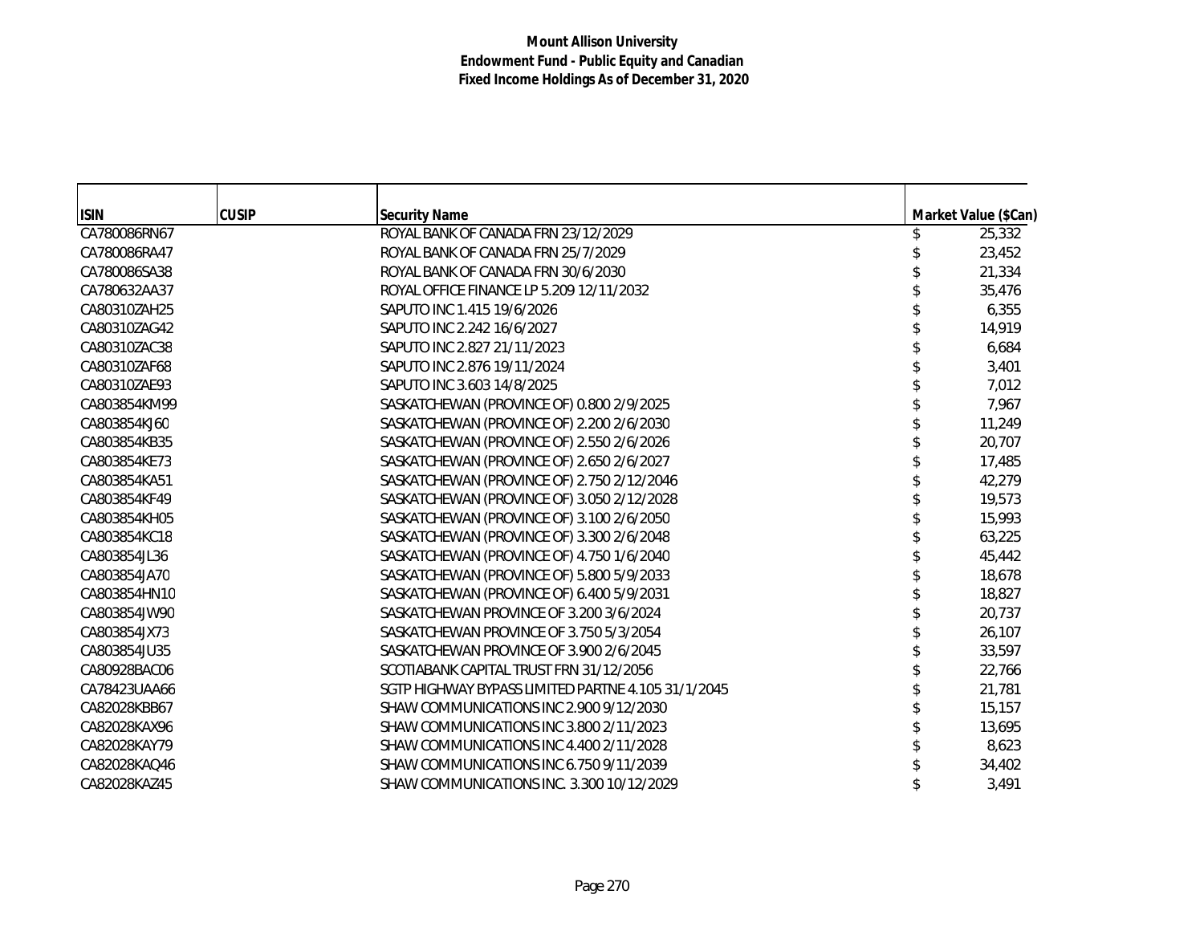**Mount Allison University**
**Endowment Fund - Public Equity and Canadian**
**Fixed Income Holdings As of December 31, 2020**

| ISIN | CUSIP | Security Name | Market Value ($Can) |
|---|---|---|---|
| CA780086RN67 | | ROYAL BANK OF CANADA FRN 23/12/2029 | $ 25,332 |
| CA780086RA47 | | ROYAL BANK OF CANADA FRN 25/7/2029 | $ 23,452 |
| CA780086SA38 | | ROYAL BANK OF CANADA FRN 30/6/2030 | $ 21,334 |
| CA780632AA37 | | ROYAL OFFICE FINANCE LP 5.209 12/11/2032 | $ 35,476 |
| CA80310ZAH25 | | SAPUTO INC 1.415 19/6/2026 | $ 6,355 |
| CA80310ZAG42 | | SAPUTO INC 2.242 16/6/2027 | $ 14,919 |
| CA80310ZAC38 | | SAPUTO INC 2.827 21/11/2023 | $ 6,684 |
| CA80310ZAF68 | | SAPUTO INC 2.876 19/11/2024 | $ 3,401 |
| CA80310ZAE93 | | SAPUTO INC 3.603 14/8/2025 | $ 7,012 |
| CA803854KM99 | | SASKATCHEWAN (PROVINCE OF) 0.800 2/9/2025 | $ 7,967 |
| CA803854KJ60 | | SASKATCHEWAN (PROVINCE OF) 2.200 2/6/2030 | $ 11,249 |
| CA803854KB35 | | SASKATCHEWAN (PROVINCE OF) 2.550 2/6/2026 | $ 20,707 |
| CA803854KE73 | | SASKATCHEWAN (PROVINCE OF) 2.650 2/6/2027 | $ 17,485 |
| CA803854KA51 | | SASKATCHEWAN (PROVINCE OF) 2.750 2/12/2046 | $ 42,279 |
| CA803854KF49 | | SASKATCHEWAN (PROVINCE OF) 3.050 2/12/2028 | $ 19,573 |
| CA803854KH05 | | SASKATCHEWAN (PROVINCE OF) 3.100 2/6/2050 | $ 15,993 |
| CA803854KC18 | | SASKATCHEWAN (PROVINCE OF) 3.300 2/6/2048 | $ 63,225 |
| CA803854JL36 | | SASKATCHEWAN (PROVINCE OF) 4.750 1/6/2040 | $ 45,442 |
| CA803854JA70 | | SASKATCHEWAN (PROVINCE OF) 5.800 5/9/2033 | $ 18,678 |
| CA803854HN10 | | SASKATCHEWAN (PROVINCE OF) 6.400 5/9/2031 | $ 18,827 |
| CA803854JW90 | | SASKATCHEWAN PROVINCE OF 3.200 3/6/2024 | $ 20,737 |
| CA803854JX73 | | SASKATCHEWAN PROVINCE OF 3.750 5/3/2054 | $ 26,107 |
| CA803854JU35 | | SASKATCHEWAN PROVINCE OF 3.900 2/6/2045 | $ 33,597 |
| CA80928BAC06 | | SCOTIABANK CAPITAL TRUST FRN 31/12/2056 | $ 22,766 |
| CA78423UAA66 | | SGTP HIGHWAY BYPASS LIMITED PARTNE 4.105 31/1/2045 | $ 21,781 |
| CA82028KBB67 | | SHAW COMMUNICATIONS INC 2.900 9/12/2030 | $ 15,157 |
| CA82028KAX96 | | SHAW COMMUNICATIONS INC 3.800 2/11/2023 | $ 13,695 |
| CA82028KAY79 | | SHAW COMMUNICATIONS INC 4.400 2/11/2028 | $ 8,623 |
| CA82028KAQ46 | | SHAW COMMUNICATIONS INC 6.750 9/11/2039 | $ 34,402 |
| CA82028KAZ45 | | SHAW COMMUNICATIONS INC. 3.300 10/12/2029 | $ 3,491 |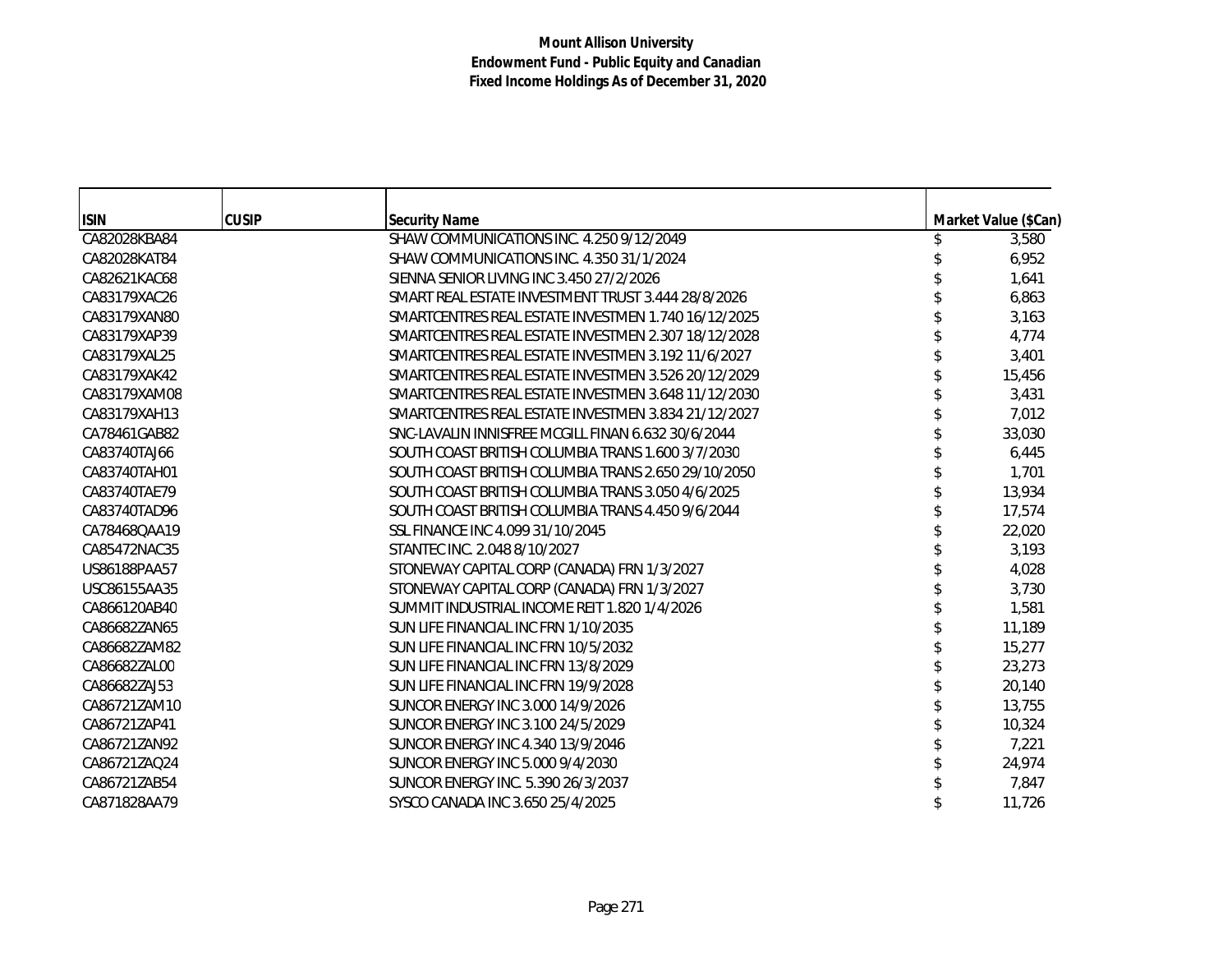**Mount Allison University**
**Endowment Fund - Public Equity and Canadian Fixed Income Holdings As of December 31, 2020**

| ISIN | CUSIP | Security Name | Market Value ($Can) |
|---|---|---|---|
| CA82028KBA84 | | SHAW COMMUNICATIONS INC. 4.250 9/12/2049 | $ 3,580 |
| CA82028KAT84 | | SHAW COMMUNICATIONS INC. 4.350 31/1/2024 | $ 6,952 |
| CA82621KAC68 | | SIENNA SENIOR LIVING INC 3.450 27/2/2026 | $ 1,641 |
| CA83179XAC26 | | SMART REAL ESTATE INVESTMENT TRUST 3.444 28/8/2026 | $ 6,863 |
| CA83179XAN80 | | SMARTCENTRES REAL ESTATE INVESTMEN 1.740 16/12/2025 | $ 3,163 |
| CA83179XAP39 | | SMARTCENTRES REAL ESTATE INVESTMEN 2.307 18/12/2028 | $ 4,774 |
| CA83179XAL25 | | SMARTCENTRES REAL ESTATE INVESTMEN 3.192 11/6/2027 | $ 3,401 |
| CA83179XAK42 | | SMARTCENTRES REAL ESTATE INVESTMEN 3.526 20/12/2029 | $ 15,456 |
| CA83179XAM08 | | SMARTCENTRES REAL ESTATE INVESTMEN 3.648 11/12/2030 | $ 3,431 |
| CA83179XAH13 | | SMARTCENTRES REAL ESTATE INVESTMEN 3.834 21/12/2027 | $ 7,012 |
| CA78461GAB82 | | SNC-LAVALIN INNISFREE MCGILL FINAN 6.632 30/6/2044 | $ 33,030 |
| CA83740TAJ66 | | SOUTH COAST BRITISH COLUMBIA TRANS 1.600 3/7/2030 | $ 6,445 |
| CA83740TAH01 | | SOUTH COAST BRITISH COLUMBIA TRANS 2.650 29/10/2050 | $ 1,701 |
| CA83740TAE79 | | SOUTH COAST BRITISH COLUMBIA TRANS 3.050 4/6/2025 | $ 13,934 |
| CA83740TAD96 | | SOUTH COAST BRITISH COLUMBIA TRANS 4.450 9/6/2044 | $ 17,574 |
| CA78468QAA19 | | SSL FINANCE INC 4.099 31/10/2045 | $ 22,020 |
| CA85472NAC35 | | STANTEC INC. 2.048 8/10/2027 | $ 3,193 |
| US86188PAA57 | | STONEWAY CAPITAL CORP (CANADA) FRN 1/3/2027 | $ 4,028 |
| USC86155AA35 | | STONEWAY CAPITAL CORP (CANADA) FRN 1/3/2027 | $ 3,730 |
| CA866120AB40 | | SUMMIT INDUSTRIAL INCOME REIT 1.820 1/4/2026 | $ 1,581 |
| CA86682ZAN65 | | SUN LIFE FINANCIAL INC FRN 1/10/2035 | $ 11,189 |
| CA86682ZAM82 | | SUN LIFE FINANCIAL INC FRN 10/5/2032 | $ 15,277 |
| CA86682ZAL00 | | SUN LIFE FINANCIAL INC FRN 13/8/2029 | $ 23,273 |
| CA86682ZAJ53 | | SUN LIFE FINANCIAL INC FRN 19/9/2028 | $ 20,140 |
| CA86721ZAM10 | | SUNCOR ENERGY INC 3.000 14/9/2026 | $ 13,755 |
| CA86721ZAP41 | | SUNCOR ENERGY INC 3.100 24/5/2029 | $ 10,324 |
| CA86721ZAN92 | | SUNCOR ENERGY INC 4.340 13/9/2046 | $ 7,221 |
| CA86721ZAQ24 | | SUNCOR ENERGY INC 5.000 9/4/2030 | $ 24,974 |
| CA86721ZAB54 | | SUNCOR ENERGY INC. 5.390 26/3/2037 | $ 7,847 |
| CA871828AA79 | | SYSCO CANADA INC 3.650 25/4/2025 | $ 11,726 |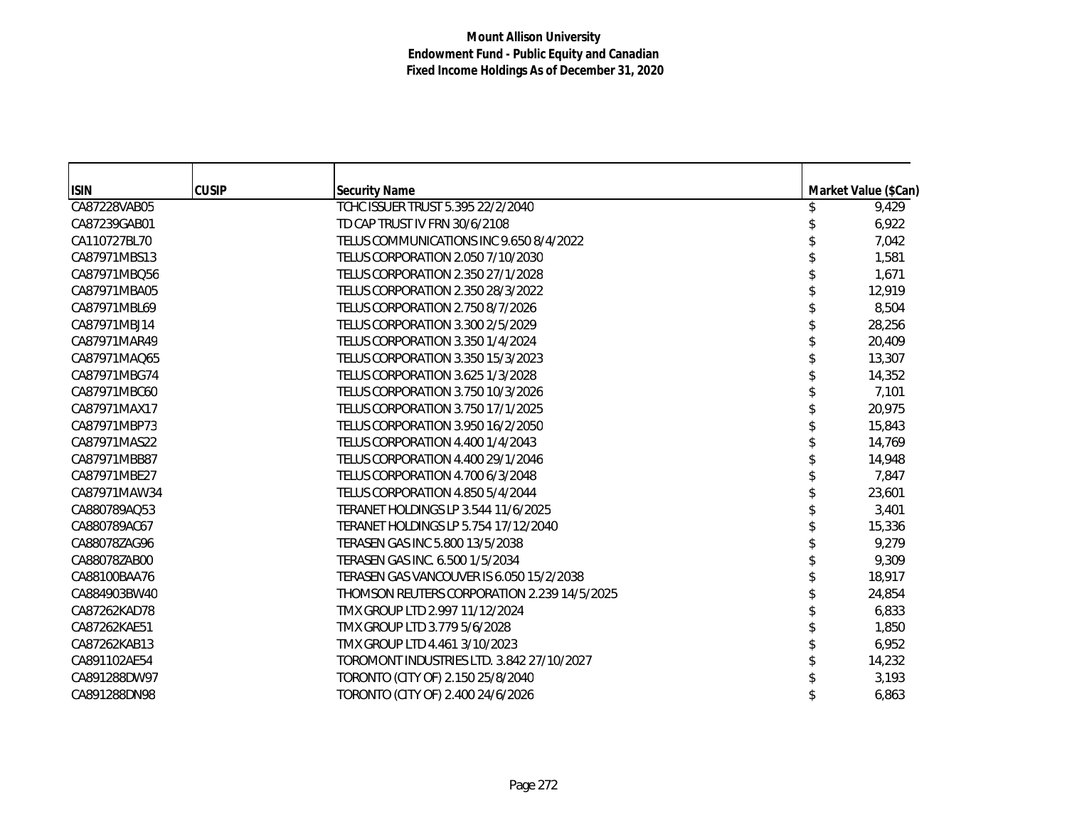**Mount Allison University**
**Endowment Fund - Public Equity and Canadian**
**Fixed Income Holdings As of December 31, 2020**

| ISIN | CUSIP | Security Name | Market Value ($Can) |
|---|---|---|---|
| CA87228VAB05 | | TCHC ISSUER TRUST 5.395 22/2/2040 | $ 9,429 |
| CA87239GAB01 | | TD CAP TRUST IV FRN 30/6/2108 | $ 6,922 |
| CA110727BL70 | | TELUS COMMUNICATIONS INC 9.650 8/4/2022 | $ 7,042 |
| CA87971MBS13 | | TELUS CORPORATION 2.050 7/10/2030 | $ 1,581 |
| CA87971MBQ56 | | TELUS CORPORATION 2.350 27/1/2028 | $ 1,671 |
| CA87971MBA05 | | TELUS CORPORATION 2.350 28/3/2022 | $ 12,919 |
| CA87971MBL69 | | TELUS CORPORATION 2.750 8/7/2026 | $ 8,504 |
| CA87971MBJ14 | | TELUS CORPORATION 3.300 2/5/2029 | $ 28,256 |
| CA87971MAR49 | | TELUS CORPORATION 3.350 1/4/2024 | $ 20,409 |
| CA87971MAQ65 | | TELUS CORPORATION 3.350 15/3/2023 | $ 13,307 |
| CA87971MBG74 | | TELUS CORPORATION 3.625 1/3/2028 | $ 14,352 |
| CA87971MBC60 | | TELUS CORPORATION 3.750 10/3/2026 | $ 7,101 |
| CA87971MAX17 | | TELUS CORPORATION 3.750 17/1/2025 | $ 20,975 |
| CA87971MBP73 | | TELUS CORPORATION 3.950 16/2/2050 | $ 15,843 |
| CA87971MAS22 | | TELUS CORPORATION 4.400 1/4/2043 | $ 14,769 |
| CA87971MBB87 | | TELUS CORPORATION 4.400 29/1/2046 | $ 14,948 |
| CA87971MBE27 | | TELUS CORPORATION 4.700 6/3/2048 | $ 7,847 |
| CA87971MAW34 | | TELUS CORPORATION 4.850 5/4/2044 | $ 23,601 |
| CA880789AQ53 | | TERANET HOLDINGS LP 3.544 11/6/2025 | $ 3,401 |
| CA880789AC67 | | TERANET HOLDINGS LP 5.754 17/12/2040 | $ 15,336 |
| CA88078ZAG96 | | TERASEN GAS INC 5.800 13/5/2038 | $ 9,279 |
| CA88078ZAB00 | | TERASEN GAS INC. 6.500 1/5/2034 | $ 9,309 |
| CA88100BAA76 | | TERASEN GAS VANCOUVER IS 6.050 15/2/2038 | $ 18,917 |
| CA884903BW40 | | THOMSON REUTERS CORPORATION 2.239 14/5/2025 | $ 24,854 |
| CA87262KAD78 | | TMX GROUP LTD 2.997 11/12/2024 | $ 6,833 |
| CA87262KAE51 | | TMX GROUP LTD 3.779 5/6/2028 | $ 1,850 |
| CA87262KAB13 | | TMX GROUP LTD 4.461 3/10/2023 | $ 6,952 |
| CA891102AE54 | | TOROMONT INDUSTRIES LTD. 3.842 27/10/2027 | $ 14,232 |
| CA891288DW97 | | TORONTO (CITY OF) 2.150 25/8/2040 | $ 3,193 |
| CA891288DN98 | | TORONTO (CITY OF) 2.400 24/6/2026 | $ 6,863 |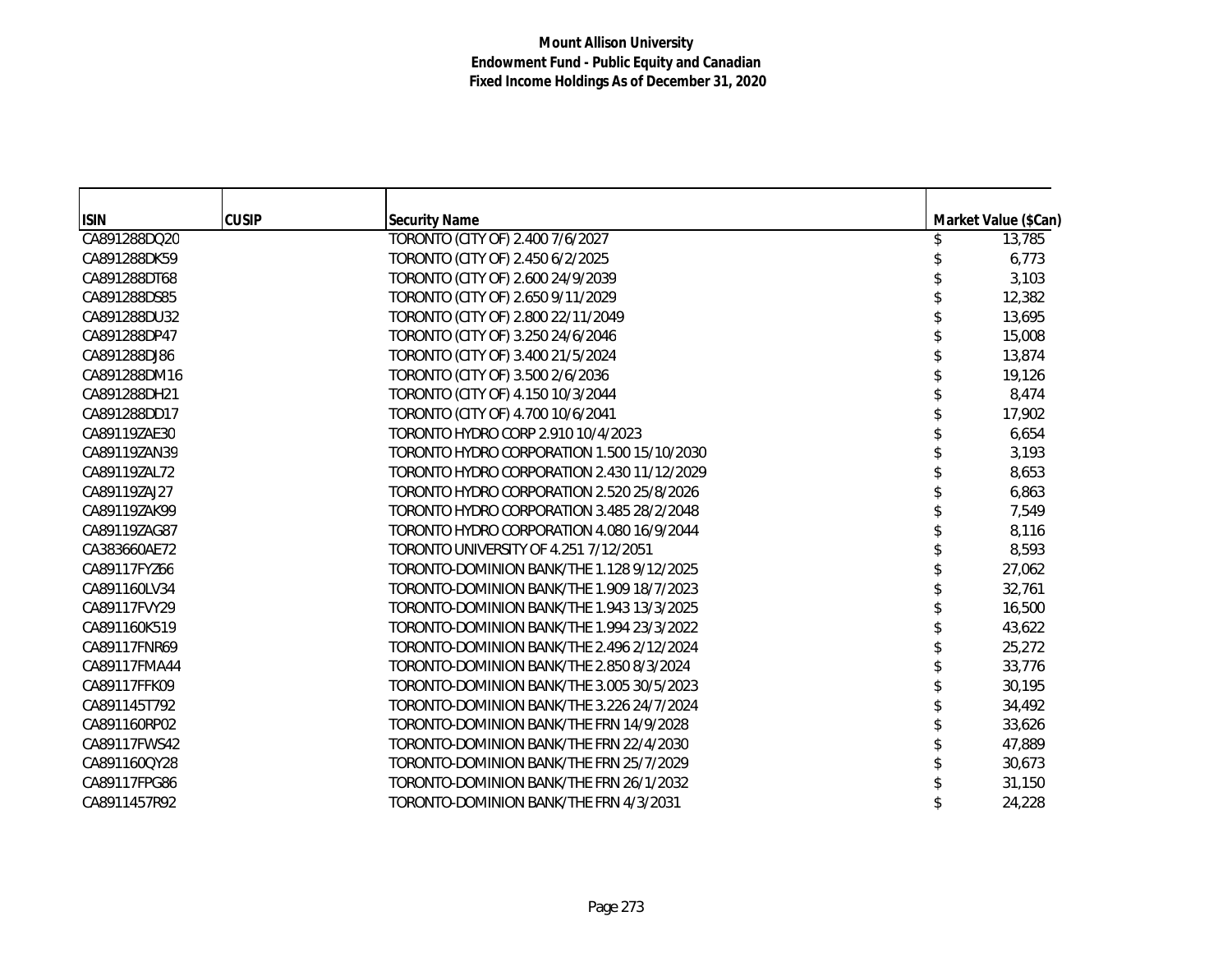**Mount Allison University**
**Endowment Fund - Public Equity and Canadian**
**Fixed Income Holdings As of December 31, 2020**

| ISIN | CUSIP | Security Name | Market Value ($Can) |
|---|---|---|---|
| CA891288DQ20 | | TORONTO (CITY OF) 2.400 7/6/2027 | $ 13,785 |
| CA891288DK59 | | TORONTO (CITY OF) 2.450 6/2/2025 | $ 6,773 |
| CA891288DT68 | | TORONTO (CITY OF) 2.600 24/9/2039 | $ 3,103 |
| CA891288DS85 | | TORONTO (CITY OF) 2.650 9/11/2029 | $ 12,382 |
| CA891288DU32 | | TORONTO (CITY OF) 2.800 22/11/2049 | $ 13,695 |
| CA891288DP47 | | TORONTO (CITY OF) 3.250 24/6/2046 | $ 15,008 |
| CA891288DJ86 | | TORONTO (CITY OF) 3.400 21/5/2024 | $ 13,874 |
| CA891288DM16 | | TORONTO (CITY OF) 3.500 2/6/2036 | $ 19,126 |
| CA891288DH21 | | TORONTO (CITY OF) 4.150 10/3/2044 | $ 8,474 |
| CA891288DD17 | | TORONTO (CITY OF) 4.700 10/6/2041 | $ 17,902 |
| CA89119ZAE30 | | TORONTO HYDRO CORP 2.910 10/4/2023 | $ 6,654 |
| CA89119ZAN39 | | TORONTO HYDRO CORPORATION 1.500 15/10/2030 | $ 3,193 |
| CA89119ZAL72 | | TORONTO HYDRO CORPORATION 2.430 11/12/2029 | $ 8,653 |
| CA89119ZAJ27 | | TORONTO HYDRO CORPORATION 2.520 25/8/2026 | $ 6,863 |
| CA89119ZAK99 | | TORONTO HYDRO CORPORATION 3.485 28/2/2048 | $ 7,549 |
| CA89119ZAG87 | | TORONTO HYDRO CORPORATION 4.080 16/9/2044 | $ 8,116 |
| CA383660AE72 | | TORONTO UNIVERSITY OF 4.251 7/12/2051 | $ 8,593 |
| CA89117FYZ66 | | TORONTO-DOMINION BANK/THE 1.128 9/12/2025 | $ 27,062 |
| CA891160LV34 | | TORONTO-DOMINION BANK/THE 1.909 18/7/2023 | $ 32,761 |
| CA89117FVY29 | | TORONTO-DOMINION BANK/THE 1.943 13/3/2025 | $ 16,500 |
| CA891160K519 | | TORONTO-DOMINION BANK/THE 1.994 23/3/2022 | $ 43,622 |
| CA89117FNR69 | | TORONTO-DOMINION BANK/THE 2.496 2/12/2024 | $ 25,272 |
| CA89117FMA44 | | TORONTO-DOMINION BANK/THE 2.850 8/3/2024 | $ 33,776 |
| CA89117FFK09 | | TORONTO-DOMINION BANK/THE 3.005 30/5/2023 | $ 30,195 |
| CA891145T792 | | TORONTO-DOMINION BANK/THE 3.226 24/7/2024 | $ 34,492 |
| CA891160RP02 | | TORONTO-DOMINION BANK/THE FRN 14/9/2028 | $ 33,626 |
| CA89117FWS42 | | TORONTO-DOMINION BANK/THE FRN 22/4/2030 | $ 47,889 |
| CA891160QY28 | | TORONTO-DOMINION BANK/THE FRN 25/7/2029 | $ 30,673 |
| CA89117FPG86 | | TORONTO-DOMINION BANK/THE FRN 26/1/2032 | $ 31,150 |
| CA8911457R92 | | TORONTO-DOMINION BANK/THE FRN 4/3/2031 | $ 24,228 |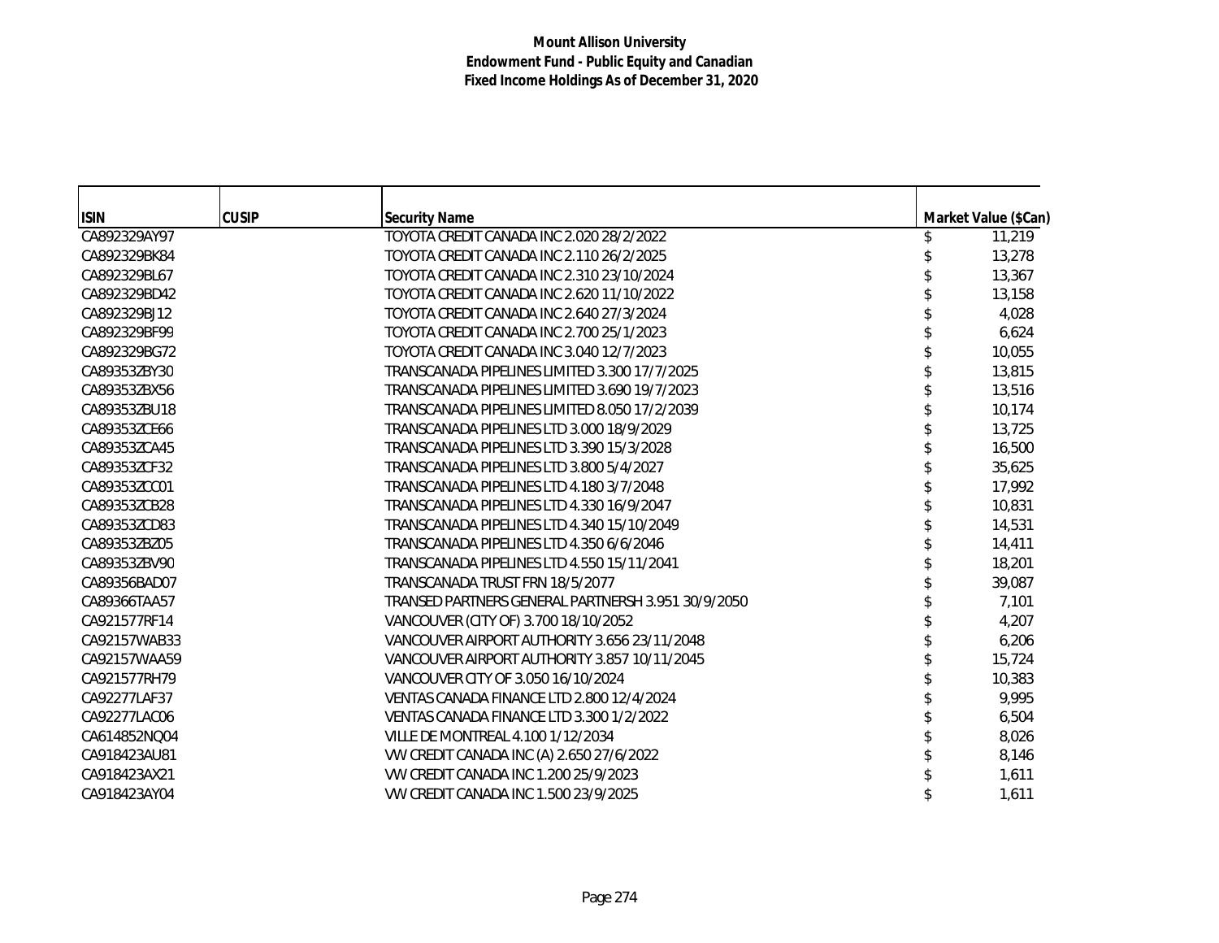**Mount Allison University**
**Endowment Fund - Public Equity and Canadian**
**Fixed Income Holdings As of December 31, 2020**

| ISIN | CUSIP | Security Name | Market Value ($Can) |
|---|---|---|---|
| CA892329AY97 | | TOYOTA CREDIT CANADA INC 2.020 28/2/2022 | $ 11,219 |
| CA892329BK84 | | TOYOTA CREDIT CANADA INC 2.110 26/2/2025 | $ 13,278 |
| CA892329BL67 | | TOYOTA CREDIT CANADA INC 2.310 23/10/2024 | $ 13,367 |
| CA892329BD42 | | TOYOTA CREDIT CANADA INC 2.620 11/10/2022 | $ 13,158 |
| CA892329BJ12 | | TOYOTA CREDIT CANADA INC 2.640 27/3/2024 | $ 4,028 |
| CA892329BF99 | | TOYOTA CREDIT CANADA INC 2.700 25/1/2023 | $ 6,624 |
| CA892329BG72 | | TOYOTA CREDIT CANADA INC 3.040 12/7/2023 | $ 10,055 |
| CA89353ZBY30 | | TRANSCANADA PIPELINES LIMITED 3.300 17/7/2025 | $ 13,815 |
| CA89353ZBX56 | | TRANSCANADA PIPELINES LIMITED 3.690 19/7/2023 | $ 13,516 |
| CA89353ZBU18 | | TRANSCANADA PIPELINES LIMITED 8.050 17/2/2039 | $ 10,174 |
| CA89353ZCE66 | | TRANSCANADA PIPELINES LTD 3.000 18/9/2029 | $ 13,725 |
| CA89353ZCA45 | | TRANSCANADA PIPELINES LTD 3.390 15/3/2028 | $ 16,500 |
| CA89353ZCF32 | | TRANSCANADA PIPELINES LTD 3.800 5/4/2027 | $ 35,625 |
| CA89353ZCC01 | | TRANSCANADA PIPELINES LTD 4.180 3/7/2048 | $ 17,992 |
| CA89353ZCB28 | | TRANSCANADA PIPELINES LTD 4.330 16/9/2047 | $ 10,831 |
| CA89353ZCD83 | | TRANSCANADA PIPELINES LTD 4.340 15/10/2049 | $ 14,531 |
| CA89353ZBZ05 | | TRANSCANADA PIPELINES LTD 4.350 6/6/2046 | $ 14,411 |
| CA89353ZBV90 | | TRANSCANADA PIPELINES LTD 4.550 15/11/2041 | $ 18,201 |
| CA89356BAD07 | | TRANSCANADA TRUST FRN 18/5/2077 | $ 39,087 |
| CA89366TAA57 | | TRANSED PARTNERS GENERAL PARTNERSH 3.951 30/9/2050 | $ 7,101 |
| CA921577RF14 | | VANCOUVER (CITY OF) 3.700 18/10/2052 | $ 4,207 |
| CA92157WAB33 | | VANCOUVER AIRPORT AUTHORITY 3.656 23/11/2048 | $ 6,206 |
| CA92157WAA59 | | VANCOUVER AIRPORT AUTHORITY 3.857 10/11/2045 | $ 15,724 |
| CA921577RH79 | | VANCOUVER CITY OF 3.050 16/10/2024 | $ 10,383 |
| CA92277LAF37 | | VENTAS CANADA FINANCE LTD 2.800 12/4/2024 | $ 9,995 |
| CA92277LAC06 | | VENTAS CANADA FINANCE LTD 3.300 1/2/2022 | $ 6,504 |
| CA614852NQ04 | | VILLE DE MONTREAL 4.100 1/12/2034 | $ 8,026 |
| CA918423AU81 | | VW CREDIT CANADA INC (A) 2.650 27/6/2022 | $ 8,146 |
| CA918423AX21 | | VW CREDIT CANADA INC 1.200 25/9/2023 | $ 1,611 |
| CA918423AY04 | | VW CREDIT CANADA INC 1.500 23/9/2025 | $ 1,611 |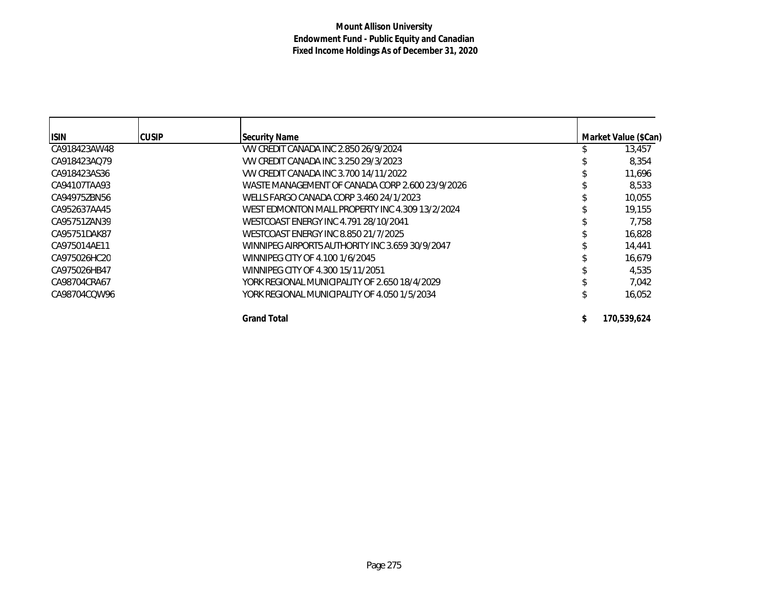**Mount Allison University**
**Endowment Fund - Public Equity and Canadian Fixed Income Holdings As of December 31, 2020**

| ISIN | CUSIP | Security Name | Market Value ($Can) |
|---|---|---|---|
| CA918423AW48 | | VW CREDIT CANADA INC 2.850 26/9/2024 | $ 13,457 |
| CA918423AQ79 | | VW CREDIT CANADA INC 3.250 29/3/2023 | $ 8,354 |
| CA918423AS36 | | VW CREDIT CANADA INC 3.700 14/11/2022 | $ 11,696 |
| CA94107TAA93 | | WASTE MANAGEMENT OF CANADA CORP 2.600 23/9/2026 | $ 8,533 |
| CA94975ZBN56 | | WELLS FARGO CANADA CORP 3.460 24/1/2023 | $ 10,055 |
| CA952637AA45 | | WEST EDMONTON MALL PROPERTY INC 4.309 13/2/2024 | $ 19,155 |
| CA95751ZAN39 | | WESTCOAST ENERGY INC 4.791 28/10/2041 | $ 7,758 |
| CA95751DAK87 | | WESTCOAST ENERGY INC 8.850 21/7/2025 | $ 16,828 |
| CA975014AE11 | | WINNIPEG AIRPORTS AUTHORITY INC 3.659 30/9/2047 | $ 14,441 |
| CA975026HC20 | | WINNIPEG CITY OF 4.100 1/6/2045 | $ 16,679 |
| CA975026HB47 | | WINNIPEG CITY OF 4.300 15/11/2051 | $ 4,535 |
| CA98704CRA67 | | YORK REGIONAL MUNICIPALITY OF 2.650 18/4/2029 | $ 7,042 |
| CA98704CQW96 | | YORK REGIONAL MUNICIPALITY OF 4.050 1/5/2034 | $ 16,052 |
| | | **Grand Total** | **$ 170,539,624** |